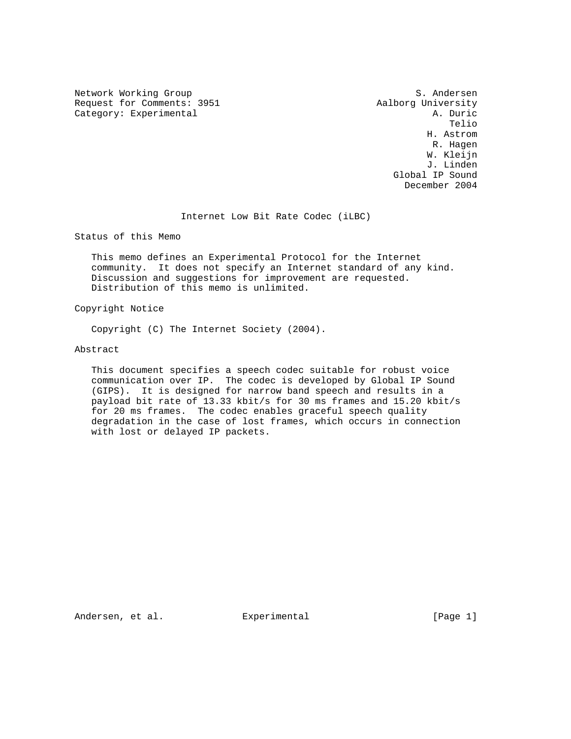Network Working Group S. Andersen
Request for Comments: 3951 Aalborg University
Category: Experimental A. Duric
Telio
H. Astrom
R. Hagen
W. Kleijn
J. Linden
Global IP Sound
December 2004

# Internet Low Bit Rate Codec (iLBC)

## Status of this Memo

This memo defines an Experimental Protocol for the Internet community. It does not specify an Internet standard of any kind. Discussion and suggestions for improvement are requested. Distribution of this memo is unlimited.

## Copyright Notice

Copyright (C) The Internet Society (2004).

## Abstract

This document specifies a speech codec suitable for robust voice communication over IP. The codec is developed by Global IP Sound (GIPS). It is designed for narrow band speech and results in a payload bit rate of 13.33 kbit/s for 30 ms frames and 15.20 kbit/s for 20 ms frames. The codec enables graceful speech quality degradation in the case of lost frames, which occurs in connection with lost or delayed IP packets.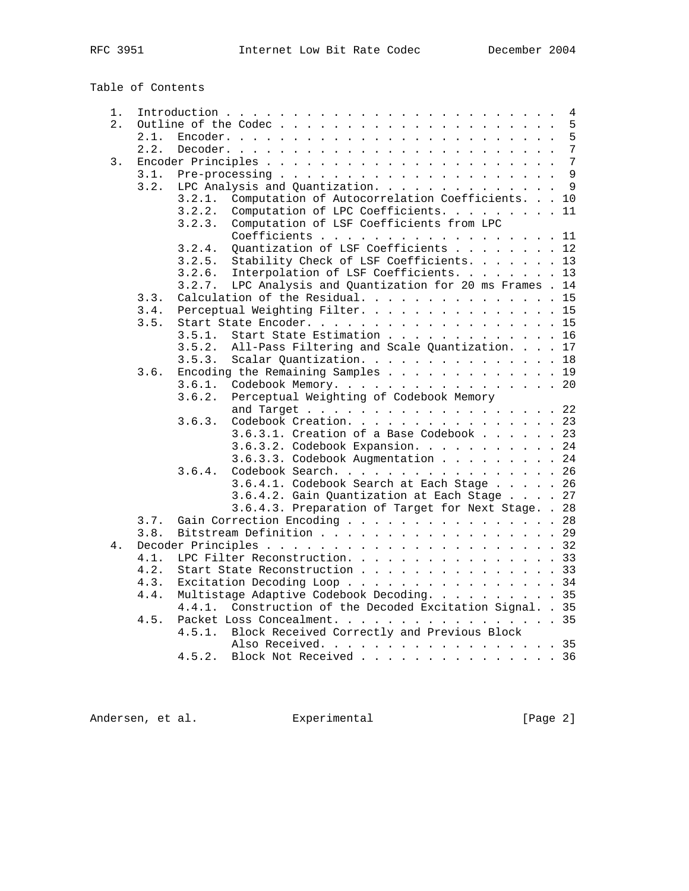Table of Contents

```
   1.  Introduction . . . . . . . . . . . . . . . . . . . . . . . . .  4
   2.  Outline of the Codec . . . . . . . . . . . . . . . . . . . . .  5
       2.1.  Encoder. . . . . . . . . . . . . . . . . . . . . . . . .  5
       2.2.  Decoder. . . . . . . . . . . . . . . . . . . . . . . . .  7
   3.  Encoder Principles . . . . . . . . . . . . . . . . . . . . . .  7
       3.1.  Pre-processing . . . . . . . . . . . . . . . . . . . . .  9
       3.2.  LPC Analysis and Quantization. . . . . . . . . . . . . .  9
             3.2.1.  Computation of Autocorrelation Coefficients. . . 10
             3.2.2.  Computation of LPC Coefficients. . . . . . . . . 11
             3.2.3.  Computation of LSF Coefficients from LPC
                     Coefficients . . . . . . . . . . . . . . . . . . 11
             3.2.4.  Quantization of LSF Coefficients . . . . . . . . 12
             3.2.5.  Stability Check of LSF Coefficients. . . . . . . 13
             3.2.6.  Interpolation of LSF Coefficients. . . . . . . . 13
             3.2.7.  LPC Analysis and Quantization for 20 ms Frames . 14
       3.3.  Calculation of the Residual. . . . . . . . . . . . . . . 15
       3.4.  Perceptual Weighting Filter. . . . . . . . . . . . . . . 15
       3.5.  Start State Encoder. . . . . . . . . . . . . . . . . . . 15
             3.5.1.  Start State Estimation . . . . . . . . . . . . . 16
             3.5.2.  All-Pass Filtering and Scale Quantization. . . . 17
             3.5.3.  Scalar Quantization. . . . . . . . . . . . . . . 18
       3.6.  Encoding the Remaining Samples . . . . . . . . . . . . . 19
             3.6.1.  Codebook Memory. . . . . . . . . . . . . . . . . 20
             3.6.2.  Perceptual Weighting of Codebook Memory
                     and Target . . . . . . . . . . . . . . . . . . . 22
             3.6.3.  Codebook Creation. . . . . . . . . . . . . . . . 23
                     3.6.3.1. Creation of a Base Codebook . . . . . . 23
                     3.6.3.2. Codebook Expansion. . . . . . . . . . . 24
                     3.6.3.3. Codebook Augmentation . . . . . . . . . 24
             3.6.4.  Codebook Search. . . . . . . . . . . . . . . . . 26
                     3.6.4.1. Codebook Search at Each Stage . . . . . 26
                     3.6.4.2. Gain Quantization at Each Stage . . . . 27
                     3.6.4.3. Preparation of Target for Next Stage. . 28
       3.7.  Gain Correction Encoding . . . . . . . . . . . . . . . . 28
       3.8.  Bitstream Definition . . . . . . . . . . . . . . . . . . 29
   4.  Decoder Principles . . . . . . . . . . . . . . . . . . . . . . 32
       4.1.  LPC Filter Reconstruction. . . . . . . . . . . . . . . . 33
       4.2.  Start State Reconstruction . . . . . . . . . . . . . . . 33
       4.3.  Excitation Decoding Loop . . . . . . . . . . . . . . . . 34
       4.4.  Multistage Adaptive Codebook Decoding. . . . . . . . . . 35
             4.4.1.  Construction of the Decoded Excitation Signal. . 35
       4.5.  Packet Loss Concealment. . . . . . . . . . . . . . . . . 35
             4.5.1.  Block Received Correctly and Previous Block
                     Also Received. . . . . . . . . . . . . . . . . . 35
             4.5.2.  Block Not Received . . . . . . . . . . . . . . . 36
```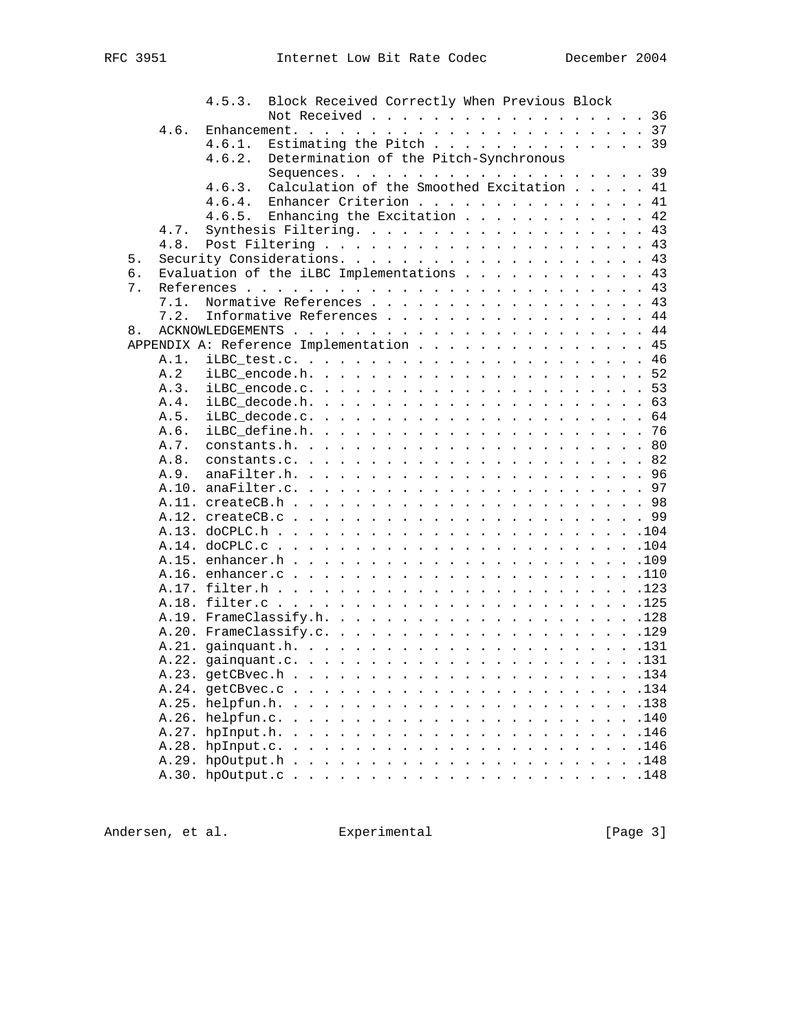```
         4.5.3.  Block Received Correctly When Previous Block
                 Not Received . . . . . . . . . . . . . . . . . . . 36
    4.6.  Enhancement. . . . . . . . . . . . . . . . . . . . . . . . 37
          4.6.1.  Estimating the Pitch . . . . . . . . . . . . . . . 39
          4.6.2.  Determination of the Pitch-Synchronous
                  Sequences. . . . . . . . . . . . . . . . . . . . . 39
          4.6.3.  Calculation of the Smoothed Excitation . . . . . . 41
          4.6.4.  Enhancer Criterion . . . . . . . . . . . . . . . . 41
          4.6.5.  Enhancing the Excitation . . . . . . . . . . . . . 42
    4.7.  Synthesis Filtering. . . . . . . . . . . . . . . . . . . . 43
    4.8.  Post Filtering . . . . . . . . . . . . . . . . . . . . . . 43
5.  Security Considerations. . . . . . . . . . . . . . . . . . . . . 43
6.  Evaluation of the iLBC Implementations . . . . . . . . . . . . . 43
7.  References . . . . . . . . . . . . . . . . . . . . . . . . . . . 43
    7.1.  Normative References . . . . . . . . . . . . . . . . . . . 43
    7.2.  Informative References . . . . . . . . . . . . . . . . . . 44
8.  ACKNOWLEDGEMENTS . . . . . . . . . . . . . . . . . . . . . . . . 44
APPENDIX A: Reference Implementation . . . . . . . . . . . . . . . . 45
    A.1.  iLBC_test.c. . . . . . . . . . . . . . . . . . . . . . . . 46
    A.2   iLBC_encode.h. . . . . . . . . . . . . . . . . . . . . . . 52
    A.3.  iLBC_encode.c. . . . . . . . . . . . . . . . . . . . . . . 53
    A.4.  iLBC_decode.h. . . . . . . . . . . . . . . . . . . . . . . 63
    A.5.  iLBC_decode.c. . . . . . . . . . . . . . . . . . . . . . . 64
    A.6.  iLBC_define.h. . . . . . . . . . . . . . . . . . . . . . . 76
    A.7.  constants.h. . . . . . . . . . . . . . . . . . . . . . . . 80
    A.8.  constants.c. . . . . . . . . . . . . . . . . . . . . . . . 82
    A.9.  anaFilter.h. . . . . . . . . . . . . . . . . . . . . . . . 96
    A.10. anaFilter.c. . . . . . . . . . . . . . . . . . . . . . . . 97
    A.11. createCB.h . . . . . . . . . . . . . . . . . . . . . . . . 98
    A.12. createCB.c . . . . . . . . . . . . . . . . . . . . . . . . 99
    A.13. doCPLC.h . . . . . . . . . . . . . . . . . . . . . . . . .104
    A.14. doCPLC.c . . . . . . . . . . . . . . . . . . . . . . . . .104
    A.15. enhancer.h . . . . . . . . . . . . . . . . . . . . . . . .109
    A.16. enhancer.c . . . . . . . . . . . . . . . . . . . . . . . .110
    A.17. filter.h . . . . . . . . . . . . . . . . . . . . . . . . .123
    A.18. filter.c . . . . . . . . . . . . . . . . . . . . . . . . .125
    A.19. FrameClassify.h. . . . . . . . . . . . . . . . . . . . . .128
    A.20. FrameClassify.c. . . . . . . . . . . . . . . . . . . . . .129
    A.21. gainquant.h. . . . . . . . . . . . . . . . . . . . . . . .131
    A.22. gainquant.c. . . . . . . . . . . . . . . . . . . . . . . .131
    A.23. getCBvec.h . . . . . . . . . . . . . . . . . . . . . . . .134
    A.24. getCBvec.c . . . . . . . . . . . . . . . . . . . . . . . .134
    A.25. helpfun.h. . . . . . . . . . . . . . . . . . . . . . . . .138
    A.26. helpfun.c. . . . . . . . . . . . . . . . . . . . . . . . .140
    A.27. hpInput.h. . . . . . . . . . . . . . . . . . . . . . . . .146
    A.28. hpInput.c. . . . . . . . . . . . . . . . . . . . . . . . .146
    A.29. hpOutput.h . . . . . . . . . . . . . . . . . . . . . . . .148
    A.30. hpOutput.c . . . . . . . . . . . . . . . . . . . . . . . .148
```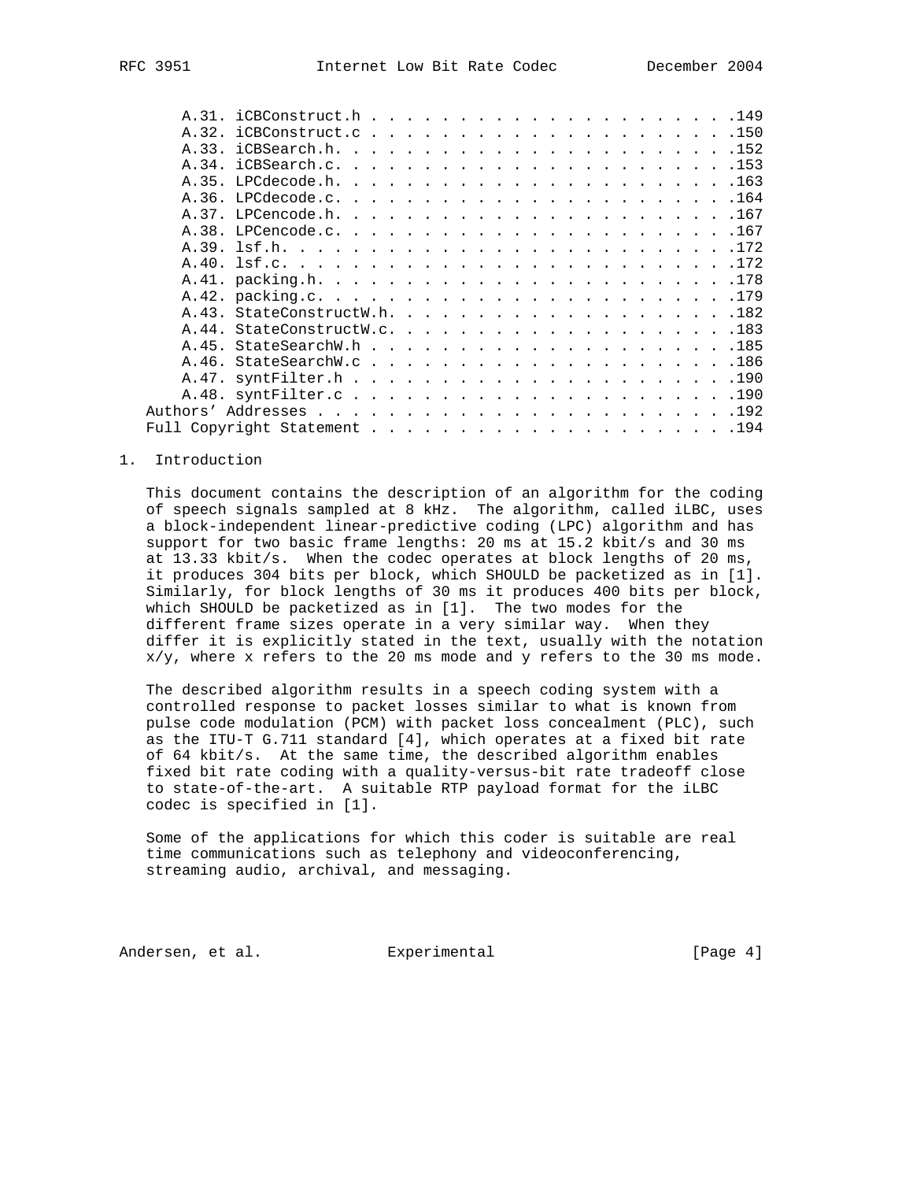A.31. iCBConstruct.h . . . . . . . . . . . . . . . . . . . . . . .149
A.32. iCBConstruct.c . . . . . . . . . . . . . . . . . . . . . . .150
A.33. iCBSearch.h. . . . . . . . . . . . . . . . . . . . . . . . .152
A.34. iCBSearch.c. . . . . . . . . . . . . . . . . . . . . . . . .153
A.35. LPCdecode.h. . . . . . . . . . . . . . . . . . . . . . . . .163
A.36. LPCdecode.c. . . . . . . . . . . . . . . . . . . . . . . . .164
A.37. LPCencode.h. . . . . . . . . . . . . . . . . . . . . . . . .167
A.38. LPCencode.c. . . . . . . . . . . . . . . . . . . . . . . . .167
A.39. lsf.h. . . . . . . . . . . . . . . . . . . . . . . . . . . .172
A.40. lsf.c. . . . . . . . . . . . . . . . . . . . . . . . . . . .172
A.41. packing.h. . . . . . . . . . . . . . . . . . . . . . . . . .178
A.42. packing.c. . . . . . . . . . . . . . . . . . . . . . . . . .179
A.43. StateConstructW.h. . . . . . . . . . . . . . . . . . . . . .182
A.44. StateConstructW.c. . . . . . . . . . . . . . . . . . . . . .183
A.45. StateSearchW.h . . . . . . . . . . . . . . . . . . . . . . .185
A.46. StateSearchW.c . . . . . . . . . . . . . . . . . . . . . . .186
A.47. syntFilter.h . . . . . . . . . . . . . . . . . . . . . . . .190
A.48. syntFilter.c . . . . . . . . . . . . . . . . . . . . . . . .190
Authors' Addresses . . . . . . . . . . . . . . . . . . . . . . . .192
Full Copyright Statement . . . . . . . . . . . . . . . . . . . . . .194

# 1. Introduction

This document contains the description of an algorithm for the coding of speech signals sampled at 8 kHz. The algorithm, called iLBC, uses a block-independent linear-predictive coding (LPC) algorithm and has support for two basic frame lengths: 20 ms at 15.2 kbit/s and 30 ms at 13.33 kbit/s. When the codec operates at block lengths of 20 ms, it produces 304 bits per block, which SHOULD be packetized as in [1]. Similarly, for block lengths of 30 ms it produces 400 bits per block, which SHOULD be packetized as in [1]. The two modes for the different frame sizes operate in a very similar way. When they differ it is explicitly stated in the text, usually with the notation x/y, where x refers to the 20 ms mode and y refers to the 30 ms mode.

The described algorithm results in a speech coding system with a controlled response to packet losses similar to what is known from pulse code modulation (PCM) with packet loss concealment (PLC), such as the ITU-T G.711 standard [4], which operates at a fixed bit rate of 64 kbit/s. At the same time, the described algorithm enables fixed bit rate coding with a quality-versus-bit rate tradeoff close to state-of-the-art. A suitable RTP payload format for the iLBC codec is specified in [1].

Some of the applications for which this coder is suitable are real time communications such as telephony and videoconferencing, streaming audio, archival, and messaging.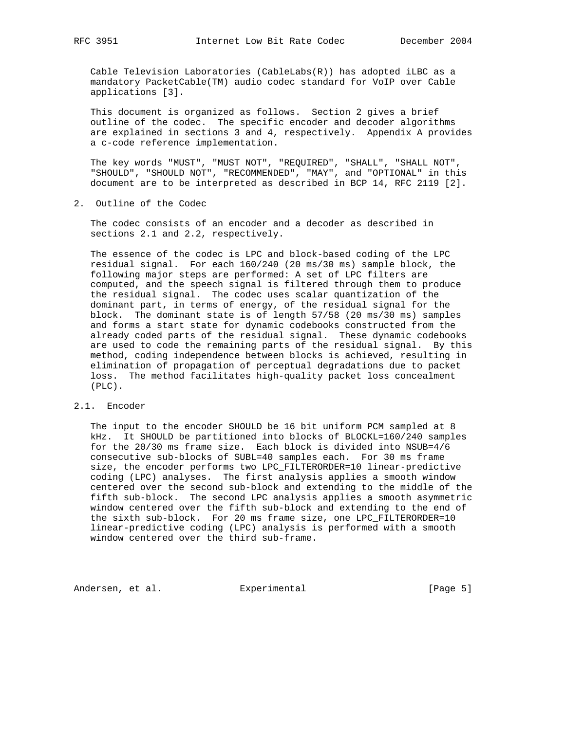Cable Television Laboratories (CableLabs(R)) has adopted iLBC as a mandatory PacketCable(TM) audio codec standard for VoIP over Cable applications [3].

This document is organized as follows. Section 2 gives a brief outline of the codec. The specific encoder and decoder algorithms are explained in sections 3 and 4, respectively. Appendix A provides a c-code reference implementation.

The key words "MUST", "MUST NOT", "REQUIRED", "SHALL", "SHALL NOT", "SHOULD", "SHOULD NOT", "RECOMMENDED", "MAY", and "OPTIONAL" in this document are to be interpreted as described in BCP 14, RFC 2119 [2].

## 2. Outline of the Codec

The codec consists of an encoder and a decoder as described in sections 2.1 and 2.2, respectively.

The essence of the codec is LPC and block-based coding of the LPC residual signal. For each 160/240 (20 ms/30 ms) sample block, the following major steps are performed: A set of LPC filters are computed, and the speech signal is filtered through them to produce the residual signal. The codec uses scalar quantization of the dominant part, in terms of energy, of the residual signal for the block. The dominant state is of length 57/58 (20 ms/30 ms) samples and forms a start state for dynamic codebooks constructed from the already coded parts of the residual signal. These dynamic codebooks are used to code the remaining parts of the residual signal. By this method, coding independence between blocks is achieved, resulting in elimination of propagation of perceptual degradations due to packet loss. The method facilitates high-quality packet loss concealment (PLC).

### 2.1. Encoder

The input to the encoder SHOULD be 16 bit uniform PCM sampled at 8 kHz. It SHOULD be partitioned into blocks of BLOCKL=160/240 samples for the 20/30 ms frame size. Each block is divided into NSUB=4/6 consecutive sub-blocks of SUBL=40 samples each. For 30 ms frame size, the encoder performs two LPC_FILTERORDER=10 linear-predictive coding (LPC) analyses. The first analysis applies a smooth window centered over the second sub-block and extending to the middle of the fifth sub-block. The second LPC analysis applies a smooth asymmetric window centered over the fifth sub-block and extending to the end of the sixth sub-block. For 20 ms frame size, one LPC_FILTERORDER=10 linear-predictive coding (LPC) analysis is performed with a smooth window centered over the third sub-frame.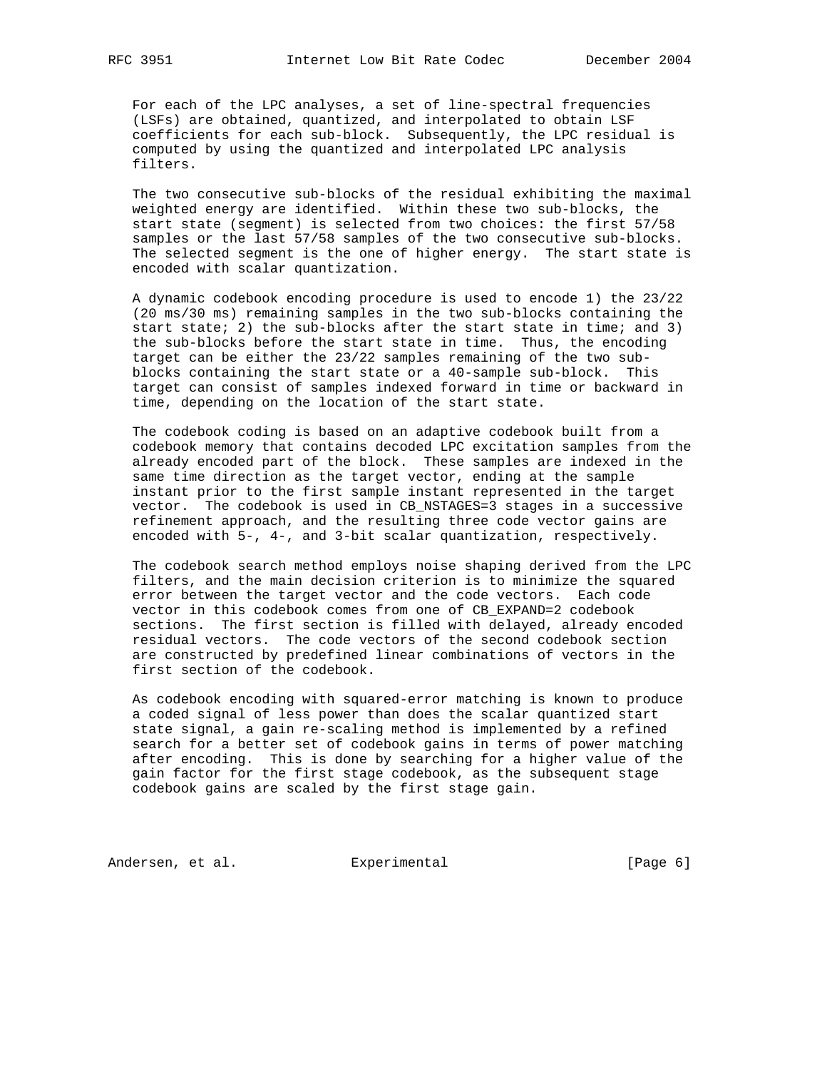For each of the LPC analyses, a set of line-spectral frequencies (LSFs) are obtained, quantized, and interpolated to obtain LSF coefficients for each sub-block. Subsequently, the LPC residual is computed by using the quantized and interpolated LPC analysis filters.

The two consecutive sub-blocks of the residual exhibiting the maximal weighted energy are identified. Within these two sub-blocks, the start state (segment) is selected from two choices: the first 57/58 samples or the last 57/58 samples of the two consecutive sub-blocks. The selected segment is the one of higher energy. The start state is encoded with scalar quantization.

A dynamic codebook encoding procedure is used to encode 1) the 23/22 (20 ms/30 ms) remaining samples in the two sub-blocks containing the start state; 2) the sub-blocks after the start state in time; and 3) the sub-blocks before the start state in time. Thus, the encoding target can be either the 23/22 samples remaining of the two sub-blocks containing the start state or a 40-sample sub-block. This target can consist of samples indexed forward in time or backward in time, depending on the location of the start state.

The codebook coding is based on an adaptive codebook built from a codebook memory that contains decoded LPC excitation samples from the already encoded part of the block. These samples are indexed in the same time direction as the target vector, ending at the sample instant prior to the first sample instant represented in the target vector. The codebook is used in CB_NSTAGES=3 stages in a successive refinement approach, and the resulting three code vector gains are encoded with 5-, 4-, and 3-bit scalar quantization, respectively.

The codebook search method employs noise shaping derived from the LPC filters, and the main decision criterion is to minimize the squared error between the target vector and the code vectors. Each code vector in this codebook comes from one of CB_EXPAND=2 codebook sections. The first section is filled with delayed, already encoded residual vectors. The code vectors of the second codebook section are constructed by predefined linear combinations of vectors in the first section of the codebook.

As codebook encoding with squared-error matching is known to produce a coded signal of less power than does the scalar quantized start state signal, a gain re-scaling method is implemented by a refined search for a better set of codebook gains in terms of power matching after encoding. This is done by searching for a higher value of the gain factor for the first stage codebook, as the subsequent stage codebook gains are scaled by the first stage gain.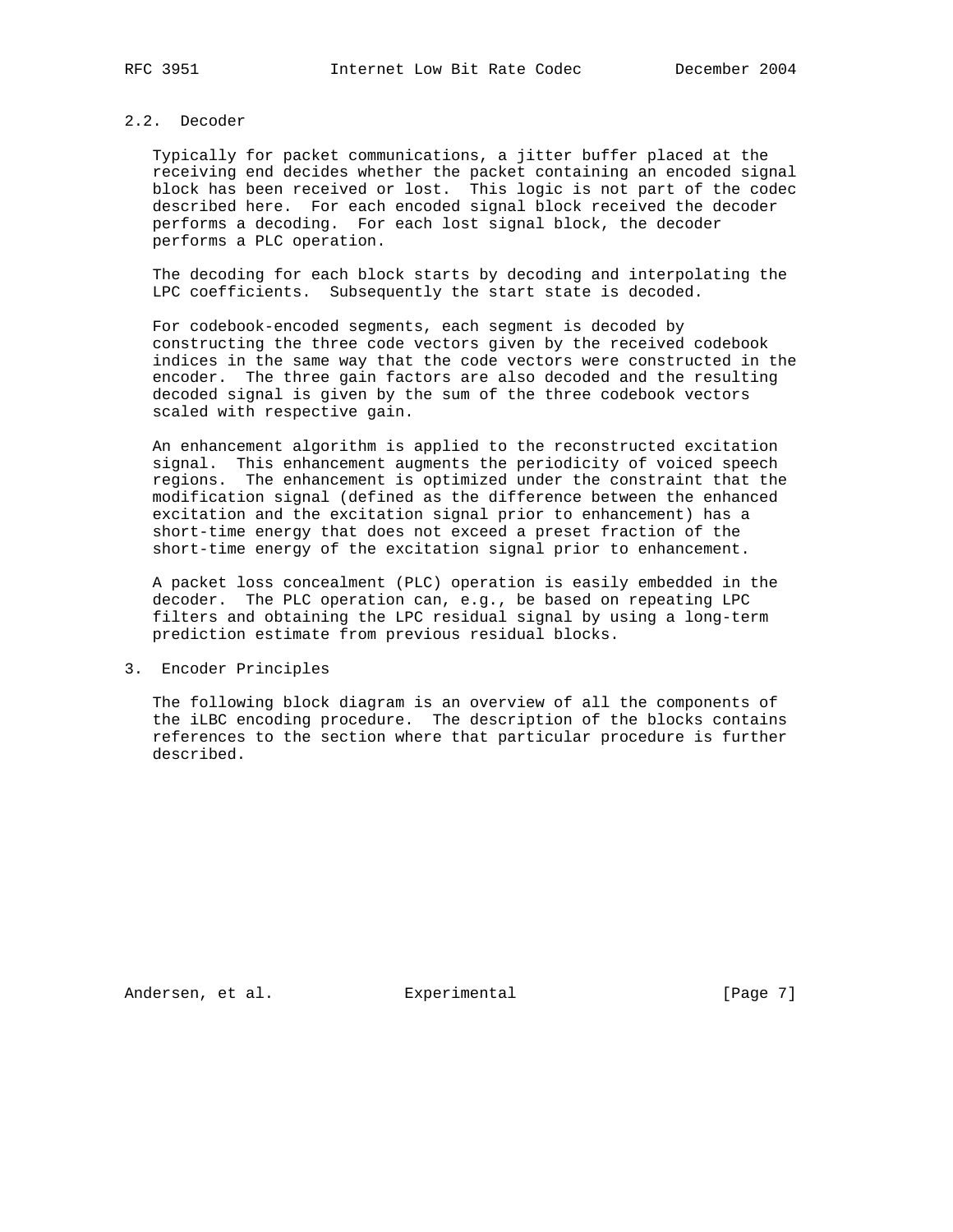### 2.2. Decoder

Typically for packet communications, a jitter buffer placed at the receiving end decides whether the packet containing an encoded signal block has been received or lost. This logic is not part of the codec described here. For each encoded signal block received the decoder performs a decoding. For each lost signal block, the decoder performs a PLC operation.

The decoding for each block starts by decoding and interpolating the LPC coefficients. Subsequently the start state is decoded.

For codebook-encoded segments, each segment is decoded by constructing the three code vectors given by the received codebook indices in the same way that the code vectors were constructed in the encoder. The three gain factors are also decoded and the resulting decoded signal is given by the sum of the three codebook vectors scaled with respective gain.

An enhancement algorithm is applied to the reconstructed excitation signal. This enhancement augments the periodicity of voiced speech regions. The enhancement is optimized under the constraint that the modification signal (defined as the difference between the enhanced excitation and the excitation signal prior to enhancement) has a short-time energy that does not exceed a preset fraction of the short-time energy of the excitation signal prior to enhancement.

A packet loss concealment (PLC) operation is easily embedded in the decoder. The PLC operation can, e.g., be based on repeating LPC filters and obtaining the LPC residual signal by using a long-term prediction estimate from previous residual blocks.

## 3. Encoder Principles

The following block diagram is an overview of all the components of the iLBC encoding procedure. The description of the blocks contains references to the section where that particular procedure is further described.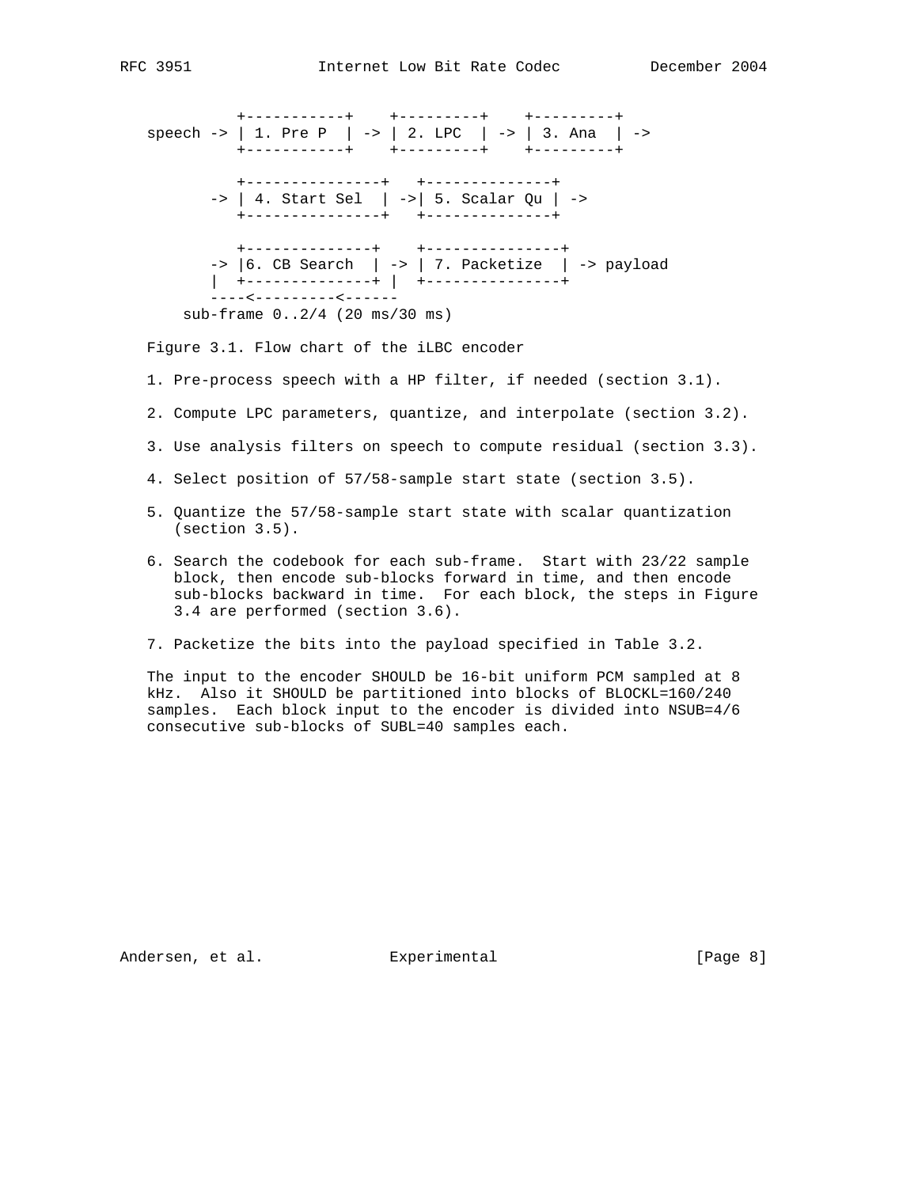```
           +-----------+    +---------+    +---------+
speech -> | 1. Pre P  | -> | 2. LPC  | -> | 3. Ana  | ->
           +-----------+    +---------+    +---------+

           +---------------+   +--------------+
        -> | 4. Start Sel  | ->| 5. Scalar Qu | ->
           +---------------+   +--------------+

           +--------------+    +---------------+
        -> |6. CB Search  | -> | 7. Packetize  | -> payload
        |  +--------------+ |  +---------------+
        ----<---------<------
     sub-frame 0..2/4 (20 ms/30 ms)
```

Figure 3.1. Flow chart of the iLBC encoder

1. Pre-process speech with a HP filter, if needed (section 3.1).

2. Compute LPC parameters, quantize, and interpolate (section 3.2).

3. Use analysis filters on speech to compute residual (section 3.3).

4. Select position of 57/58-sample start state (section 3.5).

5. Quantize the 57/58-sample start state with scalar quantization (section 3.5).

6. Search the codebook for each sub-frame. Start with 23/22 sample block, then encode sub-blocks forward in time, and then encode sub-blocks backward in time. For each block, the steps in Figure 3.4 are performed (section 3.6).

7. Packetize the bits into the payload specified in Table 3.2.

The input to the encoder SHOULD be 16-bit uniform PCM sampled at 8 kHz. Also it SHOULD be partitioned into blocks of BLOCKL=160/240 samples. Each block input to the encoder is divided into NSUB=4/6 consecutive sub-blocks of SUBL=40 samples each.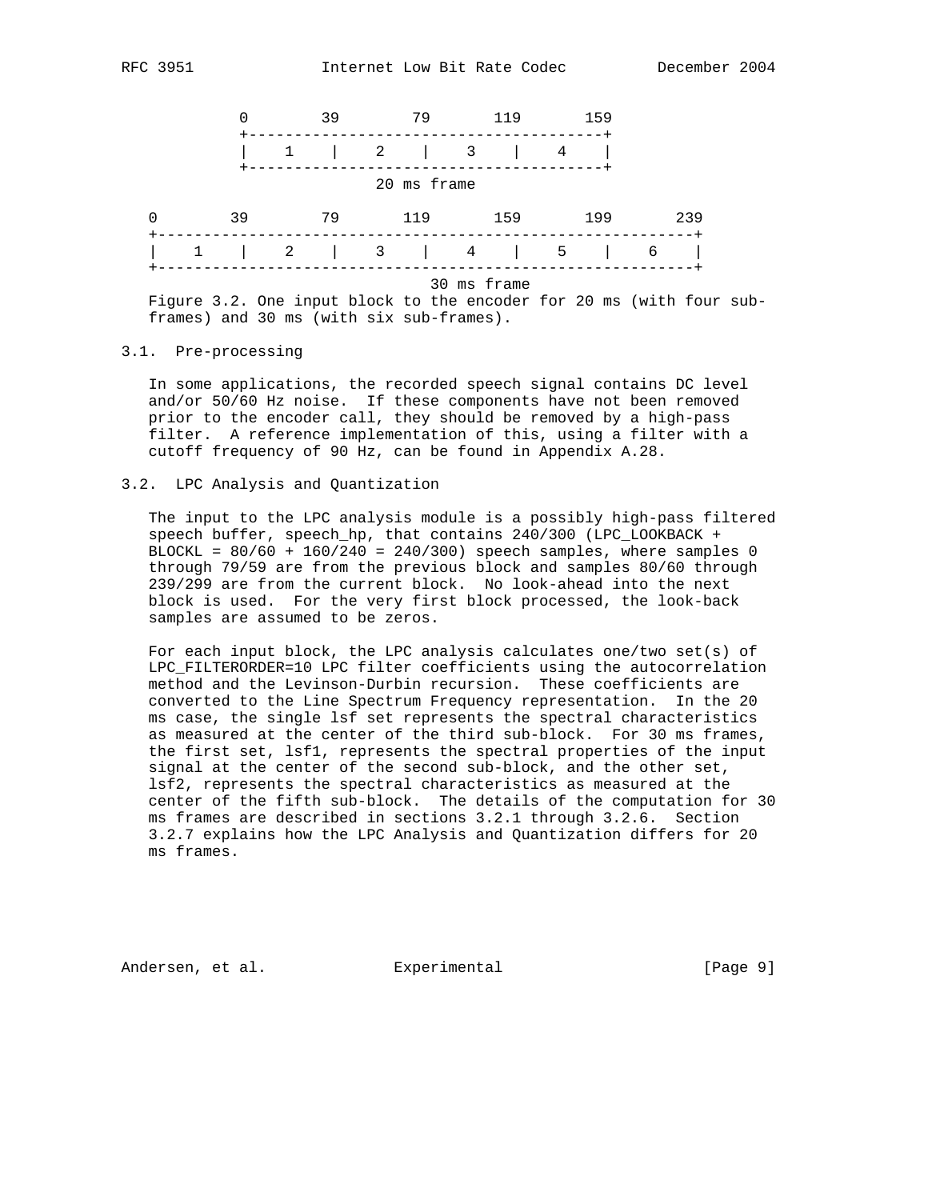```
          0        39        79       119       159
          +---------------------------------------+
          |    1    |    2    |    3    |    4    |
          +---------------------------------------+
                            20 ms frame

0        39        79       119       159       199       239
+-----------------------------------------------------------+
|    1    |    2    |    3    |    4    |    5    |    6    |
+-----------------------------------------------------------+
                                  30 ms frame
```

Figure 3.2. One input block to the encoder for 20 ms (with four sub-frames) and 30 ms (with six sub-frames).

### 3.1. Pre-processing

In some applications, the recorded speech signal contains DC level and/or 50/60 Hz noise. If these components have not been removed prior to the encoder call, they should be removed by a high-pass filter. A reference implementation of this, using a filter with a cutoff frequency of 90 Hz, can be found in Appendix A.28.

### 3.2. LPC Analysis and Quantization

The input to the LPC analysis module is a possibly high-pass filtered speech buffer, speech_hp, that contains 240/300 (LPC_LOOKBACK + BLOCKL = 80/60 + 160/240 = 240/300) speech samples, where samples 0 through 79/59 are from the previous block and samples 80/60 through 239/299 are from the current block. No look-ahead into the next block is used. For the very first block processed, the look-back samples are assumed to be zeros.

For each input block, the LPC analysis calculates one/two set(s) of LPC_FILTERORDER=10 LPC filter coefficients using the autocorrelation method and the Levinson-Durbin recursion. These coefficients are converted to the Line Spectrum Frequency representation. In the 20 ms case, the single lsf set represents the spectral characteristics as measured at the center of the third sub-block. For 30 ms frames, the first set, lsf1, represents the spectral properties of the input signal at the center of the second sub-block, and the other set, lsf2, represents the spectral characteristics as measured at the center of the fifth sub-block. The details of the computation for 30 ms frames are described in sections 3.2.1 through 3.2.6. Section 3.2.7 explains how the LPC Analysis and Quantization differs for 20 ms frames.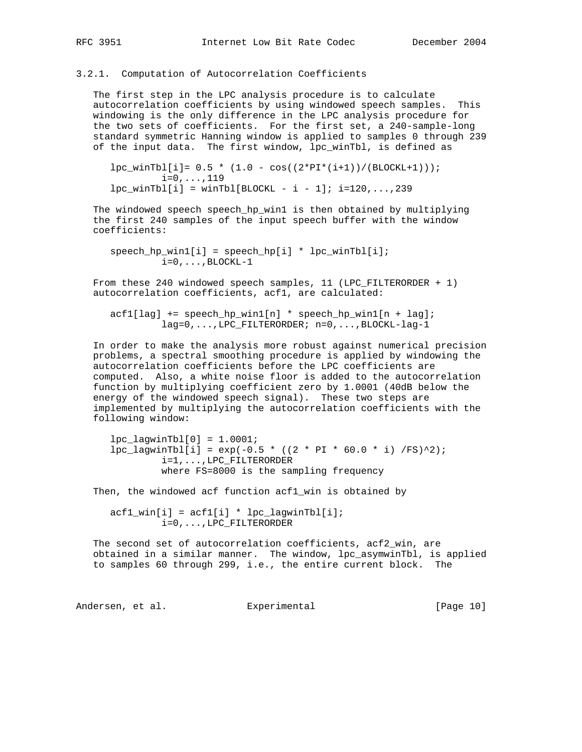### 3.2.1. Computation of Autocorrelation Coefficients

The first step in the LPC analysis procedure is to calculate autocorrelation coefficients by using windowed speech samples. This windowing is the only difference in the LPC analysis procedure for the two sets of coefficients. For the first set, a 240-sample-long standard symmetric Hanning window is applied to samples 0 through 239 of the input data. The first window, lpc_winTbl, is defined as

```
   lpc_winTbl[i]= 0.5 * (1.0 - cos((2*PI*(i+1))/(BLOCKL+1)));
            i=0,...,119
   lpc_winTbl[i] = winTbl[BLOCKL - i - 1]; i=120,...,239
```

The windowed speech speech_hp_win1 is then obtained by multiplying the first 240 samples of the input speech buffer with the window coefficients:

```
   speech_hp_win1[i] = speech_hp[i] * lpc_winTbl[i];
            i=0,...,BLOCKL-1
```

From these 240 windowed speech samples, 11 (LPC_FILTERORDER + 1) autocorrelation coefficients, acf1, are calculated:

```
   acf1[lag] += speech_hp_win1[n] * speech_hp_win1[n + lag];
            lag=0,...,LPC_FILTERORDER; n=0,...,BLOCKL-lag-1
```

In order to make the analysis more robust against numerical precision problems, a spectral smoothing procedure is applied by windowing the autocorrelation coefficients before the LPC coefficients are computed. Also, a white noise floor is added to the autocorrelation function by multiplying coefficient zero by 1.0001 (40dB below the energy of the windowed speech signal). These two steps are implemented by multiplying the autocorrelation coefficients with the following window:

```
   lpc_lagwinTbl[0] = 1.0001;
   lpc_lagwinTbl[i] = exp(-0.5 * ((2 * PI * 60.0 * i) /FS)^2);
            i=1,...,LPC_FILTERORDER
            where FS=8000 is the sampling frequency
```

Then, the windowed acf function acf1_win is obtained by

```
   acf1_win[i] = acf1[i] * lpc_lagwinTbl[i];
            i=0,...,LPC_FILTERORDER
```

The second set of autocorrelation coefficients, acf2_win, are obtained in a similar manner. The window, lpc_asymwinTbl, is applied to samples 60 through 299, i.e., the entire current block. The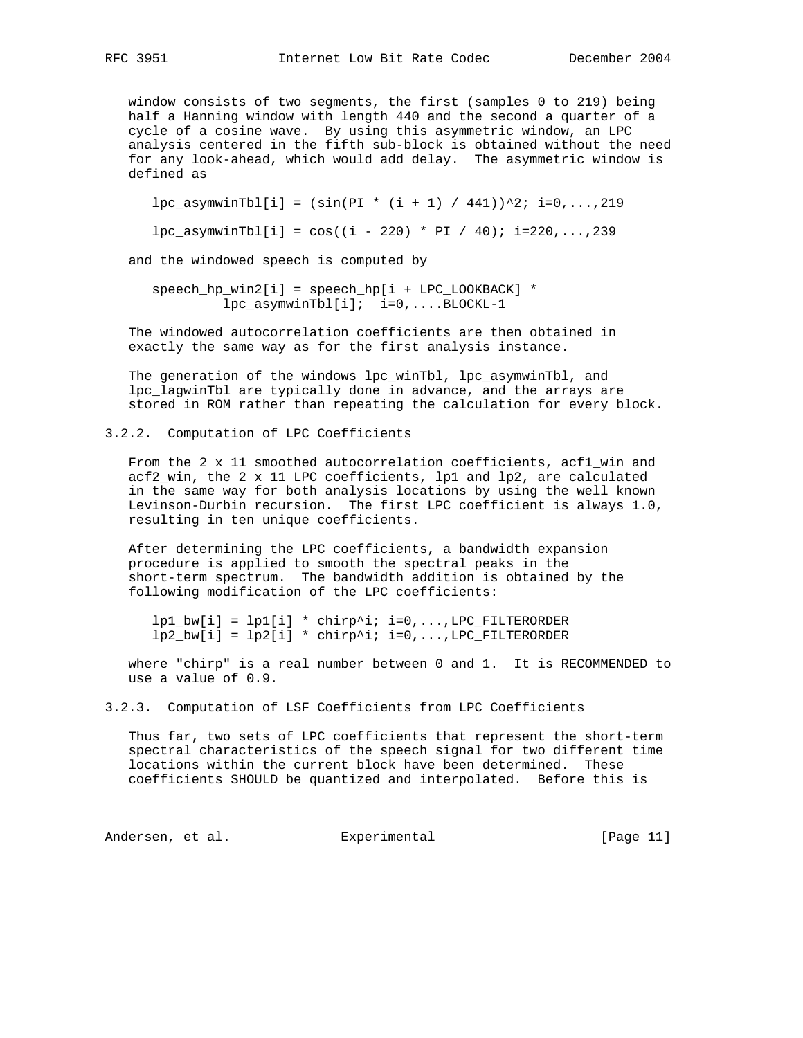window consists of two segments, the first (samples 0 to 219) being half a Hanning window with length 440 and the second a quarter of a cycle of a cosine wave. By using this asymmetric window, an LPC analysis centered in the fifth sub-block is obtained without the need for any look-ahead, which would add delay. The asymmetric window is defined as

```
lpc_asymwinTbl[i] = (sin(PI * (i + 1) / 441))^2; i=0,...,219

lpc_asymwinTbl[i] = cos((i - 220) * PI / 40); i=220,...,239
```

and the windowed speech is computed by

```
speech_hp_win2[i] = speech_hp[i + LPC_LOOKBACK] *
         lpc_asymwinTbl[i];  i=0,....BLOCKL-1
```

The windowed autocorrelation coefficients are then obtained in exactly the same way as for the first analysis instance.

The generation of the windows lpc_winTbl, lpc_asymwinTbl, and lpc_lagwinTbl are typically done in advance, and the arrays are stored in ROM rather than repeating the calculation for every block.

### 3.2.2. Computation of LPC Coefficients

From the 2 x 11 smoothed autocorrelation coefficients, acf1_win and acf2_win, the 2 x 11 LPC coefficients, lp1 and lp2, are calculated in the same way for both analysis locations by using the well known Levinson-Durbin recursion. The first LPC coefficient is always 1.0, resulting in ten unique coefficients.

After determining the LPC coefficients, a bandwidth expansion procedure is applied to smooth the spectral peaks in the short-term spectrum. The bandwidth addition is obtained by the following modification of the LPC coefficients:

```
lp1_bw[i] = lp1[i] * chirp^i; i=0,...,LPC_FILTERORDER
lp2_bw[i] = lp2[i] * chirp^i; i=0,...,LPC_FILTERORDER
```

where "chirp" is a real number between 0 and 1. It is RECOMMENDED to use a value of 0.9.

### 3.2.3. Computation of LSF Coefficients from LPC Coefficients

Thus far, two sets of LPC coefficients that represent the short-term spectral characteristics of the speech signal for two different time locations within the current block have been determined. These coefficients SHOULD be quantized and interpolated. Before this is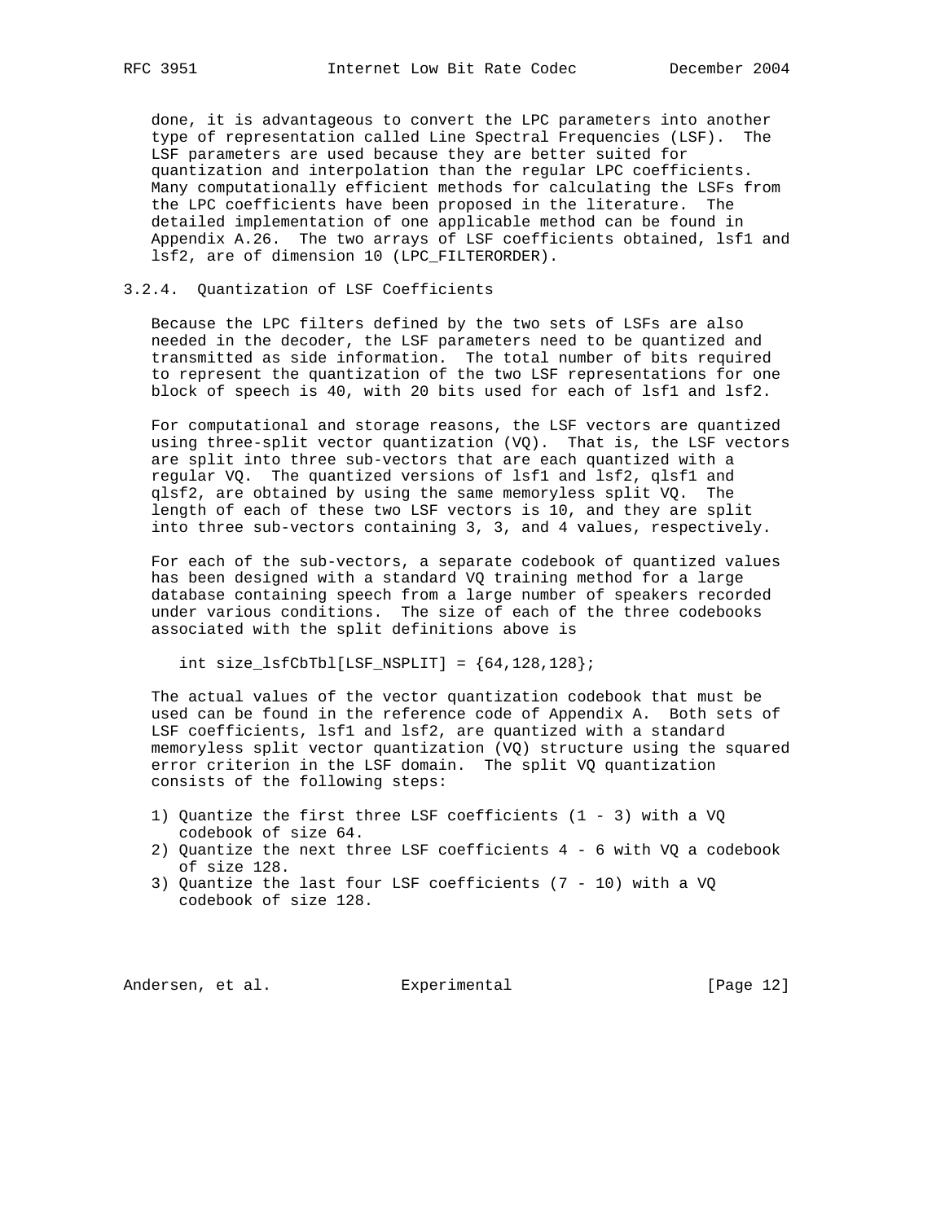done, it is advantageous to convert the LPC parameters into another type of representation called Line Spectral Frequencies (LSF). The LSF parameters are used because they are better suited for quantization and interpolation than the regular LPC coefficients. Many computationally efficient methods for calculating the LSFs from the LPC coefficients have been proposed in the literature. The detailed implementation of one applicable method can be found in Appendix A.26. The two arrays of LSF coefficients obtained, lsf1 and lsf2, are of dimension 10 (LPC_FILTERORDER).

### 3.2.4. Quantization of LSF Coefficients

Because the LPC filters defined by the two sets of LSFs are also needed in the decoder, the LSF parameters need to be quantized and transmitted as side information. The total number of bits required to represent the quantization of the two LSF representations for one block of speech is 40, with 20 bits used for each of lsf1 and lsf2.

For computational and storage reasons, the LSF vectors are quantized using three-split vector quantization (VQ). That is, the LSF vectors are split into three sub-vectors that are each quantized with a regular VQ. The quantized versions of lsf1 and lsf2, qlsf1 and qlsf2, are obtained by using the same memoryless split VQ. The length of each of these two LSF vectors is 10, and they are split into three sub-vectors containing 3, 3, and 4 values, respectively.

For each of the sub-vectors, a separate codebook of quantized values has been designed with a standard VQ training method for a large database containing speech from a large number of speakers recorded under various conditions. The size of each of the three codebooks associated with the split definitions above is

```
int size_lsfCbTbl[LSF_NSPLIT] = {64,128,128};
```

The actual values of the vector quantization codebook that must be used can be found in the reference code of Appendix A. Both sets of LSF coefficients, lsf1 and lsf2, are quantized with a standard memoryless split vector quantization (VQ) structure using the squared error criterion in the LSF domain. The split VQ quantization consists of the following steps:

1) Quantize the first three LSF coefficients (1 - 3) with a VQ codebook of size 64.
2) Quantize the next three LSF coefficients 4 - 6 with VQ a codebook of size 128.
3) Quantize the last four LSF coefficients (7 - 10) with a VQ codebook of size 128.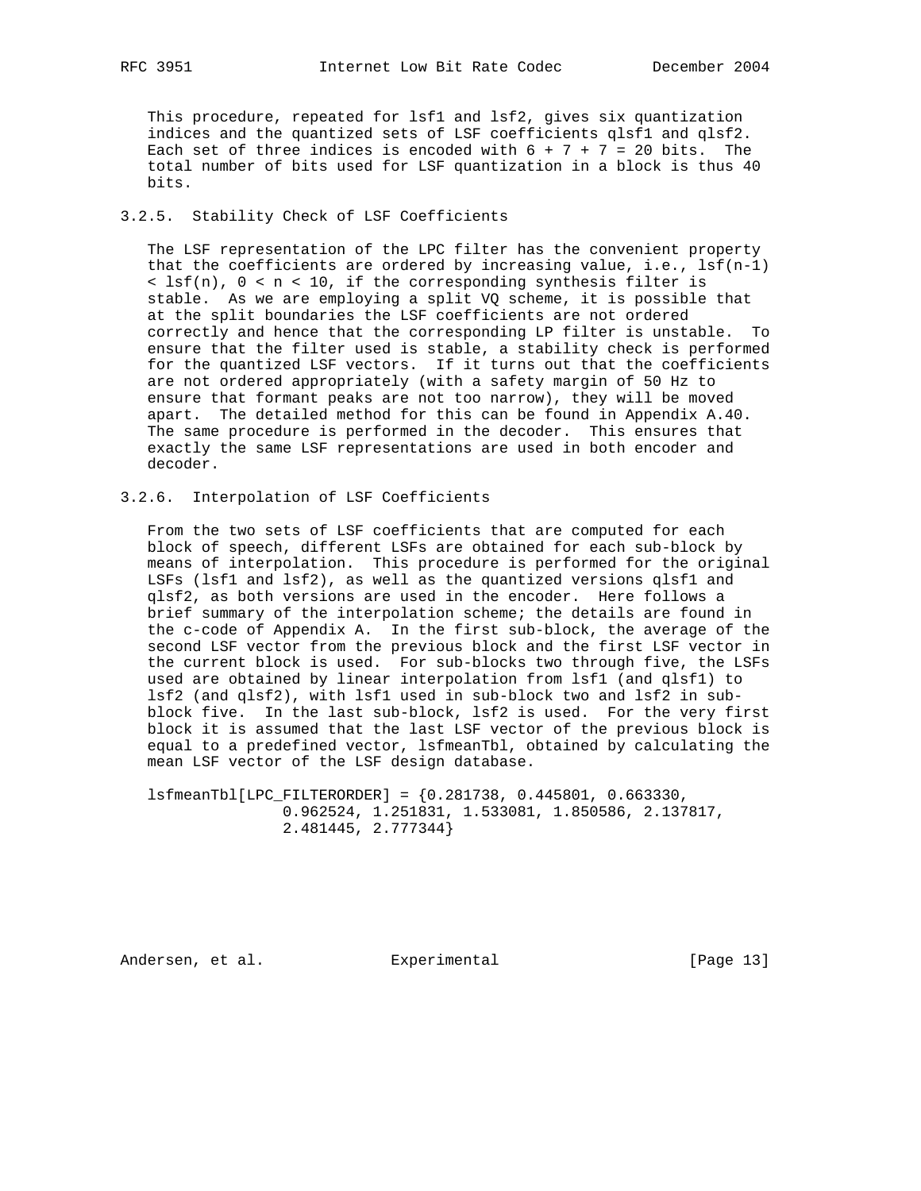This procedure, repeated for lsf1 and lsf2, gives six quantization indices and the quantized sets of LSF coefficients qlsf1 and qlsf2. Each set of three indices is encoded with 6 + 7 + 7 = 20 bits. The total number of bits used for LSF quantization in a block is thus 40 bits.

### 3.2.5. Stability Check of LSF Coefficients

The LSF representation of the LPC filter has the convenient property that the coefficients are ordered by increasing value, i.e., lsf(n-1) < lsf(n), 0 < n < 10, if the corresponding synthesis filter is stable. As we are employing a split VQ scheme, it is possible that at the split boundaries the LSF coefficients are not ordered correctly and hence that the corresponding LP filter is unstable. To ensure that the filter used is stable, a stability check is performed for the quantized LSF vectors. If it turns out that the coefficients are not ordered appropriately (with a safety margin of 50 Hz to ensure that formant peaks are not too narrow), they will be moved apart. The detailed method for this can be found in Appendix A.40. The same procedure is performed in the decoder. This ensures that exactly the same LSF representations are used in both encoder and decoder.

### 3.2.6. Interpolation of LSF Coefficients

From the two sets of LSF coefficients that are computed for each block of speech, different LSFs are obtained for each sub-block by means of interpolation. This procedure is performed for the original LSFs (lsf1 and lsf2), as well as the quantized versions qlsf1 and qlsf2, as both versions are used in the encoder. Here follows a brief summary of the interpolation scheme; the details are found in the c-code of Appendix A. In the first sub-block, the average of the second LSF vector from the previous block and the first LSF vector in the current block is used. For sub-blocks two through five, the LSFs used are obtained by linear interpolation from lsf1 (and qlsf1) to lsf2 (and qlsf2), with lsf1 used in sub-block two and lsf2 in sub-block five. In the last sub-block, lsf2 is used. For the very first block it is assumed that the last LSF vector of the previous block is equal to a predefined vector, lsfmeanTbl, obtained by calculating the mean LSF vector of the LSF design database.

```
lsfmeanTbl[LPC_FILTERORDER] = {0.281738, 0.445801, 0.663330,
               0.962524, 1.251831, 1.533081, 1.850586, 2.137817,
               2.481445, 2.777344}
```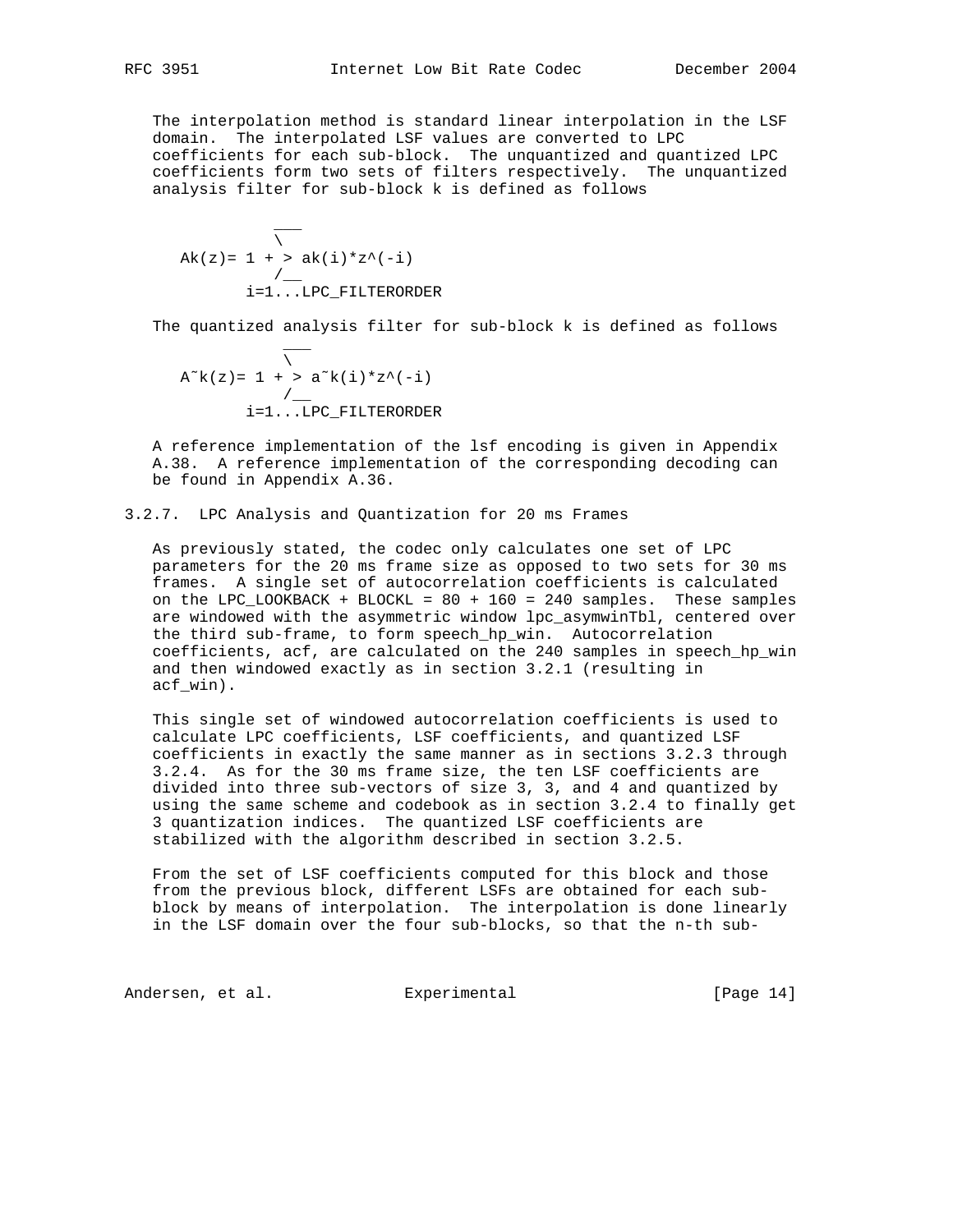The interpolation method is standard linear interpolation in the LSF domain. The interpolated LSF values are converted to LPC coefficients for each sub-block. The unquantized and quantized LPC coefficients form two sets of filters respectively. The unquantized analysis filter for sub-block k is defined as follows

$$A_k(z) = 1 + \sum_{i=1}^{LPC\_FILTERORDER} a_k(i) z^{-i}$$

The quantized analysis filter for sub-block k is defined as follows

$$\tilde{A}_k(z) = 1 + \sum_{i=1}^{LPC\_FILTERORDER} \tilde{a}_k(i) z^{-i}$$

A reference implementation of the lsf encoding is given in Appendix A.38. A reference implementation of the corresponding decoding can be found in Appendix A.36.

### 3.2.7. LPC Analysis and Quantization for 20 ms Frames

As previously stated, the codec only calculates one set of LPC parameters for the 20 ms frame size as opposed to two sets for 30 ms frames. A single set of autocorrelation coefficients is calculated on the LPC_LOOKBACK + BLOCKL = 80 + 160 = 240 samples. These samples are windowed with the asymmetric window lpc_asymwinTbl, centered over the third sub-frame, to form speech_hp_win. Autocorrelation coefficients, acf, are calculated on the 240 samples in speech_hp_win and then windowed exactly as in section 3.2.1 (resulting in acf_win).

This single set of windowed autocorrelation coefficients is used to calculate LPC coefficients, LSF coefficients, and quantized LSF coefficients in exactly the same manner as in sections 3.2.3 through 3.2.4. As for the 30 ms frame size, the ten LSF coefficients are divided into three sub-vectors of size 3, 3, and 4 and quantized by using the same scheme and codebook as in section 3.2.4 to finally get 3 quantization indices. The quantized LSF coefficients are stabilized with the algorithm described in section 3.2.5.

From the set of LSF coefficients computed for this block and those from the previous block, different LSFs are obtained for each sub-block by means of interpolation. The interpolation is done linearly in the LSF domain over the four sub-blocks, so that the n-th sub-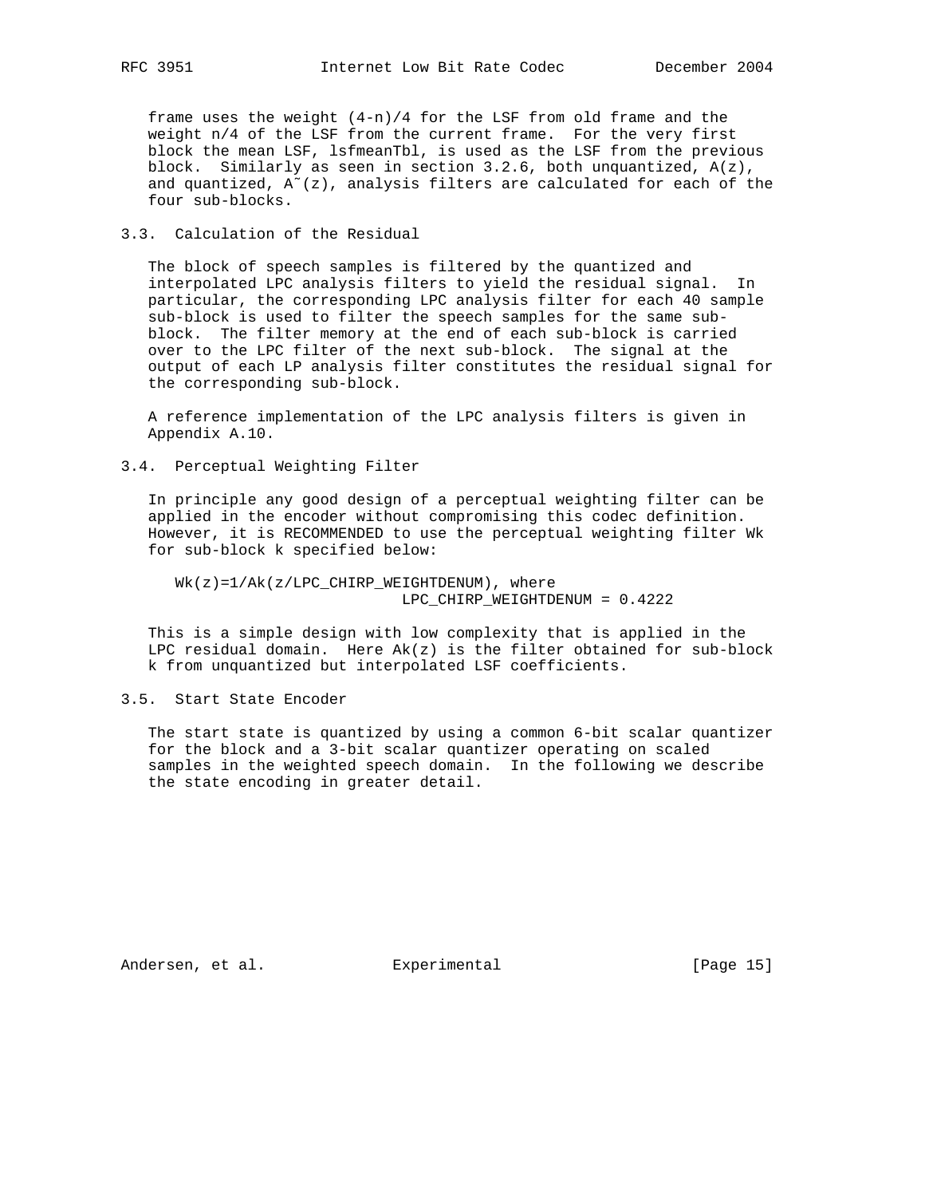frame uses the weight $(4-n)/4$ for the LSF from old frame and the weight $n/4$ of the LSF from the current frame. For the very first block the mean LSF, lsfmeanTbl, is used as the LSF from the previous block. Similarly as seen in section 3.2.6, both unquantized, $A(z)$, and quantized, $\tilde{A}(z)$, analysis filters are calculated for each of the four sub-blocks.

## 3.3. Calculation of the Residual

The block of speech samples is filtered by the quantized and interpolated LPC analysis filters to yield the residual signal. In particular, the corresponding LPC analysis filter for each 40 sample sub-block is used to filter the speech samples for the same sub-block. The filter memory at the end of each sub-block is carried over to the LPC filter of the next sub-block. The signal at the output of each LP analysis filter constitutes the residual signal for the corresponding sub-block.

A reference implementation of the LPC analysis filters is given in Appendix A.10.

## 3.4. Perceptual Weighting Filter

In principle any good design of a perceptual weighting filter can be applied in the encoder without compromising this codec definition. However, it is RECOMMENDED to use the perceptual weighting filter Wk for sub-block k specified below:

```
   Wk(z)=1/Ak(z/LPC_CHIRP_WEIGHTDENUM), where
                           LPC_CHIRP_WEIGHTDENUM = 0.4222
```

This is a simple design with low complexity that is applied in the LPC residual domain. Here $Ak(z)$ is the filter obtained for sub-block k from unquantized but interpolated LSF coefficients.

## 3.5. Start State Encoder

The start state is quantized by using a common 6-bit scalar quantizer for the block and a 3-bit scalar quantizer operating on scaled samples in the weighted speech domain. In the following we describe the state encoding in greater detail.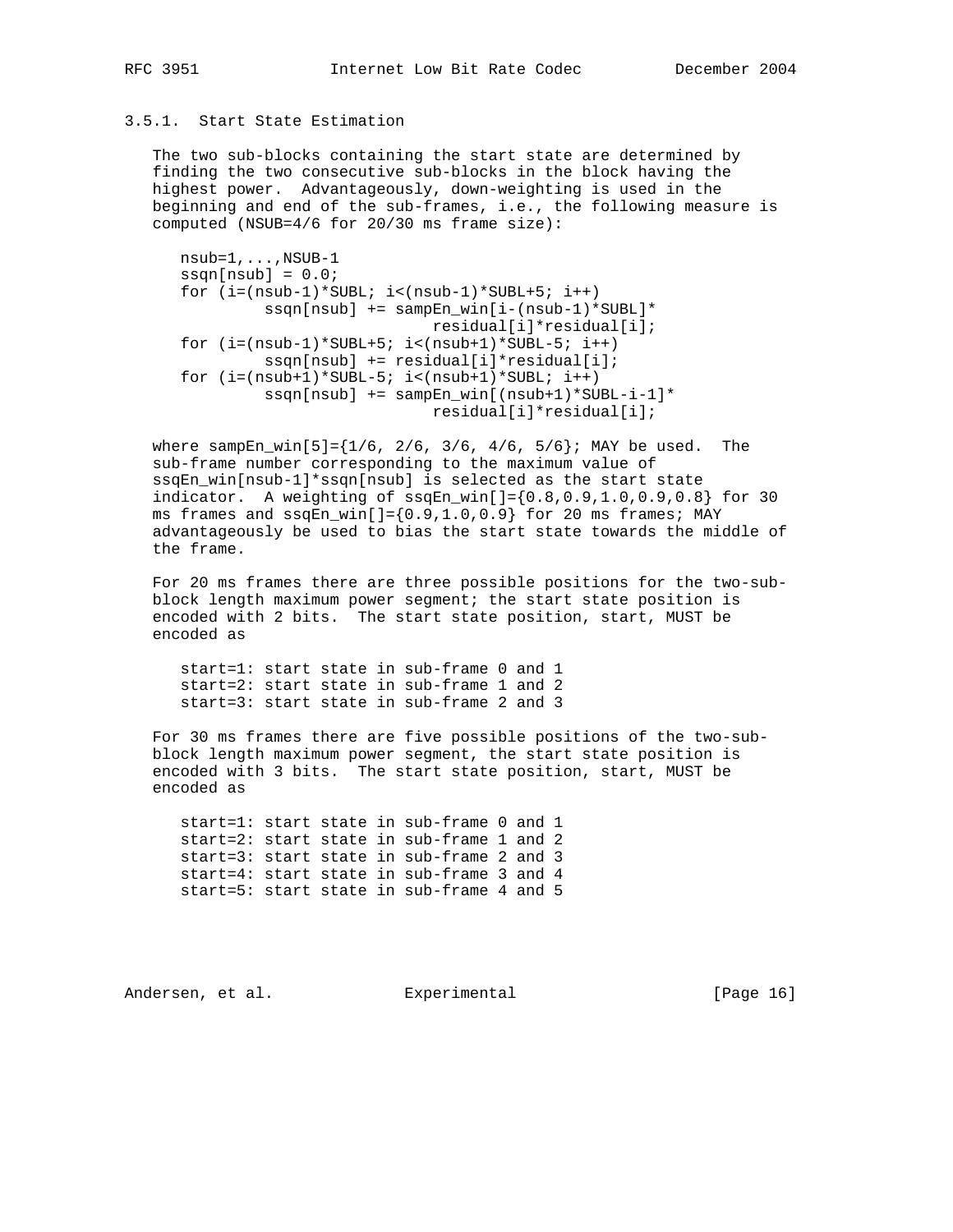### 3.5.1. Start State Estimation

The two sub-blocks containing the start state are determined by finding the two consecutive sub-blocks in the block having the highest power. Advantageously, down-weighting is used in the beginning and end of the sub-frames, i.e., the following measure is computed (NSUB=4/6 for 20/30 ms frame size):

```
nsub=1,...,NSUB-1
ssqn[nsub] = 0.0;
for (i=(nsub-1)*SUBL; i<(nsub-1)*SUBL+5; i++)
         ssqn[nsub] += sampEn_win[i-(nsub-1)*SUBL]*
                           residual[i]*residual[i];
for (i=(nsub-1)*SUBL+5; i<(nsub+1)*SUBL-5; i++)
         ssqn[nsub] += residual[i]*residual[i];
for (i=(nsub+1)*SUBL-5; i<(nsub+1)*SUBL; i++)
         ssqn[nsub] += sampEn_win[(nsub+1)*SUBL-i-1]*
                           residual[i]*residual[i];
```

where sampEn_win[5]={1/6, 2/6, 3/6, 4/6, 5/6}; MAY be used. The sub-frame number corresponding to the maximum value of ssqEn_win[nsub-1]*ssqn[nsub] is selected as the start state indicator. A weighting of ssqEn_win[]={0.8,0.9,1.0,0.9,0.8} for 30 ms frames and ssqEn_win[]={0.9,1.0,0.9} for 20 ms frames; MAY advantageously be used to bias the start state towards the middle of the frame.

For 20 ms frames there are three possible positions for the two-sub-block length maximum power segment; the start state position is encoded with 2 bits. The start state position, start, MUST be encoded as

```
start=1: start state in sub-frame 0 and 1
start=2: start state in sub-frame 1 and 2
start=3: start state in sub-frame 2 and 3
```

For 30 ms frames there are five possible positions of the two-sub-block length maximum power segment, the start state position is encoded with 3 bits. The start state position, start, MUST be encoded as

```
start=1: start state in sub-frame 0 and 1
start=2: start state in sub-frame 1 and 2
start=3: start state in sub-frame 2 and 3
start=4: start state in sub-frame 3 and 4
start=5: start state in sub-frame 4 and 5
```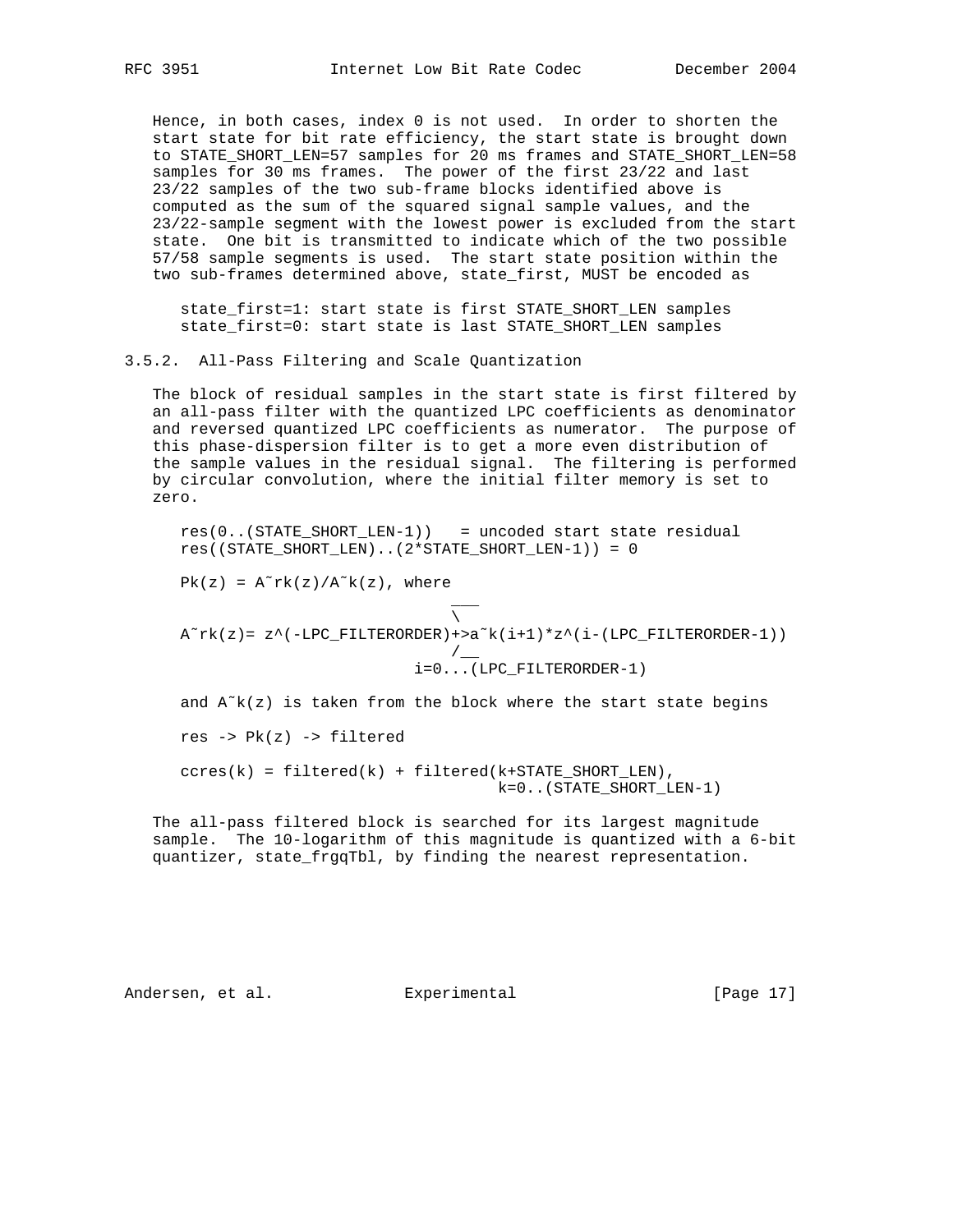Hence, in both cases, index 0 is not used. In order to shorten the start state for bit rate efficiency, the start state is brought down to STATE_SHORT_LEN=57 samples for 20 ms frames and STATE_SHORT_LEN=58 samples for 30 ms frames. The power of the first 23/22 and last 23/22 samples of the two sub-frame blocks identified above is computed as the sum of the squared signal sample values, and the 23/22-sample segment with the lowest power is excluded from the start state. One bit is transmitted to indicate which of the two possible 57/58 sample segments is used. The start state position within the two sub-frames determined above, state_first, MUST be encoded as

```
state_first=1: start state is first STATE_SHORT_LEN samples
state_first=0: start state is last STATE_SHORT_LEN samples
```

### 3.5.2. All-Pass Filtering and Scale Quantization

The block of residual samples in the start state is first filtered by an all-pass filter with the quantized LPC coefficients as denominator and reversed quantized LPC coefficients as numerator. The purpose of this phase-dispersion filter is to get a more even distribution of the sample values in the residual signal. The filtering is performed by circular convolution, where the initial filter memory is set to zero.

```
res(0..(STATE_SHORT_LEN-1))   = uncoded start state residual
res((STATE_SHORT_LEN)..(2*STATE_SHORT_LEN-1)) = 0

Pk(z) = A~rk(z)/A~k(z), where
                               ___
                               \
A~rk(z)= z^(-LPC_FILTERORDER)+>a~k(i+1)*z^(i-(LPC_FILTERORDER-1))
                               /__
                           i=0...(LPC_FILTERORDER-1)

and A~k(z) is taken from the block where the start state begins

res -> Pk(z) -> filtered

ccres(k) = filtered(k) + filtered(k+STATE_SHORT_LEN),
                                  k=0..(STATE_SHORT_LEN-1)
```

The all-pass filtered block is searched for its largest magnitude sample. The 10-logarithm of this magnitude is quantized with a 6-bit quantizer, state_frgqTbl, by finding the nearest representation.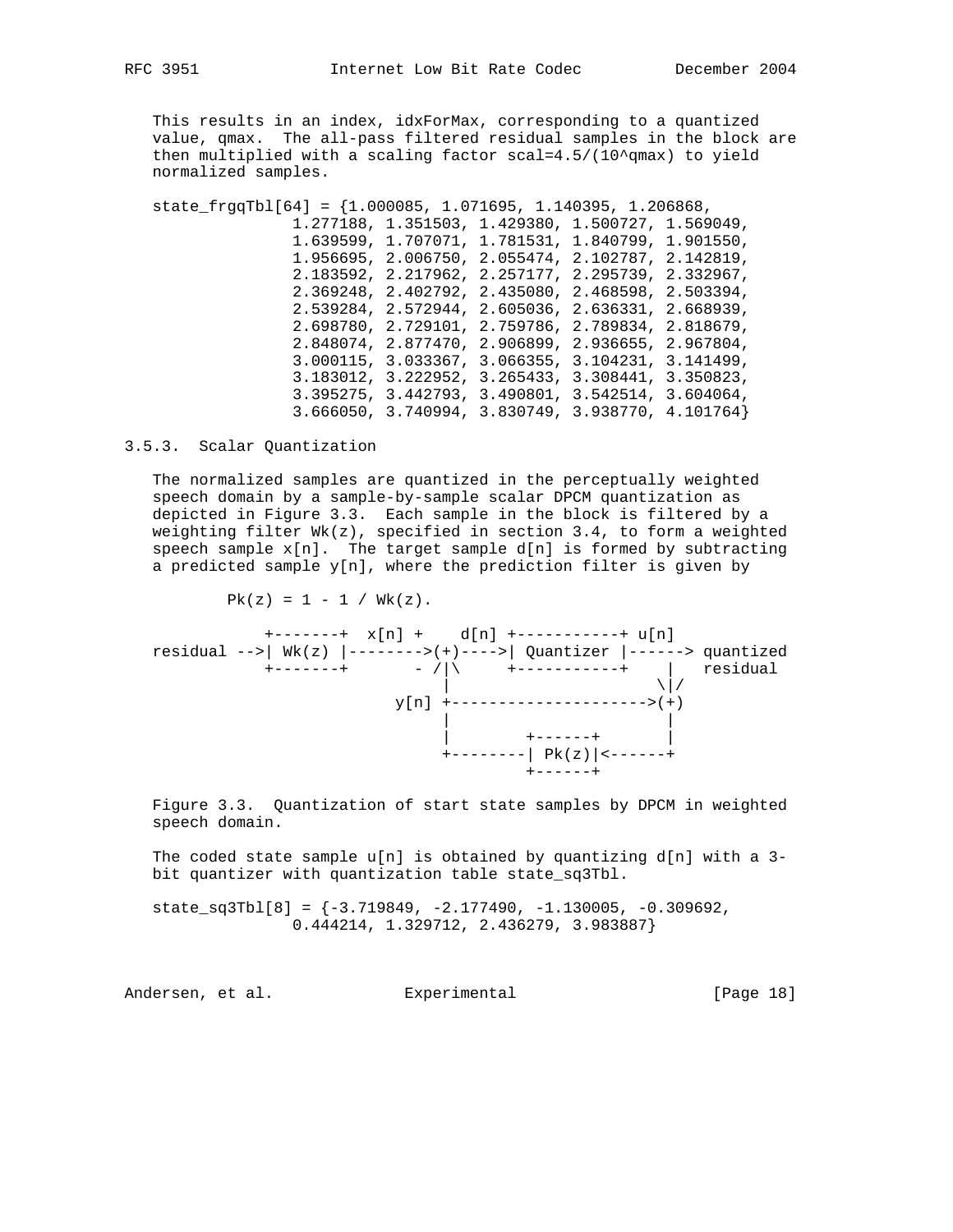This results in an index, idxForMax, corresponding to a quantized value, qmax. The all-pass filtered residual samples in the block are then multiplied with a scaling factor $scal=4.5/(10^{qmax})$ to yield normalized samples.

```
state_frgqTbl[64] = {1.000085, 1.071695, 1.140395, 1.206868,
               1.277188, 1.351503, 1.429380, 1.500727, 1.569049,
               1.639599, 1.707071, 1.781531, 1.840799, 1.901550,
               1.956695, 2.006750, 2.055474, 2.102787, 2.142819,
               2.183592, 2.217962, 2.257177, 2.295739, 2.332967,
               2.369248, 2.402792, 2.435080, 2.468598, 2.503394,
               2.539284, 2.572944, 2.605036, 2.636331, 2.668939,
               2.698780, 2.729101, 2.759786, 2.789834, 2.818679,
               2.848074, 2.877470, 2.906899, 2.936655, 2.967804,
               3.000115, 3.033367, 3.066355, 3.104231, 3.141499,
               3.183012, 3.222952, 3.265433, 3.308441, 3.350823,
               3.395275, 3.442793, 3.490801, 3.542514, 3.604064,
               3.666050, 3.740994, 3.830749, 3.938770, 4.101764}
```

### 3.5.3. Scalar Quantization

The normalized samples are quantized in the perceptually weighted speech domain by a sample-by-sample scalar DPCM quantization as depicted in Figure 3.3. Each sample in the block is filtered by a weighting filter Wk(z), specified in section 3.4, to form a weighted speech sample x[n]. The target sample d[n] is formed by subtracting a predicted sample y[n], where the prediction filter is given by

$$Pk(z) = 1 - 1 / Wk(z).$$

```
            +-------+  x[n] +    d[n] +-----------+ u[n]
residual -->| Wk(z) |-------->(+)---->| Quantizer |------> quantized
            +-------+       - /|\     +-----------+    |   residual
                               |                      \|/
                         y[n] +--------------------->(+)
                               |                      |
                               |        +------+      |
                               +--------| Pk(z)|<------+
                                        +------+
```

Figure 3.3. Quantization of start state samples by DPCM in weighted speech domain.

The coded state sample u[n] is obtained by quantizing d[n] with a 3-bit quantizer with quantization table state_sq3Tbl.

```
state_sq3Tbl[8] = {-3.719849, -2.177490, -1.130005, -0.309692,
               0.444214, 1.329712, 2.436279, 3.983887}
```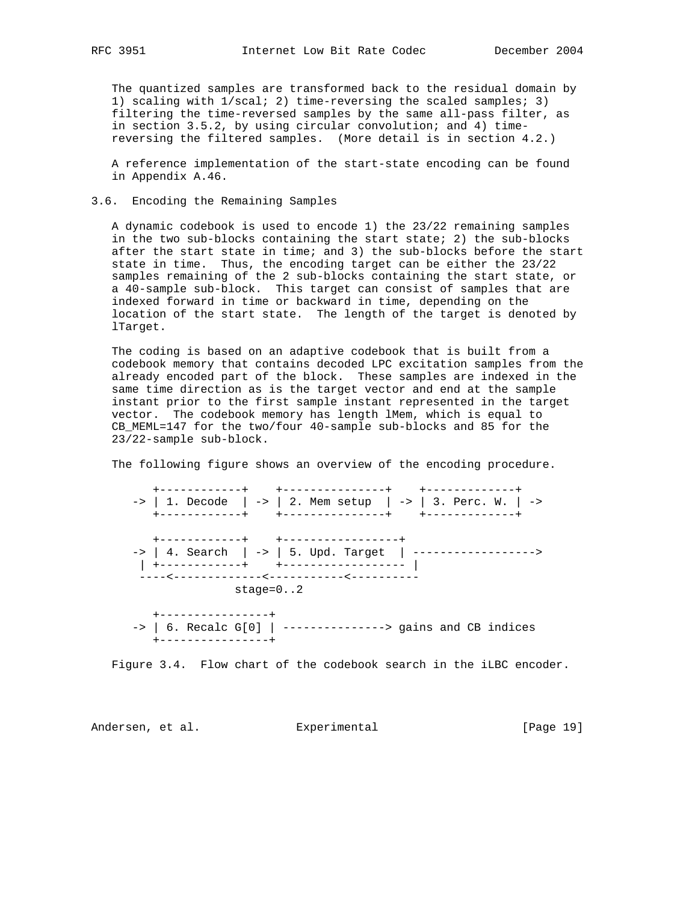The quantized samples are transformed back to the residual domain by 1) scaling with 1/scal; 2) time-reversing the scaled samples; 3) filtering the time-reversed samples by the same all-pass filter, as in section 3.5.2, by using circular convolution; and 4) time-reversing the filtered samples. (More detail is in section 4.2.)

A reference implementation of the start-state encoding can be found in Appendix A.46.

## 3.6. Encoding the Remaining Samples

A dynamic codebook is used to encode 1) the 23/22 remaining samples in the two sub-blocks containing the start state; 2) the sub-blocks after the start state in time; and 3) the sub-blocks before the start state in time. Thus, the encoding target can be either the 23/22 samples remaining of the 2 sub-blocks containing the start state, or a 40-sample sub-block. This target can consist of samples that are indexed forward in time or backward in time, depending on the location of the start state. The length of the target is denoted by lTarget.

The coding is based on an adaptive codebook that is built from a codebook memory that contains decoded LPC excitation samples from the already encoded part of the block. These samples are indexed in the same time direction as is the target vector and end at the sample instant prior to the first sample instant represented in the target vector. The codebook memory has length lMem, which is equal to CB_MEML=147 for the two/four 40-sample sub-blocks and 85 for the 23/22-sample sub-block.

The following figure shows an overview of the encoding procedure.

```
      +------------+    +---------------+    +-------------+
   -> | 1. Decode  | -> | 2. Mem setup  | -> | 3. Perc. W. | ->
      +------------+    +---------------+    +-------------+

      +------------+    +-----------------+
   -> | 4. Search  | -> | 5. Upd. Target  | ------------------>
    | +------------+    +------------------ |
    ----<-------------<-----------<----------
                  stage=0..2

      +----------------+
   -> | 6. Recalc G[0] | ---------------> gains and CB indices
      +----------------+
```

Figure 3.4. Flow chart of the codebook search in the iLBC encoder.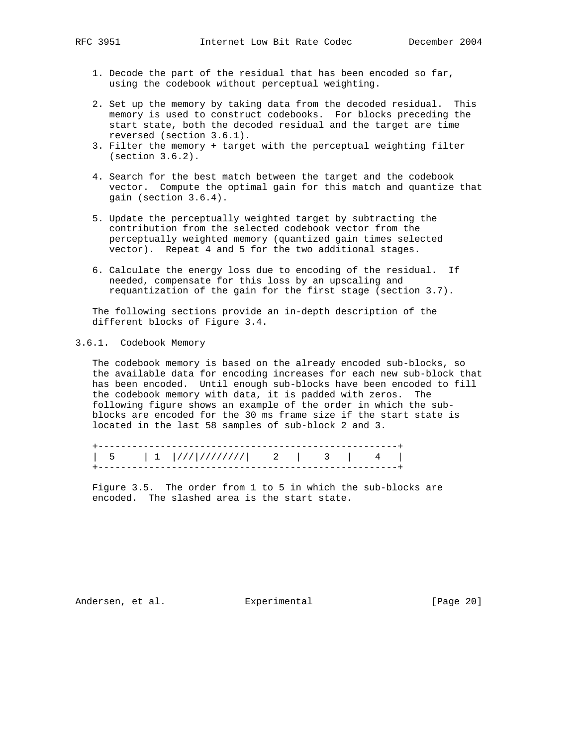1. Decode the part of the residual that has been encoded so far, using the codebook without perceptual weighting.

2. Set up the memory by taking data from the decoded residual. This memory is used to construct codebooks. For blocks preceding the start state, both the decoded residual and the target are time reversed (section 3.6.1).

3. Filter the memory + target with the perceptual weighting filter (section 3.6.2).

4. Search for the best match between the target and the codebook vector. Compute the optimal gain for this match and quantize that gain (section 3.6.4).

5. Update the perceptually weighted target by subtracting the contribution from the selected codebook vector from the perceptually weighted memory (quantized gain times selected vector). Repeat 4 and 5 for the two additional stages.

6. Calculate the energy loss due to encoding of the residual. If needed, compensate for this loss by an upscaling and requantization of the gain for the first stage (section 3.7).

The following sections provide an in-depth description of the different blocks of Figure 3.4.

### 3.6.1. Codebook Memory

The codebook memory is based on the already encoded sub-blocks, so the available data for encoding increases for each new sub-block that has been encoded. Until enough sub-blocks have been encoded to fill the codebook memory with data, it is padded with zeros. The following figure shows an example of the order in which the sub-blocks are encoded for the 30 ms frame size if the start state is located in the last 58 samples of sub-block 2 and 3.

```
+-----------------------------------------------------+
|  5     | 1  |///|////////|    2   |    3   |    4   |
+-----------------------------------------------------+
```

Figure 3.5. The order from 1 to 5 in which the sub-blocks are encoded. The slashed area is the start state.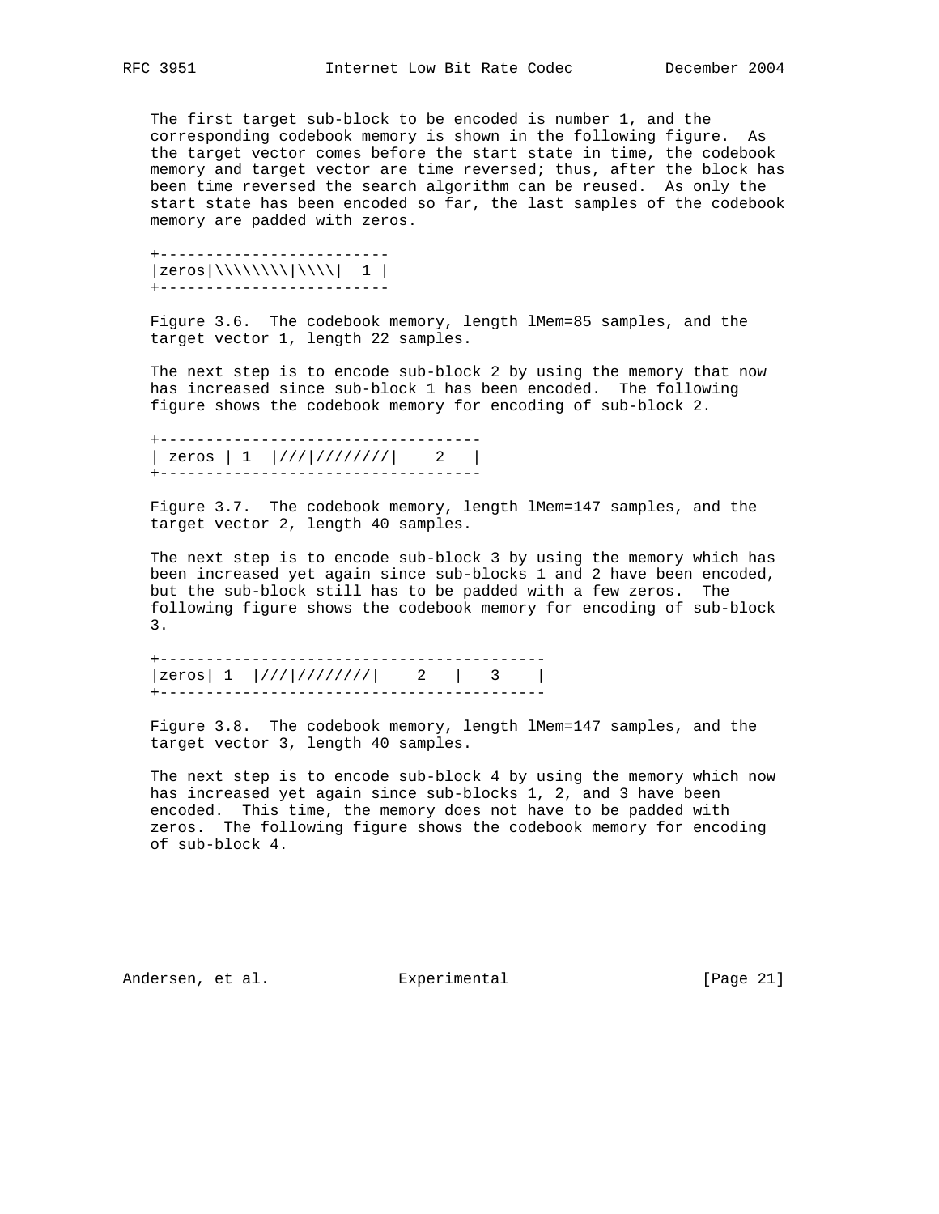The first target sub-block to be encoded is number 1, and the corresponding codebook memory is shown in the following figure. As the target vector comes before the start state in time, the codebook memory and target vector are time reversed; thus, after the block has been time reversed the search algorithm can be reused. As only the start state has been encoded so far, the last samples of the codebook memory are padded with zeros.

```
+-------------------------
|zeros|\\\\\\\\\|\\\\|  1 |
+-------------------------
```

Figure 3.6. The codebook memory, length lMem=85 samples, and the target vector 1, length 22 samples.

The next step is to encode sub-block 2 by using the memory that now has increased since sub-block 1 has been encoded. The following figure shows the codebook memory for encoding of sub-block 2.

```
+-----------------------------------
| zeros | 1  |///|////////|    2   |
+-----------------------------------
```

Figure 3.7. The codebook memory, length lMem=147 samples, and the target vector 2, length 40 samples.

The next step is to encode sub-block 3 by using the memory which has been increased yet again since sub-blocks 1 and 2 have been encoded, but the sub-block still has to be padded with a few zeros. The following figure shows the codebook memory for encoding of sub-block 3.

```
+------------------------------------------
|zeros| 1  |///|////////|    2   |   3    |
+------------------------------------------
```

Figure 3.8. The codebook memory, length lMem=147 samples, and the target vector 3, length 40 samples.

The next step is to encode sub-block 4 by using the memory which now has increased yet again since sub-blocks 1, 2, and 3 have been encoded. This time, the memory does not have to be padded with zeros. The following figure shows the codebook memory for encoding of sub-block 4.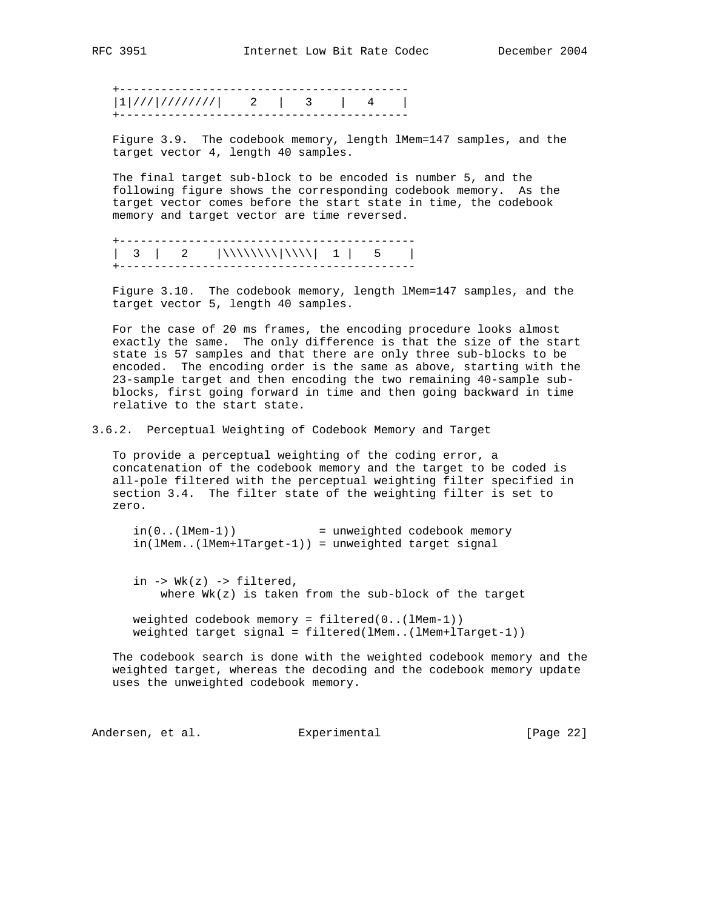```
+------------------------------------------
|1|///|////////|    2   |    3    |   4    |
+------------------------------------------
```

Figure 3.9. The codebook memory, length lMem=147 samples, and the target vector 4, length 40 samples.

The final target sub-block to be encoded is number 5, and the following figure shows the corresponding codebook memory. As the target vector comes before the start state in time, the codebook memory and target vector are time reversed.

```
+-------------------------------------------
|  3  |   2    |\\\\\\\\|\\\\|  1 |   5    |
+-------------------------------------------
```

Figure 3.10. The codebook memory, length lMem=147 samples, and the target vector 5, length 40 samples.

For the case of 20 ms frames, the encoding procedure looks almost exactly the same. The only difference is that the size of the start state is 57 samples and that there are only three sub-blocks to be encoded. The encoding order is the same as above, starting with the 23-sample target and then encoding the two remaining 40-sample sub-blocks, first going forward in time and then going backward in time relative to the start state.

### 3.6.2. Perceptual Weighting of Codebook Memory and Target

To provide a perceptual weighting of the coding error, a concatenation of the codebook memory and the target to be coded is all-pole filtered with the perceptual weighting filter specified in section 3.4. The filter state of the weighting filter is set to zero.

```
in(0..(lMem-1))            = unweighted codebook memory
in(lMem..(lMem+lTarget-1)) = unweighted target signal


in -> Wk(z) -> filtered,
    where Wk(z) is taken from the sub-block of the target

weighted codebook memory = filtered(0..(lMem-1))
weighted target signal = filtered(lMem..(lMem+lTarget-1))
```

The codebook search is done with the weighted codebook memory and the weighted target, whereas the decoding and the codebook memory update uses the unweighted codebook memory.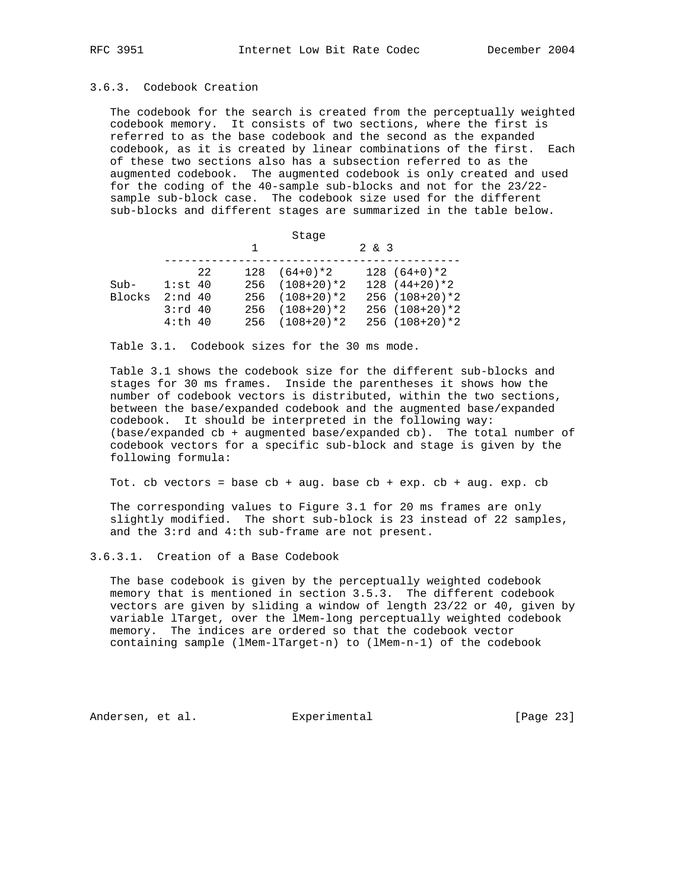### 3.6.3. Codebook Creation

The codebook for the search is created from the perceptually weighted codebook memory. It consists of two sections, where the first is referred to as the base codebook and the second as the expanded codebook, as it is created by linear combinations of the first. Each of these two sections also has a subsection referred to as the augmented codebook. The augmented codebook is only created and used for the coding of the 40-sample sub-blocks and not for the 23/22-sample sub-block case. The codebook size used for the different sub-blocks and different stages are summarized in the table below.

| | | Stage 1 | Stage 2 & 3 |
|---|---|---|---|
| | 22 | 128 (64+0)*2 | 128 (64+0)*2 |
| Sub-Blocks | 1:st 40 | 256 (108+20)*2 | 128 (44+20)*2 |
| | 2:nd 40 | 256 (108+20)*2 | 256 (108+20)*2 |
| | 3:rd 40 | 256 (108+20)*2 | 256 (108+20)*2 |
| | 4:th 40 | 256 (108+20)*2 | 256 (108+20)*2 |

Table 3.1. Codebook sizes for the 30 ms mode.

Table 3.1 shows the codebook size for the different sub-blocks and stages for 30 ms frames. Inside the parentheses it shows how the number of codebook vectors is distributed, within the two sections, between the base/expanded codebook and the augmented base/expanded codebook. It should be interpreted in the following way: (base/expanded cb + augmented base/expanded cb). The total number of codebook vectors for a specific sub-block and stage is given by the following formula:

Tot. cb vectors = base cb + aug. base cb + exp. cb + aug. exp. cb

The corresponding values to Figure 3.1 for 20 ms frames are only slightly modified. The short sub-block is 23 instead of 22 samples, and the 3:rd and 4:th sub-frame are not present.

#### 3.6.3.1. Creation of a Base Codebook

The base codebook is given by the perceptually weighted codebook memory that is mentioned in section 3.5.3. The different codebook vectors are given by sliding a window of length 23/22 or 40, given by variable lTarget, over the lMem-long perceptually weighted codebook memory. The indices are ordered so that the codebook vector containing sample (lMem-lTarget-n) to (lMem-n-1) of the codebook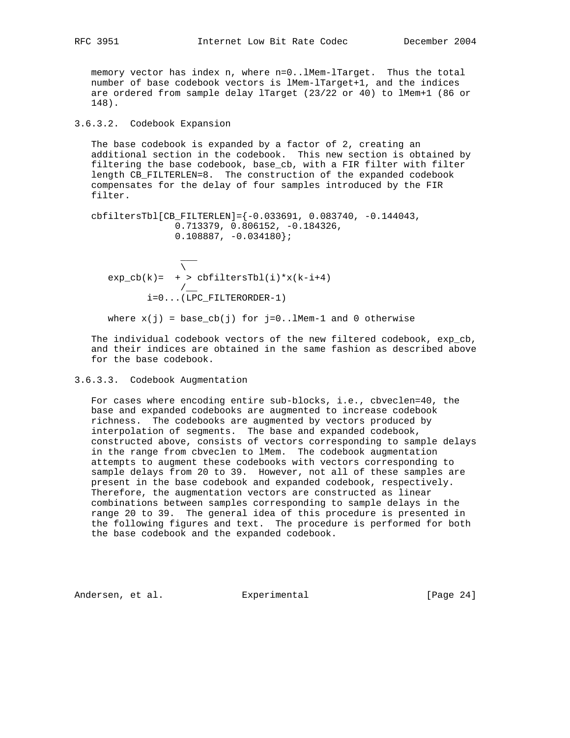memory vector has index n, where n=0..lMem-lTarget. Thus the total number of base codebook vectors is lMem-lTarget+1, and the indices are ordered from sample delay lTarget (23/22 or 40) to lMem+1 (86 or 148).

### 3.6.3.2. Codebook Expansion

The base codebook is expanded by a factor of 2, creating an additional section in the codebook. This new section is obtained by filtering the base codebook, base_cb, with a FIR filter with filter length CB_FILTERLEN=8. The construction of the expanded codebook compensates for the delay of four samples introduced by the FIR filter.

```
cbfiltersTbl[CB_FILTERLEN]={-0.033691, 0.083740, -0.144043,
               0.713379, 0.806152, -0.184326,
               0.108887, -0.034180};
```

$$exp\_cb(k) = \sum_{i=0}^{LPC\_FILTERORDER-1} cbfiltersTbl(i) \cdot x(k-i+4)$$

where $x(j) = base\_cb(j)$ for $j=0..lMem-1$ and 0 otherwise

The individual codebook vectors of the new filtered codebook, exp_cb, and their indices are obtained in the same fashion as described above for the base codebook.

### 3.6.3.3. Codebook Augmentation

For cases where encoding entire sub-blocks, i.e., cbveclen=40, the base and expanded codebooks are augmented to increase codebook richness. The codebooks are augmented by vectors produced by interpolation of segments. The base and expanded codebook, constructed above, consists of vectors corresponding to sample delays in the range from cbveclen to lMem. The codebook augmentation attempts to augment these codebooks with vectors corresponding to sample delays from 20 to 39. However, not all of these samples are present in the base codebook and expanded codebook, respectively. Therefore, the augmentation vectors are constructed as linear combinations between samples corresponding to sample delays in the range 20 to 39. The general idea of this procedure is presented in the following figures and text. The procedure is performed for both the base codebook and the expanded codebook.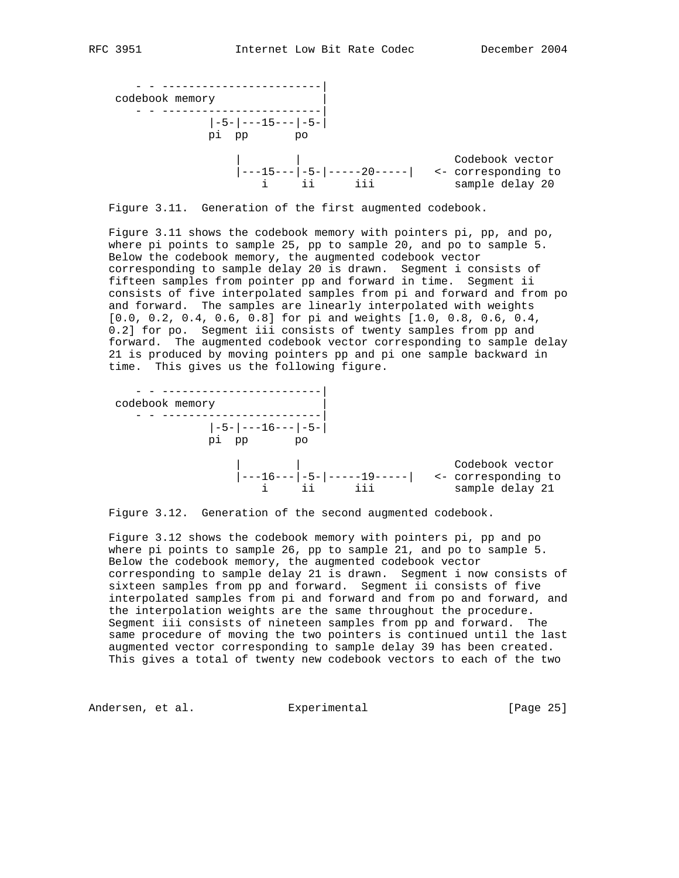```
    - - ------------------------|
 codebook memory                |
    - - ------------------------|
              |-5-|---15---|-5-|
              pi  pp       po

                  |        |                       Codebook vector
                  |---15---|-5-|-----20-----|   <- corresponding to
                      i     ii      iii            sample delay 20
```

Figure 3.11. Generation of the first augmented codebook.

Figure 3.11 shows the codebook memory with pointers pi, pp, and po, where pi points to sample 25, pp to sample 20, and po to sample 5. Below the codebook memory, the augmented codebook vector corresponding to sample delay 20 is drawn. Segment i consists of fifteen samples from pointer pp and forward in time. Segment ii consists of five interpolated samples from pi and forward and from po and forward. The samples are linearly interpolated with weights [0.0, 0.2, 0.4, 0.6, 0.8] for pi and weights [1.0, 0.8, 0.6, 0.4, 0.2] for po. Segment iii consists of twenty samples from pp and forward. The augmented codebook vector corresponding to sample delay 21 is produced by moving pointers pp and pi one sample backward in time. This gives us the following figure.

```
    - - ------------------------|
 codebook memory                |
    - - ------------------------|
              |-5-|---16---|-5-|
              pi  pp       po

                  |        |                       Codebook vector
                  |---16---|-5-|-----19-----|   <- corresponding to
                      i     ii      iii            sample delay 21
```

Figure 3.12. Generation of the second augmented codebook.

Figure 3.12 shows the codebook memory with pointers pi, pp and po where pi points to sample 26, pp to sample 21, and po to sample 5. Below the codebook memory, the augmented codebook vector corresponding to sample delay 21 is drawn. Segment i now consists of sixteen samples from pp and forward. Segment ii consists of five interpolated samples from pi and forward and from po and forward, and the interpolation weights are the same throughout the procedure. Segment iii consists of nineteen samples from pp and forward. The same procedure of moving the two pointers is continued until the last augmented vector corresponding to sample delay 39 has been created. This gives a total of twenty new codebook vectors to each of the two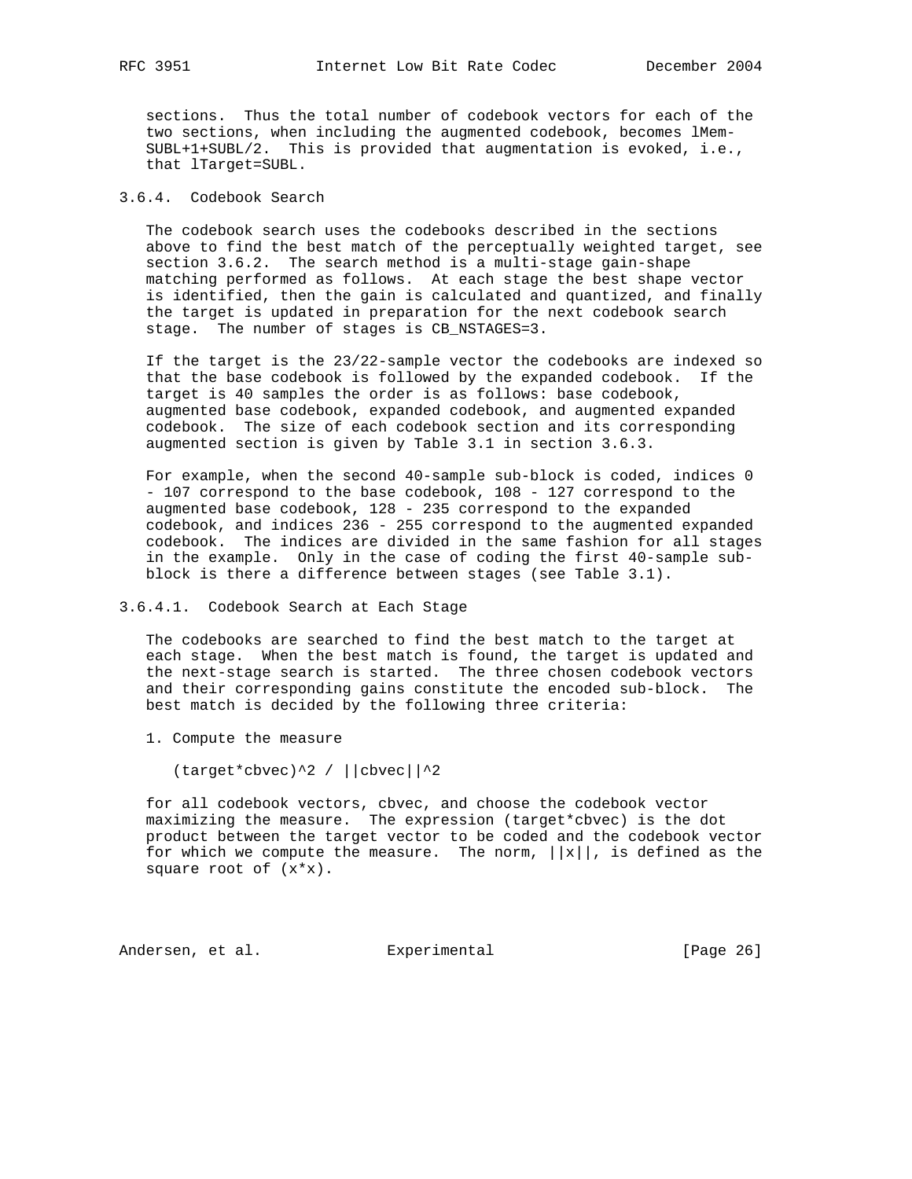sections. Thus the total number of codebook vectors for each of the two sections, when including the augmented codebook, becomes lMem-SUBL+1+SUBL/2. This is provided that augmentation is evoked, i.e., that lTarget=SUBL.

### 3.6.4. Codebook Search

The codebook search uses the codebooks described in the sections above to find the best match of the perceptually weighted target, see section 3.6.2. The search method is a multi-stage gain-shape matching performed as follows. At each stage the best shape vector is identified, then the gain is calculated and quantized, and finally the target is updated in preparation for the next codebook search stage. The number of stages is CB_NSTAGES=3.

If the target is the 23/22-sample vector the codebooks are indexed so that the base codebook is followed by the expanded codebook. If the target is 40 samples the order is as follows: base codebook, augmented base codebook, expanded codebook, and augmented expanded codebook. The size of each codebook section and its corresponding augmented section is given by Table 3.1 in section 3.6.3.

For example, when the second 40-sample sub-block is coded, indices 0 - 107 correspond to the base codebook, 108 - 127 correspond to the augmented base codebook, 128 - 235 correspond to the expanded codebook, and indices 236 - 255 correspond to the augmented expanded codebook. The indices are divided in the same fashion for all stages in the example. Only in the case of coding the first 40-sample sub-block is there a difference between stages (see Table 3.1).

#### 3.6.4.1. Codebook Search at Each Stage

The codebooks are searched to find the best match to the target at each stage. When the best match is found, the target is updated and the next-stage search is started. The three chosen codebook vectors and their corresponding gains constitute the encoded sub-block. The best match is decided by the following three criteria:

1. Compute the measure

```
(target*cbvec)^2 / ||cbvec||^2
```

for all codebook vectors, cbvec, and choose the codebook vector maximizing the measure. The expression (target*cbvec) is the dot product between the target vector to be coded and the codebook vector for which we compute the measure. The norm, ||x||, is defined as the square root of (x*x).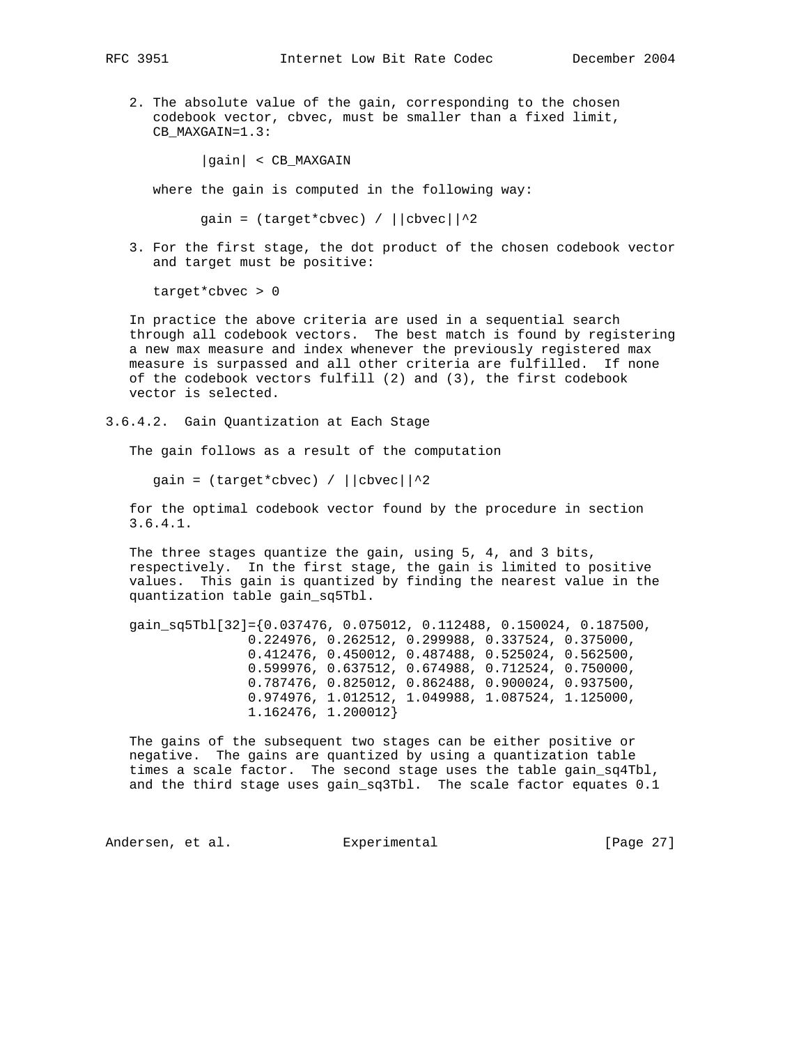2. The absolute value of the gain, corresponding to the chosen codebook vector, cbvec, must be smaller than a fixed limit, CB_MAXGAIN=1.3:

   $$|gain| < CB\_MAXGAIN$$

   where the gain is computed in the following way:

   $$gain = (target*cbvec) / ||cbvec||^2$$

3. For the first stage, the dot product of the chosen codebook vector and target must be positive:

   $$target*cbvec > 0$$

In practice the above criteria are used in a sequential search through all codebook vectors. The best match is found by registering a new max measure and index whenever the previously registered max measure is surpassed and all other criteria are fulfilled. If none of the codebook vectors fulfill (2) and (3), the first codebook vector is selected.

#### 3.6.4.2. Gain Quantization at Each Stage

The gain follows as a result of the computation

$$gain = (target*cbvec) / ||cbvec||^2$$

for the optimal codebook vector found by the procedure in section 3.6.4.1.

The three stages quantize the gain, using 5, 4, and 3 bits, respectively. In the first stage, the gain is limited to positive values. This gain is quantized by finding the nearest value in the quantization table gain_sq5Tbl.

```
gain_sq5Tbl[32]={0.037476, 0.075012, 0.112488, 0.150024, 0.187500,
                 0.224976, 0.262512, 0.299988, 0.337524, 0.375000,
                 0.412476, 0.450012, 0.487488, 0.525024, 0.562500,
                 0.599976, 0.637512, 0.674988, 0.712524, 0.750000,
                 0.787476, 0.825012, 0.862488, 0.900024, 0.937500,
                 0.974976, 1.012512, 1.049988, 1.087524, 1.125000,
                 1.162476, 1.200012}
```

The gains of the subsequent two stages can be either positive or negative. The gains are quantized by using a quantization table times a scale factor. The second stage uses the table gain_sq4Tbl, and the third stage uses gain_sq3Tbl. The scale factor equates 0.1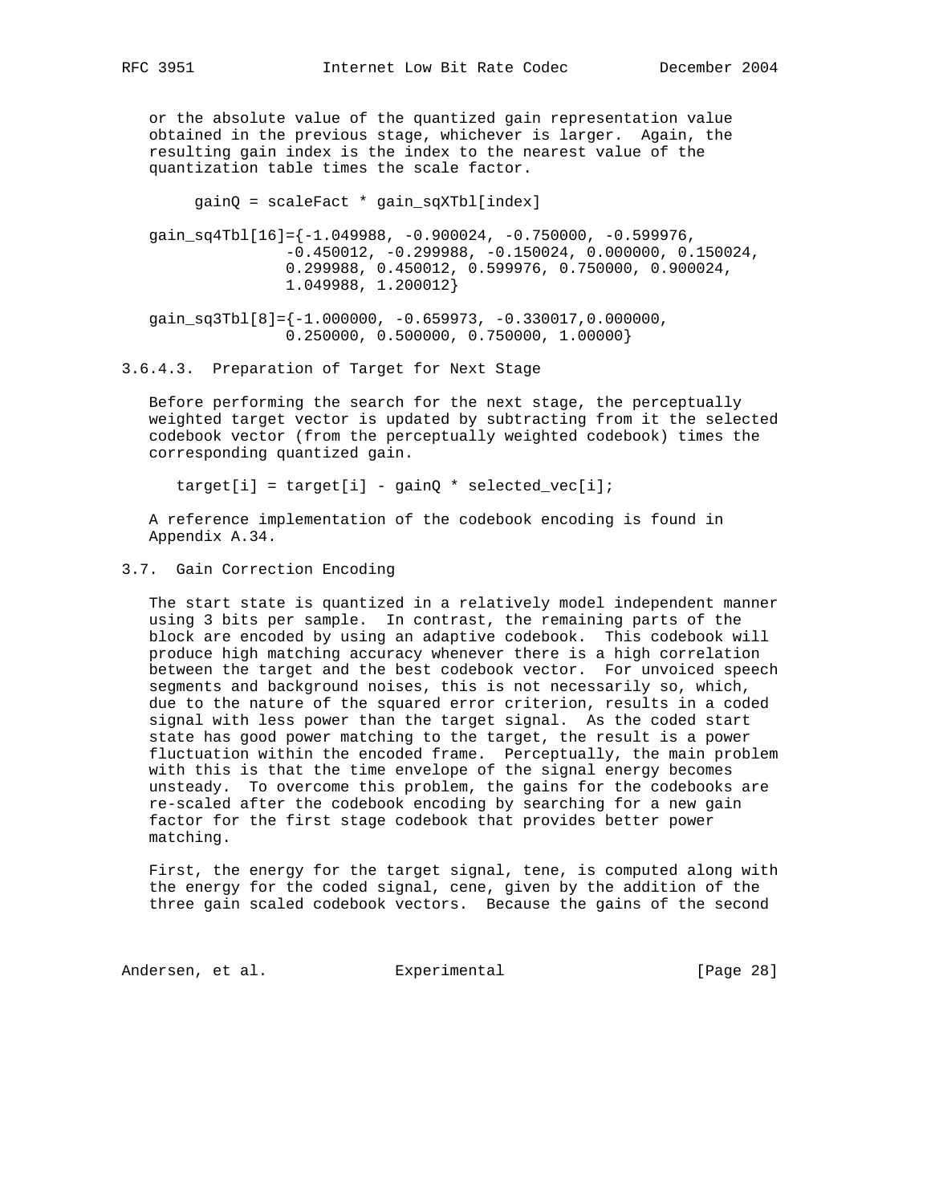or the absolute value of the quantized gain representation value obtained in the previous stage, whichever is larger. Again, the resulting gain index is the index to the nearest value of the quantization table times the scale factor.

```
gainQ = scaleFact * gain_sqXTbl[index]
```

```
gain_sq4Tbl[16]={-1.049988, -0.900024, -0.750000, -0.599976,
                -0.450012, -0.299988, -0.150024, 0.000000, 0.150024,
                0.299988, 0.450012, 0.599976, 0.750000, 0.900024,
                1.049988, 1.200012}

gain_sq3Tbl[8]={-1.000000, -0.659973, -0.330017,0.000000,
                0.250000, 0.500000, 0.750000, 1.00000}
```

### 3.6.4.3. Preparation of Target for Next Stage

Before performing the search for the next stage, the perceptually weighted target vector is updated by subtracting from it the selected codebook vector (from the perceptually weighted codebook) times the corresponding quantized gain.

```
target[i] = target[i] - gainQ * selected_vec[i];
```

A reference implementation of the codebook encoding is found in Appendix A.34.

## 3.7. Gain Correction Encoding

The start state is quantized in a relatively model independent manner using 3 bits per sample. In contrast, the remaining parts of the block are encoded by using an adaptive codebook. This codebook will produce high matching accuracy whenever there is a high correlation between the target and the best codebook vector. For unvoiced speech segments and background noises, this is not necessarily so, which, due to the nature of the squared error criterion, results in a coded signal with less power than the target signal. As the coded start state has good power matching to the target, the result is a power fluctuation within the encoded frame. Perceptually, the main problem with this is that the time envelope of the signal energy becomes unsteady. To overcome this problem, the gains for the codebooks are re-scaled after the codebook encoding by searching for a new gain factor for the first stage codebook that provides better power matching.

First, the energy for the target signal, tene, is computed along with the energy for the coded signal, cene, given by the addition of the three gain scaled codebook vectors. Because the gains of the second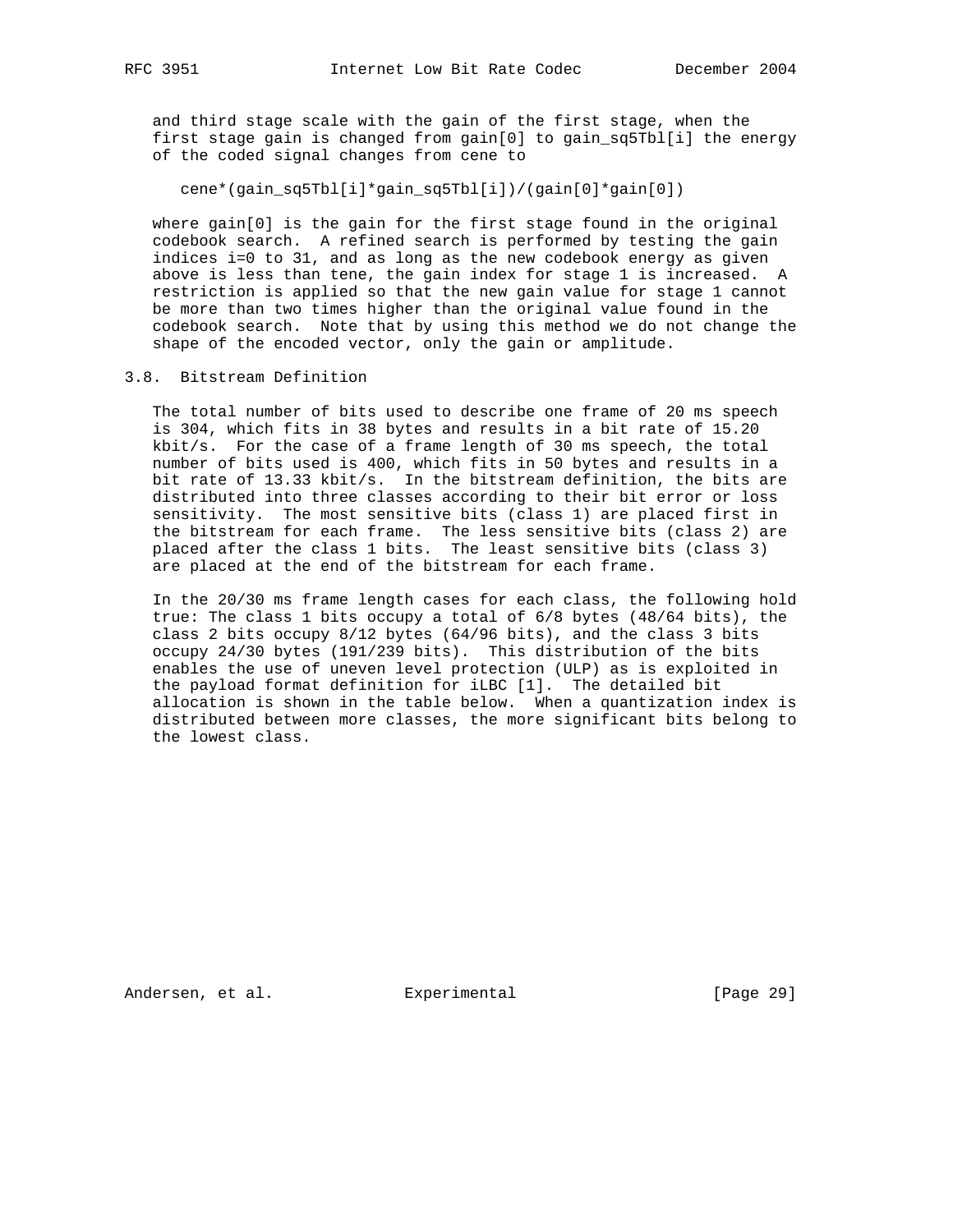and third stage scale with the gain of the first stage, when the first stage gain is changed from gain[0] to gain_sq5Tbl[i] the energy of the coded signal changes from cene to

```
cene*(gain_sq5Tbl[i]*gain_sq5Tbl[i])/(gain[0]*gain[0])
```

where gain[0] is the gain for the first stage found in the original codebook search. A refined search is performed by testing the gain indices i=0 to 31, and as long as the new codebook energy as given above is less than tene, the gain index for stage 1 is increased. A restriction is applied so that the new gain value for stage 1 cannot be more than two times higher than the original value found in the codebook search. Note that by using this method we do not change the shape of the encoded vector, only the gain or amplitude.

## 3.8. Bitstream Definition

The total number of bits used to describe one frame of 20 ms speech is 304, which fits in 38 bytes and results in a bit rate of 15.20 kbit/s. For the case of a frame length of 30 ms speech, the total number of bits used is 400, which fits in 50 bytes and results in a bit rate of 13.33 kbit/s. In the bitstream definition, the bits are distributed into three classes according to their bit error or loss sensitivity. The most sensitive bits (class 1) are placed first in the bitstream for each frame. The less sensitive bits (class 2) are placed after the class 1 bits. The least sensitive bits (class 3) are placed at the end of the bitstream for each frame.

In the 20/30 ms frame length cases for each class, the following hold true: The class 1 bits occupy a total of 6/8 bytes (48/64 bits), the class 2 bits occupy 8/12 bytes (64/96 bits), and the class 3 bits occupy 24/30 bytes (191/239 bits). This distribution of the bits enables the use of uneven level protection (ULP) as is exploited in the payload format definition for iLBC [1]. The detailed bit allocation is shown in the table below. When a quantization index is distributed between more classes, the more significant bits belong to the lowest class.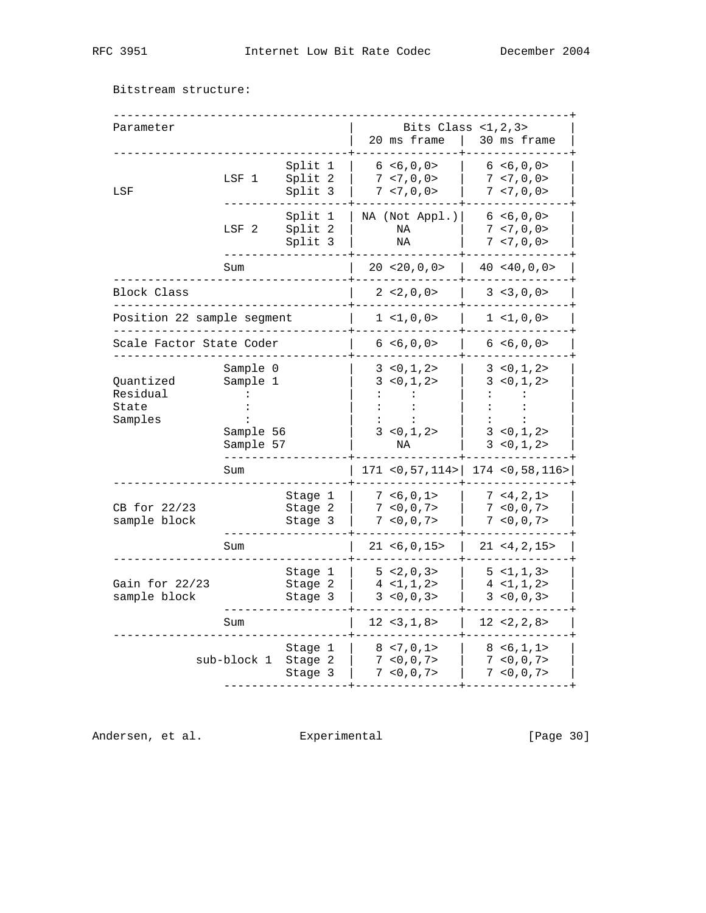Bitstream structure:

```
------------------------------------------------------------------+
Parameter                         |       Bits Class <1,2,3>      |
                                  |  20 ms frame  |  30 ms frame  |
----------------------------------+---------------+---------------+
                        Split 1   |   6 <6,0,0>   |   6 <6,0,0>   |
                LSF 1   Split 2   |   7 <7,0,0>   |   7 <7,0,0>   |
LSF                     Split 3   |   7 <7,0,0>   |   7 <7,0,0>   |
                ------------------+---------------+---------------+
                        Split 1   | NA (Not Appl.)|   6 <6,0,0>   |
                LSF 2   Split 2   |      NA       |   7 <7,0,0>   |
                        Split 3   |      NA       |   7 <7,0,0>   |
                ------------------+---------------+---------------+
                Sum               |  20 <20,0,0>  |  40 <40,0,0>  |
----------------------------------+---------------+---------------+
Block Class                       |   2 <2,0,0>   |   3 <3,0,0>   |
----------------------------------+---------------+---------------+
Position 22 sample segment        |   1 <1,0,0>   |   1 <1,0,0>   |
----------------------------------+---------------+---------------+
Scale Factor State Coder          |   6 <6,0,0>   |   6 <6,0,0>   |
----------------------------------+---------------+---------------+
                Sample 0          |   3 <0,1,2>   |   3 <0,1,2>   |
Quantized       Sample 1          |   3 <0,1,2>   |   3 <0,1,2>   |
Residual           :              |   :    :      |   :    :      |
State              :              |   :    :      |   :    :      |
Samples            :              |   :    :      |   :    :      |
                Sample 56         |   3 <0,1,2>   |   3 <0,1,2>   |
                Sample 57         |      NA       |   3 <0,1,2>   |
                ------------------+---------------+---------------+
                Sum               | 171 <0,57,114>| 174 <0,58,116>|
----------------------------------+---------------+---------------+
                        Stage 1   |   7 <6,0,1>   |   7 <4,2,1>   |
CB for 22/23            Stage 2   |   7 <0,0,7>   |   7 <0,0,7>   |
sample block            Stage 3   |   7 <0,0,7>   |   7 <0,0,7>   |
                ------------------+---------------+---------------+
                Sum               |  21 <6,0,15>  |  21 <4,2,15>  |
----------------------------------+---------------+---------------+
                        Stage 1   |   5 <2,0,3>   |   5 <1,1,3>   |
Gain for 22/23          Stage 2   |   4 <1,1,2>   |   4 <1,1,2>   |
sample block            Stage 3   |   3 <0,0,3>   |   3 <0,0,3>   |
                ------------------+---------------+---------------+
                Sum               |  12 <3,1,8>   |  12 <2,2,8>   |
----------------------------------+---------------+---------------+
                        Stage 1   |   8 <7,0,1>   |   8 <6,1,1>   |
            sub-block 1 Stage 2   |   7 <0,0,7>   |   7 <0,0,7>   |
                        Stage 3   |   7 <0,0,7>   |   7 <0,0,7>   |
                ------------------+---------------+---------------+
```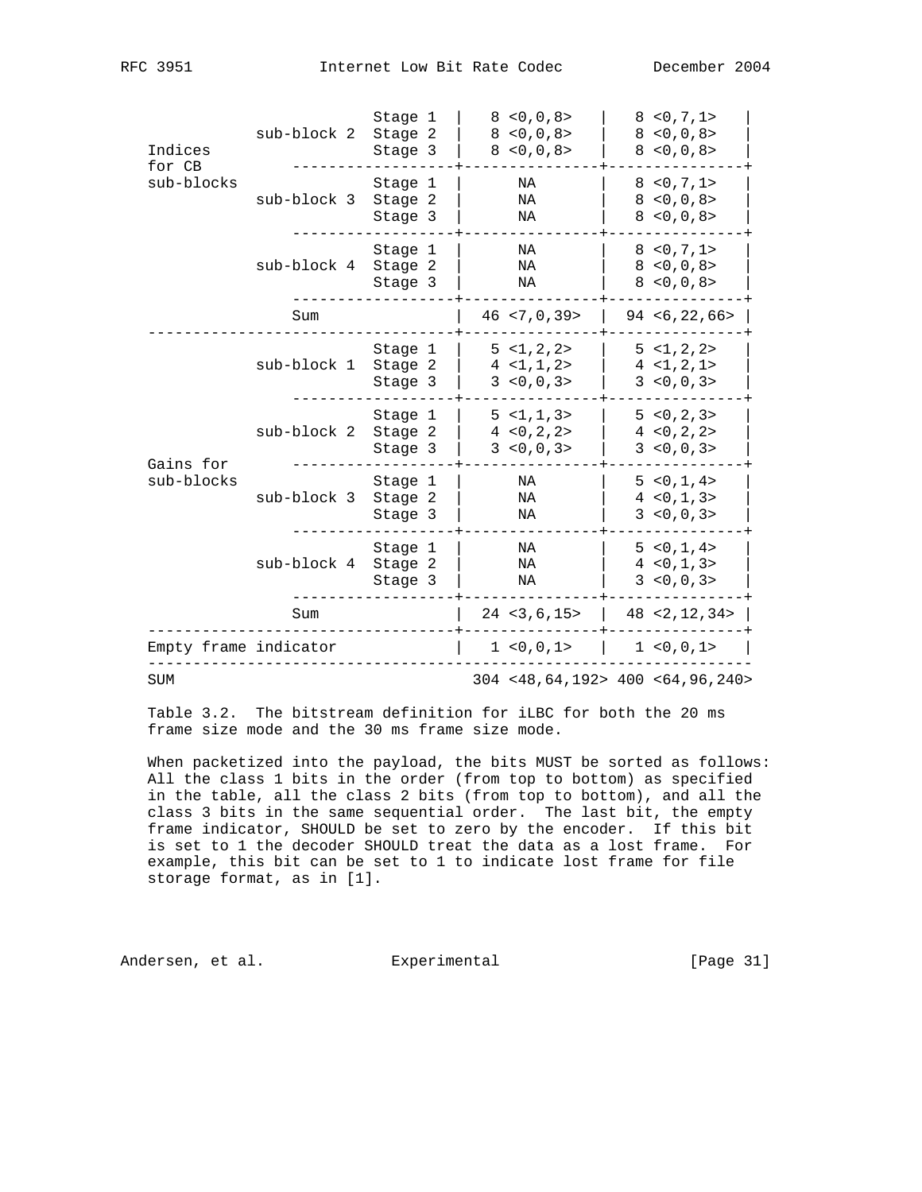| Parameter | Sub-block | Stage | 20 ms frame | 30 ms frame |
|---|---|---|---|---|
| | | Stage 1 | 8 <0,0,8> | 8 <0,7,1> |
| | sub-block 2 | Stage 2 | 8 <0,0,8> | 8 <0,0,8> |
| Indices for CB sub-blocks | | Stage 3 | 8 <0,0,8> | 8 <0,0,8> |
| | | Stage 1 | NA | 8 <0,7,1> |
| | sub-block 3 | Stage 2 | NA | 8 <0,0,8> |
| | | Stage 3 | NA | 8 <0,0,8> |
| | | Stage 1 | NA | 8 <0,7,1> |
| | sub-block 4 | Stage 2 | NA | 8 <0,0,8> |
| | | Stage 3 | NA | 8 <0,0,8> |
| | Sum | | 46 <7,0,39> | 94 <6,22,66> |
| | | Stage 1 | 5 <1,2,2> | 5 <1,2,2> |
| | sub-block 1 | Stage 2 | 4 <1,1,2> | 4 <1,2,1> |
| | | Stage 3 | 3 <0,0,3> | 3 <0,0,3> |
| | | Stage 1 | 5 <1,1,3> | 5 <0,2,3> |
| | sub-block 2 | Stage 2 | 4 <0,2,2> | 4 <0,2,2> |
| Gains for sub-blocks | | Stage 3 | 3 <0,0,3> | 3 <0,0,3> |
| | | Stage 1 | NA | 5 <0,1,4> |
| | sub-block 3 | Stage 2 | NA | 4 <0,1,3> |
| | | Stage 3 | NA | 3 <0,0,3> |
| | | Stage 1 | NA | 5 <0,1,4> |
| | sub-block 4 | Stage 2 | NA | 4 <0,1,3> |
| | | Stage 3 | NA | 3 <0,0,3> |
| | Sum | | 24 <3,6,15> | 48 <2,12,34> |
| Empty frame indicator | | | 1 <0,0,1> | 1 <0,0,1> |
| SUM | | | 304 <48,64,192> | 400 <64,96,240> |

Table 3.2. The bitstream definition for iLBC for both the 20 ms frame size mode and the 30 ms frame size mode.

When packetized into the payload, the bits MUST be sorted as follows: All the class 1 bits in the order (from top to bottom) as specified in the table, all the class 2 bits (from top to bottom), and all the class 3 bits in the same sequential order. The last bit, the empty frame indicator, SHOULD be set to zero by the encoder. If this bit is set to 1 the decoder SHOULD treat the data as a lost frame. For example, this bit can be set to 1 to indicate lost frame for file storage format, as in [1].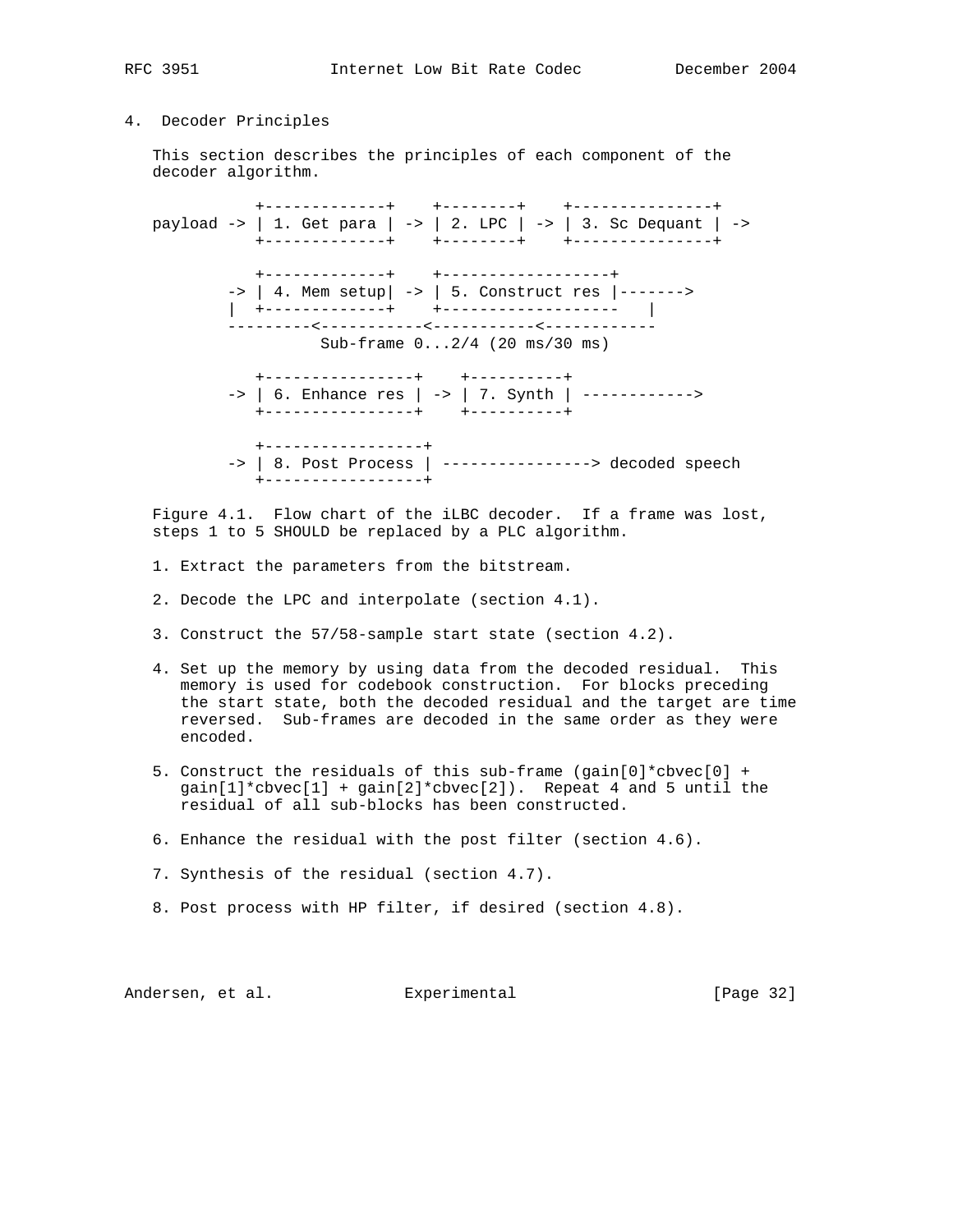# 4. Decoder Principles

This section describes the principles of each component of the decoder algorithm.

```
             +-------------+    +--------+    +---------------+
payload -> | 1. Get para | -> | 2. LPC | -> | 3. Sc Dequant | ->
             +-------------+    +--------+    +---------------+

             +-------------+    +------------------+
          -> | 4. Mem setup| -> | 5. Construct res |------->
          |  +-------------+    +-------------------   |
          ---------<-----------<-----------<------------
                   Sub-frame 0...2/4 (20 ms/30 ms)

             +----------------+    +----------+
          -> | 6. Enhance res | -> | 7. Synth | ------------>
             +----------------+    +----------+

             +-----------------+
          -> | 8. Post Process | ----------------> decoded speech
             +-----------------+
```

Figure 4.1. Flow chart of the iLBC decoder. If a frame was lost, steps 1 to 5 SHOULD be replaced by a PLC algorithm.

1. Extract the parameters from the bitstream.

2. Decode the LPC and interpolate (section 4.1).

3. Construct the 57/58-sample start state (section 4.2).

4. Set up the memory by using data from the decoded residual. This memory is used for codebook construction. For blocks preceding the start state, both the decoded residual and the target are time reversed. Sub-frames are decoded in the same order as they were encoded.

5. Construct the residuals of this sub-frame (gain[0]*cbvec[0] + gain[1]*cbvec[1] + gain[2]*cbvec[2]). Repeat 4 and 5 until the residual of all sub-blocks has been constructed.

6. Enhance the residual with the post filter (section 4.6).

7. Synthesis of the residual (section 4.7).

8. Post process with HP filter, if desired (section 4.8).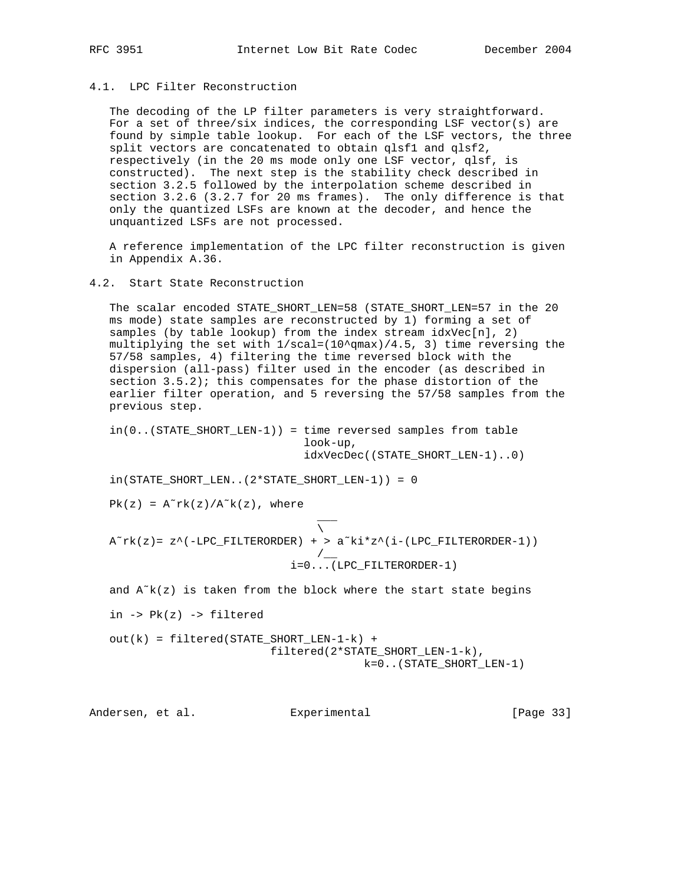### 4.1. LPC Filter Reconstruction

The decoding of the LP filter parameters is very straightforward. For a set of three/six indices, the corresponding LSF vector(s) are found by simple table lookup. For each of the LSF vectors, the three split vectors are concatenated to obtain qlsf1 and qlsf2, respectively (in the 20 ms mode only one LSF vector, qlsf, is constructed). The next step is the stability check described in section 3.2.5 followed by the interpolation scheme described in section 3.2.6 (3.2.7 for 20 ms frames). The only difference is that only the quantized LSFs are known at the decoder, and hence the unquantized LSFs are not processed.

A reference implementation of the LPC filter reconstruction is given in Appendix A.36.

### 4.2. Start State Reconstruction

The scalar encoded STATE_SHORT_LEN=58 (STATE_SHORT_LEN=57 in the 20 ms mode) state samples are reconstructed by 1) forming a set of samples (by table lookup) from the index stream idxVec[n], 2) multiplying the set with 1/scal=(10^qmax)/4.5, 3) time reversing the 57/58 samples, 4) filtering the time reversed block with the dispersion (all-pass) filter used in the encoder (as described in section 3.5.2); this compensates for the phase distortion of the earlier filter operation, and 5 reversing the 57/58 samples from the previous step.

```
in(0..(STATE_SHORT_LEN-1)) = time reversed samples from table
                             look-up,
                             idxVecDec((STATE_SHORT_LEN-1)..0)

in(STATE_SHORT_LEN..(2*STATE_SHORT_LEN-1)) = 0

Pk(z) = A~rk(z)/A~k(z), where
                               ___
                               \
A~rk(z)= z^(-LPC_FILTERORDER) + > a~ki*z^(i-(LPC_FILTERORDER-1))
                               /__
                           i=0...(LPC_FILTERORDER-1)

and A~k(z) is taken from the block where the start state begins

in -> Pk(z) -> filtered

out(k) = filtered(STATE_SHORT_LEN-1-k) +
                        filtered(2*STATE_SHORT_LEN-1-k),
                                      k=0..(STATE_SHORT_LEN-1)
```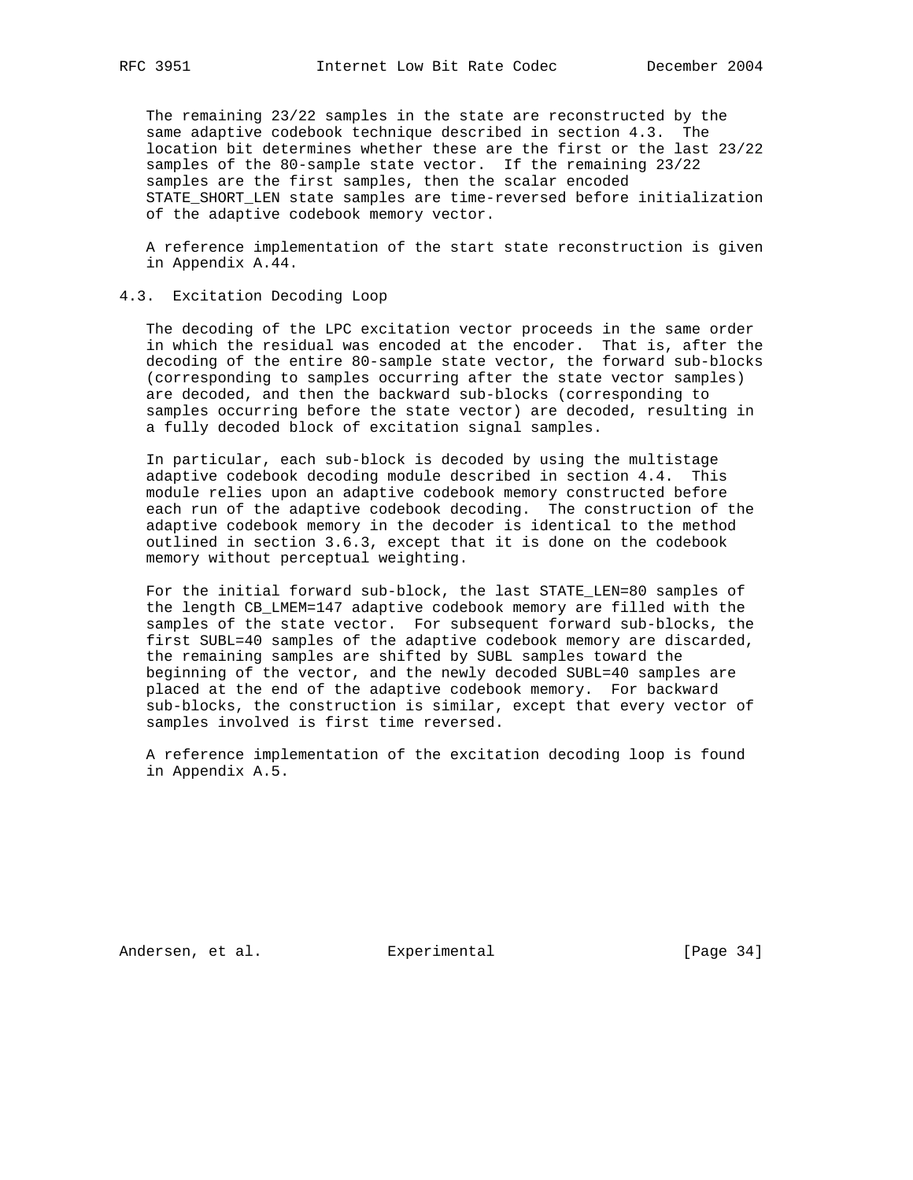The remaining 23/22 samples in the state are reconstructed by the same adaptive codebook technique described in section 4.3. The location bit determines whether these are the first or the last 23/22 samples of the 80-sample state vector. If the remaining 23/22 samples are the first samples, then the scalar encoded STATE_SHORT_LEN state samples are time-reversed before initialization of the adaptive codebook memory vector.

A reference implementation of the start state reconstruction is given in Appendix A.44.

### 4.3. Excitation Decoding Loop

The decoding of the LPC excitation vector proceeds in the same order in which the residual was encoded at the encoder. That is, after the decoding of the entire 80-sample state vector, the forward sub-blocks (corresponding to samples occurring after the state vector samples) are decoded, and then the backward sub-blocks (corresponding to samples occurring before the state vector) are decoded, resulting in a fully decoded block of excitation signal samples.

In particular, each sub-block is decoded by using the multistage adaptive codebook decoding module described in section 4.4. This module relies upon an adaptive codebook memory constructed before each run of the adaptive codebook decoding. The construction of the adaptive codebook memory in the decoder is identical to the method outlined in section 3.6.3, except that it is done on the codebook memory without perceptual weighting.

For the initial forward sub-block, the last STATE_LEN=80 samples of the length CB_LMEM=147 adaptive codebook memory are filled with the samples of the state vector. For subsequent forward sub-blocks, the first SUBL=40 samples of the adaptive codebook memory are discarded, the remaining samples are shifted by SUBL samples toward the beginning of the vector, and the newly decoded SUBL=40 samples are placed at the end of the adaptive codebook memory. For backward sub-blocks, the construction is similar, except that every vector of samples involved is first time reversed.

A reference implementation of the excitation decoding loop is found in Appendix A.5.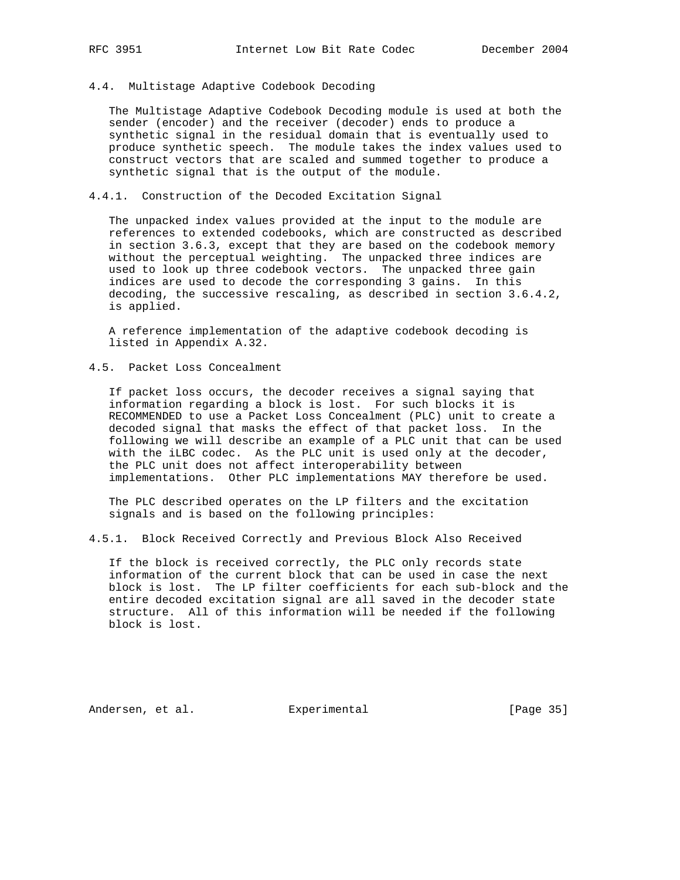### 4.4. Multistage Adaptive Codebook Decoding

The Multistage Adaptive Codebook Decoding module is used at both the sender (encoder) and the receiver (decoder) ends to produce a synthetic signal in the residual domain that is eventually used to produce synthetic speech. The module takes the index values used to construct vectors that are scaled and summed together to produce a synthetic signal that is the output of the module.

#### 4.4.1. Construction of the Decoded Excitation Signal

The unpacked index values provided at the input to the module are references to extended codebooks, which are constructed as described in section 3.6.3, except that they are based on the codebook memory without the perceptual weighting. The unpacked three indices are used to look up three codebook vectors. The unpacked three gain indices are used to decode the corresponding 3 gains. In this decoding, the successive rescaling, as described in section 3.6.4.2, is applied.

A reference implementation of the adaptive codebook decoding is listed in Appendix A.32.

### 4.5. Packet Loss Concealment

If packet loss occurs, the decoder receives a signal saying that information regarding a block is lost. For such blocks it is RECOMMENDED to use a Packet Loss Concealment (PLC) unit to create a decoded signal that masks the effect of that packet loss. In the following we will describe an example of a PLC unit that can be used with the iLBC codec. As the PLC unit is used only at the decoder, the PLC unit does not affect interoperability between implementations. Other PLC implementations MAY therefore be used.

The PLC described operates on the LP filters and the excitation signals and is based on the following principles:

#### 4.5.1. Block Received Correctly and Previous Block Also Received

If the block is received correctly, the PLC only records state information of the current block that can be used in case the next block is lost. The LP filter coefficients for each sub-block and the entire decoded excitation signal are all saved in the decoder state structure. All of this information will be needed if the following block is lost.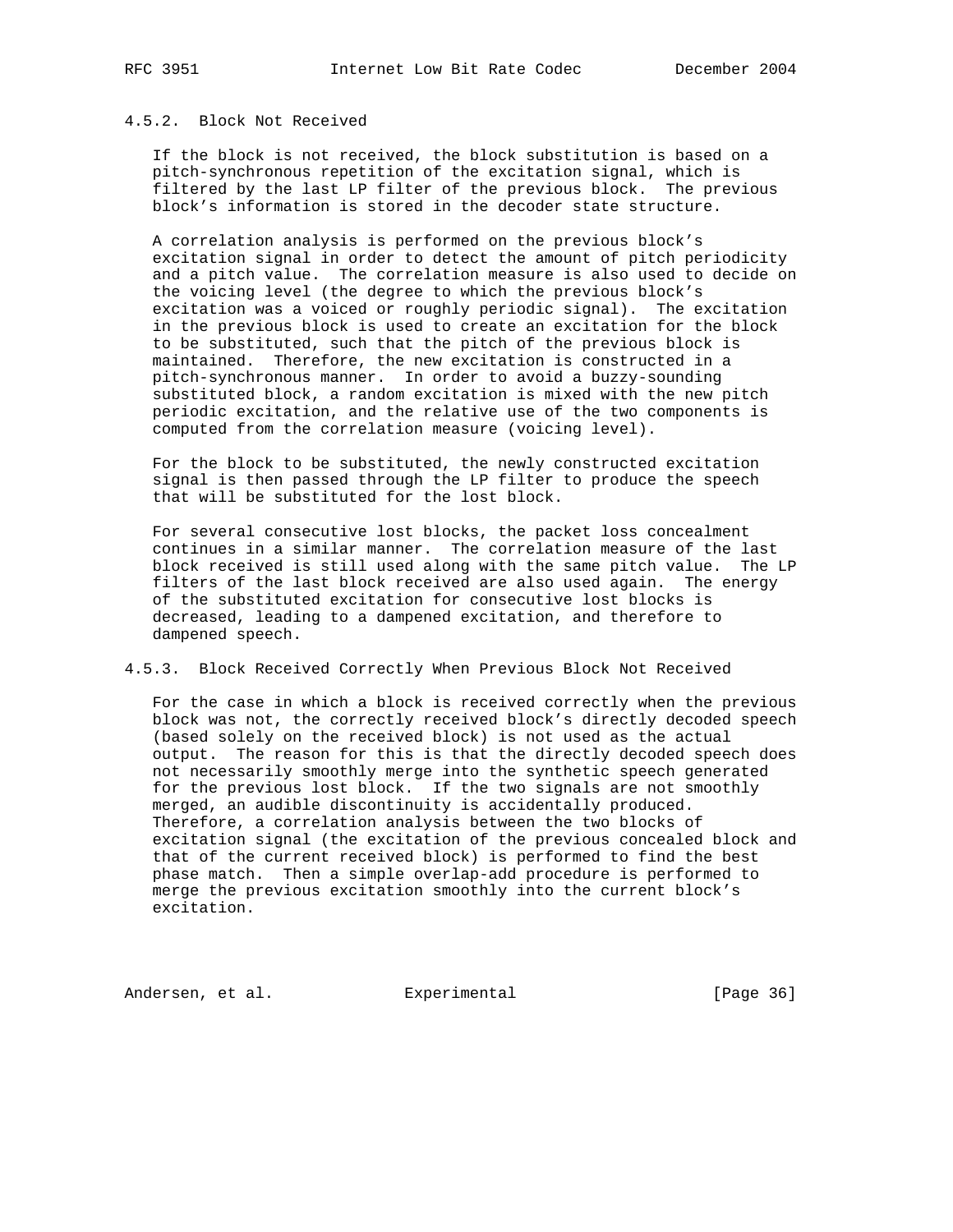#### 4.5.2. Block Not Received

If the block is not received, the block substitution is based on a pitch-synchronous repetition of the excitation signal, which is filtered by the last LP filter of the previous block. The previous block's information is stored in the decoder state structure.

A correlation analysis is performed on the previous block's excitation signal in order to detect the amount of pitch periodicity and a pitch value. The correlation measure is also used to decide on the voicing level (the degree to which the previous block's excitation was a voiced or roughly periodic signal). The excitation in the previous block is used to create an excitation for the block to be substituted, such that the pitch of the previous block is maintained. Therefore, the new excitation is constructed in a pitch-synchronous manner. In order to avoid a buzzy-sounding substituted block, a random excitation is mixed with the new pitch periodic excitation, and the relative use of the two components is computed from the correlation measure (voicing level).

For the block to be substituted, the newly constructed excitation signal is then passed through the LP filter to produce the speech that will be substituted for the lost block.

For several consecutive lost blocks, the packet loss concealment continues in a similar manner. The correlation measure of the last block received is still used along with the same pitch value. The LP filters of the last block received are also used again. The energy of the substituted excitation for consecutive lost blocks is decreased, leading to a dampened excitation, and therefore to dampened speech.

#### 4.5.3. Block Received Correctly When Previous Block Not Received

For the case in which a block is received correctly when the previous block was not, the correctly received block's directly decoded speech (based solely on the received block) is not used as the actual output. The reason for this is that the directly decoded speech does not necessarily smoothly merge into the synthetic speech generated for the previous lost block. If the two signals are not smoothly merged, an audible discontinuity is accidentally produced. Therefore, a correlation analysis between the two blocks of excitation signal (the excitation of the previous concealed block and that of the current received block) is performed to find the best phase match. Then a simple overlap-add procedure is performed to merge the previous excitation smoothly into the current block's excitation.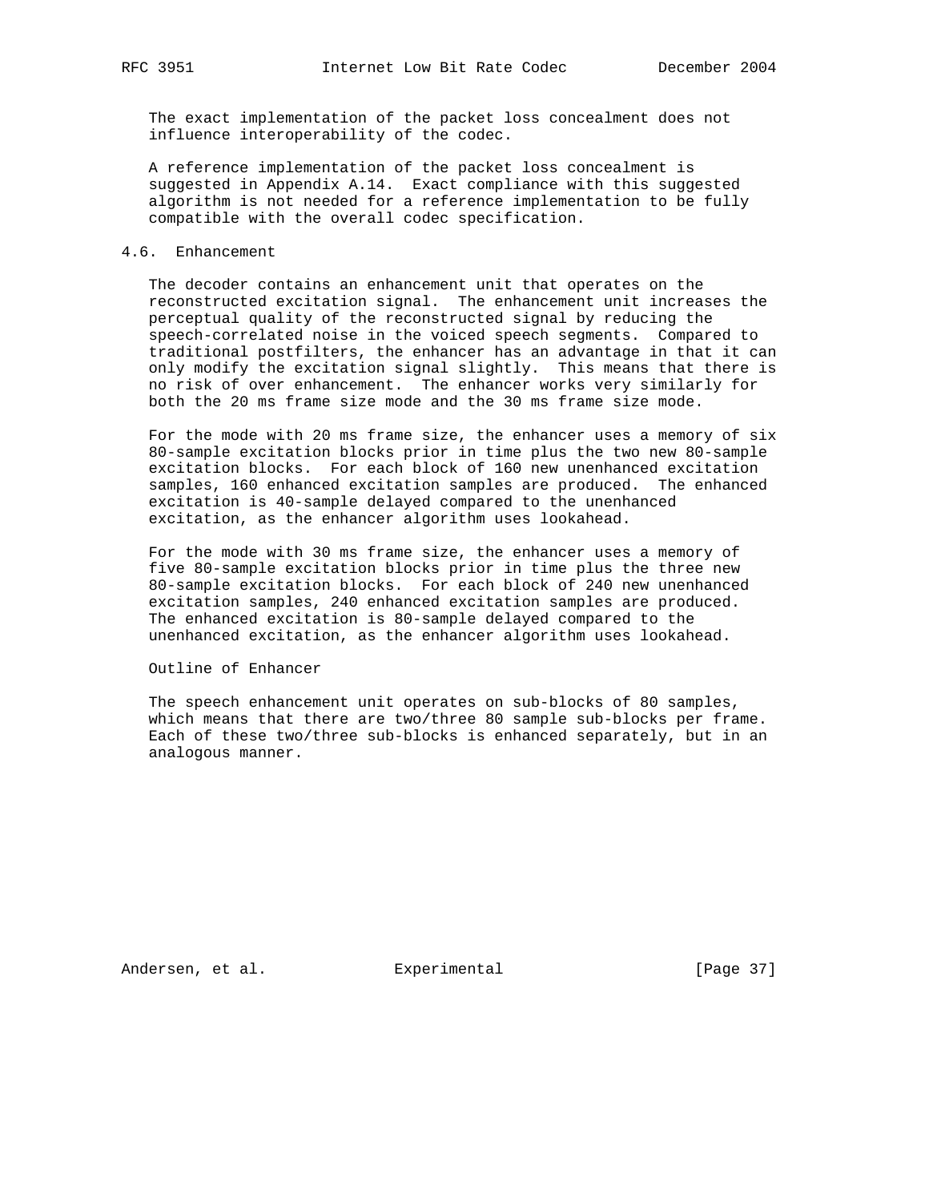The exact implementation of the packet loss concealment does not influence interoperability of the codec.

A reference implementation of the packet loss concealment is suggested in Appendix A.14. Exact compliance with this suggested algorithm is not needed for a reference implementation to be fully compatible with the overall codec specification.

## 4.6. Enhancement

The decoder contains an enhancement unit that operates on the reconstructed excitation signal. The enhancement unit increases the perceptual quality of the reconstructed signal by reducing the speech-correlated noise in the voiced speech segments. Compared to traditional postfilters, the enhancer has an advantage in that it can only modify the excitation signal slightly. This means that there is no risk of over enhancement. The enhancer works very similarly for both the 20 ms frame size mode and the 30 ms frame size mode.

For the mode with 20 ms frame size, the enhancer uses a memory of six 80-sample excitation blocks prior in time plus the two new 80-sample excitation blocks. For each block of 160 new unenhanced excitation samples, 160 enhanced excitation samples are produced. The enhanced excitation is 40-sample delayed compared to the unenhanced excitation, as the enhancer algorithm uses lookahead.

For the mode with 30 ms frame size, the enhancer uses a memory of five 80-sample excitation blocks prior in time plus the three new 80-sample excitation blocks. For each block of 240 new unenhanced excitation samples, 240 enhanced excitation samples are produced. The enhanced excitation is 80-sample delayed compared to the unenhanced excitation, as the enhancer algorithm uses lookahead.

Outline of Enhancer

The speech enhancement unit operates on sub-blocks of 80 samples, which means that there are two/three 80 sample sub-blocks per frame. Each of these two/three sub-blocks is enhanced separately, but in an analogous manner.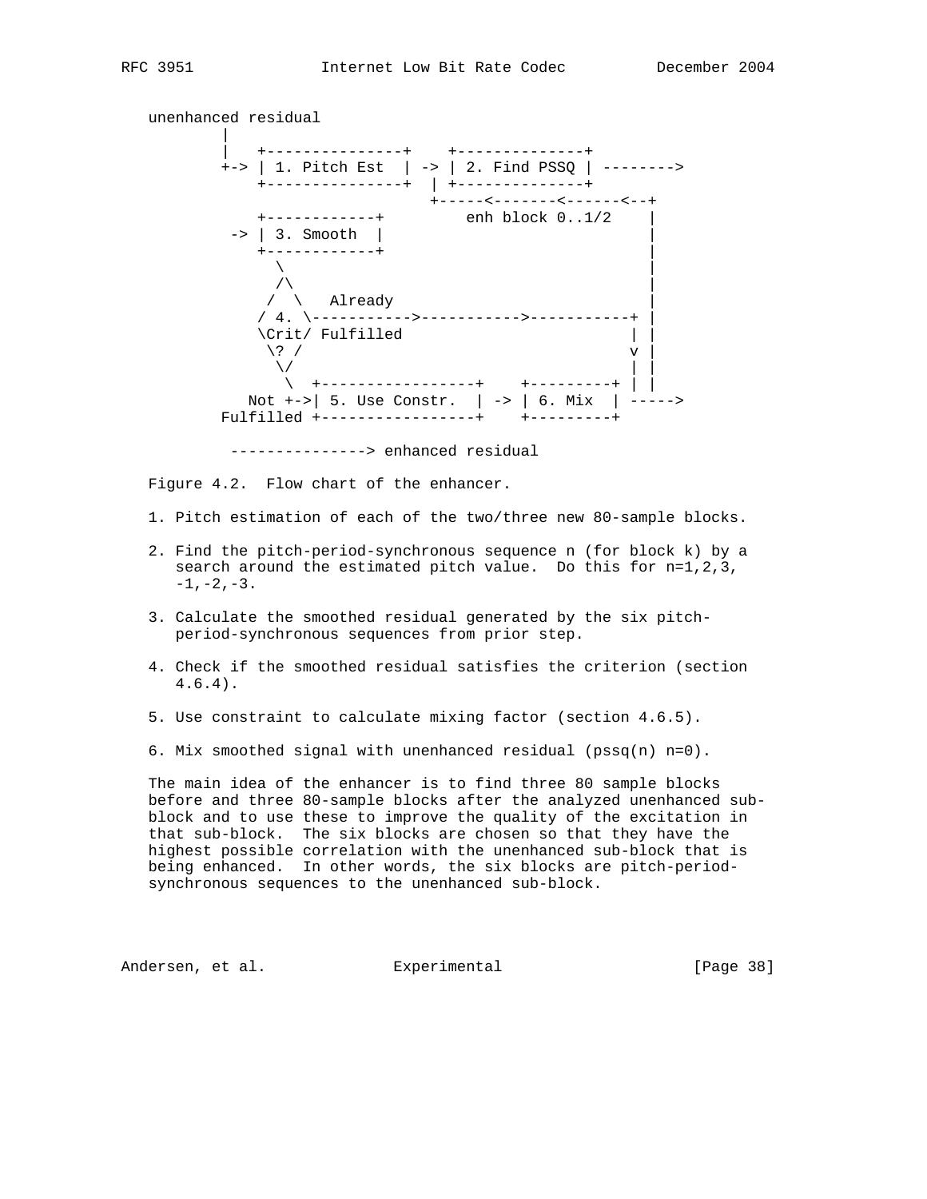```
   unenhanced residual
           |
           |   +---------------+    +--------------+
           +-> | 1. Pitch Est  | -> | 2. Find PSSQ | -------->
               +---------------+  | +--------------+
                                  +-----<-------<------<--+
               +------------+         enh block 0..1/2    |
            -> | 3. Smooth  |                             |
               +------------+                             |
                  \                                       |
                  /\                                      |
                 /  \   Already                           |
                / 4. \----------->----------->-----------+ |
                \Crit/ Fulfilled                        | |
                 \? /                                   v |
                  \/                                    | |
                   \  +-----------------+    +---------+ | |
              Not +->| 5. Use Constr.  | -> | 6. Mix  | ----->
           Fulfilled +-----------------+    +---------+

            ---------------> enhanced residual
```

Figure 4.2. Flow chart of the enhancer.

1. Pitch estimation of each of the two/three new 80-sample blocks.

2. Find the pitch-period-synchronous sequence n (for block k) by a search around the estimated pitch value. Do this for n=1,2,3, -1,-2,-3.

3. Calculate the smoothed residual generated by the six pitch-period-synchronous sequences from prior step.

4. Check if the smoothed residual satisfies the criterion (section 4.6.4).

5. Use constraint to calculate mixing factor (section 4.6.5).

6. Mix smoothed signal with unenhanced residual (pssq(n) n=0).

The main idea of the enhancer is to find three 80 sample blocks before and three 80-sample blocks after the analyzed unenhanced sub-block and to use these to improve the quality of the excitation in that sub-block. The six blocks are chosen so that they have the highest possible correlation with the unenhanced sub-block that is being enhanced. In other words, the six blocks are pitch-period-synchronous sequences to the unenhanced sub-block.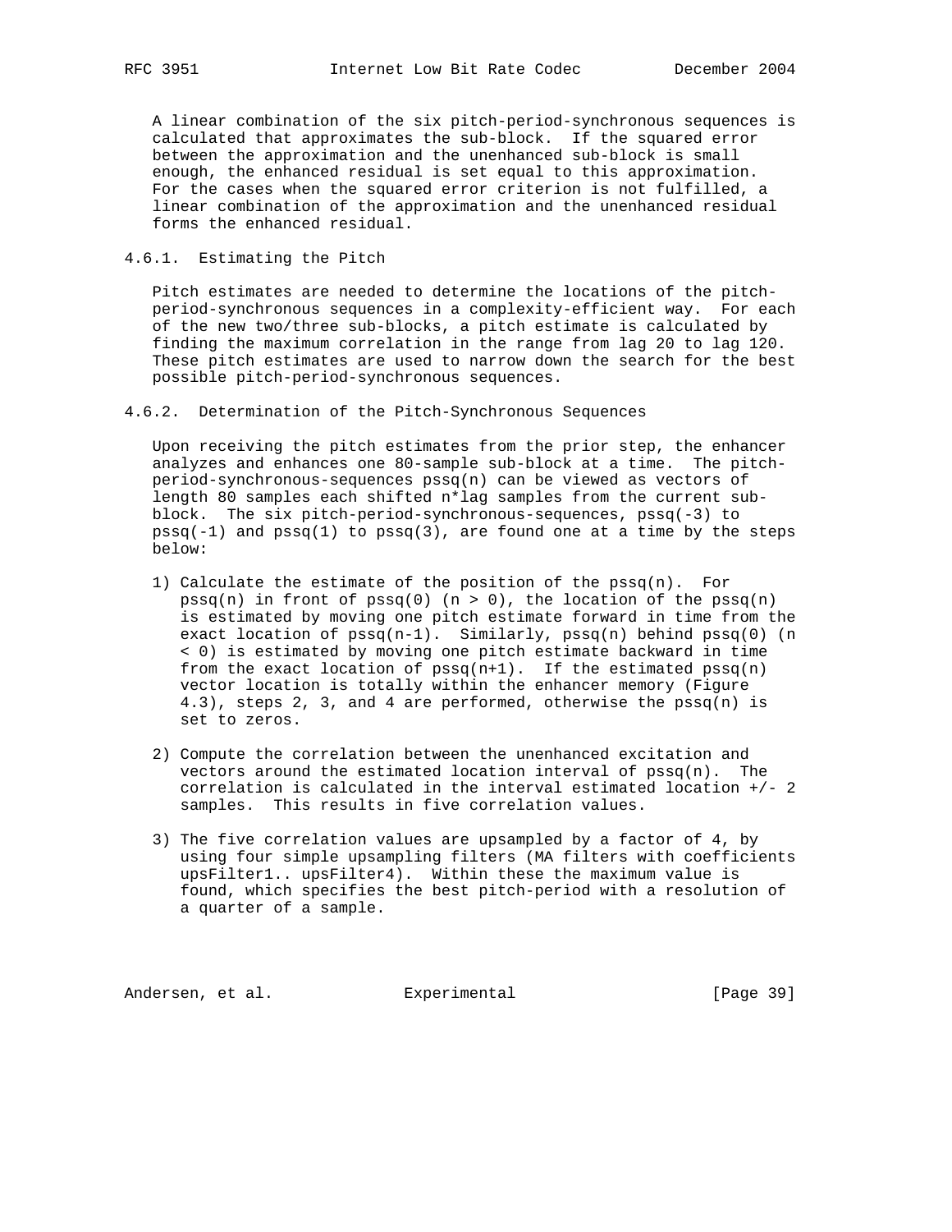A linear combination of the six pitch-period-synchronous sequences is calculated that approximates the sub-block. If the squared error between the approximation and the unenhanced sub-block is small enough, the enhanced residual is set equal to this approximation. For the cases when the squared error criterion is not fulfilled, a linear combination of the approximation and the unenhanced residual forms the enhanced residual.

### 4.6.1. Estimating the Pitch

Pitch estimates are needed to determine the locations of the pitch-period-synchronous sequences in a complexity-efficient way. For each of the new two/three sub-blocks, a pitch estimate is calculated by finding the maximum correlation in the range from lag 20 to lag 120. These pitch estimates are used to narrow down the search for the best possible pitch-period-synchronous sequences.

### 4.6.2. Determination of the Pitch-Synchronous Sequences

Upon receiving the pitch estimates from the prior step, the enhancer analyzes and enhances one 80-sample sub-block at a time. The pitch-period-synchronous-sequences pssq(n) can be viewed as vectors of length 80 samples each shifted n*lag samples from the current sub-block. The six pitch-period-synchronous-sequences, pssq(-3) to pssq(-1) and pssq(1) to pssq(3), are found one at a time by the steps below:

1) Calculate the estimate of the position of the pssq(n). For pssq(n) in front of pssq(0) (n > 0), the location of the pssq(n) is estimated by moving one pitch estimate forward in time from the exact location of pssq(n-1). Similarly, pssq(n) behind pssq(0) (n < 0) is estimated by moving one pitch estimate backward in time from the exact location of pssq(n+1). If the estimated pssq(n) vector location is totally within the enhancer memory (Figure 4.3), steps 2, 3, and 4 are performed, otherwise the pssq(n) is set to zeros.

2) Compute the correlation between the unenhanced excitation and vectors around the estimated location interval of pssq(n). The correlation is calculated in the interval estimated location +/- 2 samples. This results in five correlation values.

3) The five correlation values are upsampled by a factor of 4, by using four simple upsampling filters (MA filters with coefficients upsFilter1.. upsFilter4). Within these the maximum value is found, which specifies the best pitch-period with a resolution of a quarter of a sample.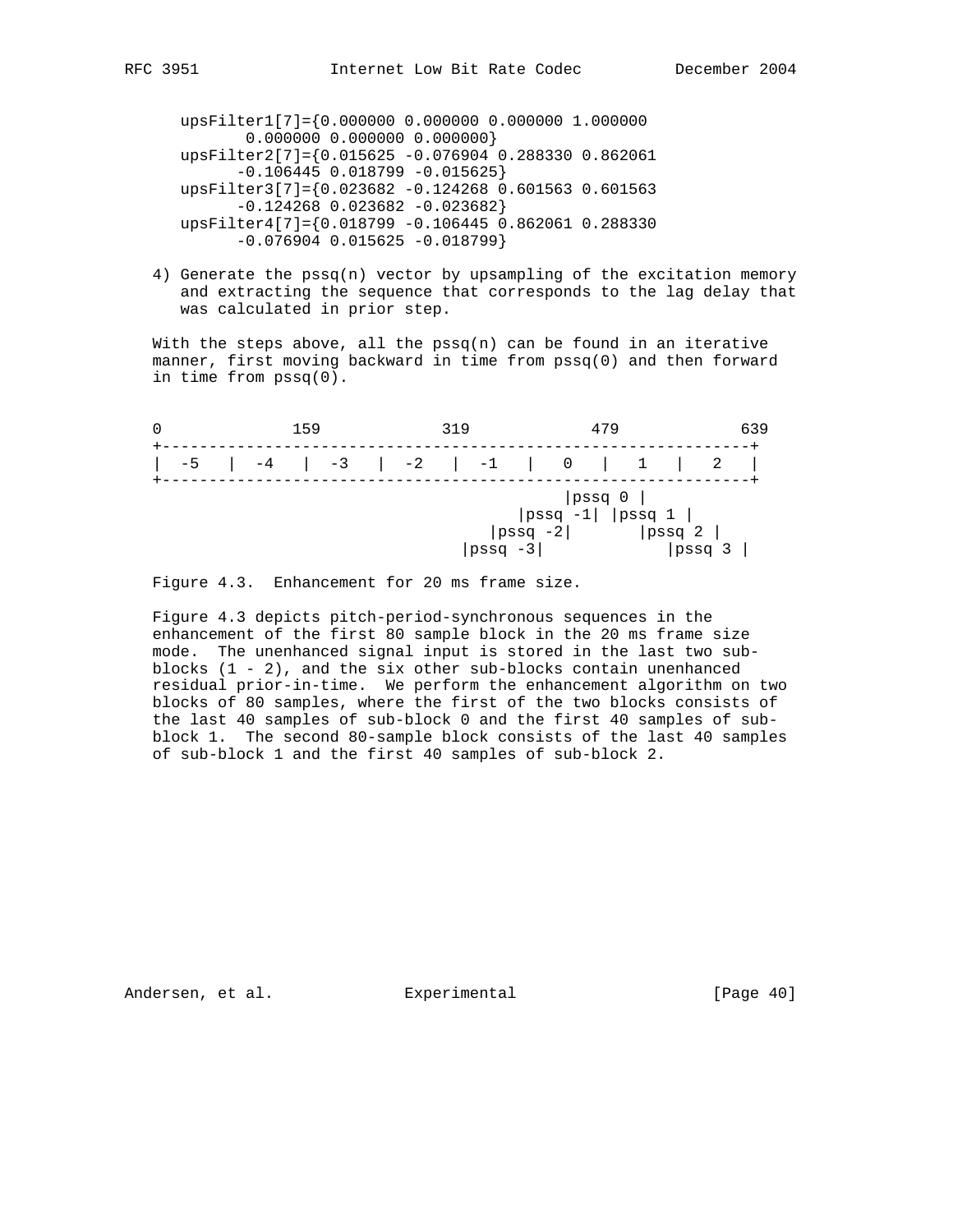```
upsFilter1[7]={0.000000 0.000000 0.000000 1.000000
     0.000000 0.000000 0.000000}
upsFilter2[7]={0.015625 -0.076904 0.288330 0.862061
    -0.106445 0.018799 -0.015625}
upsFilter3[7]={0.023682 -0.124268 0.601563 0.601563
    -0.124268 0.023682 -0.023682}
upsFilter4[7]={0.018799 -0.106445 0.862061 0.288330
    -0.076904 0.015625 -0.018799}
```

4) Generate the pssq(n) vector by upsampling of the excitation memory and extracting the sequence that corresponds to the lag delay that was calculated in prior step.

With the steps above, all the pssq(n) can be found in an iterative manner, first moving backward in time from pssq(0) and then forward in time from pssq(0).

```
0              159            319            479            639
+---------------------------------------------------------------+
|  -5   |  -4   |  -3   |  -2   |  -1   |   0   |   1   |   2   |
+---------------------------------------------------------------+
                                              |pssq 0 |
                                         |pssq -1| |pssq 1 |
                                      |pssq -2|       |pssq 2 |
                                   |pssq -3|             |pssq 3 |
```

Figure 4.3.  Enhancement for 20 ms frame size.

Figure 4.3 depicts pitch-period-synchronous sequences in the enhancement of the first 80 sample block in the 20 ms frame size mode. The unenhanced signal input is stored in the last two sub-blocks (1 - 2), and the six other sub-blocks contain unenhanced residual prior-in-time. We perform the enhancement algorithm on two blocks of 80 samples, where the first of the two blocks consists of the last 40 samples of sub-block 0 and the first 40 samples of sub-block 1. The second 80-sample block consists of the last 40 samples of sub-block 1 and the first 40 samples of sub-block 2.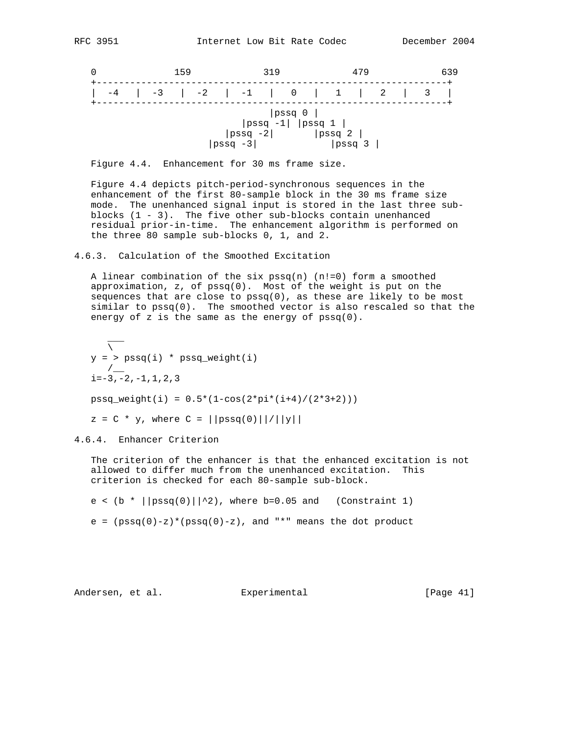```
0             159           319           479           639
+---------------------------------------------------------+
|  -4  |  -3  |  -2  |  -1  |   0  |   1  |   2  |   3  |
+---------------------------------------------------------+
                              |pssq 0 |
                          |pssq -1| |pssq 1 |
                       |pssq -2|       |pssq 2 |
                   |pssq -3|             |pssq 3 |
```

Figure 4.4. Enhancement for 30 ms frame size.

Figure 4.4 depicts pitch-period-synchronous sequences in the enhancement of the first 80-sample block in the 30 ms frame size mode. The unenhanced signal input is stored in the last three sub-blocks (1 - 3). The five other sub-blocks contain unenhanced residual prior-in-time. The enhancement algorithm is performed on the three 80 sample sub-blocks 0, 1, and 2.

### 4.6.3. Calculation of the Smoothed Excitation

A linear combination of the six pssq(n) (n!=0) form a smoothed approximation, z, of pssq(0). Most of the weight is put on the sequences that are close to pssq(0), as these are likely to be most similar to pssq(0). The smoothed vector is also rescaled so that the energy of z is the same as the energy of pssq(0).

$$y = \sum_{i=-3,-2,-1,1,2,3} pssq(i) * pssq\_weight(i)$$

$$pssq\_weight(i) = 0.5*(1-\cos(2*\pi*(i+4)/(2*3+2)))$$

$$z = C * y, \text{ where } C = ||pssq(0)||/||y||$$

### 4.6.4. Enhancer Criterion

The criterion of the enhancer is that the enhanced excitation is not allowed to differ much from the unenhanced excitation. This criterion is checked for each 80-sample sub-block.

$e < (b * ||pssq(0)||^2)$, where b=0.05 and (Constraint 1)

$e = (pssq(0)-z)*(pssq(0)-z)$, and "*" means the dot product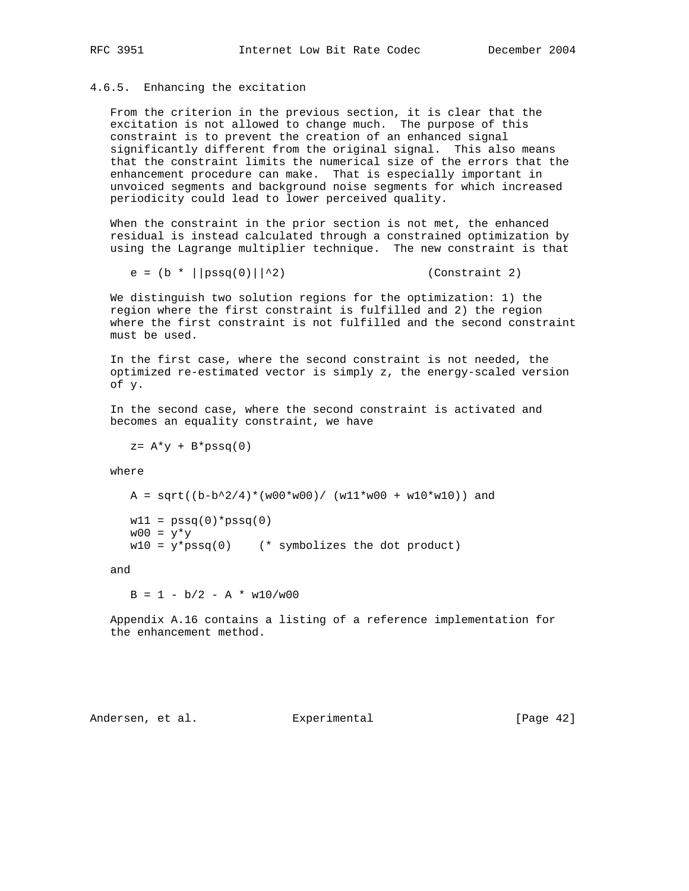### 4.6.5. Enhancing the excitation

From the criterion in the previous section, it is clear that the excitation is not allowed to change much. The purpose of this constraint is to prevent the creation of an enhanced signal significantly different from the original signal. This also means that the constraint limits the numerical size of the errors that the enhancement procedure can make. That is especially important in unvoiced segments and background noise segments for which increased periodicity could lead to lower perceived quality.

When the constraint in the prior section is not met, the enhanced residual is instead calculated through a constrained optimization by using the Lagrange multiplier technique. The new constraint is that

$$e = (b * ||pssq(0)||^2) \qquad \text{(Constraint 2)}$$

We distinguish two solution regions for the optimization: 1) the region where the first constraint is fulfilled and 2) the region where the first constraint is not fulfilled and the second constraint must be used.

In the first case, where the second constraint is not needed, the optimized re-estimated vector is simply z, the energy-scaled version of y.

In the second case, where the second constraint is activated and becomes an equality constraint, we have

$$z = A*y + B*pssq(0)$$

where

$$A = sqrt((b-b^2/4)*(w00*w00)/ (w11*w00 + w10*w10)) \text{ and}$$

$$w11 = pssq(0)*pssq(0)$$
$$w00 = y*y$$
$$w10 = y*pssq(0) \quad \text{(* symbolizes the dot product)}$$

and

$$B = 1 - b/2 - A * w10/w00$$

Appendix A.16 contains a listing of a reference implementation for the enhancement method.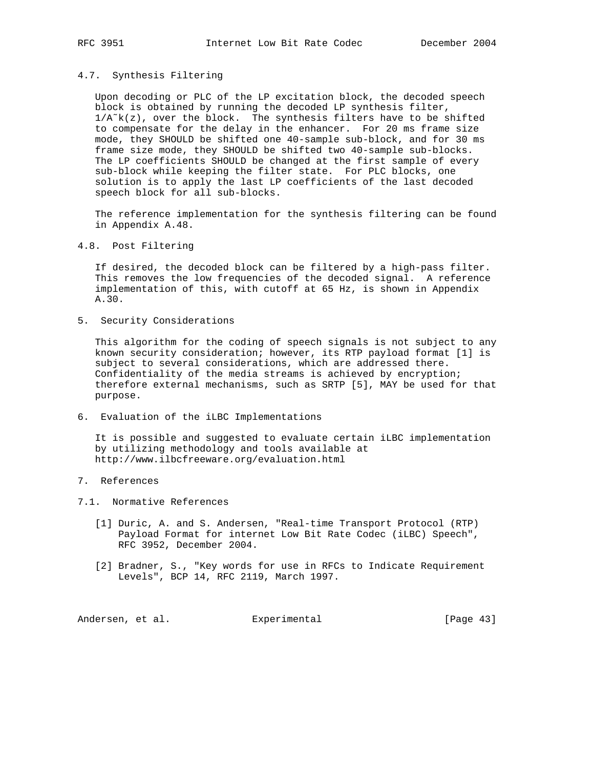### 4.7. Synthesis Filtering

Upon decoding or PLC of the LP excitation block, the decoded speech block is obtained by running the decoded LP synthesis filter, $1/\tilde{A}k(z)$, over the block. The synthesis filters have to be shifted to compensate for the delay in the enhancer. For 20 ms frame size mode, they SHOULD be shifted one 40-sample sub-block, and for 30 ms frame size mode, they SHOULD be shifted two 40-sample sub-blocks. The LP coefficients SHOULD be changed at the first sample of every sub-block while keeping the filter state. For PLC blocks, one solution is to apply the last LP coefficients of the last decoded speech block for all sub-blocks.

The reference implementation for the synthesis filtering can be found in Appendix A.48.

### 4.8. Post Filtering

If desired, the decoded block can be filtered by a high-pass filter. This removes the low frequencies of the decoded signal. A reference implementation of this, with cutoff at 65 Hz, is shown in Appendix A.30.

## 5. Security Considerations

This algorithm for the coding of speech signals is not subject to any known security consideration; however, its RTP payload format [1] is subject to several considerations, which are addressed there. Confidentiality of the media streams is achieved by encryption; therefore external mechanisms, such as SRTP [5], MAY be used for that purpose.

## 6. Evaluation of the iLBC Implementations

It is possible and suggested to evaluate certain iLBC implementation by utilizing methodology and tools available at http://www.ilbcfreeware.org/evaluation.html

## 7. References

### 7.1. Normative References

[1] Duric, A. and S. Andersen, "Real-time Transport Protocol (RTP) Payload Format for internet Low Bit Rate Codec (iLBC) Speech", RFC 3952, December 2004.

[2] Bradner, S., "Key words for use in RFCs to Indicate Requirement Levels", BCP 14, RFC 2119, March 1997.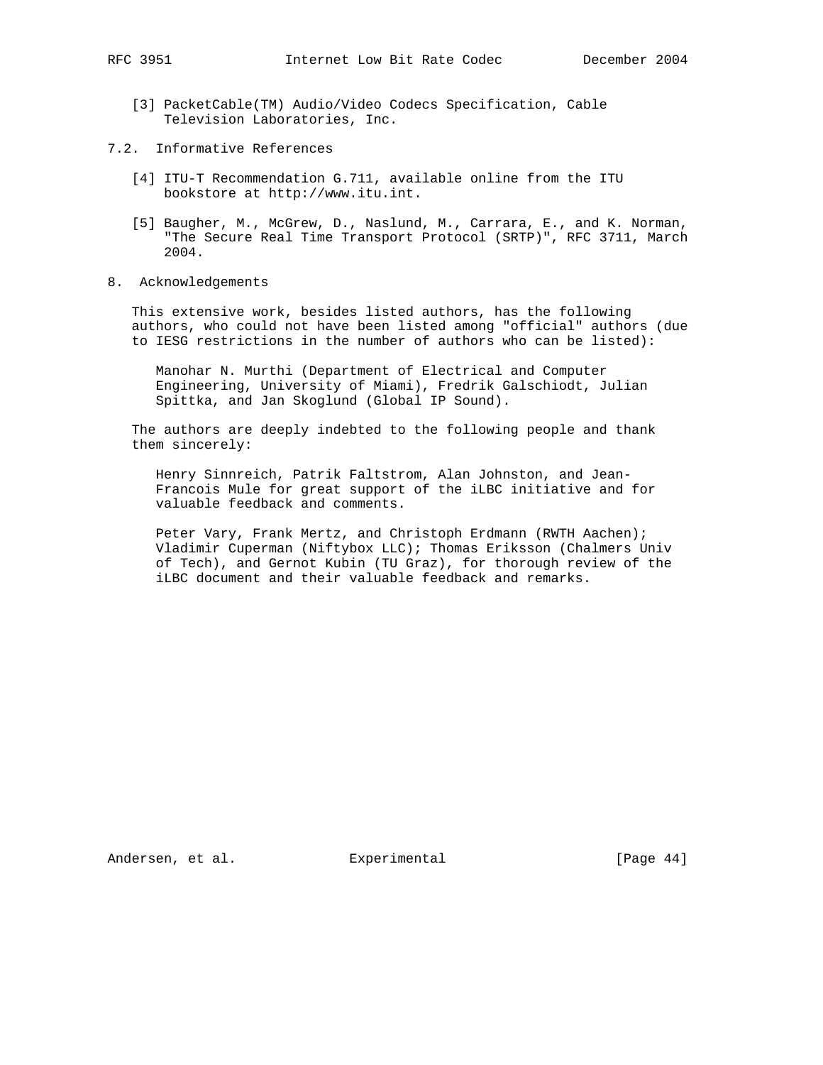[3] PacketCable(TM) Audio/Video Codecs Specification, Cable Television Laboratories, Inc.

### 7.2. Informative References

[4] ITU-T Recommendation G.711, available online from the ITU bookstore at http://www.itu.int.

[5] Baugher, M., McGrew, D., Naslund, M., Carrara, E., and K. Norman, "The Secure Real Time Transport Protocol (SRTP)", RFC 3711, March 2004.

## 8. Acknowledgements

This extensive work, besides listed authors, has the following authors, who could not have been listed among "official" authors (due to IESG restrictions in the number of authors who can be listed):

Manohar N. Murthi (Department of Electrical and Computer Engineering, University of Miami), Fredrik Galschiodt, Julian Spittka, and Jan Skoglund (Global IP Sound).

The authors are deeply indebted to the following people and thank them sincerely:

Henry Sinnreich, Patrik Faltstrom, Alan Johnston, and Jean-Francois Mule for great support of the iLBC initiative and for valuable feedback and comments.

Peter Vary, Frank Mertz, and Christoph Erdmann (RWTH Aachen); Vladimir Cuperman (Niftybox LLC); Thomas Eriksson (Chalmers Univ of Tech), and Gernot Kubin (TU Graz), for thorough review of the iLBC document and their valuable feedback and remarks.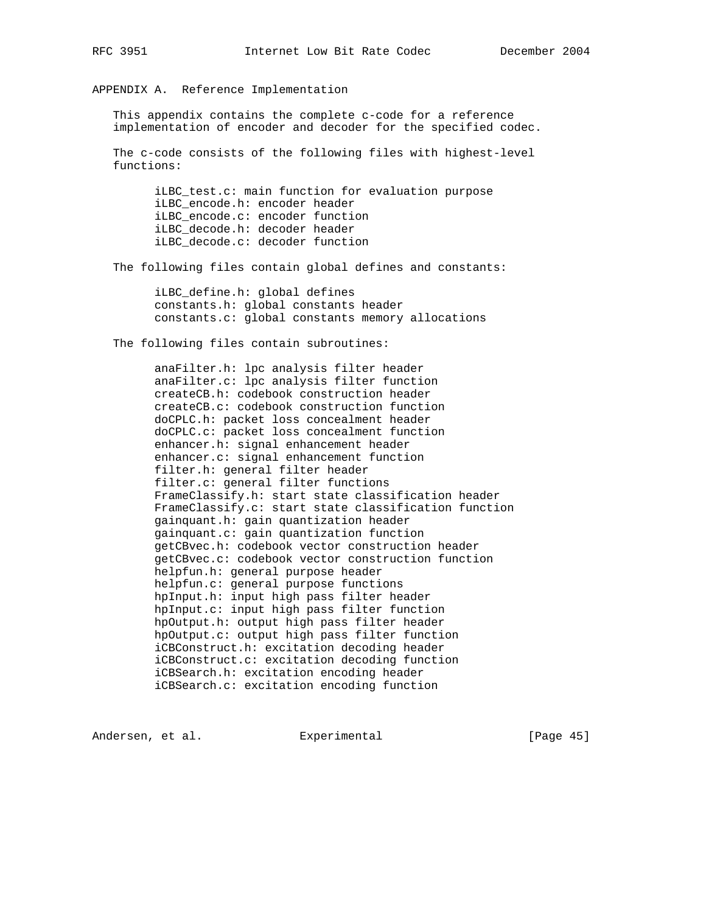# APPENDIX A. Reference Implementation

This appendix contains the complete c-code for a reference implementation of encoder and decoder for the specified codec.

The c-code consists of the following files with highest-level functions:

- iLBC_test.c: main function for evaluation purpose
- iLBC_encode.h: encoder header
- iLBC_encode.c: encoder function
- iLBC_decode.h: decoder header
- iLBC_decode.c: decoder function

The following files contain global defines and constants:

- iLBC_define.h: global defines
- constants.h: global constants header
- constants.c: global constants memory allocations

The following files contain subroutines:

- anaFilter.h: lpc analysis filter header
- anaFilter.c: lpc analysis filter function
- createCB.h: codebook construction header
- createCB.c: codebook construction function
- doCPLC.h: packet loss concealment header
- doCPLC.c: packet loss concealment function
- enhancer.h: signal enhancement header
- enhancer.c: signal enhancement function
- filter.h: general filter header
- filter.c: general filter functions
- FrameClassify.h: start state classification header
- FrameClassify.c: start state classification function
- gainquant.h: gain quantization header
- gainquant.c: gain quantization function
- getCBvec.h: codebook vector construction header
- getCBvec.c: codebook vector construction function
- helpfun.h: general purpose header
- helpfun.c: general purpose functions
- hpInput.h: input high pass filter header
- hpInput.c: input high pass filter function
- hpOutput.h: output high pass filter header
- hpOutput.c: output high pass filter function
- iCBConstruct.h: excitation decoding header
- iCBConstruct.c: excitation decoding function
- iCBSearch.h: excitation encoding header
- iCBSearch.c: excitation encoding function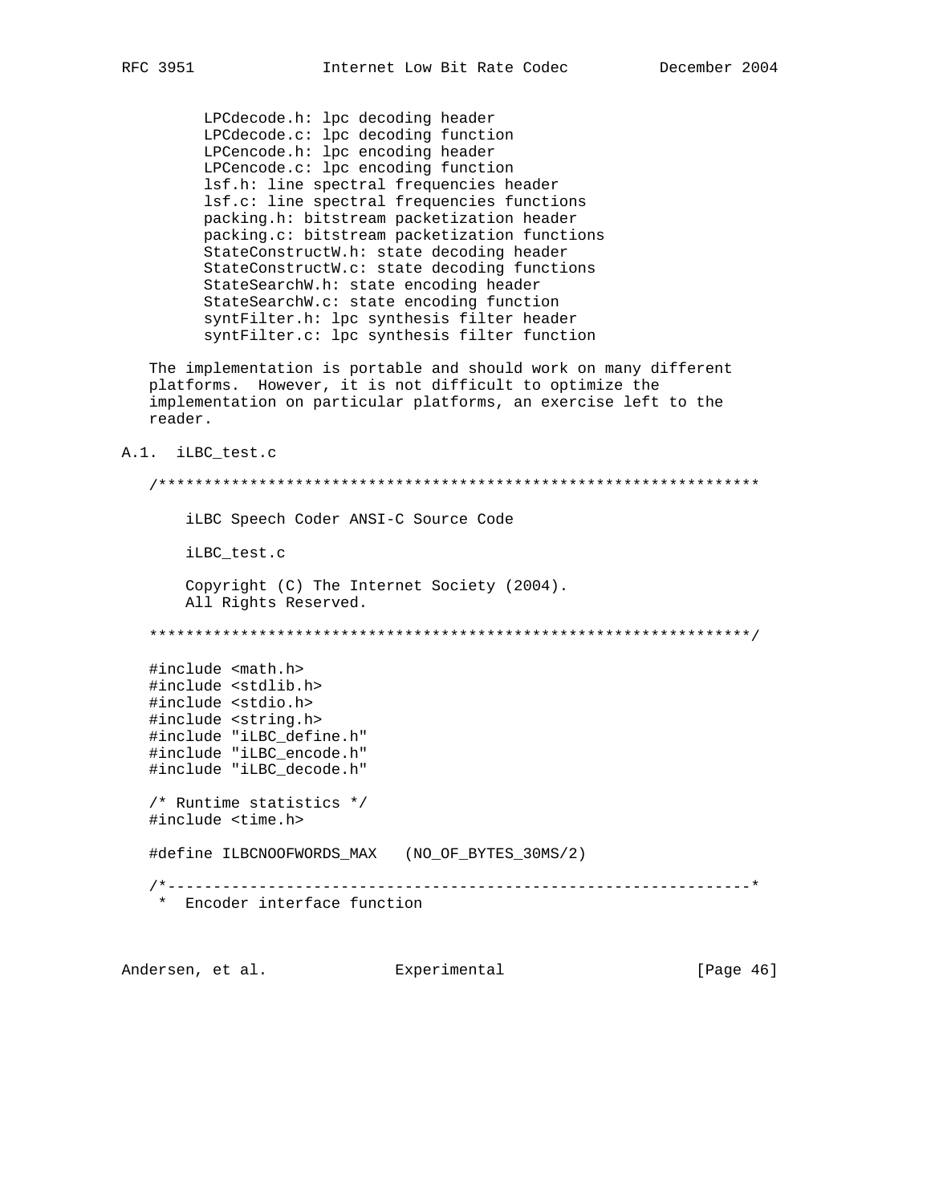```
        LPCdecode.h: lpc decoding header
        LPCdecode.c: lpc decoding function
        LPCencode.h: lpc encoding header
        LPCencode.c: lpc encoding function
        lsf.h: line spectral frequencies header
        lsf.c: line spectral frequencies functions
        packing.h: bitstream packetization header
        packing.c: bitstream packetization functions
        StateConstructW.h: state decoding header
        StateConstructW.c: state decoding functions
        StateSearchW.h: state encoding header
        StateSearchW.c: state encoding function
        syntFilter.h: lpc synthesis filter header
        syntFilter.c: lpc synthesis filter function
```

The implementation is portable and should work on many different platforms. However, it is not difficult to optimize the implementation on particular platforms, an exercise left to the reader.

## A.1. iLBC_test.c

```
   /******************************************************************

       iLBC Speech Coder ANSI-C Source Code

       iLBC_test.c

       Copyright (C) The Internet Society (2004).
       All Rights Reserved.

   ******************************************************************/

   #include <math.h>
   #include <stdlib.h>
   #include <stdio.h>
   #include <string.h>
   #include "iLBC_define.h"
   #include "iLBC_encode.h"
   #include "iLBC_decode.h"

   /* Runtime statistics */
   #include <time.h>

   #define ILBCNOOFWORDS_MAX   (NO_OF_BYTES_30MS/2)

   /*----------------------------------------------------------------*
    *  Encoder interface function
```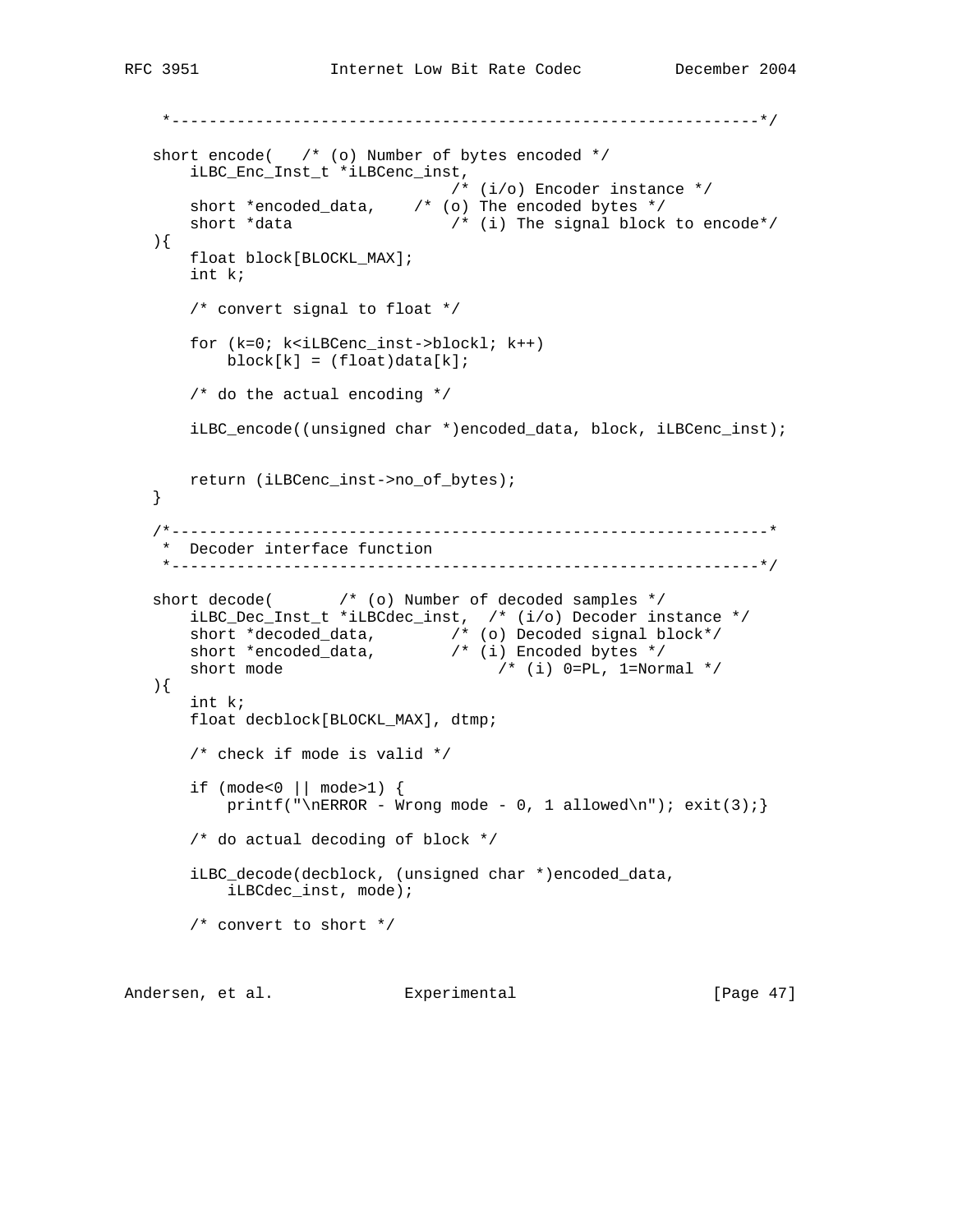```
    *----------------------------------------------------------------*/

   short encode(   /* (o) Number of bytes encoded */
       iLBC_Enc_Inst_t *iLBCenc_inst,
                                   /* (i/o) Encoder instance */
       short *encoded_data,    /* (o) The encoded bytes */
       short *data                 /* (i) The signal block to encode*/
   ){
       float block[BLOCKL_MAX];
       int k;

       /* convert signal to float */

       for (k=0; k<iLBCenc_inst->blockl; k++)
           block[k] = (float)data[k];

       /* do the actual encoding */

       iLBC_encode((unsigned char *)encoded_data, block, iLBCenc_inst);


       return (iLBCenc_inst->no_of_bytes);
   }

   /*----------------------------------------------------------------*
    *  Decoder interface function
    *---------------------------------------------------------------*/

   short decode(       /* (o) Number of decoded samples */
       iLBC_Dec_Inst_t *iLBCdec_inst,  /* (i/o) Decoder instance */
       short *decoded_data,        /* (o) Decoded signal block*/
       short *encoded_data,        /* (i) Encoded bytes */
       short mode                       /* (i) 0=PL, 1=Normal */
   ){
       int k;
       float decblock[BLOCKL_MAX], dtmp;

       /* check if mode is valid */

       if (mode<0 || mode>1) {
           printf("\nERROR - Wrong mode - 0, 1 allowed\n"); exit(3);}

       /* do actual decoding of block */

       iLBC_decode(decblock, (unsigned char *)encoded_data,
           iLBCdec_inst, mode);

       /* convert to short */
```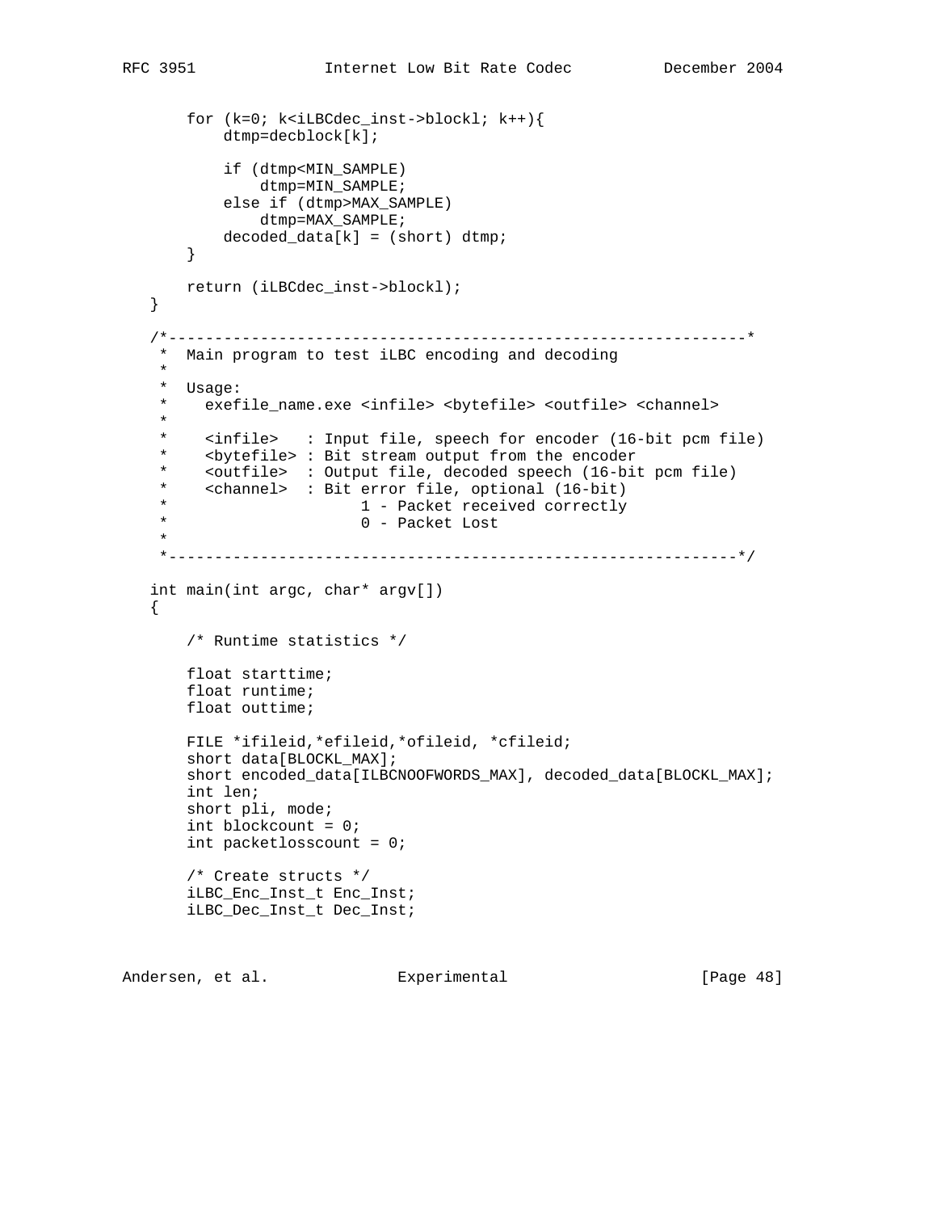```
       for (k=0; k<iLBCdec_inst->blockl; k++){
           dtmp=decblock[k];

           if (dtmp<MIN_SAMPLE)
               dtmp=MIN_SAMPLE;
           else if (dtmp>MAX_SAMPLE)
               dtmp=MAX_SAMPLE;
           decoded_data[k] = (short) dtmp;
       }

       return (iLBCdec_inst->blockl);
   }

   /*---------------------------------------------------------------*
    *  Main program to test iLBC encoding and decoding
    *
    *  Usage:
    *    exefile_name.exe <infile> <bytefile> <outfile> <channel>
    *
    *    <infile>   : Input file, speech for encoder (16-bit pcm file)
    *    <bytefile> : Bit stream output from the encoder
    *    <outfile>  : Output file, decoded speech (16-bit pcm file)
    *    <channel>  : Bit error file, optional (16-bit)
    *                     1 - Packet received correctly
    *                     0 - Packet Lost
    *
    *--------------------------------------------------------------*/

   int main(int argc, char* argv[])
   {

       /* Runtime statistics */

       float starttime;
       float runtime;
       float outtime;

       FILE *ifileid,*efileid,*ofileid, *cfileid;
       short data[BLOCKL_MAX];
       short encoded_data[ILBCNOOFWORDS_MAX], decoded_data[BLOCKL_MAX];
       int len;
       short pli, mode;
       int blockcount = 0;
       int packetlosscount = 0;

       /* Create structs */
       iLBC_Enc_Inst_t Enc_Inst;
       iLBC_Dec_Inst_t Dec_Inst;
```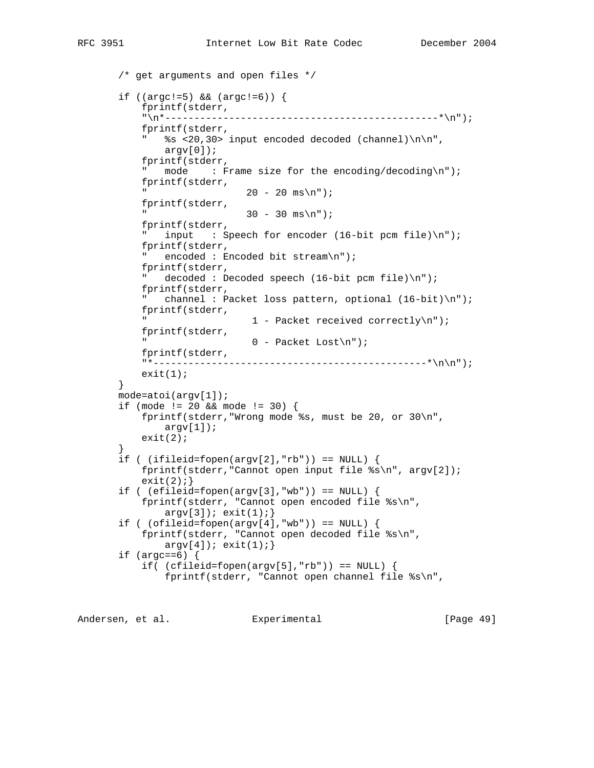```
       /* get arguments and open files */

       if ((argc!=5) && (argc!=6)) {
           fprintf(stderr,
           "\n*-----------------------------------------------*\n");
           fprintf(stderr,
           "   %s <20,30> input encoded decoded (channel)\n\n",
               argv[0]);
           fprintf(stderr,
           "   mode    : Frame size for the encoding/decoding\n");
           fprintf(stderr,
           "                 20 - 20 ms\n");
           fprintf(stderr,
           "                 30 - 30 ms\n");
           fprintf(stderr,
           "   input   : Speech for encoder (16-bit pcm file)\n");
           fprintf(stderr,
           "   encoded : Encoded bit stream\n");
           fprintf(stderr,
           "   decoded : Decoded speech (16-bit pcm file)\n");
           fprintf(stderr,
           "   channel : Packet loss pattern, optional (16-bit)\n");
           fprintf(stderr,
           "                  1 - Packet received correctly\n");
           fprintf(stderr,
           "                  0 - Packet Lost\n");
           fprintf(stderr,
           "*-----------------------------------------------*\n\n");
           exit(1);
       }
       mode=atoi(argv[1]);
       if (mode != 20 && mode != 30) {
           fprintf(stderr,"Wrong mode %s, must be 20, or 30\n",
               argv[1]);
           exit(2);
       }
       if ( (ifileid=fopen(argv[2],"rb")) == NULL) {
           fprintf(stderr,"Cannot open input file %s\n", argv[2]);
           exit(2);}
       if ( (efileid=fopen(argv[3],"wb")) == NULL) {
           fprintf(stderr, "Cannot open encoded file %s\n",
               argv[3]); exit(1);}
       if ( (ofileid=fopen(argv[4],"wb")) == NULL) {
           fprintf(stderr, "Cannot open decoded file %s\n",
               argv[4]); exit(1);}
       if (argc==6) {
           if( (cfileid=fopen(argv[5],"rb")) == NULL) {
               fprintf(stderr, "Cannot open channel file %s\n",
```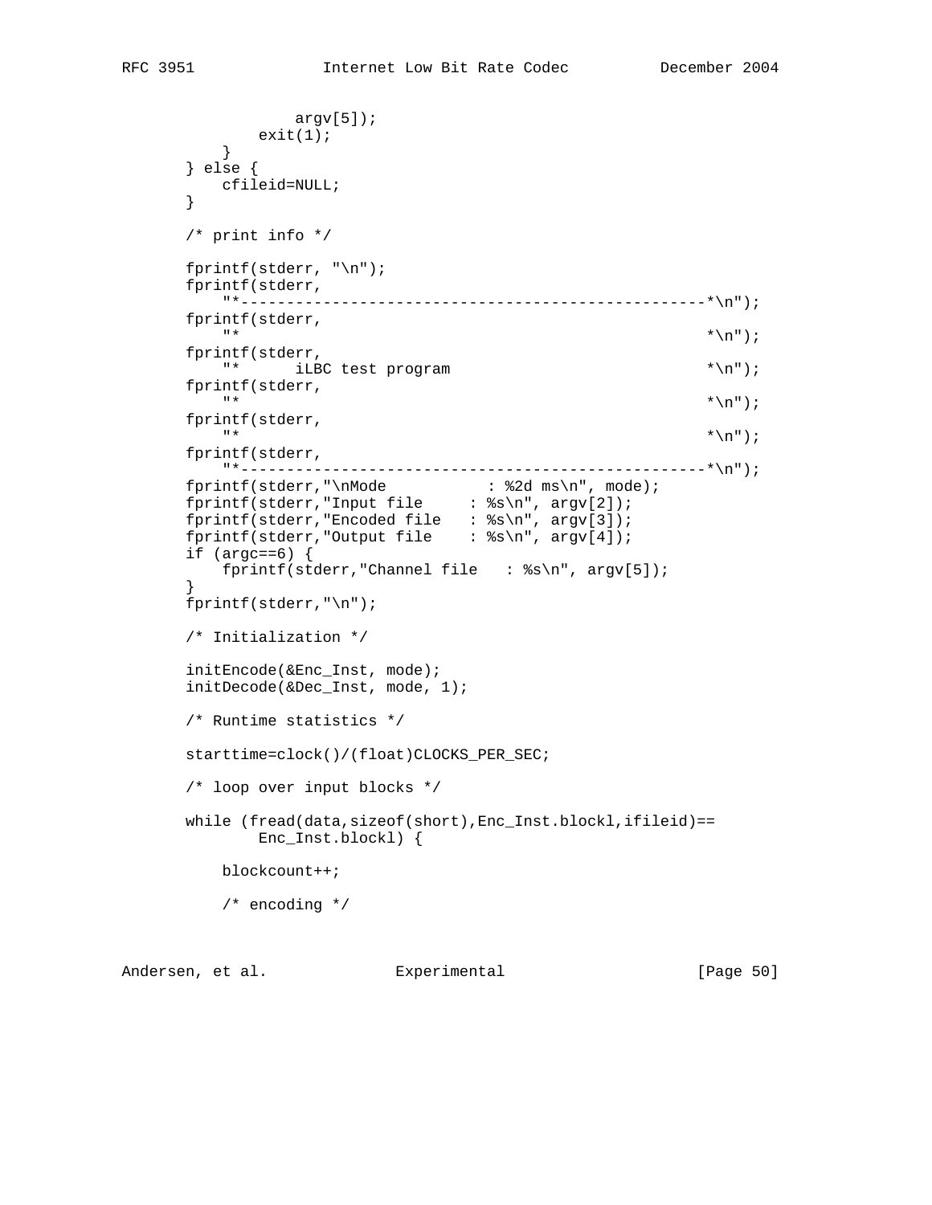```
                argv[5]);
            exit(1);
        }
    } else {
        cfileid=NULL;
    }

    /* print info */

    fprintf(stderr, "\n");
    fprintf(stderr,
        "*---------------------------------------------------*\n");
    fprintf(stderr,
        "*                                                   *\n");
    fprintf(stderr,
        "*      iLBC test program                            *\n");
    fprintf(stderr,
        "*                                                   *\n");
    fprintf(stderr,
        "*                                                   *\n");
    fprintf(stderr,
        "*---------------------------------------------------*\n");
    fprintf(stderr,"\nMode           : %2d ms\n", mode);
    fprintf(stderr,"Input file     : %s\n", argv[2]);
    fprintf(stderr,"Encoded file   : %s\n", argv[3]);
    fprintf(stderr,"Output file    : %s\n", argv[4]);
    if (argc==6) {
        fprintf(stderr,"Channel file   : %s\n", argv[5]);
    }
    fprintf(stderr,"\n");

    /* Initialization */

    initEncode(&Enc_Inst, mode);
    initDecode(&Dec_Inst, mode, 1);

    /* Runtime statistics */

    starttime=clock()/(float)CLOCKS_PER_SEC;

    /* loop over input blocks */

    while (fread(data,sizeof(short),Enc_Inst.blockl,ifileid)==
            Enc_Inst.blockl) {

        blockcount++;

        /* encoding */
```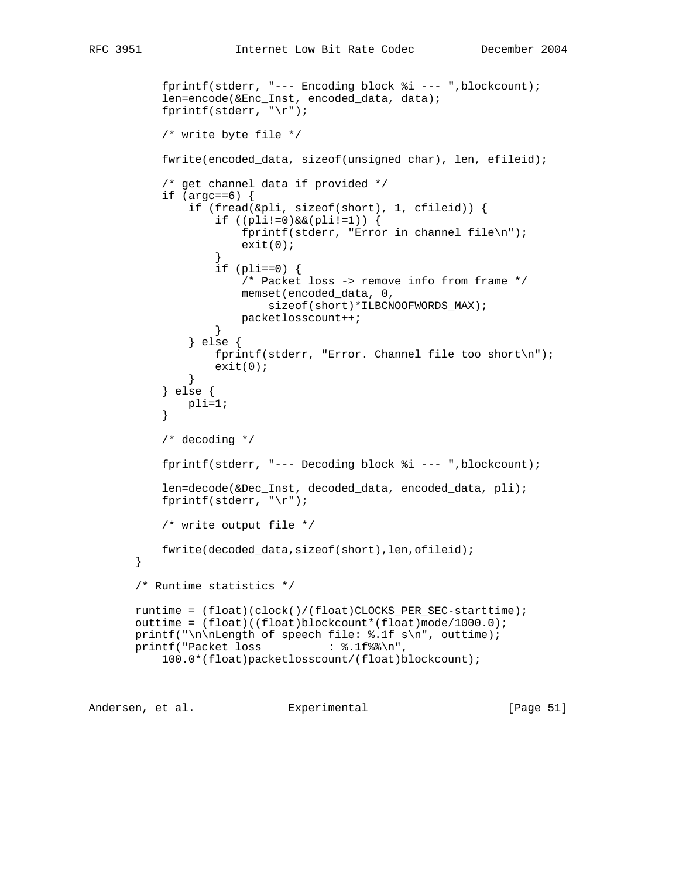```
        fprintf(stderr, "--- Encoding block %i --- ",blockcount);
        len=encode(&Enc_Inst, encoded_data, data);
        fprintf(stderr, "\r");

        /* write byte file */

        fwrite(encoded_data, sizeof(unsigned char), len, efileid);

        /* get channel data if provided */
        if (argc==6) {
            if (fread(&pli, sizeof(short), 1, cfileid)) {
                if ((pli!=0)&&(pli!=1)) {
                    fprintf(stderr, "Error in channel file\n");
                    exit(0);
                }
                if (pli==0) {
                    /* Packet loss -> remove info from frame */
                    memset(encoded_data, 0,
                        sizeof(short)*ILBCNOOFWORDS_MAX);
                    packetlosscount++;
                }
            } else {
                fprintf(stderr, "Error. Channel file too short\n");
                exit(0);
            }
        } else {
            pli=1;
        }

        /* decoding */

        fprintf(stderr, "--- Decoding block %i --- ",blockcount);

        len=decode(&Dec_Inst, decoded_data, encoded_data, pli);
        fprintf(stderr, "\r");

        /* write output file */

        fwrite(decoded_data,sizeof(short),len,ofileid);
    }

    /* Runtime statistics */

    runtime = (float)(clock()/(float)CLOCKS_PER_SEC-starttime);
    outtime = (float)((float)blockcount*(float)mode/1000.0);
    printf("\n\nLength of speech file: %.1f s\n", outtime);
    printf("Packet loss          : %.1f%%\n",
        100.0*(float)packetlosscount/(float)blockcount);
```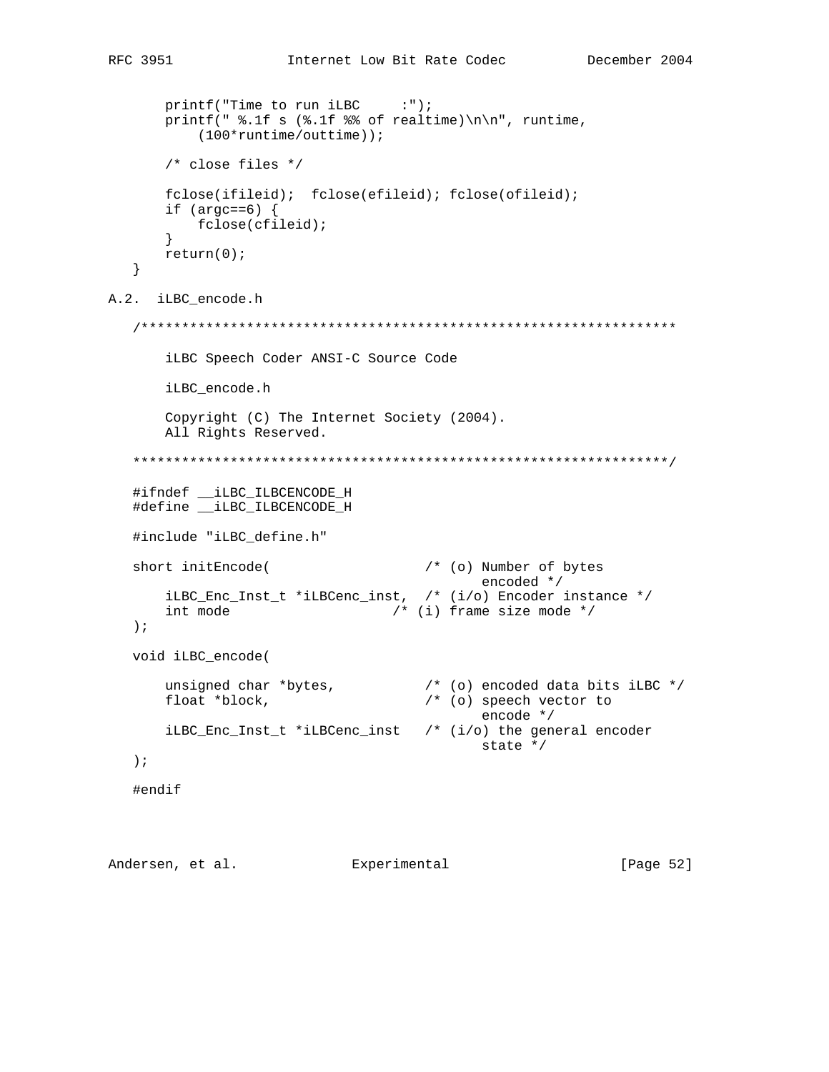```
    printf("Time to run iLBC     :");
    printf(" %.1f s (%.1f %% of realtime)\n\n", runtime,
        (100*runtime/outtime));

    /* close files */

    fclose(ifileid);  fclose(efileid); fclose(ofileid);
    if (argc==6) {
        fclose(cfileid);
    }
    return(0);
}
```

## A.2. iLBC_encode.h

```
/******************************************************************

    iLBC Speech Coder ANSI-C Source Code

    iLBC_encode.h

    Copyright (C) The Internet Society (2004).
    All Rights Reserved.

******************************************************************/

#ifndef __iLBC_ILBCENCODE_H
#define __iLBC_ILBCENCODE_H

#include "iLBC_define.h"

short initEncode(                   /* (o) Number of bytes
                                               encoded */
    iLBC_Enc_Inst_t *iLBCenc_inst,  /* (i/o) Encoder instance */
    int mode                    /* (i) frame size mode */
);

void iLBC_encode(

    unsigned char *bytes,           /* (o) encoded data bits iLBC */
    float *block,                   /* (o) speech vector to
                                               encode */
    iLBC_Enc_Inst_t *iLBCenc_inst   /* (i/o) the general encoder
                                               state */
);

#endif
```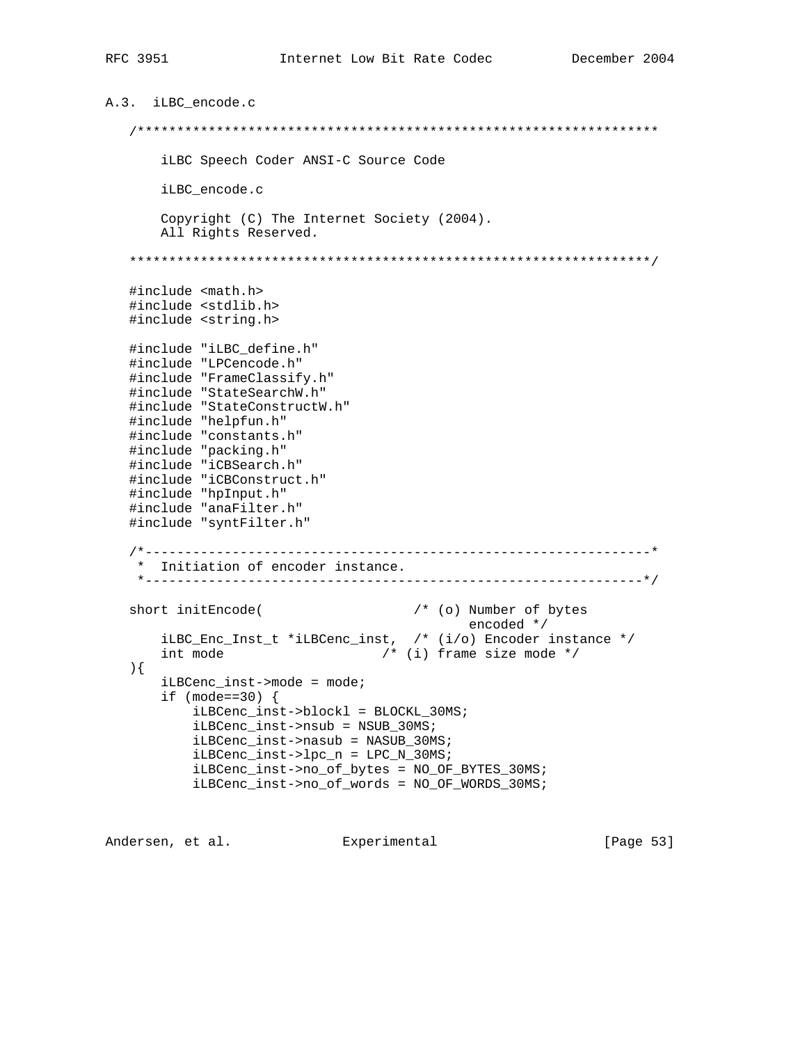### A.3. iLBC_encode.c

```
   /******************************************************************

       iLBC Speech Coder ANSI-C Source Code

       iLBC_encode.c

       Copyright (C) The Internet Society (2004).
       All Rights Reserved.

   ******************************************************************/

   #include <math.h>
   #include <stdlib.h>
   #include <string.h>

   #include "iLBC_define.h"
   #include "LPCencode.h"
   #include "FrameClassify.h"
   #include "StateSearchW.h"
   #include "StateConstructW.h"
   #include "helpfun.h"
   #include "constants.h"
   #include "packing.h"
   #include "iCBSearch.h"
   #include "iCBConstruct.h"
   #include "hpInput.h"
   #include "anaFilter.h"
   #include "syntFilter.h"

   /*----------------------------------------------------------------*
    *  Initiation of encoder instance.
    *---------------------------------------------------------------*/

   short initEncode(                   /* (o) Number of bytes
                                              encoded */
       iLBC_Enc_Inst_t *iLBCenc_inst,  /* (i/o) Encoder instance */
       int mode                    /* (i) frame size mode */
   ){
       iLBCenc_inst->mode = mode;
       if (mode==30) {
           iLBCenc_inst->blockl = BLOCKL_30MS;
           iLBCenc_inst->nsub = NSUB_30MS;
           iLBCenc_inst->nasub = NASUB_30MS;
           iLBCenc_inst->lpc_n = LPC_N_30MS;
           iLBCenc_inst->no_of_bytes = NO_OF_BYTES_30MS;
           iLBCenc_inst->no_of_words = NO_OF_WORDS_30MS;
```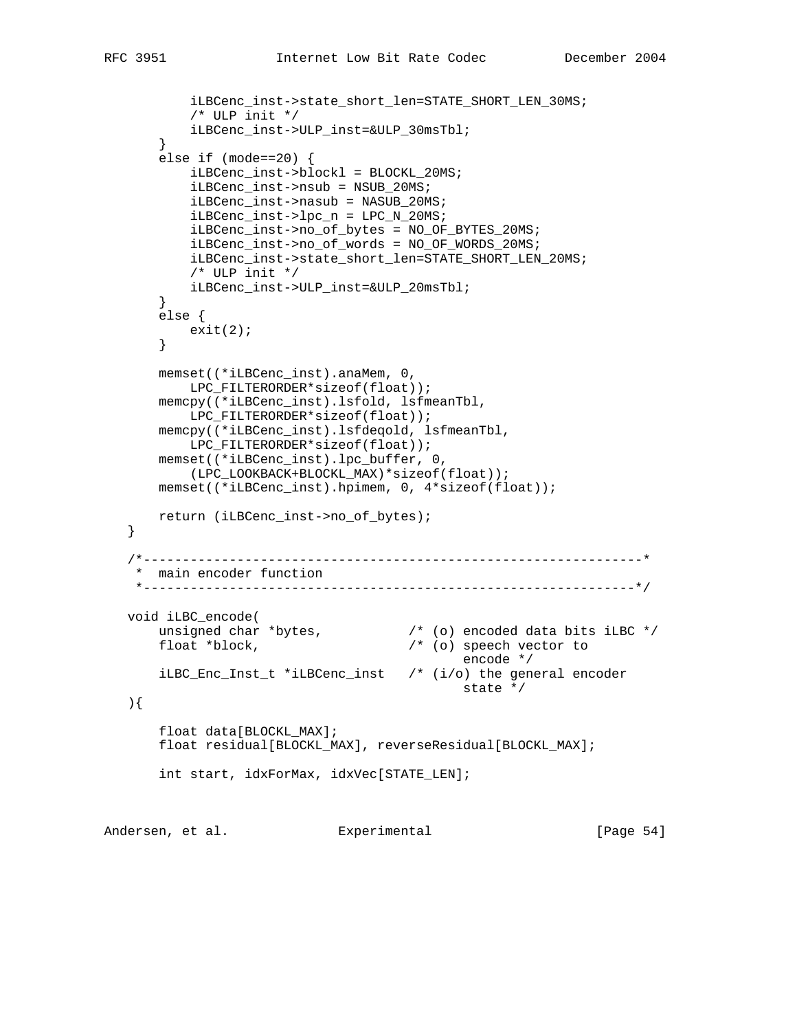```
           iLBCenc_inst->state_short_len=STATE_SHORT_LEN_30MS;
           /* ULP init */
           iLBCenc_inst->ULP_inst=&ULP_30msTbl;
       }
       else if (mode==20) {
           iLBCenc_inst->blockl = BLOCKL_20MS;
           iLBCenc_inst->nsub = NSUB_20MS;
           iLBCenc_inst->nasub = NASUB_20MS;
           iLBCenc_inst->lpc_n = LPC_N_20MS;
           iLBCenc_inst->no_of_bytes = NO_OF_BYTES_20MS;
           iLBCenc_inst->no_of_words = NO_OF_WORDS_20MS;
           iLBCenc_inst->state_short_len=STATE_SHORT_LEN_20MS;
           /* ULP init */
           iLBCenc_inst->ULP_inst=&ULP_20msTbl;
       }
       else {
           exit(2);
       }

       memset((*iLBCenc_inst).anaMem, 0,
           LPC_FILTERORDER*sizeof(float));
       memcpy((*iLBCenc_inst).lsfold, lsfmeanTbl,
           LPC_FILTERORDER*sizeof(float));
       memcpy((*iLBCenc_inst).lsfdeqold, lsfmeanTbl,
           LPC_FILTERORDER*sizeof(float));
       memset((*iLBCenc_inst).lpc_buffer, 0,
           (LPC_LOOKBACK+BLOCKL_MAX)*sizeof(float));
       memset((*iLBCenc_inst).hpimem, 0, 4*sizeof(float));

       return (iLBCenc_inst->no_of_bytes);
   }

   /*----------------------------------------------------------------*
    *  main encoder function
    *---------------------------------------------------------------*/

   void iLBC_encode(
       unsigned char *bytes,           /* (o) encoded data bits iLBC */
       float *block,                   /* (o) speech vector to
                                              encode */
       iLBC_Enc_Inst_t *iLBCenc_inst   /* (i/o) the general encoder
                                              state */
   ){

       float data[BLOCKL_MAX];
       float residual[BLOCKL_MAX], reverseResidual[BLOCKL_MAX];

       int start, idxForMax, idxVec[STATE_LEN];
```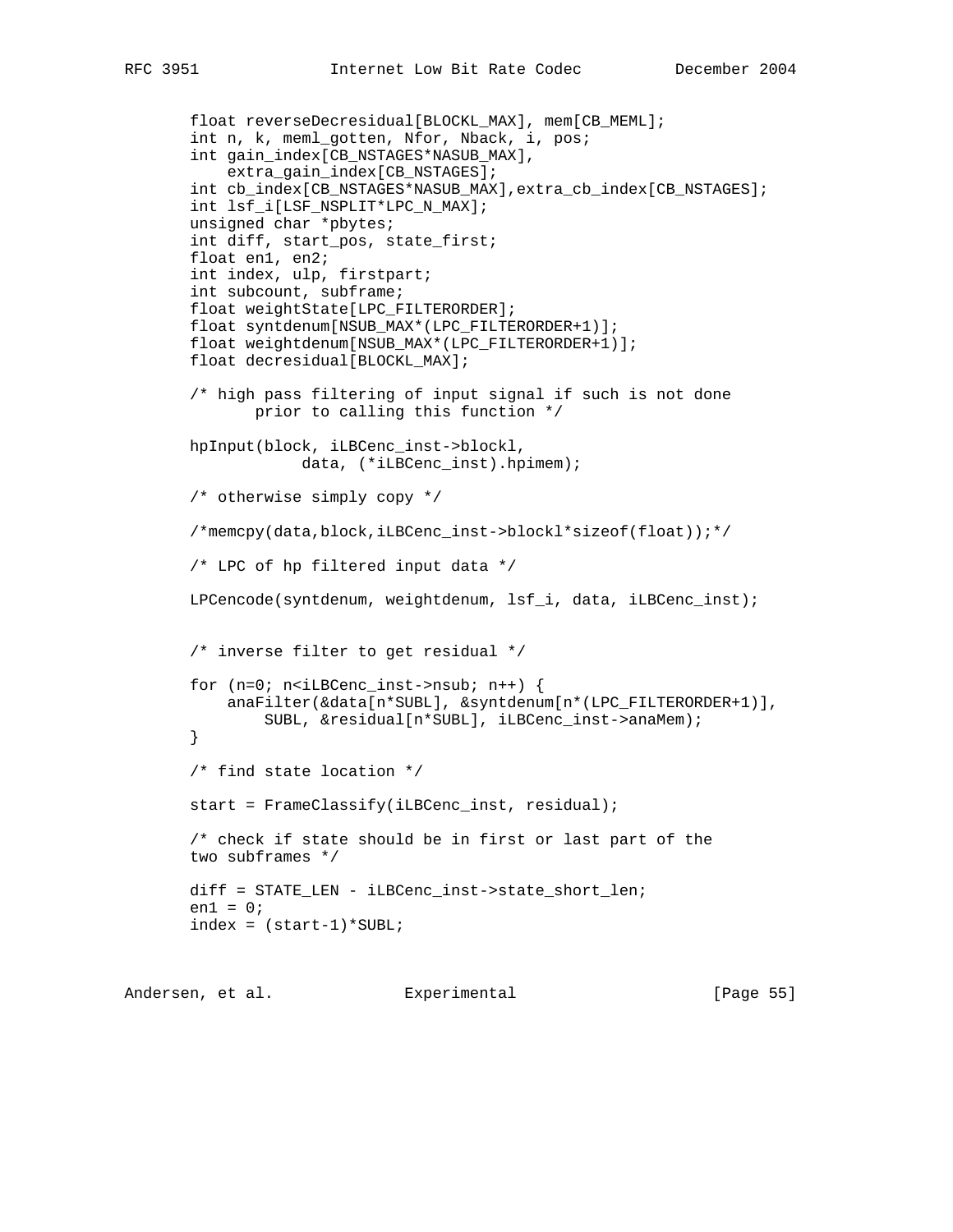```
       float reverseDecresidual[BLOCKL_MAX], mem[CB_MEML];
       int n, k, meml_gotten, Nfor, Nback, i, pos;
       int gain_index[CB_NSTAGES*NASUB_MAX],
           extra_gain_index[CB_NSTAGES];
       int cb_index[CB_NSTAGES*NASUB_MAX],extra_cb_index[CB_NSTAGES];
       int lsf_i[LSF_NSPLIT*LPC_N_MAX];
       unsigned char *pbytes;
       int diff, start_pos, state_first;
       float en1, en2;
       int index, ulp, firstpart;
       int subcount, subframe;
       float weightState[LPC_FILTERORDER];
       float syntdenum[NSUB_MAX*(LPC_FILTERORDER+1)];
       float weightdenum[NSUB_MAX*(LPC_FILTERORDER+1)];
       float decresidual[BLOCKL_MAX];

       /* high pass filtering of input signal if such is not done
              prior to calling this function */

       hpInput(block, iLBCenc_inst->blockl,
                   data, (*iLBCenc_inst).hpimem);

       /* otherwise simply copy */

       /*memcpy(data,block,iLBCenc_inst->blockl*sizeof(float));*/

       /* LPC of hp filtered input data */

       LPCencode(syntdenum, weightdenum, lsf_i, data, iLBCenc_inst);


       /* inverse filter to get residual */

       for (n=0; n<iLBCenc_inst->nsub; n++) {
           anaFilter(&data[n*SUBL], &syntdenum[n*(LPC_FILTERORDER+1)],
               SUBL, &residual[n*SUBL], iLBCenc_inst->anaMem);
       }

       /* find state location */

       start = FrameClassify(iLBCenc_inst, residual);

       /* check if state should be in first or last part of the
       two subframes */

       diff = STATE_LEN - iLBCenc_inst->state_short_len;
       en1 = 0;
       index = (start-1)*SUBL;
```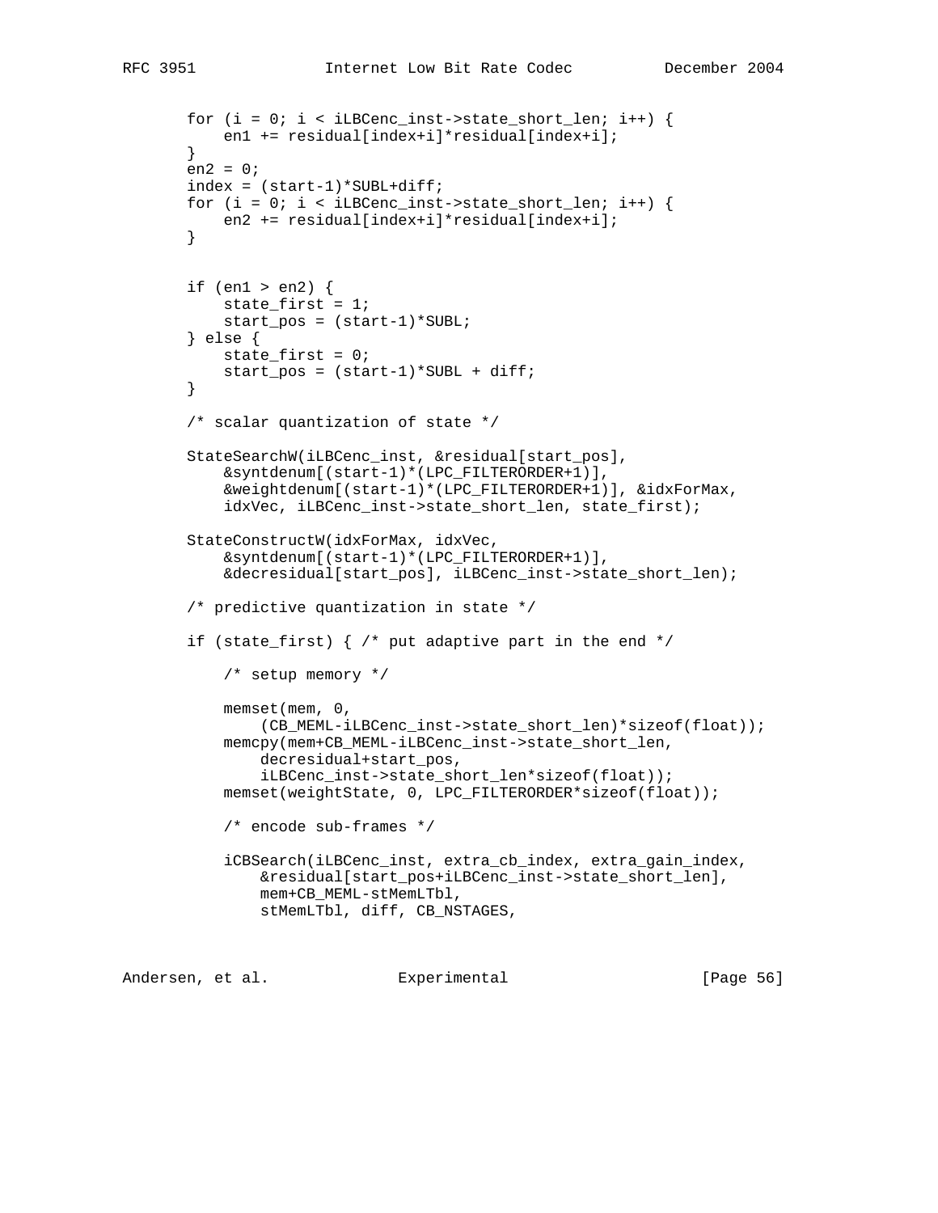```
       for (i = 0; i < iLBCenc_inst->state_short_len; i++) {
           en1 += residual[index+i]*residual[index+i];
       }
       en2 = 0;
       index = (start-1)*SUBL+diff;
       for (i = 0; i < iLBCenc_inst->state_short_len; i++) {
           en2 += residual[index+i]*residual[index+i];
       }


       if (en1 > en2) {
           state_first = 1;
           start_pos = (start-1)*SUBL;
       } else {
           state_first = 0;
           start_pos = (start-1)*SUBL + diff;
       }

       /* scalar quantization of state */

       StateSearchW(iLBCenc_inst, &residual[start_pos],
           &syntdenum[(start-1)*(LPC_FILTERORDER+1)],
           &weightdenum[(start-1)*(LPC_FILTERORDER+1)], &idxForMax,
           idxVec, iLBCenc_inst->state_short_len, state_first);

       StateConstructW(idxForMax, idxVec,
           &syntdenum[(start-1)*(LPC_FILTERORDER+1)],
           &decresidual[start_pos], iLBCenc_inst->state_short_len);

       /* predictive quantization in state */

       if (state_first) { /* put adaptive part in the end */

           /* setup memory */

           memset(mem, 0,
               (CB_MEML-iLBCenc_inst->state_short_len)*sizeof(float));
           memcpy(mem+CB_MEML-iLBCenc_inst->state_short_len,
               decresidual+start_pos,
               iLBCenc_inst->state_short_len*sizeof(float));
           memset(weightState, 0, LPC_FILTERORDER*sizeof(float));

           /* encode sub-frames */

           iCBSearch(iLBCenc_inst, extra_cb_index, extra_gain_index,
               &residual[start_pos+iLBCenc_inst->state_short_len],
               mem+CB_MEML-stMemLTbl,
               stMemLTbl, diff, CB_NSTAGES,
```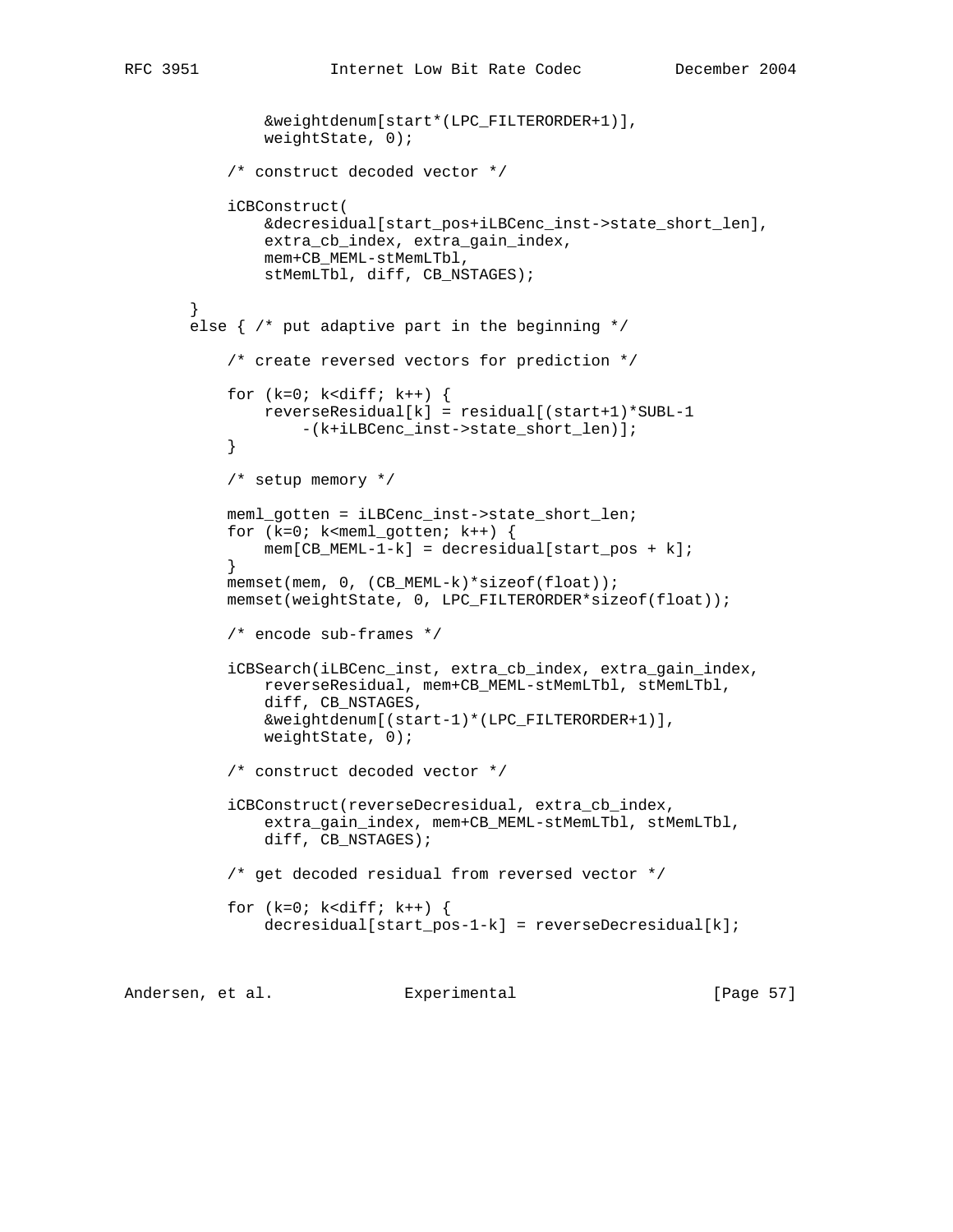```
                &weightdenum[start*(LPC_FILTERORDER+1)],
                weightState, 0);

            /* construct decoded vector */

            iCBConstruct(
                &decresidual[start_pos+iLBCenc_inst->state_short_len],
                extra_cb_index, extra_gain_index,
                mem+CB_MEML-stMemLTbl,
                stMemLTbl, diff, CB_NSTAGES);

        }
        else { /* put adaptive part in the beginning */

            /* create reversed vectors for prediction */

            for (k=0; k<diff; k++) {
                reverseResidual[k] = residual[(start+1)*SUBL-1
                    -(k+iLBCenc_inst->state_short_len)];
            }

            /* setup memory */

            meml_gotten = iLBCenc_inst->state_short_len;
            for (k=0; k<meml_gotten; k++) {
                mem[CB_MEML-1-k] = decresidual[start_pos + k];
            }
            memset(mem, 0, (CB_MEML-k)*sizeof(float));
            memset(weightState, 0, LPC_FILTERORDER*sizeof(float));

            /* encode sub-frames */

            iCBSearch(iLBCenc_inst, extra_cb_index, extra_gain_index,
                reverseResidual, mem+CB_MEML-stMemLTbl, stMemLTbl,
                diff, CB_NSTAGES,
                &weightdenum[(start-1)*(LPC_FILTERORDER+1)],
                weightState, 0);

            /* construct decoded vector */

            iCBConstruct(reverseDecresidual, extra_cb_index,
                extra_gain_index, mem+CB_MEML-stMemLTbl, stMemLTbl,
                diff, CB_NSTAGES);

            /* get decoded residual from reversed vector */

            for (k=0; k<diff; k++) {
                decresidual[start_pos-1-k] = reverseDecresidual[k];
```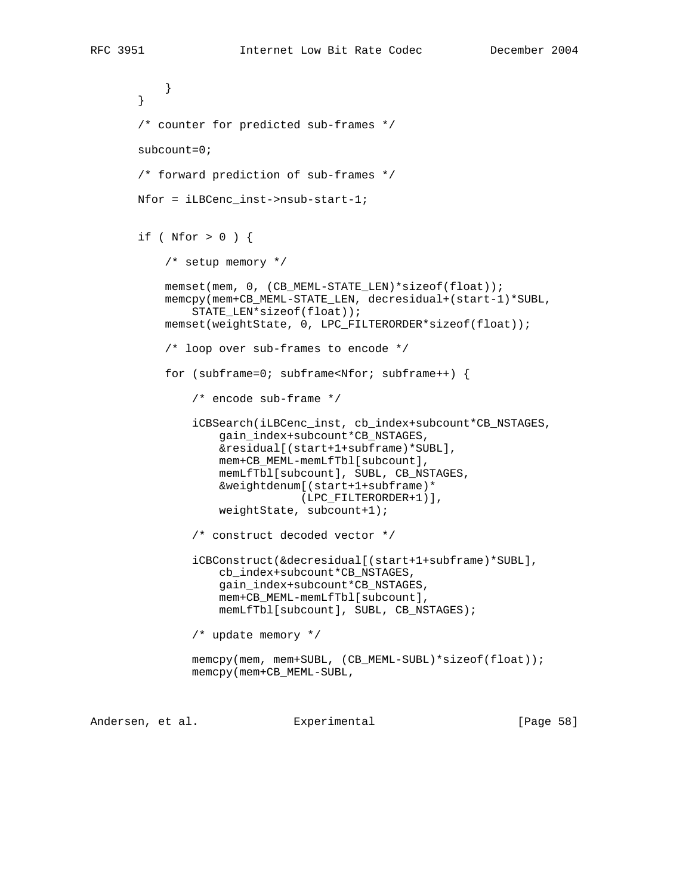```
            }
        }

        /* counter for predicted sub-frames */

        subcount=0;

        /* forward prediction of sub-frames */

        Nfor = iLBCenc_inst->nsub-start-1;


        if ( Nfor > 0 ) {

            /* setup memory */

            memset(mem, 0, (CB_MEML-STATE_LEN)*sizeof(float));
            memcpy(mem+CB_MEML-STATE_LEN, decresidual+(start-1)*SUBL,
                STATE_LEN*sizeof(float));
            memset(weightState, 0, LPC_FILTERORDER*sizeof(float));

            /* loop over sub-frames to encode */

            for (subframe=0; subframe<Nfor; subframe++) {

                /* encode sub-frame */

                iCBSearch(iLBCenc_inst, cb_index+subcount*CB_NSTAGES,
                    gain_index+subcount*CB_NSTAGES,
                    &residual[(start+1+subframe)*SUBL],
                    mem+CB_MEML-memLfTbl[subcount],
                    memLfTbl[subcount], SUBL, CB_NSTAGES,
                    &weightdenum[(start+1+subframe)*
                                (LPC_FILTERORDER+1)],
                    weightState, subcount+1);

                /* construct decoded vector */

                iCBConstruct(&decresidual[(start+1+subframe)*SUBL],
                    cb_index+subcount*CB_NSTAGES,
                    gain_index+subcount*CB_NSTAGES,
                    mem+CB_MEML-memLfTbl[subcount],
                    memLfTbl[subcount], SUBL, CB_NSTAGES);

                /* update memory */

                memcpy(mem, mem+SUBL, (CB_MEML-SUBL)*sizeof(float));
                memcpy(mem+CB_MEML-SUBL,
```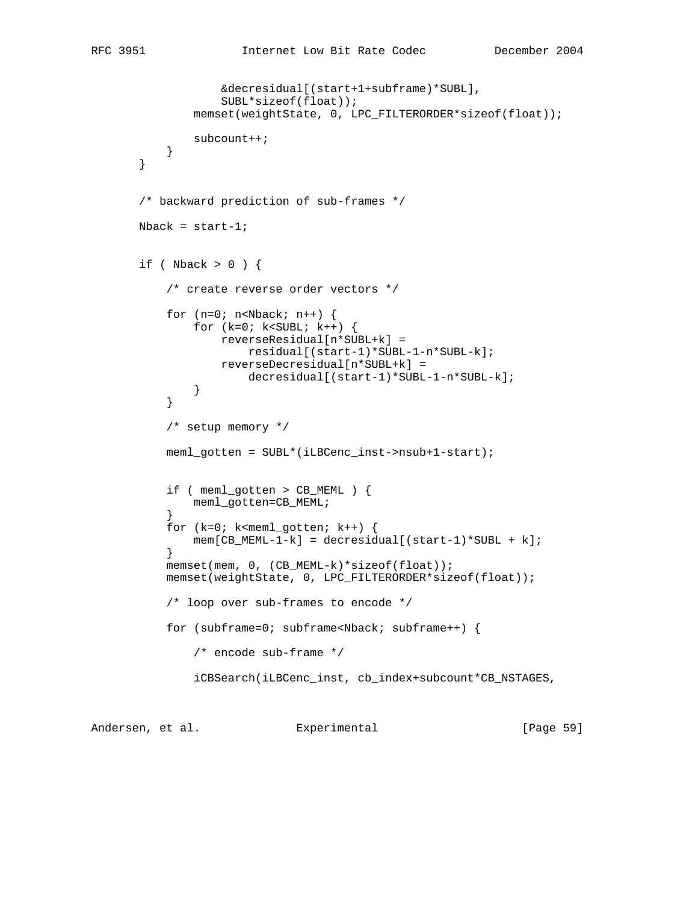```
                &decresidual[(start+1+subframe)*SUBL],
                SUBL*sizeof(float));
            memset(weightState, 0, LPC_FILTERORDER*sizeof(float));

            subcount++;
        }
    }


    /* backward prediction of sub-frames */

    Nback = start-1;


    if ( Nback > 0 ) {

        /* create reverse order vectors */

        for (n=0; n<Nback; n++) {
            for (k=0; k<SUBL; k++) {
                reverseResidual[n*SUBL+k] =
                    residual[(start-1)*SUBL-1-n*SUBL-k];
                reverseDecresidual[n*SUBL+k] =
                    decresidual[(start-1)*SUBL-1-n*SUBL-k];
            }
        }

        /* setup memory */

        meml_gotten = SUBL*(iLBCenc_inst->nsub+1-start);


        if ( meml_gotten > CB_MEML ) {
            meml_gotten=CB_MEML;
        }
        for (k=0; k<meml_gotten; k++) {
            mem[CB_MEML-1-k] = decresidual[(start-1)*SUBL + k];
        }
        memset(mem, 0, (CB_MEML-k)*sizeof(float));
        memset(weightState, 0, LPC_FILTERORDER*sizeof(float));

        /* loop over sub-frames to encode */

        for (subframe=0; subframe<Nback; subframe++) {

            /* encode sub-frame */

            iCBSearch(iLBCenc_inst, cb_index+subcount*CB_NSTAGES,
```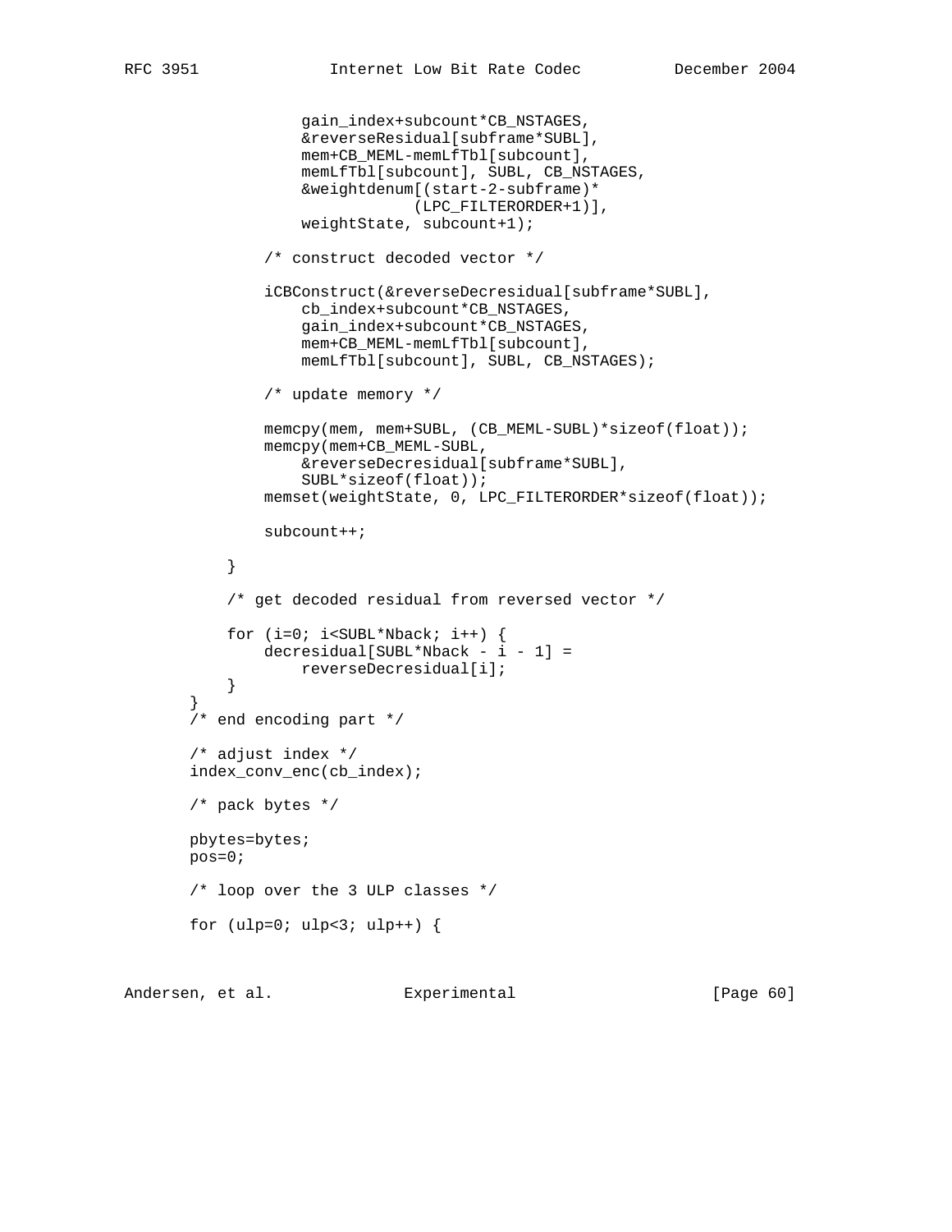```
                   gain_index+subcount*CB_NSTAGES,
                   &reverseResidual[subframe*SUBL],
                   mem+CB_MEML-memLfTbl[subcount],
                   memLfTbl[subcount], SUBL, CB_NSTAGES,
                   &weightdenum[(start-2-subframe)*
                               (LPC_FILTERORDER+1)],
                   weightState, subcount+1);

               /* construct decoded vector */

               iCBConstruct(&reverseDecresidual[subframe*SUBL],
                   cb_index+subcount*CB_NSTAGES,
                   gain_index+subcount*CB_NSTAGES,
                   mem+CB_MEML-memLfTbl[subcount],
                   memLfTbl[subcount], SUBL, CB_NSTAGES);

               /* update memory */

               memcpy(mem, mem+SUBL, (CB_MEML-SUBL)*sizeof(float));
               memcpy(mem+CB_MEML-SUBL,
                   &reverseDecresidual[subframe*SUBL],
                   SUBL*sizeof(float));
               memset(weightState, 0, LPC_FILTERORDER*sizeof(float));

               subcount++;

           }

           /* get decoded residual from reversed vector */

           for (i=0; i<SUBL*Nback; i++) {
               decresidual[SUBL*Nback - i - 1] =
                   reverseDecresidual[i];
           }
       }
       /* end encoding part */

       /* adjust index */
       index_conv_enc(cb_index);

       /* pack bytes */

       pbytes=bytes;
       pos=0;

       /* loop over the 3 ULP classes */

       for (ulp=0; ulp<3; ulp++) {
```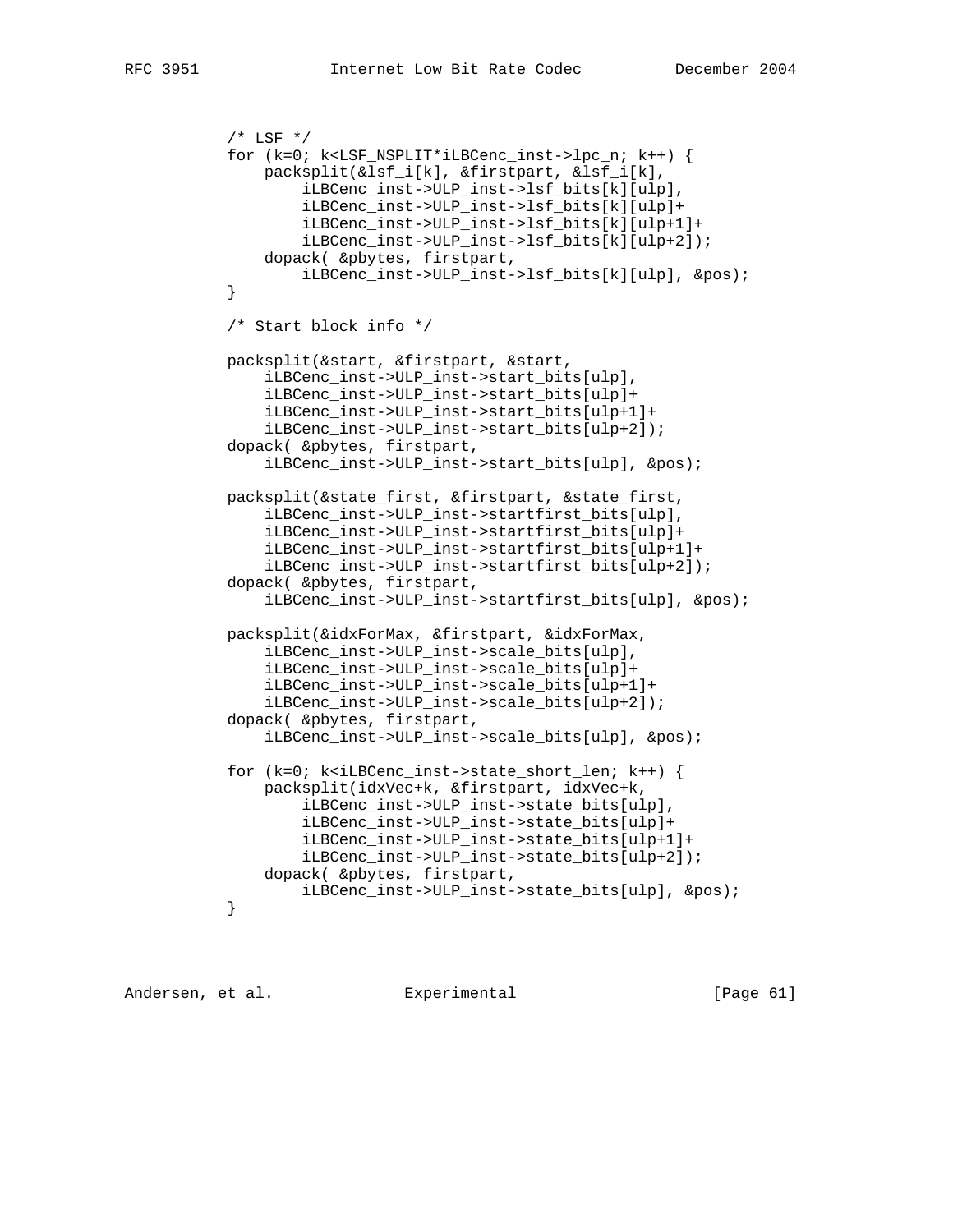```
       /* LSF */
       for (k=0; k<LSF_NSPLIT*iLBCenc_inst->lpc_n; k++) {
           packsplit(&lsf_i[k], &firstpart, &lsf_i[k],
               iLBCenc_inst->ULP_inst->lsf_bits[k][ulp],
               iLBCenc_inst->ULP_inst->lsf_bits[k][ulp]+
               iLBCenc_inst->ULP_inst->lsf_bits[k][ulp+1]+
               iLBCenc_inst->ULP_inst->lsf_bits[k][ulp+2]);
           dopack( &pbytes, firstpart,
               iLBCenc_inst->ULP_inst->lsf_bits[k][ulp], &pos);
       }

       /* Start block info */

       packsplit(&start, &firstpart, &start,
           iLBCenc_inst->ULP_inst->start_bits[ulp],
           iLBCenc_inst->ULP_inst->start_bits[ulp]+
           iLBCenc_inst->ULP_inst->start_bits[ulp+1]+
           iLBCenc_inst->ULP_inst->start_bits[ulp+2]);
       dopack( &pbytes, firstpart,
           iLBCenc_inst->ULP_inst->start_bits[ulp], &pos);

       packsplit(&state_first, &firstpart, &state_first,
           iLBCenc_inst->ULP_inst->startfirst_bits[ulp],
           iLBCenc_inst->ULP_inst->startfirst_bits[ulp]+
           iLBCenc_inst->ULP_inst->startfirst_bits[ulp+1]+
           iLBCenc_inst->ULP_inst->startfirst_bits[ulp+2]);
       dopack( &pbytes, firstpart,
           iLBCenc_inst->ULP_inst->startfirst_bits[ulp], &pos);

       packsplit(&idxForMax, &firstpart, &idxForMax,
           iLBCenc_inst->ULP_inst->scale_bits[ulp],
           iLBCenc_inst->ULP_inst->scale_bits[ulp]+
           iLBCenc_inst->ULP_inst->scale_bits[ulp+1]+
           iLBCenc_inst->ULP_inst->scale_bits[ulp+2]);
       dopack( &pbytes, firstpart,
           iLBCenc_inst->ULP_inst->scale_bits[ulp], &pos);

       for (k=0; k<iLBCenc_inst->state_short_len; k++) {
           packsplit(idxVec+k, &firstpart, idxVec+k,
               iLBCenc_inst->ULP_inst->state_bits[ulp],
               iLBCenc_inst->ULP_inst->state_bits[ulp]+
               iLBCenc_inst->ULP_inst->state_bits[ulp+1]+
               iLBCenc_inst->ULP_inst->state_bits[ulp+2]);
           dopack( &pbytes, firstpart,
               iLBCenc_inst->ULP_inst->state_bits[ulp], &pos);
       }
```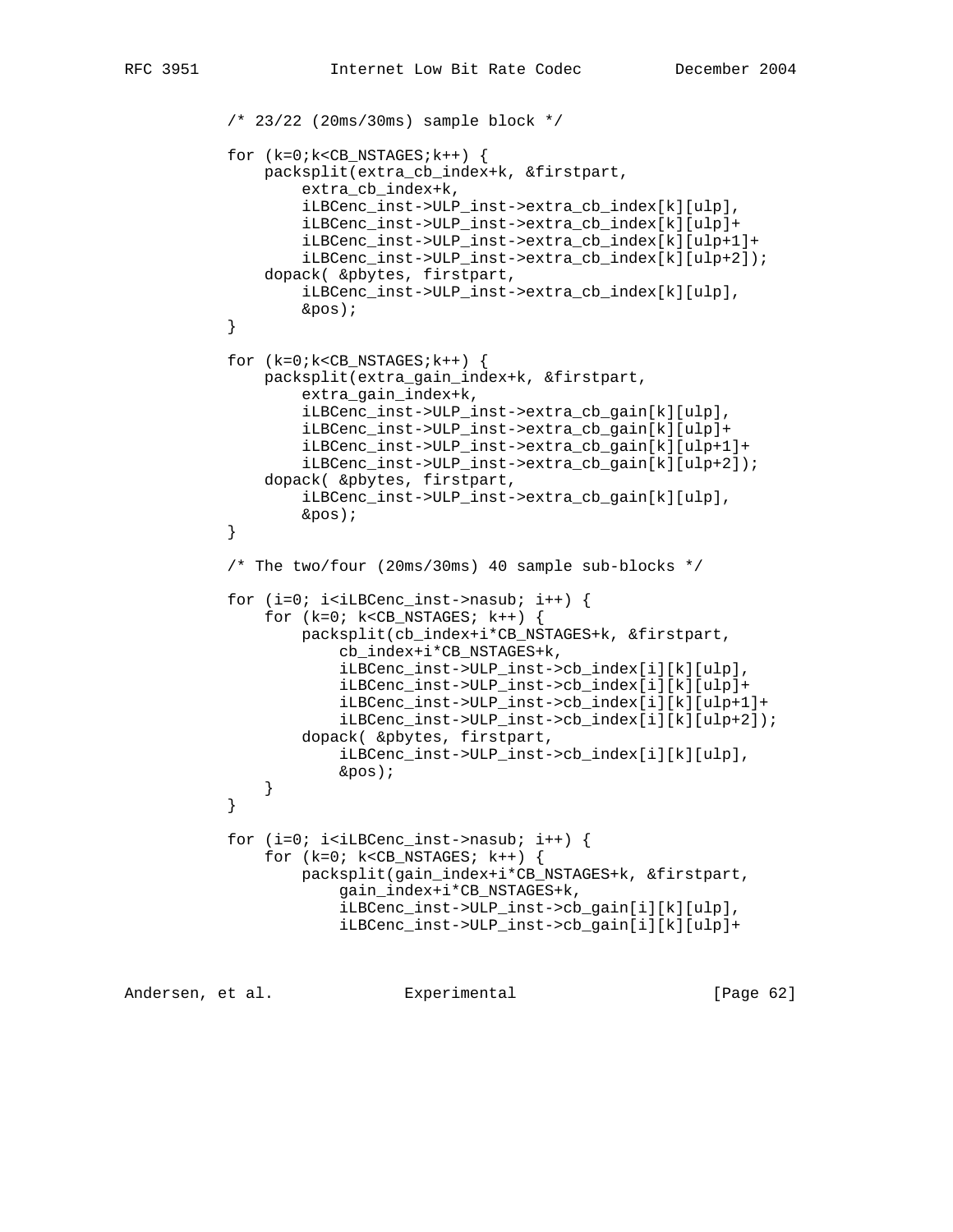```
          /* 23/22 (20ms/30ms) sample block */

          for (k=0;k<CB_NSTAGES;k++) {
              packsplit(extra_cb_index+k, &firstpart,
                  extra_cb_index+k,
                  iLBCenc_inst->ULP_inst->extra_cb_index[k][ulp],
                  iLBCenc_inst->ULP_inst->extra_cb_index[k][ulp]+
                  iLBCenc_inst->ULP_inst->extra_cb_index[k][ulp+1]+
                  iLBCenc_inst->ULP_inst->extra_cb_index[k][ulp+2]);
              dopack( &pbytes, firstpart,
                  iLBCenc_inst->ULP_inst->extra_cb_index[k][ulp],
                  &pos);
          }

          for (k=0;k<CB_NSTAGES;k++) {
              packsplit(extra_gain_index+k, &firstpart,
                  extra_gain_index+k,
                  iLBCenc_inst->ULP_inst->extra_cb_gain[k][ulp],
                  iLBCenc_inst->ULP_inst->extra_cb_gain[k][ulp]+
                  iLBCenc_inst->ULP_inst->extra_cb_gain[k][ulp+1]+
                  iLBCenc_inst->ULP_inst->extra_cb_gain[k][ulp+2]);
              dopack( &pbytes, firstpart,
                  iLBCenc_inst->ULP_inst->extra_cb_gain[k][ulp],
                  &pos);
          }

          /* The two/four (20ms/30ms) 40 sample sub-blocks */

          for (i=0; i<iLBCenc_inst->nasub; i++) {
              for (k=0; k<CB_NSTAGES; k++) {
                  packsplit(cb_index+i*CB_NSTAGES+k, &firstpart,
                      cb_index+i*CB_NSTAGES+k,
                      iLBCenc_inst->ULP_inst->cb_index[i][k][ulp],
                      iLBCenc_inst->ULP_inst->cb_index[i][k][ulp]+
                      iLBCenc_inst->ULP_inst->cb_index[i][k][ulp+1]+
                      iLBCenc_inst->ULP_inst->cb_index[i][k][ulp+2]);
                  dopack( &pbytes, firstpart,
                      iLBCenc_inst->ULP_inst->cb_index[i][k][ulp],
                      &pos);
              }
          }

          for (i=0; i<iLBCenc_inst->nasub; i++) {
              for (k=0; k<CB_NSTAGES; k++) {
                  packsplit(gain_index+i*CB_NSTAGES+k, &firstpart,
                      gain_index+i*CB_NSTAGES+k,
                      iLBCenc_inst->ULP_inst->cb_gain[i][k][ulp],
                      iLBCenc_inst->ULP_inst->cb_gain[i][k][ulp]+
```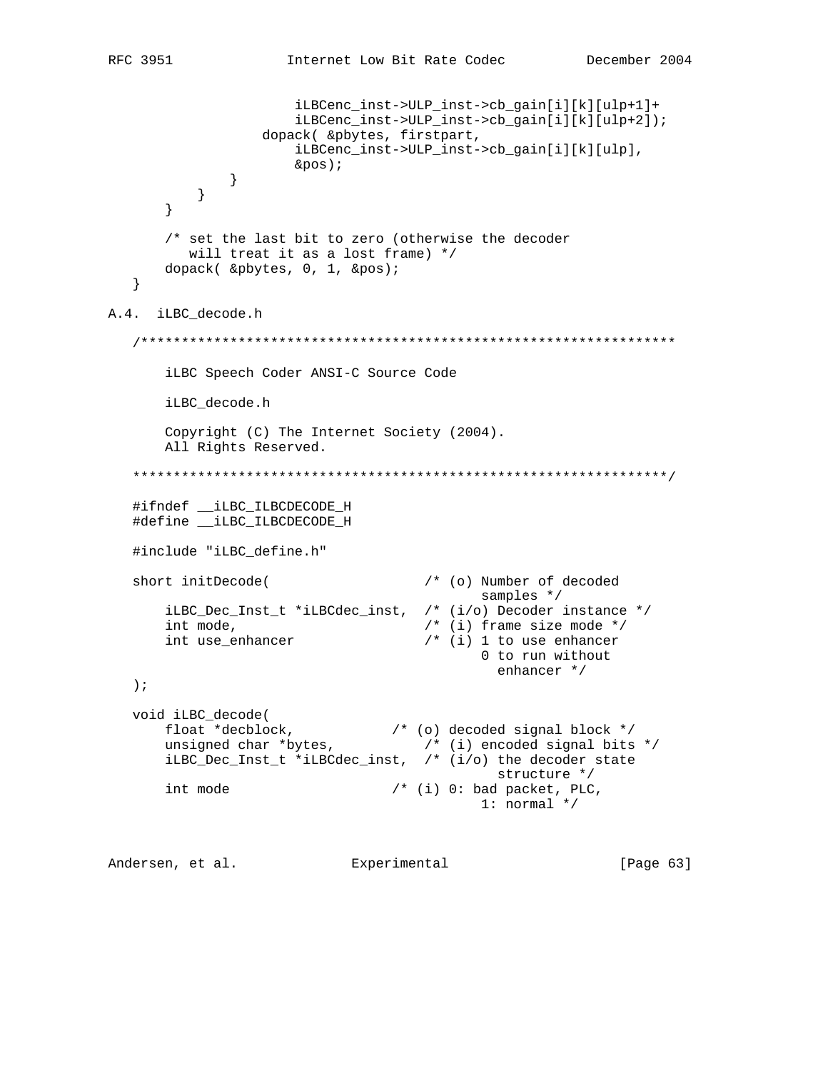```
                    iLBCenc_inst->ULP_inst->cb_gain[i][k][ulp+1]+
                    iLBCenc_inst->ULP_inst->cb_gain[i][k][ulp+2]);
                dopack( &pbytes, firstpart,
                    iLBCenc_inst->ULP_inst->cb_gain[i][k][ulp],
                    &pos);
            }
        }
    }

    /* set the last bit to zero (otherwise the decoder
       will treat it as a lost frame) */
    dopack( &pbytes, 0, 1, &pos);
}
```

## A.4. iLBC_decode.h

```
/******************************************************************

    iLBC Speech Coder ANSI-C Source Code

    iLBC_decode.h

    Copyright (C) The Internet Society (2004).
    All Rights Reserved.

******************************************************************/

#ifndef __iLBC_ILBCDECODE_H
#define __iLBC_ILBCDECODE_H

#include "iLBC_define.h"

short initDecode(                   /* (o) Number of decoded
                                           samples */
    iLBC_Dec_Inst_t *iLBCdec_inst,  /* (i/o) Decoder instance */
    int mode,                       /* (i) frame size mode */
    int use_enhancer                /* (i) 1 to use enhancer
                                           0 to run without
                                             enhancer */
);

void iLBC_decode(
    float *decblock,            /* (o) decoded signal block */
    unsigned char *bytes,           /* (i) encoded signal bits */
    iLBC_Dec_Inst_t *iLBCdec_inst,  /* (i/o) the decoder state
                                             structure */
    int mode                    /* (i) 0: bad packet, PLC,
                                           1: normal */
```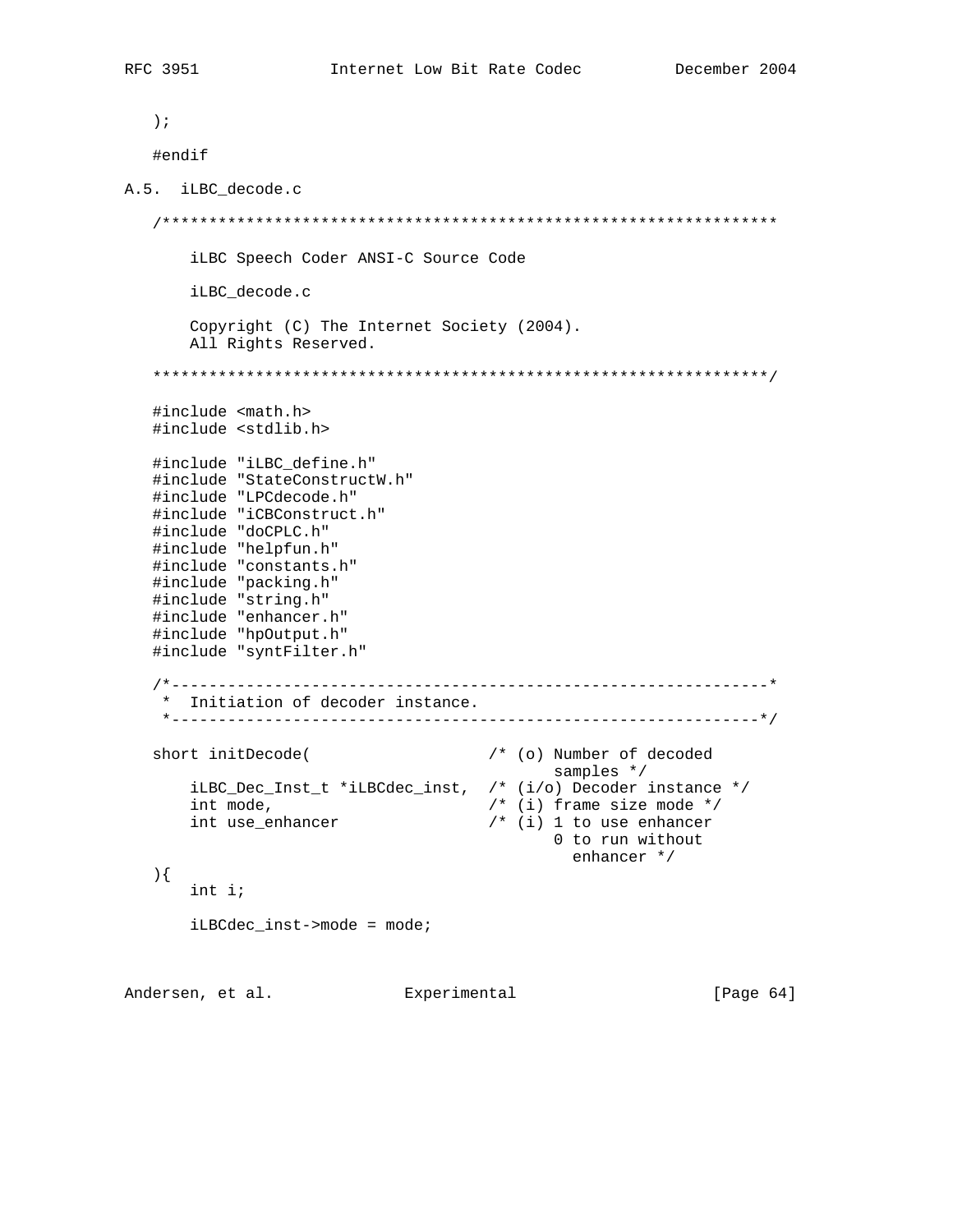```
   );

   #endif
```

## A.5. iLBC_decode.c

```
   /******************************************************************

       iLBC Speech Coder ANSI-C Source Code

       iLBC_decode.c

       Copyright (C) The Internet Society (2004).
       All Rights Reserved.

   ******************************************************************/

   #include <math.h>
   #include <stdlib.h>

   #include "iLBC_define.h"
   #include "StateConstructW.h"
   #include "LPCdecode.h"
   #include "iCBConstruct.h"
   #include "doCPLC.h"
   #include "helpfun.h"
   #include "constants.h"
   #include "packing.h"
   #include "string.h"
   #include "enhancer.h"
   #include "hpOutput.h"
   #include "syntFilter.h"

   /*----------------------------------------------------------------*
    *  Initiation of decoder instance.
    *---------------------------------------------------------------*/

   short initDecode(                   /* (o) Number of decoded
                                              samples */
       iLBC_Dec_Inst_t *iLBCdec_inst,  /* (i/o) Decoder instance */
       int mode,                       /* (i) frame size mode */
       int use_enhancer                /* (i) 1 to use enhancer
                                              0 to run without
                                                enhancer */
   ){
       int i;

       iLBCdec_inst->mode = mode;
```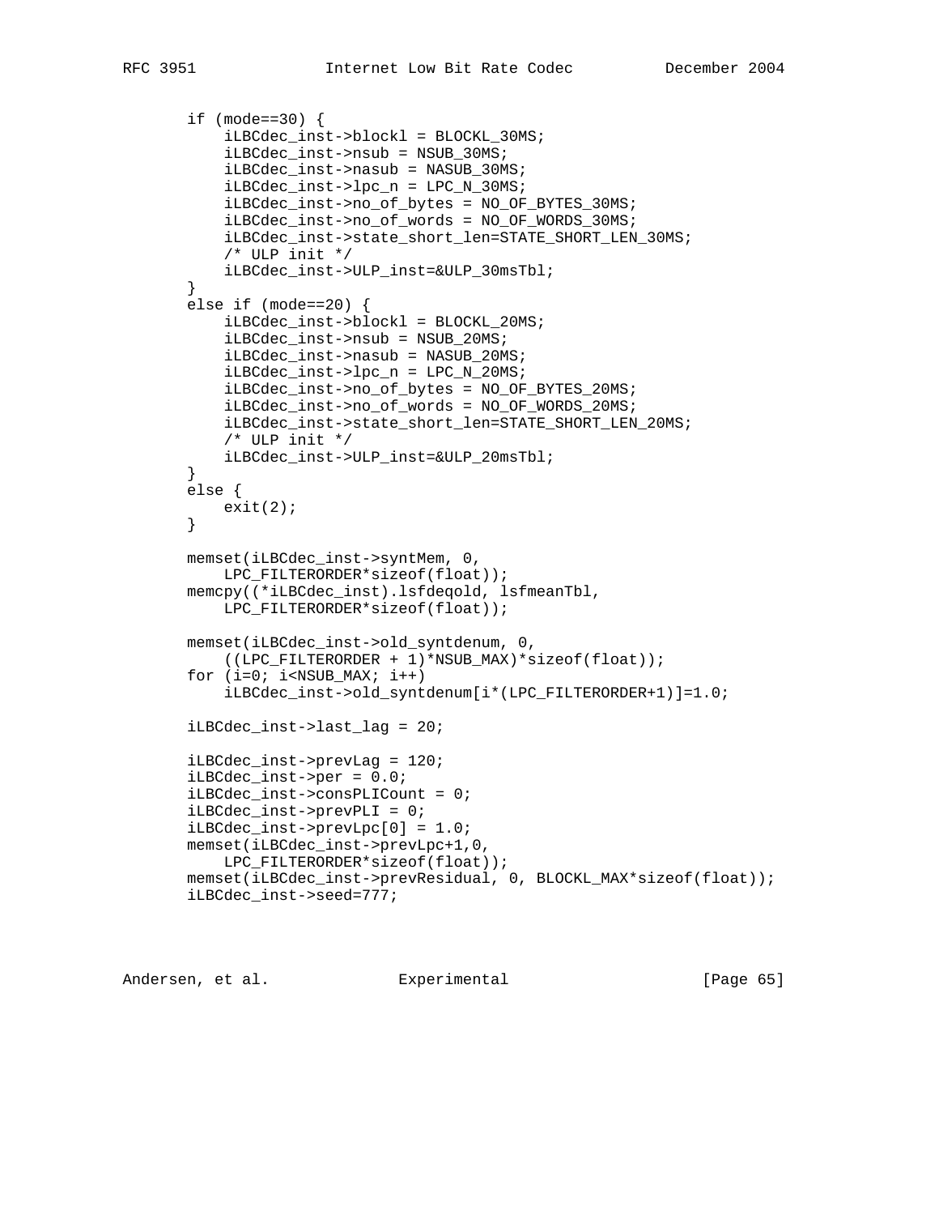```
       if (mode==30) {
           iLBCdec_inst->blockl = BLOCKL_30MS;
           iLBCdec_inst->nsub = NSUB_30MS;
           iLBCdec_inst->nasub = NASUB_30MS;
           iLBCdec_inst->lpc_n = LPC_N_30MS;
           iLBCdec_inst->no_of_bytes = NO_OF_BYTES_30MS;
           iLBCdec_inst->no_of_words = NO_OF_WORDS_30MS;
           iLBCdec_inst->state_short_len=STATE_SHORT_LEN_30MS;
           /* ULP init */
           iLBCdec_inst->ULP_inst=&ULP_30msTbl;
       }
       else if (mode==20) {
           iLBCdec_inst->blockl = BLOCKL_20MS;
           iLBCdec_inst->nsub = NSUB_20MS;
           iLBCdec_inst->nasub = NASUB_20MS;
           iLBCdec_inst->lpc_n = LPC_N_20MS;
           iLBCdec_inst->no_of_bytes = NO_OF_BYTES_20MS;
           iLBCdec_inst->no_of_words = NO_OF_WORDS_20MS;
           iLBCdec_inst->state_short_len=STATE_SHORT_LEN_20MS;
           /* ULP init */
           iLBCdec_inst->ULP_inst=&ULP_20msTbl;
       }
       else {
           exit(2);
       }

       memset(iLBCdec_inst->syntMem, 0,
           LPC_FILTERORDER*sizeof(float));
       memcpy((*iLBCdec_inst).lsfdeqold, lsfmeanTbl,
           LPC_FILTERORDER*sizeof(float));

       memset(iLBCdec_inst->old_syntdenum, 0,
           ((LPC_FILTERORDER + 1)*NSUB_MAX)*sizeof(float));
       for (i=0; i<NSUB_MAX; i++)
           iLBCdec_inst->old_syntdenum[i*(LPC_FILTERORDER+1)]=1.0;

       iLBCdec_inst->last_lag = 20;

       iLBCdec_inst->prevLag = 120;
       iLBCdec_inst->per = 0.0;
       iLBCdec_inst->consPLICount = 0;
       iLBCdec_inst->prevPLI = 0;
       iLBCdec_inst->prevLpc[0] = 1.0;
       memset(iLBCdec_inst->prevLpc+1,0,
           LPC_FILTERORDER*sizeof(float));
       memset(iLBCdec_inst->prevResidual, 0, BLOCKL_MAX*sizeof(float));
       iLBCdec_inst->seed=777;
```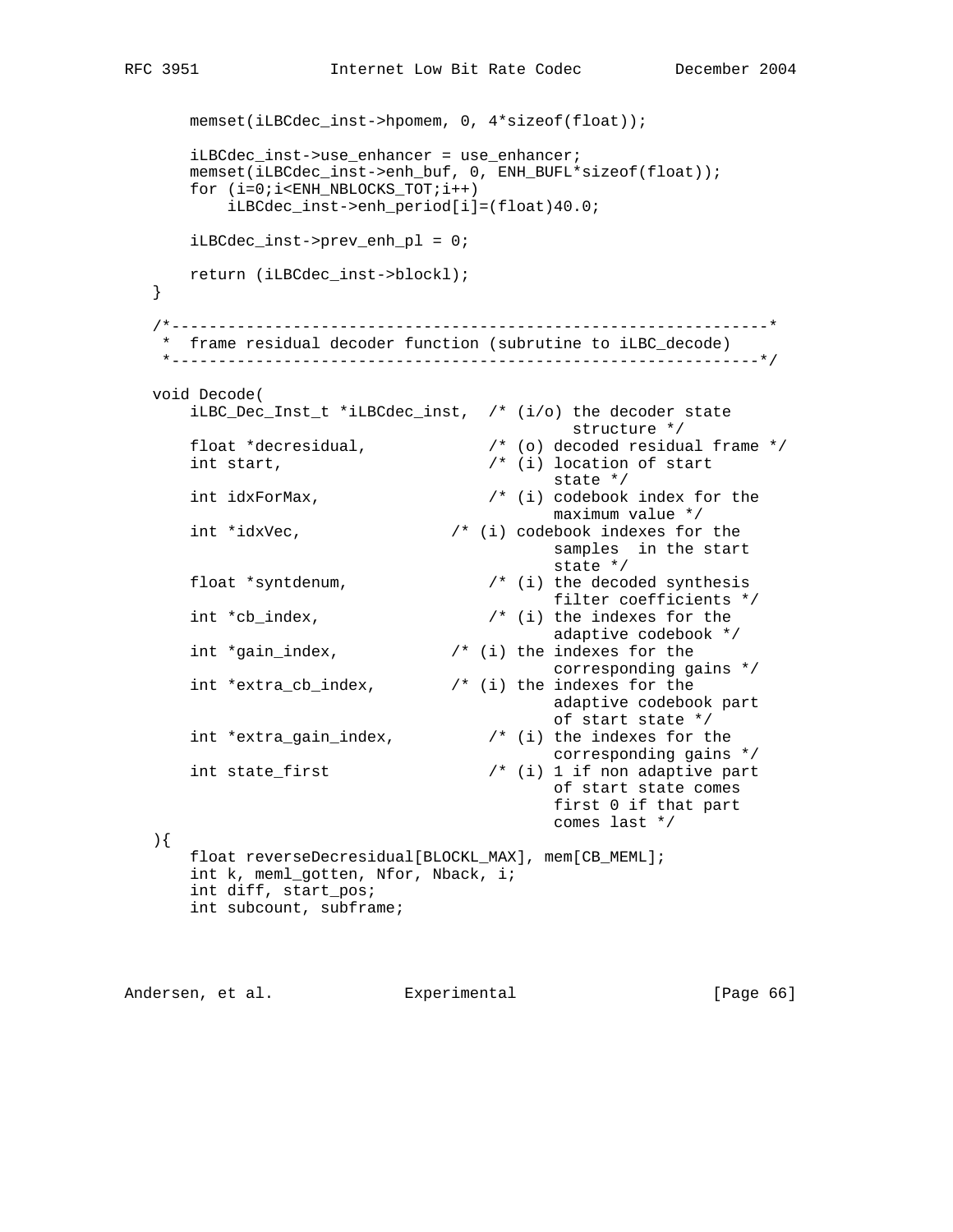```
       memset(iLBCdec_inst->hpomem, 0, 4*sizeof(float));

       iLBCdec_inst->use_enhancer = use_enhancer;
       memset(iLBCdec_inst->enh_buf, 0, ENH_BUFL*sizeof(float));
       for (i=0;i<ENH_NBLOCKS_TOT;i++)
           iLBCdec_inst->enh_period[i]=(float)40.0;

       iLBCdec_inst->prev_enh_pl = 0;

       return (iLBCdec_inst->blockl);
   }

   /*----------------------------------------------------------------*
    *  frame residual decoder function (subrutine to iLBC_decode)
    *---------------------------------------------------------------*/

   void Decode(
       iLBC_Dec_Inst_t *iLBCdec_inst,  /* (i/o) the decoder state
                                                structure */
       float *decresidual,             /* (o) decoded residual frame */
       int start,                      /* (i) location of start
                                              state */
       int idxForMax,                  /* (i) codebook index for the
                                              maximum value */
       int *idxVec,                /* (i) codebook indexes for the
                                              samples  in the start
                                              state */
       float *syntdenum,               /* (i) the decoded synthesis
                                              filter coefficients */
       int *cb_index,                  /* (i) the indexes for the
                                              adaptive codebook */
       int *gain_index,            /* (i) the indexes for the
                                              corresponding gains */
       int *extra_cb_index,        /* (i) the indexes for the
                                              adaptive codebook part
                                              of start state */
       int *extra_gain_index,          /* (i) the indexes for the
                                              corresponding gains */
       int state_first                 /* (i) 1 if non adaptive part
                                              of start state comes
                                              first 0 if that part
                                              comes last */
   ){
       float reverseDecresidual[BLOCKL_MAX], mem[CB_MEML];
       int k, meml_gotten, Nfor, Nback, i;
       int diff, start_pos;
       int subcount, subframe;
```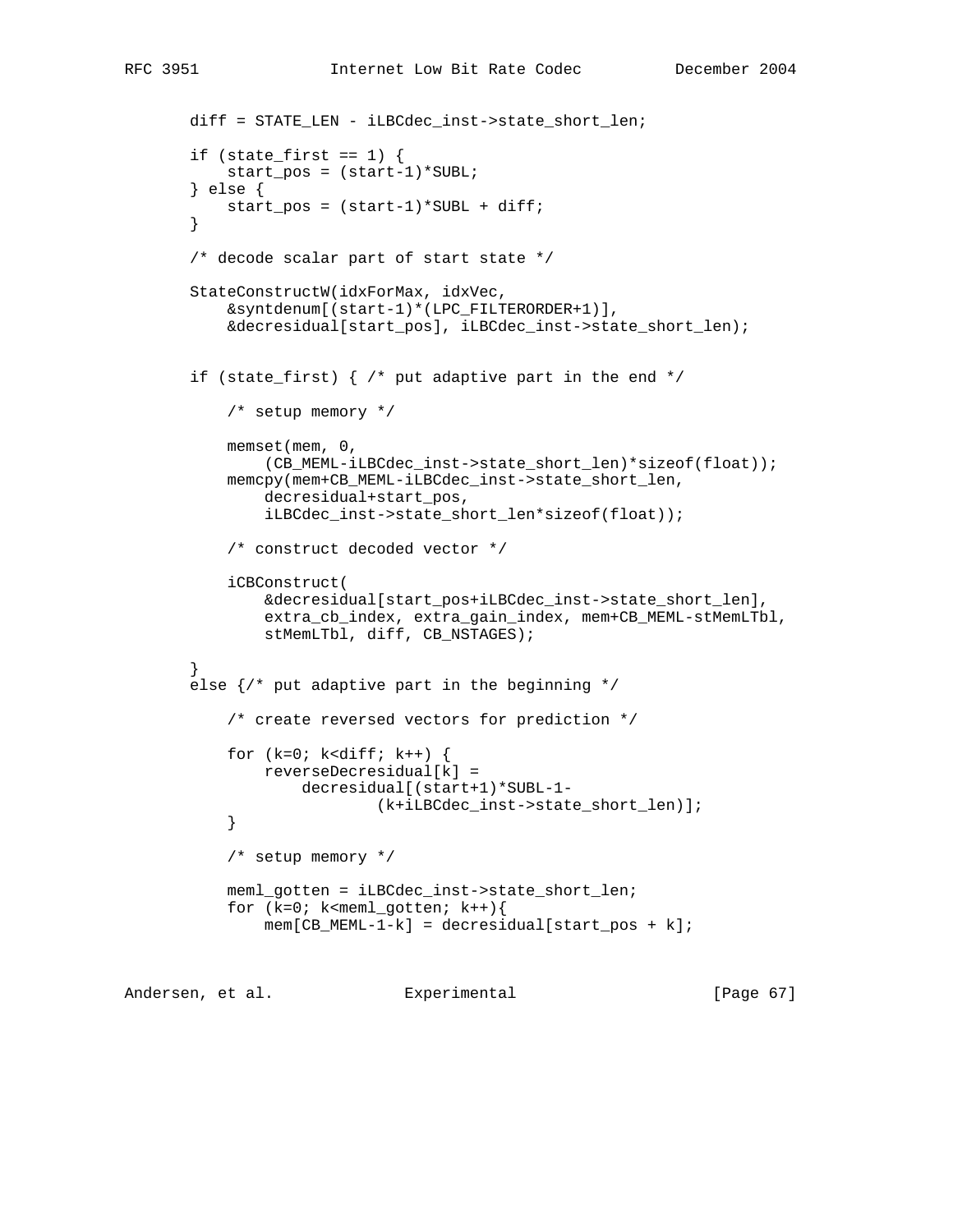```
       diff = STATE_LEN - iLBCdec_inst->state_short_len;

       if (state_first == 1) {
           start_pos = (start-1)*SUBL;
       } else {
           start_pos = (start-1)*SUBL + diff;
       }

       /* decode scalar part of start state */

       StateConstructW(idxForMax, idxVec,
           &syntdenum[(start-1)*(LPC_FILTERORDER+1)],
           &decresidual[start_pos], iLBCdec_inst->state_short_len);


       if (state_first) { /* put adaptive part in the end */

           /* setup memory */

           memset(mem, 0,
               (CB_MEML-iLBCdec_inst->state_short_len)*sizeof(float));
           memcpy(mem+CB_MEML-iLBCdec_inst->state_short_len,
               decresidual+start_pos,
               iLBCdec_inst->state_short_len*sizeof(float));

           /* construct decoded vector */

           iCBConstruct(
               &decresidual[start_pos+iLBCdec_inst->state_short_len],
               extra_cb_index, extra_gain_index, mem+CB_MEML-stMemLTbl,
               stMemLTbl, diff, CB_NSTAGES);

       }
       else {/* put adaptive part in the beginning */

           /* create reversed vectors for prediction */

           for (k=0; k<diff; k++) {
               reverseDecresidual[k] =
                   decresidual[(start+1)*SUBL-1-
                           (k+iLBCdec_inst->state_short_len)];
           }

           /* setup memory */

           meml_gotten = iLBCdec_inst->state_short_len;
           for (k=0; k<meml_gotten; k++){
               mem[CB_MEML-1-k] = decresidual[start_pos + k];
```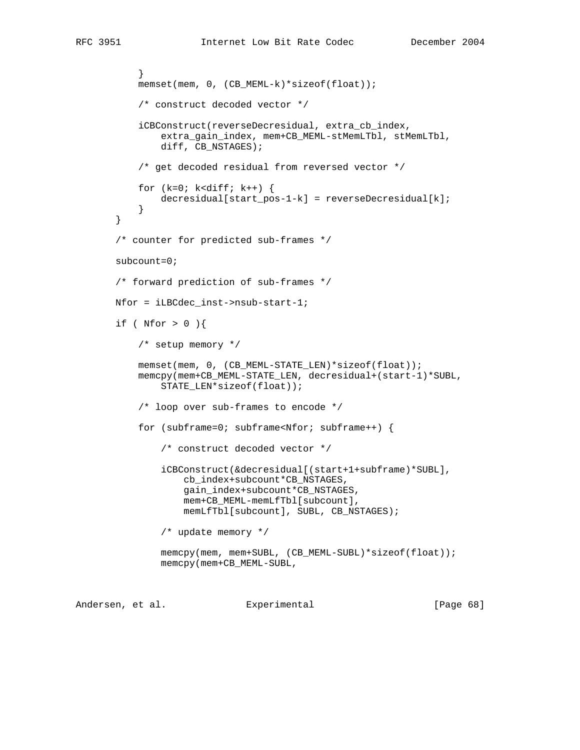```
           }
           memset(mem, 0, (CB_MEML-k)*sizeof(float));

           /* construct decoded vector */

           iCBConstruct(reverseDecresidual, extra_cb_index,
               extra_gain_index, mem+CB_MEML-stMemLTbl, stMemLTbl,
               diff, CB_NSTAGES);

           /* get decoded residual from reversed vector */

           for (k=0; k<diff; k++) {
               decresidual[start_pos-1-k] = reverseDecresidual[k];
           }
       }

       /* counter for predicted sub-frames */

       subcount=0;

       /* forward prediction of sub-frames */

       Nfor = iLBCdec_inst->nsub-start-1;

       if ( Nfor > 0 ){

           /* setup memory */

           memset(mem, 0, (CB_MEML-STATE_LEN)*sizeof(float));
           memcpy(mem+CB_MEML-STATE_LEN, decresidual+(start-1)*SUBL,
               STATE_LEN*sizeof(float));

           /* loop over sub-frames to encode */

           for (subframe=0; subframe<Nfor; subframe++) {

               /* construct decoded vector */

               iCBConstruct(&decresidual[(start+1+subframe)*SUBL],
                   cb_index+subcount*CB_NSTAGES,
                   gain_index+subcount*CB_NSTAGES,
                   mem+CB_MEML-memLfTbl[subcount],
                   memLfTbl[subcount], SUBL, CB_NSTAGES);

               /* update memory */

               memcpy(mem, mem+SUBL, (CB_MEML-SUBL)*sizeof(float));
               memcpy(mem+CB_MEML-SUBL,
```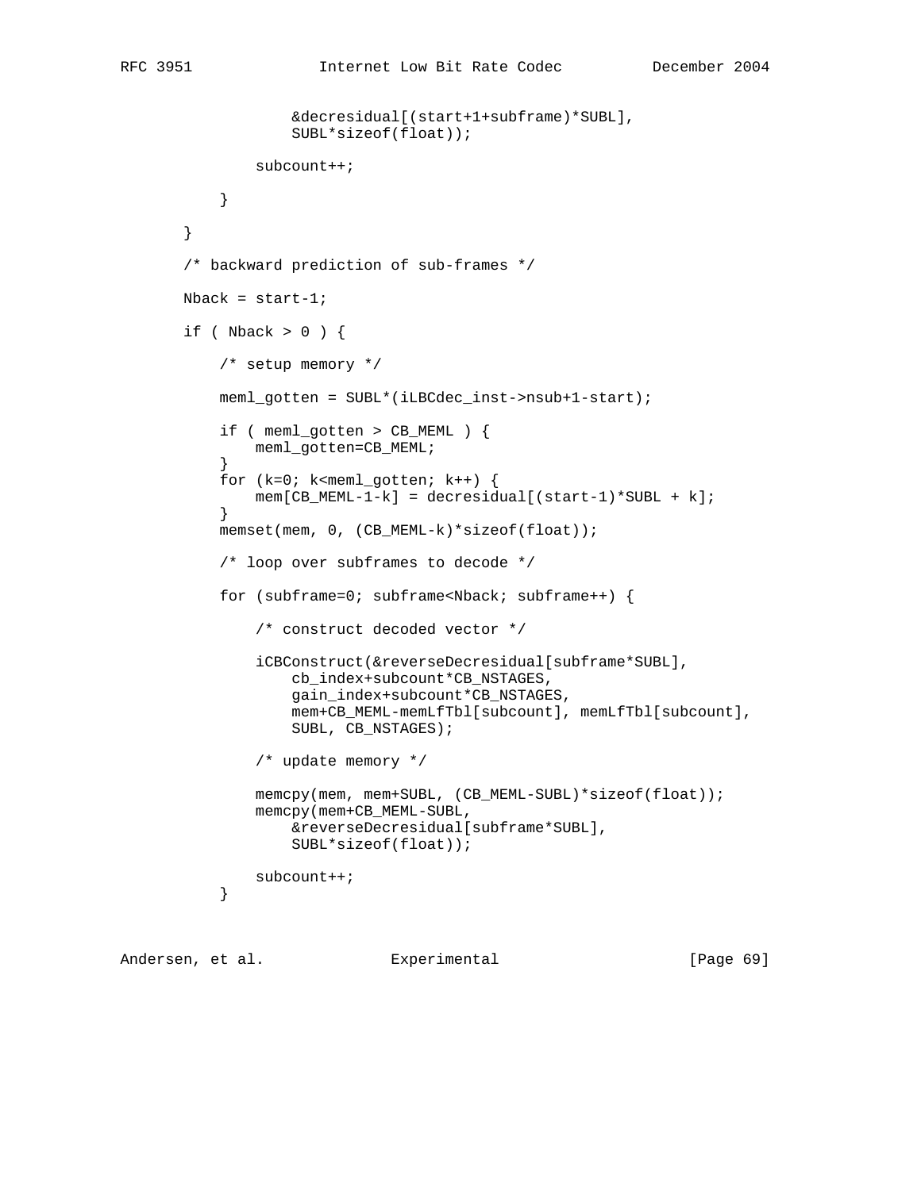```
                &decresidual[(start+1+subframe)*SUBL],
                SUBL*sizeof(float));

            subcount++;

        }

    }

    /* backward prediction of sub-frames */

    Nback = start-1;

    if ( Nback > 0 ) {

        /* setup memory */

        meml_gotten = SUBL*(iLBCdec_inst->nsub+1-start);

        if ( meml_gotten > CB_MEML ) {
            meml_gotten=CB_MEML;
        }
        for (k=0; k<meml_gotten; k++) {
            mem[CB_MEML-1-k] = decresidual[(start-1)*SUBL + k];
        }
        memset(mem, 0, (CB_MEML-k)*sizeof(float));

        /* loop over subframes to decode */

        for (subframe=0; subframe<Nback; subframe++) {

            /* construct decoded vector */

            iCBConstruct(&reverseDecresidual[subframe*SUBL],
                cb_index+subcount*CB_NSTAGES,
                gain_index+subcount*CB_NSTAGES,
                mem+CB_MEML-memLfTbl[subcount], memLfTbl[subcount],
                SUBL, CB_NSTAGES);

            /* update memory */

            memcpy(mem, mem+SUBL, (CB_MEML-SUBL)*sizeof(float));
            memcpy(mem+CB_MEML-SUBL,
                &reverseDecresidual[subframe*SUBL],
                SUBL*sizeof(float));

            subcount++;
        }
```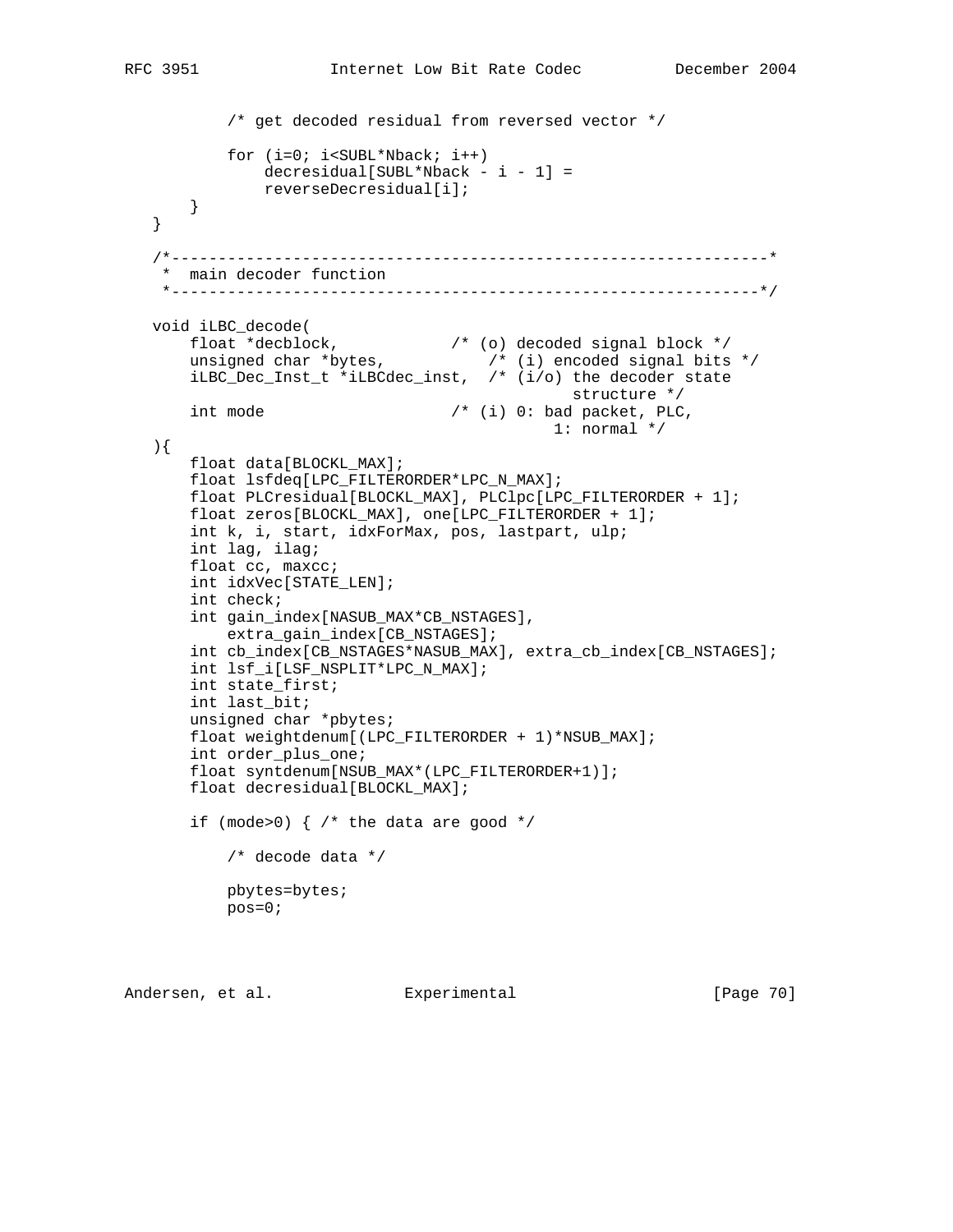```
           /* get decoded residual from reversed vector */

           for (i=0; i<SUBL*Nback; i++)
               decresidual[SUBL*Nback - i - 1] =
               reverseDecresidual[i];
       }
   }

   /*----------------------------------------------------------------*
    *  main decoder function
    *---------------------------------------------------------------*/

   void iLBC_decode(
       float *decblock,            /* (o) decoded signal block */
       unsigned char *bytes,           /* (i) encoded signal bits */
       iLBC_Dec_Inst_t *iLBCdec_inst,  /* (i/o) the decoder state
                                                structure */
       int mode                    /* (i) 0: bad packet, PLC,
                                              1: normal */
   ){
       float data[BLOCKL_MAX];
       float lsfdeq[LPC_FILTERORDER*LPC_N_MAX];
       float PLCresidual[BLOCKL_MAX], PLClpc[LPC_FILTERORDER + 1];
       float zeros[BLOCKL_MAX], one[LPC_FILTERORDER + 1];
       int k, i, start, idxForMax, pos, lastpart, ulp;
       int lag, ilag;
       float cc, maxcc;
       int idxVec[STATE_LEN];
       int check;
       int gain_index[NASUB_MAX*CB_NSTAGES],
           extra_gain_index[CB_NSTAGES];
       int cb_index[CB_NSTAGES*NASUB_MAX], extra_cb_index[CB_NSTAGES];
       int lsf_i[LSF_NSPLIT*LPC_N_MAX];
       int state_first;
       int last_bit;
       unsigned char *pbytes;
       float weightdenum[(LPC_FILTERORDER + 1)*NSUB_MAX];
       int order_plus_one;
       float syntdenum[NSUB_MAX*(LPC_FILTERORDER+1)];
       float decresidual[BLOCKL_MAX];

       if (mode>0) { /* the data are good */

           /* decode data */

           pbytes=bytes;
           pos=0;
```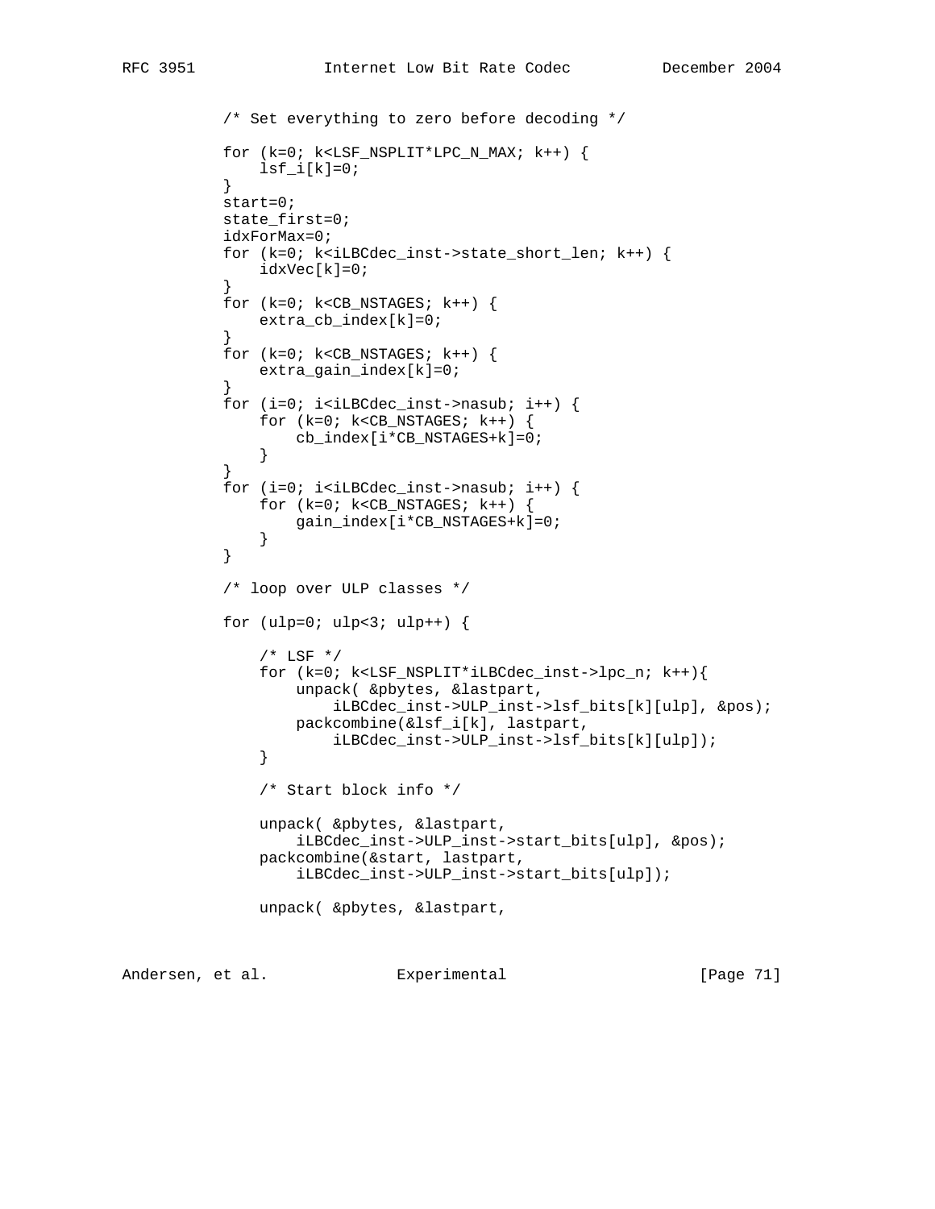```
          /* Set everything to zero before decoding */

          for (k=0; k<LSF_NSPLIT*LPC_N_MAX; k++) {
              lsf_i[k]=0;
          }
          start=0;
          state_first=0;
          idxForMax=0;
          for (k=0; k<iLBCdec_inst->state_short_len; k++) {
              idxVec[k]=0;
          }
          for (k=0; k<CB_NSTAGES; k++) {
              extra_cb_index[k]=0;
          }
          for (k=0; k<CB_NSTAGES; k++) {
              extra_gain_index[k]=0;
          }
          for (i=0; i<iLBCdec_inst->nasub; i++) {
              for (k=0; k<CB_NSTAGES; k++) {
                  cb_index[i*CB_NSTAGES+k]=0;
              }
          }
          for (i=0; i<iLBCdec_inst->nasub; i++) {
              for (k=0; k<CB_NSTAGES; k++) {
                  gain_index[i*CB_NSTAGES+k]=0;
              }
          }

          /* loop over ULP classes */

          for (ulp=0; ulp<3; ulp++) {

              /* LSF */
              for (k=0; k<LSF_NSPLIT*iLBCdec_inst->lpc_n; k++){
                  unpack( &pbytes, &lastpart,
                      iLBCdec_inst->ULP_inst->lsf_bits[k][ulp], &pos);
                  packcombine(&lsf_i[k], lastpart,
                      iLBCdec_inst->ULP_inst->lsf_bits[k][ulp]);
              }

              /* Start block info */

              unpack( &pbytes, &lastpart,
                  iLBCdec_inst->ULP_inst->start_bits[ulp], &pos);
              packcombine(&start, lastpart,
                  iLBCdec_inst->ULP_inst->start_bits[ulp]);

              unpack( &pbytes, &lastpart,
```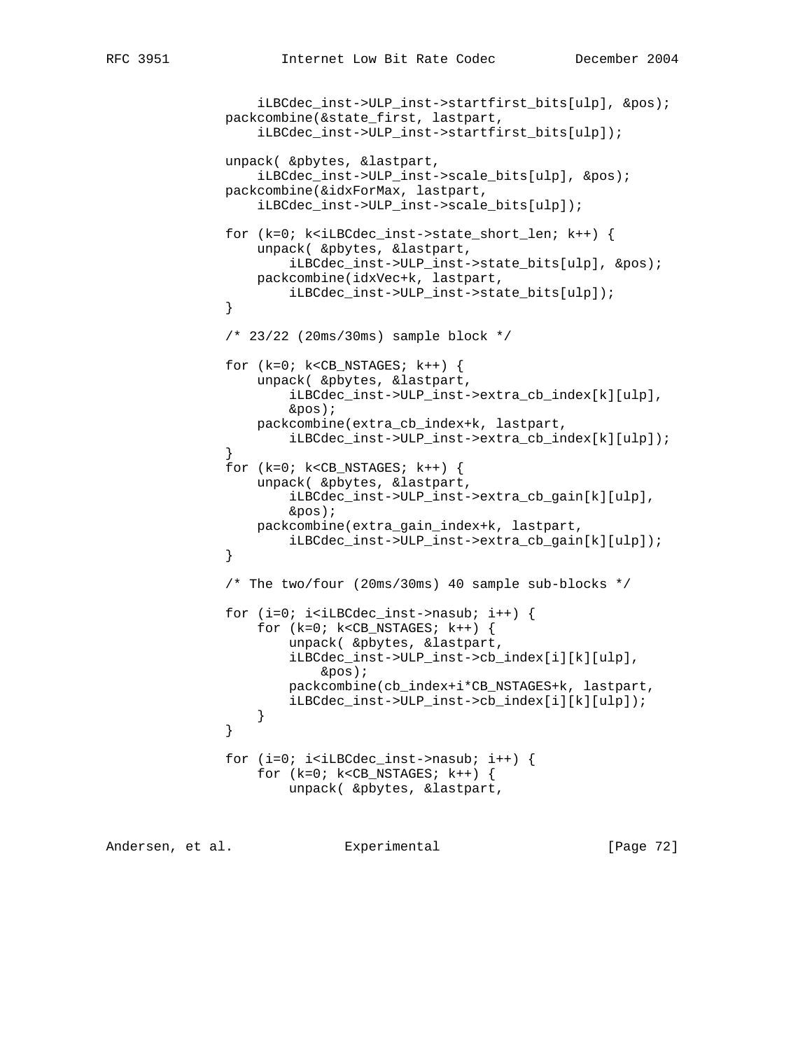```
                   iLBCdec_inst->ULP_inst->startfirst_bits[ulp], &pos);
               packcombine(&state_first, lastpart,
                   iLBCdec_inst->ULP_inst->startfirst_bits[ulp]);

               unpack( &pbytes, &lastpart,
                   iLBCdec_inst->ULP_inst->scale_bits[ulp], &pos);
               packcombine(&idxForMax, lastpart,
                   iLBCdec_inst->ULP_inst->scale_bits[ulp]);

               for (k=0; k<iLBCdec_inst->state_short_len; k++) {
                   unpack( &pbytes, &lastpart,
                       iLBCdec_inst->ULP_inst->state_bits[ulp], &pos);
                   packcombine(idxVec+k, lastpart,
                       iLBCdec_inst->ULP_inst->state_bits[ulp]);
               }

               /* 23/22 (20ms/30ms) sample block */

               for (k=0; k<CB_NSTAGES; k++) {
                   unpack( &pbytes, &lastpart,
                       iLBCdec_inst->ULP_inst->extra_cb_index[k][ulp],
                       &pos);
                   packcombine(extra_cb_index+k, lastpart,
                       iLBCdec_inst->ULP_inst->extra_cb_index[k][ulp]);
               }
               for (k=0; k<CB_NSTAGES; k++) {
                   unpack( &pbytes, &lastpart,
                       iLBCdec_inst->ULP_inst->extra_cb_gain[k][ulp],
                       &pos);
                   packcombine(extra_gain_index+k, lastpart,
                       iLBCdec_inst->ULP_inst->extra_cb_gain[k][ulp]);
               }

               /* The two/four (20ms/30ms) 40 sample sub-blocks */

               for (i=0; i<iLBCdec_inst->nasub; i++) {
                   for (k=0; k<CB_NSTAGES; k++) {
                       unpack( &pbytes, &lastpart,
                       iLBCdec_inst->ULP_inst->cb_index[i][k][ulp],
                           &pos);
                       packcombine(cb_index+i*CB_NSTAGES+k, lastpart,
                       iLBCdec_inst->ULP_inst->cb_index[i][k][ulp]);
                   }
               }

               for (i=0; i<iLBCdec_inst->nasub; i++) {
                   for (k=0; k<CB_NSTAGES; k++) {
                       unpack( &pbytes, &lastpart,
```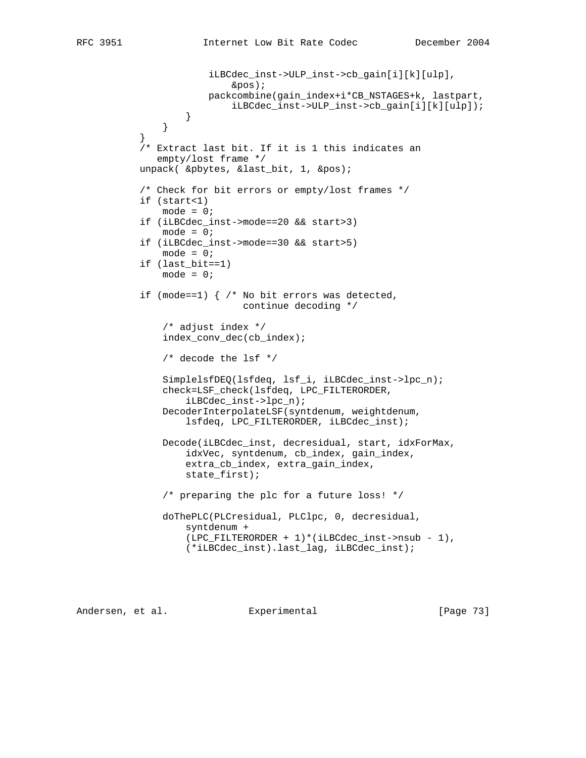```
                    iLBCdec_inst->ULP_inst->cb_gain[i][k][ulp],
                        &pos);
                    packcombine(gain_index+i*CB_NSTAGES+k, lastpart,
                        iLBCdec_inst->ULP_inst->cb_gain[i][k][ulp]);
                }
            }
        }
        /* Extract last bit. If it is 1 this indicates an
           empty/lost frame */
        unpack( &pbytes, &last_bit, 1, &pos);

        /* Check for bit errors or empty/lost frames */
        if (start<1)
            mode = 0;
        if (iLBCdec_inst->mode==20 && start>3)
            mode = 0;
        if (iLBCdec_inst->mode==30 && start>5)
            mode = 0;
        if (last_bit==1)
            mode = 0;

        if (mode==1) { /* No bit errors was detected,
                          continue decoding */

            /* adjust index */
            index_conv_dec(cb_index);

            /* decode the lsf */

            SimplelsfDEQ(lsfdeq, lsf_i, iLBCdec_inst->lpc_n);
            check=LSF_check(lsfdeq, LPC_FILTERORDER,
                iLBCdec_inst->lpc_n);
            DecoderInterpolateLSF(syntdenum, weightdenum,
                lsfdeq, LPC_FILTERORDER, iLBCdec_inst);

            Decode(iLBCdec_inst, decresidual, start, idxForMax,
                idxVec, syntdenum, cb_index, gain_index,
                extra_cb_index, extra_gain_index,
                state_first);

            /* preparing the plc for a future loss! */

            doThePLC(PLCresidual, PLClpc, 0, decresidual,
                syntdenum +
                (LPC_FILTERORDER + 1)*(iLBCdec_inst->nsub - 1),
                (*iLBCdec_inst).last_lag, iLBCdec_inst);
```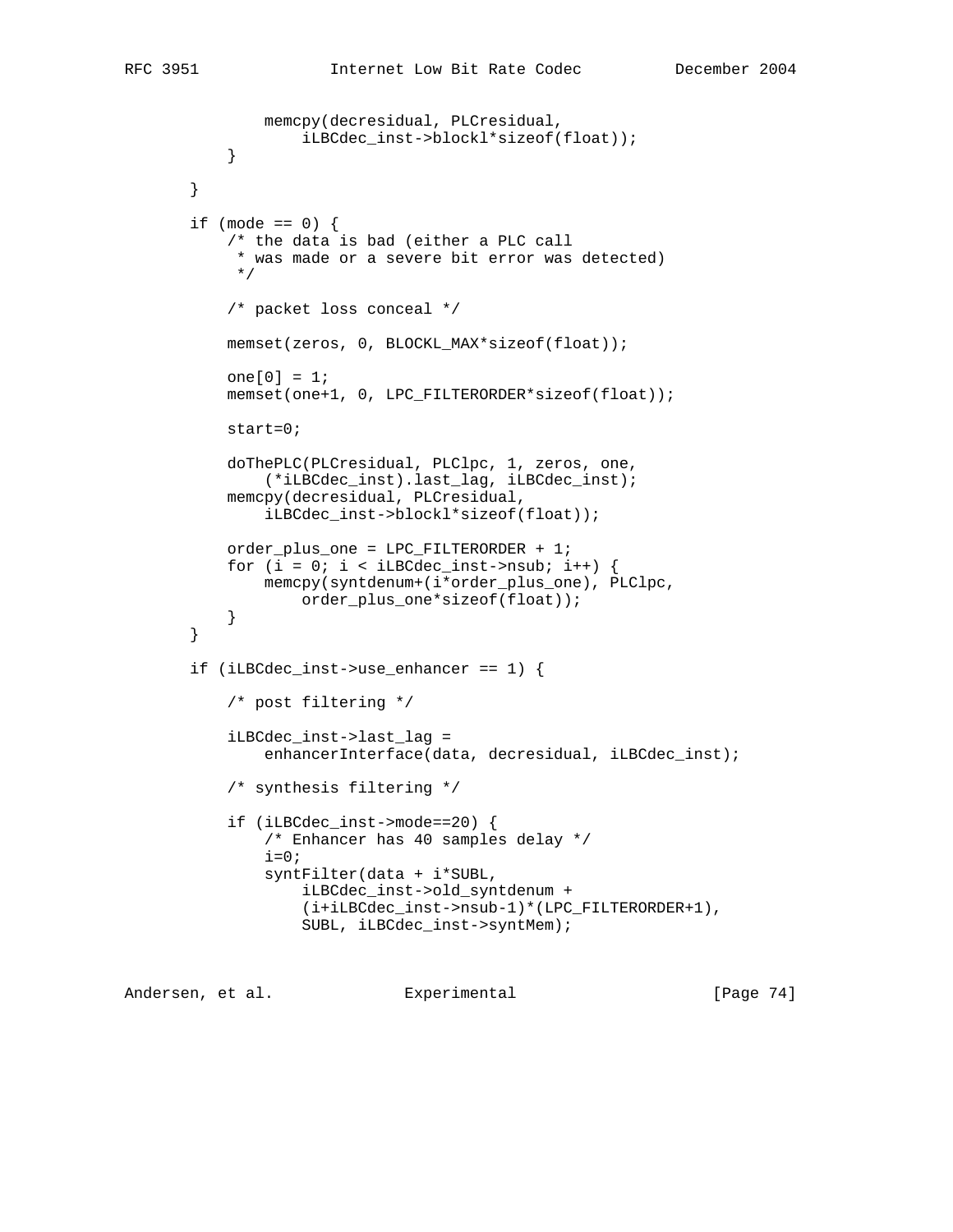```
               memcpy(decresidual, PLCresidual,
                   iLBCdec_inst->blockl*sizeof(float));
           }

       }

       if (mode == 0) {
           /* the data is bad (either a PLC call
            * was made or a severe bit error was detected)
            */

           /* packet loss conceal */

           memset(zeros, 0, BLOCKL_MAX*sizeof(float));

           one[0] = 1;
           memset(one+1, 0, LPC_FILTERORDER*sizeof(float));

           start=0;

           doThePLC(PLCresidual, PLClpc, 1, zeros, one,
               (*iLBCdec_inst).last_lag, iLBCdec_inst);
           memcpy(decresidual, PLCresidual,
               iLBCdec_inst->blockl*sizeof(float));

           order_plus_one = LPC_FILTERORDER + 1;
           for (i = 0; i < iLBCdec_inst->nsub; i++) {
               memcpy(syntdenum+(i*order_plus_one), PLClpc,
                   order_plus_one*sizeof(float));
           }
       }

       if (iLBCdec_inst->use_enhancer == 1) {

           /* post filtering */

           iLBCdec_inst->last_lag =
               enhancerInterface(data, decresidual, iLBCdec_inst);

           /* synthesis filtering */

           if (iLBCdec_inst->mode==20) {
               /* Enhancer has 40 samples delay */
               i=0;
               syntFilter(data + i*SUBL,
                   iLBCdec_inst->old_syntdenum +
                   (i+iLBCdec_inst->nsub-1)*(LPC_FILTERORDER+1),
                   SUBL, iLBCdec_inst->syntMem);
```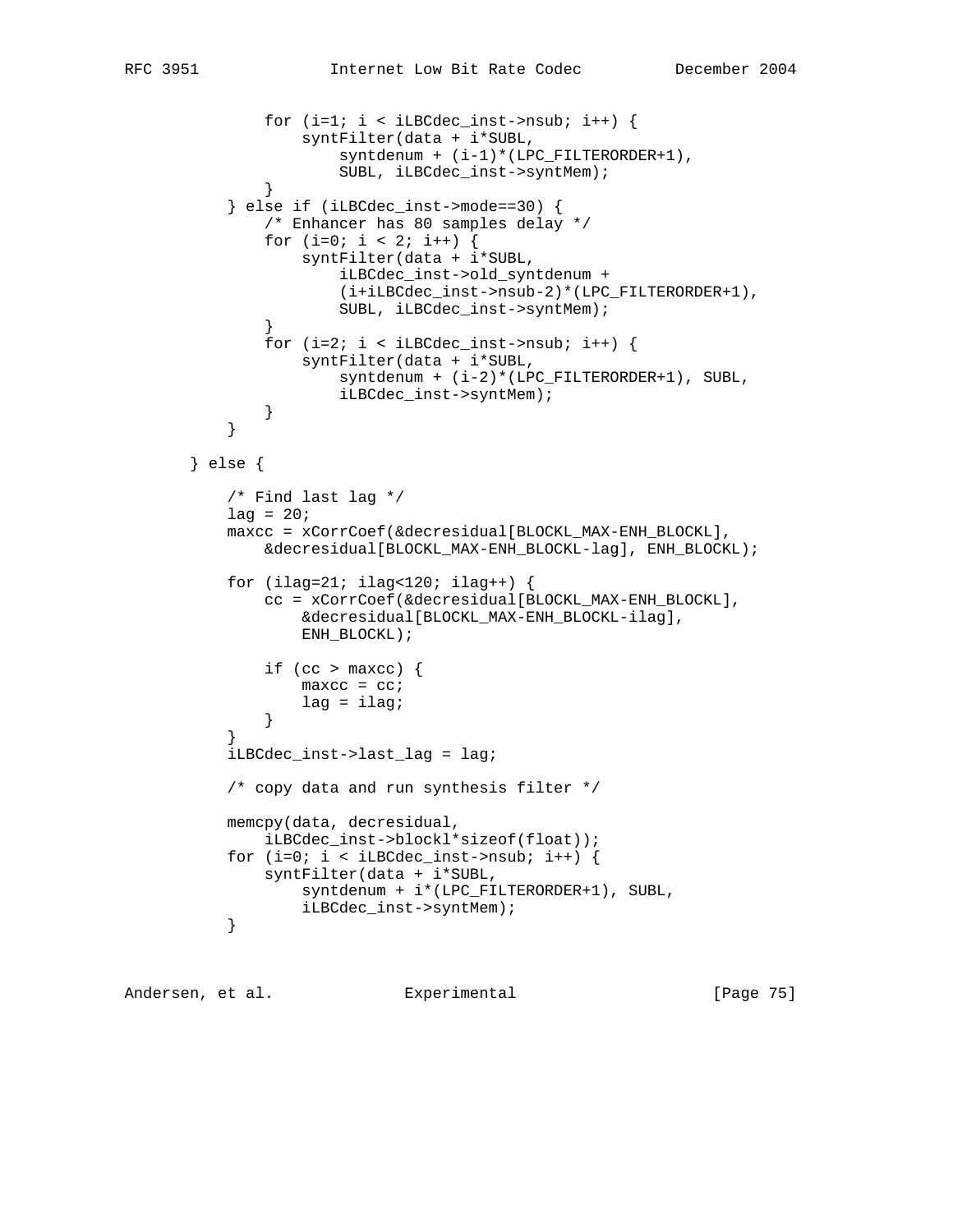```
            for (i=1; i < iLBCdec_inst->nsub; i++) {
                syntFilter(data + i*SUBL,
                    syntdenum + (i-1)*(LPC_FILTERORDER+1),
                    SUBL, iLBCdec_inst->syntMem);
            }
        } else if (iLBCdec_inst->mode==30) {
            /* Enhancer has 80 samples delay */
            for (i=0; i < 2; i++) {
                syntFilter(data + i*SUBL,
                    iLBCdec_inst->old_syntdenum +
                    (i+iLBCdec_inst->nsub-2)*(LPC_FILTERORDER+1),
                    SUBL, iLBCdec_inst->syntMem);
            }
            for (i=2; i < iLBCdec_inst->nsub; i++) {
                syntFilter(data + i*SUBL,
                    syntdenum + (i-2)*(LPC_FILTERORDER+1), SUBL,
                    iLBCdec_inst->syntMem);
            }
        }

    } else {

        /* Find last lag */
        lag = 20;
        maxcc = xCorrCoef(&decresidual[BLOCKL_MAX-ENH_BLOCKL],
            &decresidual[BLOCKL_MAX-ENH_BLOCKL-lag], ENH_BLOCKL);

        for (ilag=21; ilag<120; ilag++) {
            cc = xCorrCoef(&decresidual[BLOCKL_MAX-ENH_BLOCKL],
                &decresidual[BLOCKL_MAX-ENH_BLOCKL-ilag],
                ENH_BLOCKL);

            if (cc > maxcc) {
                maxcc = cc;
                lag = ilag;
            }
        }
        iLBCdec_inst->last_lag = lag;

        /* copy data and run synthesis filter */

        memcpy(data, decresidual,
            iLBCdec_inst->blockl*sizeof(float));
        for (i=0; i < iLBCdec_inst->nsub; i++) {
            syntFilter(data + i*SUBL,
                syntdenum + i*(LPC_FILTERORDER+1), SUBL,
                iLBCdec_inst->syntMem);
        }
```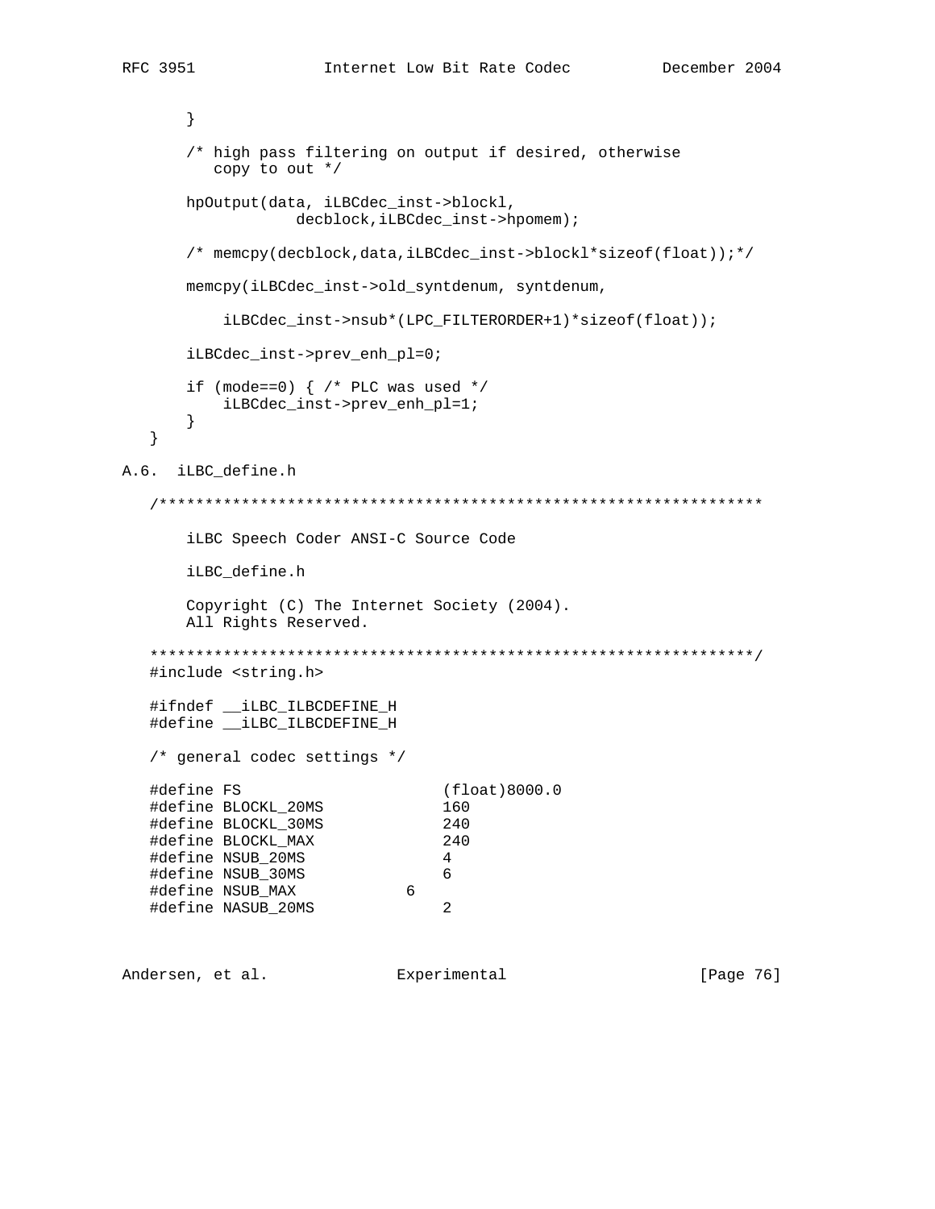```
       }

       /* high pass filtering on output if desired, otherwise
          copy to out */

       hpOutput(data, iLBCdec_inst->blockl,
                   decblock,iLBCdec_inst->hpomem);

       /* memcpy(decblock,data,iLBCdec_inst->blockl*sizeof(float));*/

       memcpy(iLBCdec_inst->old_syntdenum, syntdenum,

           iLBCdec_inst->nsub*(LPC_FILTERORDER+1)*sizeof(float));

       iLBCdec_inst->prev_enh_pl=0;

       if (mode==0) { /* PLC was used */
           iLBCdec_inst->prev_enh_pl=1;
       }
   }
```

A.6.  iLBC_define.h

```
   /******************************************************************

       iLBC Speech Coder ANSI-C Source Code

       iLBC_define.h

       Copyright (C) The Internet Society (2004).
       All Rights Reserved.

   ******************************************************************/
   #include <string.h>

   #ifndef __iLBC_ILBCDEFINE_H
   #define __iLBC_ILBCDEFINE_H

   /* general codec settings */

   #define FS                      (float)8000.0
   #define BLOCKL_20MS             160
   #define BLOCKL_30MS             240
   #define BLOCKL_MAX              240
   #define NSUB_20MS               4
   #define NSUB_30MS               6
   #define NSUB_MAX            6
   #define NASUB_20MS              2
```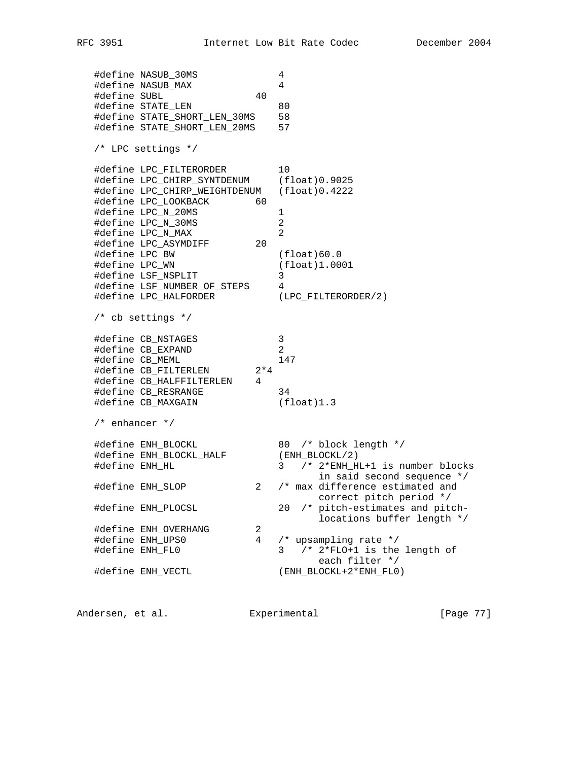```
   #define NASUB_30MS              4
   #define NASUB_MAX               4
   #define SUBL                40
   #define STATE_LEN               80
   #define STATE_SHORT_LEN_30MS    58
   #define STATE_SHORT_LEN_20MS    57

   /* LPC settings */

   #define LPC_FILTERORDER         10
   #define LPC_CHIRP_SYNTDENUM     (float)0.9025
   #define LPC_CHIRP_WEIGHTDENUM   (float)0.4222
   #define LPC_LOOKBACK        60
   #define LPC_N_20MS              1
   #define LPC_N_30MS              2
   #define LPC_N_MAX               2
   #define LPC_ASYMDIFF        20
   #define LPC_BW                  (float)60.0
   #define LPC_WN                  (float)1.0001
   #define LSF_NSPLIT              3
   #define LSF_NUMBER_OF_STEPS     4
   #define LPC_HALFORDER           (LPC_FILTERORDER/2)

   /* cb settings */

   #define CB_NSTAGES              3
   #define CB_EXPAND               2
   #define CB_MEML                 147
   #define CB_FILTERLEN        2*4
   #define CB_HALFFILTERLEN    4
   #define CB_RESRANGE             34
   #define CB_MAXGAIN              (float)1.3

   /* enhancer */

   #define ENH_BLOCKL              80  /* block length */
   #define ENH_BLOCKL_HALF         (ENH_BLOCKL/2)
   #define ENH_HL                  3   /* 2*ENH_HL+1 is number blocks
                                          in said second sequence */
   #define ENH_SLOP            2   /* max difference estimated and
                                          correct pitch period */
   #define ENH_PLOCSL              20  /* pitch-estimates and pitch-
                                          locations buffer length */
   #define ENH_OVERHANG        2
   #define ENH_UPS0            4   /* upsampling rate */
   #define ENH_FL0                 3   /* 2*FLO+1 is the length of
                                          each filter */
   #define ENH_VECTL               (ENH_BLOCKL+2*ENH_FL0)
```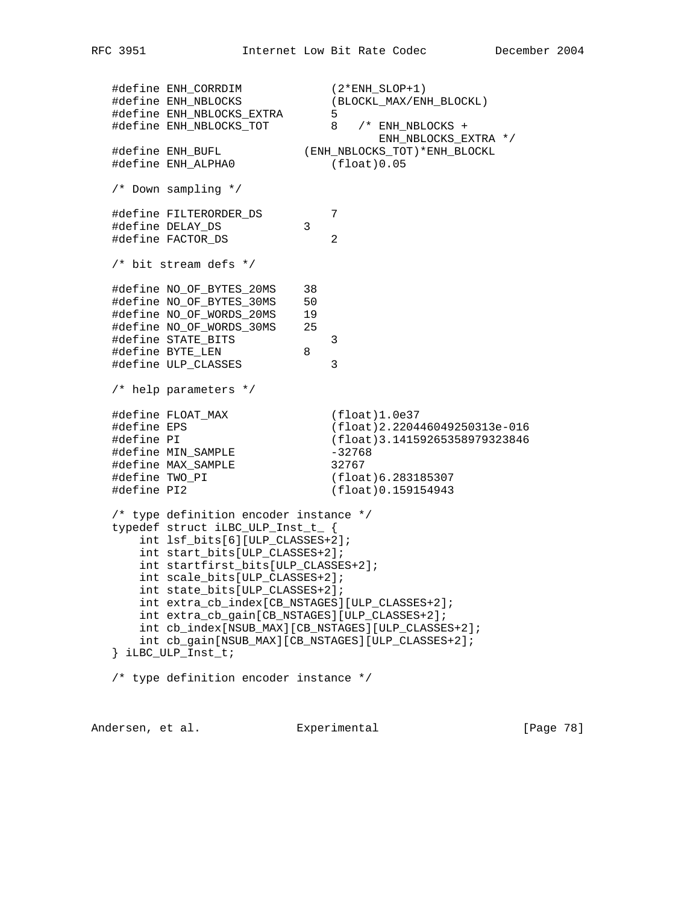```
   #define ENH_CORRDIM             (2*ENH_SLOP+1)
   #define ENH_NBLOCKS             (BLOCKL_MAX/ENH_BLOCKL)
   #define ENH_NBLOCKS_EXTRA       5
   #define ENH_NBLOCKS_TOT         8   /* ENH_NBLOCKS +
                                          ENH_NBLOCKS_EXTRA */
   #define ENH_BUFL            (ENH_NBLOCKS_TOT)*ENH_BLOCKL
   #define ENH_ALPHA0              (float)0.05

   /* Down sampling */

   #define FILTERORDER_DS          7
   #define DELAY_DS            3
   #define FACTOR_DS               2

   /* bit stream defs */

   #define NO_OF_BYTES_20MS    38
   #define NO_OF_BYTES_30MS    50
   #define NO_OF_WORDS_20MS    19
   #define NO_OF_WORDS_30MS    25
   #define STATE_BITS              3
   #define BYTE_LEN            8
   #define ULP_CLASSES             3

   /* help parameters */

   #define FLOAT_MAX               (float)1.0e37
   #define EPS                     (float)2.220446049250313e-016
   #define PI                      (float)3.14159265358979323846
   #define MIN_SAMPLE              -32768
   #define MAX_SAMPLE              32767
   #define TWO_PI                  (float)6.283185307
   #define PI2                     (float)0.159154943

   /* type definition encoder instance */
   typedef struct iLBC_ULP_Inst_t_ {
       int lsf_bits[6][ULP_CLASSES+2];
       int start_bits[ULP_CLASSES+2];
       int startfirst_bits[ULP_CLASSES+2];
       int scale_bits[ULP_CLASSES+2];
       int state_bits[ULP_CLASSES+2];
       int extra_cb_index[CB_NSTAGES][ULP_CLASSES+2];
       int extra_cb_gain[CB_NSTAGES][ULP_CLASSES+2];
       int cb_index[NSUB_MAX][CB_NSTAGES][ULP_CLASSES+2];
       int cb_gain[NSUB_MAX][CB_NSTAGES][ULP_CLASSES+2];
   } iLBC_ULP_Inst_t;

   /* type definition encoder instance */
```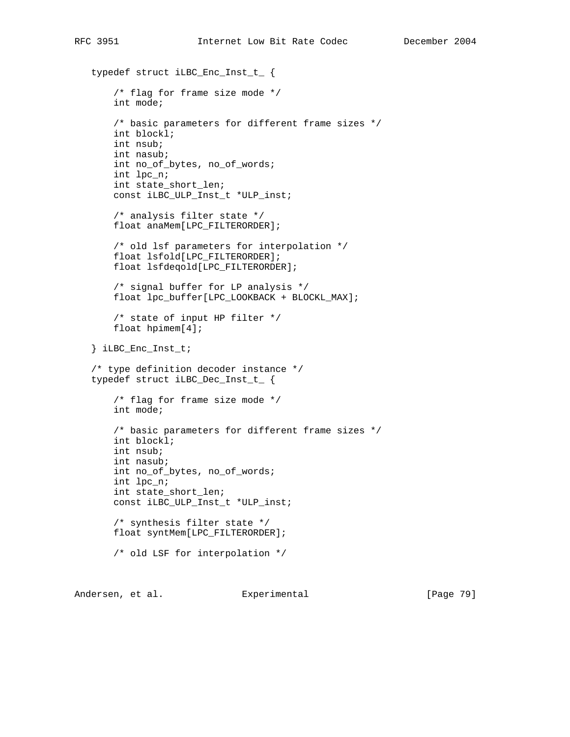```
   typedef struct iLBC_Enc_Inst_t_ {

       /* flag for frame size mode */
       int mode;

       /* basic parameters for different frame sizes */
       int blockl;
       int nsub;
       int nasub;
       int no_of_bytes, no_of_words;
       int lpc_n;
       int state_short_len;
       const iLBC_ULP_Inst_t *ULP_inst;

       /* analysis filter state */
       float anaMem[LPC_FILTERORDER];

       /* old lsf parameters for interpolation */
       float lsfold[LPC_FILTERORDER];
       float lsfdeqold[LPC_FILTERORDER];

       /* signal buffer for LP analysis */
       float lpc_buffer[LPC_LOOKBACK + BLOCKL_MAX];

       /* state of input HP filter */
       float hpimem[4];

   } iLBC_Enc_Inst_t;

   /* type definition decoder instance */
   typedef struct iLBC_Dec_Inst_t_ {

       /* flag for frame size mode */
       int mode;

       /* basic parameters for different frame sizes */
       int blockl;
       int nsub;
       int nasub;
       int no_of_bytes, no_of_words;
       int lpc_n;
       int state_short_len;
       const iLBC_ULP_Inst_t *ULP_inst;

       /* synthesis filter state */
       float syntMem[LPC_FILTERORDER];

       /* old LSF for interpolation */
```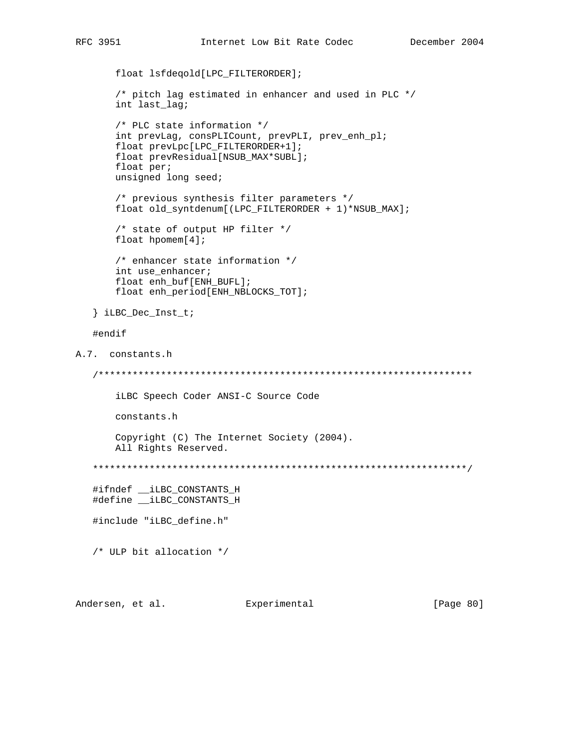```
       float lsfdeqold[LPC_FILTERORDER];

       /* pitch lag estimated in enhancer and used in PLC */
       int last_lag;

       /* PLC state information */
       int prevLag, consPLICount, prevPLI, prev_enh_pl;
       float prevLpc[LPC_FILTERORDER+1];
       float prevResidual[NSUB_MAX*SUBL];
       float per;
       unsigned long seed;

       /* previous synthesis filter parameters */
       float old_syntdenum[(LPC_FILTERORDER + 1)*NSUB_MAX];

       /* state of output HP filter */
       float hpomem[4];

       /* enhancer state information */
       int use_enhancer;
       float enh_buf[ENH_BUFL];
       float enh_period[ENH_NBLOCKS_TOT];

   } iLBC_Dec_Inst_t;

   #endif
```

## A.7.  constants.h

```
   /******************************************************************

       iLBC Speech Coder ANSI-C Source Code

       constants.h

       Copyright (C) The Internet Society (2004).
       All Rights Reserved.

   ******************************************************************/

   #ifndef __iLBC_CONSTANTS_H
   #define __iLBC_CONSTANTS_H

   #include "iLBC_define.h"


   /* ULP bit allocation */
```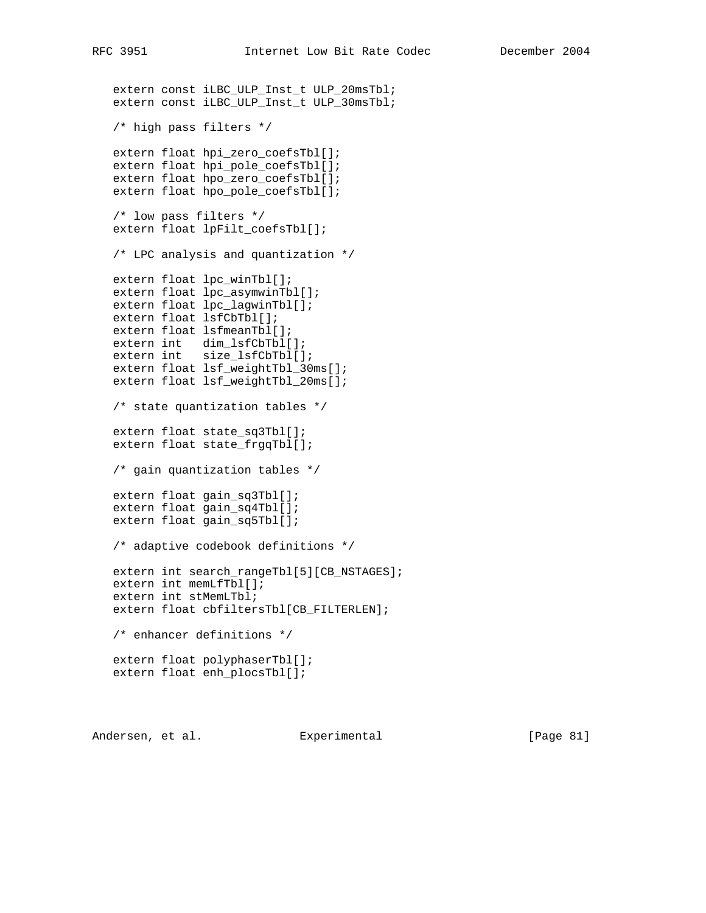```
   extern const iLBC_ULP_Inst_t ULP_20msTbl;
   extern const iLBC_ULP_Inst_t ULP_30msTbl;

   /* high pass filters */

   extern float hpi_zero_coefsTbl[];
   extern float hpi_pole_coefsTbl[];
   extern float hpo_zero_coefsTbl[];
   extern float hpo_pole_coefsTbl[];

   /* low pass filters */
   extern float lpFilt_coefsTbl[];

   /* LPC analysis and quantization */

   extern float lpc_winTbl[];
   extern float lpc_asymwinTbl[];
   extern float lpc_lagwinTbl[];
   extern float lsfCbTbl[];
   extern float lsfmeanTbl[];
   extern int   dim_lsfCbTbl[];
   extern int   size_lsfCbTbl[];
   extern float lsf_weightTbl_30ms[];
   extern float lsf_weightTbl_20ms[];

   /* state quantization tables */

   extern float state_sq3Tbl[];
   extern float state_frgqTbl[];

   /* gain quantization tables */

   extern float gain_sq3Tbl[];
   extern float gain_sq4Tbl[];
   extern float gain_sq5Tbl[];

   /* adaptive codebook definitions */

   extern int search_rangeTbl[5][CB_NSTAGES];
   extern int memLfTbl[];
   extern int stMemLTbl;
   extern float cbfiltersTbl[CB_FILTERLEN];

   /* enhancer definitions */

   extern float polyphaserTbl[];
   extern float enh_plocsTbl[];
```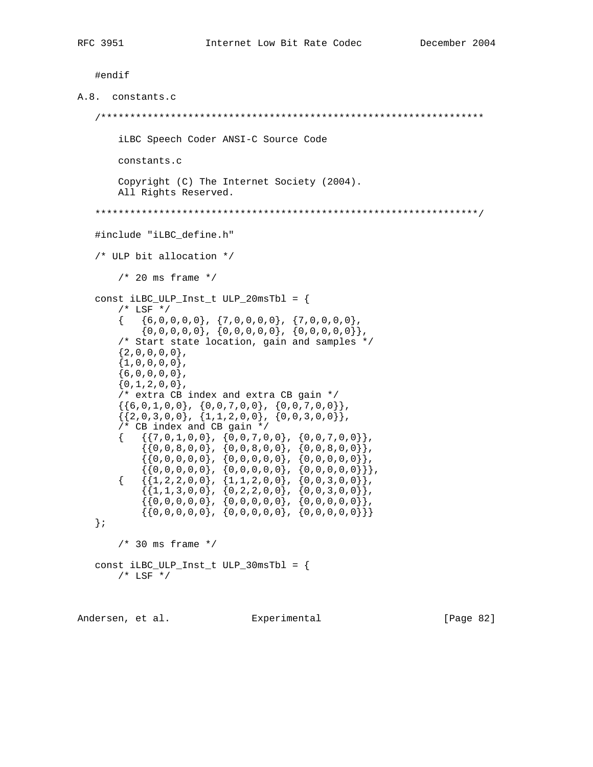```
#endif
```

## A.8. constants.c

```
/******************************************************************

    iLBC Speech Coder ANSI-C Source Code

    constants.c

    Copyright (C) The Internet Society (2004).
    All Rights Reserved.

******************************************************************/

#include "iLBC_define.h"

/* ULP bit allocation */

    /* 20 ms frame */

const iLBC_ULP_Inst_t ULP_20msTbl = {
    /* LSF */
    {   {6,0,0,0,0}, {7,0,0,0,0}, {7,0,0,0,0},
        {0,0,0,0,0}, {0,0,0,0,0}, {0,0,0,0,0}},
    /* Start state location, gain and samples */
    {2,0,0,0,0},
    {1,0,0,0,0},
    {6,0,0,0,0},
    {0,1,2,0,0},
    /* extra CB index and extra CB gain */
    {{6,0,1,0,0}, {0,0,7,0,0}, {0,0,7,0,0}},
    {{2,0,3,0,0}, {1,1,2,0,0}, {0,0,3,0,0}},
    /* CB index and CB gain */
    {   {{7,0,1,0,0}, {0,0,7,0,0}, {0,0,7,0,0}},
        {{0,0,8,0,0}, {0,0,8,0,0}, {0,0,8,0,0}},
        {{0,0,0,0,0}, {0,0,0,0,0}, {0,0,0,0,0}},
        {{0,0,0,0,0}, {0,0,0,0,0}, {0,0,0,0,0}}},
    {   {{1,2,2,0,0}, {1,1,2,0,0}, {0,0,3,0,0}},
        {{1,1,3,0,0}, {0,2,2,0,0}, {0,0,3,0,0}},
        {{0,0,0,0,0}, {0,0,0,0,0}, {0,0,0,0,0}},
        {{0,0,0,0,0}, {0,0,0,0,0}, {0,0,0,0,0}}}
};

    /* 30 ms frame */

const iLBC_ULP_Inst_t ULP_30msTbl = {
    /* LSF */
```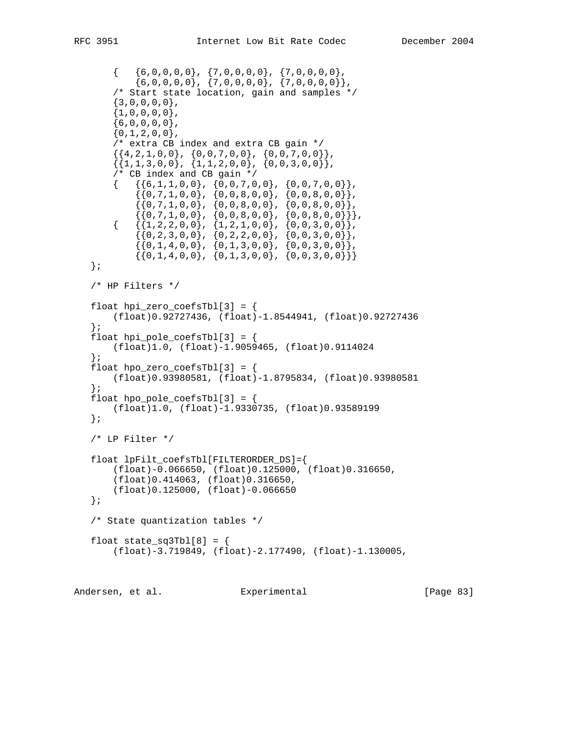```
       {   {6,0,0,0,0}, {7,0,0,0,0}, {7,0,0,0,0},
           {6,0,0,0,0}, {7,0,0,0,0}, {7,0,0,0,0}},
       /* Start state location, gain and samples */
       {3,0,0,0,0},
       {1,0,0,0,0},
       {6,0,0,0,0},
       {0,1,2,0,0},
       /* extra CB index and extra CB gain */
       {{4,2,1,0,0}, {0,0,7,0,0}, {0,0,7,0,0}},
       {{1,1,3,0,0}, {1,1,2,0,0}, {0,0,3,0,0}},
       /* CB index and CB gain */
       {   {{6,1,1,0,0}, {0,0,7,0,0}, {0,0,7,0,0}},
           {{0,7,1,0,0}, {0,0,8,0,0}, {0,0,8,0,0}},
           {{0,7,1,0,0}, {0,0,8,0,0}, {0,0,8,0,0}},
           {{0,7,1,0,0}, {0,0,8,0,0}, {0,0,8,0,0}}},
       {   {{1,2,2,0,0}, {1,2,1,0,0}, {0,0,3,0,0}},
           {{0,2,3,0,0}, {0,2,2,0,0}, {0,0,3,0,0}},
           {{0,1,4,0,0}, {0,1,3,0,0}, {0,0,3,0,0}},
           {{0,1,4,0,0}, {0,1,3,0,0}, {0,0,3,0,0}}}
   };

   /* HP Filters */

   float hpi_zero_coefsTbl[3] = {
       (float)0.92727436, (float)-1.8544941, (float)0.92727436
   };
   float hpi_pole_coefsTbl[3] = {
       (float)1.0, (float)-1.9059465, (float)0.9114024
   };
   float hpo_zero_coefsTbl[3] = {
       (float)0.93980581, (float)-1.8795834, (float)0.93980581
   };
   float hpo_pole_coefsTbl[3] = {
       (float)1.0, (float)-1.9330735, (float)0.93589199
   };

   /* LP Filter */

   float lpFilt_coefsTbl[FILTERORDER_DS]={
       (float)-0.066650, (float)0.125000, (float)0.316650,
       (float)0.414063, (float)0.316650,
       (float)0.125000, (float)-0.066650
   };

   /* State quantization tables */

   float state_sq3Tbl[8] = {
       (float)-3.719849, (float)-2.177490, (float)-1.130005,
```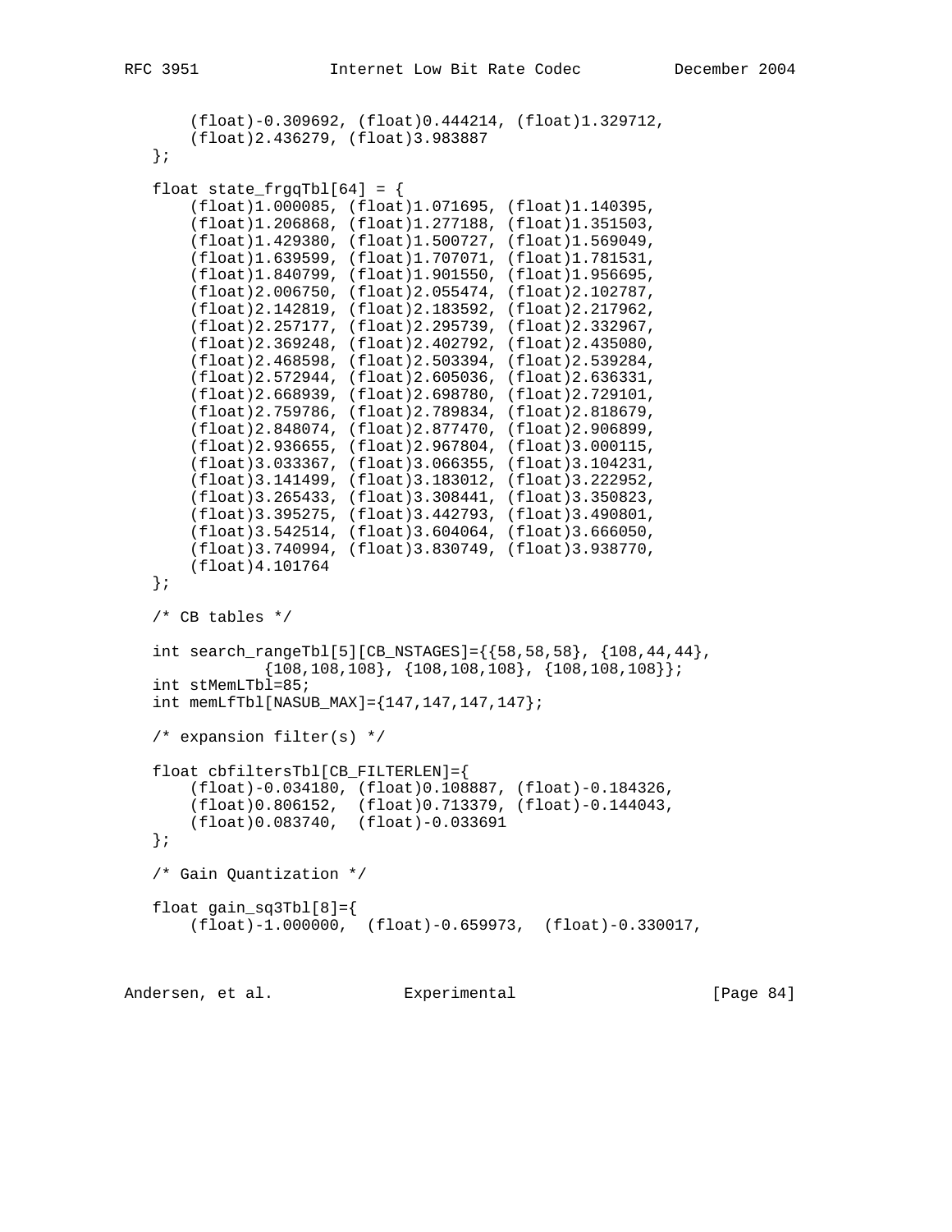```
       (float)-0.309692, (float)0.444214, (float)1.329712,
       (float)2.436279, (float)3.983887
   };

   float state_frgqTbl[64] = {
       (float)1.000085, (float)1.071695, (float)1.140395,
       (float)1.206868, (float)1.277188, (float)1.351503,
       (float)1.429380, (float)1.500727, (float)1.569049,
       (float)1.639599, (float)1.707071, (float)1.781531,
       (float)1.840799, (float)1.901550, (float)1.956695,
       (float)2.006750, (float)2.055474, (float)2.102787,
       (float)2.142819, (float)2.183592, (float)2.217962,
       (float)2.257177, (float)2.295739, (float)2.332967,
       (float)2.369248, (float)2.402792, (float)2.435080,
       (float)2.468598, (float)2.503394, (float)2.539284,
       (float)2.572944, (float)2.605036, (float)2.636331,
       (float)2.668939, (float)2.698780, (float)2.729101,
       (float)2.759786, (float)2.789834, (float)2.818679,
       (float)2.848074, (float)2.877470, (float)2.906899,
       (float)2.936655, (float)2.967804, (float)3.000115,
       (float)3.033367, (float)3.066355, (float)3.104231,
       (float)3.141499, (float)3.183012, (float)3.222952,
       (float)3.265433, (float)3.308441, (float)3.350823,
       (float)3.395275, (float)3.442793, (float)3.490801,
       (float)3.542514, (float)3.604064, (float)3.666050,
       (float)3.740994, (float)3.830749, (float)3.938770,
       (float)4.101764
   };

   /* CB tables */

   int search_rangeTbl[5][CB_NSTAGES]={{58,58,58}, {108,44,44},
               {108,108,108}, {108,108,108}, {108,108,108}};
   int stMemLTbl=85;
   int memLfTbl[NASUB_MAX]={147,147,147,147};

   /* expansion filter(s) */

   float cbfiltersTbl[CB_FILTERLEN]={
       (float)-0.034180, (float)0.108887, (float)-0.184326,
       (float)0.806152,  (float)0.713379, (float)-0.144043,
       (float)0.083740,  (float)-0.033691
   };

   /* Gain Quantization */

   float gain_sq3Tbl[8]={
       (float)-1.000000,  (float)-0.659973,  (float)-0.330017,
```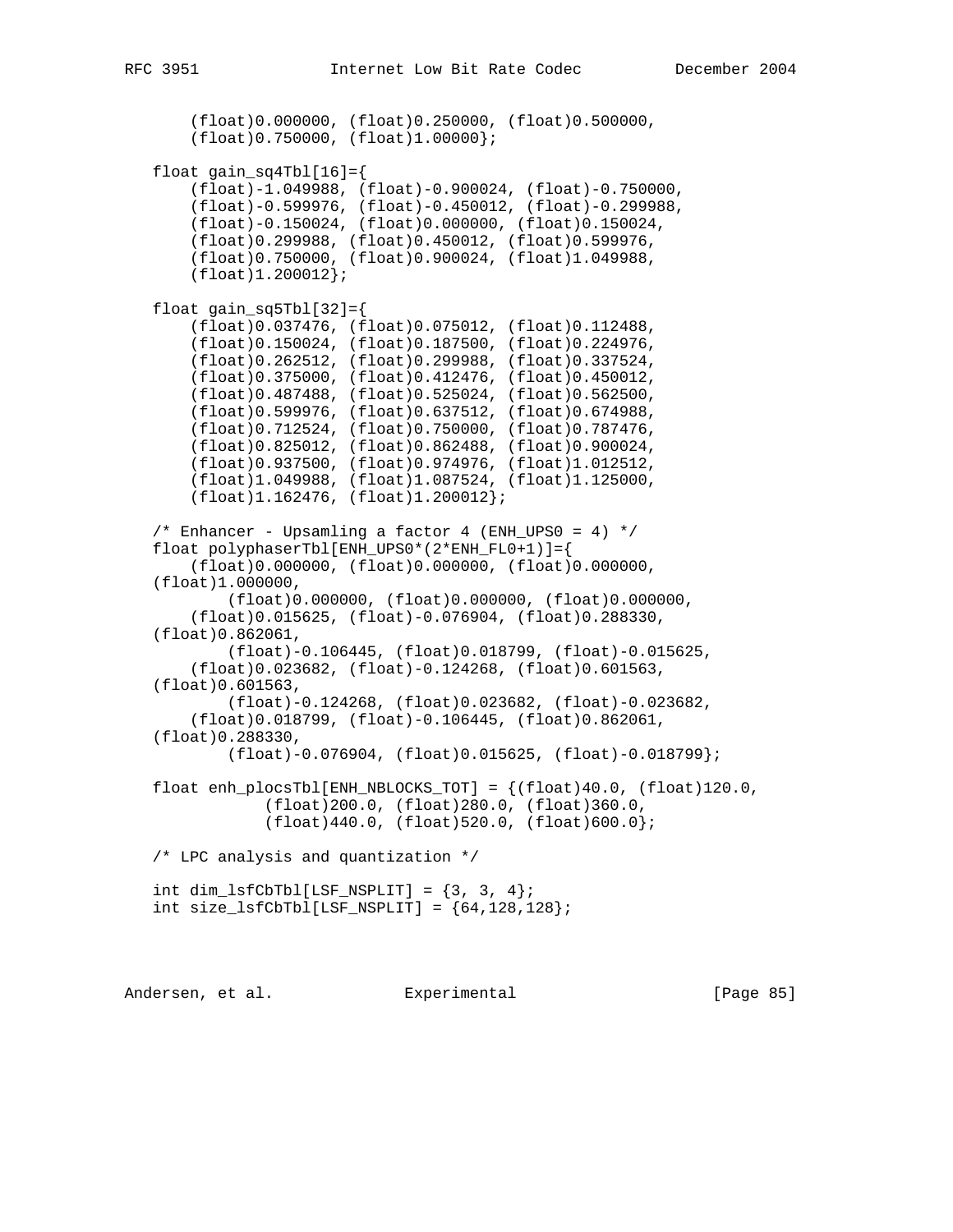```
       (float)0.000000, (float)0.250000, (float)0.500000,
       (float)0.750000, (float)1.00000};

   float gain_sq4Tbl[16]={
       (float)-1.049988, (float)-0.900024, (float)-0.750000,
       (float)-0.599976, (float)-0.450012, (float)-0.299988,
       (float)-0.150024, (float)0.000000, (float)0.150024,
       (float)0.299988, (float)0.450012, (float)0.599976,
       (float)0.750000, (float)0.900024, (float)1.049988,
       (float)1.200012};

   float gain_sq5Tbl[32]={
       (float)0.037476, (float)0.075012, (float)0.112488,
       (float)0.150024, (float)0.187500, (float)0.224976,
       (float)0.262512, (float)0.299988, (float)0.337524,
       (float)0.375000, (float)0.412476, (float)0.450012,
       (float)0.487488, (float)0.525024, (float)0.562500,
       (float)0.599976, (float)0.637512, (float)0.674988,
       (float)0.712524, (float)0.750000, (float)0.787476,
       (float)0.825012, (float)0.862488, (float)0.900024,
       (float)0.937500, (float)0.974976, (float)1.012512,
       (float)1.049988, (float)1.087524, (float)1.125000,
       (float)1.162476, (float)1.200012};

   /* Enhancer - Upsamling a factor 4 (ENH_UPS0 = 4) */
   float polyphaserTbl[ENH_UPS0*(2*ENH_FL0+1)]={
       (float)0.000000, (float)0.000000, (float)0.000000,
   (float)1.000000,
           (float)0.000000, (float)0.000000, (float)0.000000,
       (float)0.015625, (float)-0.076904, (float)0.288330,
   (float)0.862061,
           (float)-0.106445, (float)0.018799, (float)-0.015625,
       (float)0.023682, (float)-0.124268, (float)0.601563,
   (float)0.601563,
           (float)-0.124268, (float)0.023682, (float)-0.023682,
       (float)0.018799, (float)-0.106445, (float)0.862061,
   (float)0.288330,
           (float)-0.076904, (float)0.015625, (float)-0.018799};

   float enh_plocsTbl[ENH_NBLOCKS_TOT] = {(float)40.0, (float)120.0,
               (float)200.0, (float)280.0, (float)360.0,
               (float)440.0, (float)520.0, (float)600.0};

   /* LPC analysis and quantization */

   int dim_lsfCbTbl[LSF_NSPLIT] = {3, 3, 4};
   int size_lsfCbTbl[LSF_NSPLIT] = {64,128,128};
```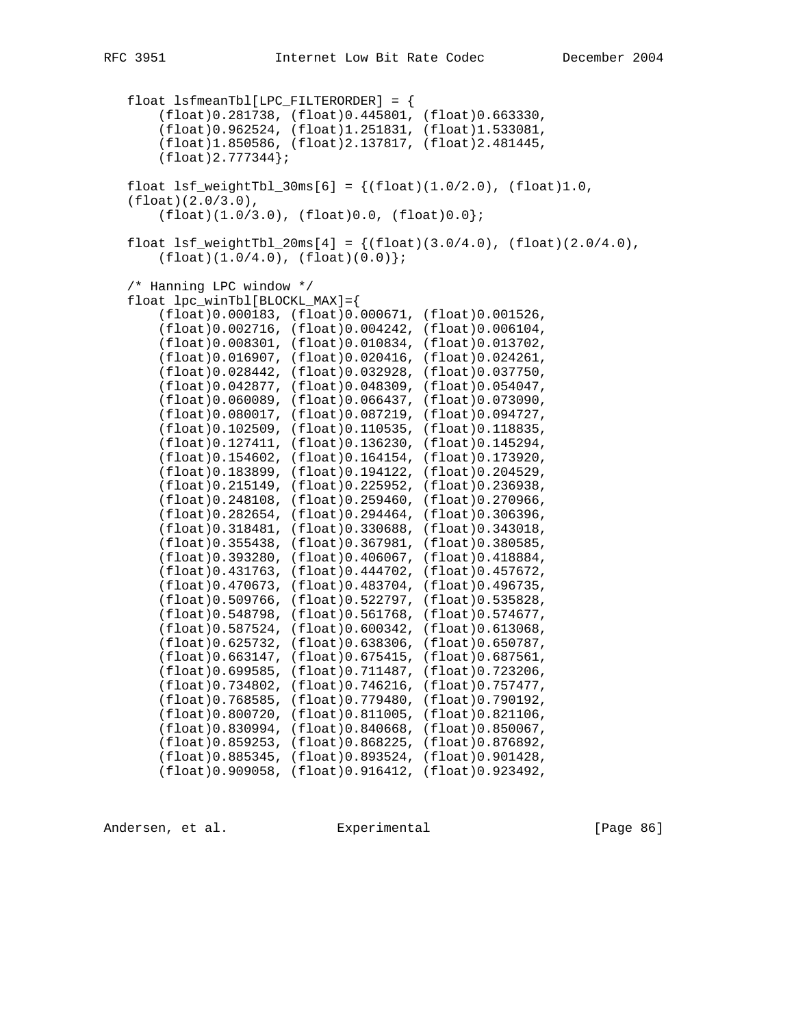```
   float lsfmeanTbl[LPC_FILTERORDER] = {
       (float)0.281738, (float)0.445801, (float)0.663330,
       (float)0.962524, (float)1.251831, (float)1.533081,
       (float)1.850586, (float)2.137817, (float)2.481445,
       (float)2.777344};

   float lsf_weightTbl_30ms[6] = {(float)(1.0/2.0), (float)1.0,
   (float)(2.0/3.0),
       (float)(1.0/3.0), (float)0.0, (float)0.0};

   float lsf_weightTbl_20ms[4] = {(float)(3.0/4.0), (float)(2.0/4.0),
       (float)(1.0/4.0), (float)(0.0)};

   /* Hanning LPC window */
   float lpc_winTbl[BLOCKL_MAX]={
       (float)0.000183, (float)0.000671, (float)0.001526,
       (float)0.002716, (float)0.004242, (float)0.006104,
       (float)0.008301, (float)0.010834, (float)0.013702,
       (float)0.016907, (float)0.020416, (float)0.024261,
       (float)0.028442, (float)0.032928, (float)0.037750,
       (float)0.042877, (float)0.048309, (float)0.054047,
       (float)0.060089, (float)0.066437, (float)0.073090,
       (float)0.080017, (float)0.087219, (float)0.094727,
       (float)0.102509, (float)0.110535, (float)0.118835,
       (float)0.127411, (float)0.136230, (float)0.145294,
       (float)0.154602, (float)0.164154, (float)0.173920,
       (float)0.183899, (float)0.194122, (float)0.204529,
       (float)0.215149, (float)0.225952, (float)0.236938,
       (float)0.248108, (float)0.259460, (float)0.270966,
       (float)0.282654, (float)0.294464, (float)0.306396,
       (float)0.318481, (float)0.330688, (float)0.343018,
       (float)0.355438, (float)0.367981, (float)0.380585,
       (float)0.393280, (float)0.406067, (float)0.418884,
       (float)0.431763, (float)0.444702, (float)0.457672,
       (float)0.470673, (float)0.483704, (float)0.496735,
       (float)0.509766, (float)0.522797, (float)0.535828,
       (float)0.548798, (float)0.561768, (float)0.574677,
       (float)0.587524, (float)0.600342, (float)0.613068,
       (float)0.625732, (float)0.638306, (float)0.650787,
       (float)0.663147, (float)0.675415, (float)0.687561,
       (float)0.699585, (float)0.711487, (float)0.723206,
       (float)0.734802, (float)0.746216, (float)0.757477,
       (float)0.768585, (float)0.779480, (float)0.790192,
       (float)0.800720, (float)0.811005, (float)0.821106,
       (float)0.830994, (float)0.840668, (float)0.850067,
       (float)0.859253, (float)0.868225, (float)0.876892,
       (float)0.885345, (float)0.893524, (float)0.901428,
       (float)0.909058, (float)0.916412, (float)0.923492,
```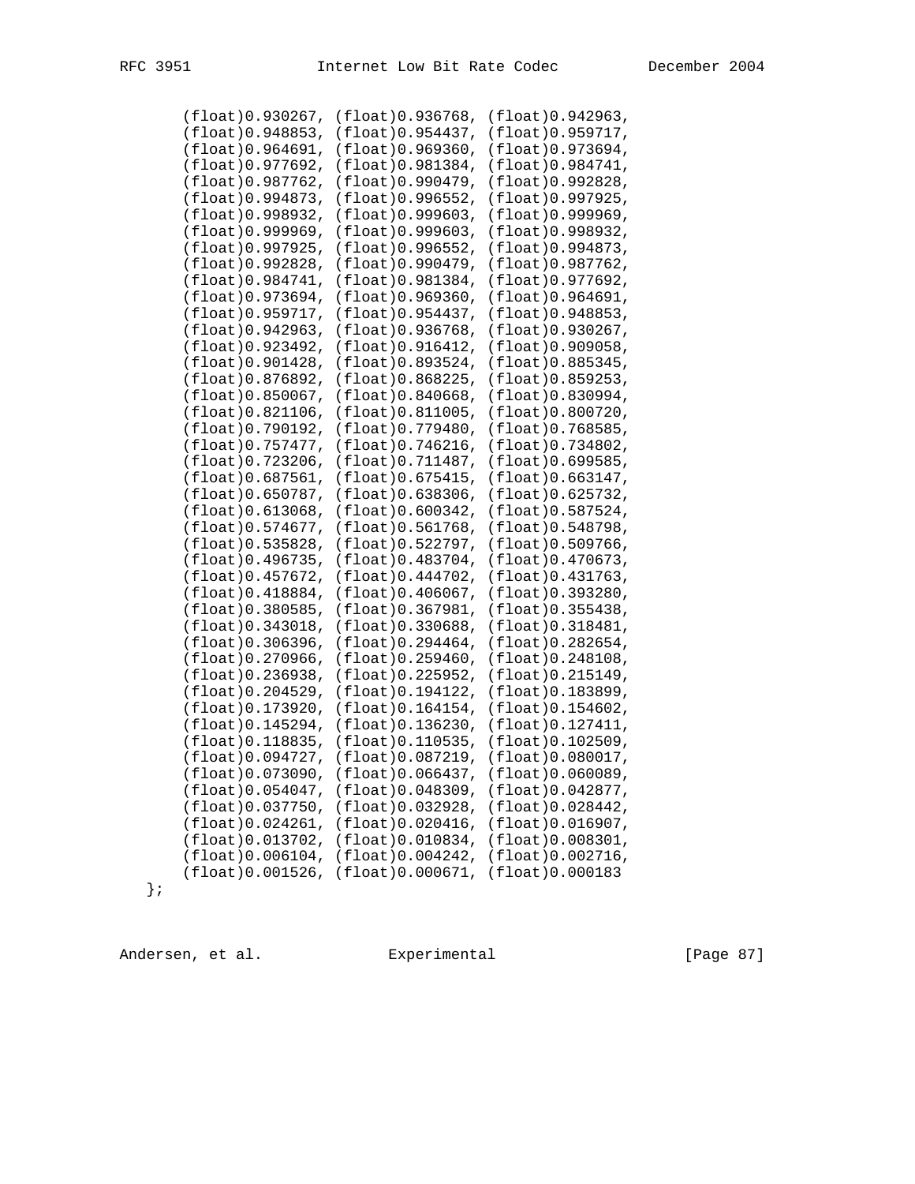```
       (float)0.930267, (float)0.936768, (float)0.942963,
       (float)0.948853, (float)0.954437, (float)0.959717,
       (float)0.964691, (float)0.969360, (float)0.973694,
       (float)0.977692, (float)0.981384, (float)0.984741,
       (float)0.987762, (float)0.990479, (float)0.992828,
       (float)0.994873, (float)0.996552, (float)0.997925,
       (float)0.998932, (float)0.999603, (float)0.999969,
       (float)0.999969, (float)0.999603, (float)0.998932,
       (float)0.997925, (float)0.996552, (float)0.994873,
       (float)0.992828, (float)0.990479, (float)0.987762,
       (float)0.984741, (float)0.981384, (float)0.977692,
       (float)0.973694, (float)0.969360, (float)0.964691,
       (float)0.959717, (float)0.954437, (float)0.948853,
       (float)0.942963, (float)0.936768, (float)0.930267,
       (float)0.923492, (float)0.916412, (float)0.909058,
       (float)0.901428, (float)0.893524, (float)0.885345,
       (float)0.876892, (float)0.868225, (float)0.859253,
       (float)0.850067, (float)0.840668, (float)0.830994,
       (float)0.821106, (float)0.811005, (float)0.800720,
       (float)0.790192, (float)0.779480, (float)0.768585,
       (float)0.757477, (float)0.746216, (float)0.734802,
       (float)0.723206, (float)0.711487, (float)0.699585,
       (float)0.687561, (float)0.675415, (float)0.663147,
       (float)0.650787, (float)0.638306, (float)0.625732,
       (float)0.613068, (float)0.600342, (float)0.587524,
       (float)0.574677, (float)0.561768, (float)0.548798,
       (float)0.535828, (float)0.522797, (float)0.509766,
       (float)0.496735, (float)0.483704, (float)0.470673,
       (float)0.457672, (float)0.444702, (float)0.431763,
       (float)0.418884, (float)0.406067, (float)0.393280,
       (float)0.380585, (float)0.367981, (float)0.355438,
       (float)0.343018, (float)0.330688, (float)0.318481,
       (float)0.306396, (float)0.294464, (float)0.282654,
       (float)0.270966, (float)0.259460, (float)0.248108,
       (float)0.236938, (float)0.225952, (float)0.215149,
       (float)0.204529, (float)0.194122, (float)0.183899,
       (float)0.173920, (float)0.164154, (float)0.154602,
       (float)0.145294, (float)0.136230, (float)0.127411,
       (float)0.118835, (float)0.110535, (float)0.102509,
       (float)0.094727, (float)0.087219, (float)0.080017,
       (float)0.073090, (float)0.066437, (float)0.060089,
       (float)0.054047, (float)0.048309, (float)0.042877,
       (float)0.037750, (float)0.032928, (float)0.028442,
       (float)0.024261, (float)0.020416, (float)0.016907,
       (float)0.013702, (float)0.010834, (float)0.008301,
       (float)0.006104, (float)0.004242, (float)0.002716,
       (float)0.001526, (float)0.000671, (float)0.000183
   };
```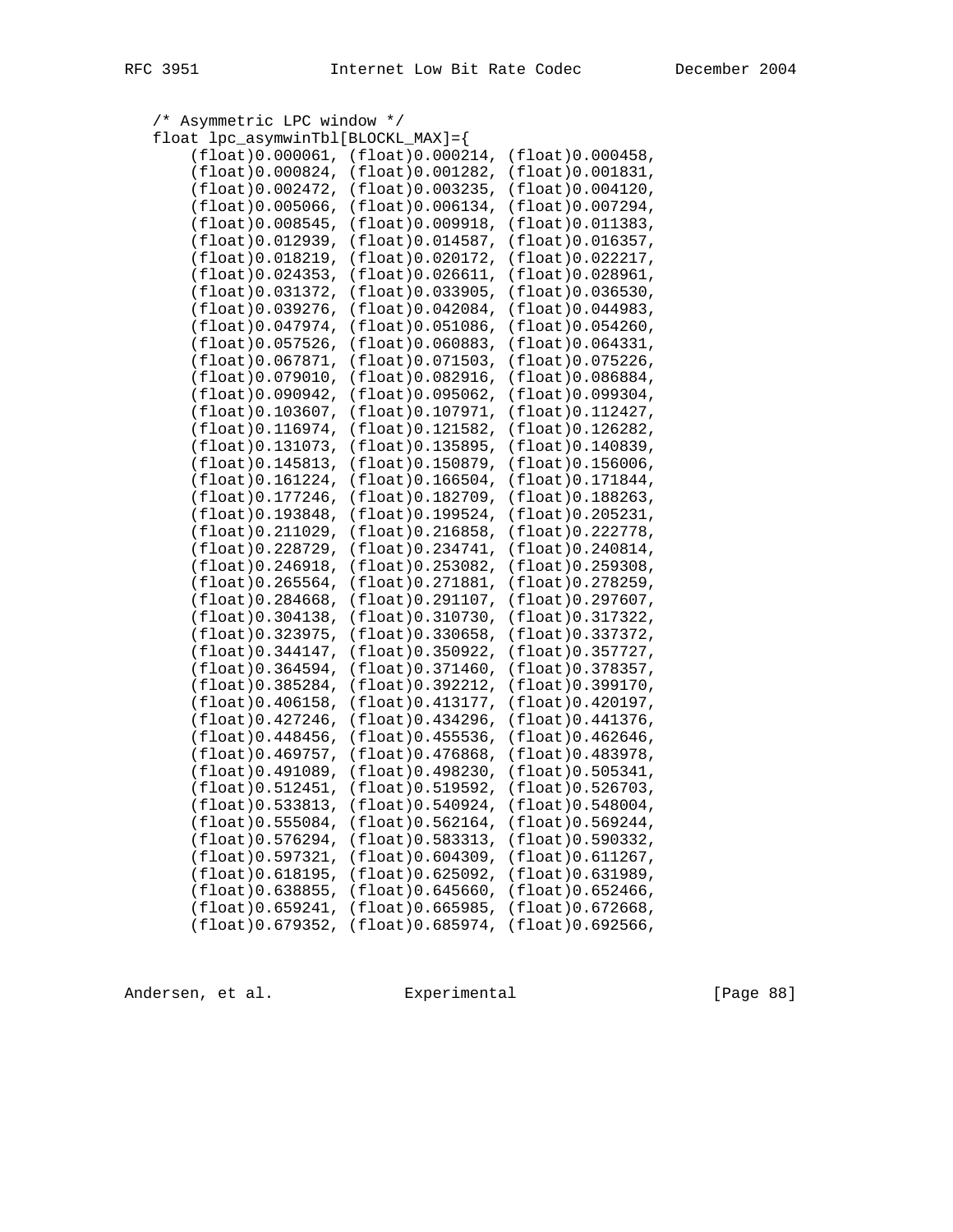```
   /* Asymmetric LPC window */
   float lpc_asymwinTbl[BLOCKL_MAX]={
       (float)0.000061, (float)0.000214, (float)0.000458,
       (float)0.000824, (float)0.001282, (float)0.001831,
       (float)0.002472, (float)0.003235, (float)0.004120,
       (float)0.005066, (float)0.006134, (float)0.007294,
       (float)0.008545, (float)0.009918, (float)0.011383,
       (float)0.012939, (float)0.014587, (float)0.016357,
       (float)0.018219, (float)0.020172, (float)0.022217,
       (float)0.024353, (float)0.026611, (float)0.028961,
       (float)0.031372, (float)0.033905, (float)0.036530,
       (float)0.039276, (float)0.042084, (float)0.044983,
       (float)0.047974, (float)0.051086, (float)0.054260,
       (float)0.057526, (float)0.060883, (float)0.064331,
       (float)0.067871, (float)0.071503, (float)0.075226,
       (float)0.079010, (float)0.082916, (float)0.086884,
       (float)0.090942, (float)0.095062, (float)0.099304,
       (float)0.103607, (float)0.107971, (float)0.112427,
       (float)0.116974, (float)0.121582, (float)0.126282,
       (float)0.131073, (float)0.135895, (float)0.140839,
       (float)0.145813, (float)0.150879, (float)0.156006,
       (float)0.161224, (float)0.166504, (float)0.171844,
       (float)0.177246, (float)0.182709, (float)0.188263,
       (float)0.193848, (float)0.199524, (float)0.205231,
       (float)0.211029, (float)0.216858, (float)0.222778,
       (float)0.228729, (float)0.234741, (float)0.240814,
       (float)0.246918, (float)0.253082, (float)0.259308,
       (float)0.265564, (float)0.271881, (float)0.278259,
       (float)0.284668, (float)0.291107, (float)0.297607,
       (float)0.304138, (float)0.310730, (float)0.317322,
       (float)0.323975, (float)0.330658, (float)0.337372,
       (float)0.344147, (float)0.350922, (float)0.357727,
       (float)0.364594, (float)0.371460, (float)0.378357,
       (float)0.385284, (float)0.392212, (float)0.399170,
       (float)0.406158, (float)0.413177, (float)0.420197,
       (float)0.427246, (float)0.434296, (float)0.441376,
       (float)0.448456, (float)0.455536, (float)0.462646,
       (float)0.469757, (float)0.476868, (float)0.483978,
       (float)0.491089, (float)0.498230, (float)0.505341,
       (float)0.512451, (float)0.519592, (float)0.526703,
       (float)0.533813, (float)0.540924, (float)0.548004,
       (float)0.555084, (float)0.562164, (float)0.569244,
       (float)0.576294, (float)0.583313, (float)0.590332,
       (float)0.597321, (float)0.604309, (float)0.611267,
       (float)0.618195, (float)0.625092, (float)0.631989,
       (float)0.638855, (float)0.645660, (float)0.652466,
       (float)0.659241, (float)0.665985, (float)0.672668,
       (float)0.679352, (float)0.685974, (float)0.692566,
```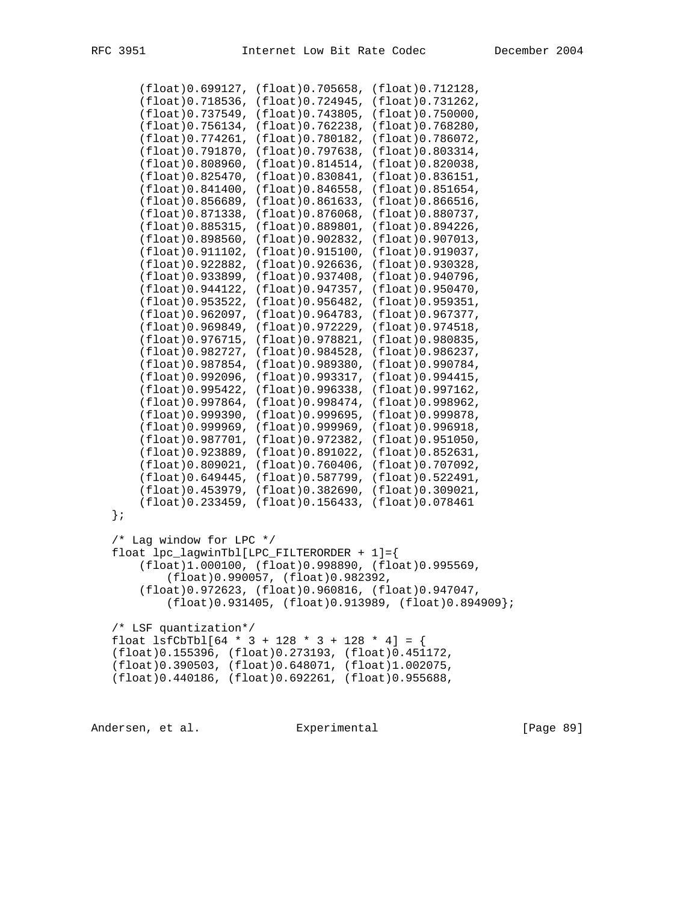```
       (float)0.699127, (float)0.705658, (float)0.712128,
       (float)0.718536, (float)0.724945, (float)0.731262,
       (float)0.737549, (float)0.743805, (float)0.750000,
       (float)0.756134, (float)0.762238, (float)0.768280,
       (float)0.774261, (float)0.780182, (float)0.786072,
       (float)0.791870, (float)0.797638, (float)0.803314,
       (float)0.808960, (float)0.814514, (float)0.820038,
       (float)0.825470, (float)0.830841, (float)0.836151,
       (float)0.841400, (float)0.846558, (float)0.851654,
       (float)0.856689, (float)0.861633, (float)0.866516,
       (float)0.871338, (float)0.876068, (float)0.880737,
       (float)0.885315, (float)0.889801, (float)0.894226,
       (float)0.898560, (float)0.902832, (float)0.907013,
       (float)0.911102, (float)0.915100, (float)0.919037,
       (float)0.922882, (float)0.926636, (float)0.930328,
       (float)0.933899, (float)0.937408, (float)0.940796,
       (float)0.944122, (float)0.947357, (float)0.950470,
       (float)0.953522, (float)0.956482, (float)0.959351,
       (float)0.962097, (float)0.964783, (float)0.967377,
       (float)0.969849, (float)0.972229, (float)0.974518,
       (float)0.976715, (float)0.978821, (float)0.980835,
       (float)0.982727, (float)0.984528, (float)0.986237,
       (float)0.987854, (float)0.989380, (float)0.990784,
       (float)0.992096, (float)0.993317, (float)0.994415,
       (float)0.995422, (float)0.996338, (float)0.997162,
       (float)0.997864, (float)0.998474, (float)0.998962,
       (float)0.999390, (float)0.999695, (float)0.999878,
       (float)0.999969, (float)0.999969, (float)0.996918,
       (float)0.987701, (float)0.972382, (float)0.951050,
       (float)0.923889, (float)0.891022, (float)0.852631,
       (float)0.809021, (float)0.760406, (float)0.707092,
       (float)0.649445, (float)0.587799, (float)0.522491,
       (float)0.453979, (float)0.382690, (float)0.309021,
       (float)0.233459, (float)0.156433, (float)0.078461
   };

   /* Lag window for LPC */
   float lpc_lagwinTbl[LPC_FILTERORDER + 1]={
       (float)1.000100, (float)0.998890, (float)0.995569,
           (float)0.990057, (float)0.982392,
       (float)0.972623, (float)0.960816, (float)0.947047,
           (float)0.931405, (float)0.913989, (float)0.894909};

   /* LSF quantization*/
   float lsfCbTbl[64 * 3 + 128 * 3 + 128 * 4] = {
   (float)0.155396, (float)0.273193, (float)0.451172,
   (float)0.390503, (float)0.648071, (float)1.002075,
   (float)0.440186, (float)0.692261, (float)0.955688,
```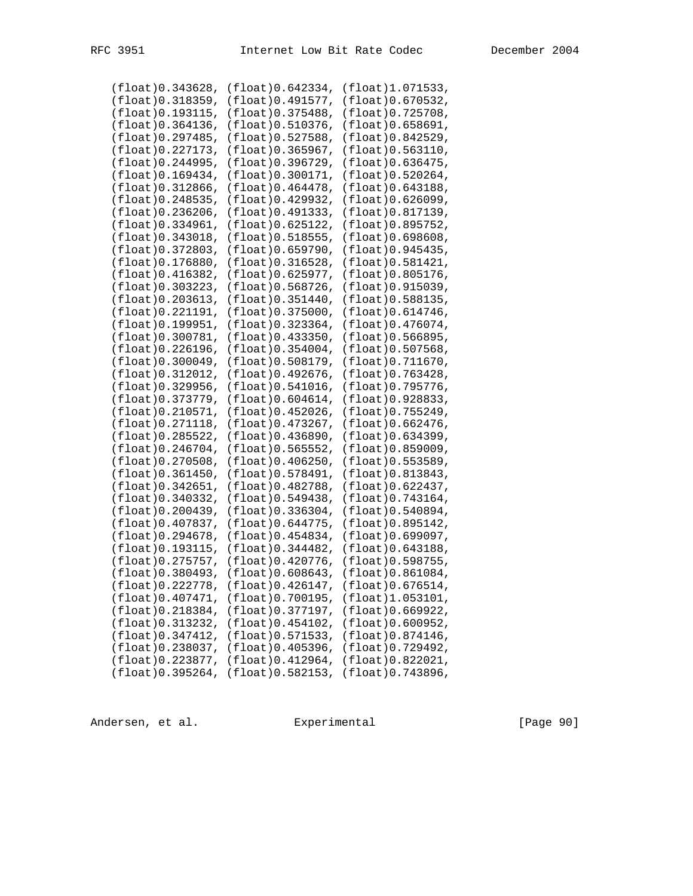```
   (float)0.343628, (float)0.642334, (float)1.071533,
   (float)0.318359, (float)0.491577, (float)0.670532,
   (float)0.193115, (float)0.375488, (float)0.725708,
   (float)0.364136, (float)0.510376, (float)0.658691,
   (float)0.297485, (float)0.527588, (float)0.842529,
   (float)0.227173, (float)0.365967, (float)0.563110,
   (float)0.244995, (float)0.396729, (float)0.636475,
   (float)0.169434, (float)0.300171, (float)0.520264,
   (float)0.312866, (float)0.464478, (float)0.643188,
   (float)0.248535, (float)0.429932, (float)0.626099,
   (float)0.236206, (float)0.491333, (float)0.817139,
   (float)0.334961, (float)0.625122, (float)0.895752,
   (float)0.343018, (float)0.518555, (float)0.698608,
   (float)0.372803, (float)0.659790, (float)0.945435,
   (float)0.176880, (float)0.316528, (float)0.581421,
   (float)0.416382, (float)0.625977, (float)0.805176,
   (float)0.303223, (float)0.568726, (float)0.915039,
   (float)0.203613, (float)0.351440, (float)0.588135,
   (float)0.221191, (float)0.375000, (float)0.614746,
   (float)0.199951, (float)0.323364, (float)0.476074,
   (float)0.300781, (float)0.433350, (float)0.566895,
   (float)0.226196, (float)0.354004, (float)0.507568,
   (float)0.300049, (float)0.508179, (float)0.711670,
   (float)0.312012, (float)0.492676, (float)0.763428,
   (float)0.329956, (float)0.541016, (float)0.795776,
   (float)0.373779, (float)0.604614, (float)0.928833,
   (float)0.210571, (float)0.452026, (float)0.755249,
   (float)0.271118, (float)0.473267, (float)0.662476,
   (float)0.285522, (float)0.436890, (float)0.634399,
   (float)0.246704, (float)0.565552, (float)0.859009,
   (float)0.270508, (float)0.406250, (float)0.553589,
   (float)0.361450, (float)0.578491, (float)0.813843,
   (float)0.342651, (float)0.482788, (float)0.622437,
   (float)0.340332, (float)0.549438, (float)0.743164,
   (float)0.200439, (float)0.336304, (float)0.540894,
   (float)0.407837, (float)0.644775, (float)0.895142,
   (float)0.294678, (float)0.454834, (float)0.699097,
   (float)0.193115, (float)0.344482, (float)0.643188,
   (float)0.275757, (float)0.420776, (float)0.598755,
   (float)0.380493, (float)0.608643, (float)0.861084,
   (float)0.222778, (float)0.426147, (float)0.676514,
   (float)0.407471, (float)0.700195, (float)1.053101,
   (float)0.218384, (float)0.377197, (float)0.669922,
   (float)0.313232, (float)0.454102, (float)0.600952,
   (float)0.347412, (float)0.571533, (float)0.874146,
   (float)0.238037, (float)0.405396, (float)0.729492,
   (float)0.223877, (float)0.412964, (float)0.822021,
   (float)0.395264, (float)0.582153, (float)0.743896,
```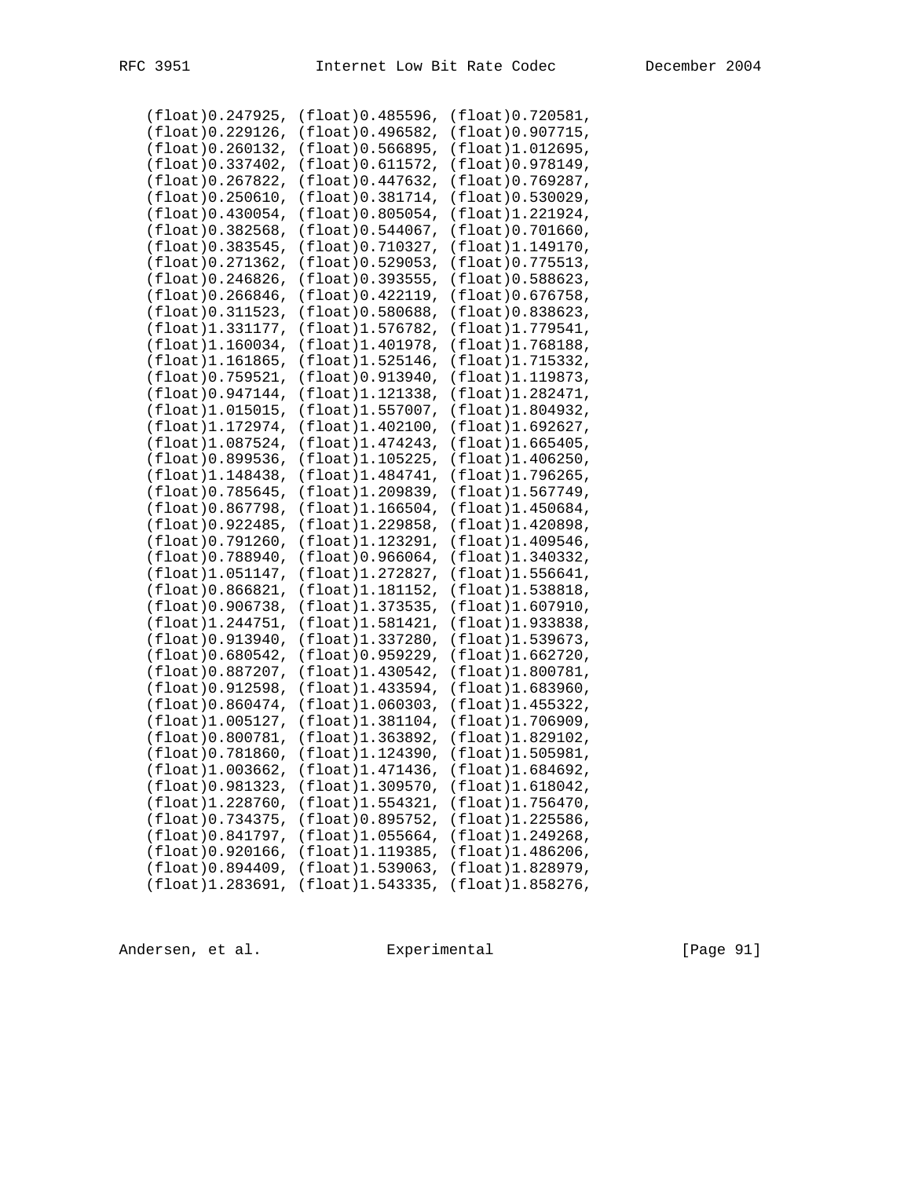```
   (float)0.247925, (float)0.485596, (float)0.720581,
   (float)0.229126, (float)0.496582, (float)0.907715,
   (float)0.260132, (float)0.566895, (float)1.012695,
   (float)0.337402, (float)0.611572, (float)0.978149,
   (float)0.267822, (float)0.447632, (float)0.769287,
   (float)0.250610, (float)0.381714, (float)0.530029,
   (float)0.430054, (float)0.805054, (float)1.221924,
   (float)0.382568, (float)0.544067, (float)0.701660,
   (float)0.383545, (float)0.710327, (float)1.149170,
   (float)0.271362, (float)0.529053, (float)0.775513,
   (float)0.246826, (float)0.393555, (float)0.588623,
   (float)0.266846, (float)0.422119, (float)0.676758,
   (float)0.311523, (float)0.580688, (float)0.838623,
   (float)1.331177, (float)1.576782, (float)1.779541,
   (float)1.160034, (float)1.401978, (float)1.768188,
   (float)1.161865, (float)1.525146, (float)1.715332,
   (float)0.759521, (float)0.913940, (float)1.119873,
   (float)0.947144, (float)1.121338, (float)1.282471,
   (float)1.015015, (float)1.557007, (float)1.804932,
   (float)1.172974, (float)1.402100, (float)1.692627,
   (float)1.087524, (float)1.474243, (float)1.665405,
   (float)0.899536, (float)1.105225, (float)1.406250,
   (float)1.148438, (float)1.484741, (float)1.796265,
   (float)0.785645, (float)1.209839, (float)1.567749,
   (float)0.867798, (float)1.166504, (float)1.450684,
   (float)0.922485, (float)1.229858, (float)1.420898,
   (float)0.791260, (float)1.123291, (float)1.409546,
   (float)0.788940, (float)0.966064, (float)1.340332,
   (float)1.051147, (float)1.272827, (float)1.556641,
   (float)0.866821, (float)1.181152, (float)1.538818,
   (float)0.906738, (float)1.373535, (float)1.607910,
   (float)1.244751, (float)1.581421, (float)1.933838,
   (float)0.913940, (float)1.337280, (float)1.539673,
   (float)0.680542, (float)0.959229, (float)1.662720,
   (float)0.887207, (float)1.430542, (float)1.800781,
   (float)0.912598, (float)1.433594, (float)1.683960,
   (float)0.860474, (float)1.060303, (float)1.455322,
   (float)1.005127, (float)1.381104, (float)1.706909,
   (float)0.800781, (float)1.363892, (float)1.829102,
   (float)0.781860, (float)1.124390, (float)1.505981,
   (float)1.003662, (float)1.471436, (float)1.684692,
   (float)0.981323, (float)1.309570, (float)1.618042,
   (float)1.228760, (float)1.554321, (float)1.756470,
   (float)0.734375, (float)0.895752, (float)1.225586,
   (float)0.841797, (float)1.055664, (float)1.249268,
   (float)0.920166, (float)1.119385, (float)1.486206,
   (float)0.894409, (float)1.539063, (float)1.828979,
   (float)1.283691, (float)1.543335, (float)1.858276,
```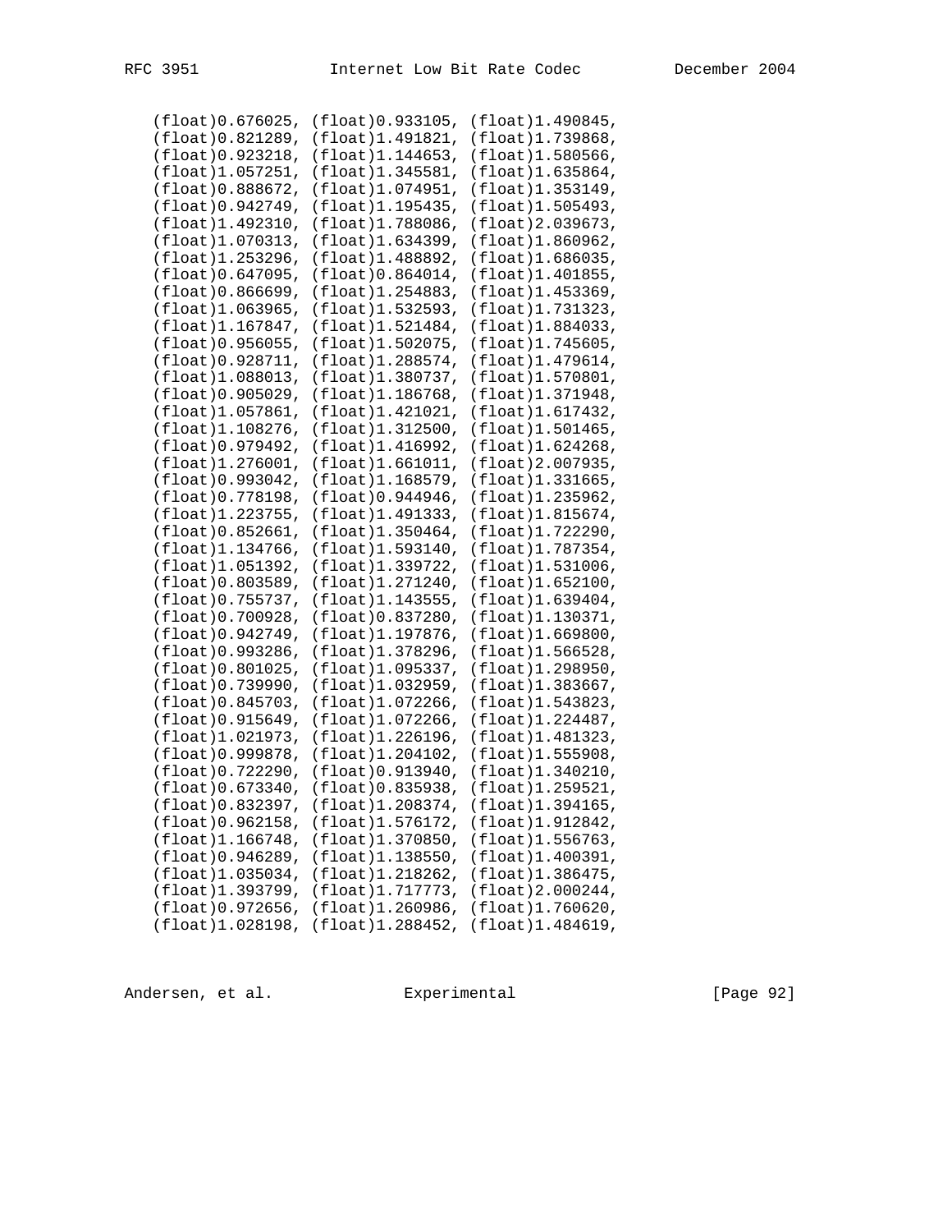```
   (float)0.676025, (float)0.933105, (float)1.490845,
   (float)0.821289, (float)1.491821, (float)1.739868,
   (float)0.923218, (float)1.144653, (float)1.580566,
   (float)1.057251, (float)1.345581, (float)1.635864,
   (float)0.888672, (float)1.074951, (float)1.353149,
   (float)0.942749, (float)1.195435, (float)1.505493,
   (float)1.492310, (float)1.788086, (float)2.039673,
   (float)1.070313, (float)1.634399, (float)1.860962,
   (float)1.253296, (float)1.488892, (float)1.686035,
   (float)0.647095, (float)0.864014, (float)1.401855,
   (float)0.866699, (float)1.254883, (float)1.453369,
   (float)1.063965, (float)1.532593, (float)1.731323,
   (float)1.167847, (float)1.521484, (float)1.884033,
   (float)0.956055, (float)1.502075, (float)1.745605,
   (float)0.928711, (float)1.288574, (float)1.479614,
   (float)1.088013, (float)1.380737, (float)1.570801,
   (float)0.905029, (float)1.186768, (float)1.371948,
   (float)1.057861, (float)1.421021, (float)1.617432,
   (float)1.108276, (float)1.312500, (float)1.501465,
   (float)0.979492, (float)1.416992, (float)1.624268,
   (float)1.276001, (float)1.661011, (float)2.007935,
   (float)0.993042, (float)1.168579, (float)1.331665,
   (float)0.778198, (float)0.944946, (float)1.235962,
   (float)1.223755, (float)1.491333, (float)1.815674,
   (float)0.852661, (float)1.350464, (float)1.722290,
   (float)1.134766, (float)1.593140, (float)1.787354,
   (float)1.051392, (float)1.339722, (float)1.531006,
   (float)0.803589, (float)1.271240, (float)1.652100,
   (float)0.755737, (float)1.143555, (float)1.639404,
   (float)0.700928, (float)0.837280, (float)1.130371,
   (float)0.942749, (float)1.197876, (float)1.669800,
   (float)0.993286, (float)1.378296, (float)1.566528,
   (float)0.801025, (float)1.095337, (float)1.298950,
   (float)0.739990, (float)1.032959, (float)1.383667,
   (float)0.845703, (float)1.072266, (float)1.543823,
   (float)0.915649, (float)1.072266, (float)1.224487,
   (float)1.021973, (float)1.226196, (float)1.481323,
   (float)0.999878, (float)1.204102, (float)1.555908,
   (float)0.722290, (float)0.913940, (float)1.340210,
   (float)0.673340, (float)0.835938, (float)1.259521,
   (float)0.832397, (float)1.208374, (float)1.394165,
   (float)0.962158, (float)1.576172, (float)1.912842,
   (float)1.166748, (float)1.370850, (float)1.556763,
   (float)0.946289, (float)1.138550, (float)1.400391,
   (float)1.035034, (float)1.218262, (float)1.386475,
   (float)1.393799, (float)1.717773, (float)2.000244,
   (float)0.972656, (float)1.260986, (float)1.760620,
   (float)1.028198, (float)1.288452, (float)1.484619,
```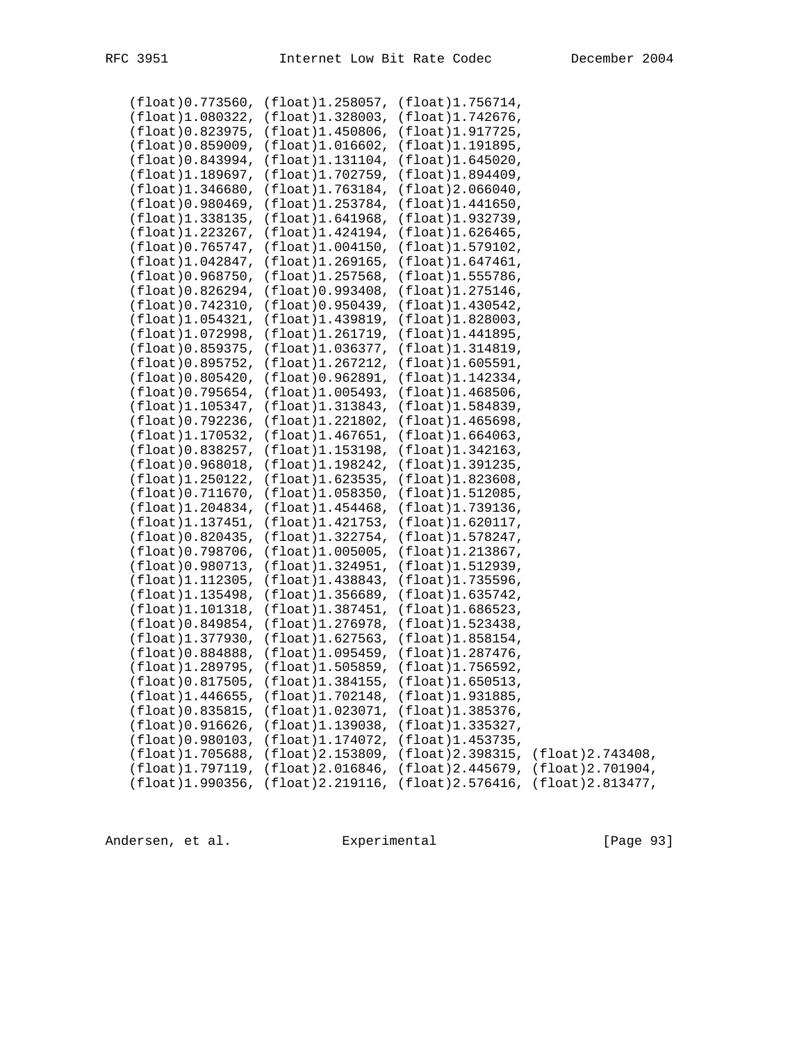```
   (float)0.773560, (float)1.258057, (float)1.756714,
   (float)1.080322, (float)1.328003, (float)1.742676,
   (float)0.823975, (float)1.450806, (float)1.917725,
   (float)0.859009, (float)1.016602, (float)1.191895,
   (float)0.843994, (float)1.131104, (float)1.645020,
   (float)1.189697, (float)1.702759, (float)1.894409,
   (float)1.346680, (float)1.763184, (float)2.066040,
   (float)0.980469, (float)1.253784, (float)1.441650,
   (float)1.338135, (float)1.641968, (float)1.932739,
   (float)1.223267, (float)1.424194, (float)1.626465,
   (float)0.765747, (float)1.004150, (float)1.579102,
   (float)1.042847, (float)1.269165, (float)1.647461,
   (float)0.968750, (float)1.257568, (float)1.555786,
   (float)0.826294, (float)0.993408, (float)1.275146,
   (float)0.742310, (float)0.950439, (float)1.430542,
   (float)1.054321, (float)1.439819, (float)1.828003,
   (float)1.072998, (float)1.261719, (float)1.441895,
   (float)0.859375, (float)1.036377, (float)1.314819,
   (float)0.895752, (float)1.267212, (float)1.605591,
   (float)0.805420, (float)0.962891, (float)1.142334,
   (float)0.795654, (float)1.005493, (float)1.468506,
   (float)1.105347, (float)1.313843, (float)1.584839,
   (float)0.792236, (float)1.221802, (float)1.465698,
   (float)1.170532, (float)1.467651, (float)1.664063,
   (float)0.838257, (float)1.153198, (float)1.342163,
   (float)0.968018, (float)1.198242, (float)1.391235,
   (float)1.250122, (float)1.623535, (float)1.823608,
   (float)0.711670, (float)1.058350, (float)1.512085,
   (float)1.204834, (float)1.454468, (float)1.739136,
   (float)1.137451, (float)1.421753, (float)1.620117,
   (float)0.820435, (float)1.322754, (float)1.578247,
   (float)0.798706, (float)1.005005, (float)1.213867,
   (float)0.980713, (float)1.324951, (float)1.512939,
   (float)1.112305, (float)1.438843, (float)1.735596,
   (float)1.135498, (float)1.356689, (float)1.635742,
   (float)1.101318, (float)1.387451, (float)1.686523,
   (float)0.849854, (float)1.276978, (float)1.523438,
   (float)1.377930, (float)1.627563, (float)1.858154,
   (float)0.884888, (float)1.095459, (float)1.287476,
   (float)1.289795, (float)1.505859, (float)1.756592,
   (float)0.817505, (float)1.384155, (float)1.650513,
   (float)1.446655, (float)1.702148, (float)1.931885,
   (float)0.835815, (float)1.023071, (float)1.385376,
   (float)0.916626, (float)1.139038, (float)1.335327,
   (float)0.980103, (float)1.174072, (float)1.453735,
   (float)1.705688, (float)2.153809, (float)2.398315, (float)2.743408,
   (float)1.797119, (float)2.016846, (float)2.445679, (float)2.701904,
   (float)1.990356, (float)2.219116, (float)2.576416, (float)2.813477,
```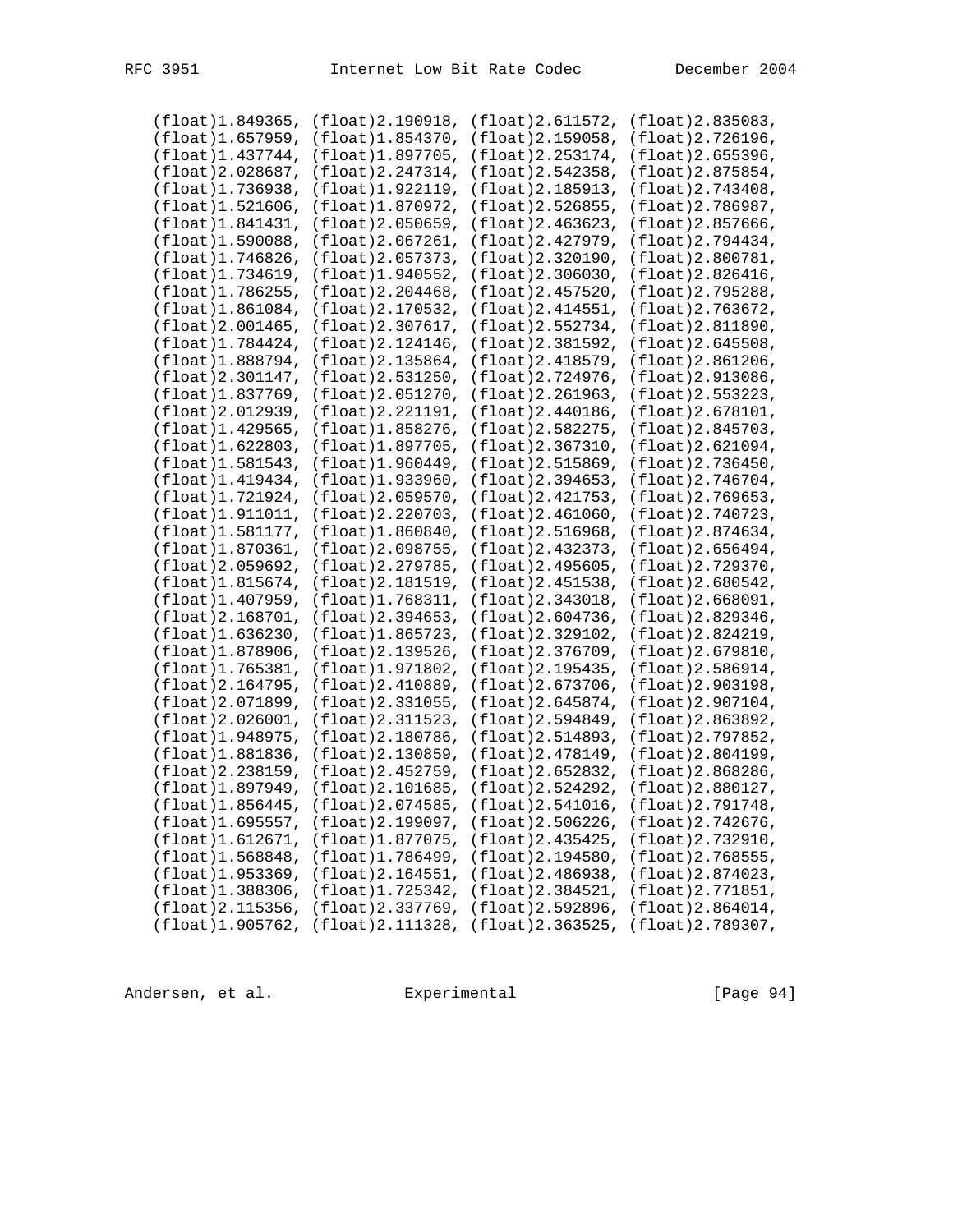```
   (float)1.849365, (float)2.190918, (float)2.611572, (float)2.835083,
   (float)1.657959, (float)1.854370, (float)2.159058, (float)2.726196,
   (float)1.437744, (float)1.897705, (float)2.253174, (float)2.655396,
   (float)2.028687, (float)2.247314, (float)2.542358, (float)2.875854,
   (float)1.736938, (float)1.922119, (float)2.185913, (float)2.743408,
   (float)1.521606, (float)1.870972, (float)2.526855, (float)2.786987,
   (float)1.841431, (float)2.050659, (float)2.463623, (float)2.857666,
   (float)1.590088, (float)2.067261, (float)2.427979, (float)2.794434,
   (float)1.746826, (float)2.057373, (float)2.320190, (float)2.800781,
   (float)1.734619, (float)1.940552, (float)2.306030, (float)2.826416,
   (float)1.786255, (float)2.204468, (float)2.457520, (float)2.795288,
   (float)1.861084, (float)2.170532, (float)2.414551, (float)2.763672,
   (float)2.001465, (float)2.307617, (float)2.552734, (float)2.811890,
   (float)1.784424, (float)2.124146, (float)2.381592, (float)2.645508,
   (float)1.888794, (float)2.135864, (float)2.418579, (float)2.861206,
   (float)2.301147, (float)2.531250, (float)2.724976, (float)2.913086,
   (float)1.837769, (float)2.051270, (float)2.261963, (float)2.553223,
   (float)2.012939, (float)2.221191, (float)2.440186, (float)2.678101,
   (float)1.429565, (float)1.858276, (float)2.582275, (float)2.845703,
   (float)1.622803, (float)1.897705, (float)2.367310, (float)2.621094,
   (float)1.581543, (float)1.960449, (float)2.515869, (float)2.736450,
   (float)1.419434, (float)1.933960, (float)2.394653, (float)2.746704,
   (float)1.721924, (float)2.059570, (float)2.421753, (float)2.769653,
   (float)1.911011, (float)2.220703, (float)2.461060, (float)2.740723,
   (float)1.581177, (float)1.860840, (float)2.516968, (float)2.874634,
   (float)1.870361, (float)2.098755, (float)2.432373, (float)2.656494,
   (float)2.059692, (float)2.279785, (float)2.495605, (float)2.729370,
   (float)1.815674, (float)2.181519, (float)2.451538, (float)2.680542,
   (float)1.407959, (float)1.768311, (float)2.343018, (float)2.668091,
   (float)2.168701, (float)2.394653, (float)2.604736, (float)2.829346,
   (float)1.636230, (float)1.865723, (float)2.329102, (float)2.824219,
   (float)1.878906, (float)2.139526, (float)2.376709, (float)2.679810,
   (float)1.765381, (float)1.971802, (float)2.195435, (float)2.586914,
   (float)2.164795, (float)2.410889, (float)2.673706, (float)2.903198,
   (float)2.071899, (float)2.331055, (float)2.645874, (float)2.907104,
   (float)2.026001, (float)2.311523, (float)2.594849, (float)2.863892,
   (float)1.948975, (float)2.180786, (float)2.514893, (float)2.797852,
   (float)1.881836, (float)2.130859, (float)2.478149, (float)2.804199,
   (float)2.238159, (float)2.452759, (float)2.652832, (float)2.868286,
   (float)1.897949, (float)2.101685, (float)2.524292, (float)2.880127,
   (float)1.856445, (float)2.074585, (float)2.541016, (float)2.791748,
   (float)1.695557, (float)2.199097, (float)2.506226, (float)2.742676,
   (float)1.612671, (float)1.877075, (float)2.435425, (float)2.732910,
   (float)1.568848, (float)1.786499, (float)2.194580, (float)2.768555,
   (float)1.953369, (float)2.164551, (float)2.486938, (float)2.874023,
   (float)1.388306, (float)1.725342, (float)2.384521, (float)2.771851,
   (float)2.115356, (float)2.337769, (float)2.592896, (float)2.864014,
   (float)1.905762, (float)2.111328, (float)2.363525, (float)2.789307,
```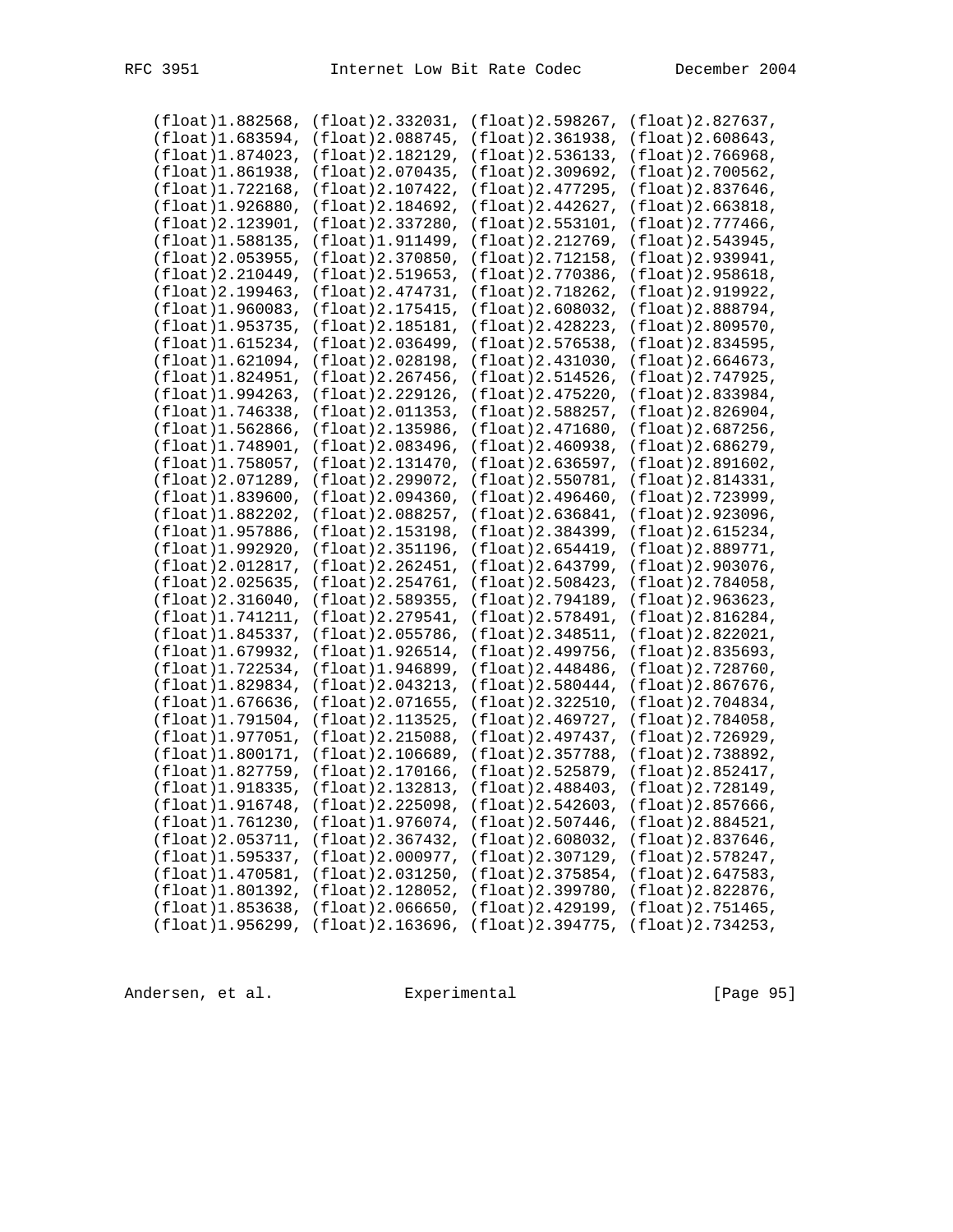```
   (float)1.882568, (float)2.332031, (float)2.598267, (float)2.827637,
   (float)1.683594, (float)2.088745, (float)2.361938, (float)2.608643,
   (float)1.874023, (float)2.182129, (float)2.536133, (float)2.766968,
   (float)1.861938, (float)2.070435, (float)2.309692, (float)2.700562,
   (float)1.722168, (float)2.107422, (float)2.477295, (float)2.837646,
   (float)1.926880, (float)2.184692, (float)2.442627, (float)2.663818,
   (float)2.123901, (float)2.337280, (float)2.553101, (float)2.777466,
   (float)1.588135, (float)1.911499, (float)2.212769, (float)2.543945,
   (float)2.053955, (float)2.370850, (float)2.712158, (float)2.939941,
   (float)2.210449, (float)2.519653, (float)2.770386, (float)2.958618,
   (float)2.199463, (float)2.474731, (float)2.718262, (float)2.919922,
   (float)1.960083, (float)2.175415, (float)2.608032, (float)2.888794,
   (float)1.953735, (float)2.185181, (float)2.428223, (float)2.809570,
   (float)1.615234, (float)2.036499, (float)2.576538, (float)2.834595,
   (float)1.621094, (float)2.028198, (float)2.431030, (float)2.664673,
   (float)1.824951, (float)2.267456, (float)2.514526, (float)2.747925,
   (float)1.994263, (float)2.229126, (float)2.475220, (float)2.833984,
   (float)1.746338, (float)2.011353, (float)2.588257, (float)2.826904,
   (float)1.562866, (float)2.135986, (float)2.471680, (float)2.687256,
   (float)1.748901, (float)2.083496, (float)2.460938, (float)2.686279,
   (float)1.758057, (float)2.131470, (float)2.636597, (float)2.891602,
   (float)2.071289, (float)2.299072, (float)2.550781, (float)2.814331,
   (float)1.839600, (float)2.094360, (float)2.496460, (float)2.723999,
   (float)1.882202, (float)2.088257, (float)2.636841, (float)2.923096,
   (float)1.957886, (float)2.153198, (float)2.384399, (float)2.615234,
   (float)1.992920, (float)2.351196, (float)2.654419, (float)2.889771,
   (float)2.012817, (float)2.262451, (float)2.643799, (float)2.903076,
   (float)2.025635, (float)2.254761, (float)2.508423, (float)2.784058,
   (float)2.316040, (float)2.589355, (float)2.794189, (float)2.963623,
   (float)1.741211, (float)2.279541, (float)2.578491, (float)2.816284,
   (float)1.845337, (float)2.055786, (float)2.348511, (float)2.822021,
   (float)1.679932, (float)1.926514, (float)2.499756, (float)2.835693,
   (float)1.722534, (float)1.946899, (float)2.448486, (float)2.728760,
   (float)1.829834, (float)2.043213, (float)2.580444, (float)2.867676,
   (float)1.676636, (float)2.071655, (float)2.322510, (float)2.704834,
   (float)1.791504, (float)2.113525, (float)2.469727, (float)2.784058,
   (float)1.977051, (float)2.215088, (float)2.497437, (float)2.726929,
   (float)1.800171, (float)2.106689, (float)2.357788, (float)2.738892,
   (float)1.827759, (float)2.170166, (float)2.525879, (float)2.852417,
   (float)1.918335, (float)2.132813, (float)2.488403, (float)2.728149,
   (float)1.916748, (float)2.225098, (float)2.542603, (float)2.857666,
   (float)1.761230, (float)1.976074, (float)2.507446, (float)2.884521,
   (float)2.053711, (float)2.367432, (float)2.608032, (float)2.837646,
   (float)1.595337, (float)2.000977, (float)2.307129, (float)2.578247,
   (float)1.470581, (float)2.031250, (float)2.375854, (float)2.647583,
   (float)1.801392, (float)2.128052, (float)2.399780, (float)2.822876,
   (float)1.853638, (float)2.066650, (float)2.429199, (float)2.751465,
   (float)1.956299, (float)2.163696, (float)2.394775, (float)2.734253,
```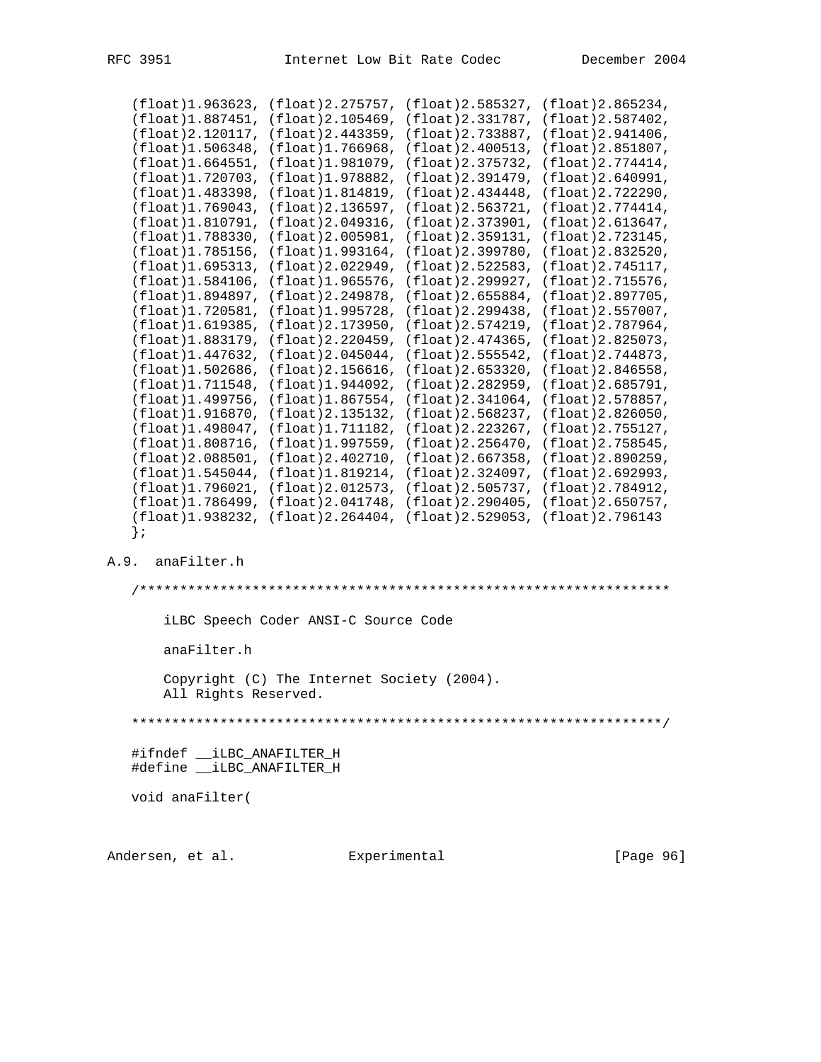```
   (float)1.963623, (float)2.275757, (float)2.585327, (float)2.865234,
   (float)1.887451, (float)2.105469, (float)2.331787, (float)2.587402,
   (float)2.120117, (float)2.443359, (float)2.733887, (float)2.941406,
   (float)1.506348, (float)1.766968, (float)2.400513, (float)2.851807,
   (float)1.664551, (float)1.981079, (float)2.375732, (float)2.774414,
   (float)1.720703, (float)1.978882, (float)2.391479, (float)2.640991,
   (float)1.483398, (float)1.814819, (float)2.434448, (float)2.722290,
   (float)1.769043, (float)2.136597, (float)2.563721, (float)2.774414,
   (float)1.810791, (float)2.049316, (float)2.373901, (float)2.613647,
   (float)1.788330, (float)2.005981, (float)2.359131, (float)2.723145,
   (float)1.785156, (float)1.993164, (float)2.399780, (float)2.832520,
   (float)1.695313, (float)2.022949, (float)2.522583, (float)2.745117,
   (float)1.584106, (float)1.965576, (float)2.299927, (float)2.715576,
   (float)1.894897, (float)2.249878, (float)2.655884, (float)2.897705,
   (float)1.720581, (float)1.995728, (float)2.299438, (float)2.557007,
   (float)1.619385, (float)2.173950, (float)2.574219, (float)2.787964,
   (float)1.883179, (float)2.220459, (float)2.474365, (float)2.825073,
   (float)1.447632, (float)2.045044, (float)2.555542, (float)2.744873,
   (float)1.502686, (float)2.156616, (float)2.653320, (float)2.846558,
   (float)1.711548, (float)1.944092, (float)2.282959, (float)2.685791,
   (float)1.499756, (float)1.867554, (float)2.341064, (float)2.578857,
   (float)1.916870, (float)2.135132, (float)2.568237, (float)2.826050,
   (float)1.498047, (float)1.711182, (float)2.223267, (float)2.755127,
   (float)1.808716, (float)1.997559, (float)2.256470, (float)2.758545,
   (float)2.088501, (float)2.402710, (float)2.667358, (float)2.890259,
   (float)1.545044, (float)1.819214, (float)2.324097, (float)2.692993,
   (float)1.796021, (float)2.012573, (float)2.505737, (float)2.784912,
   (float)1.786499, (float)2.041748, (float)2.290405, (float)2.650757,
   (float)1.938232, (float)2.264404, (float)2.529053, (float)2.796143
   };
```

A.9.  anaFilter.h

```
   /******************************************************************

       iLBC Speech Coder ANSI-C Source Code

       anaFilter.h

       Copyright (C) The Internet Society (2004).
       All Rights Reserved.

   ******************************************************************/

   #ifndef __iLBC_ANAFILTER_H
   #define __iLBC_ANAFILTER_H

   void anaFilter(
```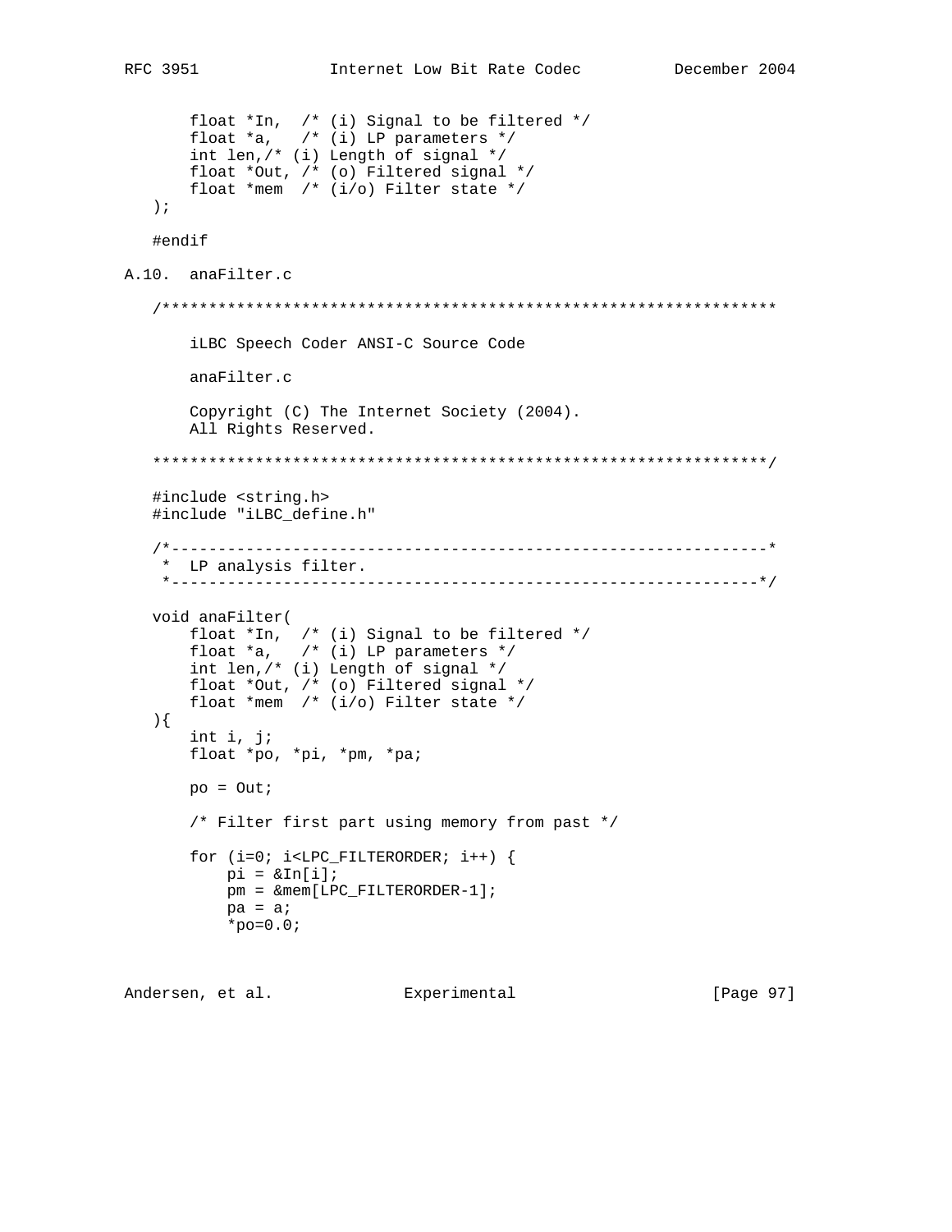```
       float *In,  /* (i) Signal to be filtered */
       float *a,   /* (i) LP parameters */
       int len,/* (i) Length of signal */
       float *Out, /* (o) Filtered signal */
       float *mem  /* (i/o) Filter state */
   );

   #endif
```

## A.10. anaFilter.c

```
   /******************************************************************

       iLBC Speech Coder ANSI-C Source Code

       anaFilter.c

       Copyright (C) The Internet Society (2004).
       All Rights Reserved.

   ******************************************************************/

   #include <string.h>
   #include "iLBC_define.h"

   /*----------------------------------------------------------------*
    *  LP analysis filter.
    *---------------------------------------------------------------*/

   void anaFilter(
       float *In,  /* (i) Signal to be filtered */
       float *a,   /* (i) LP parameters */
       int len,/* (i) Length of signal */
       float *Out, /* (o) Filtered signal */
       float *mem  /* (i/o) Filter state */
   ){
       int i, j;
       float *po, *pi, *pm, *pa;

       po = Out;

       /* Filter first part using memory from past */

       for (i=0; i<LPC_FILTERORDER; i++) {
           pi = &In[i];
           pm = &mem[LPC_FILTERORDER-1];
           pa = a;
           *po=0.0;
```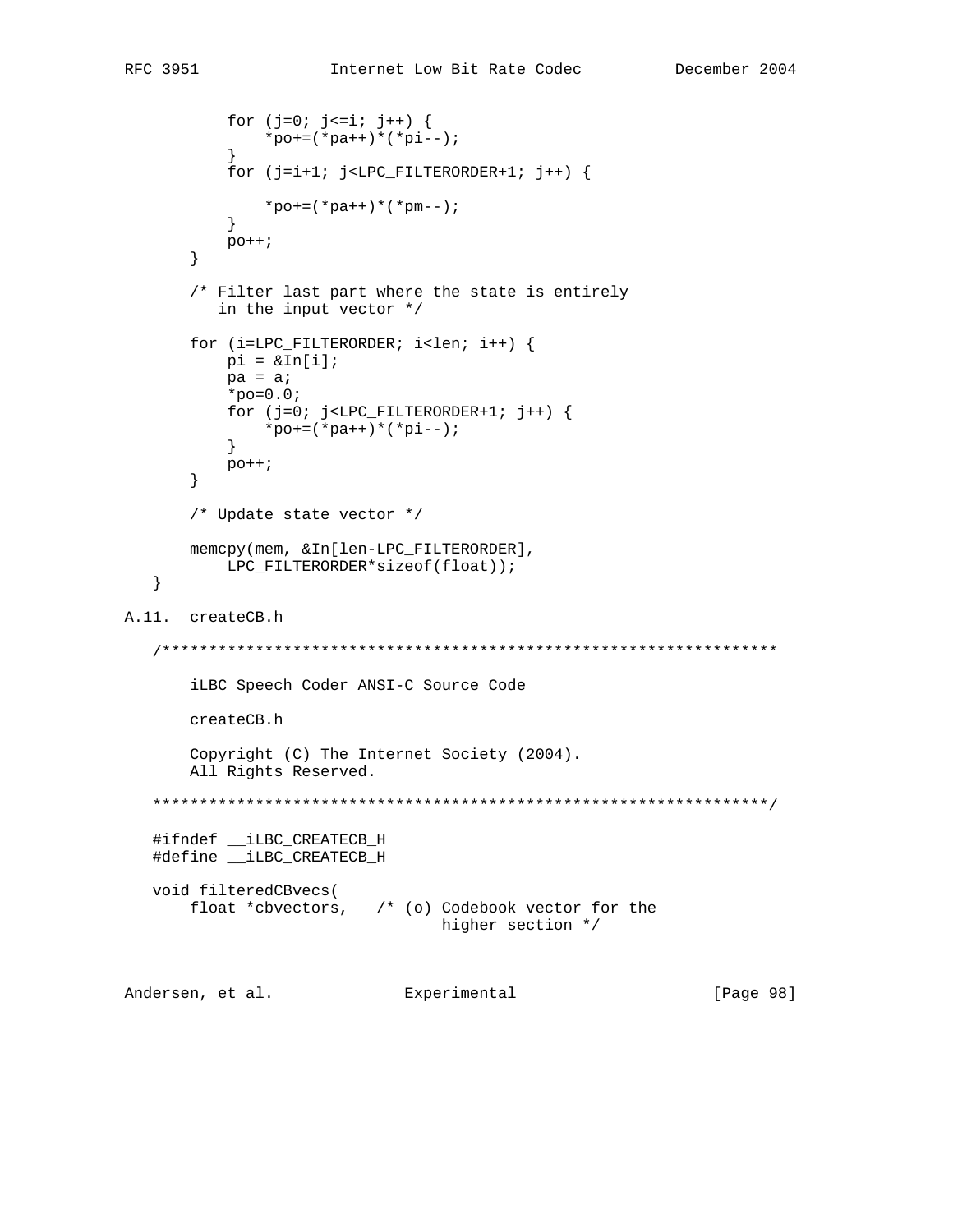```
            for (j=0; j<=i; j++) {
                *po+=(*pa++)*(*pi--);
            }
            for (j=i+1; j<LPC_FILTERORDER+1; j++) {

                *po+=(*pa++)*(*pm--);
            }
            po++;
        }

        /* Filter last part where the state is entirely
           in the input vector */

        for (i=LPC_FILTERORDER; i<len; i++) {
            pi = &In[i];
            pa = a;
            *po=0.0;
            for (j=0; j<LPC_FILTERORDER+1; j++) {
                *po+=(*pa++)*(*pi--);
            }
            po++;
        }

        /* Update state vector */

        memcpy(mem, &In[len-LPC_FILTERORDER],
            LPC_FILTERORDER*sizeof(float));
    }
```

## A.11. createCB.h

```
   /******************************************************************

       iLBC Speech Coder ANSI-C Source Code

       createCB.h

       Copyright (C) The Internet Society (2004).
       All Rights Reserved.

   ******************************************************************/

   #ifndef __iLBC_CREATECB_H
   #define __iLBC_CREATECB_H

   void filteredCBvecs(
       float *cbvectors,   /* (o) Codebook vector for the
                                  higher section */
```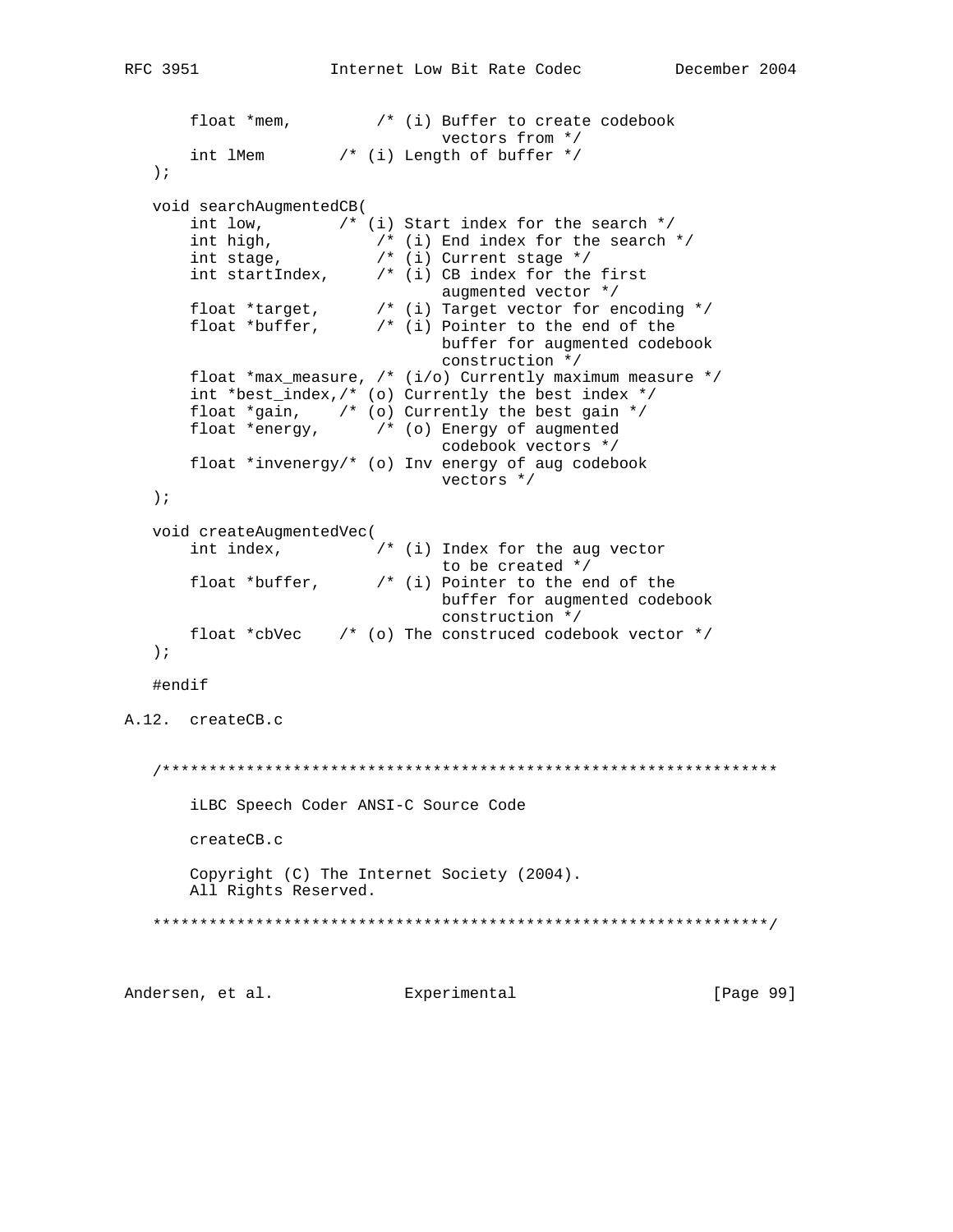```
       float *mem,         /* (i) Buffer to create codebook
                                  vectors from */
       int lMem        /* (i) Length of buffer */
   );

   void searchAugmentedCB(
       int low,        /* (i) Start index for the search */
       int high,           /* (i) End index for the search */
       int stage,          /* (i) Current stage */
       int startIndex,     /* (i) CB index for the first
                                  augmented vector */
       float *target,      /* (i) Target vector for encoding */
       float *buffer,      /* (i) Pointer to the end of the
                                  buffer for augmented codebook
                                  construction */
       float *max_measure, /* (i/o) Currently maximum measure */
       int *best_index,/* (o) Currently the best index */
       float *gain,    /* (o) Currently the best gain */
       float *energy,      /* (o) Energy of augmented
                                  codebook vectors */
       float *invenergy/* (o) Inv energy of aug codebook
                                  vectors */
   );

   void createAugmentedVec(
       int index,          /* (i) Index for the aug vector
                                  to be created */
       float *buffer,      /* (i) Pointer to the end of the
                                  buffer for augmented codebook
                                  construction */
       float *cbVec    /* (o) The construced codebook vector */
   );

   #endif
```

A.12.  createCB.c

```
   /******************************************************************

       iLBC Speech Coder ANSI-C Source Code

       createCB.c

       Copyright (C) The Internet Society (2004).
       All Rights Reserved.

   ******************************************************************/
```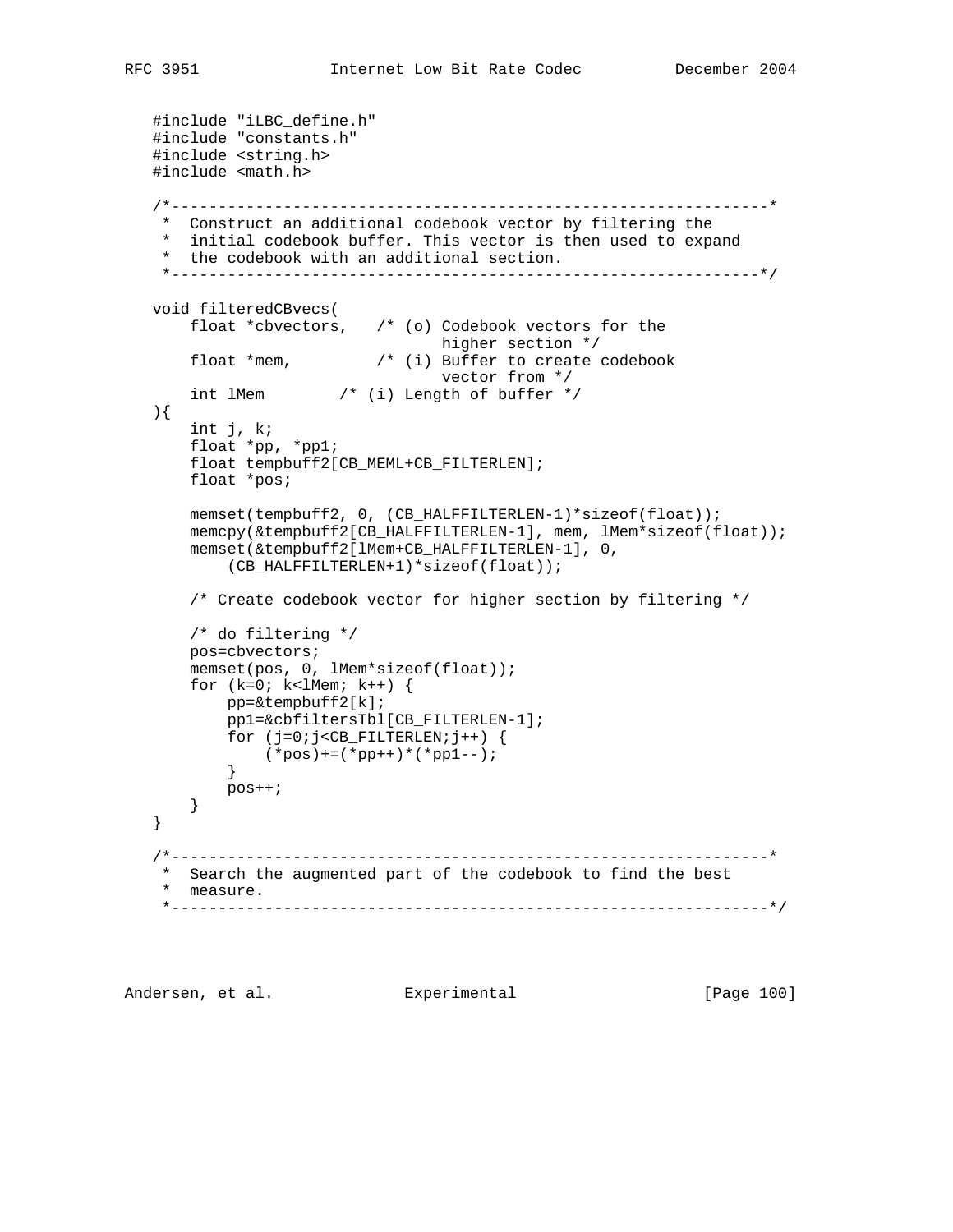```
   #include "iLBC_define.h"
   #include "constants.h"
   #include <string.h>
   #include <math.h>

   /*----------------------------------------------------------------*
    *  Construct an additional codebook vector by filtering the
    *  initial codebook buffer. This vector is then used to expand
    *  the codebook with an additional section.
    *---------------------------------------------------------------*/

   void filteredCBvecs(
       float *cbvectors,   /* (o) Codebook vectors for the
                                  higher section */
       float *mem,         /* (i) Buffer to create codebook
                                  vector from */
       int lMem        /* (i) Length of buffer */
   ){
       int j, k;
       float *pp, *pp1;
       float tempbuff2[CB_MEML+CB_FILTERLEN];
       float *pos;

       memset(tempbuff2, 0, (CB_HALFFILTERLEN-1)*sizeof(float));
       memcpy(&tempbuff2[CB_HALFFILTERLEN-1], mem, lMem*sizeof(float));
       memset(&tempbuff2[lMem+CB_HALFFILTERLEN-1], 0,
           (CB_HALFFILTERLEN+1)*sizeof(float));

       /* Create codebook vector for higher section by filtering */

       /* do filtering */
       pos=cbvectors;
       memset(pos, 0, lMem*sizeof(float));
       for (k=0; k<lMem; k++) {
           pp=&tempbuff2[k];
           pp1=&cbfiltersTbl[CB_FILTERLEN-1];
           for (j=0;j<CB_FILTERLEN;j++) {
               (*pos)+=(*pp++)*(*pp1--);
           }
           pos++;
       }
   }

   /*----------------------------------------------------------------*
    *  Search the augmented part of the codebook to find the best
    *  measure.
    *----------------------------------------------------------------*/
```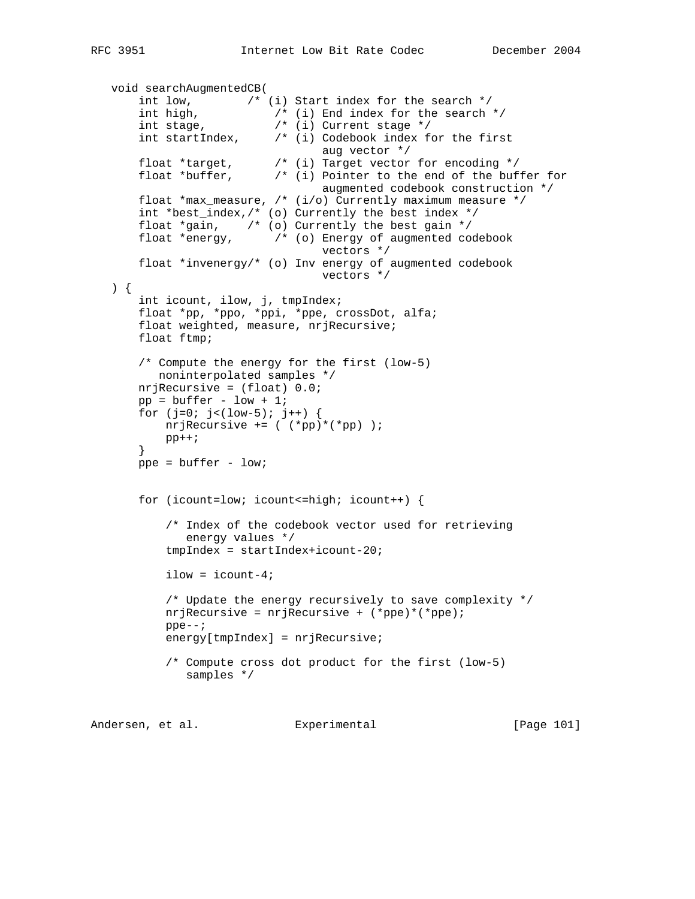```
   void searchAugmentedCB(
       int low,        /* (i) Start index for the search */
       int high,           /* (i) End index for the search */
       int stage,          /* (i) Current stage */
       int startIndex,     /* (i) Codebook index for the first
                                  aug vector */
       float *target,      /* (i) Target vector for encoding */
       float *buffer,      /* (i) Pointer to the end of the buffer for
                                  augmented codebook construction */
       float *max_measure, /* (i/o) Currently maximum measure */
       int *best_index,/* (o) Currently the best index */
       float *gain,    /* (o) Currently the best gain */
       float *energy,      /* (o) Energy of augmented codebook
                                  vectors */
       float *invenergy/* (o) Inv energy of augmented codebook
                                  vectors */
   ) {
       int icount, ilow, j, tmpIndex;
       float *pp, *ppo, *ppi, *ppe, crossDot, alfa;
       float weighted, measure, nrjRecursive;
       float ftmp;

       /* Compute the energy for the first (low-5)
          noninterpolated samples */
       nrjRecursive = (float) 0.0;
       pp = buffer - low + 1;
       for (j=0; j<(low-5); j++) {
           nrjRecursive += ( (*pp)*(*pp) );
           pp++;
       }
       ppe = buffer - low;


       for (icount=low; icount<=high; icount++) {

           /* Index of the codebook vector used for retrieving
              energy values */
           tmpIndex = startIndex+icount-20;

           ilow = icount-4;

           /* Update the energy recursively to save complexity */
           nrjRecursive = nrjRecursive + (*ppe)*(*ppe);
           ppe--;
           energy[tmpIndex] = nrjRecursive;

           /* Compute cross dot product for the first (low-5)
              samples */
```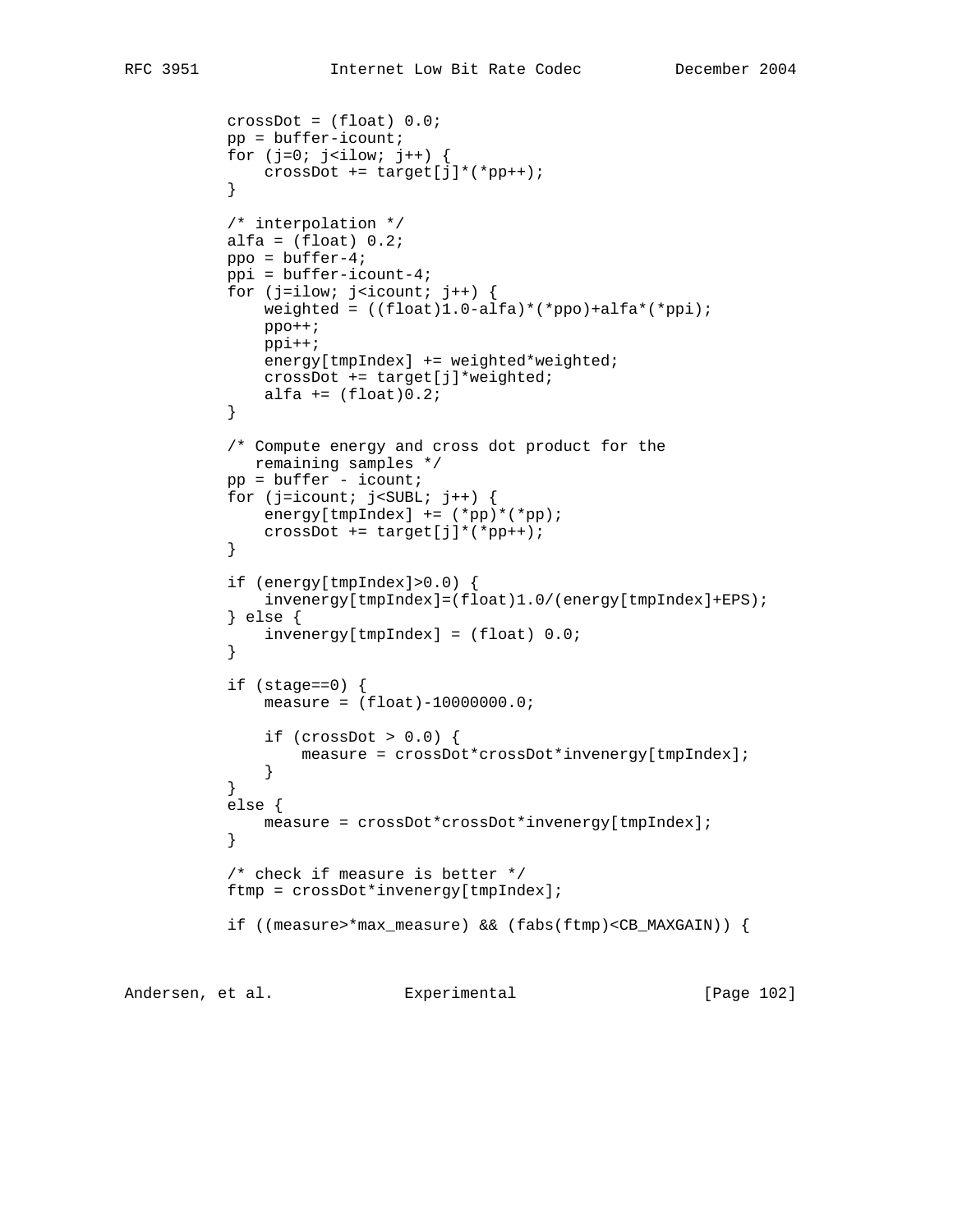```
        crossDot = (float) 0.0;
        pp = buffer-icount;
        for (j=0; j<ilow; j++) {
            crossDot += target[j]*(*pp++);
        }

        /* interpolation */
        alfa = (float) 0.2;
        ppo = buffer-4;
        ppi = buffer-icount-4;
        for (j=ilow; j<icount; j++) {
            weighted = ((float)1.0-alfa)*(*ppo)+alfa*(*ppi);
            ppo++;
            ppi++;
            energy[tmpIndex] += weighted*weighted;
            crossDot += target[j]*weighted;
            alfa += (float)0.2;
        }

        /* Compute energy and cross dot product for the
           remaining samples */
        pp = buffer - icount;
        for (j=icount; j<SUBL; j++) {
            energy[tmpIndex] += (*pp)*(*pp);
            crossDot += target[j]*(*pp++);
        }

        if (energy[tmpIndex]>0.0) {
            invenergy[tmpIndex]=(float)1.0/(energy[tmpIndex]+EPS);
        } else {
            invenergy[tmpIndex] = (float) 0.0;
        }

        if (stage==0) {
            measure = (float)-10000000.0;

            if (crossDot > 0.0) {
                measure = crossDot*crossDot*invenergy[tmpIndex];
            }
        }
        else {
            measure = crossDot*crossDot*invenergy[tmpIndex];
        }

        /* check if measure is better */
        ftmp = crossDot*invenergy[tmpIndex];

        if ((measure>*max_measure) && (fabs(ftmp)<CB_MAXGAIN)) {
```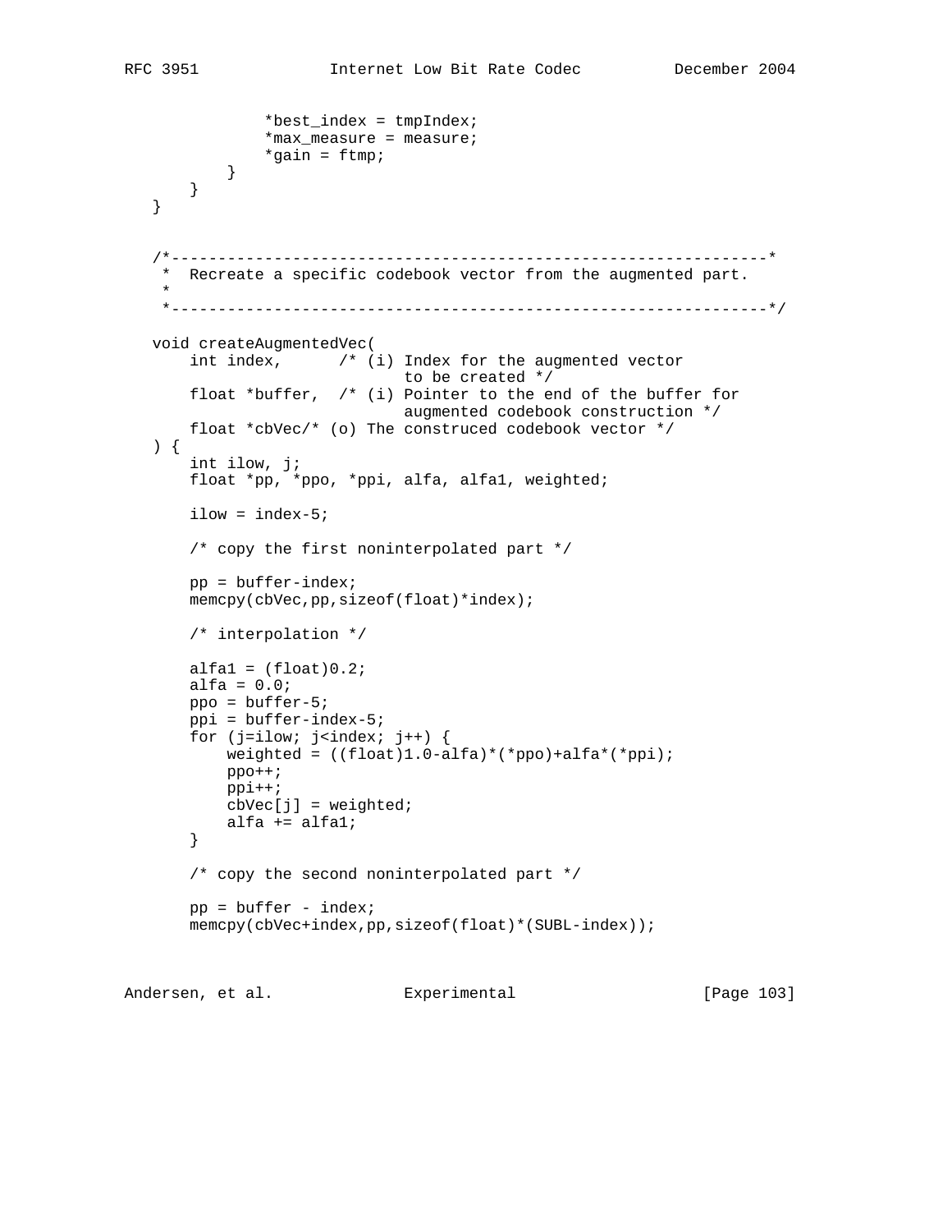```
               *best_index = tmpIndex;
               *max_measure = measure;
               *gain = ftmp;
           }
       }
   }


   /*----------------------------------------------------------------*
    *  Recreate a specific codebook vector from the augmented part.
    *
    *----------------------------------------------------------------*/

   void createAugmentedVec(
       int index,      /* (i) Index for the augmented vector
                              to be created */
       float *buffer,  /* (i) Pointer to the end of the buffer for
                              augmented codebook construction */
       float *cbVec/* (o) The construced codebook vector */
   ) {
       int ilow, j;
       float *pp, *ppo, *ppi, alfa, alfa1, weighted;

       ilow = index-5;

       /* copy the first noninterpolated part */

       pp = buffer-index;
       memcpy(cbVec,pp,sizeof(float)*index);

       /* interpolation */

       alfa1 = (float)0.2;
       alfa = 0.0;
       ppo = buffer-5;
       ppi = buffer-index-5;
       for (j=ilow; j<index; j++) {
           weighted = ((float)1.0-alfa)*(*ppo)+alfa*(*ppi);
           ppo++;
           ppi++;
           cbVec[j] = weighted;
           alfa += alfa1;
       }

       /* copy the second noninterpolated part */

       pp = buffer - index;
       memcpy(cbVec+index,pp,sizeof(float)*(SUBL-index));
```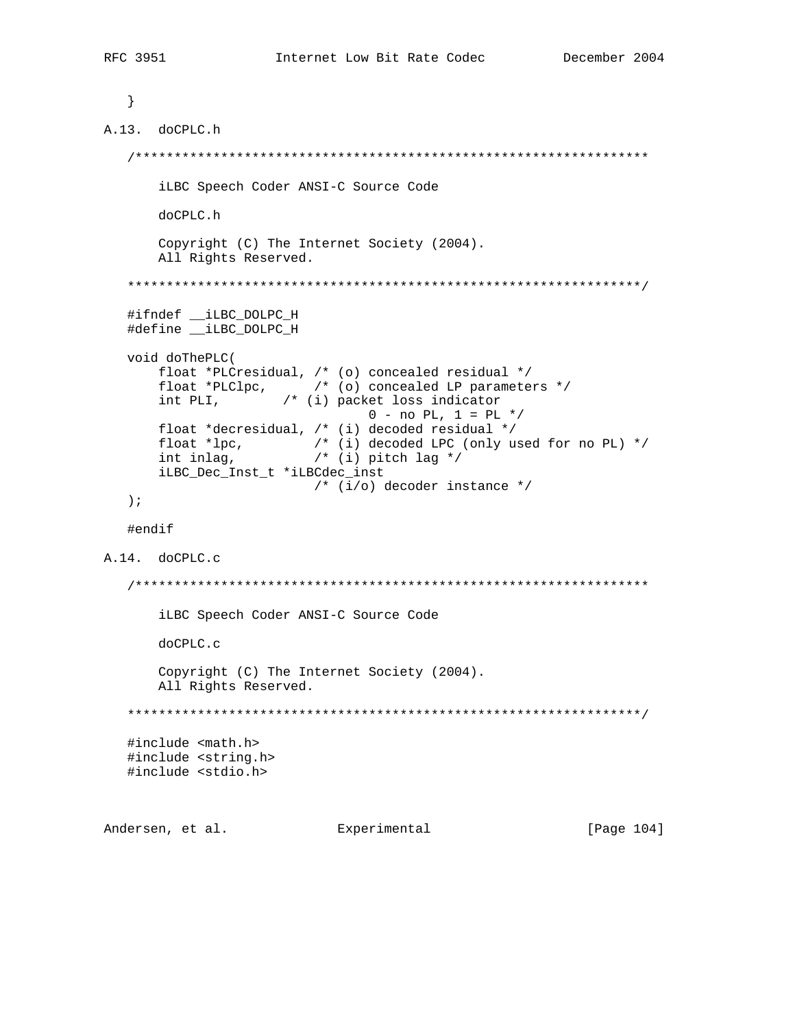```
   }
```

## A.13. doCPLC.h

```
   /******************************************************************

       iLBC Speech Coder ANSI-C Source Code

       doCPLC.h

       Copyright (C) The Internet Society (2004).
       All Rights Reserved.

   ******************************************************************/

   #ifndef __iLBC_DOLPC_H
   #define __iLBC_DOLPC_H

   void doThePLC(
       float *PLCresidual, /* (o) concealed residual */
       float *PLClpc,      /* (o) concealed LP parameters */
       int PLI,        /* (i) packet loss indicator
                                  0 - no PL, 1 = PL */
       float *decresidual, /* (i) decoded residual */
       float *lpc,         /* (i) decoded LPC (only used for no PL) */
       int inlag,          /* (i) pitch lag */
       iLBC_Dec_Inst_t *iLBCdec_inst
                           /* (i/o) decoder instance */
   );

   #endif
```

## A.14. doCPLC.c

```
   /******************************************************************

       iLBC Speech Coder ANSI-C Source Code

       doCPLC.c

       Copyright (C) The Internet Society (2004).
       All Rights Reserved.

   ******************************************************************/

   #include <math.h>
   #include <string.h>
   #include <stdio.h>
```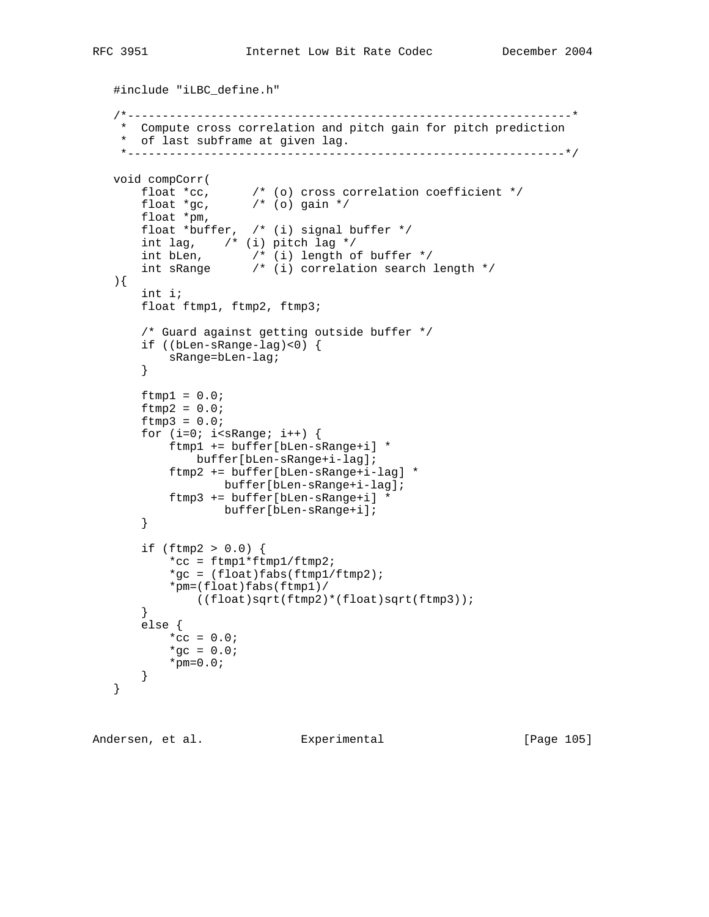```
#include "iLBC_define.h"

/*----------------------------------------------------------------*
 *  Compute cross correlation and pitch gain for pitch prediction
 *  of last subframe at given lag.
 *---------------------------------------------------------------*/

void compCorr(
    float *cc,      /* (o) cross correlation coefficient */
    float *gc,      /* (o) gain */
    float *pm,
    float *buffer,  /* (i) signal buffer */
    int lag,    /* (i) pitch lag */
    int bLen,       /* (i) length of buffer */
    int sRange      /* (i) correlation search length */
){
    int i;
    float ftmp1, ftmp2, ftmp3;

    /* Guard against getting outside buffer */
    if ((bLen-sRange-lag)<0) {
        sRange=bLen-lag;
    }

    ftmp1 = 0.0;
    ftmp2 = 0.0;
    ftmp3 = 0.0;
    for (i=0; i<sRange; i++) {
        ftmp1 += buffer[bLen-sRange+i] *
            buffer[bLen-sRange+i-lag];
        ftmp2 += buffer[bLen-sRange+i-lag] *
                buffer[bLen-sRange+i-lag];
        ftmp3 += buffer[bLen-sRange+i] *
                buffer[bLen-sRange+i];
    }

    if (ftmp2 > 0.0) {
        *cc = ftmp1*ftmp1/ftmp2;
        *gc = (float)fabs(ftmp1/ftmp2);
        *pm=(float)fabs(ftmp1)/
            ((float)sqrt(ftmp2)*(float)sqrt(ftmp3));
    }
    else {
        *cc = 0.0;
        *gc = 0.0;
        *pm=0.0;
    }
}
```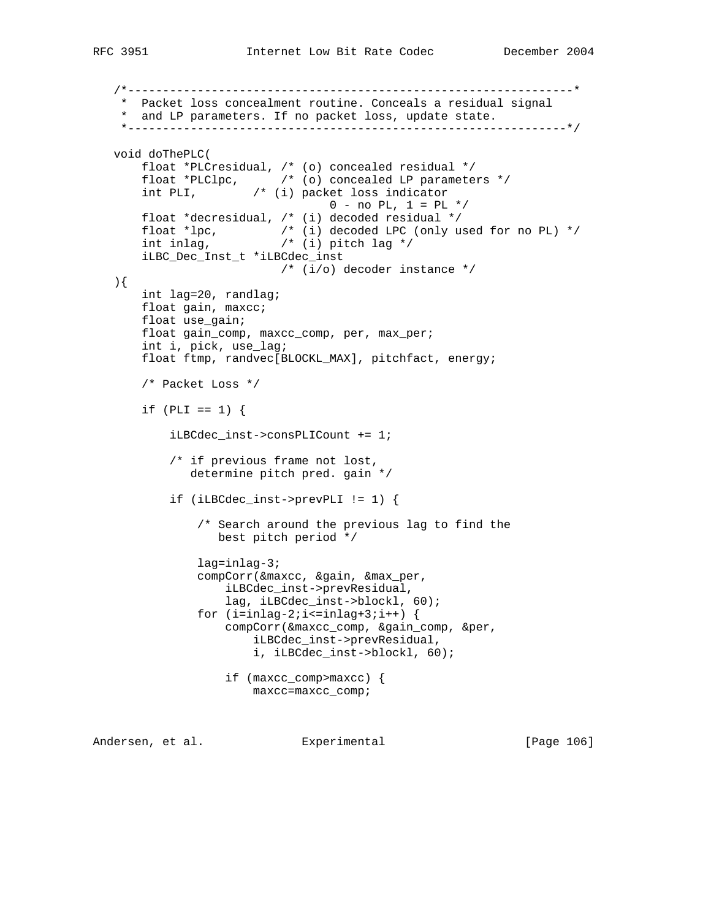```
   /*----------------------------------------------------------------*
    *  Packet loss concealment routine. Conceals a residual signal
    *  and LP parameters. If no packet loss, update state.
    *---------------------------------------------------------------*/

   void doThePLC(
       float *PLCresidual, /* (o) concealed residual */
       float *PLClpc,      /* (o) concealed LP parameters */
       int PLI,        /* (i) packet loss indicator
                               0 - no PL, 1 = PL */
       float *decresidual, /* (i) decoded residual */
       float *lpc,         /* (i) decoded LPC (only used for no PL) */
       int inlag,          /* (i) pitch lag */
       iLBC_Dec_Inst_t *iLBCdec_inst
                           /* (i/o) decoder instance */
   ){
       int lag=20, randlag;
       float gain, maxcc;
       float use_gain;
       float gain_comp, maxcc_comp, per, max_per;
       int i, pick, use_lag;
       float ftmp, randvec[BLOCKL_MAX], pitchfact, energy;

       /* Packet Loss */

       if (PLI == 1) {

           iLBCdec_inst->consPLICount += 1;

           /* if previous frame not lost,
              determine pitch pred. gain */

           if (iLBCdec_inst->prevPLI != 1) {

               /* Search around the previous lag to find the
                  best pitch period */

               lag=inlag-3;
               compCorr(&maxcc, &gain, &max_per,
                   iLBCdec_inst->prevResidual,
                   lag, iLBCdec_inst->blockl, 60);
               for (i=inlag-2;i<=inlag+3;i++) {
                   compCorr(&maxcc_comp, &gain_comp, &per,
                       iLBCdec_inst->prevResidual,
                       i, iLBCdec_inst->blockl, 60);

                   if (maxcc_comp>maxcc) {
                       maxcc=maxcc_comp;
```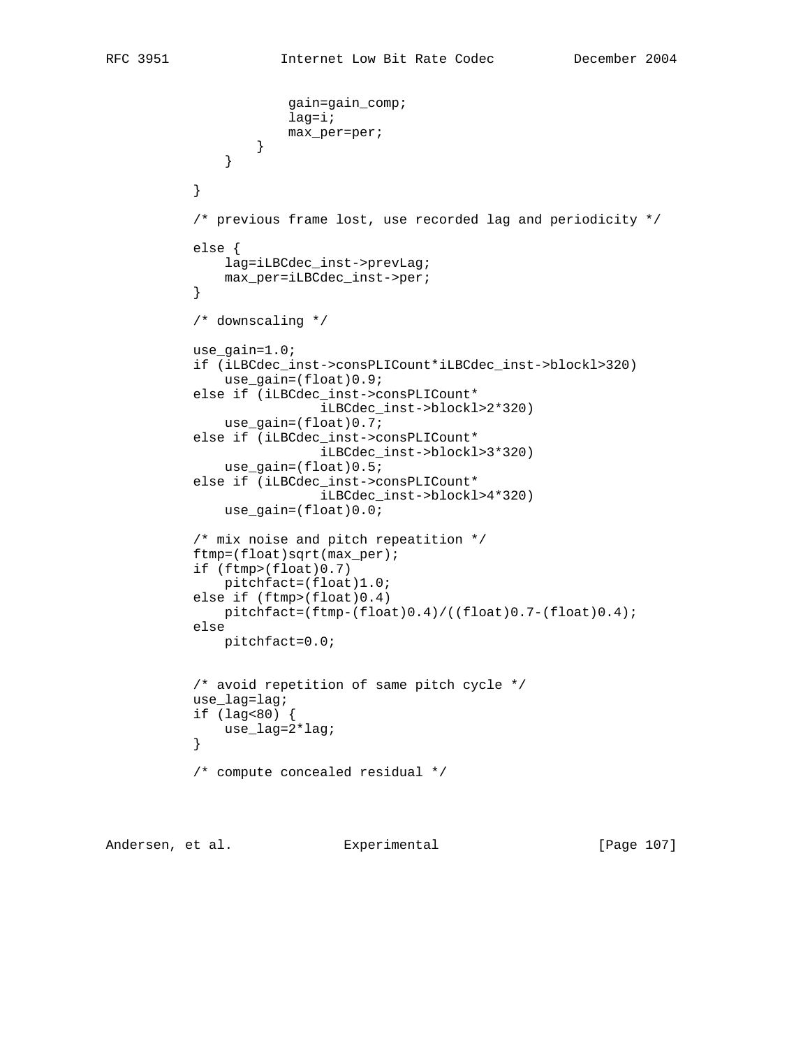```
                    gain=gain_comp;
                    lag=i;
                    max_per=per;
                }
            }

        }

        /* previous frame lost, use recorded lag and periodicity */

        else {
            lag=iLBCdec_inst->prevLag;
            max_per=iLBCdec_inst->per;
        }

        /* downscaling */

        use_gain=1.0;
        if (iLBCdec_inst->consPLICount*iLBCdec_inst->blockl>320)
            use_gain=(float)0.9;
        else if (iLBCdec_inst->consPLICount*
                        iLBCdec_inst->blockl>2*320)
            use_gain=(float)0.7;
        else if (iLBCdec_inst->consPLICount*
                        iLBCdec_inst->blockl>3*320)
            use_gain=(float)0.5;
        else if (iLBCdec_inst->consPLICount*
                        iLBCdec_inst->blockl>4*320)
            use_gain=(float)0.0;

        /* mix noise and pitch repeatition */
        ftmp=(float)sqrt(max_per);
        if (ftmp>(float)0.7)
            pitchfact=(float)1.0;
        else if (ftmp>(float)0.4)
            pitchfact=(ftmp-(float)0.4)/((float)0.7-(float)0.4);
        else
            pitchfact=0.0;


        /* avoid repetition of same pitch cycle */
        use_lag=lag;
        if (lag<80) {
            use_lag=2*lag;
        }

        /* compute concealed residual */
```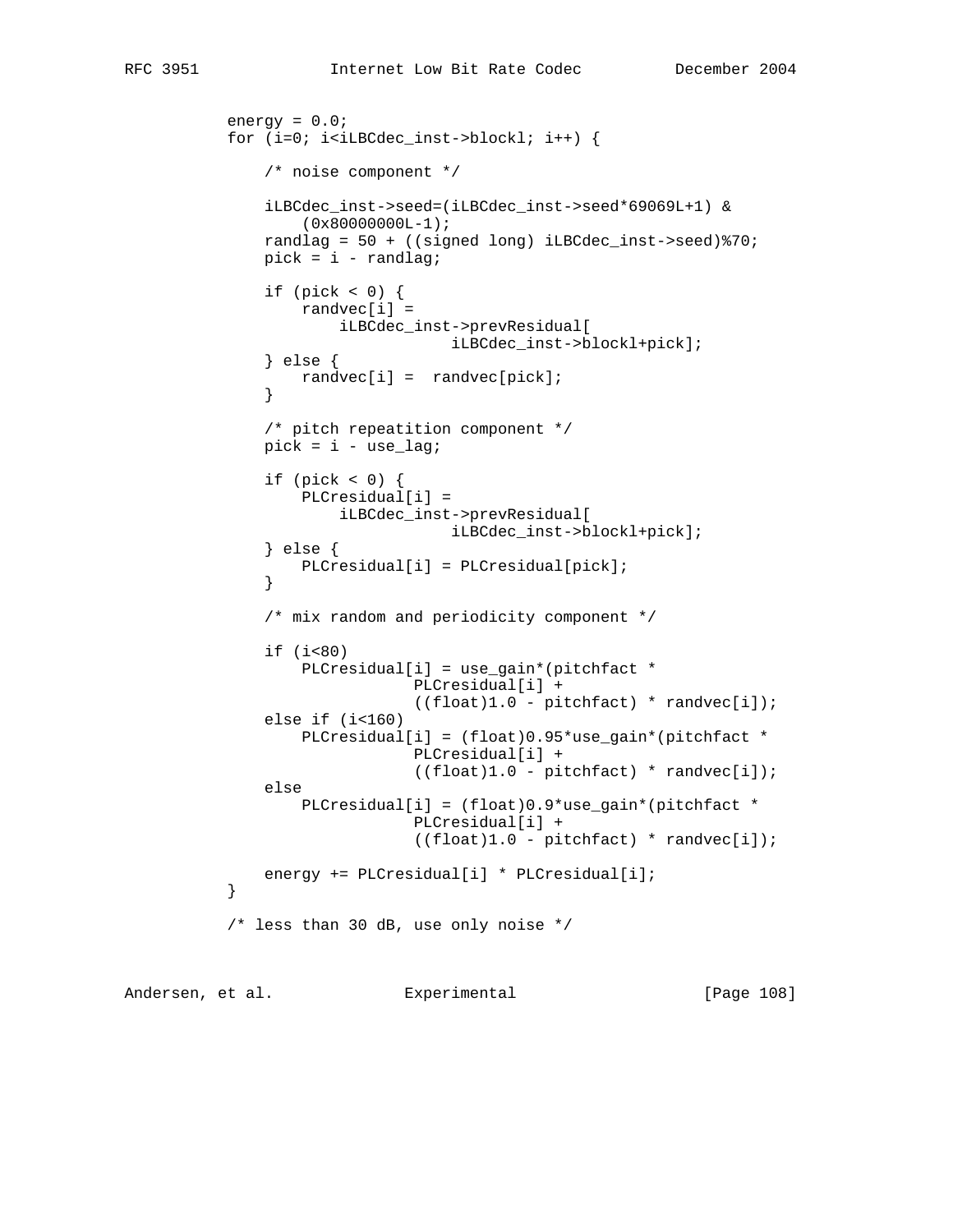```
          energy = 0.0;
          for (i=0; i<iLBCdec_inst->blockl; i++) {

              /* noise component */

              iLBCdec_inst->seed=(iLBCdec_inst->seed*69069L+1) &
                  (0x80000000L-1);
              randlag = 50 + ((signed long) iLBCdec_inst->seed)%70;
              pick = i - randlag;

              if (pick < 0) {
                  randvec[i] =
                      iLBCdec_inst->prevResidual[
                                iLBCdec_inst->blockl+pick];
              } else {
                  randvec[i] =  randvec[pick];
              }

              /* pitch repeatition component */
              pick = i - use_lag;

              if (pick < 0) {
                  PLCresidual[i] =
                      iLBCdec_inst->prevResidual[
                                iLBCdec_inst->blockl+pick];
              } else {
                  PLCresidual[i] = PLCresidual[pick];
              }

              /* mix random and periodicity component */

              if (i<80)
                  PLCresidual[i] = use_gain*(pitchfact *
                              PLCresidual[i] +
                              ((float)1.0 - pitchfact) * randvec[i]);
              else if (i<160)
                  PLCresidual[i] = (float)0.95*use_gain*(pitchfact *
                              PLCresidual[i] +
                              ((float)1.0 - pitchfact) * randvec[i]);
              else
                  PLCresidual[i] = (float)0.9*use_gain*(pitchfact *
                              PLCresidual[i] +
                              ((float)1.0 - pitchfact) * randvec[i]);

              energy += PLCresidual[i] * PLCresidual[i];
          }

          /* less than 30 dB, use only noise */
```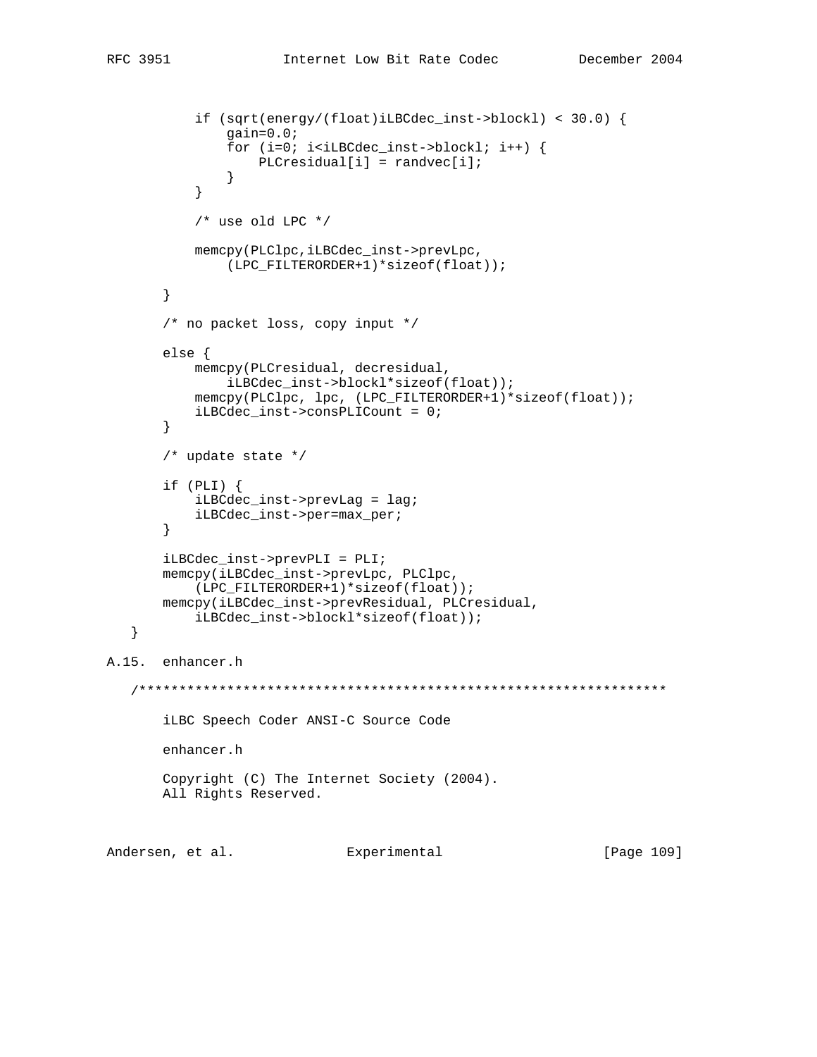```
        if (sqrt(energy/(float)iLBCdec_inst->blockl) < 30.0) {
            gain=0.0;
            for (i=0; i<iLBCdec_inst->blockl; i++) {
                PLCresidual[i] = randvec[i];
            }
        }

        /* use old LPC */

        memcpy(PLClpc,iLBCdec_inst->prevLpc,
            (LPC_FILTERORDER+1)*sizeof(float));

    }

    /* no packet loss, copy input */

    else {
        memcpy(PLCresidual, decresidual,
            iLBCdec_inst->blockl*sizeof(float));
        memcpy(PLClpc, lpc, (LPC_FILTERORDER+1)*sizeof(float));
        iLBCdec_inst->consPLICount = 0;
    }

    /* update state */

    if (PLI) {
        iLBCdec_inst->prevLag = lag;
        iLBCdec_inst->per=max_per;
    }

    iLBCdec_inst->prevPLI = PLI;
    memcpy(iLBCdec_inst->prevLpc, PLClpc,
        (LPC_FILTERORDER+1)*sizeof(float));
    memcpy(iLBCdec_inst->prevResidual, PLCresidual,
        iLBCdec_inst->blockl*sizeof(float));
}
```

## A.15. enhancer.h

```
/******************************************************************

    iLBC Speech Coder ANSI-C Source Code

    enhancer.h

    Copyright (C) The Internet Society (2004).
    All Rights Reserved.
```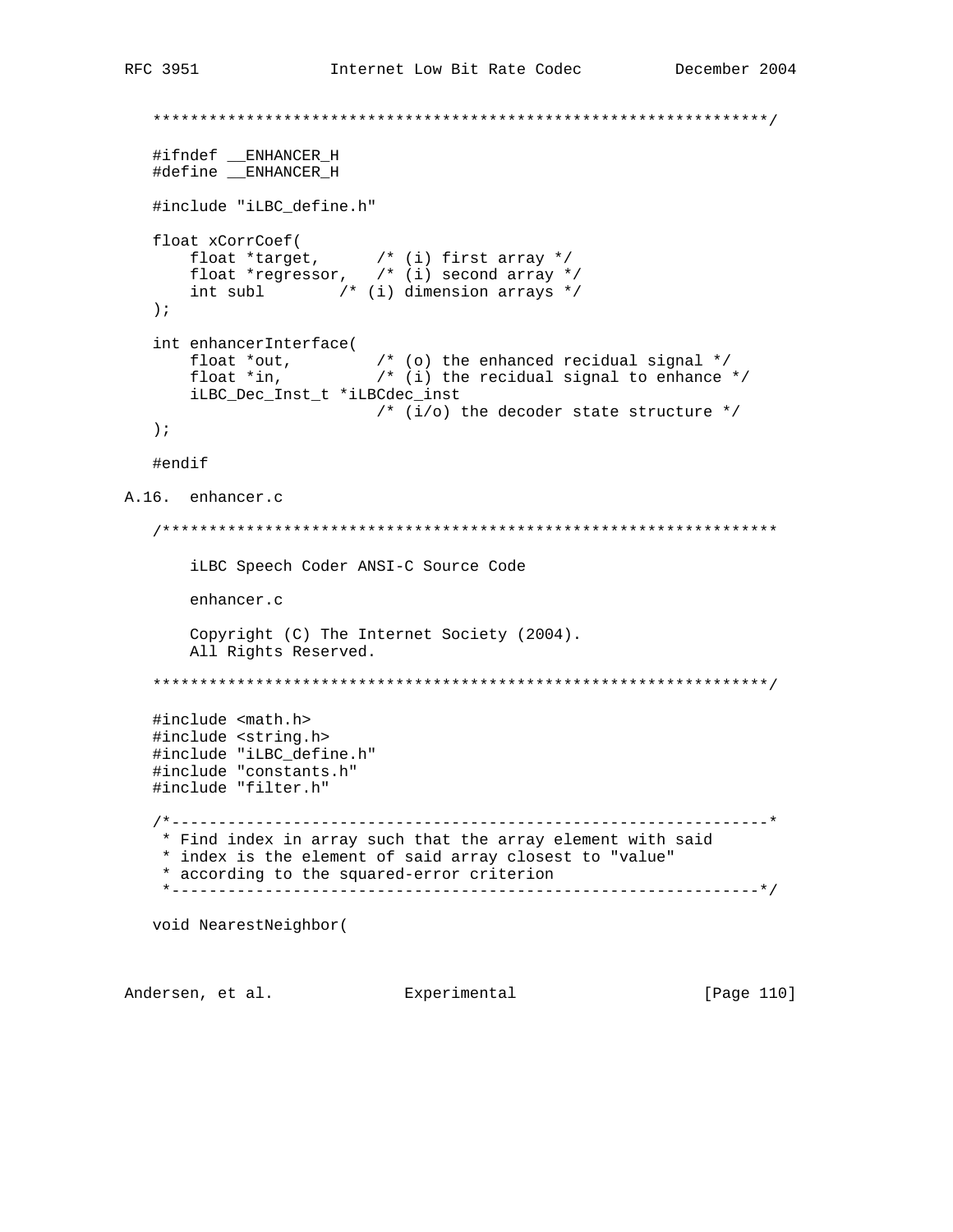```
   ******************************************************************/

   #ifndef __ENHANCER_H
   #define __ENHANCER_H

   #include "iLBC_define.h"

   float xCorrCoef(
       float *target,      /* (i) first array */
       float *regressor,   /* (i) second array */
       int subl        /* (i) dimension arrays */
   );

   int enhancerInterface(
       float *out,         /* (o) the enhanced recidual signal */
       float *in,          /* (i) the recidual signal to enhance */
       iLBC_Dec_Inst_t *iLBCdec_inst
                           /* (i/o) the decoder state structure */
   );

   #endif
```

## A.16. enhancer.c

```
   /******************************************************************

       iLBC Speech Coder ANSI-C Source Code

       enhancer.c

       Copyright (C) The Internet Society (2004).
       All Rights Reserved.

   ******************************************************************/

   #include <math.h>
   #include <string.h>
   #include "iLBC_define.h"
   #include "constants.h"
   #include "filter.h"

   /*----------------------------------------------------------------*
    * Find index in array such that the array element with said
    * index is the element of said array closest to "value"
    * according to the squared-error criterion
    *---------------------------------------------------------------*/

   void NearestNeighbor(
```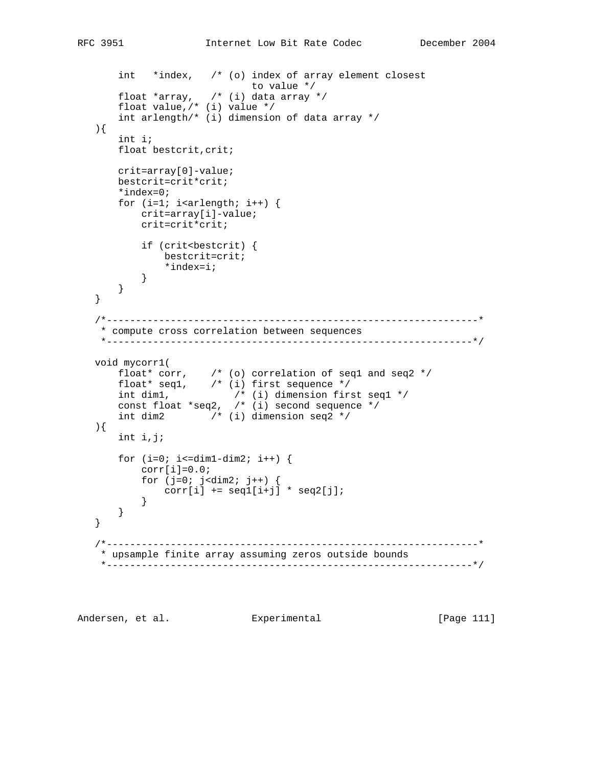```
       int   *index,   /* (o) index of array element closest
                           to value */
       float *array,   /* (i) data array */
       float value,/* (i) value */
       int arlength/* (i) dimension of data array */
   ){
       int i;
       float bestcrit,crit;

       crit=array[0]-value;
       bestcrit=crit*crit;
       *index=0;
       for (i=1; i<arlength; i++) {
           crit=array[i]-value;
           crit=crit*crit;

           if (crit<bestcrit) {
               bestcrit=crit;
               *index=i;
           }
       }
   }

   /*----------------------------------------------------------------*
    * compute cross correlation between sequences
    *---------------------------------------------------------------*/

   void mycorr1(
       float* corr,    /* (o) correlation of seq1 and seq2 */
       float* seq1,    /* (i) first sequence */
       int dim1,           /* (i) dimension first seq1 */
       const float *seq2,  /* (i) second sequence */
       int dim2        /* (i) dimension seq2 */
   ){
       int i,j;

       for (i=0; i<=dim1-dim2; i++) {
           corr[i]=0.0;
           for (j=0; j<dim2; j++) {
               corr[i] += seq1[i+j] * seq2[j];
           }
       }
   }

   /*----------------------------------------------------------------*
    * upsample finite array assuming zeros outside bounds
    *---------------------------------------------------------------*/
```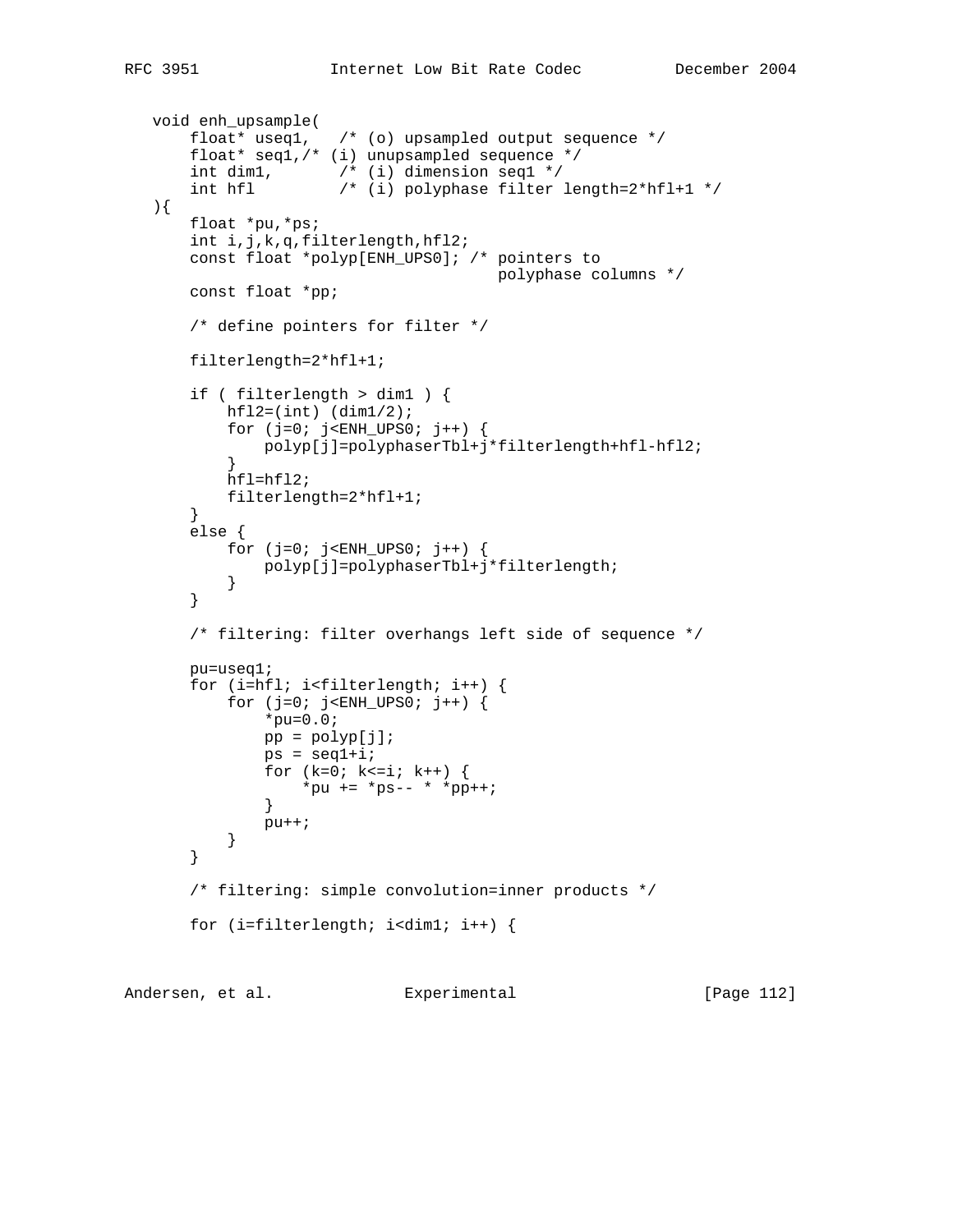```
   void enh_upsample(
       float* useq1,   /* (o) upsampled output sequence */
       float* seq1,/* (i) unupsampled sequence */
       int dim1,       /* (i) dimension seq1 */
       int hfl         /* (i) polyphase filter length=2*hfl+1 */
   ){
       float *pu,*ps;
       int i,j,k,q,filterlength,hfl2;
       const float *polyp[ENH_UPS0]; /* pointers to
                                        polyphase columns */
       const float *pp;

       /* define pointers for filter */

       filterlength=2*hfl+1;

       if ( filterlength > dim1 ) {
           hfl2=(int) (dim1/2);
           for (j=0; j<ENH_UPS0; j++) {
               polyp[j]=polyphaserTbl+j*filterlength+hfl-hfl2;
           }
           hfl=hfl2;
           filterlength=2*hfl+1;
       }
       else {
           for (j=0; j<ENH_UPS0; j++) {
               polyp[j]=polyphaserTbl+j*filterlength;
           }
       }

       /* filtering: filter overhangs left side of sequence */

       pu=useq1;
       for (i=hfl; i<filterlength; i++) {
           for (j=0; j<ENH_UPS0; j++) {
               *pu=0.0;
               pp = polyp[j];
               ps = seq1+i;
               for (k=0; k<=i; k++) {
                   *pu += *ps-- * *pp++;
               }
               pu++;
           }
       }

       /* filtering: simple convolution=inner products */

       for (i=filterlength; i<dim1; i++) {
```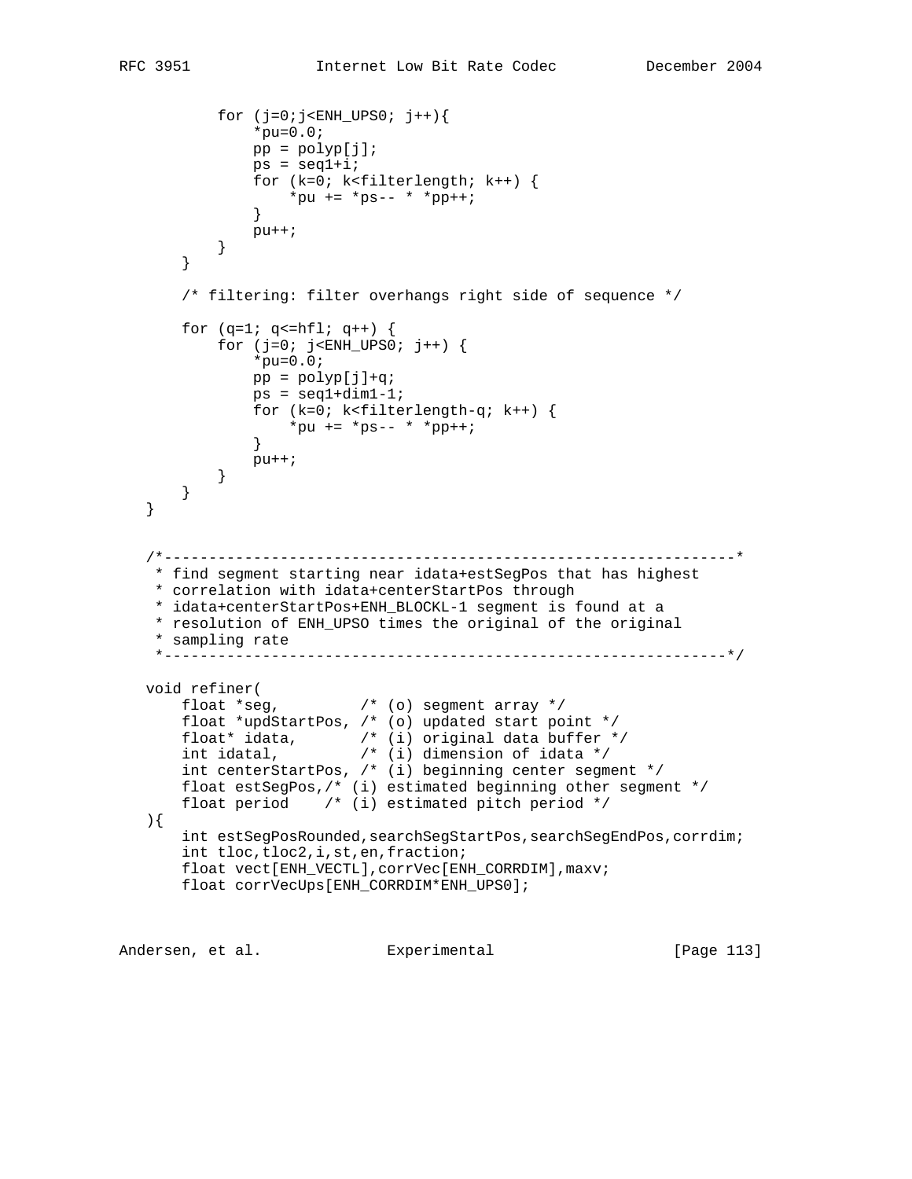```
           for (j=0;j<ENH_UPS0; j++){
               *pu=0.0;
               pp = polyp[j];
               ps = seq1+i;
               for (k=0; k<filterlength; k++) {
                   *pu += *ps-- * *pp++;
               }
               pu++;
           }
       }

       /* filtering: filter overhangs right side of sequence */

       for (q=1; q<=hfl; q++) {
           for (j=0; j<ENH_UPS0; j++) {
               *pu=0.0;
               pp = polyp[j]+q;
               ps = seq1+dim1-1;
               for (k=0; k<filterlength-q; k++) {
                   *pu += *ps-- * *pp++;
               }
               pu++;
           }
       }
   }


   /*----------------------------------------------------------------*
    * find segment starting near idata+estSegPos that has highest
    * correlation with idata+centerStartPos through
    * idata+centerStartPos+ENH_BLOCKL-1 segment is found at a
    * resolution of ENH_UPSO times the original of the original
    * sampling rate
    *---------------------------------------------------------------*/

   void refiner(
       float *seg,         /* (o) segment array */
       float *updStartPos, /* (o) updated start point */
       float* idata,       /* (i) original data buffer */
       int idatal,         /* (i) dimension of idata */
       int centerStartPos, /* (i) beginning center segment */
       float estSegPos,/* (i) estimated beginning other segment */
       float period    /* (i) estimated pitch period */
   ){
       int estSegPosRounded,searchSegStartPos,searchSegEndPos,corrdim;
       int tloc,tloc2,i,st,en,fraction;
       float vect[ENH_VECTL],corrVec[ENH_CORRDIM],maxv;
       float corrVecUps[ENH_CORRDIM*ENH_UPS0];
```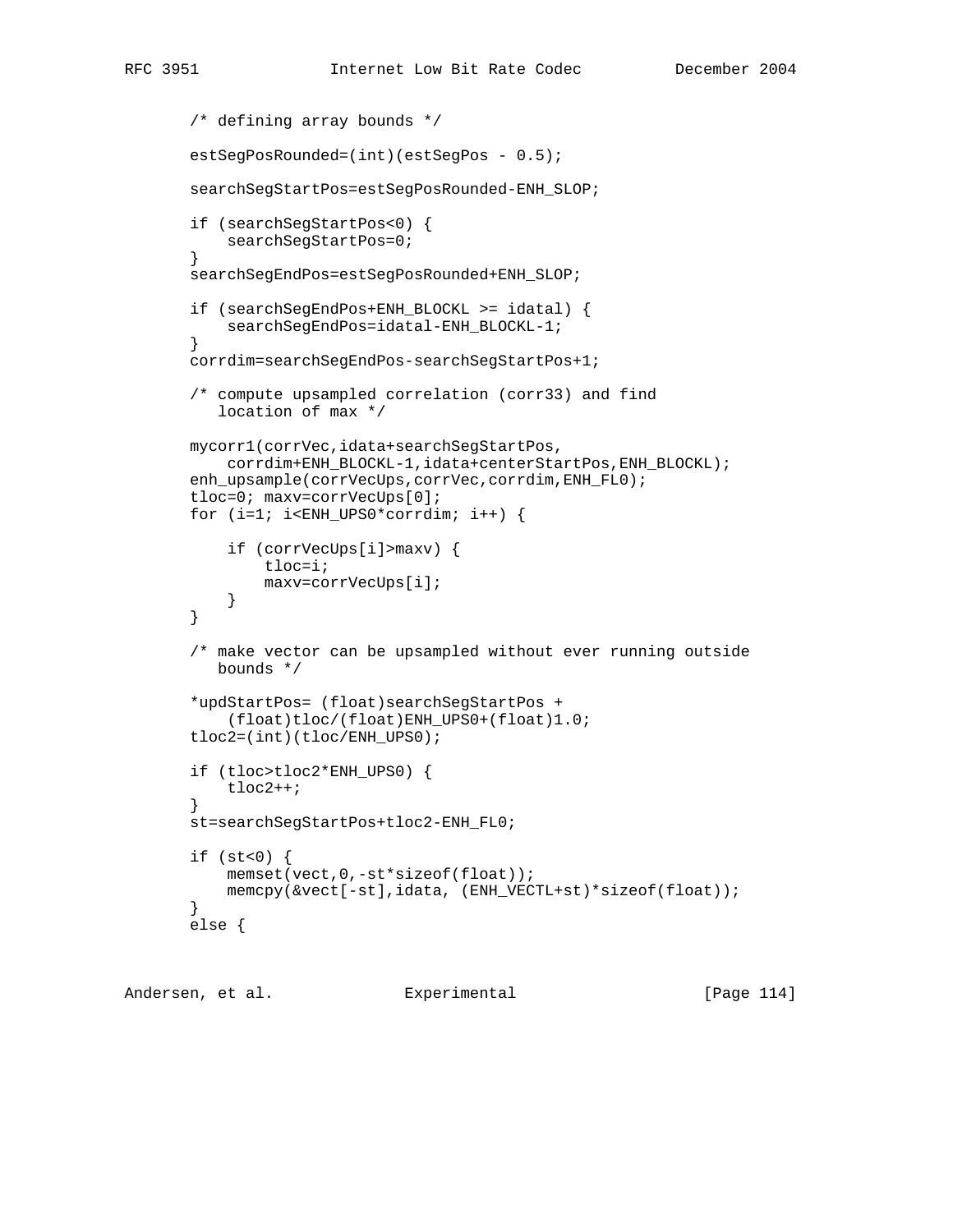```
       /* defining array bounds */

       estSegPosRounded=(int)(estSegPos - 0.5);

       searchSegStartPos=estSegPosRounded-ENH_SLOP;

       if (searchSegStartPos<0) {
           searchSegStartPos=0;
       }
       searchSegEndPos=estSegPosRounded+ENH_SLOP;

       if (searchSegEndPos+ENH_BLOCKL >= idatal) {
           searchSegEndPos=idatal-ENH_BLOCKL-1;
       }
       corrdim=searchSegEndPos-searchSegStartPos+1;

       /* compute upsampled correlation (corr33) and find
          location of max */

       mycorr1(corrVec,idata+searchSegStartPos,
           corrdim+ENH_BLOCKL-1,idata+centerStartPos,ENH_BLOCKL);
       enh_upsample(corrVecUps,corrVec,corrdim,ENH_FL0);
       tloc=0; maxv=corrVecUps[0];
       for (i=1; i<ENH_UPS0*corrdim; i++) {

           if (corrVecUps[i]>maxv) {
               tloc=i;
               maxv=corrVecUps[i];
           }
       }

       /* make vector can be upsampled without ever running outside
          bounds */

       *updStartPos= (float)searchSegStartPos +
           (float)tloc/(float)ENH_UPS0+(float)1.0;
       tloc2=(int)(tloc/ENH_UPS0);

       if (tloc>tloc2*ENH_UPS0) {
           tloc2++;
       }
       st=searchSegStartPos+tloc2-ENH_FL0;

       if (st<0) {
           memset(vect,0,-st*sizeof(float));
           memcpy(&vect[-st],idata, (ENH_VECTL+st)*sizeof(float));
       }
       else {
```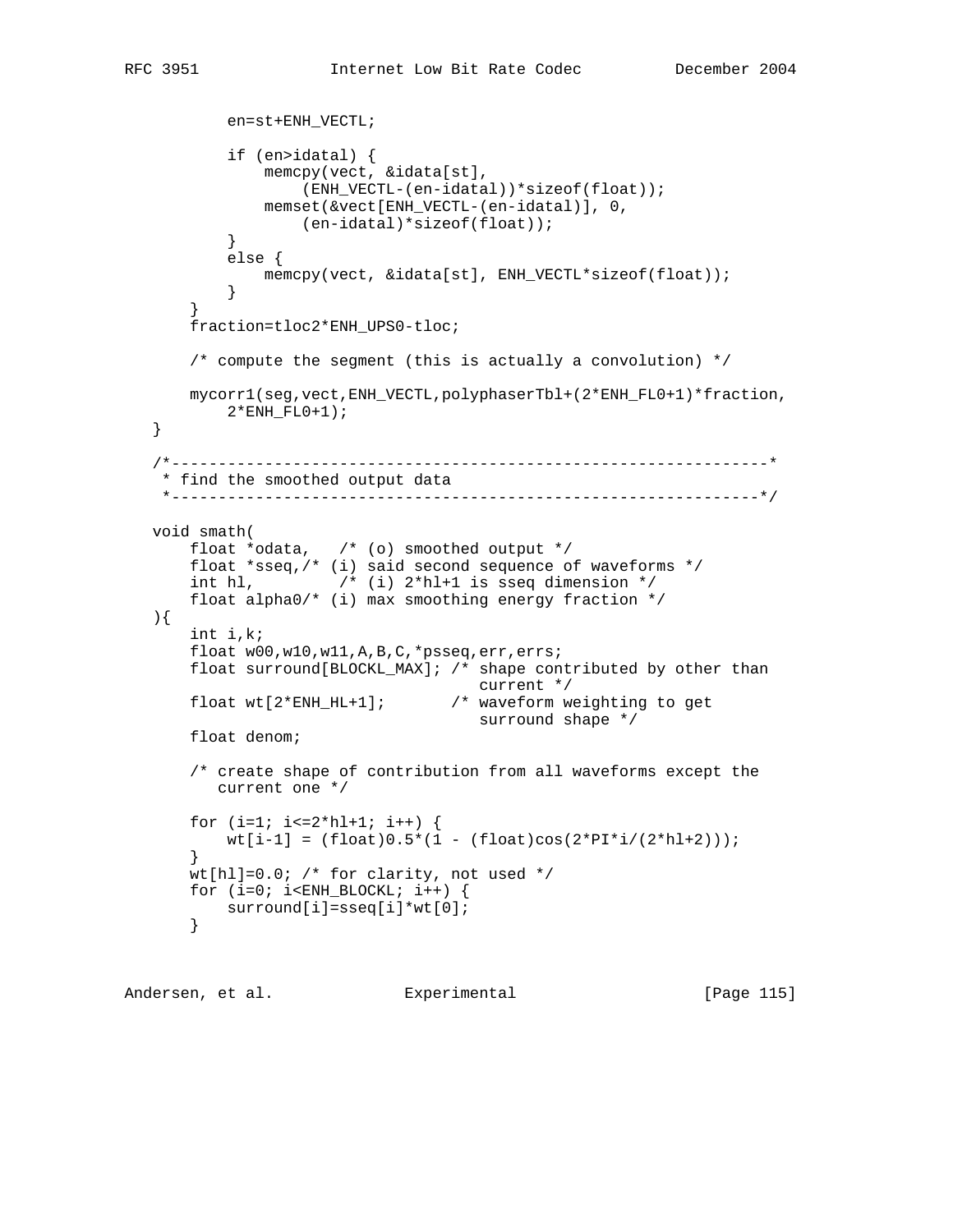```
          en=st+ENH_VECTL;

          if (en>idatal) {
              memcpy(vect, &idata[st],
                  (ENH_VECTL-(en-idatal))*sizeof(float));
              memset(&vect[ENH_VECTL-(en-idatal)], 0,
                  (en-idatal)*sizeof(float));
          }
          else {
              memcpy(vect, &idata[st], ENH_VECTL*sizeof(float));
          }
      }
      fraction=tloc2*ENH_UPS0-tloc;

      /* compute the segment (this is actually a convolution) */

      mycorr1(seg,vect,ENH_VECTL,polyphaserTbl+(2*ENH_FL0+1)*fraction,
          2*ENH_FL0+1);
  }

  /*----------------------------------------------------------------*
   * find the smoothed output data
   *---------------------------------------------------------------*/

  void smath(
      float *odata,   /* (o) smoothed output */
      float *sseq,/* (i) said second sequence of waveforms */
      int hl,         /* (i) 2*hl+1 is sseq dimension */
      float alpha0/* (i) max smoothing energy fraction */
  ){
      int i,k;
      float w00,w10,w11,A,B,C,*psseq,err,errs;
      float surround[BLOCKL_MAX]; /* shape contributed by other than
                                     current */
      float wt[2*ENH_HL+1];       /* waveform weighting to get
                                     surround shape */
      float denom;

      /* create shape of contribution from all waveforms except the
         current one */

      for (i=1; i<=2*hl+1; i++) {
          wt[i-1] = (float)0.5*(1 - (float)cos(2*PI*i/(2*hl+2)));
      }
      wt[hl]=0.0; /* for clarity, not used */
      for (i=0; i<ENH_BLOCKL; i++) {
          surround[i]=sseq[i]*wt[0];
      }
```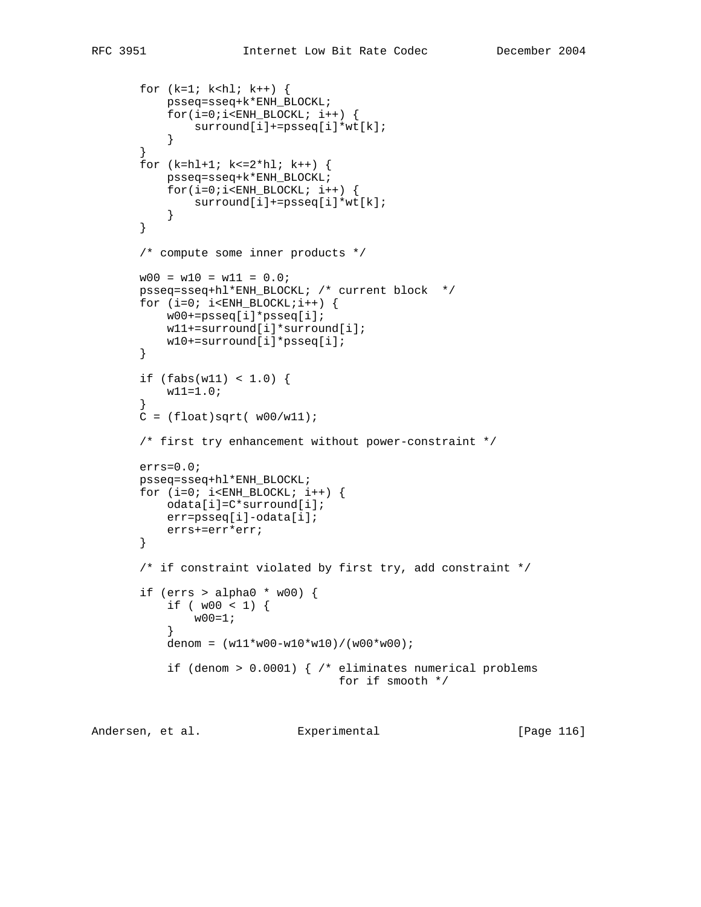```
       for (k=1; k<hl; k++) {
           psseq=sseq+k*ENH_BLOCKL;
           for(i=0;i<ENH_BLOCKL; i++) {
               surround[i]+=psseq[i]*wt[k];
           }
       }
       for (k=hl+1; k<=2*hl; k++) {
           psseq=sseq+k*ENH_BLOCKL;
           for(i=0;i<ENH_BLOCKL; i++) {
               surround[i]+=psseq[i]*wt[k];
           }
       }

       /* compute some inner products */

       w00 = w10 = w11 = 0.0;
       psseq=sseq+hl*ENH_BLOCKL; /* current block  */
       for (i=0; i<ENH_BLOCKL;i++) {
           w00+=psseq[i]*psseq[i];
           w11+=surround[i]*surround[i];
           w10+=surround[i]*psseq[i];
       }

       if (fabs(w11) < 1.0) {
           w11=1.0;
       }
       C = (float)sqrt( w00/w11);

       /* first try enhancement without power-constraint */

       errs=0.0;
       psseq=sseq+hl*ENH_BLOCKL;
       for (i=0; i<ENH_BLOCKL; i++) {
           odata[i]=C*surround[i];
           err=psseq[i]-odata[i];
           errs+=err*err;
       }

       /* if constraint violated by first try, add constraint */

       if (errs > alpha0 * w00) {
           if ( w00 < 1) {
               w00=1;
           }
           denom = (w11*w00-w10*w10)/(w00*w00);

           if (denom > 0.0001) { /* eliminates numerical problems
                                    for if smooth */
```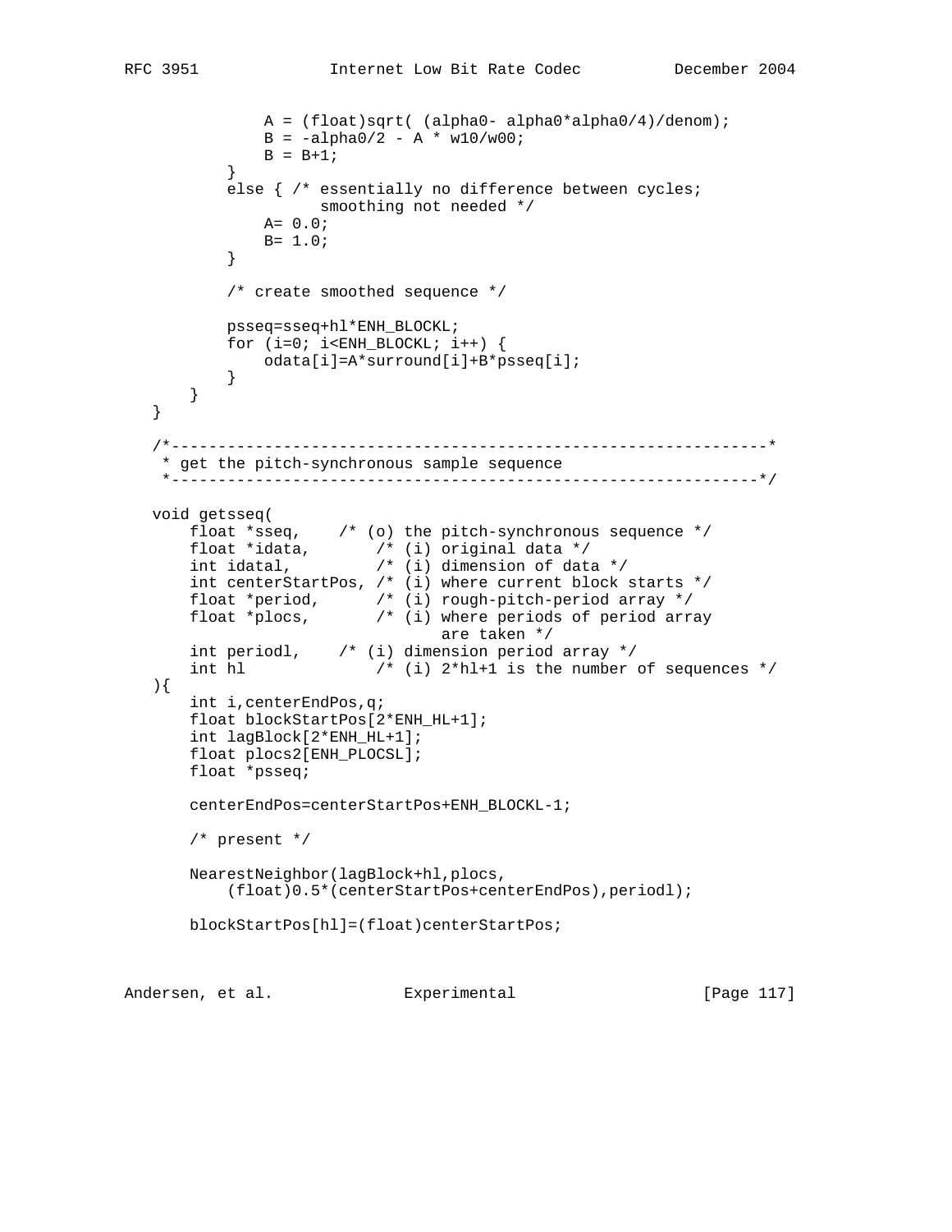```
               A = (float)sqrt( (alpha0- alpha0*alpha0/4)/denom);
               B = -alpha0/2 - A * w10/w00;
               B = B+1;
           }
           else { /* essentially no difference between cycles;
                     smoothing not needed */
               A= 0.0;
               B= 1.0;
           }

           /* create smoothed sequence */

           psseq=sseq+hl*ENH_BLOCKL;
           for (i=0; i<ENH_BLOCKL; i++) {
               odata[i]=A*surround[i]+B*psseq[i];
           }
       }
   }

   /*----------------------------------------------------------------*
    * get the pitch-synchronous sample sequence
    *---------------------------------------------------------------*/

   void getsseq(
       float *sseq,    /* (o) the pitch-synchronous sequence */
       float *idata,       /* (i) original data */
       int idatal,         /* (i) dimension of data */
       int centerStartPos, /* (i) where current block starts */
       float *period,      /* (i) rough-pitch-period array */
       float *plocs,       /* (i) where periods of period array
                                  are taken */
       int periodl,    /* (i) dimension period array */
       int hl              /* (i) 2*hl+1 is the number of sequences */
   ){
       int i,centerEndPos,q;
       float blockStartPos[2*ENH_HL+1];
       int lagBlock[2*ENH_HL+1];
       float plocs2[ENH_PLOCSL];
       float *psseq;

       centerEndPos=centerStartPos+ENH_BLOCKL-1;

       /* present */

       NearestNeighbor(lagBlock+hl,plocs,
           (float)0.5*(centerStartPos+centerEndPos),periodl);

       blockStartPos[hl]=(float)centerStartPos;
```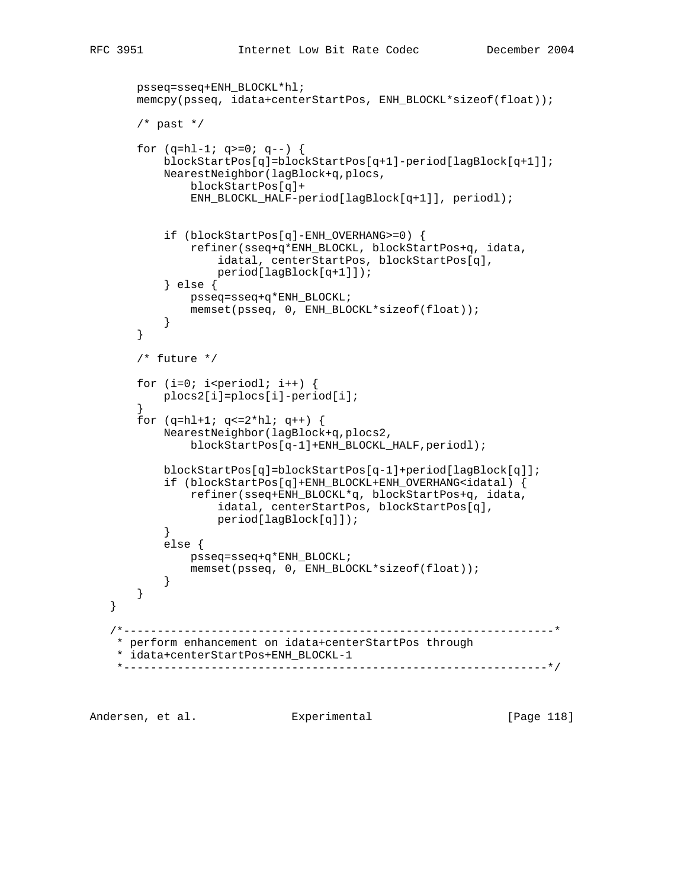```
       psseq=sseq+ENH_BLOCKL*hl;
       memcpy(psseq, idata+centerStartPos, ENH_BLOCKL*sizeof(float));

       /* past */

       for (q=hl-1; q>=0; q--) {
           blockStartPos[q]=blockStartPos[q+1]-period[lagBlock[q+1]];
           NearestNeighbor(lagBlock+q,plocs,
               blockStartPos[q]+
               ENH_BLOCKL_HALF-period[lagBlock[q+1]], periodl);


           if (blockStartPos[q]-ENH_OVERHANG>=0) {
               refiner(sseq+q*ENH_BLOCKL, blockStartPos+q, idata,
                   idatal, centerStartPos, blockStartPos[q],
                   period[lagBlock[q+1]]);
           } else {
               psseq=sseq+q*ENH_BLOCKL;
               memset(psseq, 0, ENH_BLOCKL*sizeof(float));
           }
       }

       /* future */

       for (i=0; i<periodl; i++) {
           plocs2[i]=plocs[i]-period[i];
       }
       for (q=hl+1; q<=2*hl; q++) {
           NearestNeighbor(lagBlock+q,plocs2,
               blockStartPos[q-1]+ENH_BLOCKL_HALF,periodl);

           blockStartPos[q]=blockStartPos[q-1]+period[lagBlock[q]];
           if (blockStartPos[q]+ENH_BLOCKL+ENH_OVERHANG<idatal) {
               refiner(sseq+ENH_BLOCKL*q, blockStartPos+q, idata,
                   idatal, centerStartPos, blockStartPos[q],
                   period[lagBlock[q]]);
           }
           else {
               psseq=sseq+q*ENH_BLOCKL;
               memset(psseq, 0, ENH_BLOCKL*sizeof(float));
           }
       }
   }

   /*----------------------------------------------------------------*
    * perform enhancement on idata+centerStartPos through
    * idata+centerStartPos+ENH_BLOCKL-1
    *---------------------------------------------------------------*/
```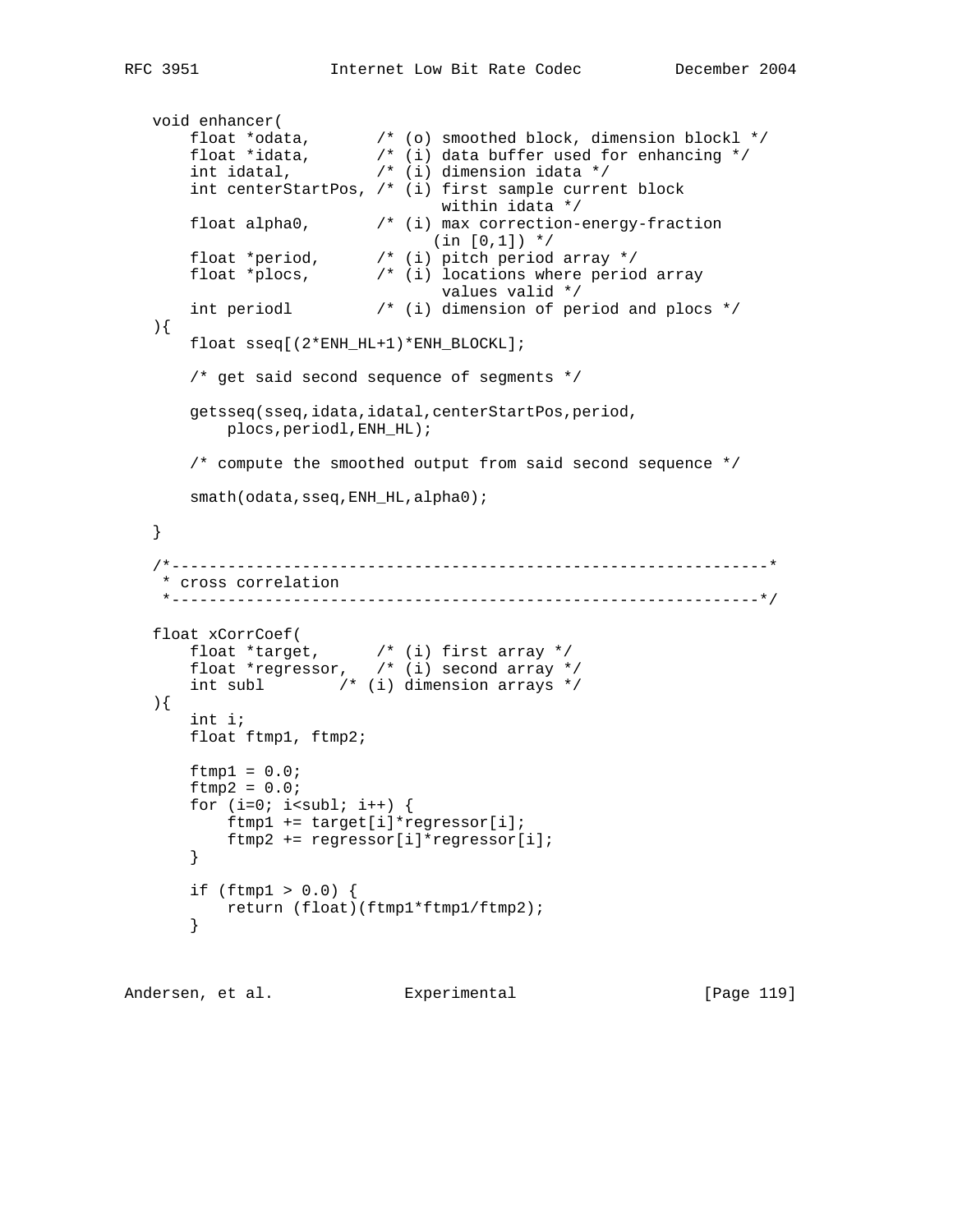```
   void enhancer(
       float *odata,       /* (o) smoothed block, dimension blockl */
       float *idata,       /* (i) data buffer used for enhancing */
       int idatal,         /* (i) dimension idata */
       int centerStartPos, /* (i) first sample current block
                                  within idata */
       float alpha0,       /* (i) max correction-energy-fraction
                                 (in [0,1]) */
       float *period,      /* (i) pitch period array */
       float *plocs,       /* (i) locations where period array
                                  values valid */
       int periodl         /* (i) dimension of period and plocs */
   ){
       float sseq[(2*ENH_HL+1)*ENH_BLOCKL];

       /* get said second sequence of segments */

       getsseq(sseq,idata,idatal,centerStartPos,period,
           plocs,periodl,ENH_HL);

       /* compute the smoothed output from said second sequence */

       smath(odata,sseq,ENH_HL,alpha0);

   }

   /*----------------------------------------------------------------*
    * cross correlation
    *---------------------------------------------------------------*/

   float xCorrCoef(
       float *target,      /* (i) first array */
       float *regressor,   /* (i) second array */
       int subl        /* (i) dimension arrays */
   ){
       int i;
       float ftmp1, ftmp2;

       ftmp1 = 0.0;
       ftmp2 = 0.0;
       for (i=0; i<subl; i++) {
           ftmp1 += target[i]*regressor[i];
           ftmp2 += regressor[i]*regressor[i];
       }

       if (ftmp1 > 0.0) {
           return (float)(ftmp1*ftmp1/ftmp2);
       }
```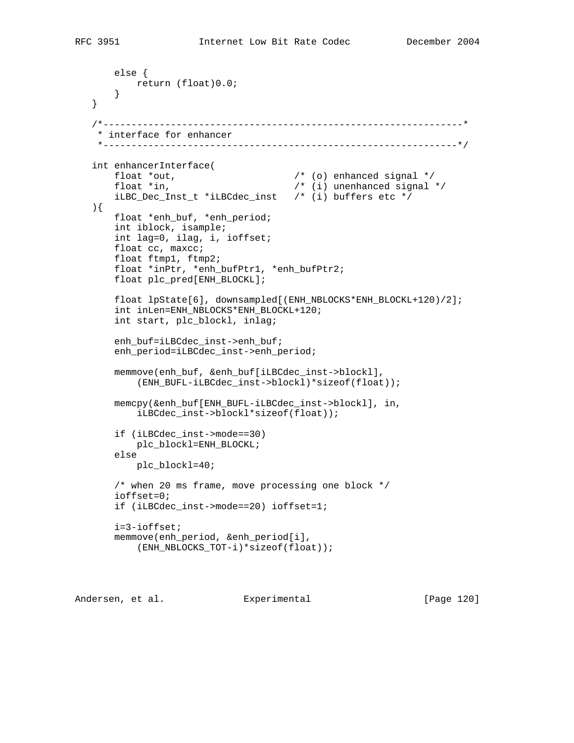```
       else {
           return (float)0.0;
       }
   }

   /*----------------------------------------------------------------*
    * interface for enhancer
    *---------------------------------------------------------------*/

   int enhancerInterface(
       float *out,                     /* (o) enhanced signal */
       float *in,                      /* (i) unenhanced signal */
       iLBC_Dec_Inst_t *iLBCdec_inst   /* (i) buffers etc */
   ){
       float *enh_buf, *enh_period;
       int iblock, isample;
       int lag=0, ilag, i, ioffset;
       float cc, maxcc;
       float ftmp1, ftmp2;
       float *inPtr, *enh_bufPtr1, *enh_bufPtr2;
       float plc_pred[ENH_BLOCKL];

       float lpState[6], downsampled[(ENH_NBLOCKS*ENH_BLOCKL+120)/2];
       int inLen=ENH_NBLOCKS*ENH_BLOCKL+120;
       int start, plc_blockl, inlag;

       enh_buf=iLBCdec_inst->enh_buf;
       enh_period=iLBCdec_inst->enh_period;

       memmove(enh_buf, &enh_buf[iLBCdec_inst->blockl],
           (ENH_BUFL-iLBCdec_inst->blockl)*sizeof(float));

       memcpy(&enh_buf[ENH_BUFL-iLBCdec_inst->blockl], in,
           iLBCdec_inst->blockl*sizeof(float));

       if (iLBCdec_inst->mode==30)
           plc_blockl=ENH_BLOCKL;
       else
           plc_blockl=40;

       /* when 20 ms frame, move processing one block */
       ioffset=0;
       if (iLBCdec_inst->mode==20) ioffset=1;

       i=3-ioffset;
       memmove(enh_period, &enh_period[i],
           (ENH_NBLOCKS_TOT-i)*sizeof(float));
```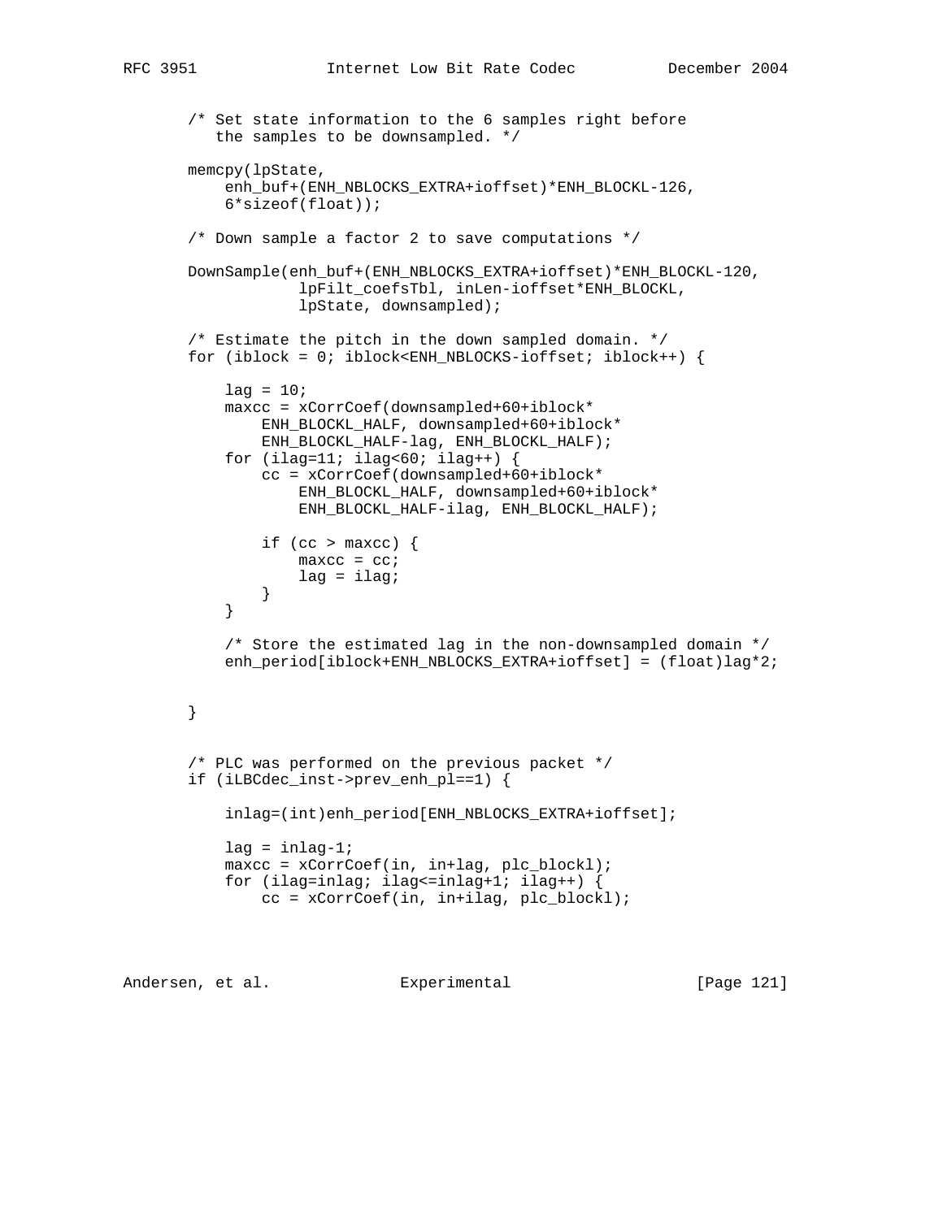```
       /* Set state information to the 6 samples right before
          the samples to be downsampled. */

       memcpy(lpState,
           enh_buf+(ENH_NBLOCKS_EXTRA+ioffset)*ENH_BLOCKL-126,
           6*sizeof(float));

       /* Down sample a factor 2 to save computations */

       DownSample(enh_buf+(ENH_NBLOCKS_EXTRA+ioffset)*ENH_BLOCKL-120,
                   lpFilt_coefsTbl, inLen-ioffset*ENH_BLOCKL,
                   lpState, downsampled);

       /* Estimate the pitch in the down sampled domain. */
       for (iblock = 0; iblock<ENH_NBLOCKS-ioffset; iblock++) {

           lag = 10;
           maxcc = xCorrCoef(downsampled+60+iblock*
               ENH_BLOCKL_HALF, downsampled+60+iblock*
               ENH_BLOCKL_HALF-lag, ENH_BLOCKL_HALF);
           for (ilag=11; ilag<60; ilag++) {
               cc = xCorrCoef(downsampled+60+iblock*
                   ENH_BLOCKL_HALF, downsampled+60+iblock*
                   ENH_BLOCKL_HALF-ilag, ENH_BLOCKL_HALF);

               if (cc > maxcc) {
                   maxcc = cc;
                   lag = ilag;
               }
           }

           /* Store the estimated lag in the non-downsampled domain */
           enh_period[iblock+ENH_NBLOCKS_EXTRA+ioffset] = (float)lag*2;


       }


       /* PLC was performed on the previous packet */
       if (iLBCdec_inst->prev_enh_pl==1) {

           inlag=(int)enh_period[ENH_NBLOCKS_EXTRA+ioffset];

           lag = inlag-1;
           maxcc = xCorrCoef(in, in+lag, plc_blockl);
           for (ilag=inlag; ilag<=inlag+1; ilag++) {
               cc = xCorrCoef(in, in+ilag, plc_blockl);
```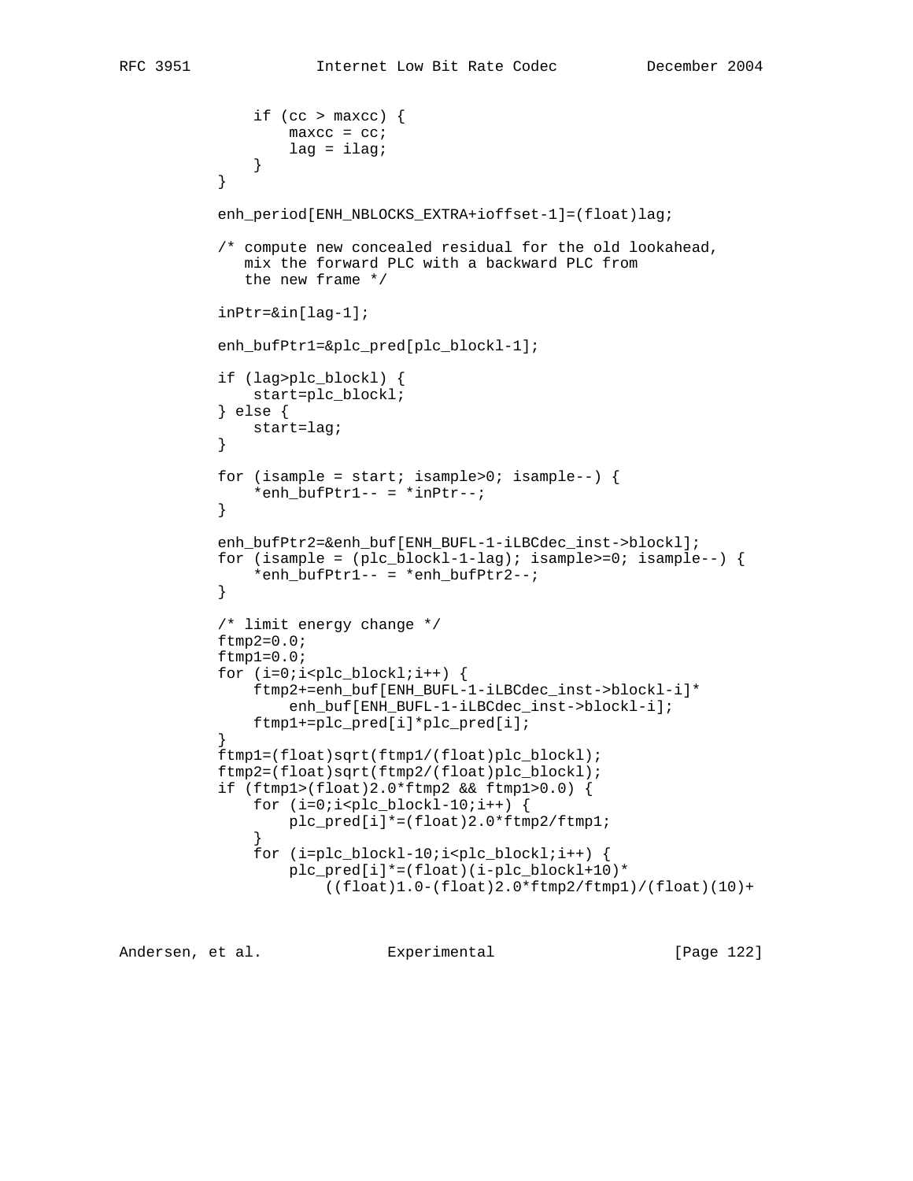```
                if (cc > maxcc) {
                    maxcc = cc;
                    lag = ilag;
                }
            }

            enh_period[ENH_NBLOCKS_EXTRA+ioffset-1]=(float)lag;

            /* compute new concealed residual for the old lookahead,
               mix the forward PLC with a backward PLC from
               the new frame */

            inPtr=&in[lag-1];

            enh_bufPtr1=&plc_pred[plc_blockl-1];

            if (lag>plc_blockl) {
                start=plc_blockl;
            } else {
                start=lag;
            }

            for (isample = start; isample>0; isample--) {
                *enh_bufPtr1-- = *inPtr--;
            }

            enh_bufPtr2=&enh_buf[ENH_BUFL-1-iLBCdec_inst->blockl];
            for (isample = (plc_blockl-1-lag); isample>=0; isample--) {
                *enh_bufPtr1-- = *enh_bufPtr2--;
            }

            /* limit energy change */
            ftmp2=0.0;
            ftmp1=0.0;
            for (i=0;i<plc_blockl;i++) {
                ftmp2+=enh_buf[ENH_BUFL-1-iLBCdec_inst->blockl-i]*
                    enh_buf[ENH_BUFL-1-iLBCdec_inst->blockl-i];
                ftmp1+=plc_pred[i]*plc_pred[i];
            }
            ftmp1=(float)sqrt(ftmp1/(float)plc_blockl);
            ftmp2=(float)sqrt(ftmp2/(float)plc_blockl);
            if (ftmp1>(float)2.0*ftmp2 && ftmp1>0.0) {
                for (i=0;i<plc_blockl-10;i++) {
                    plc_pred[i]*=(float)2.0*ftmp2/ftmp1;
                }
                for (i=plc_blockl-10;i<plc_blockl;i++) {
                    plc_pred[i]*=(float)(i-plc_blockl+10)*
                        ((float)1.0-(float)2.0*ftmp2/ftmp1)/(float)(10)+
```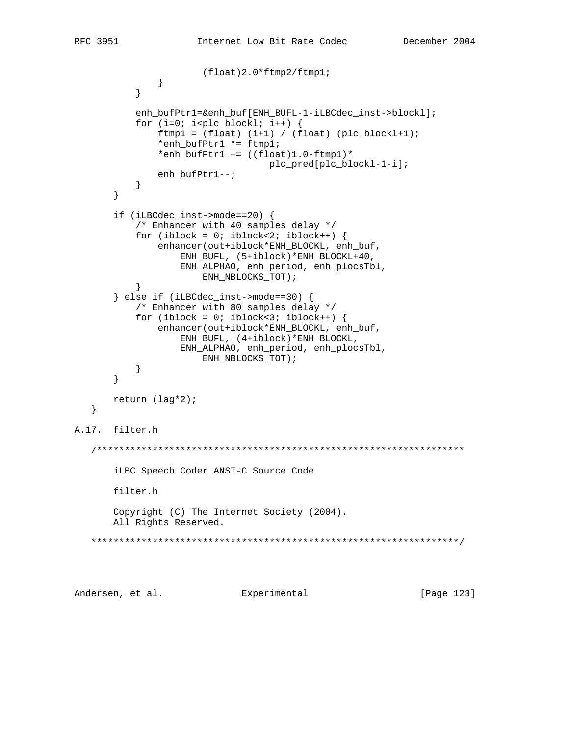```
                        (float)2.0*ftmp2/ftmp1;
                }
            }

            enh_bufPtr1=&enh_buf[ENH_BUFL-1-iLBCdec_inst->blockl];
            for (i=0; i<plc_blockl; i++) {
                ftmp1 = (float) (i+1) / (float) (plc_blockl+1);
                *enh_bufPtr1 *= ftmp1;
                *enh_bufPtr1 += ((float)1.0-ftmp1)*
                                    plc_pred[plc_blockl-1-i];
                enh_bufPtr1--;
            }
        }

        if (iLBCdec_inst->mode==20) {
            /* Enhancer with 40 samples delay */
            for (iblock = 0; iblock<2; iblock++) {
                enhancer(out+iblock*ENH_BLOCKL, enh_buf,
                    ENH_BUFL, (5+iblock)*ENH_BLOCKL+40,
                    ENH_ALPHA0, enh_period, enh_plocsTbl,
                        ENH_NBLOCKS_TOT);
            }
        } else if (iLBCdec_inst->mode==30) {
            /* Enhancer with 80 samples delay */
            for (iblock = 0; iblock<3; iblock++) {
                enhancer(out+iblock*ENH_BLOCKL, enh_buf,
                    ENH_BUFL, (4+iblock)*ENH_BLOCKL,
                    ENH_ALPHA0, enh_period, enh_plocsTbl,
                        ENH_NBLOCKS_TOT);
            }
        }

        return (lag*2);
    }
```

## A.17. filter.h

```
   /******************************************************************

       iLBC Speech Coder ANSI-C Source Code

       filter.h

       Copyright (C) The Internet Society (2004).
       All Rights Reserved.

   ******************************************************************/
```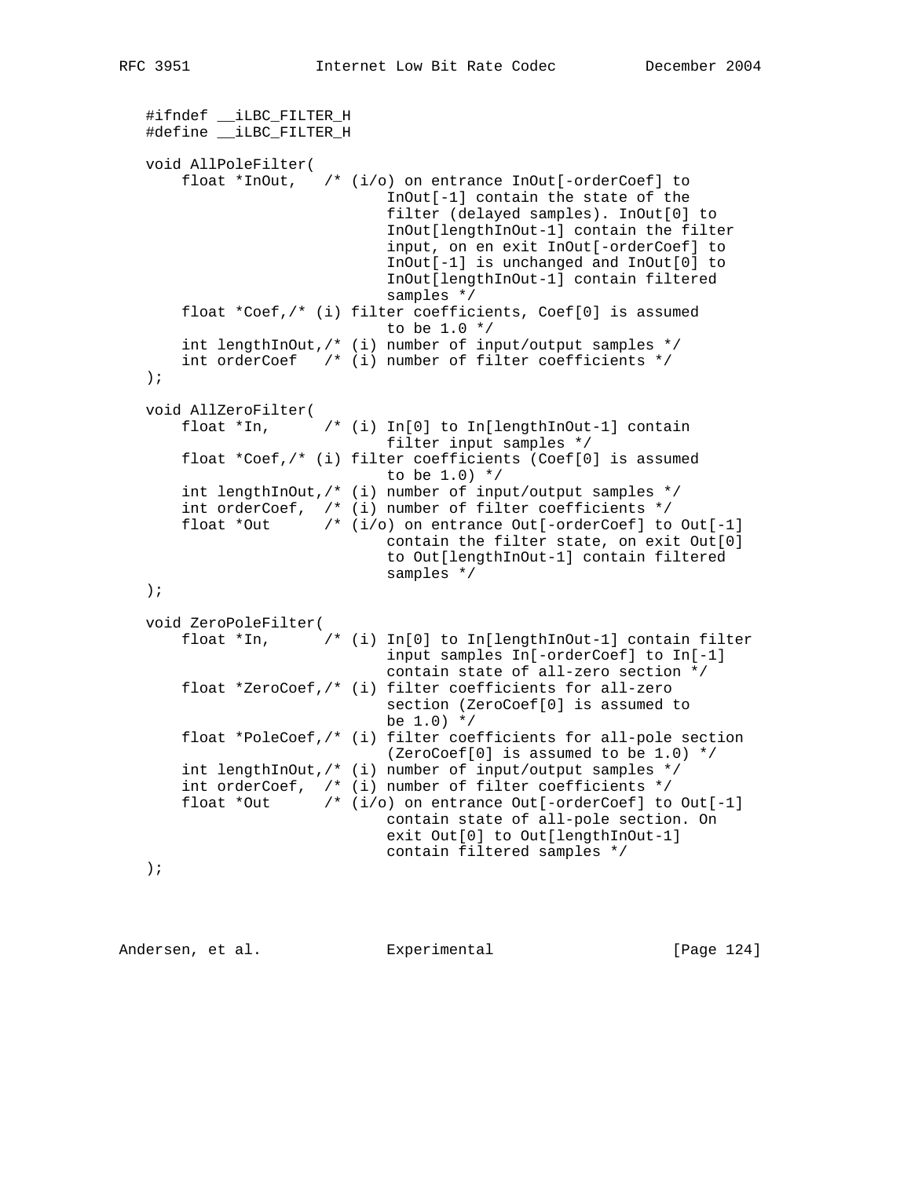```
   #ifndef __iLBC_FILTER_H
   #define __iLBC_FILTER_H

   void AllPoleFilter(
       float *InOut,   /* (i/o) on entrance InOut[-orderCoef] to
                              InOut[-1] contain the state of the
                              filter (delayed samples). InOut[0] to
                              InOut[lengthInOut-1] contain the filter
                              input, on en exit InOut[-orderCoef] to
                              InOut[-1] is unchanged and InOut[0] to
                              InOut[lengthInOut-1] contain filtered
                              samples */
       float *Coef,/* (i) filter coefficients, Coef[0] is assumed
                              to be 1.0 */
       int lengthInOut,/* (i) number of input/output samples */
       int orderCoef   /* (i) number of filter coefficients */
   );

   void AllZeroFilter(
       float *In,      /* (i) In[0] to In[lengthInOut-1] contain
                              filter input samples */
       float *Coef,/* (i) filter coefficients (Coef[0] is assumed
                              to be 1.0) */
       int lengthInOut,/* (i) number of input/output samples */
       int orderCoef,  /* (i) number of filter coefficients */
       float *Out      /* (i/o) on entrance Out[-orderCoef] to Out[-1]
                              contain the filter state, on exit Out[0]
                              to Out[lengthInOut-1] contain filtered
                              samples */
   );

   void ZeroPoleFilter(
       float *In,      /* (i) In[0] to In[lengthInOut-1] contain filter
                              input samples In[-orderCoef] to In[-1]
                              contain state of all-zero section */
       float *ZeroCoef,/* (i) filter coefficients for all-zero
                              section (ZeroCoef[0] is assumed to
                              be 1.0) */
       float *PoleCoef,/* (i) filter coefficients for all-pole section
                              (ZeroCoef[0] is assumed to be 1.0) */
       int lengthInOut,/* (i) number of input/output samples */
       int orderCoef,  /* (i) number of filter coefficients */
       float *Out      /* (i/o) on entrance Out[-orderCoef] to Out[-1]
                              contain state of all-pole section. On
                              exit Out[0] to Out[lengthInOut-1]
                              contain filtered samples */
   );
```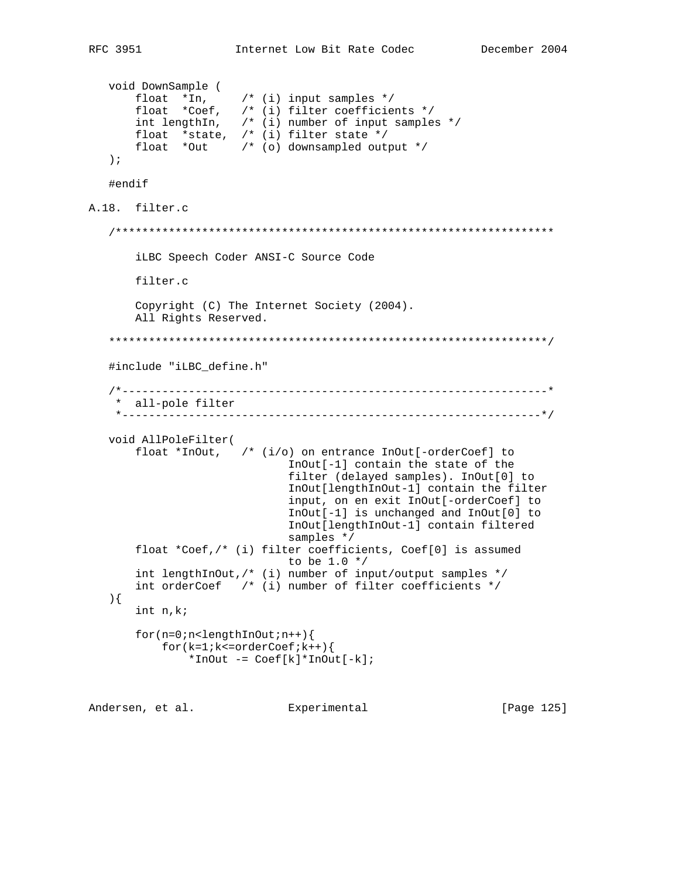```
   void DownSample (
       float  *In,     /* (i) input samples */
       float  *Coef,   /* (i) filter coefficients */
       int lengthIn,   /* (i) number of input samples */
       float  *state,  /* (i) filter state */
       float  *Out     /* (o) downsampled output */
   );

   #endif
```

## A.18. filter.c

```
   /******************************************************************

       iLBC Speech Coder ANSI-C Source Code

       filter.c

       Copyright (C) The Internet Society (2004).
       All Rights Reserved.

   ******************************************************************/

   #include "iLBC_define.h"

   /*----------------------------------------------------------------*
    *  all-pole filter
    *---------------------------------------------------------------*/

   void AllPoleFilter(
       float *InOut,   /* (i/o) on entrance InOut[-orderCoef] to
                              InOut[-1] contain the state of the
                              filter (delayed samples). InOut[0] to
                              InOut[lengthInOut-1] contain the filter
                              input, on en exit InOut[-orderCoef] to
                              InOut[-1] is unchanged and InOut[0] to
                              InOut[lengthInOut-1] contain filtered
                              samples */
       float *Coef,/* (i) filter coefficients, Coef[0] is assumed
                              to be 1.0 */
       int lengthInOut,/* (i) number of input/output samples */
       int orderCoef   /* (i) number of filter coefficients */
   ){
       int n,k;

       for(n=0;n<lengthInOut;n++){
           for(k=1;k<=orderCoef;k++){
               *InOut -= Coef[k]*InOut[-k];
```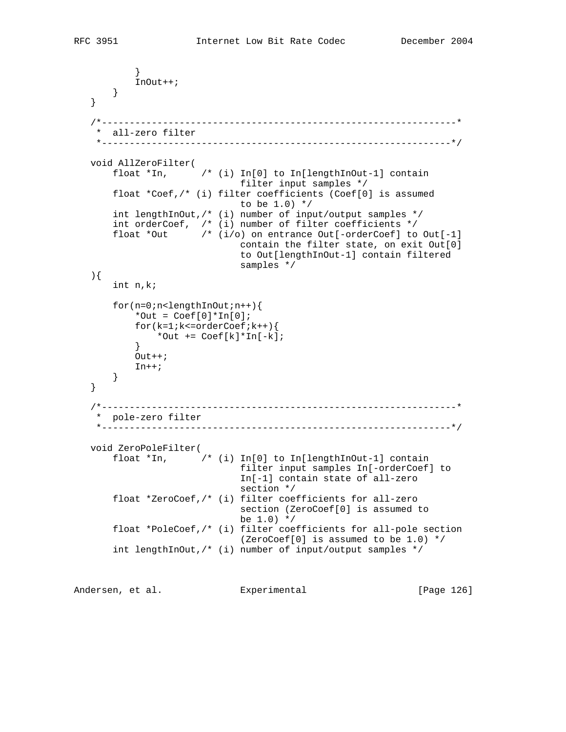```
           }
           InOut++;
       }
   }

   /*----------------------------------------------------------------*
    *  all-zero filter
    *---------------------------------------------------------------*/

   void AllZeroFilter(
       float *In,      /* (i) In[0] to In[lengthInOut-1] contain
                              filter input samples */
       float *Coef,/* (i) filter coefficients (Coef[0] is assumed
                              to be 1.0) */
       int lengthInOut,/* (i) number of input/output samples */
       int orderCoef,  /* (i) number of filter coefficients */
       float *Out      /* (i/o) on entrance Out[-orderCoef] to Out[-1]
                              contain the filter state, on exit Out[0]
                              to Out[lengthInOut-1] contain filtered
                              samples */
   ){
       int n,k;

       for(n=0;n<lengthInOut;n++){
           *Out = Coef[0]*In[0];
           for(k=1;k<=orderCoef;k++){
               *Out += Coef[k]*In[-k];
           }
           Out++;
           In++;
       }
   }

   /*----------------------------------------------------------------*
    *  pole-zero filter
    *---------------------------------------------------------------*/

   void ZeroPoleFilter(
       float *In,      /* (i) In[0] to In[lengthInOut-1] contain
                              filter input samples In[-orderCoef] to
                              In[-1] contain state of all-zero
                              section */
       float *ZeroCoef,/* (i) filter coefficients for all-zero
                              section (ZeroCoef[0] is assumed to
                              be 1.0) */
       float *PoleCoef,/* (i) filter coefficients for all-pole section
                              (ZeroCoef[0] is assumed to be 1.0) */
       int lengthInOut,/* (i) number of input/output samples */
```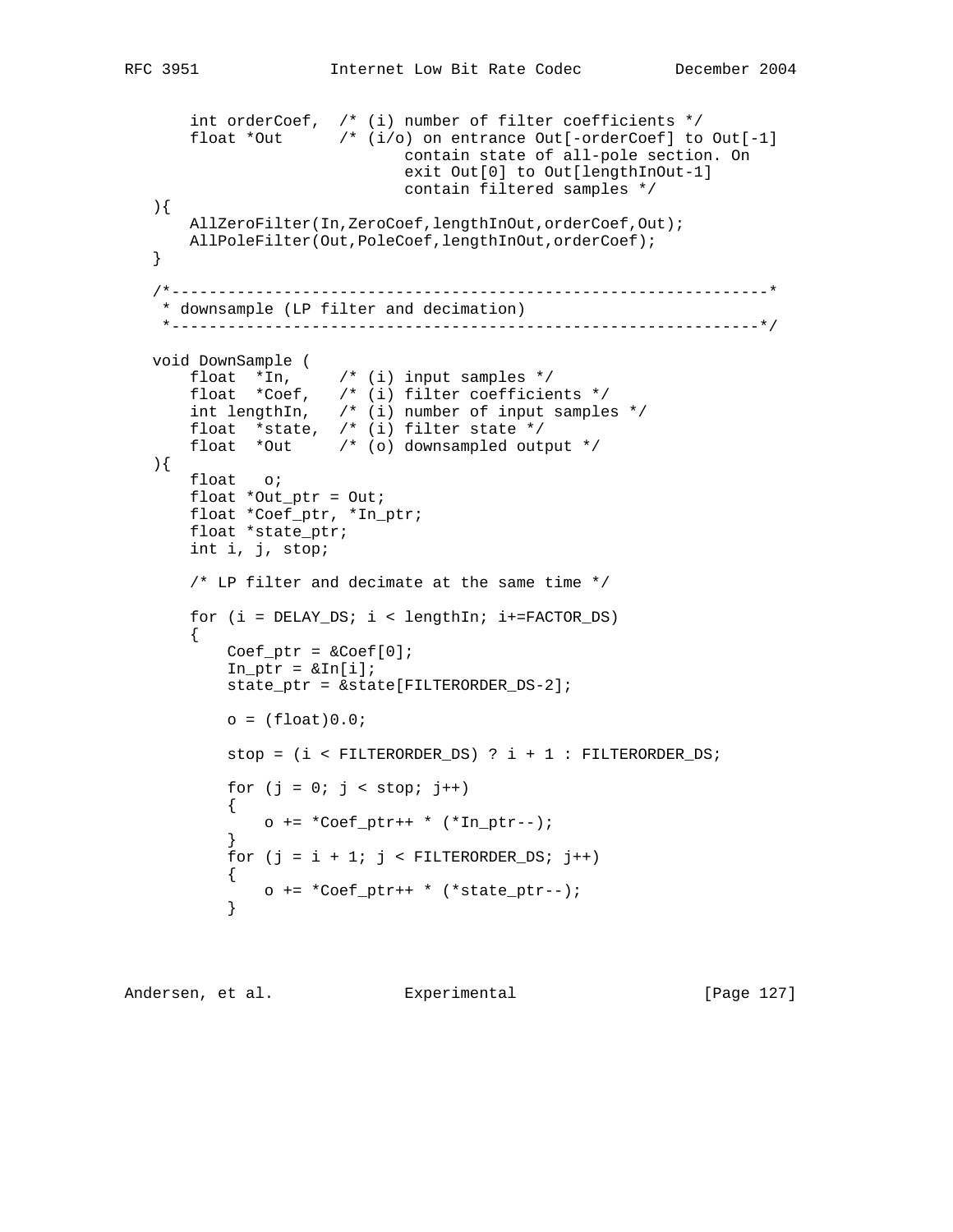```
    int orderCoef,  /* (i) number of filter coefficients */
    float *Out      /* (i/o) on entrance Out[-orderCoef] to Out[-1]
                           contain state of all-pole section. On
                           exit Out[0] to Out[lengthInOut-1]
                           contain filtered samples */
){
    AllZeroFilter(In,ZeroCoef,lengthInOut,orderCoef,Out);
    AllPoleFilter(Out,PoleCoef,lengthInOut,orderCoef);
}

/*----------------------------------------------------------------*
 * downsample (LP filter and decimation)
 *---------------------------------------------------------------*/

void DownSample (
    float  *In,     /* (i) input samples */
    float  *Coef,   /* (i) filter coefficients */
    int lengthIn,   /* (i) number of input samples */
    float  *state,  /* (i) filter state */
    float  *Out     /* (o) downsampled output */
){
    float   o;
    float *Out_ptr = Out;
    float *Coef_ptr, *In_ptr;
    float *state_ptr;
    int i, j, stop;

    /* LP filter and decimate at the same time */

    for (i = DELAY_DS; i < lengthIn; i+=FACTOR_DS)
    {
        Coef_ptr = &Coef[0];
        In_ptr = &In[i];
        state_ptr = &state[FILTERORDER_DS-2];

        o = (float)0.0;

        stop = (i < FILTERORDER_DS) ? i + 1 : FILTERORDER_DS;

        for (j = 0; j < stop; j++)
        {
            o += *Coef_ptr++ * (*In_ptr--);
        }
        for (j = i + 1; j < FILTERORDER_DS; j++)
        {
            o += *Coef_ptr++ * (*state_ptr--);
        }
```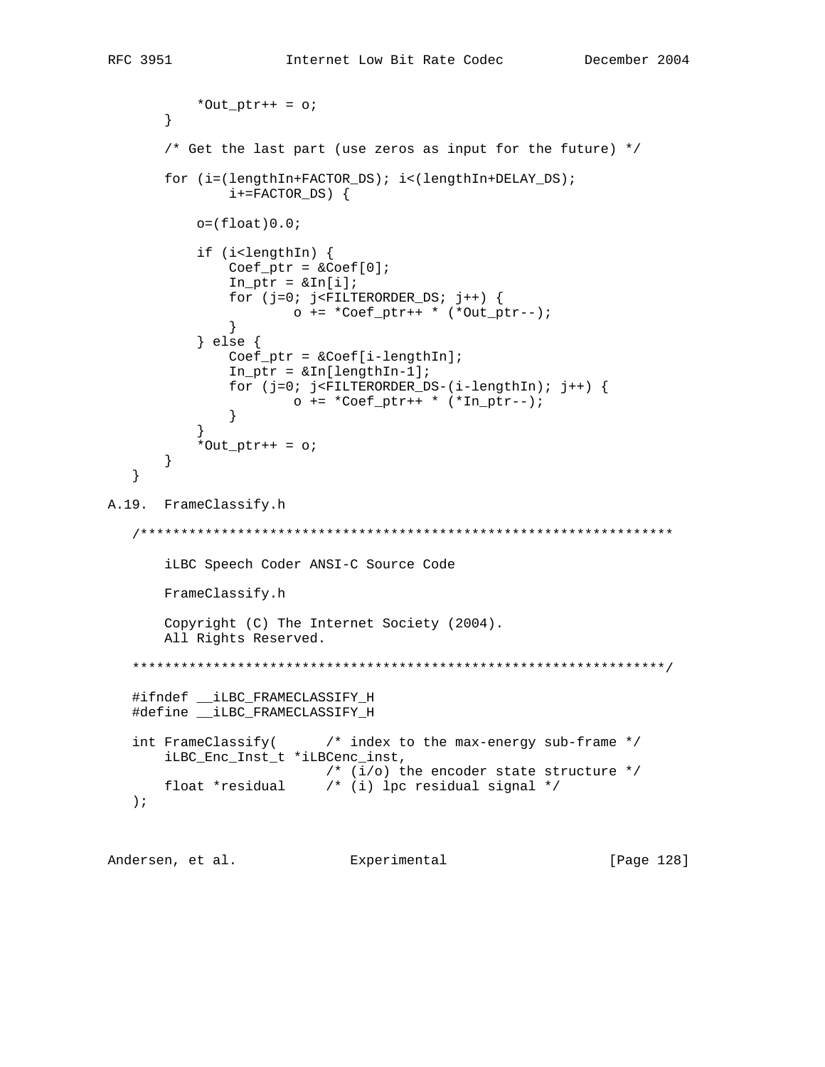```
           *Out_ptr++ = o;
       }

       /* Get the last part (use zeros as input for the future) */

       for (i=(lengthIn+FACTOR_DS); i<(lengthIn+DELAY_DS);
               i+=FACTOR_DS) {

           o=(float)0.0;

           if (i<lengthIn) {
               Coef_ptr = &Coef[0];
               In_ptr = &In[i];
               for (j=0; j<FILTERORDER_DS; j++) {
                       o += *Coef_ptr++ * (*Out_ptr--);
               }
           } else {
               Coef_ptr = &Coef[i-lengthIn];
               In_ptr = &In[lengthIn-1];
               for (j=0; j<FILTERORDER_DS-(i-lengthIn); j++) {
                       o += *Coef_ptr++ * (*In_ptr--);
               }
           }
           *Out_ptr++ = o;
       }
   }
```

## A.19. FrameClassify.h

```
   /******************************************************************

       iLBC Speech Coder ANSI-C Source Code

       FrameClassify.h

       Copyright (C) The Internet Society (2004).
       All Rights Reserved.

   ******************************************************************/

   #ifndef __iLBC_FRAMECLASSIFY_H
   #define __iLBC_FRAMECLASSIFY_H

   int FrameClassify(      /* index to the max-energy sub-frame */
       iLBC_Enc_Inst_t *iLBCenc_inst,
                           /* (i/o) the encoder state structure */
       float *residual     /* (i) lpc residual signal */
   );
```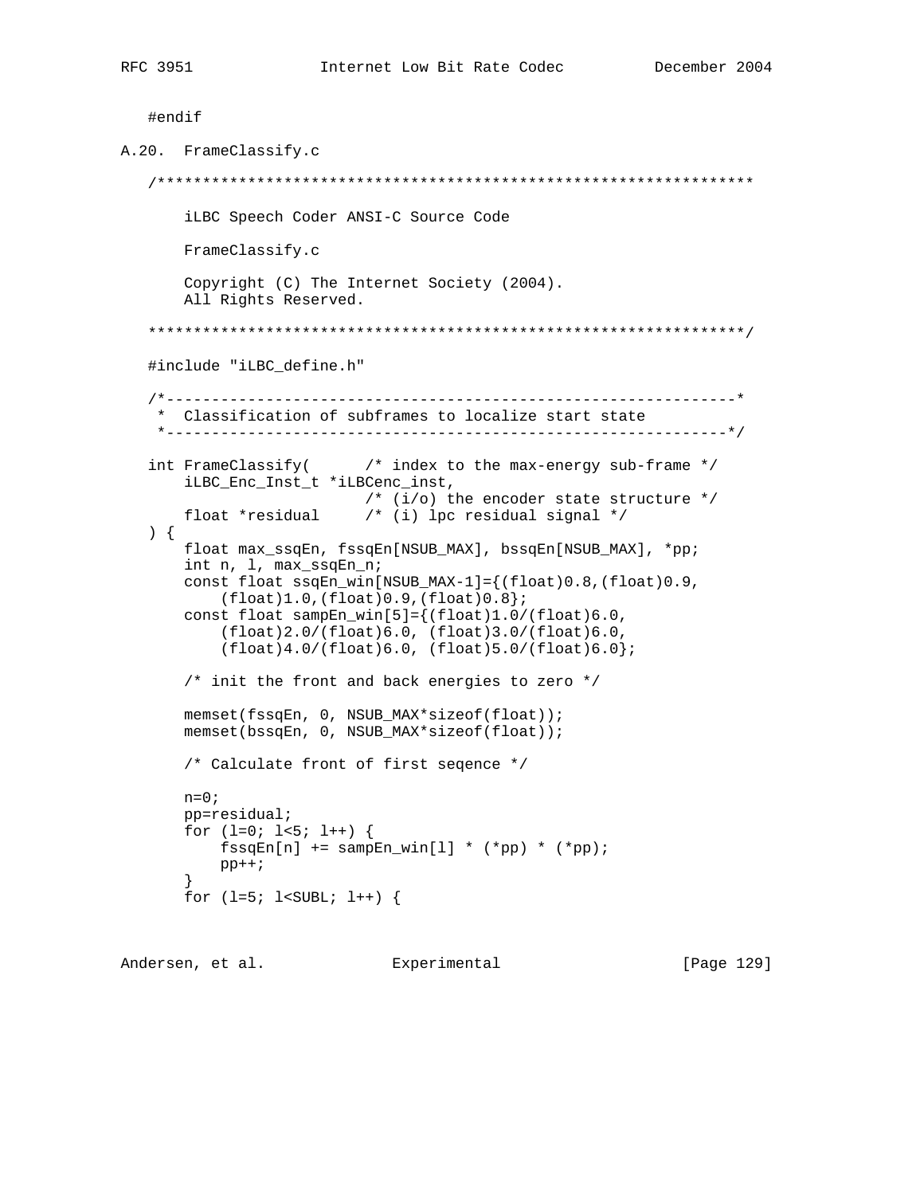```
   #endif
```

## A.20. FrameClassify.c

```
   /******************************************************************

       iLBC Speech Coder ANSI-C Source Code

       FrameClassify.c

       Copyright (C) The Internet Society (2004).
       All Rights Reserved.

   ******************************************************************/

   #include "iLBC_define.h"

   /*---------------------------------------------------------------*
    *  Classification of subframes to localize start state
    *--------------------------------------------------------------*/

   int FrameClassify(      /* index to the max-energy sub-frame */
       iLBC_Enc_Inst_t *iLBCenc_inst,
                           /* (i/o) the encoder state structure */
       float *residual     /* (i) lpc residual signal */
   ) {
       float max_ssqEn, fssqEn[NSUB_MAX], bssqEn[NSUB_MAX], *pp;
       int n, l, max_ssqEn_n;
       const float ssqEn_win[NSUB_MAX-1]={(float)0.8,(float)0.9,
           (float)1.0,(float)0.9,(float)0.8};
       const float sampEn_win[5]={(float)1.0/(float)6.0,
           (float)2.0/(float)6.0, (float)3.0/(float)6.0,
           (float)4.0/(float)6.0, (float)5.0/(float)6.0};

       /* init the front and back energies to zero */

       memset(fssqEn, 0, NSUB_MAX*sizeof(float));
       memset(bssqEn, 0, NSUB_MAX*sizeof(float));

       /* Calculate front of first seqence */

       n=0;
       pp=residual;
       for (l=0; l<5; l++) {
           fssqEn[n] += sampEn_win[l] * (*pp) * (*pp);
           pp++;
       }
       for (l=5; l<SUBL; l++) {
```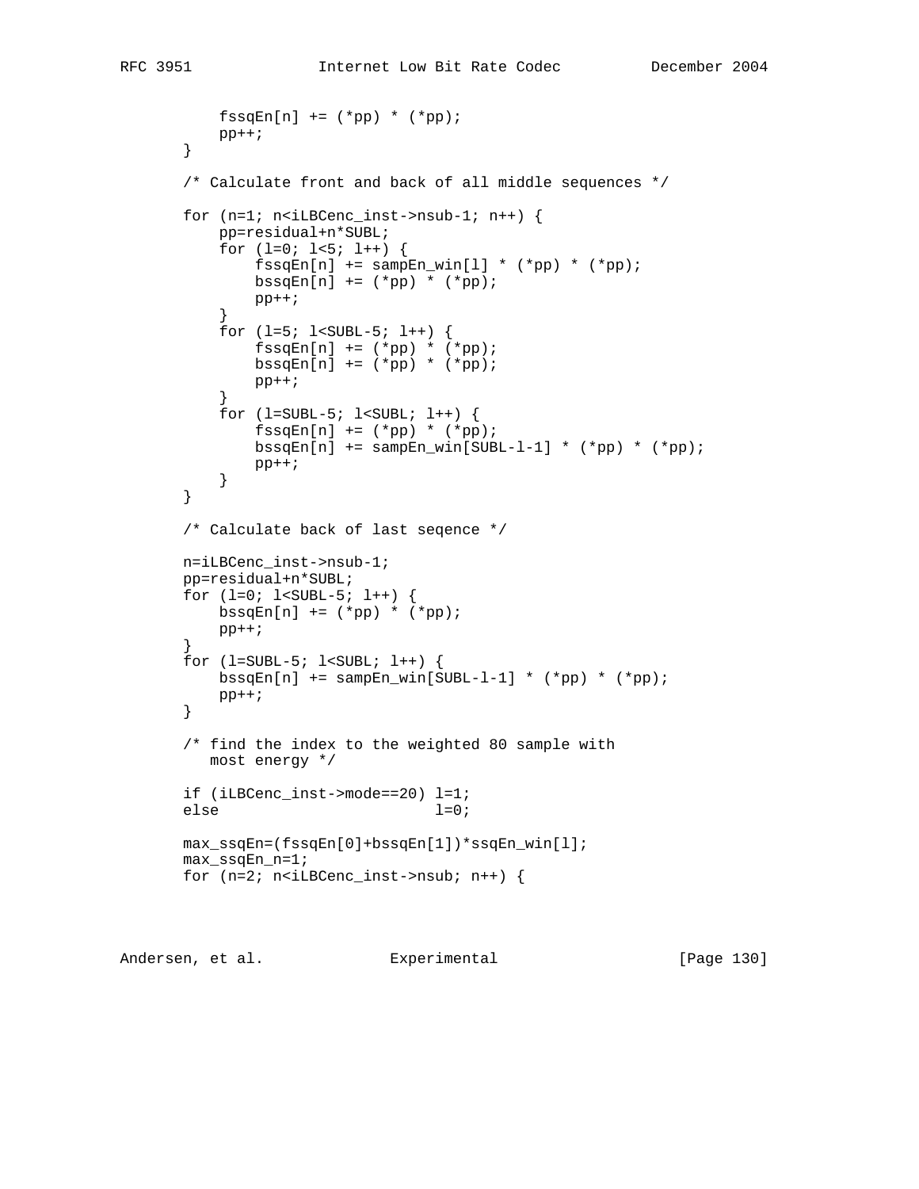```
           fssqEn[n] += (*pp) * (*pp);
           pp++;
       }

       /* Calculate front and back of all middle sequences */

       for (n=1; n<iLBCenc_inst->nsub-1; n++) {
           pp=residual+n*SUBL;
           for (l=0; l<5; l++) {
               fssqEn[n] += sampEn_win[l] * (*pp) * (*pp);
               bssqEn[n] += (*pp) * (*pp);
               pp++;
           }
           for (l=5; l<SUBL-5; l++) {
               fssqEn[n] += (*pp) * (*pp);
               bssqEn[n] += (*pp) * (*pp);
               pp++;
           }
           for (l=SUBL-5; l<SUBL; l++) {
               fssqEn[n] += (*pp) * (*pp);
               bssqEn[n] += sampEn_win[SUBL-l-1] * (*pp) * (*pp);
               pp++;
           }
       }

       /* Calculate back of last seqence */

       n=iLBCenc_inst->nsub-1;
       pp=residual+n*SUBL;
       for (l=0; l<SUBL-5; l++) {
           bssqEn[n] += (*pp) * (*pp);
           pp++;
       }
       for (l=SUBL-5; l<SUBL; l++) {
           bssqEn[n] += sampEn_win[SUBL-l-1] * (*pp) * (*pp);
           pp++;
       }

       /* find the index to the weighted 80 sample with
          most energy */

       if (iLBCenc_inst->mode==20) l=1;
       else                        l=0;

       max_ssqEn=(fssqEn[0]+bssqEn[1])*ssqEn_win[l];
       max_ssqEn_n=1;
       for (n=2; n<iLBCenc_inst->nsub; n++) {
```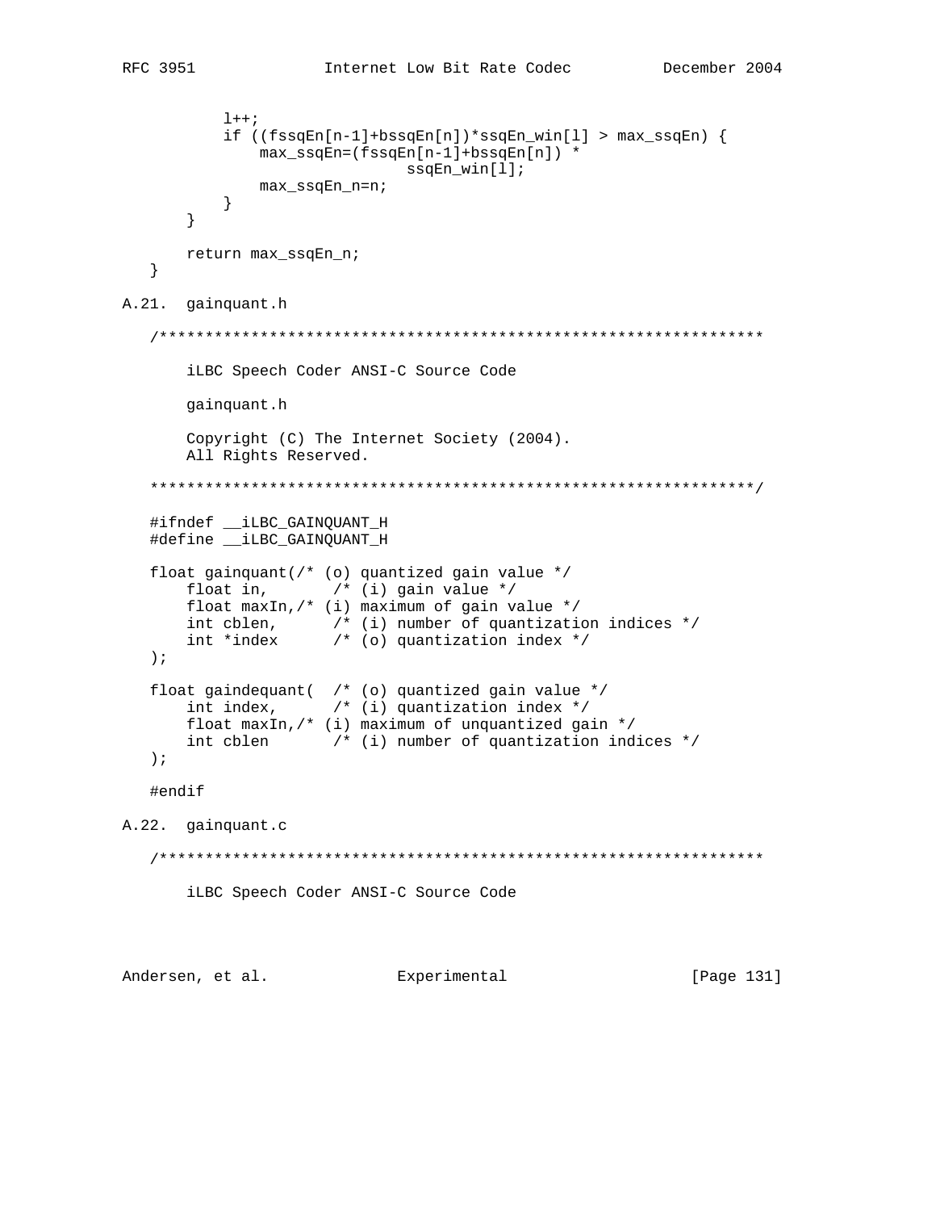```
        l++;
        if ((fssqEn[n-1]+bssqEn[n])*ssqEn_win[l] > max_ssqEn) {
            max_ssqEn=(fssqEn[n-1]+bssqEn[n]) *
                            ssqEn_win[l];
            max_ssqEn_n=n;
        }
    }

    return max_ssqEn_n;
}
```

## A.21. gainquant.h

```
/******************************************************************

    iLBC Speech Coder ANSI-C Source Code

    gainquant.h

    Copyright (C) The Internet Society (2004).
    All Rights Reserved.

******************************************************************/

#ifndef __iLBC_GAINQUANT_H
#define __iLBC_GAINQUANT_H

float gainquant(/* (o) quantized gain value */
    float in,       /* (i) gain value */
    float maxIn,/* (i) maximum of gain value */
    int cblen,      /* (i) number of quantization indices */
    int *index      /* (o) quantization index */
);

float gaindequant(  /* (o) quantized gain value */
    int index,      /* (i) quantization index */
    float maxIn,/* (i) maximum of unquantized gain */
    int cblen       /* (i) number of quantization indices */
);

#endif
```

## A.22. gainquant.c

```
/******************************************************************

    iLBC Speech Coder ANSI-C Source Code
```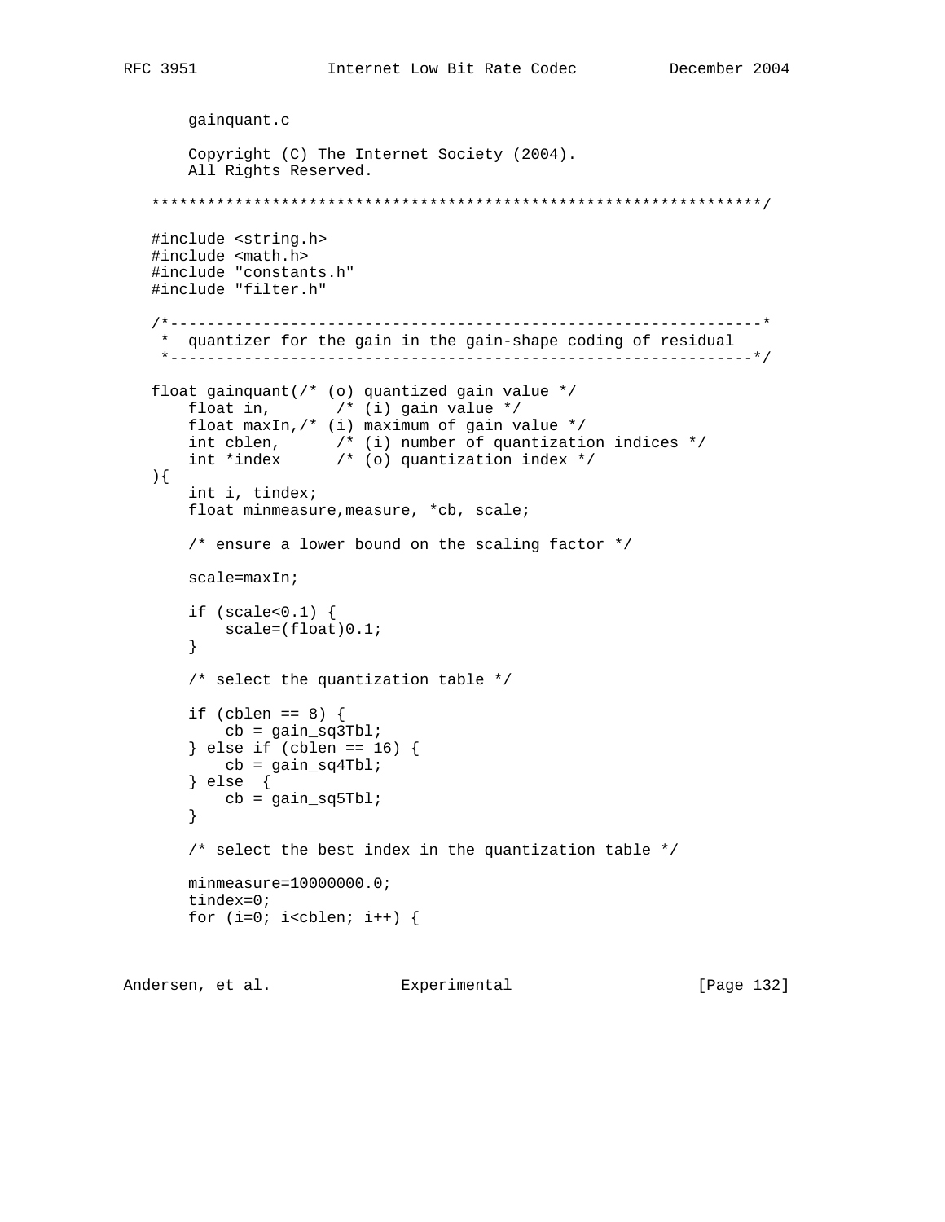```
    gainquant.c

    Copyright (C) The Internet Society (2004).
    All Rights Reserved.

******************************************************************/

#include <string.h>
#include <math.h>
#include "constants.h"
#include "filter.h"

/*----------------------------------------------------------------*
 *  quantizer for the gain in the gain-shape coding of residual
 *---------------------------------------------------------------*/

float gainquant(/* (o) quantized gain value */
    float in,       /* (i) gain value */
    float maxIn,/* (i) maximum of gain value */
    int cblen,      /* (i) number of quantization indices */
    int *index      /* (o) quantization index */
){
    int i, tindex;
    float minmeasure,measure, *cb, scale;

    /* ensure a lower bound on the scaling factor */

    scale=maxIn;

    if (scale<0.1) {
        scale=(float)0.1;
    }

    /* select the quantization table */

    if (cblen == 8) {
        cb = gain_sq3Tbl;
    } else if (cblen == 16) {
        cb = gain_sq4Tbl;
    } else  {
        cb = gain_sq5Tbl;
    }

    /* select the best index in the quantization table */

    minmeasure=10000000.0;
    tindex=0;
    for (i=0; i<cblen; i++) {
```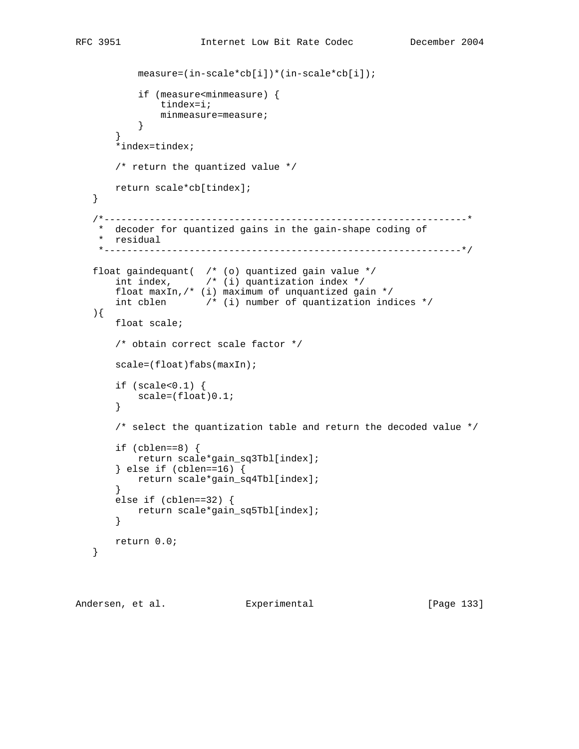```
           measure=(in-scale*cb[i])*(in-scale*cb[i]);

           if (measure<minmeasure) {
               tindex=i;
               minmeasure=measure;
           }
       }
       *index=tindex;

       /* return the quantized value */

       return scale*cb[tindex];
   }

   /*----------------------------------------------------------------*
    *  decoder for quantized gains in the gain-shape coding of
    *  residual
    *---------------------------------------------------------------*/

   float gaindequant(  /* (o) quantized gain value */
       int index,      /* (i) quantization index */
       float maxIn,/* (i) maximum of unquantized gain */
       int cblen       /* (i) number of quantization indices */
   ){
       float scale;

       /* obtain correct scale factor */

       scale=(float)fabs(maxIn);

       if (scale<0.1) {
           scale=(float)0.1;
       }

       /* select the quantization table and return the decoded value */

       if (cblen==8) {
           return scale*gain_sq3Tbl[index];
       } else if (cblen==16) {
           return scale*gain_sq4Tbl[index];
       }
       else if (cblen==32) {
           return scale*gain_sq5Tbl[index];
       }

       return 0.0;
   }
```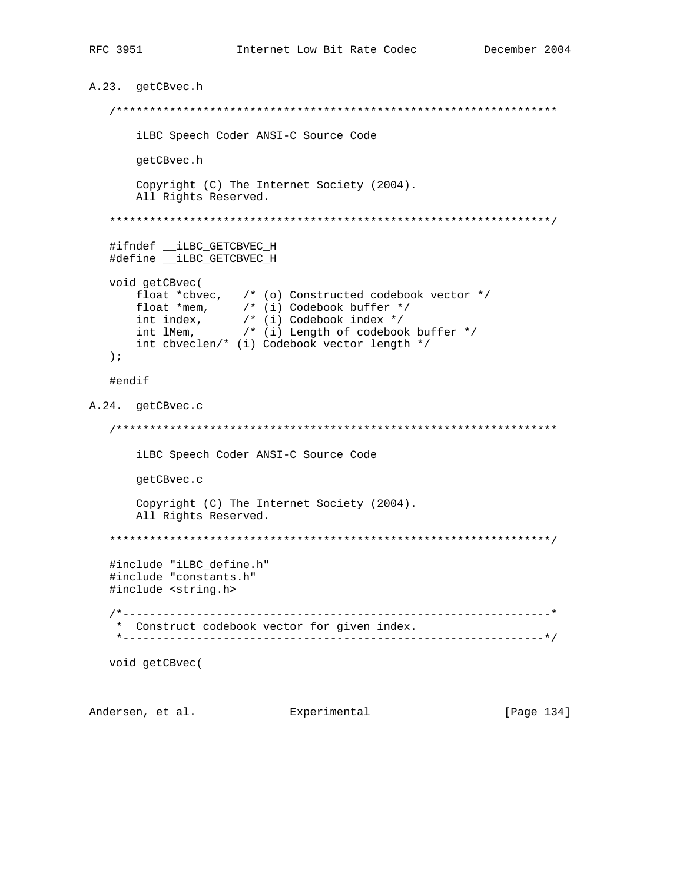## A.23. getCBvec.h

```
/******************************************************************

    iLBC Speech Coder ANSI-C Source Code

    getCBvec.h

    Copyright (C) The Internet Society (2004).
    All Rights Reserved.

******************************************************************/

#ifndef __iLBC_GETCBVEC_H
#define __iLBC_GETCBVEC_H

void getCBvec(
    float *cbvec,   /* (o) Constructed codebook vector */
    float *mem,     /* (i) Codebook buffer */
    int index,      /* (i) Codebook index */
    int lMem,       /* (i) Length of codebook buffer */
    int cbveclen/* (i) Codebook vector length */
);

#endif
```

## A.24. getCBvec.c

```
/******************************************************************

    iLBC Speech Coder ANSI-C Source Code

    getCBvec.c

    Copyright (C) The Internet Society (2004).
    All Rights Reserved.

******************************************************************/

#include "iLBC_define.h"
#include "constants.h"
#include <string.h>

/*----------------------------------------------------------------*
 *  Construct codebook vector for given index.
 *---------------------------------------------------------------*/

void getCBvec(
```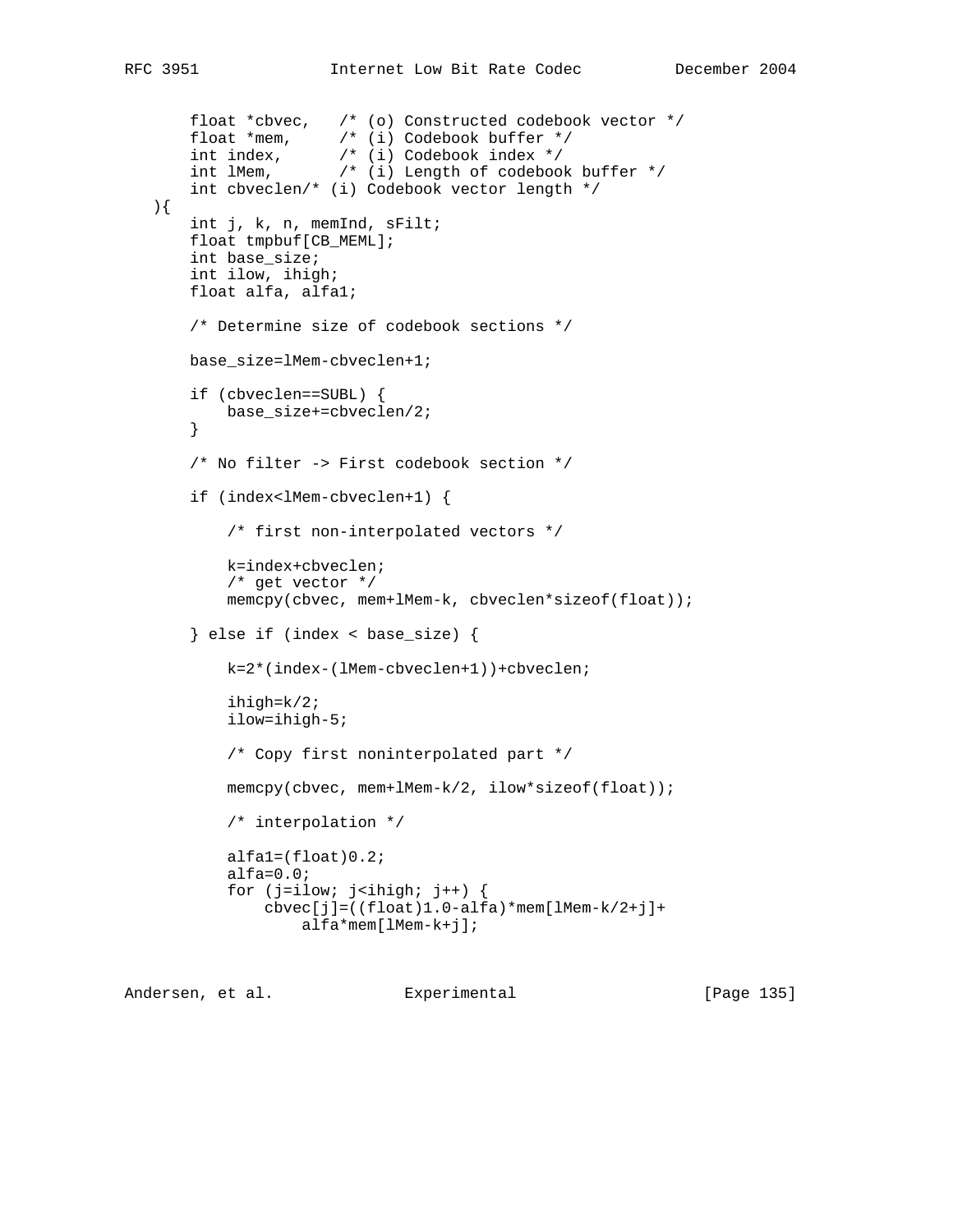```
       float *cbvec,   /* (o) Constructed codebook vector */
       float *mem,     /* (i) Codebook buffer */
       int index,      /* (i) Codebook index */
       int lMem,       /* (i) Length of codebook buffer */
       int cbveclen/* (i) Codebook vector length */
   ){
       int j, k, n, memInd, sFilt;
       float tmpbuf[CB_MEML];
       int base_size;
       int ilow, ihigh;
       float alfa, alfa1;

       /* Determine size of codebook sections */

       base_size=lMem-cbveclen+1;

       if (cbveclen==SUBL) {
           base_size+=cbveclen/2;
       }

       /* No filter -> First codebook section */

       if (index<lMem-cbveclen+1) {

           /* first non-interpolated vectors */

           k=index+cbveclen;
           /* get vector */
           memcpy(cbvec, mem+lMem-k, cbveclen*sizeof(float));

       } else if (index < base_size) {

           k=2*(index-(lMem-cbveclen+1))+cbveclen;

           ihigh=k/2;
           ilow=ihigh-5;

           /* Copy first noninterpolated part */

           memcpy(cbvec, mem+lMem-k/2, ilow*sizeof(float));

           /* interpolation */

           alfa1=(float)0.2;
           alfa=0.0;
           for (j=ilow; j<ihigh; j++) {
               cbvec[j]=((float)1.0-alfa)*mem[lMem-k/2+j]+
                   alfa*mem[lMem-k+j];
```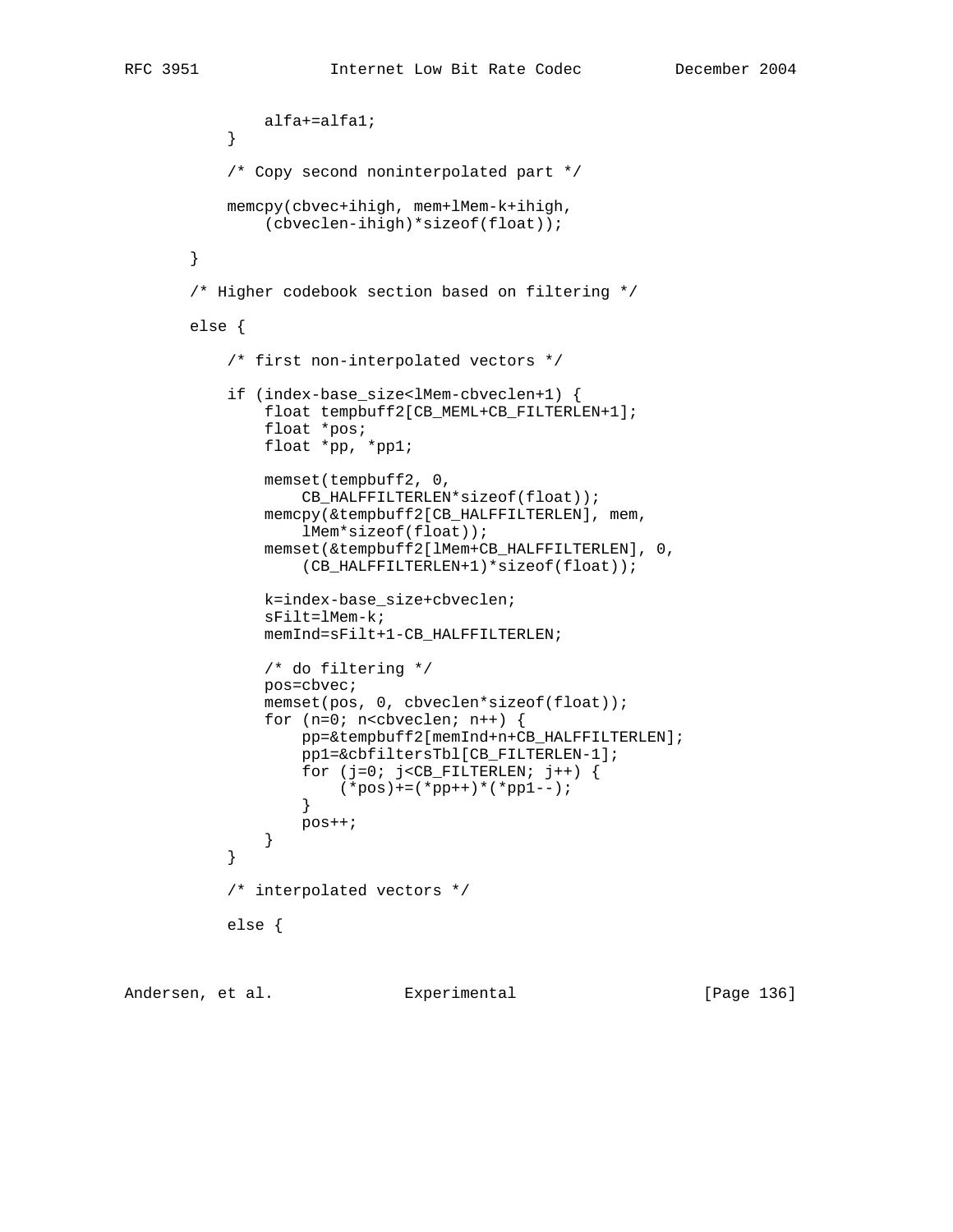```
                alfa+=alfa1;
            }

            /* Copy second noninterpolated part */

            memcpy(cbvec+ihigh, mem+lMem-k+ihigh,
                (cbveclen-ihigh)*sizeof(float));

        }

        /* Higher codebook section based on filtering */

        else {

            /* first non-interpolated vectors */

            if (index-base_size<lMem-cbveclen+1) {
                float tempbuff2[CB_MEML+CB_FILTERLEN+1];
                float *pos;
                float *pp, *pp1;

                memset(tempbuff2, 0,
                    CB_HALFFILTERLEN*sizeof(float));
                memcpy(&tempbuff2[CB_HALFFILTERLEN], mem,
                    lMem*sizeof(float));
                memset(&tempbuff2[lMem+CB_HALFFILTERLEN], 0,
                    (CB_HALFFILTERLEN+1)*sizeof(float));

                k=index-base_size+cbveclen;
                sFilt=lMem-k;
                memInd=sFilt+1-CB_HALFFILTERLEN;

                /* do filtering */
                pos=cbvec;
                memset(pos, 0, cbveclen*sizeof(float));
                for (n=0; n<cbveclen; n++) {
                    pp=&tempbuff2[memInd+n+CB_HALFFILTERLEN];
                    pp1=&cbfiltersTbl[CB_FILTERLEN-1];
                    for (j=0; j<CB_FILTERLEN; j++) {
                        (*pos)+=(*pp++)*(*pp1--);
                    }
                    pos++;
                }
            }

            /* interpolated vectors */

            else {
```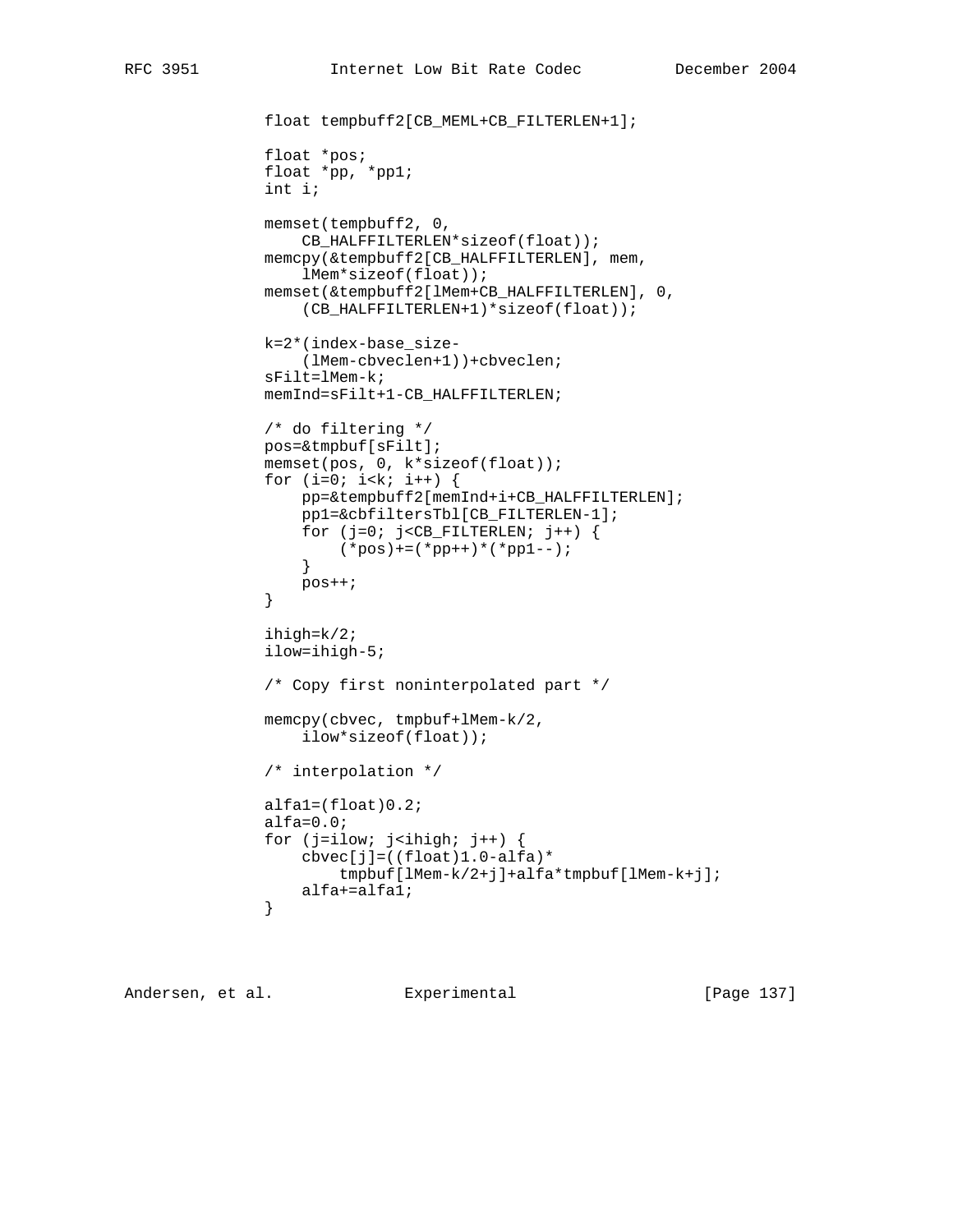```
            float tempbuff2[CB_MEML+CB_FILTERLEN+1];

            float *pos;
            float *pp, *pp1;
            int i;

            memset(tempbuff2, 0,
                CB_HALFFILTERLEN*sizeof(float));
            memcpy(&tempbuff2[CB_HALFFILTERLEN], mem,
                lMem*sizeof(float));
            memset(&tempbuff2[lMem+CB_HALFFILTERLEN], 0,
                (CB_HALFFILTERLEN+1)*sizeof(float));

            k=2*(index-base_size-
                (lMem-cbveclen+1))+cbveclen;
            sFilt=lMem-k;
            memInd=sFilt+1-CB_HALFFILTERLEN;

            /* do filtering */
            pos=&tmpbuf[sFilt];
            memset(pos, 0, k*sizeof(float));
            for (i=0; i<k; i++) {
                pp=&tempbuff2[memInd+i+CB_HALFFILTERLEN];
                pp1=&cbfiltersTbl[CB_FILTERLEN-1];
                for (j=0; j<CB_FILTERLEN; j++) {
                    (*pos)+=(*pp++)*(*pp1--);
                }
                pos++;
            }

            ihigh=k/2;
            ilow=ihigh-5;

            /* Copy first noninterpolated part */

            memcpy(cbvec, tmpbuf+lMem-k/2,
                ilow*sizeof(float));

            /* interpolation */

            alfa1=(float)0.2;
            alfa=0.0;
            for (j=ilow; j<ihigh; j++) {
                cbvec[j]=((float)1.0-alfa)*
                    tmpbuf[lMem-k/2+j]+alfa*tmpbuf[lMem-k+j];
                alfa+=alfa1;
            }
```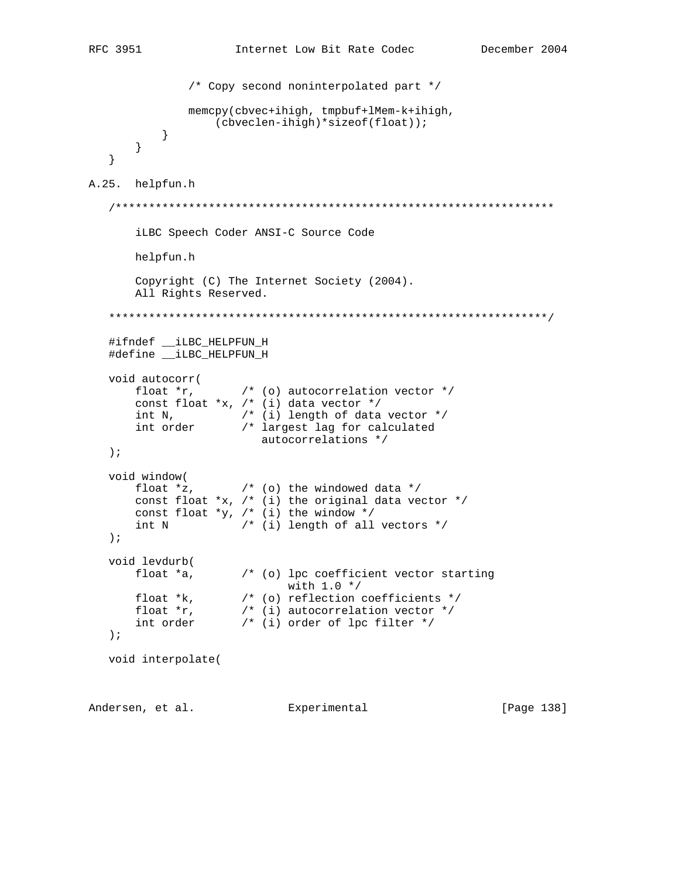```
            /* Copy second noninterpolated part */

            memcpy(cbvec+ihigh, tmpbuf+lMem-k+ihigh,
                (cbveclen-ihigh)*sizeof(float));
        }
    }
}
```

## A.25. helpfun.h

```
/******************************************************************

    iLBC Speech Coder ANSI-C Source Code

    helpfun.h

    Copyright (C) The Internet Society (2004).
    All Rights Reserved.

******************************************************************/

#ifndef __iLBC_HELPFUN_H
#define __iLBC_HELPFUN_H

void autocorr(
    float *r,       /* (o) autocorrelation vector */
    const float *x, /* (i) data vector */
    int N,          /* (i) length of data vector */
    int order       /* largest lag for calculated
                       autocorrelations */
);

void window(
    float *z,       /* (o) the windowed data */
    const float *x, /* (i) the original data vector */
    const float *y, /* (i) the window */
    int N           /* (i) length of all vectors */
);

void levdurb(
    float *a,       /* (o) lpc coefficient vector starting
                           with 1.0 */
    float *k,       /* (o) reflection coefficients */
    float *r,       /* (i) autocorrelation vector */
    int order       /* (i) order of lpc filter */
);

void interpolate(
```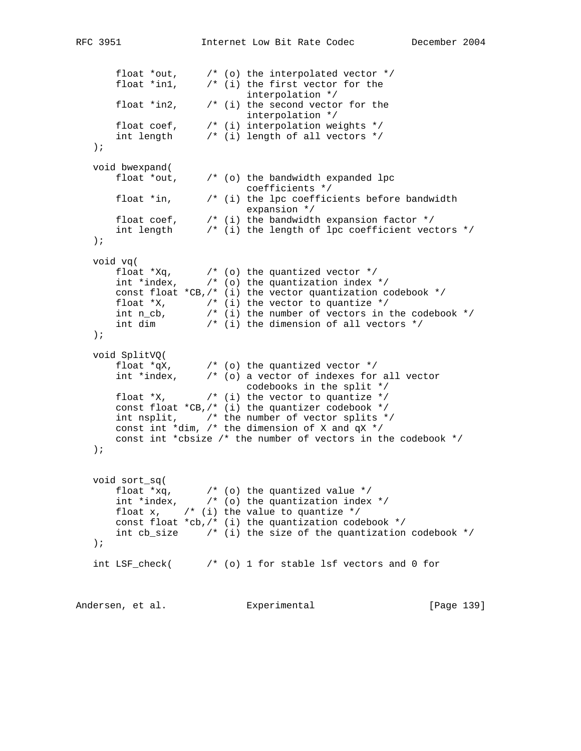```
       float *out,     /* (o) the interpolated vector */
       float *in1,     /* (i) the first vector for the
                              interpolation */
       float *in2,     /* (i) the second vector for the
                              interpolation */
       float coef,     /* (i) interpolation weights */
       int length      /* (i) length of all vectors */
   );

   void bwexpand(
       float *out,     /* (o) the bandwidth expanded lpc
                              coefficients */
       float *in,      /* (i) the lpc coefficients before bandwidth
                              expansion */
       float coef,     /* (i) the bandwidth expansion factor */
       int length      /* (i) the length of lpc coefficient vectors */
   );

   void vq(
       float *Xq,      /* (o) the quantized vector */
       int *index,     /* (o) the quantization index */
       const float *CB,/* (i) the vector quantization codebook */
       float *X,       /* (i) the vector to quantize */
       int n_cb,       /* (i) the number of vectors in the codebook */
       int dim         /* (i) the dimension of all vectors */
   );

   void SplitVQ(
       float *qX,      /* (o) the quantized vector */
       int *index,     /* (o) a vector of indexes for all vector
                              codebooks in the split */
       float *X,       /* (i) the vector to quantize */
       const float *CB,/* (i) the quantizer codebook */
       int nsplit,     /* the number of vector splits */
       const int *dim, /* the dimension of X and qX */
       const int *cbsize /* the number of vectors in the codebook */
   );


   void sort_sq(
       float *xq,      /* (o) the quantized value */
       int *index,     /* (o) the quantization index */
       float x,    /* (i) the value to quantize */
       const float *cb,/* (i) the quantization codebook */
       int cb_size     /* (i) the size of the quantization codebook */
   );

   int LSF_check(      /* (o) 1 for stable lsf vectors and 0 for
```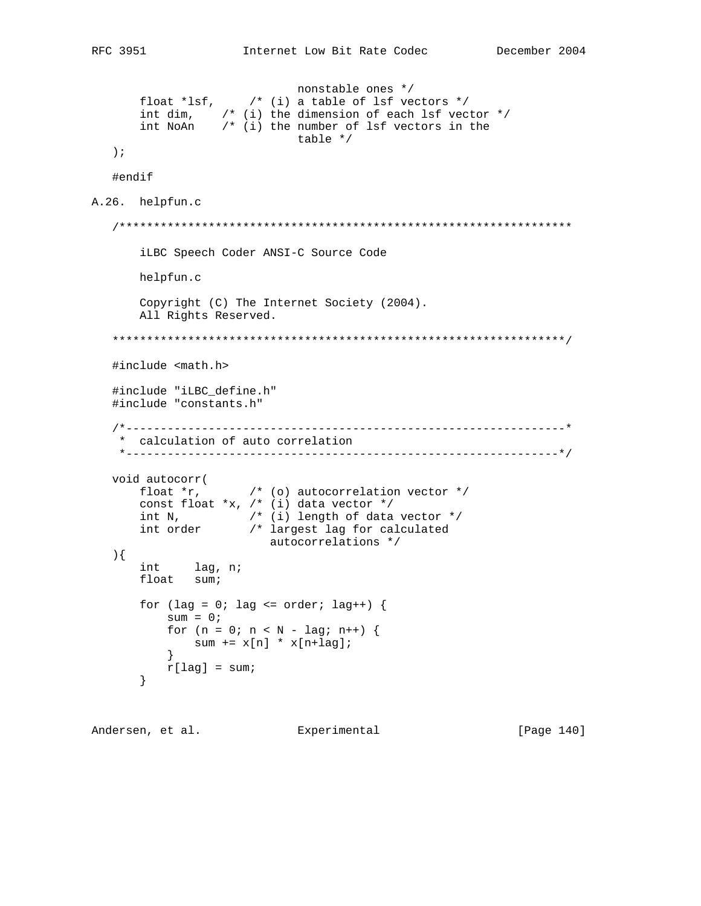```
                             nonstable ones */
       float *lsf,     /* (i) a table of lsf vectors */
       int dim,    /* (i) the dimension of each lsf vector */
       int NoAn    /* (i) the number of lsf vectors in the
                             table */
   );

   #endif
```

## A.26. helpfun.c

```
   /******************************************************************

       iLBC Speech Coder ANSI-C Source Code

       helpfun.c

       Copyright (C) The Internet Society (2004).
       All Rights Reserved.

   ******************************************************************/

   #include <math.h>

   #include "iLBC_define.h"
   #include "constants.h"

   /*----------------------------------------------------------------*
    *  calculation of auto correlation
    *---------------------------------------------------------------*/

   void autocorr(
       float *r,       /* (o) autocorrelation vector */
       const float *x, /* (i) data vector */
       int N,          /* (i) length of data vector */
       int order       /* largest lag for calculated
                          autocorrelations */
   ){
       int     lag, n;
       float   sum;

       for (lag = 0; lag <= order; lag++) {
           sum = 0;
           for (n = 0; n < N - lag; n++) {
               sum += x[n] * x[n+lag];
           }
           r[lag] = sum;
       }
```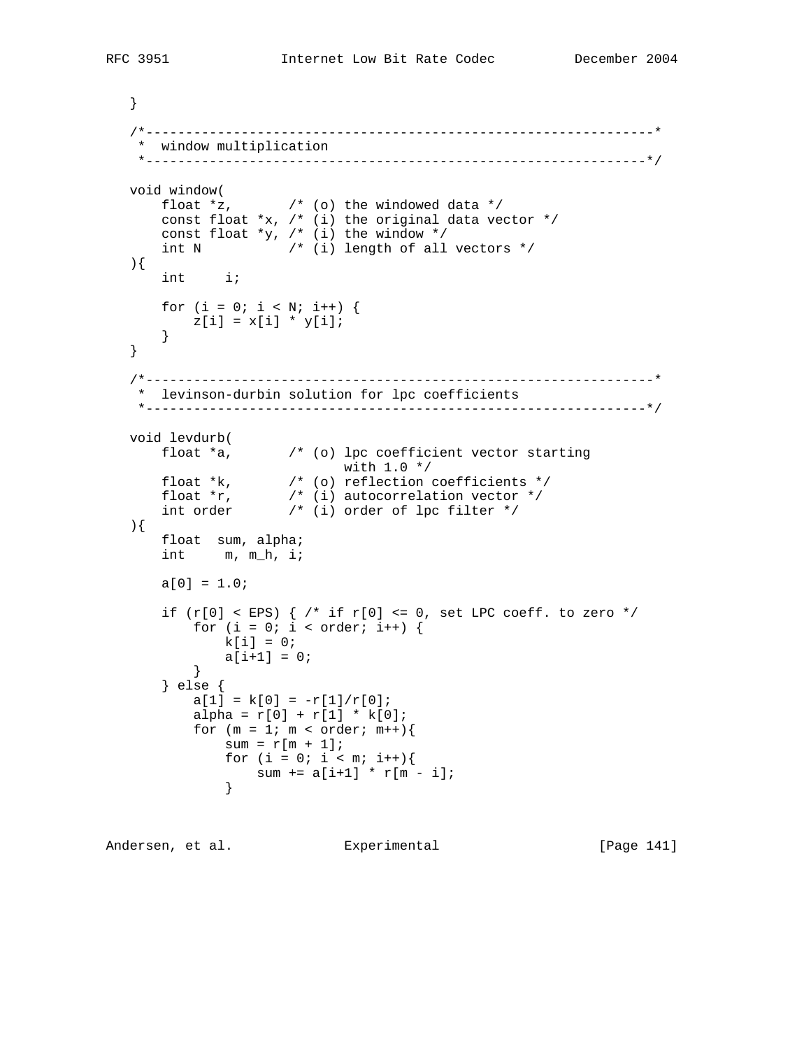```
   }

   /*----------------------------------------------------------------*
    *  window multiplication
    *---------------------------------------------------------------*/

   void window(
       float *z,       /* (o) the windowed data */
       const float *x, /* (i) the original data vector */
       const float *y, /* (i) the window */
       int N           /* (i) length of all vectors */
   ){
       int     i;

       for (i = 0; i < N; i++) {
           z[i] = x[i] * y[i];
       }
   }

   /*----------------------------------------------------------------*
    *  levinson-durbin solution for lpc coefficients
    *---------------------------------------------------------------*/

   void levdurb(
       float *a,       /* (o) lpc coefficient vector starting
                              with 1.0 */
       float *k,       /* (o) reflection coefficients */
       float *r,       /* (i) autocorrelation vector */
       int order       /* (i) order of lpc filter */
   ){
       float  sum, alpha;
       int     m, m_h, i;

       a[0] = 1.0;

       if (r[0] < EPS) { /* if r[0] <= 0, set LPC coeff. to zero */
           for (i = 0; i < order; i++) {
               k[i] = 0;
               a[i+1] = 0;
           }
       } else {
           a[1] = k[0] = -r[1]/r[0];
           alpha = r[0] + r[1] * k[0];
           for (m = 1; m < order; m++){
               sum = r[m + 1];
               for (i = 0; i < m; i++){
                   sum += a[i+1] * r[m - i];
               }
```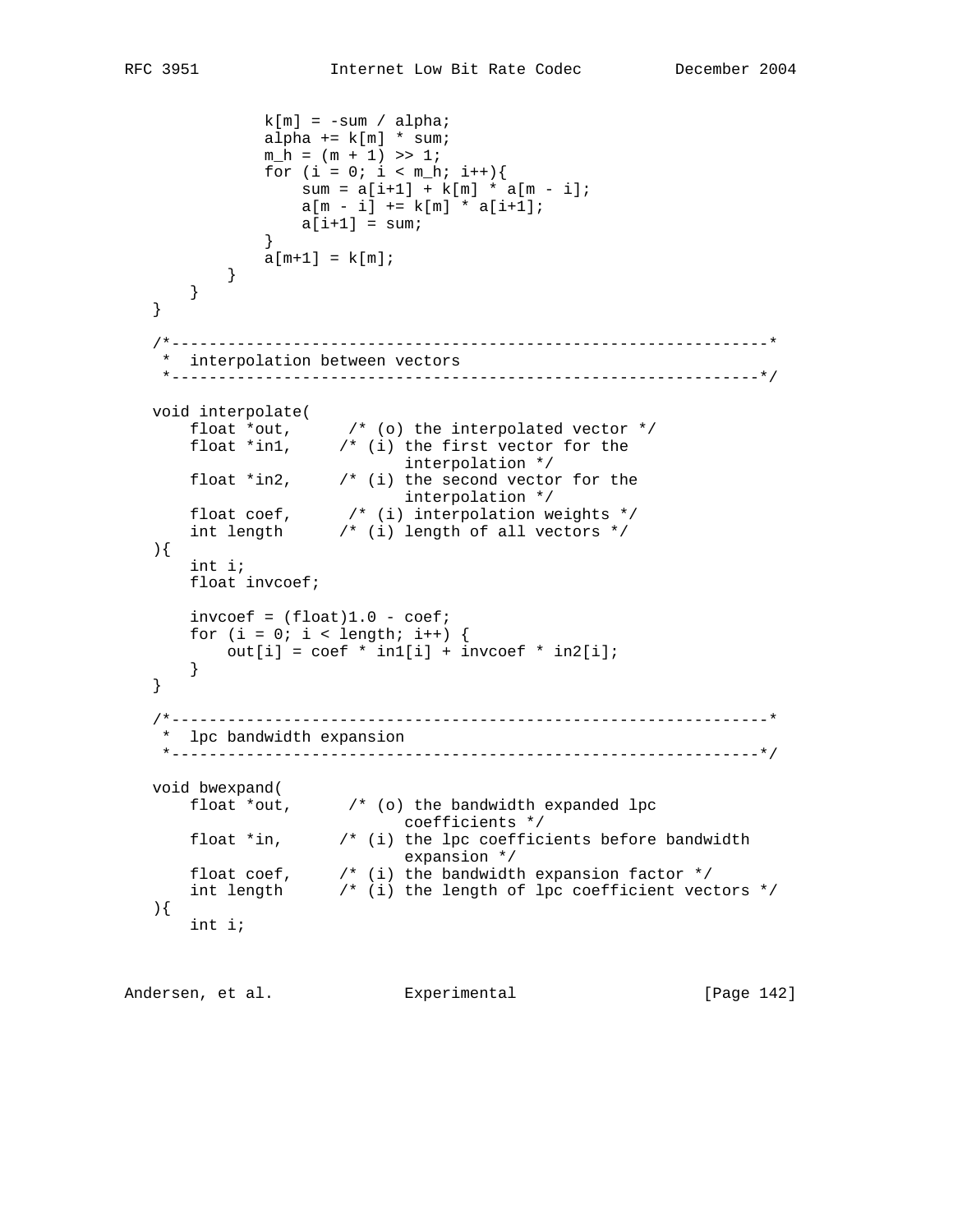```
               k[m] = -sum / alpha;
               alpha += k[m] * sum;
               m_h = (m + 1) >> 1;
               for (i = 0; i < m_h; i++){
                   sum = a[i+1] + k[m] * a[m - i];
                   a[m - i] += k[m] * a[i+1];
                   a[i+1] = sum;
               }
               a[m+1] = k[m];
           }
       }
   }

   /*----------------------------------------------------------------*
    *  interpolation between vectors
    *---------------------------------------------------------------*/

   void interpolate(
       float *out,      /* (o) the interpolated vector */
       float *in1,     /* (i) the first vector for the
                              interpolation */
       float *in2,     /* (i) the second vector for the
                              interpolation */
       float coef,      /* (i) interpolation weights */
       int length      /* (i) length of all vectors */
   ){
       int i;
       float invcoef;

       invcoef = (float)1.0 - coef;
       for (i = 0; i < length; i++) {
           out[i] = coef * in1[i] + invcoef * in2[i];
       }
   }

   /*----------------------------------------------------------------*
    *  lpc bandwidth expansion
    *---------------------------------------------------------------*/

   void bwexpand(
       float *out,      /* (o) the bandwidth expanded lpc
                              coefficients */
       float *in,      /* (i) the lpc coefficients before bandwidth
                              expansion */
       float coef,     /* (i) the bandwidth expansion factor */
       int length      /* (i) the length of lpc coefficient vectors */
   ){
       int i;
```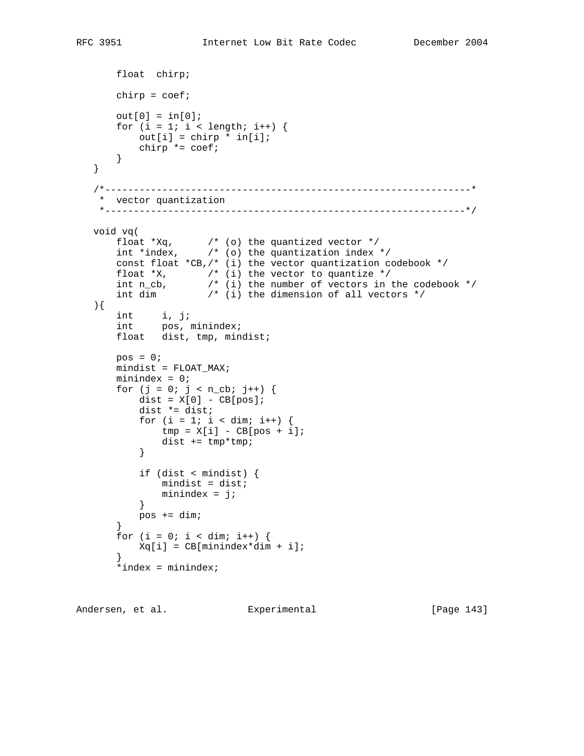```
       float  chirp;

       chirp = coef;

       out[0] = in[0];
       for (i = 1; i < length; i++) {
           out[i] = chirp * in[i];
           chirp *= coef;
       }
   }

   /*----------------------------------------------------------------*
    *  vector quantization
    *---------------------------------------------------------------*/

   void vq(
       float *Xq,      /* (o) the quantized vector */
       int *index,     /* (o) the quantization index */
       const float *CB,/* (i) the vector quantization codebook */
       float *X,       /* (i) the vector to quantize */
       int n_cb,       /* (i) the number of vectors in the codebook */
       int dim         /* (i) the dimension of all vectors */
   ){
       int     i, j;
       int     pos, minindex;
       float   dist, tmp, mindist;

       pos = 0;
       mindist = FLOAT_MAX;
       minindex = 0;
       for (j = 0; j < n_cb; j++) {
           dist = X[0] - CB[pos];
           dist *= dist;
           for (i = 1; i < dim; i++) {
               tmp = X[i] - CB[pos + i];
               dist += tmp*tmp;
           }

           if (dist < mindist) {
               mindist = dist;
               minindex = j;
           }
           pos += dim;
       }
       for (i = 0; i < dim; i++) {
           Xq[i] = CB[minindex*dim + i];
       }
       *index = minindex;
```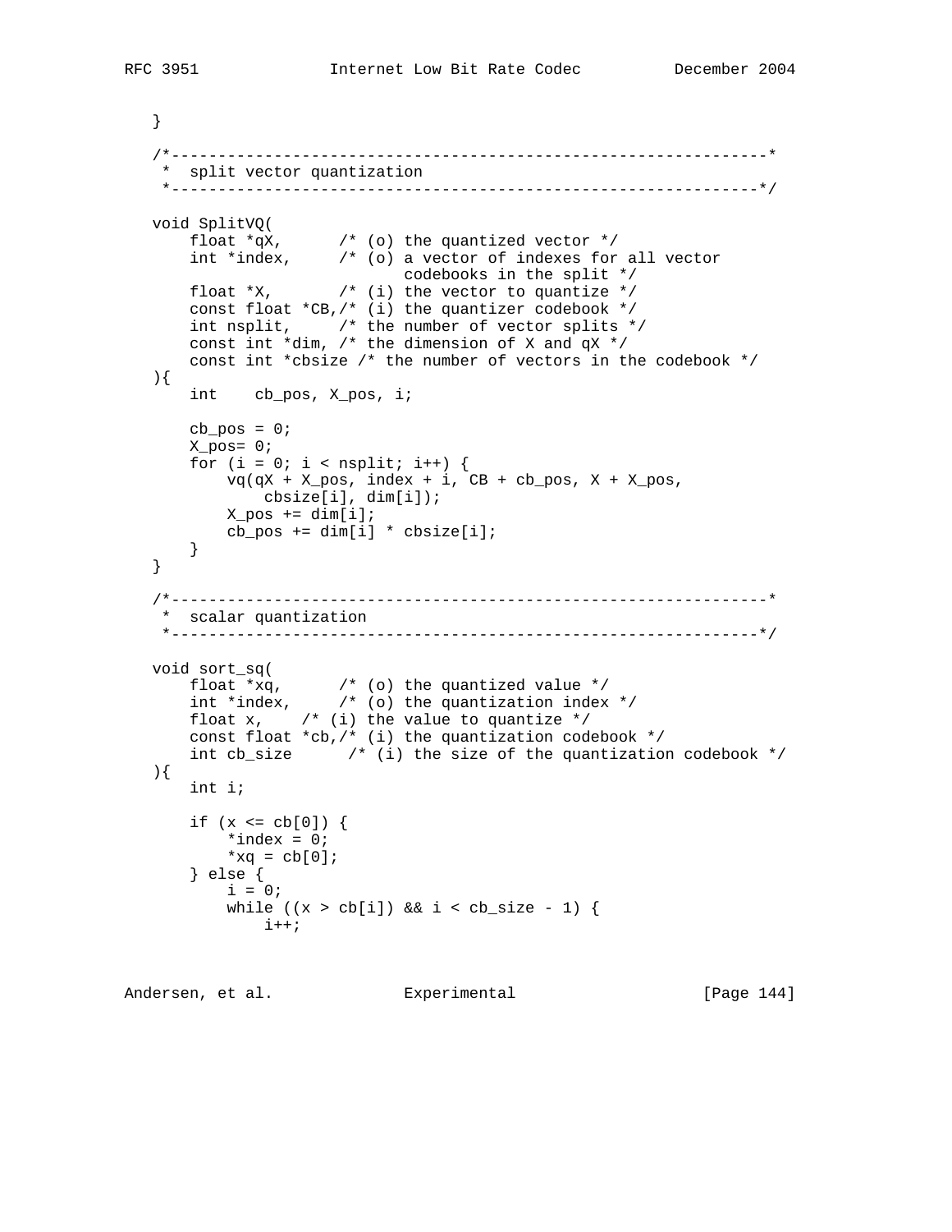```
   }

   /*----------------------------------------------------------------*
    *  split vector quantization
    *---------------------------------------------------------------*/

   void SplitVQ(
       float *qX,      /* (o) the quantized vector */
       int *index,     /* (o) a vector of indexes for all vector
                              codebooks in the split */
       float *X,       /* (i) the vector to quantize */
       const float *CB,/* (i) the quantizer codebook */
       int nsplit,     /* the number of vector splits */
       const int *dim, /* the dimension of X and qX */
       const int *cbsize /* the number of vectors in the codebook */
   ){
       int    cb_pos, X_pos, i;

       cb_pos = 0;
       X_pos= 0;
       for (i = 0; i < nsplit; i++) {
           vq(qX + X_pos, index + i, CB + cb_pos, X + X_pos,
               cbsize[i], dim[i]);
           X_pos += dim[i];
           cb_pos += dim[i] * cbsize[i];
       }
   }

   /*----------------------------------------------------------------*
    *  scalar quantization
    *---------------------------------------------------------------*/

   void sort_sq(
       float *xq,      /* (o) the quantized value */
       int *index,     /* (o) the quantization index */
       float x,    /* (i) the value to quantize */
       const float *cb,/* (i) the quantization codebook */
       int cb_size      /* (i) the size of the quantization codebook */
   ){
       int i;

       if (x <= cb[0]) {
           *index = 0;
           *xq = cb[0];
       } else {
           i = 0;
           while ((x > cb[i]) && i < cb_size - 1) {
               i++;
```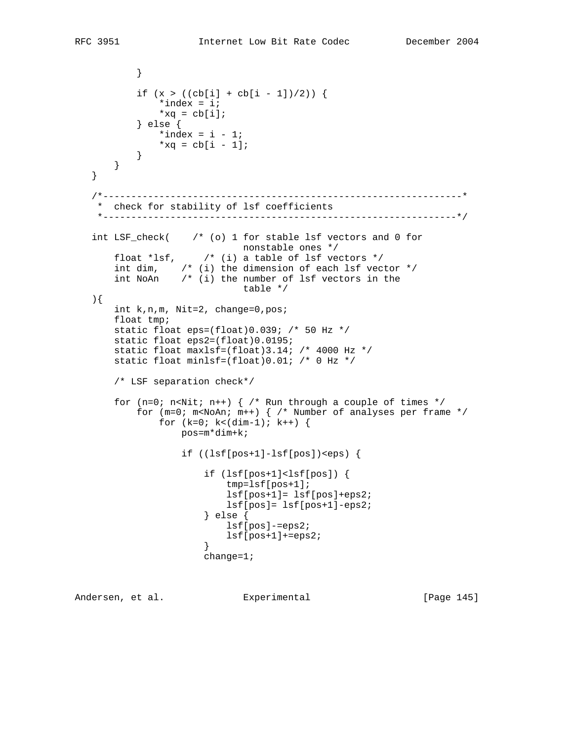```
           }

           if (x > ((cb[i] + cb[i - 1])/2)) {
               *index = i;
               *xq = cb[i];
           } else {
               *index = i - 1;
               *xq = cb[i - 1];
           }
       }
   }

   /*----------------------------------------------------------------*
    *  check for stability of lsf coefficients
    *---------------------------------------------------------------*/

   int LSF_check(    /* (o) 1 for stable lsf vectors and 0 for
                               nonstable ones */
       float *lsf,     /* (i) a table of lsf vectors */
       int dim,    /* (i) the dimension of each lsf vector */
       int NoAn    /* (i) the number of lsf vectors in the
                               table */
   ){
       int k,n,m, Nit=2, change=0,pos;
       float tmp;
       static float eps=(float)0.039; /* 50 Hz */
       static float eps2=(float)0.0195;
       static float maxlsf=(float)3.14; /* 4000 Hz */
       static float minlsf=(float)0.01; /* 0 Hz */

       /* LSF separation check*/

       for (n=0; n<Nit; n++) { /* Run through a couple of times */
           for (m=0; m<NoAn; m++) { /* Number of analyses per frame */
               for (k=0; k<(dim-1); k++) {
                   pos=m*dim+k;

                   if ((lsf[pos+1]-lsf[pos])<eps) {

                       if (lsf[pos+1]<lsf[pos]) {
                           tmp=lsf[pos+1];
                           lsf[pos+1]= lsf[pos]+eps2;
                           lsf[pos]= lsf[pos+1]-eps2;
                       } else {
                           lsf[pos]-=eps2;
                           lsf[pos+1]+=eps2;
                       }
                       change=1;
```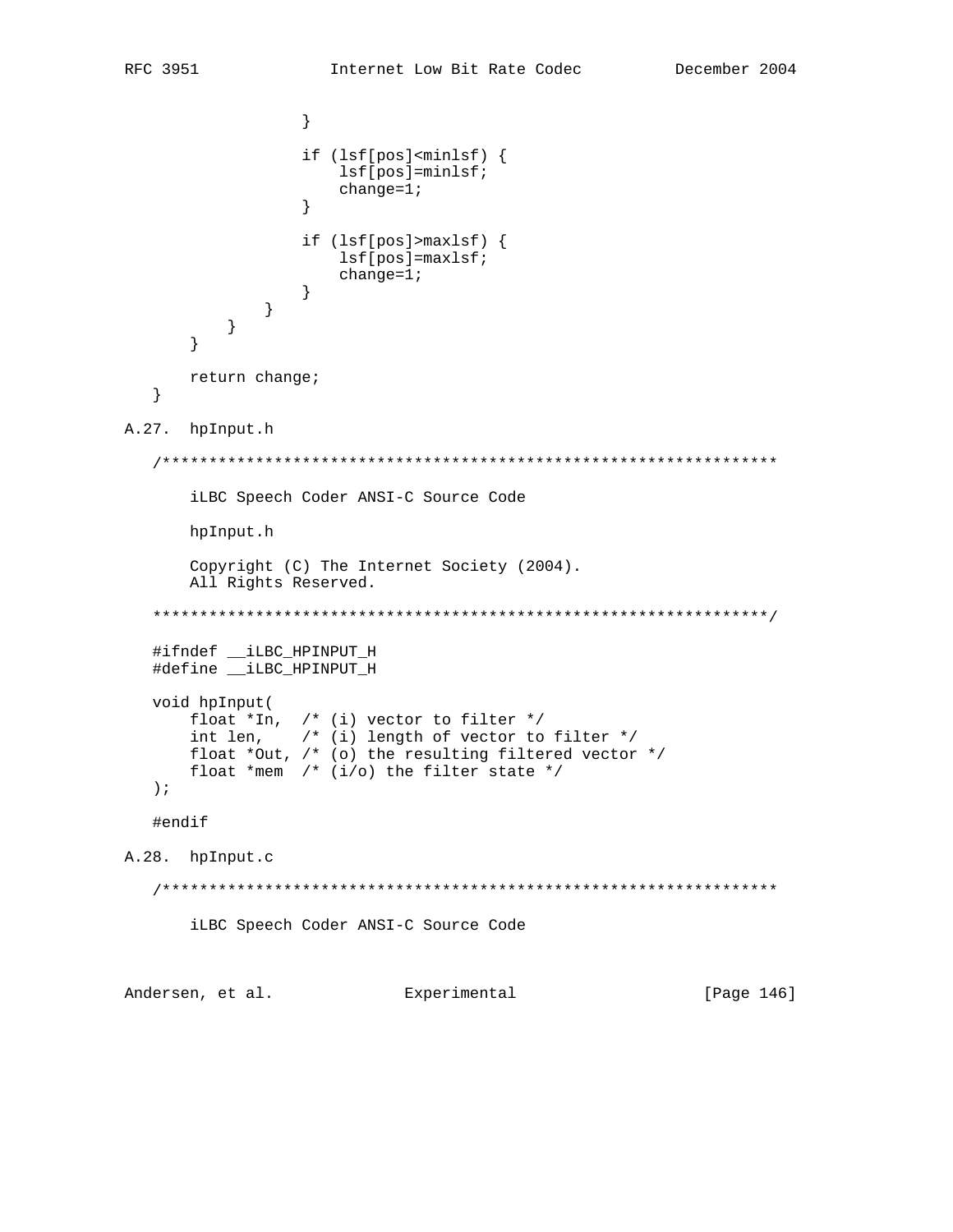```
                }

                if (lsf[pos]<minlsf) {
                    lsf[pos]=minlsf;
                    change=1;
                }

                if (lsf[pos]>maxlsf) {
                    lsf[pos]=maxlsf;
                    change=1;
                }
            }
        }
    }

    return change;
}
```

## A.27. hpInput.h

```
/******************************************************************

    iLBC Speech Coder ANSI-C Source Code

    hpInput.h

    Copyright (C) The Internet Society (2004).
    All Rights Reserved.

******************************************************************/

#ifndef __iLBC_HPINPUT_H
#define __iLBC_HPINPUT_H

void hpInput(
    float *In,  /* (i) vector to filter */
    int len,    /* (i) length of vector to filter */
    float *Out, /* (o) the resulting filtered vector */
    float *mem  /* (i/o) the filter state */
);

#endif
```

## A.28. hpInput.c

```
/******************************************************************

    iLBC Speech Coder ANSI-C Source Code
```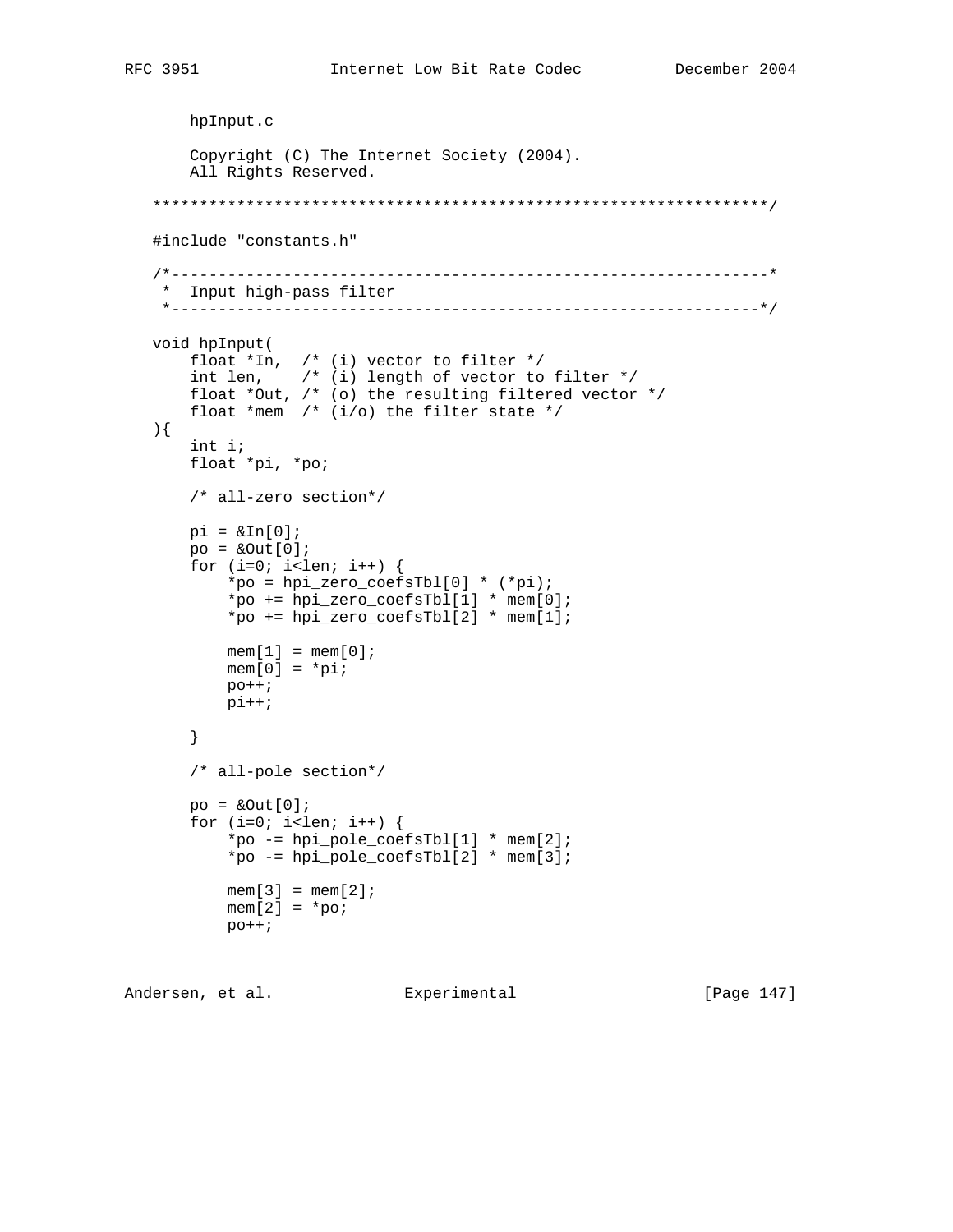```
    hpInput.c

    Copyright (C) The Internet Society (2004).
    All Rights Reserved.

******************************************************************/

#include "constants.h"

/*----------------------------------------------------------------*
 *  Input high-pass filter
 *---------------------------------------------------------------*/

void hpInput(
    float *In,  /* (i) vector to filter */
    int len,    /* (i) length of vector to filter */
    float *Out, /* (o) the resulting filtered vector */
    float *mem  /* (i/o) the filter state */
){
    int i;
    float *pi, *po;

    /* all-zero section*/

    pi = &In[0];
    po = &Out[0];
    for (i=0; i<len; i++) {
        *po = hpi_zero_coefsTbl[0] * (*pi);
        *po += hpi_zero_coefsTbl[1] * mem[0];
        *po += hpi_zero_coefsTbl[2] * mem[1];

        mem[1] = mem[0];
        mem[0] = *pi;
        po++;
        pi++;

    }

    /* all-pole section*/

    po = &Out[0];
    for (i=0; i<len; i++) {
        *po -= hpi_pole_coefsTbl[1] * mem[2];
        *po -= hpi_pole_coefsTbl[2] * mem[3];

        mem[3] = mem[2];
        mem[2] = *po;
        po++;
```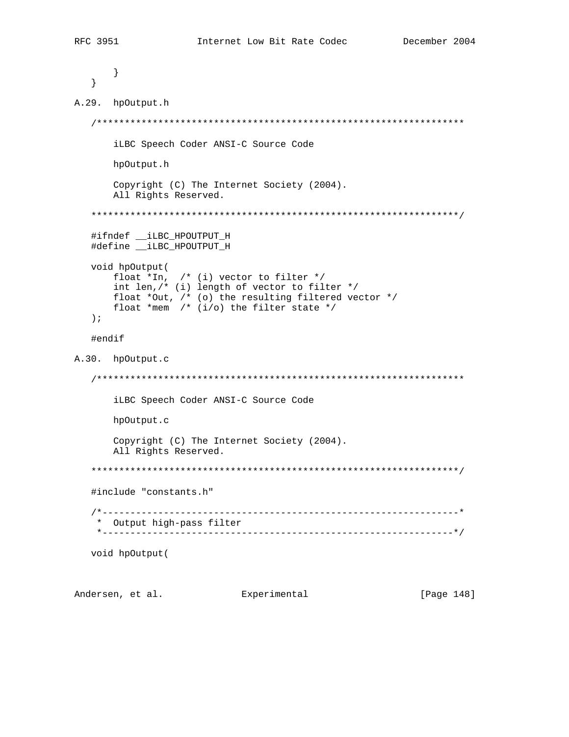```
       }
   }
```

## A.29. hpOutput.h

```
   /******************************************************************

       iLBC Speech Coder ANSI-C Source Code

       hpOutput.h

       Copyright (C) The Internet Society (2004).
       All Rights Reserved.

   ******************************************************************/

   #ifndef __iLBC_HPOUTPUT_H
   #define __iLBC_HPOUTPUT_H

   void hpOutput(
       float *In,  /* (i) vector to filter */
       int len,/* (i) length of vector to filter */
       float *Out, /* (o) the resulting filtered vector */
       float *mem  /* (i/o) the filter state */
   );

   #endif
```

## A.30. hpOutput.c

```
   /******************************************************************

       iLBC Speech Coder ANSI-C Source Code

       hpOutput.c

       Copyright (C) The Internet Society (2004).
       All Rights Reserved.

   ******************************************************************/

   #include "constants.h"

   /*----------------------------------------------------------------*
    *  Output high-pass filter
    *---------------------------------------------------------------*/

   void hpOutput(
```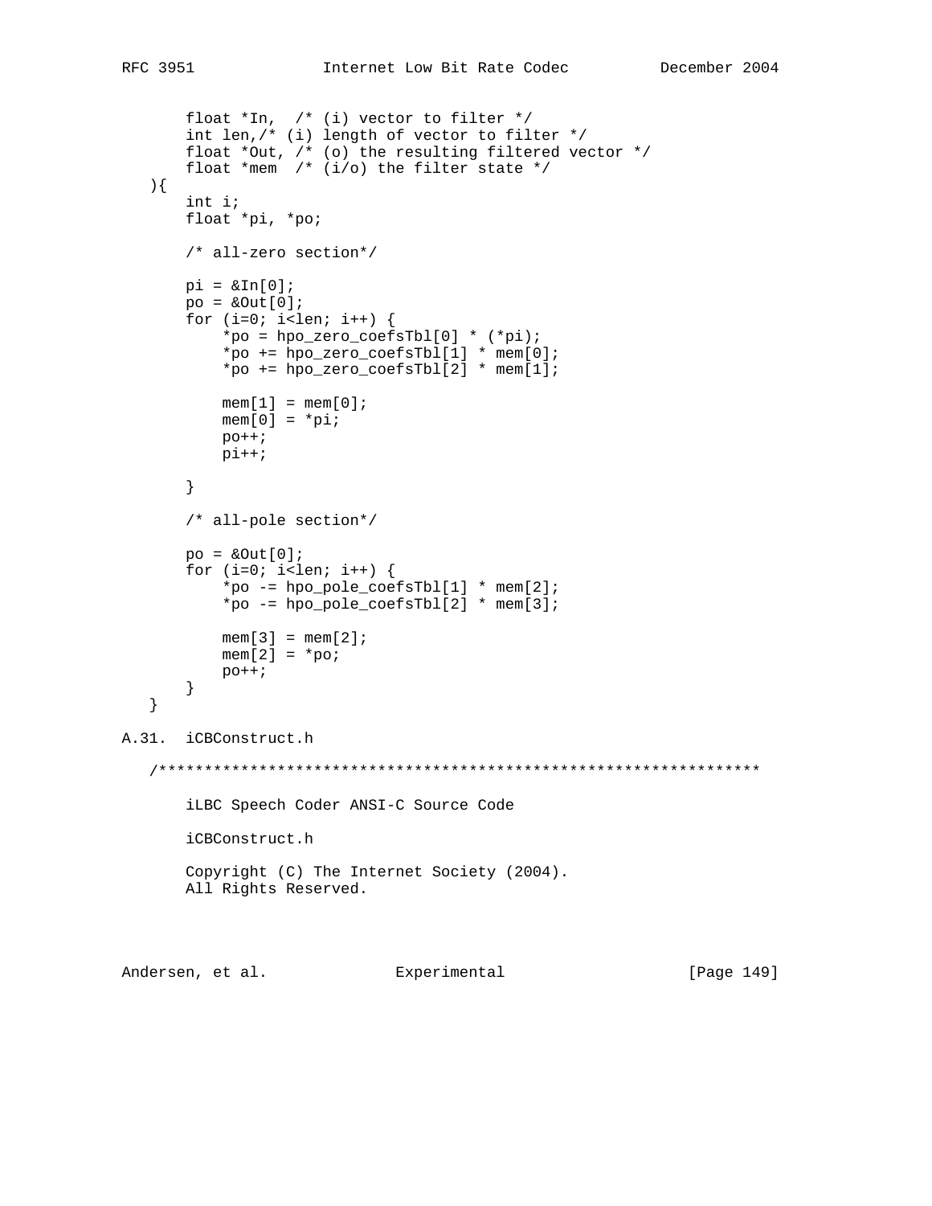```
       float *In,  /* (i) vector to filter */
       int len,/* (i) length of vector to filter */
       float *Out, /* (o) the resulting filtered vector */
       float *mem  /* (i/o) the filter state */
   ){
       int i;
       float *pi, *po;

       /* all-zero section*/

       pi = &In[0];
       po = &Out[0];
       for (i=0; i<len; i++) {
           *po = hpo_zero_coefsTbl[0] * (*pi);
           *po += hpo_zero_coefsTbl[1] * mem[0];
           *po += hpo_zero_coefsTbl[2] * mem[1];

           mem[1] = mem[0];
           mem[0] = *pi;
           po++;
           pi++;

       }

       /* all-pole section*/

       po = &Out[0];
       for (i=0; i<len; i++) {
           *po -= hpo_pole_coefsTbl[1] * mem[2];
           *po -= hpo_pole_coefsTbl[2] * mem[3];

           mem[3] = mem[2];
           mem[2] = *po;
           po++;
       }
   }
```

## A.31. iCBConstruct.h

```
   /******************************************************************

       iLBC Speech Coder ANSI-C Source Code

       iCBConstruct.h

       Copyright (C) The Internet Society (2004).
       All Rights Reserved.
```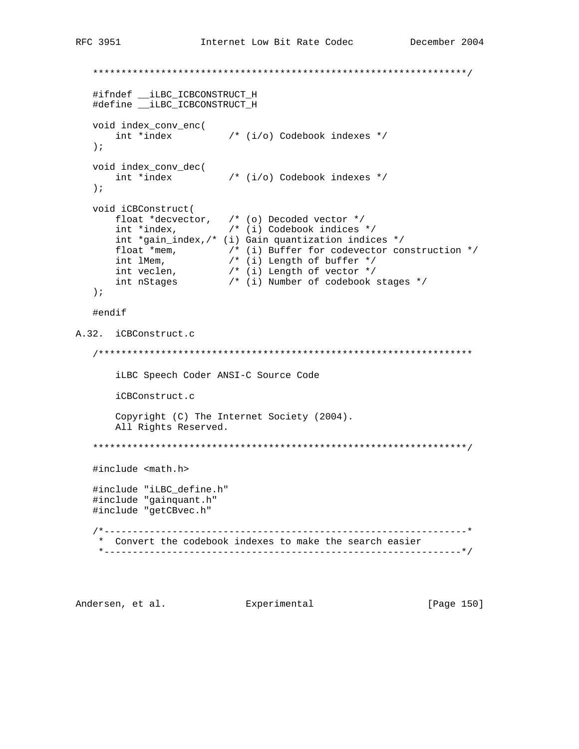```
   ******************************************************************/

   #ifndef __iLBC_ICBCONSTRUCT_H
   #define __iLBC_ICBCONSTRUCT_H

   void index_conv_enc(
       int *index          /* (i/o) Codebook indexes */
   );

   void index_conv_dec(
       int *index          /* (i/o) Codebook indexes */
   );

   void iCBConstruct(
       float *decvector,   /* (o) Decoded vector */
       int *index,         /* (i) Codebook indices */
       int *gain_index,/* (i) Gain quantization indices */
       float *mem,         /* (i) Buffer for codevector construction */
       int lMem,           /* (i) Length of buffer */
       int veclen,         /* (i) Length of vector */
       int nStages         /* (i) Number of codebook stages */
   );

   #endif
```

## A.32. iCBConstruct.c

```
   /******************************************************************

       iLBC Speech Coder ANSI-C Source Code

       iCBConstruct.c

       Copyright (C) The Internet Society (2004).
       All Rights Reserved.

   ******************************************************************/

   #include <math.h>

   #include "iLBC_define.h"
   #include "gainquant.h"
   #include "getCBvec.h"

   /*----------------------------------------------------------------*
    *  Convert the codebook indexes to make the search easier
    *---------------------------------------------------------------*/
```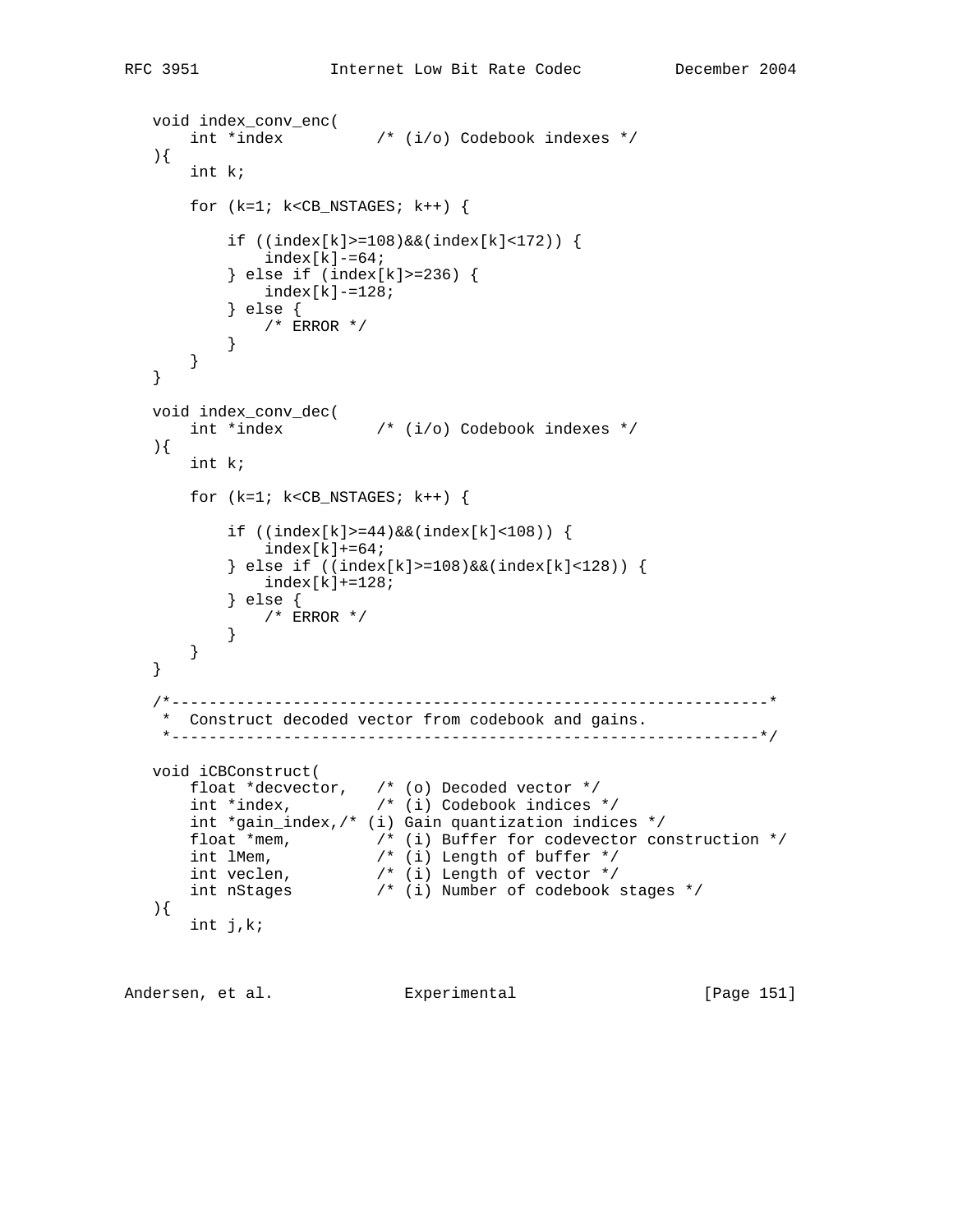```
   void index_conv_enc(
       int *index          /* (i/o) Codebook indexes */
   ){
       int k;

       for (k=1; k<CB_NSTAGES; k++) {

           if ((index[k]>=108)&&(index[k]<172)) {
               index[k]-=64;
           } else if (index[k]>=236) {
               index[k]-=128;
           } else {
               /* ERROR */
           }
       }
   }

   void index_conv_dec(
       int *index          /* (i/o) Codebook indexes */
   ){
       int k;

       for (k=1; k<CB_NSTAGES; k++) {

           if ((index[k]>=44)&&(index[k]<108)) {
               index[k]+=64;
           } else if ((index[k]>=108)&&(index[k]<128)) {
               index[k]+=128;
           } else {
               /* ERROR */
           }
       }
   }

   /*----------------------------------------------------------------*
    *  Construct decoded vector from codebook and gains.
    *---------------------------------------------------------------*/

   void iCBConstruct(
       float *decvector,   /* (o) Decoded vector */
       int *index,         /* (i) Codebook indices */
       int *gain_index,/* (i) Gain quantization indices */
       float *mem,         /* (i) Buffer for codevector construction */
       int lMem,           /* (i) Length of buffer */
       int veclen,         /* (i) Length of vector */
       int nStages         /* (i) Number of codebook stages */
   ){
       int j,k;
```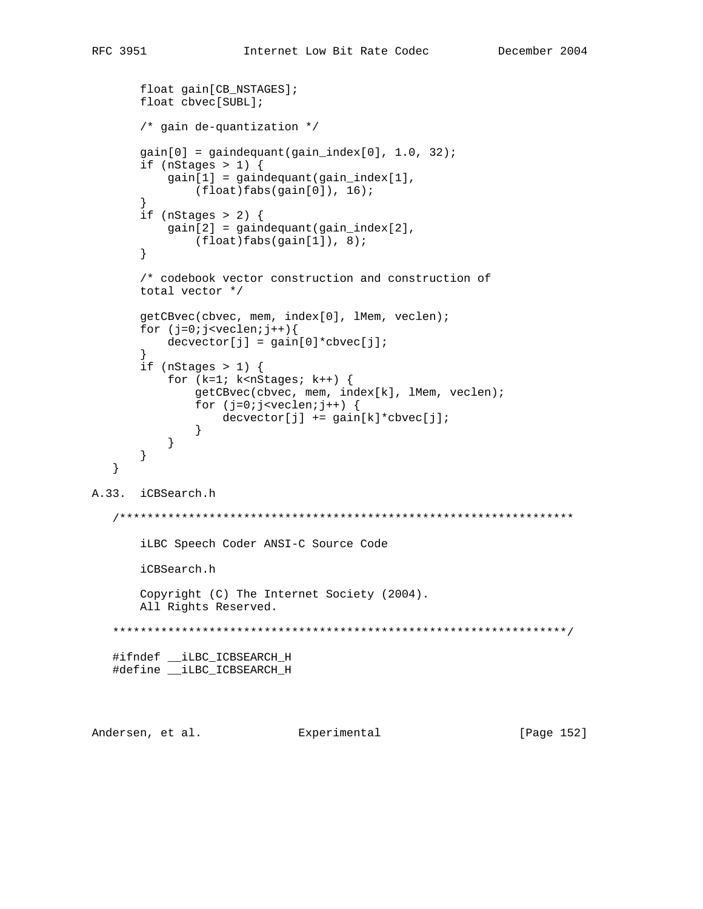```
       float gain[CB_NSTAGES];
       float cbvec[SUBL];

       /* gain de-quantization */

       gain[0] = gaindequant(gain_index[0], 1.0, 32);
       if (nStages > 1) {
           gain[1] = gaindequant(gain_index[1],
               (float)fabs(gain[0]), 16);
       }
       if (nStages > 2) {
           gain[2] = gaindequant(gain_index[2],
               (float)fabs(gain[1]), 8);
       }

       /* codebook vector construction and construction of
       total vector */

       getCBvec(cbvec, mem, index[0], lMem, veclen);
       for (j=0;j<veclen;j++){
           decvector[j] = gain[0]*cbvec[j];
       }
       if (nStages > 1) {
           for (k=1; k<nStages; k++) {
               getCBvec(cbvec, mem, index[k], lMem, veclen);
               for (j=0;j<veclen;j++) {
                   decvector[j] += gain[k]*cbvec[j];
               }
           }
       }
   }
```

## A.33. iCBSearch.h

```
   /******************************************************************

       iLBC Speech Coder ANSI-C Source Code

       iCBSearch.h

       Copyright (C) The Internet Society (2004).
       All Rights Reserved.

   ******************************************************************/

   #ifndef __iLBC_ICBSEARCH_H
   #define __iLBC_ICBSEARCH_H
```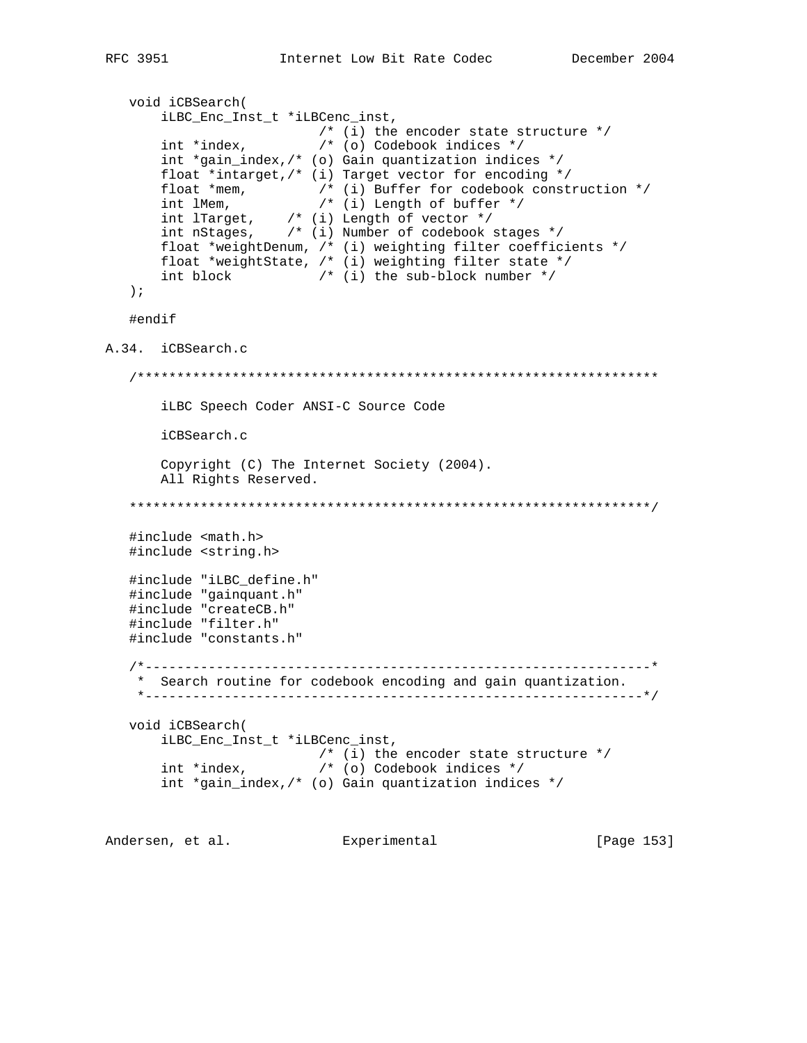```
   void iCBSearch(
       iLBC_Enc_Inst_t *iLBCenc_inst,
                           /* (i) the encoder state structure */
       int *index,         /* (o) Codebook indices */
       int *gain_index,/* (o) Gain quantization indices */
       float *intarget,/* (i) Target vector for encoding */
       float *mem,         /* (i) Buffer for codebook construction */
       int lMem,           /* (i) Length of buffer */
       int lTarget,    /* (i) Length of vector */
       int nStages,    /* (i) Number of codebook stages */
       float *weightDenum, /* (i) weighting filter coefficients */
       float *weightState, /* (i) weighting filter state */
       int block           /* (i) the sub-block number */
   );

   #endif
```

A.34. iCBSearch.c

```
   /******************************************************************

       iLBC Speech Coder ANSI-C Source Code

       iCBSearch.c

       Copyright (C) The Internet Society (2004).
       All Rights Reserved.

   ******************************************************************/

   #include <math.h>
   #include <string.h>

   #include "iLBC_define.h"
   #include "gainquant.h"
   #include "createCB.h"
   #include "filter.h"
   #include "constants.h"

   /*----------------------------------------------------------------*
    *  Search routine for codebook encoding and gain quantization.
    *----------------------------------------------------------------*/

   void iCBSearch(
       iLBC_Enc_Inst_t *iLBCenc_inst,
                           /* (i) the encoder state structure */
       int *index,         /* (o) Codebook indices */
       int *gain_index,/* (o) Gain quantization indices */
```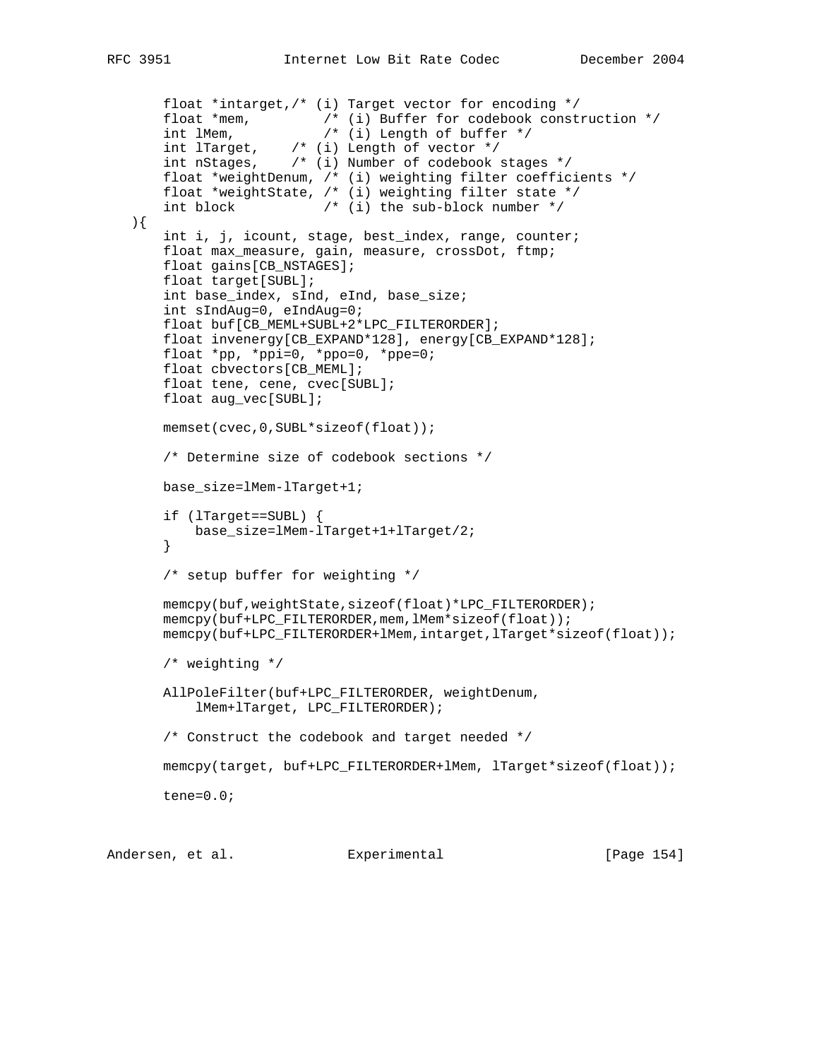```
       float *intarget,/* (i) Target vector for encoding */
       float *mem,         /* (i) Buffer for codebook construction */
       int lMem,           /* (i) Length of buffer */
       int lTarget,    /* (i) Length of vector */
       int nStages,    /* (i) Number of codebook stages */
       float *weightDenum, /* (i) weighting filter coefficients */
       float *weightState, /* (i) weighting filter state */
       int block           /* (i) the sub-block number */
   ){
       int i, j, icount, stage, best_index, range, counter;
       float max_measure, gain, measure, crossDot, ftmp;
       float gains[CB_NSTAGES];
       float target[SUBL];
       int base_index, sInd, eInd, base_size;
       int sIndAug=0, eIndAug=0;
       float buf[CB_MEML+SUBL+2*LPC_FILTERORDER];
       float invenergy[CB_EXPAND*128], energy[CB_EXPAND*128];
       float *pp, *ppi=0, *ppo=0, *ppe=0;
       float cbvectors[CB_MEML];
       float tene, cene, cvec[SUBL];
       float aug_vec[SUBL];

       memset(cvec,0,SUBL*sizeof(float));

       /* Determine size of codebook sections */

       base_size=lMem-lTarget+1;

       if (lTarget==SUBL) {
           base_size=lMem-lTarget+1+lTarget/2;
       }

       /* setup buffer for weighting */

       memcpy(buf,weightState,sizeof(float)*LPC_FILTERORDER);
       memcpy(buf+LPC_FILTERORDER,mem,lMem*sizeof(float));
       memcpy(buf+LPC_FILTERORDER+lMem,intarget,lTarget*sizeof(float));

       /* weighting */

       AllPoleFilter(buf+LPC_FILTERORDER, weightDenum,
           lMem+lTarget, LPC_FILTERORDER);

       /* Construct the codebook and target needed */

       memcpy(target, buf+LPC_FILTERORDER+lMem, lTarget*sizeof(float));

       tene=0.0;
```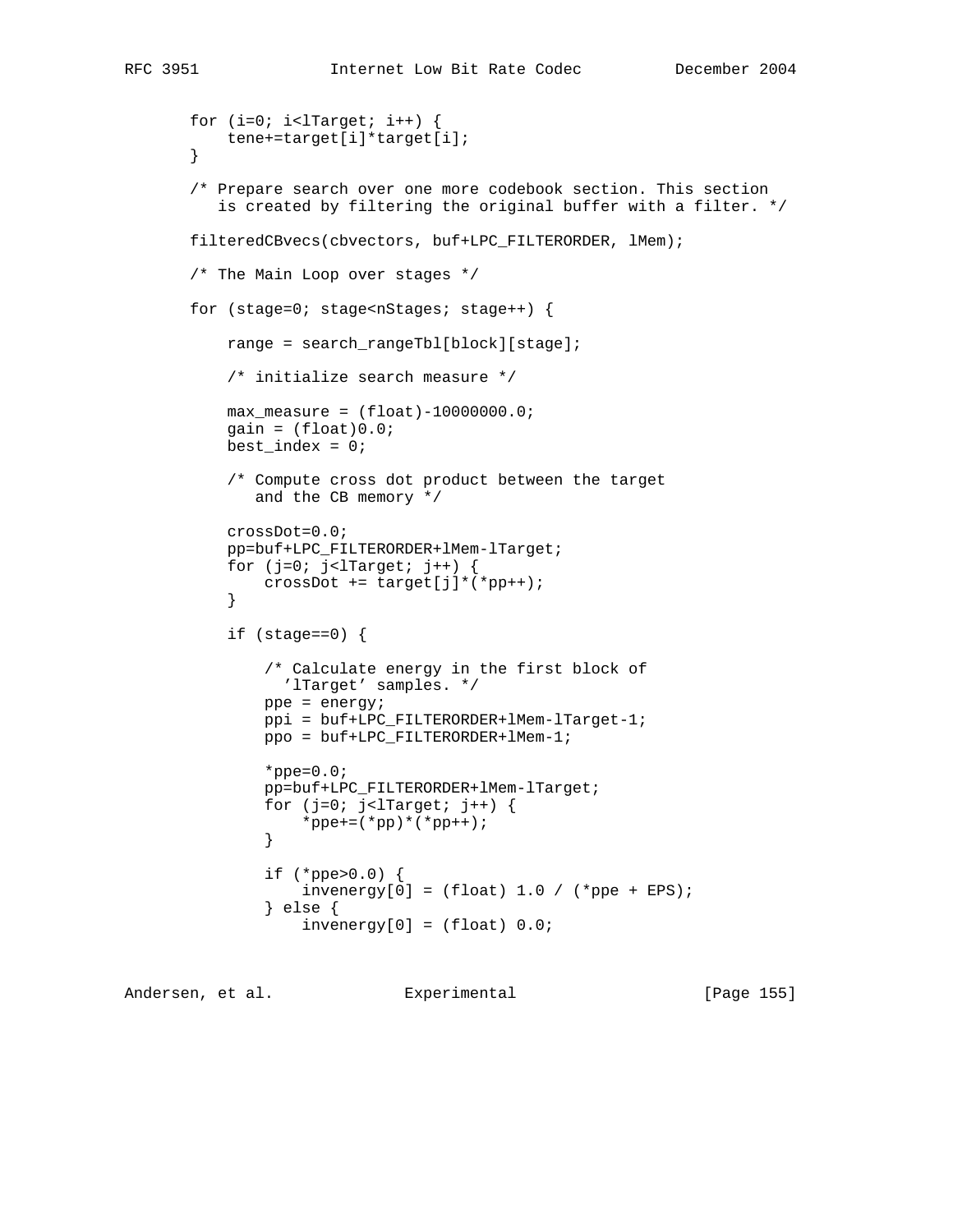```
       for (i=0; i<lTarget; i++) {
           tene+=target[i]*target[i];
       }

       /* Prepare search over one more codebook section. This section
          is created by filtering the original buffer with a filter. */

       filteredCBvecs(cbvectors, buf+LPC_FILTERORDER, lMem);

       /* The Main Loop over stages */

       for (stage=0; stage<nStages; stage++) {

           range = search_rangeTbl[block][stage];

           /* initialize search measure */

           max_measure = (float)-10000000.0;
           gain = (float)0.0;
           best_index = 0;

           /* Compute cross dot product between the target
              and the CB memory */

           crossDot=0.0;
           pp=buf+LPC_FILTERORDER+lMem-lTarget;
           for (j=0; j<lTarget; j++) {
               crossDot += target[j]*(*pp++);
           }

           if (stage==0) {

               /* Calculate energy in the first block of
                 'lTarget' samples. */
               ppe = energy;
               ppi = buf+LPC_FILTERORDER+lMem-lTarget-1;
               ppo = buf+LPC_FILTERORDER+lMem-1;

               *ppe=0.0;
               pp=buf+LPC_FILTERORDER+lMem-lTarget;
               for (j=0; j<lTarget; j++) {
                   *ppe+=(*pp)*(*pp++);
               }

               if (*ppe>0.0) {
                   invenergy[0] = (float) 1.0 / (*ppe + EPS);
               } else {
                   invenergy[0] = (float) 0.0;
```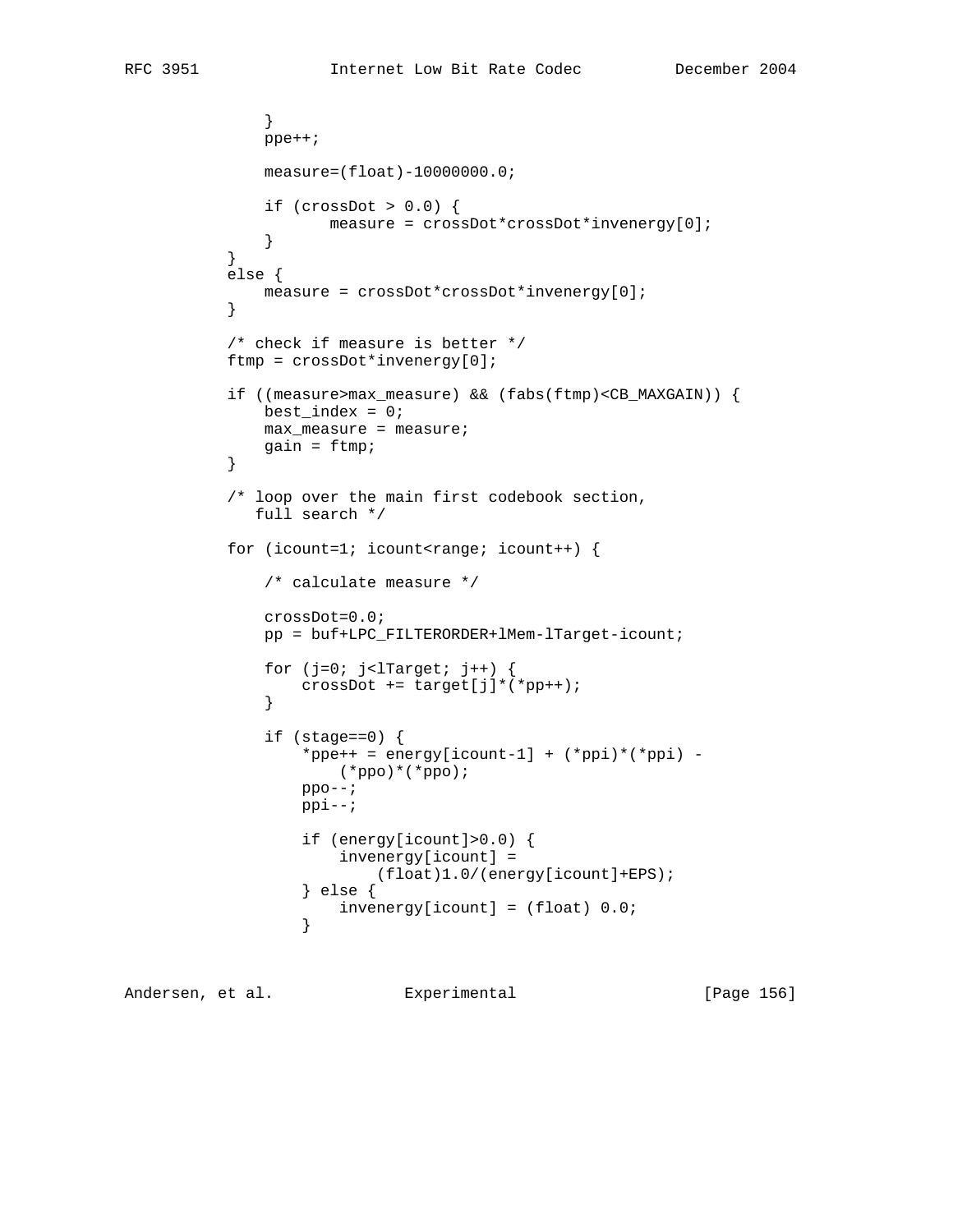```
            }
            ppe++;

            measure=(float)-10000000.0;

            if (crossDot > 0.0) {
                   measure = crossDot*crossDot*invenergy[0];
            }
        }
        else {
            measure = crossDot*crossDot*invenergy[0];
        }

        /* check if measure is better */
        ftmp = crossDot*invenergy[0];

        if ((measure>max_measure) && (fabs(ftmp)<CB_MAXGAIN)) {
            best_index = 0;
            max_measure = measure;
            gain = ftmp;
        }

        /* loop over the main first codebook section,
           full search */

        for (icount=1; icount<range; icount++) {

            /* calculate measure */

            crossDot=0.0;
            pp = buf+LPC_FILTERORDER+lMem-lTarget-icount;

            for (j=0; j<lTarget; j++) {
                crossDot += target[j]*(*pp++);
            }

            if (stage==0) {
                *ppe++ = energy[icount-1] + (*ppi)*(*ppi) -
                    (*ppo)*(*ppo);
                ppo--;
                ppi--;

                if (energy[icount]>0.0) {
                    invenergy[icount] =
                        (float)1.0/(energy[icount]+EPS);
                } else {
                    invenergy[icount] = (float) 0.0;
                }
```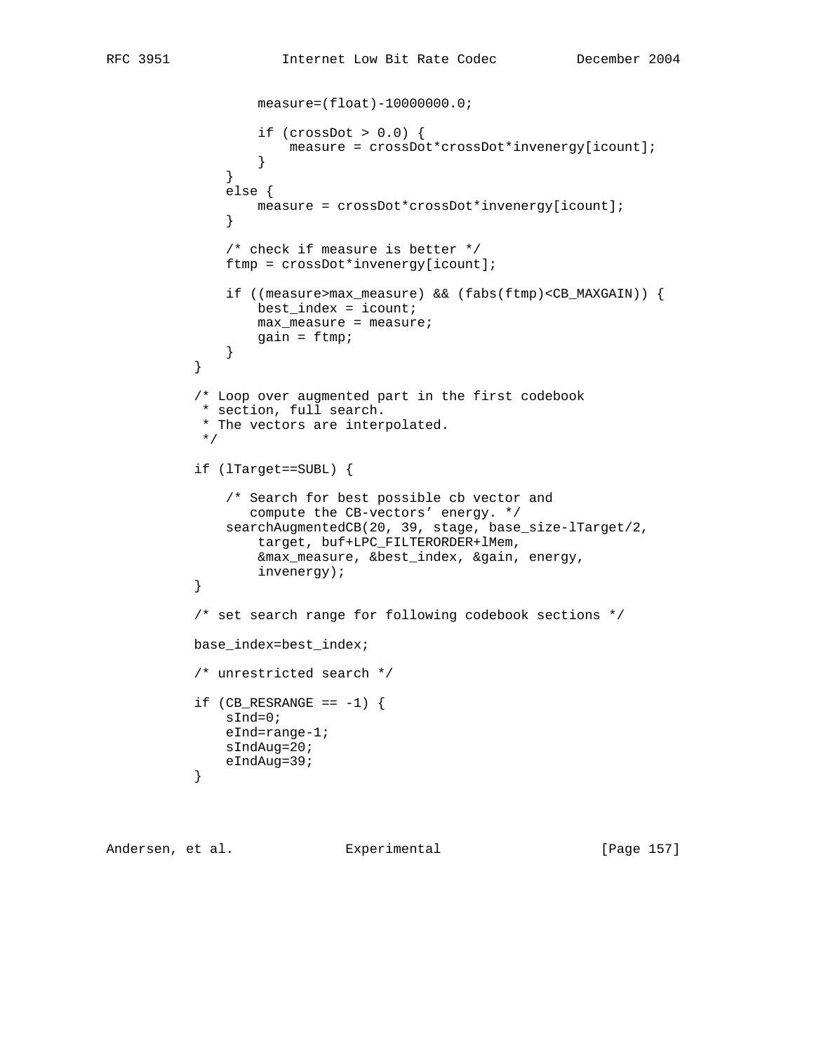```
                measure=(float)-10000000.0;

                if (crossDot > 0.0) {
                    measure = crossDot*crossDot*invenergy[icount];
                }
            }
            else {
                measure = crossDot*crossDot*invenergy[icount];
            }

            /* check if measure is better */
            ftmp = crossDot*invenergy[icount];

            if ((measure>max_measure) && (fabs(ftmp)<CB_MAXGAIN)) {
                best_index = icount;
                max_measure = measure;
                gain = ftmp;
            }
        }

        /* Loop over augmented part in the first codebook
         * section, full search.
         * The vectors are interpolated.
         */

        if (lTarget==SUBL) {

            /* Search for best possible cb vector and
               compute the CB-vectors' energy. */
            searchAugmentedCB(20, 39, stage, base_size-lTarget/2,
                target, buf+LPC_FILTERORDER+lMem,
                &max_measure, &best_index, &gain, energy,
                invenergy);
        }

        /* set search range for following codebook sections */

        base_index=best_index;

        /* unrestricted search */

        if (CB_RESRANGE == -1) {
            sInd=0;
            eInd=range-1;
            sIndAug=20;
            eIndAug=39;
        }
```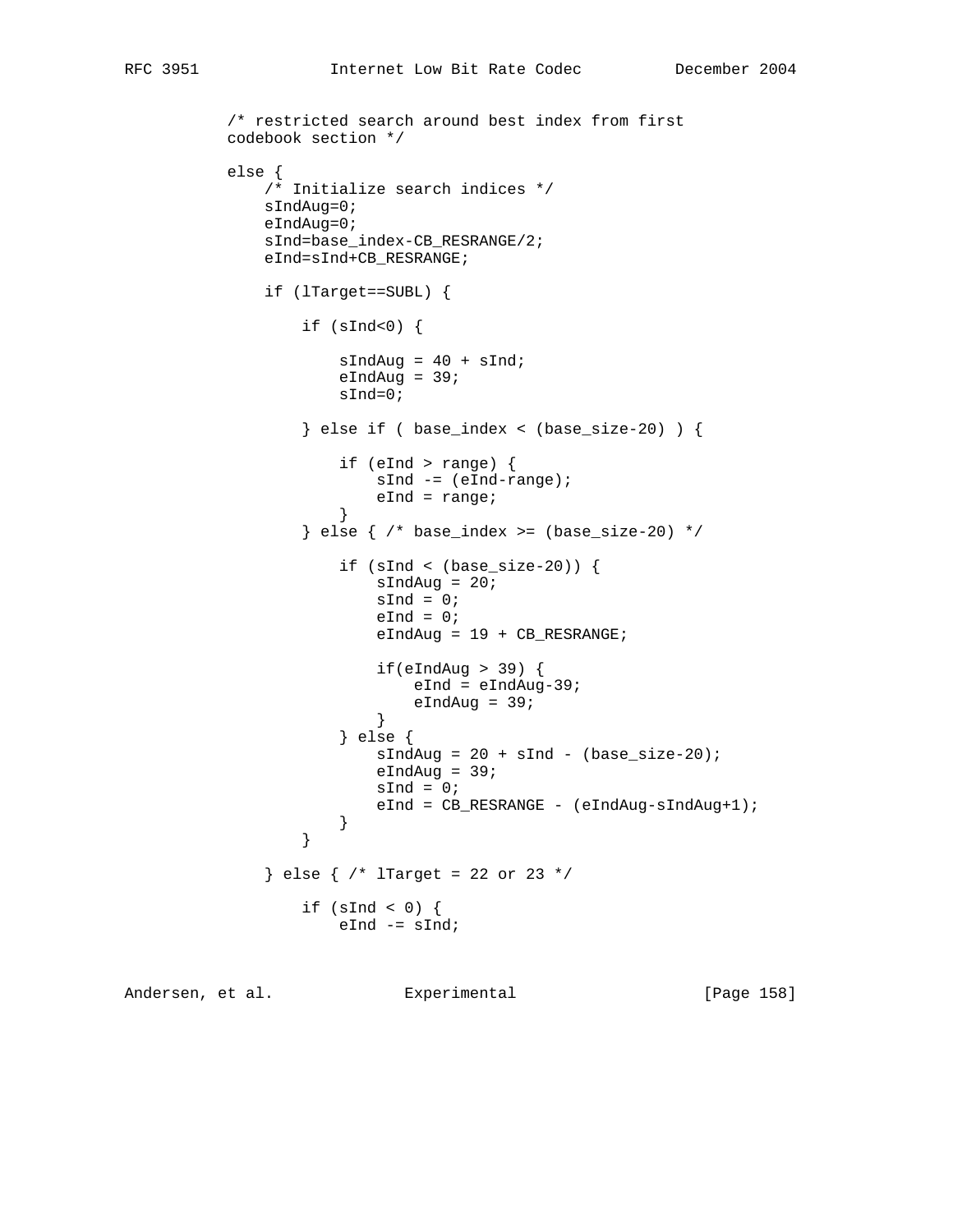```
          /* restricted search around best index from first
          codebook section */

          else {
              /* Initialize search indices */
              sIndAug=0;
              eIndAug=0;
              sInd=base_index-CB_RESRANGE/2;
              eInd=sInd+CB_RESRANGE;

              if (lTarget==SUBL) {

                  if (sInd<0) {

                      sIndAug = 40 + sInd;
                      eIndAug = 39;
                      sInd=0;

                  } else if ( base_index < (base_size-20) ) {

                      if (eInd > range) {
                          sInd -= (eInd-range);
                          eInd = range;
                      }
                  } else { /* base_index >= (base_size-20) */

                      if (sInd < (base_size-20)) {
                          sIndAug = 20;
                          sInd = 0;
                          eInd = 0;
                          eIndAug = 19 + CB_RESRANGE;

                          if(eIndAug > 39) {
                              eInd = eIndAug-39;
                              eIndAug = 39;
                          }
                      } else {
                          sIndAug = 20 + sInd - (base_size-20);
                          eIndAug = 39;
                          sInd = 0;
                          eInd = CB_RESRANGE - (eIndAug-sIndAug+1);
                      }
                  }

              } else { /* lTarget = 22 or 23 */

                  if (sInd < 0) {
                      eInd -= sInd;
```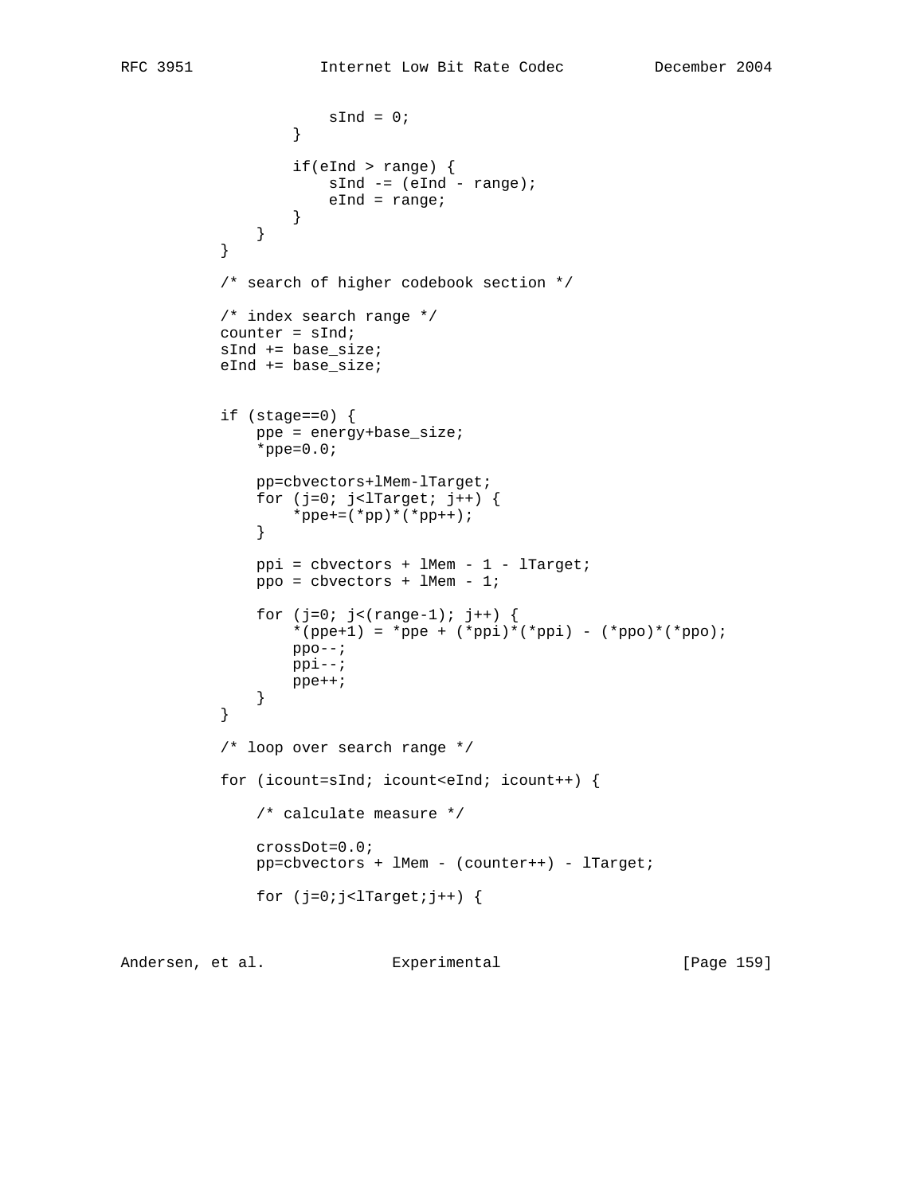```
                    sInd = 0;
                }

                if(eInd > range) {
                    sInd -= (eInd - range);
                    eInd = range;
                }
            }
        }

        /* search of higher codebook section */

        /* index search range */
        counter = sInd;
        sInd += base_size;
        eInd += base_size;


        if (stage==0) {
            ppe = energy+base_size;
            *ppe=0.0;

            pp=cbvectors+lMem-lTarget;
            for (j=0; j<lTarget; j++) {
                *ppe+=(*pp)*(*pp++);
            }

            ppi = cbvectors + lMem - 1 - lTarget;
            ppo = cbvectors + lMem - 1;

            for (j=0; j<(range-1); j++) {
                *(ppe+1) = *ppe + (*ppi)*(*ppi) - (*ppo)*(*ppo);
                ppo--;
                ppi--;
                ppe++;
            }
        }

        /* loop over search range */

        for (icount=sInd; icount<eInd; icount++) {

            /* calculate measure */

            crossDot=0.0;
            pp=cbvectors + lMem - (counter++) - lTarget;

            for (j=0;j<lTarget;j++) {
```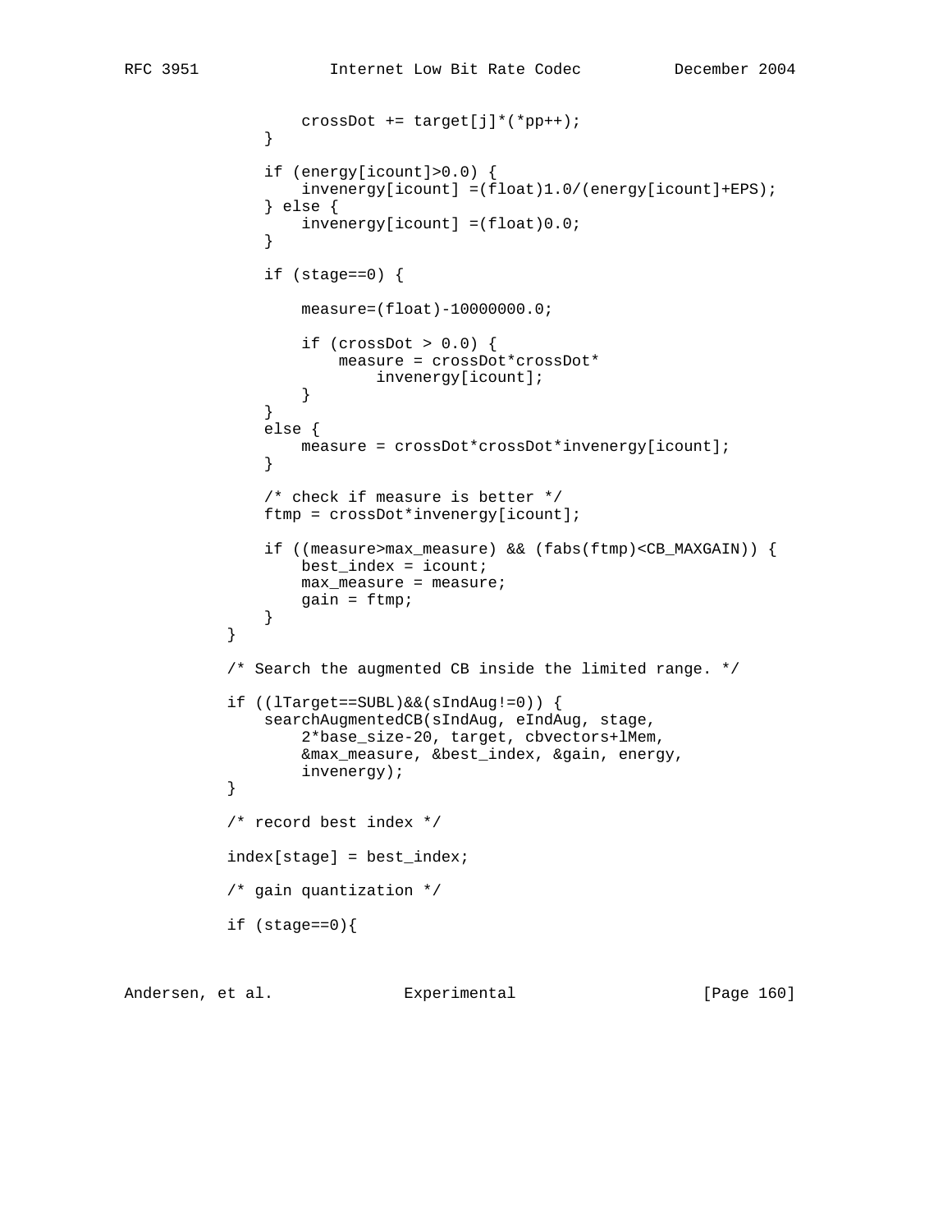```
                crossDot += target[j]*(*pp++);
            }

            if (energy[icount]>0.0) {
                invenergy[icount] =(float)1.0/(energy[icount]+EPS);
            } else {
                invenergy[icount] =(float)0.0;
            }

            if (stage==0) {

                measure=(float)-10000000.0;

                if (crossDot > 0.0) {
                    measure = crossDot*crossDot*
                        invenergy[icount];
                }
            }
            else {
                measure = crossDot*crossDot*invenergy[icount];
            }

            /* check if measure is better */
            ftmp = crossDot*invenergy[icount];

            if ((measure>max_measure) && (fabs(ftmp)<CB_MAXGAIN)) {
                best_index = icount;
                max_measure = measure;
                gain = ftmp;
            }
        }

        /* Search the augmented CB inside the limited range. */

        if ((lTarget==SUBL)&&(sIndAug!=0)) {
            searchAugmentedCB(sIndAug, eIndAug, stage,
                2*base_size-20, target, cbvectors+lMem,
                &max_measure, &best_index, &gain, energy,
                invenergy);
        }

        /* record best index */

        index[stage] = best_index;

        /* gain quantization */

        if (stage==0){
```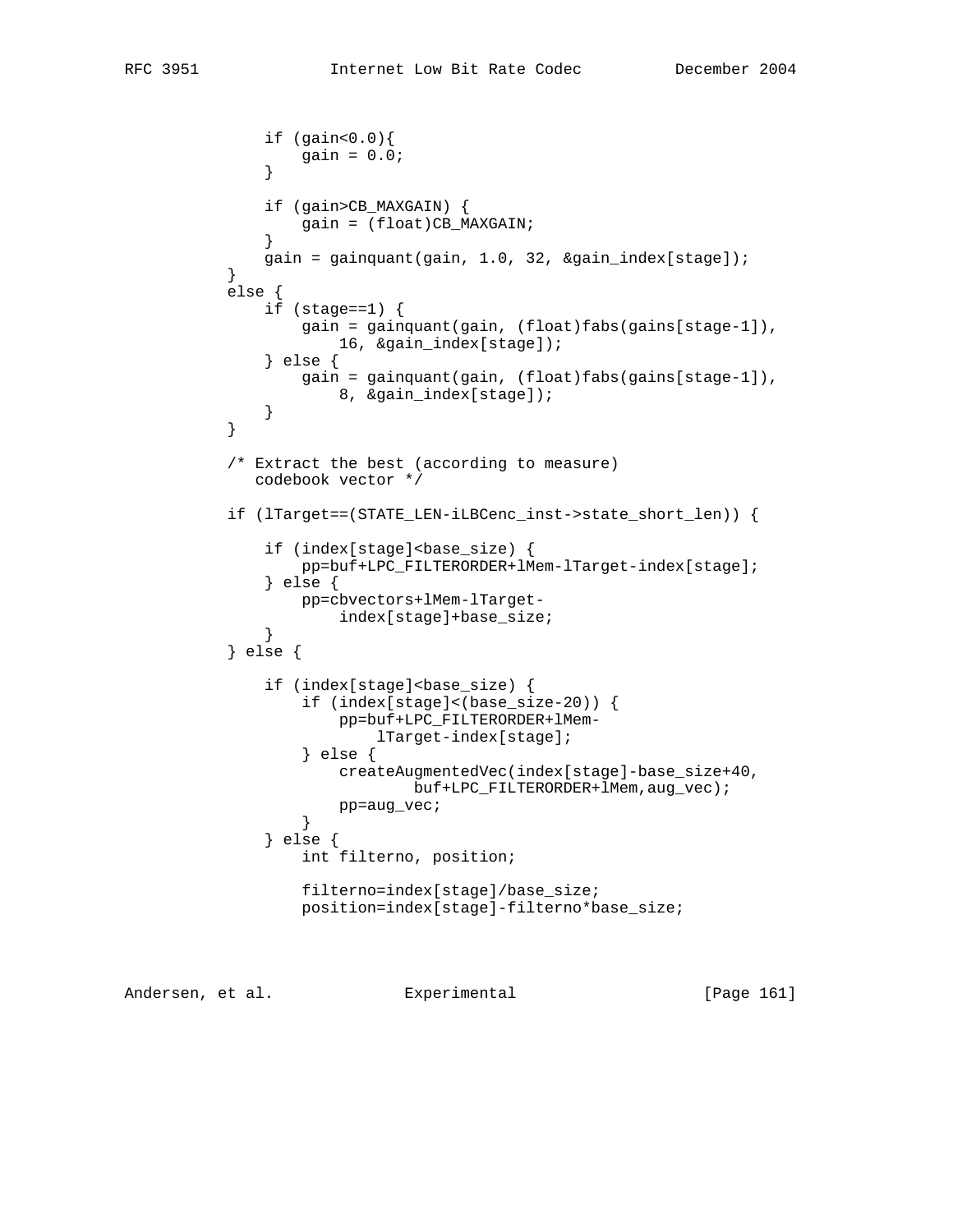```
                if (gain<0.0){
                    gain = 0.0;
                }

                if (gain>CB_MAXGAIN) {
                    gain = (float)CB_MAXGAIN;
                }
                gain = gainquant(gain, 1.0, 32, &gain_index[stage]);
            }
            else {
                if (stage==1) {
                    gain = gainquant(gain, (float)fabs(gains[stage-1]),
                        16, &gain_index[stage]);
                } else {
                    gain = gainquant(gain, (float)fabs(gains[stage-1]),
                        8, &gain_index[stage]);
                }
            }

            /* Extract the best (according to measure)
               codebook vector */

            if (lTarget==(STATE_LEN-iLBCenc_inst->state_short_len)) {

                if (index[stage]<base_size) {
                    pp=buf+LPC_FILTERORDER+lMem-lTarget-index[stage];
                } else {
                    pp=cbvectors+lMem-lTarget-
                        index[stage]+base_size;
                }
            } else {

                if (index[stage]<base_size) {
                    if (index[stage]<(base_size-20)) {
                        pp=buf+LPC_FILTERORDER+lMem-
                            lTarget-index[stage];
                    } else {
                        createAugmentedVec(index[stage]-base_size+40,
                                buf+LPC_FILTERORDER+lMem,aug_vec);
                        pp=aug_vec;
                    }
                } else {
                    int filterno, position;

                    filterno=index[stage]/base_size;
                    position=index[stage]-filterno*base_size;
```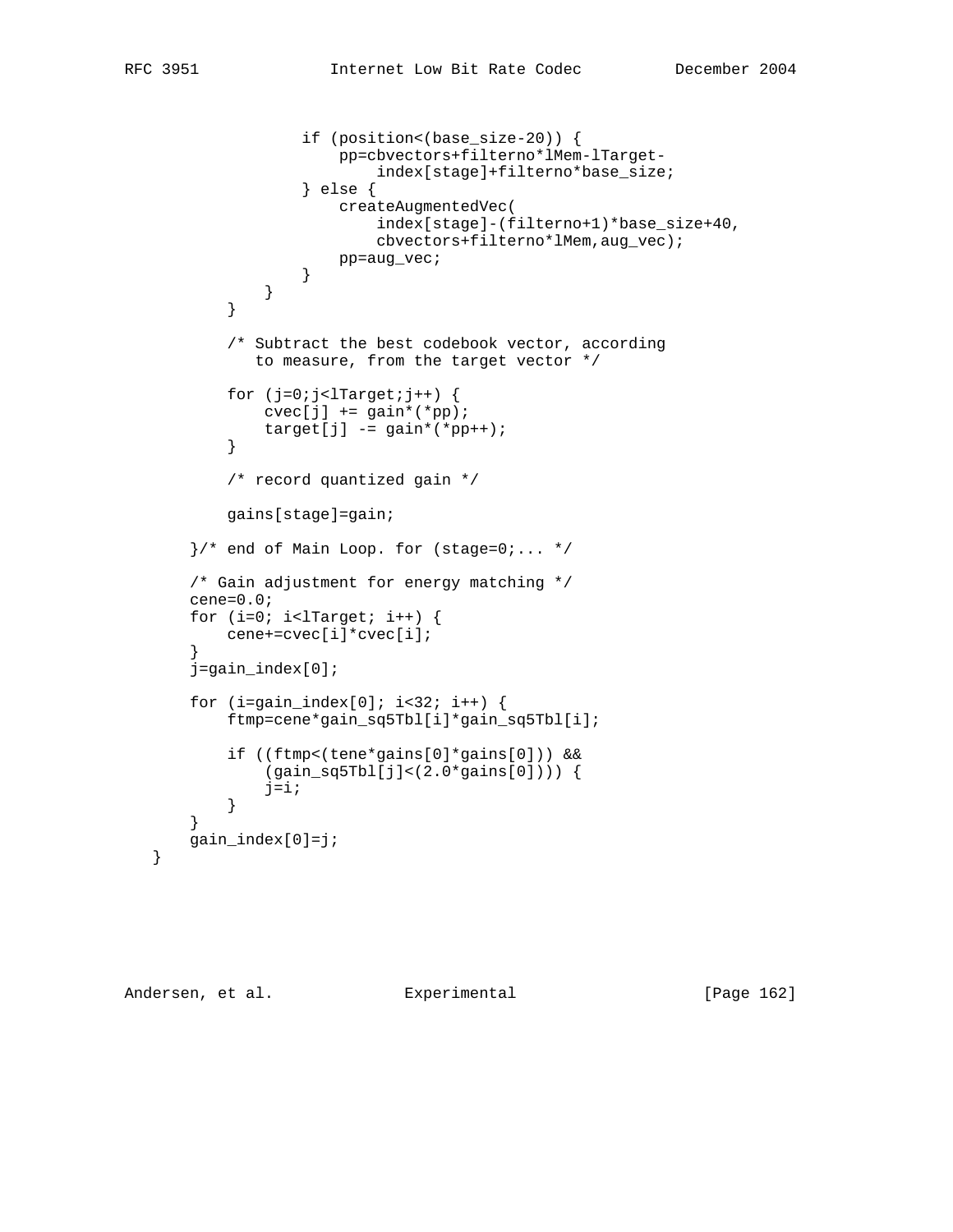```
                if (position<(base_size-20)) {
                    pp=cbvectors+filterno*lMem-lTarget-
                        index[stage]+filterno*base_size;
                } else {
                    createAugmentedVec(
                        index[stage]-(filterno+1)*base_size+40,
                        cbvectors+filterno*lMem,aug_vec);
                    pp=aug_vec;
                }
            }
        }

        /* Subtract the best codebook vector, according
           to measure, from the target vector */

        for (j=0;j<lTarget;j++) {
            cvec[j] += gain*(*pp);
            target[j] -= gain*(*pp++);
        }

        /* record quantized gain */

        gains[stage]=gain;

    }/* end of Main Loop. for (stage=0;... */

    /* Gain adjustment for energy matching */
    cene=0.0;
    for (i=0; i<lTarget; i++) {
        cene+=cvec[i]*cvec[i];
    }
    j=gain_index[0];

    for (i=gain_index[0]; i<32; i++) {
        ftmp=cene*gain_sq5Tbl[i]*gain_sq5Tbl[i];

        if ((ftmp<(tene*gains[0]*gains[0])) &&
            (gain_sq5Tbl[j]<(2.0*gains[0]))) {
            j=i;
        }
    }
    gain_index[0]=j;
}
```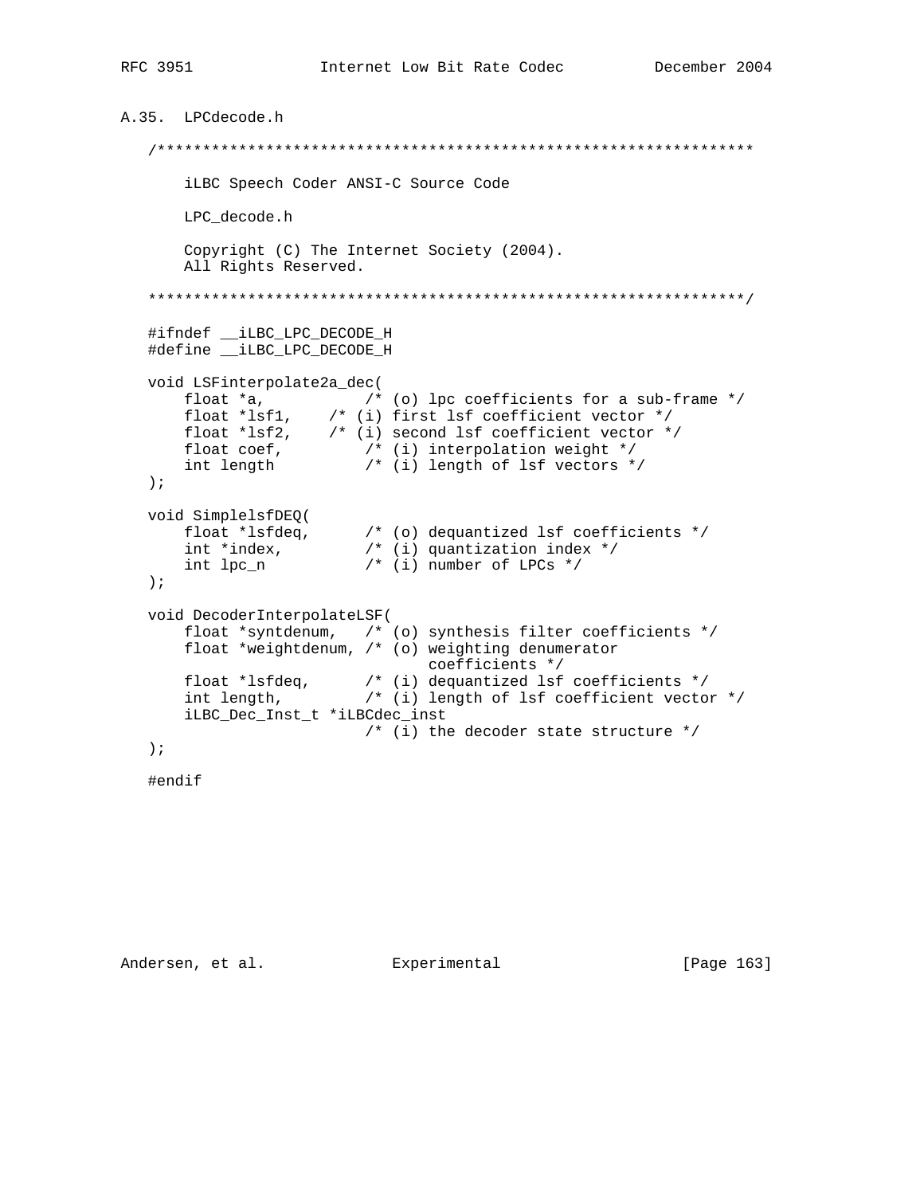## A.35. LPCdecode.h

```
/******************************************************************

    iLBC Speech Coder ANSI-C Source Code

    LPC_decode.h

    Copyright (C) The Internet Society (2004).
    All Rights Reserved.

******************************************************************/

#ifndef __iLBC_LPC_DECODE_H
#define __iLBC_LPC_DECODE_H

void LSFinterpolate2a_dec(
    float *a,           /* (o) lpc coefficients for a sub-frame */
    float *lsf1,    /* (i) first lsf coefficient vector */
    float *lsf2,    /* (i) second lsf coefficient vector */
    float coef,         /* (i) interpolation weight */
    int length          /* (i) length of lsf vectors */
);

void SimplelsfDEQ(
    float *lsfdeq,      /* (o) dequantized lsf coefficients */
    int *index,         /* (i) quantization index */
    int lpc_n           /* (i) number of LPCs */
);

void DecoderInterpolateLSF(
    float *syntdenum,   /* (o) synthesis filter coefficients */
    float *weightdenum, /* (o) weighting denumerator
                               coefficients */
    float *lsfdeq,      /* (i) dequantized lsf coefficients */
    int length,         /* (i) length of lsf coefficient vector */
    iLBC_Dec_Inst_t *iLBCdec_inst
                        /* (i) the decoder state structure */
);

#endif
```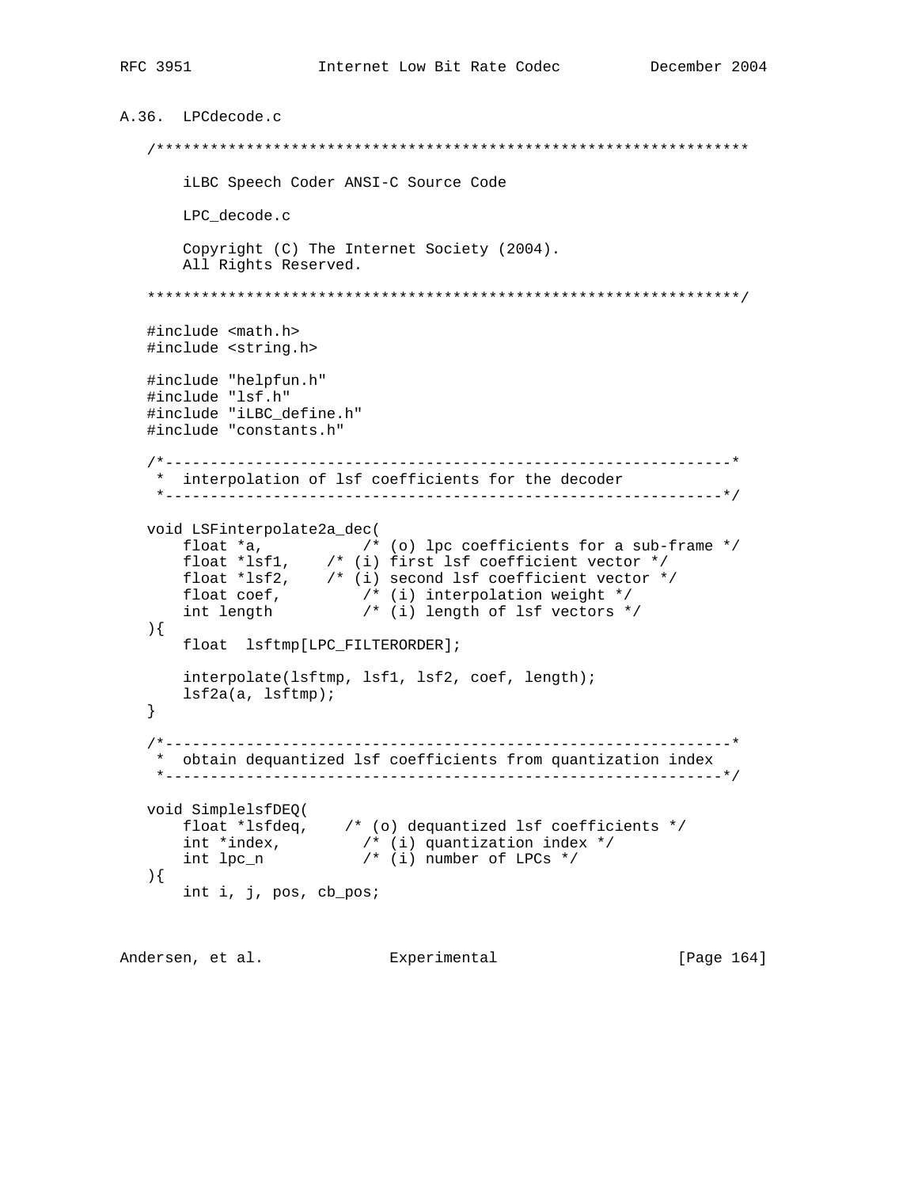A.36. LPCdecode.c

```
/******************************************************************

    iLBC Speech Coder ANSI-C Source Code

    LPC_decode.c

    Copyright (C) The Internet Society (2004).
    All Rights Reserved.

******************************************************************/

#include <math.h>
#include <string.h>

#include "helpfun.h"
#include "lsf.h"
#include "iLBC_define.h"
#include "constants.h"

/*---------------------------------------------------------------*
 *  interpolation of lsf coefficients for the decoder
 *--------------------------------------------------------------*/

void LSFinterpolate2a_dec(
    float *a,           /* (o) lpc coefficients for a sub-frame */
    float *lsf1,    /* (i) first lsf coefficient vector */
    float *lsf2,    /* (i) second lsf coefficient vector */
    float coef,         /* (i) interpolation weight */
    int length          /* (i) length of lsf vectors */
){
    float  lsftmp[LPC_FILTERORDER];

    interpolate(lsftmp, lsf1, lsf2, coef, length);
    lsf2a(a, lsftmp);
}

/*---------------------------------------------------------------*
 *  obtain dequantized lsf coefficients from quantization index
 *--------------------------------------------------------------*/

void SimplelsfDEQ(
    float *lsfdeq,    /* (o) dequantized lsf coefficients */
    int *index,         /* (i) quantization index */
    int lpc_n           /* (i) number of LPCs */
){
    int i, j, pos, cb_pos;
```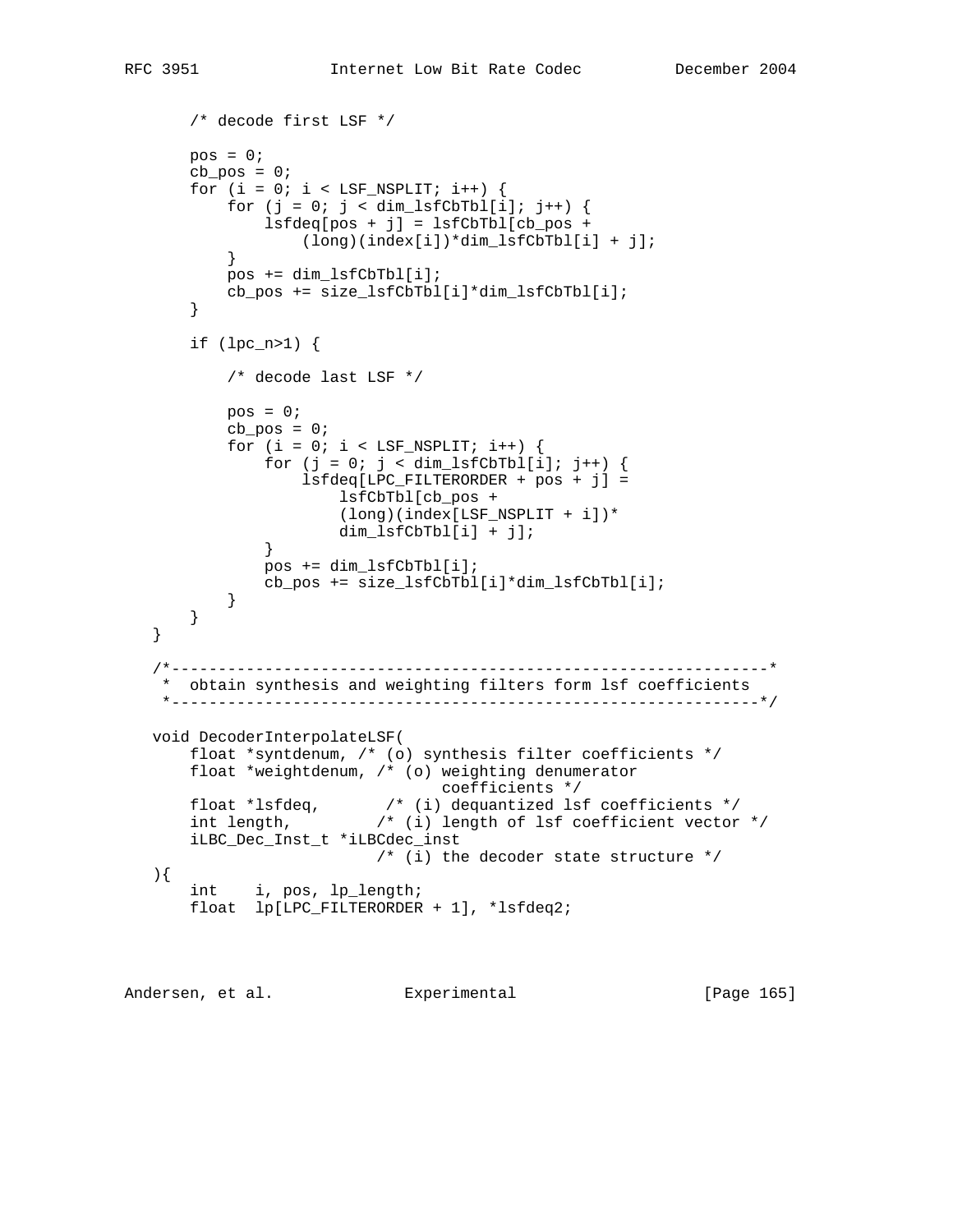```
       /* decode first LSF */

       pos = 0;
       cb_pos = 0;
       for (i = 0; i < LSF_NSPLIT; i++) {
           for (j = 0; j < dim_lsfCbTbl[i]; j++) {
               lsfdeq[pos + j] = lsfCbTbl[cb_pos +
                   (long)(index[i])*dim_lsfCbTbl[i] + j];
           }
           pos += dim_lsfCbTbl[i];
           cb_pos += size_lsfCbTbl[i]*dim_lsfCbTbl[i];
       }

       if (lpc_n>1) {

           /* decode last LSF */

           pos = 0;
           cb_pos = 0;
           for (i = 0; i < LSF_NSPLIT; i++) {
               for (j = 0; j < dim_lsfCbTbl[i]; j++) {
                   lsfdeq[LPC_FILTERORDER + pos + j] =
                       lsfCbTbl[cb_pos +
                       (long)(index[LSF_NSPLIT + i])*
                       dim_lsfCbTbl[i] + j];
               }
               pos += dim_lsfCbTbl[i];
               cb_pos += size_lsfCbTbl[i]*dim_lsfCbTbl[i];
           }
       }
   }

   /*----------------------------------------------------------------*
    *  obtain synthesis and weighting filters form lsf coefficients
    *---------------------------------------------------------------*/

   void DecoderInterpolateLSF(
       float *syntdenum, /* (o) synthesis filter coefficients */
       float *weightdenum, /* (o) weighting denumerator
                                  coefficients */
       float *lsfdeq,       /* (i) dequantized lsf coefficients */
       int length,         /* (i) length of lsf coefficient vector */
       iLBC_Dec_Inst_t *iLBCdec_inst
                           /* (i) the decoder state structure */
   ){
       int    i, pos, lp_length;
       float  lp[LPC_FILTERORDER + 1], *lsfdeq2;
```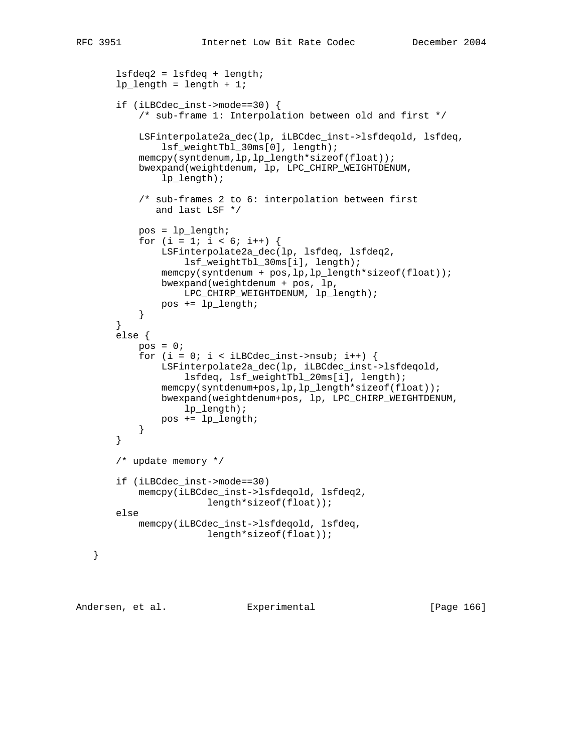```
       lsfdeq2 = lsfdeq + length;
       lp_length = length + 1;

       if (iLBCdec_inst->mode==30) {
           /* sub-frame 1: Interpolation between old and first */

           LSFinterpolate2a_dec(lp, iLBCdec_inst->lsfdeqold, lsfdeq,
               lsf_weightTbl_30ms[0], length);
           memcpy(syntdenum,lp,lp_length*sizeof(float));
           bwexpand(weightdenum, lp, LPC_CHIRP_WEIGHTDENUM,
               lp_length);

           /* sub-frames 2 to 6: interpolation between first
              and last LSF */

           pos = lp_length;
           for (i = 1; i < 6; i++) {
               LSFinterpolate2a_dec(lp, lsfdeq, lsfdeq2,
                   lsf_weightTbl_30ms[i], length);
               memcpy(syntdenum + pos,lp,lp_length*sizeof(float));
               bwexpand(weightdenum + pos, lp,
                   LPC_CHIRP_WEIGHTDENUM, lp_length);
               pos += lp_length;
           }
       }
       else {
           pos = 0;
           for (i = 0; i < iLBCdec_inst->nsub; i++) {
               LSFinterpolate2a_dec(lp, iLBCdec_inst->lsfdeqold,
                   lsfdeq, lsf_weightTbl_20ms[i], length);
               memcpy(syntdenum+pos,lp,lp_length*sizeof(float));
               bwexpand(weightdenum+pos, lp, LPC_CHIRP_WEIGHTDENUM,
                   lp_length);
               pos += lp_length;
           }
       }

       /* update memory */

       if (iLBCdec_inst->mode==30)
           memcpy(iLBCdec_inst->lsfdeqold, lsfdeq2,
                       length*sizeof(float));
       else
           memcpy(iLBCdec_inst->lsfdeqold, lsfdeq,
                       length*sizeof(float));

   }
```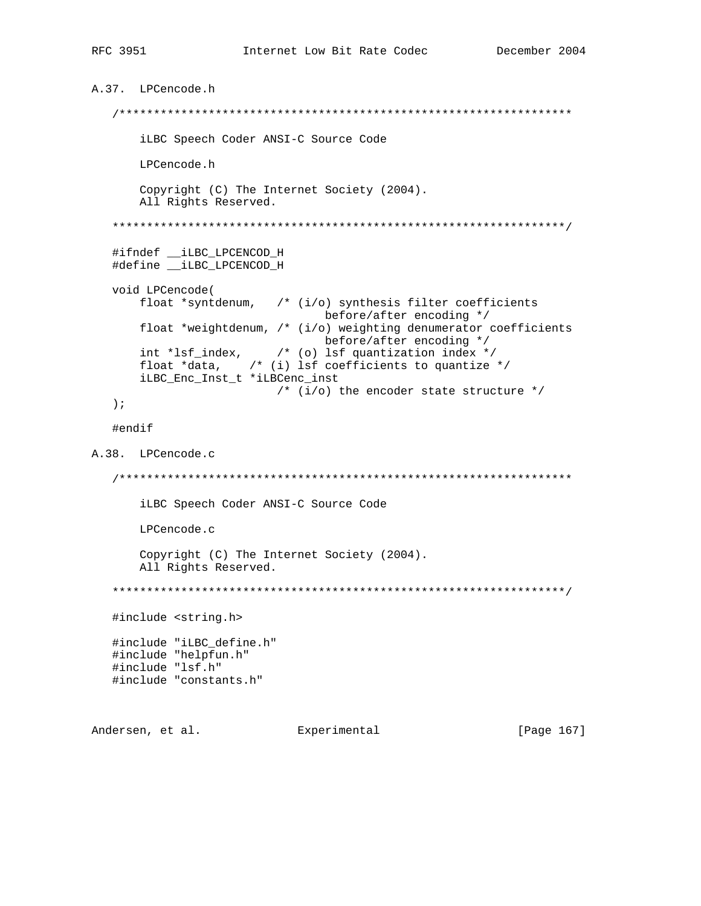## A.37. LPCencode.h

```
/******************************************************************

    iLBC Speech Coder ANSI-C Source Code

    LPCencode.h

    Copyright (C) The Internet Society (2004).
    All Rights Reserved.

******************************************************************/

#ifndef __iLBC_LPCENCOD_H
#define __iLBC_LPCENCOD_H

void LPCencode(
    float *syntdenum,   /* (i/o) synthesis filter coefficients
                               before/after encoding */
    float *weightdenum, /* (i/o) weighting denumerator coefficients
                               before/after encoding */
    int *lsf_index,     /* (o) lsf quantization index */
    float *data,    /* (i) lsf coefficients to quantize */
    iLBC_Enc_Inst_t *iLBCenc_inst
                        /* (i/o) the encoder state structure */
);

#endif
```

## A.38. LPCencode.c

```
/******************************************************************

    iLBC Speech Coder ANSI-C Source Code

    LPCencode.c

    Copyright (C) The Internet Society (2004).
    All Rights Reserved.

******************************************************************/

#include <string.h>

#include "iLBC_define.h"
#include "helpfun.h"
#include "lsf.h"
#include "constants.h"
```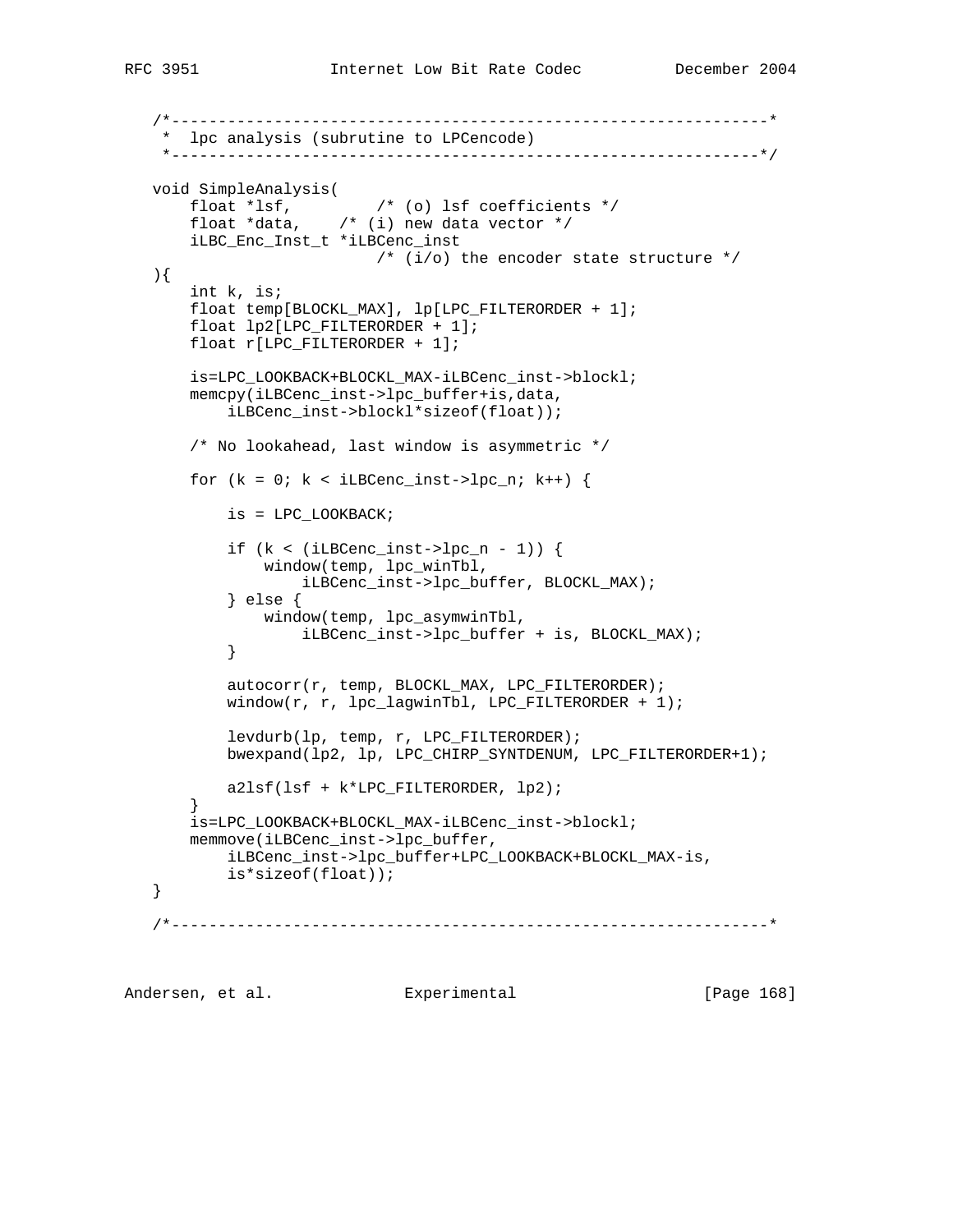```
   /*----------------------------------------------------------------*
    *  lpc analysis (subrutine to LPCencode)
    *---------------------------------------------------------------*/

   void SimpleAnalysis(
       float *lsf,         /* (o) lsf coefficients */
       float *data,    /* (i) new data vector */
       iLBC_Enc_Inst_t *iLBCenc_inst
                           /* (i/o) the encoder state structure */
   ){
       int k, is;
       float temp[BLOCKL_MAX], lp[LPC_FILTERORDER + 1];
       float lp2[LPC_FILTERORDER + 1];
       float r[LPC_FILTERORDER + 1];

       is=LPC_LOOKBACK+BLOCKL_MAX-iLBCenc_inst->blockl;
       memcpy(iLBCenc_inst->lpc_buffer+is,data,
           iLBCenc_inst->blockl*sizeof(float));

       /* No lookahead, last window is asymmetric */

       for (k = 0; k < iLBCenc_inst->lpc_n; k++) {

           is = LPC_LOOKBACK;

           if (k < (iLBCenc_inst->lpc_n - 1)) {
               window(temp, lpc_winTbl,
                   iLBCenc_inst->lpc_buffer, BLOCKL_MAX);
           } else {
               window(temp, lpc_asymwinTbl,
                   iLBCenc_inst->lpc_buffer + is, BLOCKL_MAX);
           }

           autocorr(r, temp, BLOCKL_MAX, LPC_FILTERORDER);
           window(r, r, lpc_lagwinTbl, LPC_FILTERORDER + 1);

           levdurb(lp, temp, r, LPC_FILTERORDER);
           bwexpand(lp2, lp, LPC_CHIRP_SYNTDENUM, LPC_FILTERORDER+1);

           a2lsf(lsf + k*LPC_FILTERORDER, lp2);
       }
       is=LPC_LOOKBACK+BLOCKL_MAX-iLBCenc_inst->blockl;
       memmove(iLBCenc_inst->lpc_buffer,
           iLBCenc_inst->lpc_buffer+LPC_LOOKBACK+BLOCKL_MAX-is,
           is*sizeof(float));
   }

   /*----------------------------------------------------------------*
```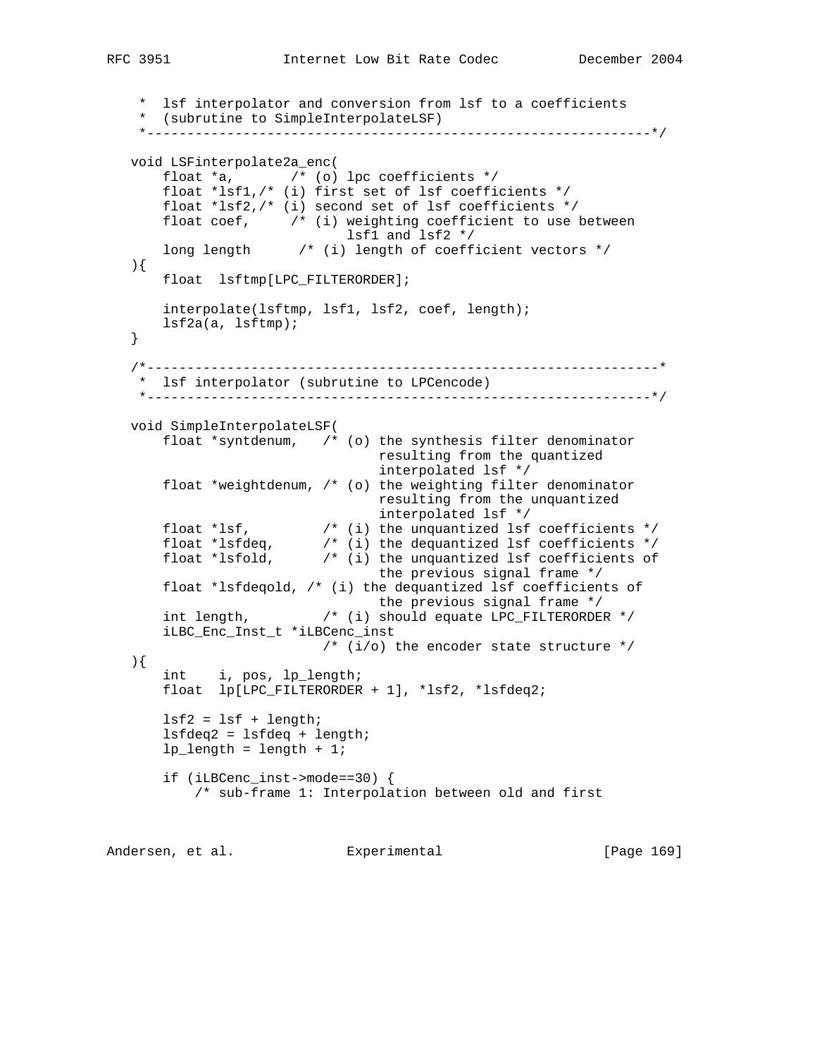```
     *  lsf interpolator and conversion from lsf to a coefficients
     *  (subrutine to SimpleInterpolateLSF)
     *---------------------------------------------------------------*/

   void LSFinterpolate2a_enc(
       float *a,       /* (o) lpc coefficients */
       float *lsf1,/* (i) first set of lsf coefficients */
       float *lsf2,/* (i) second set of lsf coefficients */
       float coef,     /* (i) weighting coefficient to use between
                              lsf1 and lsf2 */
       long length      /* (i) length of coefficient vectors */
   ){
       float  lsftmp[LPC_FILTERORDER];

       interpolate(lsftmp, lsf1, lsf2, coef, length);
       lsf2a(a, lsftmp);
   }

   /*----------------------------------------------------------------*
    *  lsf interpolator (subrutine to LPCencode)
    *---------------------------------------------------------------*/

   void SimpleInterpolateLSF(
       float *syntdenum,   /* (o) the synthesis filter denominator
                                  resulting from the quantized
                                  interpolated lsf */
       float *weightdenum, /* (o) the weighting filter denominator
                                  resulting from the unquantized
                                  interpolated lsf */
       float *lsf,         /* (i) the unquantized lsf coefficients */
       float *lsfdeq,      /* (i) the dequantized lsf coefficients */
       float *lsfold,      /* (i) the unquantized lsf coefficients of
                                  the previous signal frame */
       float *lsfdeqold, /* (i) the dequantized lsf coefficients of
                                  the previous signal frame */
       int length,         /* (i) should equate LPC_FILTERORDER */
       iLBC_Enc_Inst_t *iLBCenc_inst
                           /* (i/o) the encoder state structure */
   ){
       int    i, pos, lp_length;
       float  lp[LPC_FILTERORDER + 1], *lsf2, *lsfdeq2;

       lsf2 = lsf + length;
       lsfdeq2 = lsfdeq + length;
       lp_length = length + 1;

       if (iLBCenc_inst->mode==30) {
           /* sub-frame 1: Interpolation between old and first
```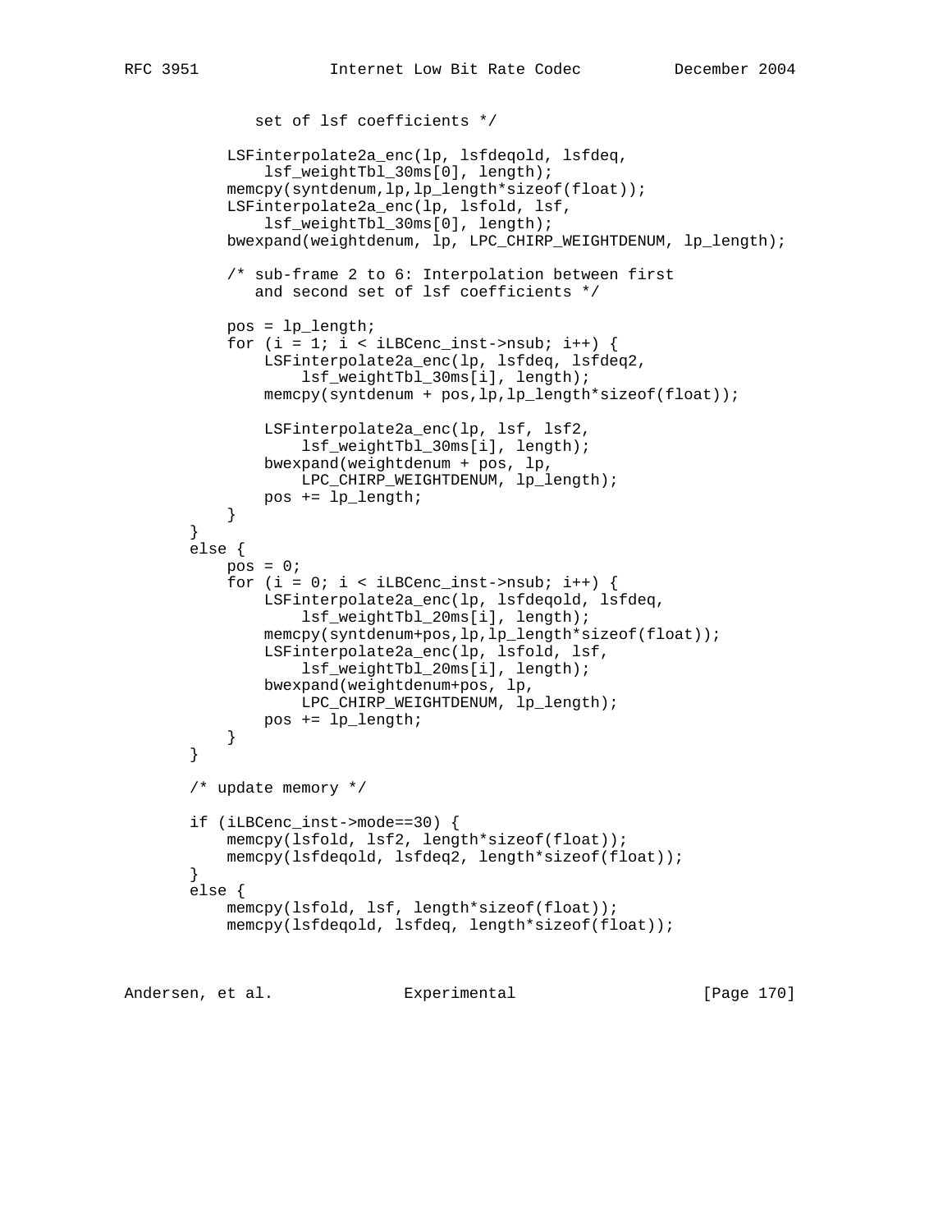```
              set of lsf coefficients */

           LSFinterpolate2a_enc(lp, lsfdeqold, lsfdeq,
               lsf_weightTbl_30ms[0], length);
           memcpy(syntdenum,lp,lp_length*sizeof(float));
           LSFinterpolate2a_enc(lp, lsfold, lsf,
               lsf_weightTbl_30ms[0], length);
           bwexpand(weightdenum, lp, LPC_CHIRP_WEIGHTDENUM, lp_length);

           /* sub-frame 2 to 6: Interpolation between first
              and second set of lsf coefficients */

           pos = lp_length;
           for (i = 1; i < iLBCenc_inst->nsub; i++) {
               LSFinterpolate2a_enc(lp, lsfdeq, lsfdeq2,
                   lsf_weightTbl_30ms[i], length);
               memcpy(syntdenum + pos,lp,lp_length*sizeof(float));

               LSFinterpolate2a_enc(lp, lsf, lsf2,
                   lsf_weightTbl_30ms[i], length);
               bwexpand(weightdenum + pos, lp,
                   LPC_CHIRP_WEIGHTDENUM, lp_length);
               pos += lp_length;
           }
       }
       else {
           pos = 0;
           for (i = 0; i < iLBCenc_inst->nsub; i++) {
               LSFinterpolate2a_enc(lp, lsfdeqold, lsfdeq,
                   lsf_weightTbl_20ms[i], length);
               memcpy(syntdenum+pos,lp,lp_length*sizeof(float));
               LSFinterpolate2a_enc(lp, lsfold, lsf,
                   lsf_weightTbl_20ms[i], length);
               bwexpand(weightdenum+pos, lp,
                   LPC_CHIRP_WEIGHTDENUM, lp_length);
               pos += lp_length;
           }
       }

       /* update memory */

       if (iLBCenc_inst->mode==30) {
           memcpy(lsfold, lsf2, length*sizeof(float));
           memcpy(lsfdeqold, lsfdeq2, length*sizeof(float));
       }
       else {
           memcpy(lsfold, lsf, length*sizeof(float));
           memcpy(lsfdeqold, lsfdeq, length*sizeof(float));
```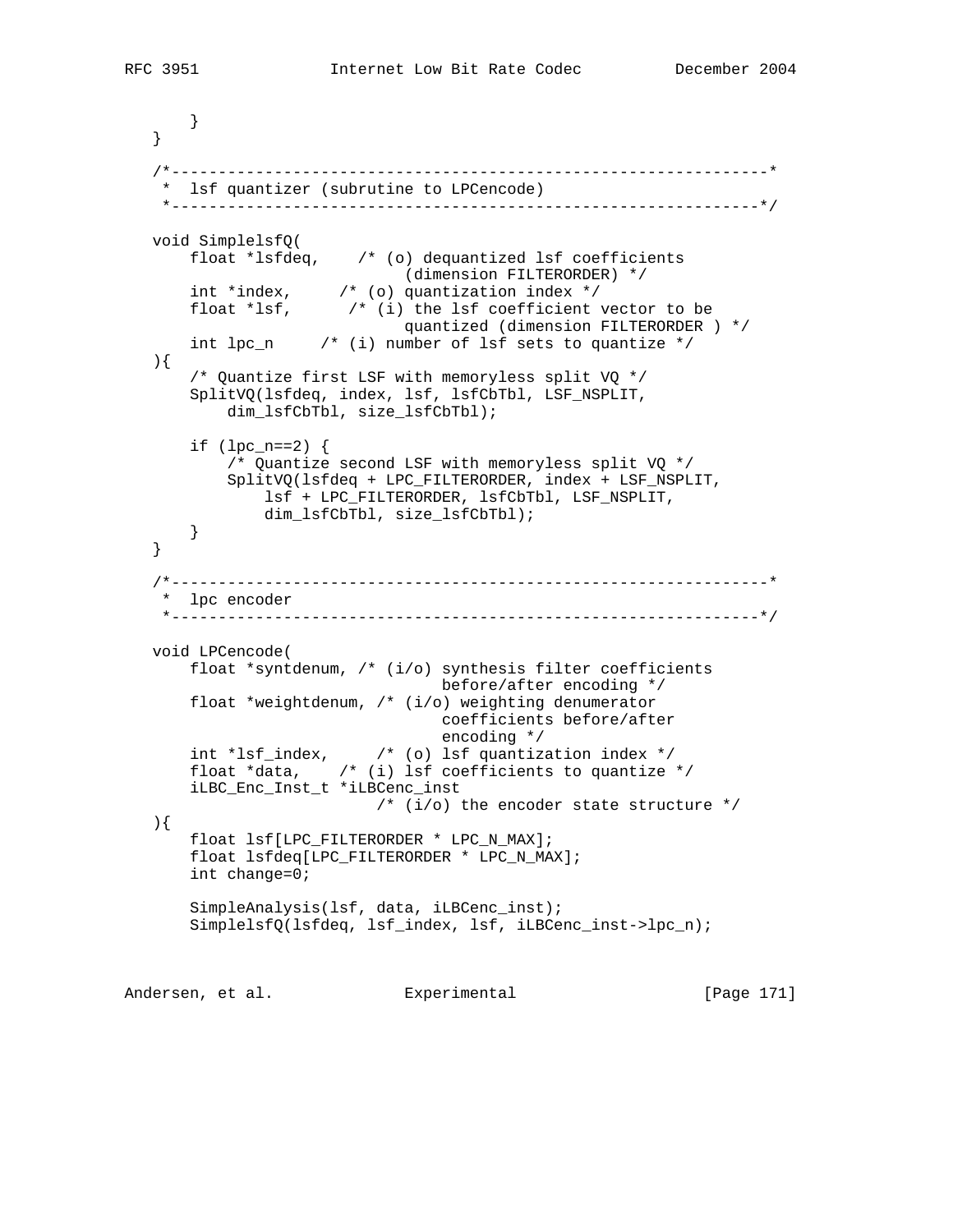```
       }
   }

   /*----------------------------------------------------------------*
    *  lsf quantizer (subrutine to LPCencode)
    *---------------------------------------------------------------*/

   void SimplelsfQ(
       float *lsfdeq,    /* (o) dequantized lsf coefficients
                              (dimension FILTERORDER) */
       int *index,     /* (o) quantization index */
       float *lsf,      /* (i) the lsf coefficient vector to be
                              quantized (dimension FILTERORDER ) */
       int lpc_n     /* (i) number of lsf sets to quantize */
   ){
       /* Quantize first LSF with memoryless split VQ */
       SplitVQ(lsfdeq, index, lsf, lsfCbTbl, LSF_NSPLIT,
           dim_lsfCbTbl, size_lsfCbTbl);

       if (lpc_n==2) {
           /* Quantize second LSF with memoryless split VQ */
           SplitVQ(lsfdeq + LPC_FILTERORDER, index + LSF_NSPLIT,
               lsf + LPC_FILTERORDER, lsfCbTbl, LSF_NSPLIT,
               dim_lsfCbTbl, size_lsfCbTbl);
       }
   }

   /*----------------------------------------------------------------*
    *  lpc encoder
    *---------------------------------------------------------------*/

   void LPCencode(
       float *syntdenum, /* (i/o) synthesis filter coefficients
                                  before/after encoding */
       float *weightdenum, /* (i/o) weighting denumerator
                                  coefficients before/after
                                  encoding */
       int *lsf_index,     /* (o) lsf quantization index */
       float *data,    /* (i) lsf coefficients to quantize */
       iLBC_Enc_Inst_t *iLBCenc_inst
                           /* (i/o) the encoder state structure */
   ){
       float lsf[LPC_FILTERORDER * LPC_N_MAX];
       float lsfdeq[LPC_FILTERORDER * LPC_N_MAX];
       int change=0;

       SimpleAnalysis(lsf, data, iLBCenc_inst);
       SimplelsfQ(lsfdeq, lsf_index, lsf, iLBCenc_inst->lpc_n);
```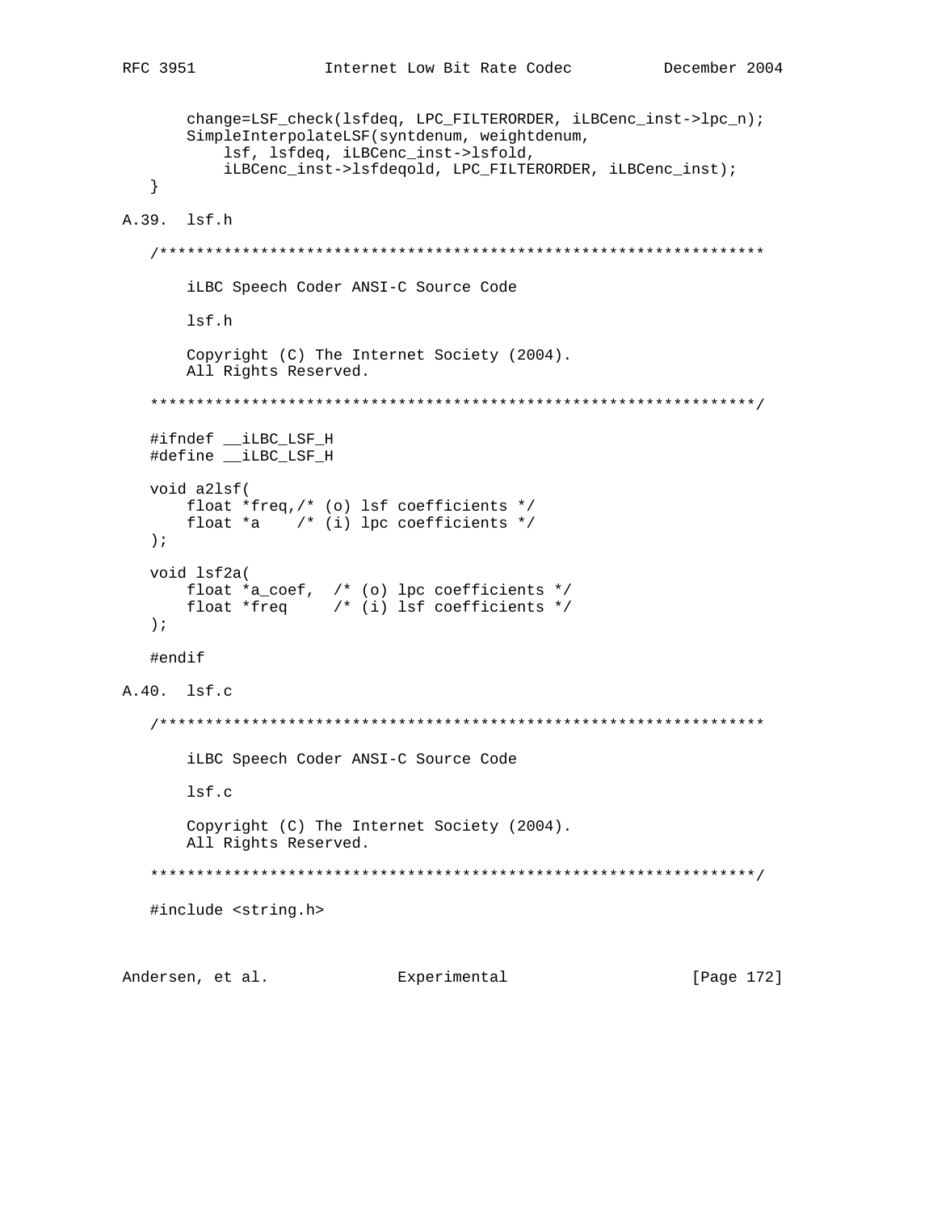```
    change=LSF_check(lsfdeq, LPC_FILTERORDER, iLBCenc_inst->lpc_n);
    SimpleInterpolateLSF(syntdenum, weightdenum,
        lsf, lsfdeq, iLBCenc_inst->lsfold,
        iLBCenc_inst->lsfdeqold, LPC_FILTERORDER, iLBCenc_inst);
}
```

## A.39. lsf.h

```
/******************************************************************

    iLBC Speech Coder ANSI-C Source Code

    lsf.h

    Copyright (C) The Internet Society (2004).
    All Rights Reserved.

******************************************************************/

#ifndef __iLBC_LSF_H
#define __iLBC_LSF_H

void a2lsf(
    float *freq,/* (o) lsf coefficients */
    float *a    /* (i) lpc coefficients */
);

void lsf2a(
    float *a_coef,  /* (o) lpc coefficients */
    float *freq     /* (i) lsf coefficients */
);

#endif
```

## A.40. lsf.c

```
/******************************************************************

    iLBC Speech Coder ANSI-C Source Code

    lsf.c

    Copyright (C) The Internet Society (2004).
    All Rights Reserved.

******************************************************************/

#include <string.h>
```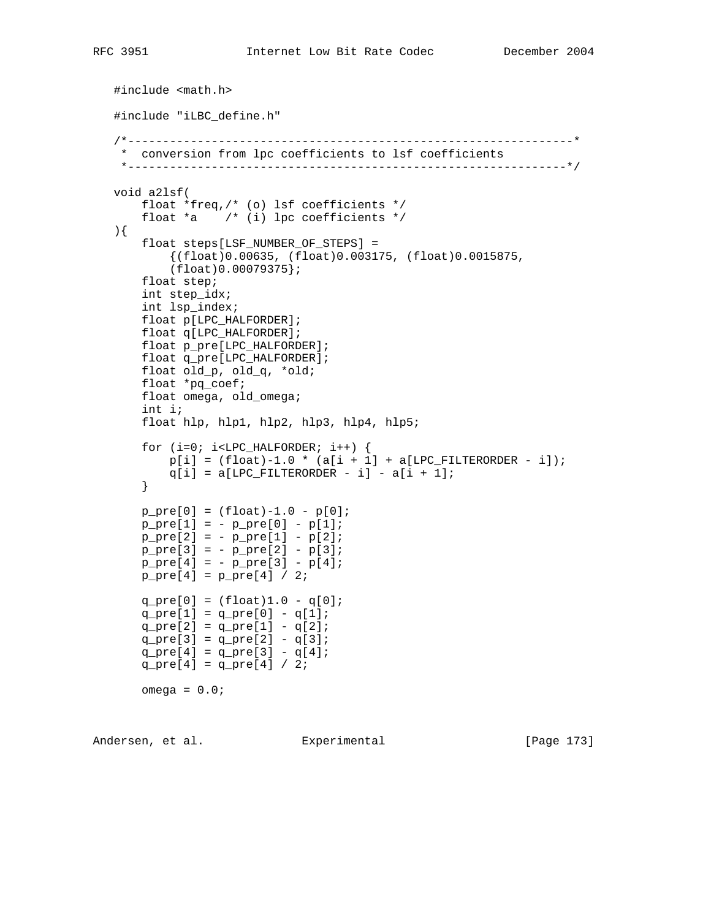```
#include <math.h>

#include "iLBC_define.h"

/*----------------------------------------------------------------*
 *  conversion from lpc coefficients to lsf coefficients
 *---------------------------------------------------------------*/

void a2lsf(
    float *freq,/* (o) lsf coefficients */
    float *a    /* (i) lpc coefficients */
){
    float steps[LSF_NUMBER_OF_STEPS] =
        {(float)0.00635, (float)0.003175, (float)0.0015875,
        (float)0.00079375};
    float step;
    int step_idx;
    int lsp_index;
    float p[LPC_HALFORDER];
    float q[LPC_HALFORDER];
    float p_pre[LPC_HALFORDER];
    float q_pre[LPC_HALFORDER];
    float old_p, old_q, *old;
    float *pq_coef;
    float omega, old_omega;
    int i;
    float hlp, hlp1, hlp2, hlp3, hlp4, hlp5;

    for (i=0; i<LPC_HALFORDER; i++) {
        p[i] = (float)-1.0 * (a[i + 1] + a[LPC_FILTERORDER - i]);
        q[i] = a[LPC_FILTERORDER - i] - a[i + 1];
    }

    p_pre[0] = (float)-1.0 - p[0];
    p_pre[1] = - p_pre[0] - p[1];
    p_pre[2] = - p_pre[1] - p[2];
    p_pre[3] = - p_pre[2] - p[3];
    p_pre[4] = - p_pre[3] - p[4];
    p_pre[4] = p_pre[4] / 2;

    q_pre[0] = (float)1.0 - q[0];
    q_pre[1] = q_pre[0] - q[1];
    q_pre[2] = q_pre[1] - q[2];
    q_pre[3] = q_pre[2] - q[3];
    q_pre[4] = q_pre[3] - q[4];
    q_pre[4] = q_pre[4] / 2;

    omega = 0.0;
```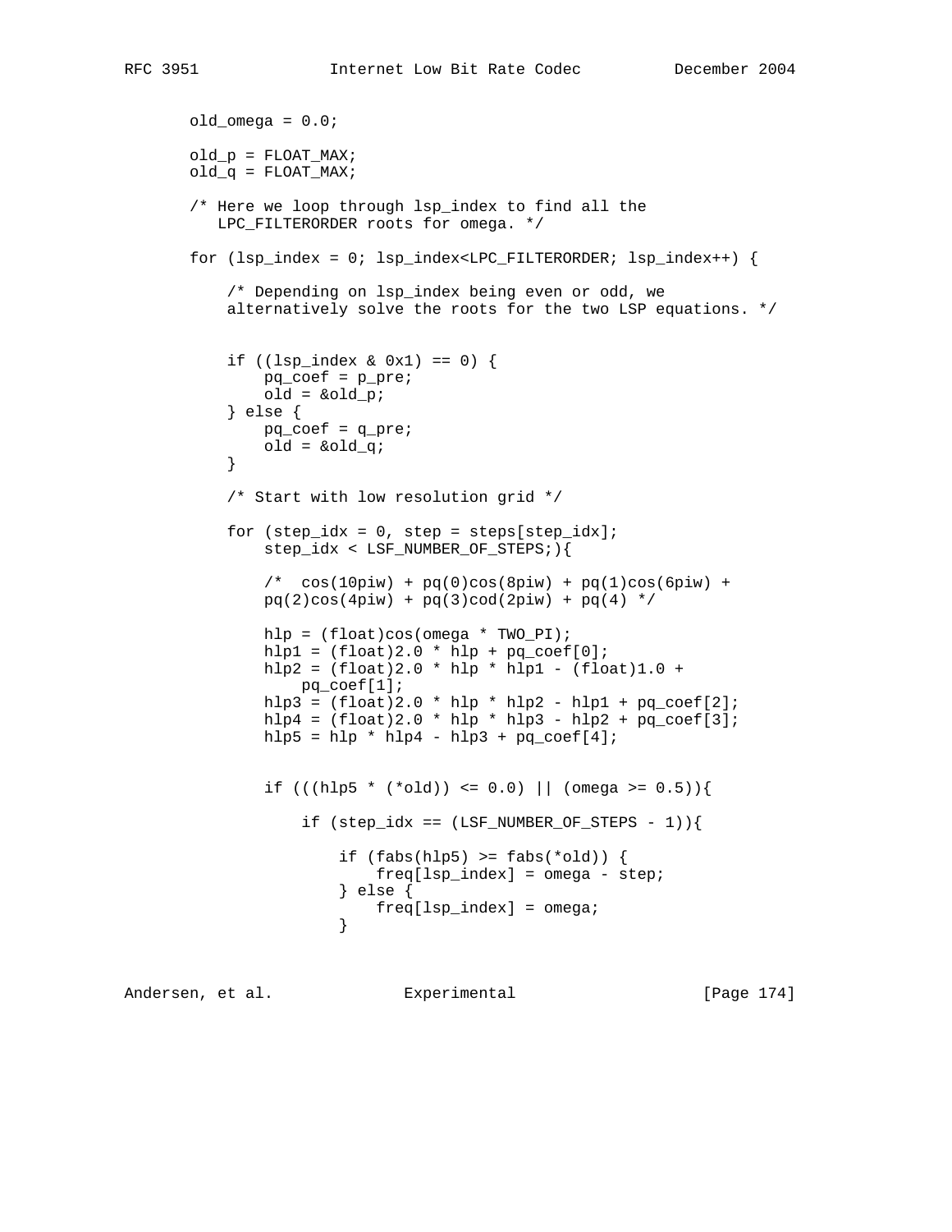```
       old_omega = 0.0;

       old_p = FLOAT_MAX;
       old_q = FLOAT_MAX;

       /* Here we loop through lsp_index to find all the
          LPC_FILTERORDER roots for omega. */

       for (lsp_index = 0; lsp_index<LPC_FILTERORDER; lsp_index++) {

           /* Depending on lsp_index being even or odd, we
           alternatively solve the roots for the two LSP equations. */


           if ((lsp_index & 0x1) == 0) {
               pq_coef = p_pre;
               old = &old_p;
           } else {
               pq_coef = q_pre;
               old = &old_q;
           }

           /* Start with low resolution grid */

           for (step_idx = 0, step = steps[step_idx];
               step_idx < LSF_NUMBER_OF_STEPS;){

               /*  cos(10piw) + pq(0)cos(8piw) + pq(1)cos(6piw) +
               pq(2)cos(4piw) + pq(3)cod(2piw) + pq(4) */

               hlp = (float)cos(omega * TWO_PI);
               hlp1 = (float)2.0 * hlp + pq_coef[0];
               hlp2 = (float)2.0 * hlp * hlp1 - (float)1.0 +
                   pq_coef[1];
               hlp3 = (float)2.0 * hlp * hlp2 - hlp1 + pq_coef[2];
               hlp4 = (float)2.0 * hlp * hlp3 - hlp2 + pq_coef[3];
               hlp5 = hlp * hlp4 - hlp3 + pq_coef[4];


               if (((hlp5 * (*old)) <= 0.0) || (omega >= 0.5)){

                   if (step_idx == (LSF_NUMBER_OF_STEPS - 1)){

                       if (fabs(hlp5) >= fabs(*old)) {
                           freq[lsp_index] = omega - step;
                       } else {
                           freq[lsp_index] = omega;
                       }
```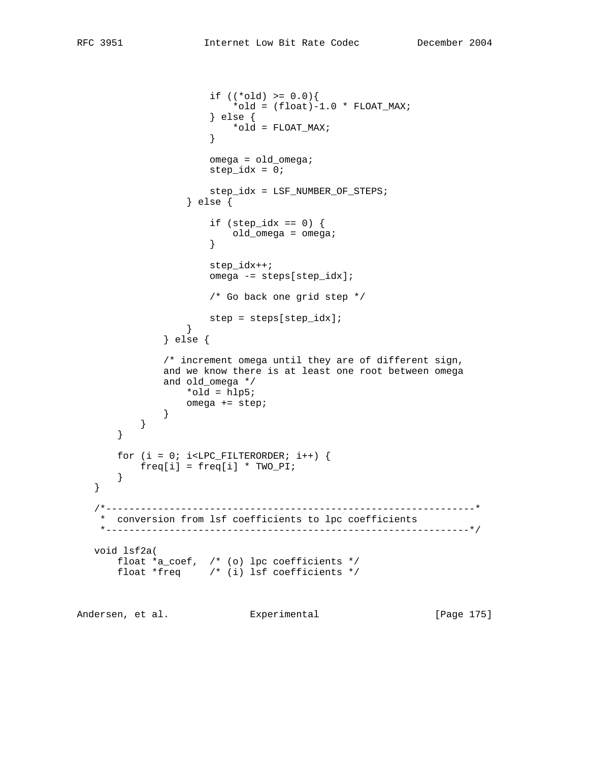```
                    if ((*old) >= 0.0){
                        *old = (float)-1.0 * FLOAT_MAX;
                    } else {
                        *old = FLOAT_MAX;
                    }

                    omega = old_omega;
                    step_idx = 0;

                    step_idx = LSF_NUMBER_OF_STEPS;
                } else {

                    if (step_idx == 0) {
                        old_omega = omega;
                    }

                    step_idx++;
                    omega -= steps[step_idx];

                    /* Go back one grid step */

                    step = steps[step_idx];
                }
            } else {

            /* increment omega until they are of different sign,
            and we know there is at least one root between omega
            and old_omega */
                *old = hlp5;
                omega += step;
            }
        }
    }

    for (i = 0; i<LPC_FILTERORDER; i++) {
        freq[i] = freq[i] * TWO_PI;
    }
}

/*----------------------------------------------------------------*
 *  conversion from lsf coefficients to lpc coefficients
 *---------------------------------------------------------------*/

void lsf2a(
    float *a_coef,  /* (o) lpc coefficients */
    float *freq     /* (i) lsf coefficients */
```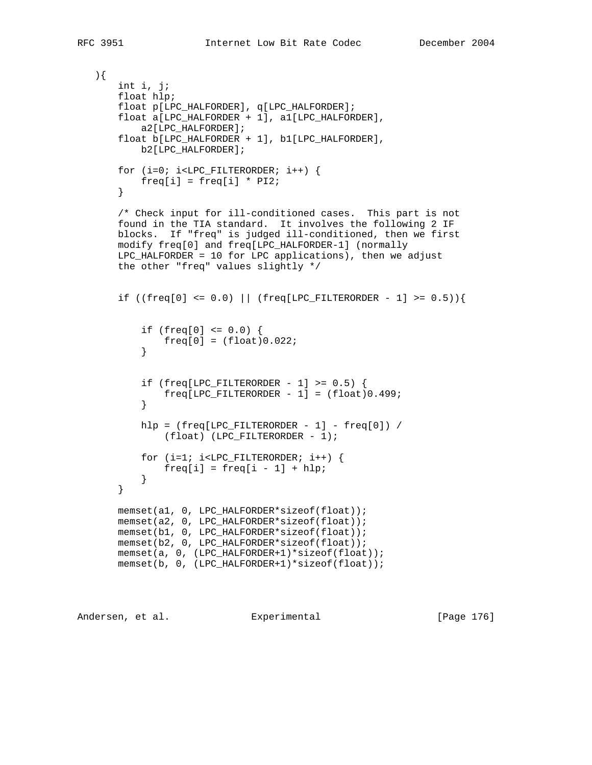```
   ){
       int i, j;
       float hlp;
       float p[LPC_HALFORDER], q[LPC_HALFORDER];
       float a[LPC_HALFORDER + 1], a1[LPC_HALFORDER],
           a2[LPC_HALFORDER];
       float b[LPC_HALFORDER + 1], b1[LPC_HALFORDER],
           b2[LPC_HALFORDER];

       for (i=0; i<LPC_FILTERORDER; i++) {
           freq[i] = freq[i] * PI2;
       }

       /* Check input for ill-conditioned cases.  This part is not
       found in the TIA standard.  It involves the following 2 IF
       blocks.  If "freq" is judged ill-conditioned, then we first
       modify freq[0] and freq[LPC_HALFORDER-1] (normally
       LPC_HALFORDER = 10 for LPC applications), then we adjust
       the other "freq" values slightly */


       if ((freq[0] <= 0.0) || (freq[LPC_FILTERORDER - 1] >= 0.5)){


           if (freq[0] <= 0.0) {
               freq[0] = (float)0.022;
           }


           if (freq[LPC_FILTERORDER - 1] >= 0.5) {
               freq[LPC_FILTERORDER - 1] = (float)0.499;
           }

           hlp = (freq[LPC_FILTERORDER - 1] - freq[0]) /
               (float) (LPC_FILTERORDER - 1);

           for (i=1; i<LPC_FILTERORDER; i++) {
               freq[i] = freq[i - 1] + hlp;
           }
       }

       memset(a1, 0, LPC_HALFORDER*sizeof(float));
       memset(a2, 0, LPC_HALFORDER*sizeof(float));
       memset(b1, 0, LPC_HALFORDER*sizeof(float));
       memset(b2, 0, LPC_HALFORDER*sizeof(float));
       memset(a, 0, (LPC_HALFORDER+1)*sizeof(float));
       memset(b, 0, (LPC_HALFORDER+1)*sizeof(float));
```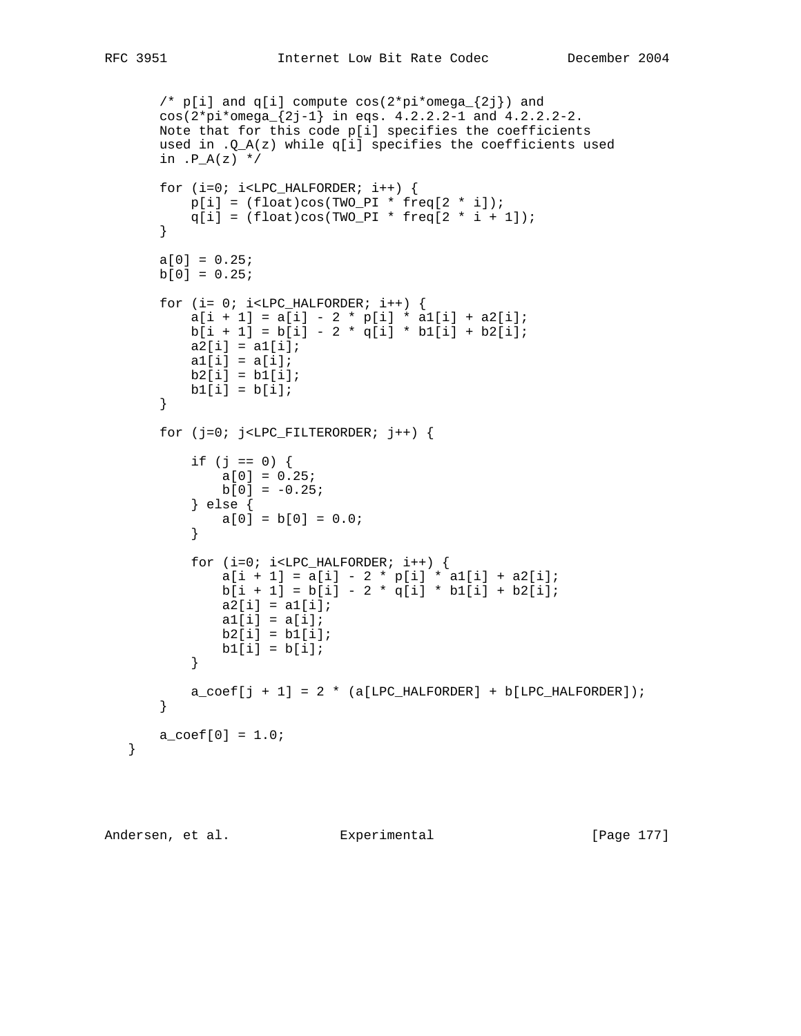```
      /* p[i] and q[i] compute cos(2*pi*omega_{2j}) and
      cos(2*pi*omega_{2j-1} in eqs. 4.2.2.2-1 and 4.2.2.2-2.
      Note that for this code p[i] specifies the coefficients
      used in .Q_A(z) while q[i] specifies the coefficients used
      in .P_A(z) */

      for (i=0; i<LPC_HALFORDER; i++) {
          p[i] = (float)cos(TWO_PI * freq[2 * i]);
          q[i] = (float)cos(TWO_PI * freq[2 * i + 1]);
      }

      a[0] = 0.25;
      b[0] = 0.25;

      for (i= 0; i<LPC_HALFORDER; i++) {
          a[i + 1] = a[i] - 2 * p[i] * a1[i] + a2[i];
          b[i + 1] = b[i] - 2 * q[i] * b1[i] + b2[i];
          a2[i] = a1[i];
          a1[i] = a[i];
          b2[i] = b1[i];
          b1[i] = b[i];
      }

      for (j=0; j<LPC_FILTERORDER; j++) {

          if (j == 0) {
              a[0] = 0.25;
              b[0] = -0.25;
          } else {
              a[0] = b[0] = 0.0;
          }

          for (i=0; i<LPC_HALFORDER; i++) {
              a[i + 1] = a[i] - 2 * p[i] * a1[i] + a2[i];
              b[i + 1] = b[i] - 2 * q[i] * b1[i] + b2[i];
              a2[i] = a1[i];
              a1[i] = a[i];
              b2[i] = b1[i];
              b1[i] = b[i];
          }

          a_coef[j + 1] = 2 * (a[LPC_HALFORDER] + b[LPC_HALFORDER]);
      }

      a_coef[0] = 1.0;
  }
```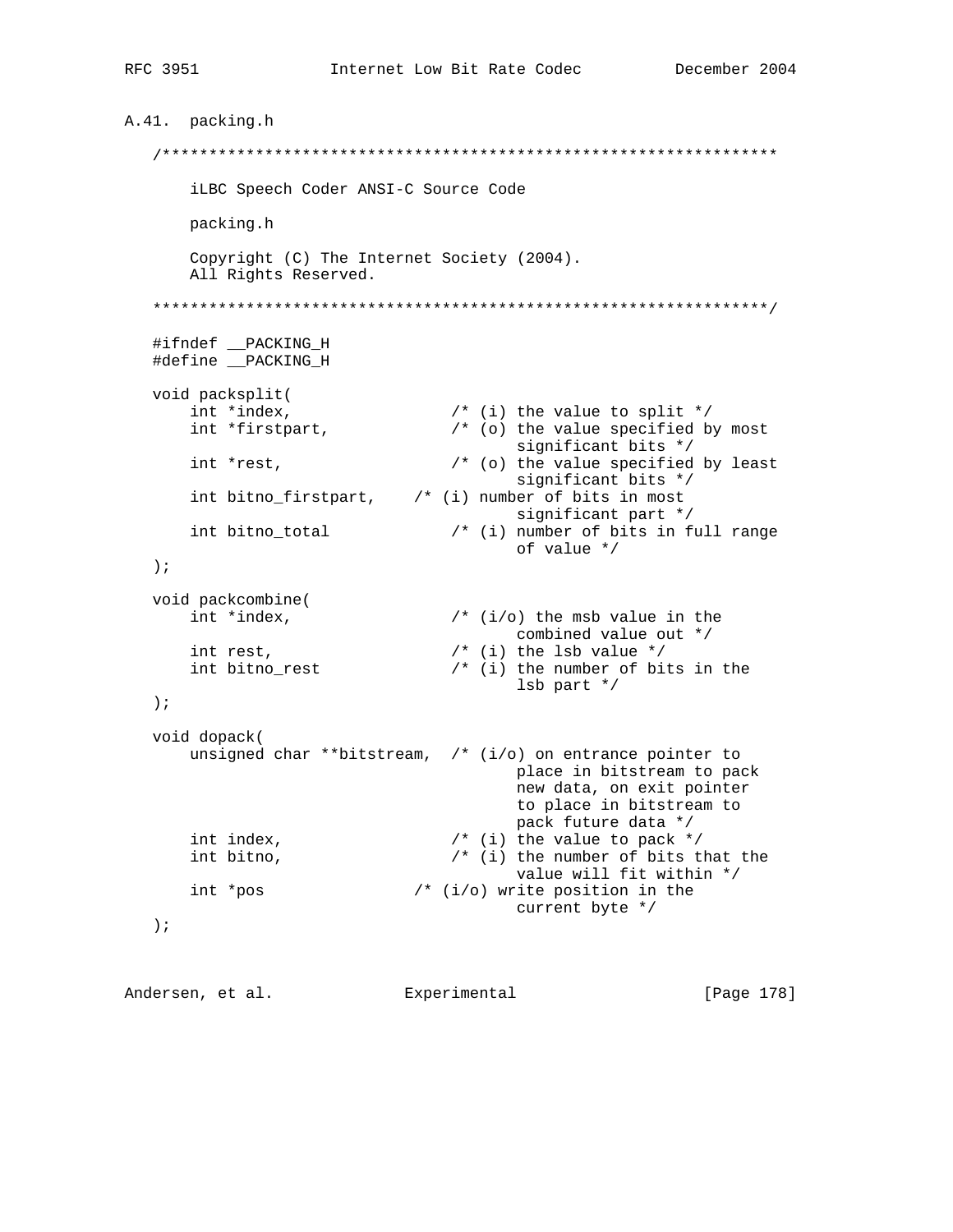### A.41. packing.h

```
/******************************************************************

    iLBC Speech Coder ANSI-C Source Code

    packing.h

    Copyright (C) The Internet Society (2004).
    All Rights Reserved.

******************************************************************/

#ifndef __PACKING_H
#define __PACKING_H

void packsplit(
    int *index,                 /* (i) the value to split */
    int *firstpart,             /* (o) the value specified by most
                                       significant bits */
    int *rest,                  /* (o) the value specified by least
                                       significant bits */
    int bitno_firstpart,    /* (i) number of bits in most
                                       significant part */
    int bitno_total             /* (i) number of bits in full range
                                       of value */
);

void packcombine(
    int *index,                 /* (i/o) the msb value in the
                                       combined value out */
    int rest,                   /* (i) the lsb value */
    int bitno_rest              /* (i) the number of bits in the
                                       lsb part */
);

void dopack(
    unsigned char **bitstream,  /* (i/o) on entrance pointer to
                                       place in bitstream to pack
                                       new data, on exit pointer
                                       to place in bitstream to
                                       pack future data */
    int index,                  /* (i) the value to pack */
    int bitno,                  /* (i) the number of bits that the
                                       value will fit within */
    int *pos                /* (i/o) write position in the
                                       current byte */
);
```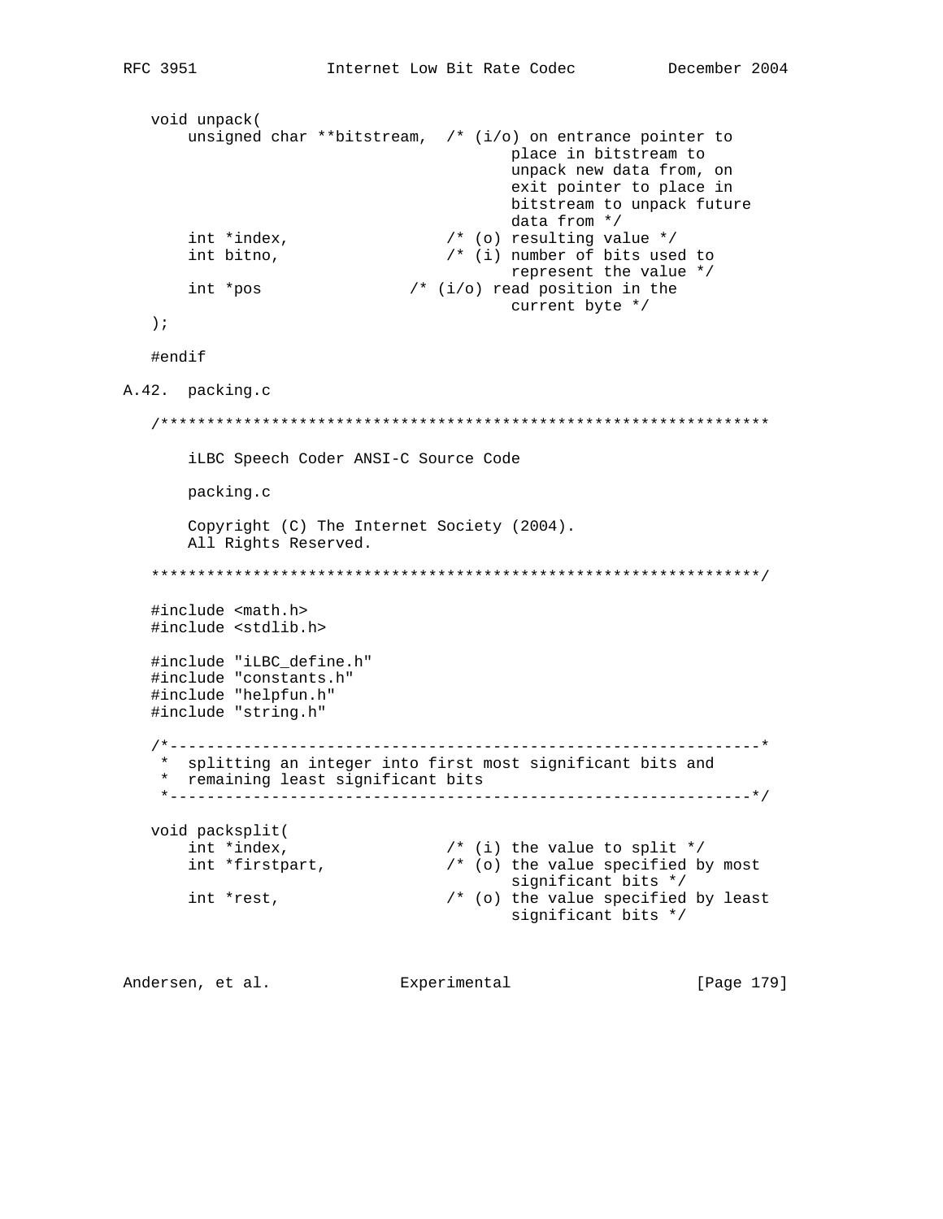```
   void unpack(
       unsigned char **bitstream,  /* (i/o) on entrance pointer to
                                          place in bitstream to
                                          unpack new data from, on
                                          exit pointer to place in
                                          bitstream to unpack future
                                          data from */
       int *index,                 /* (o) resulting value */
       int bitno,                  /* (i) number of bits used to
                                          represent the value */
       int *pos                /* (i/o) read position in the
                                          current byte */
   );

   #endif
```

## A.42. packing.c

```
   /******************************************************************

       iLBC Speech Coder ANSI-C Source Code

       packing.c

       Copyright (C) The Internet Society (2004).
       All Rights Reserved.

   ******************************************************************/

   #include <math.h>
   #include <stdlib.h>

   #include "iLBC_define.h"
   #include "constants.h"
   #include "helpfun.h"
   #include "string.h"

   /*----------------------------------------------------------------*
    *  splitting an integer into first most significant bits and
    *  remaining least significant bits
    *---------------------------------------------------------------*/

   void packsplit(
       int *index,                 /* (i) the value to split */
       int *firstpart,             /* (o) the value specified by most
                                          significant bits */
       int *rest,                  /* (o) the value specified by least
                                          significant bits */
```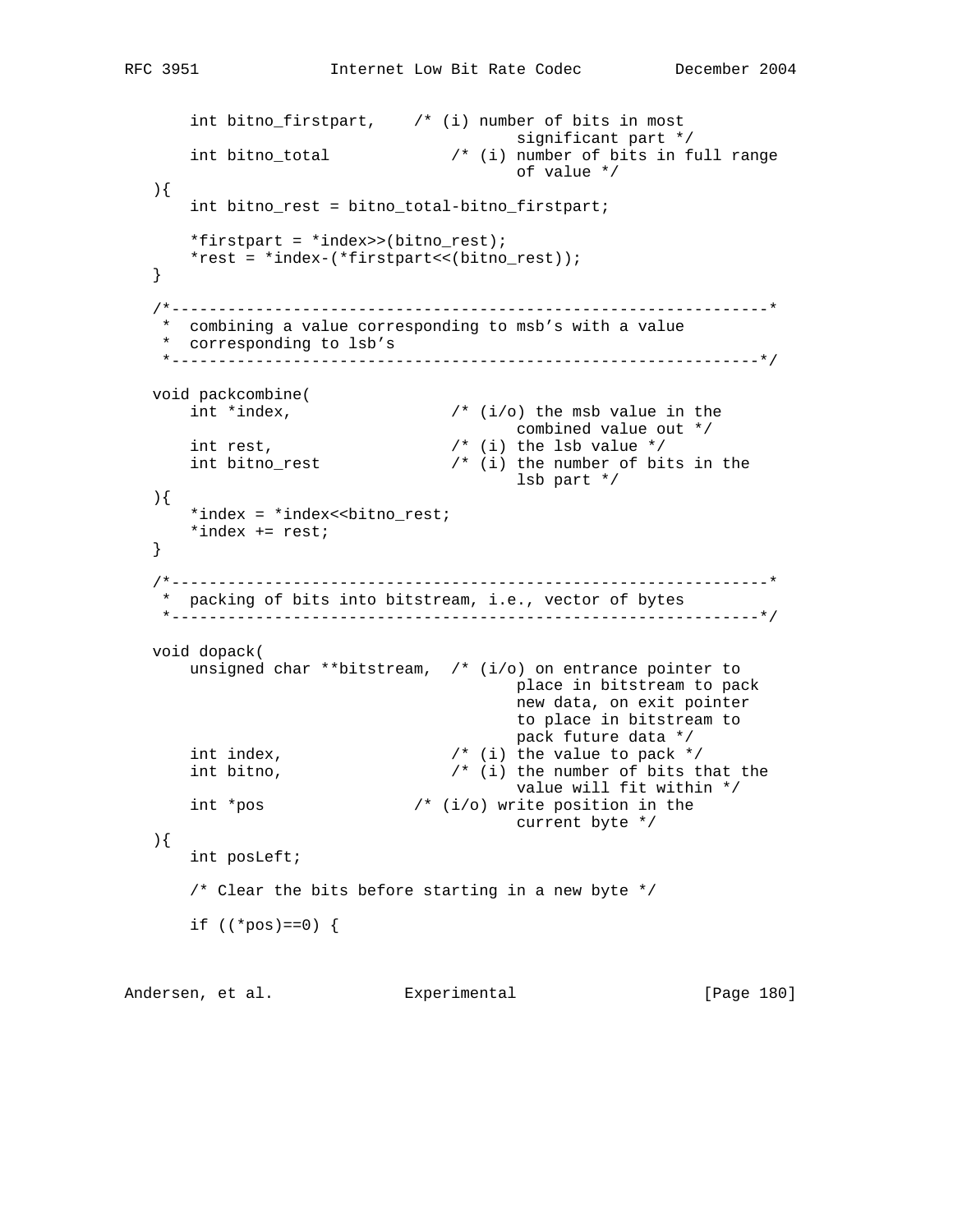```
       int bitno_firstpart,    /* (i) number of bits in most
                                      significant part */
       int bitno_total             /* (i) number of bits in full range
                                      of value */
   ){
       int bitno_rest = bitno_total-bitno_firstpart;

       *firstpart = *index>>(bitno_rest);
       *rest = *index-(*firstpart<<(bitno_rest));
   }

   /*----------------------------------------------------------------*
    *  combining a value corresponding to msb's with a value
    *  corresponding to lsb's
    *---------------------------------------------------------------*/

   void packcombine(
       int *index,                 /* (i/o) the msb value in the
                                      combined value out */
       int rest,                   /* (i) the lsb value */
       int bitno_rest              /* (i) the number of bits in the
                                      lsb part */
   ){
       *index = *index<<bitno_rest;
       *index += rest;
   }

   /*----------------------------------------------------------------*
    *  packing of bits into bitstream, i.e., vector of bytes
    *---------------------------------------------------------------*/

   void dopack(
       unsigned char **bitstream,  /* (i/o) on entrance pointer to
                                      place in bitstream to pack
                                      new data, on exit pointer
                                      to place in bitstream to
                                      pack future data */
       int index,                  /* (i) the value to pack */
       int bitno,                  /* (i) the number of bits that the
                                      value will fit within */
       int *pos                /* (i/o) write position in the
                                      current byte */
   ){
       int posLeft;

       /* Clear the bits before starting in a new byte */

       if ((*pos)==0) {
```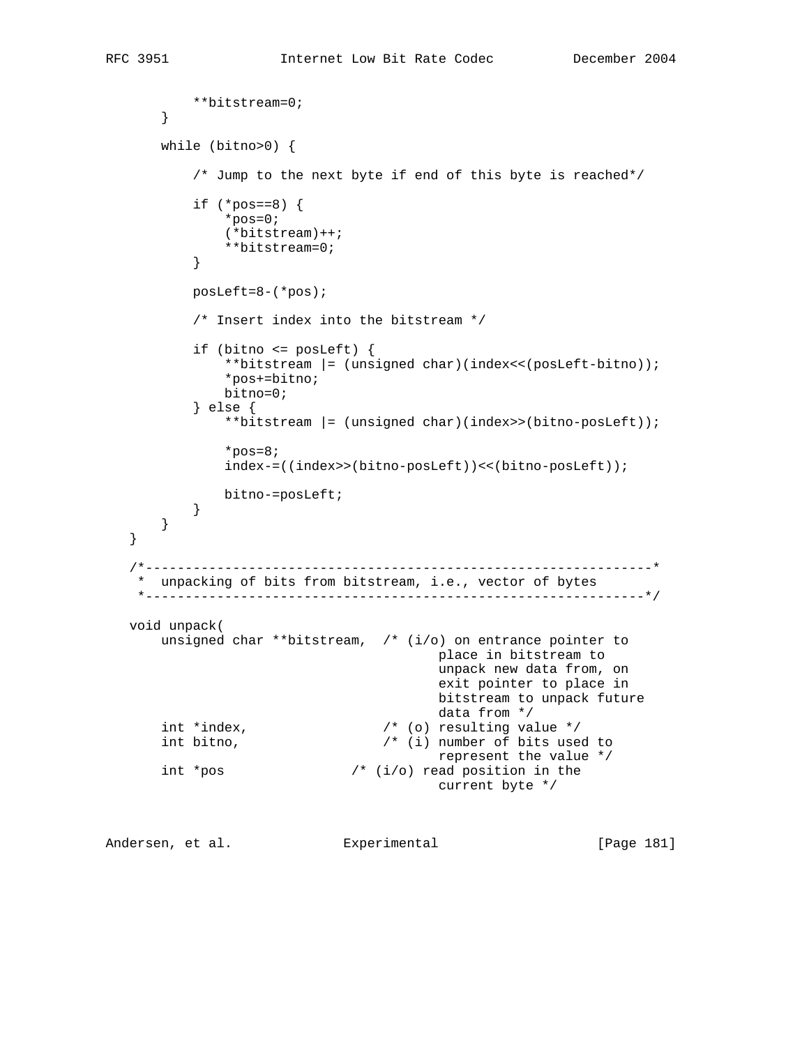```
           **bitstream=0;
       }

       while (bitno>0) {

           /* Jump to the next byte if end of this byte is reached*/

           if (*pos==8) {
               *pos=0;
               (*bitstream)++;
               **bitstream=0;
           }

           posLeft=8-(*pos);

           /* Insert index into the bitstream */

           if (bitno <= posLeft) {
               **bitstream |= (unsigned char)(index<<(posLeft-bitno));
               *pos+=bitno;
               bitno=0;
           } else {
               **bitstream |= (unsigned char)(index>>(bitno-posLeft));

               *pos=8;
               index-=((index>>(bitno-posLeft))<<(bitno-posLeft));

               bitno-=posLeft;
           }
       }
   }

   /*----------------------------------------------------------------*
    *  unpacking of bits from bitstream, i.e., vector of bytes
    *---------------------------------------------------------------*/

   void unpack(
       unsigned char **bitstream,  /* (i/o) on entrance pointer to
                                          place in bitstream to
                                          unpack new data from, on
                                          exit pointer to place in
                                          bitstream to unpack future
                                          data from */
       int *index,                 /* (o) resulting value */
       int bitno,                  /* (i) number of bits used to
                                          represent the value */
       int *pos                /* (i/o) read position in the
                                          current byte */
```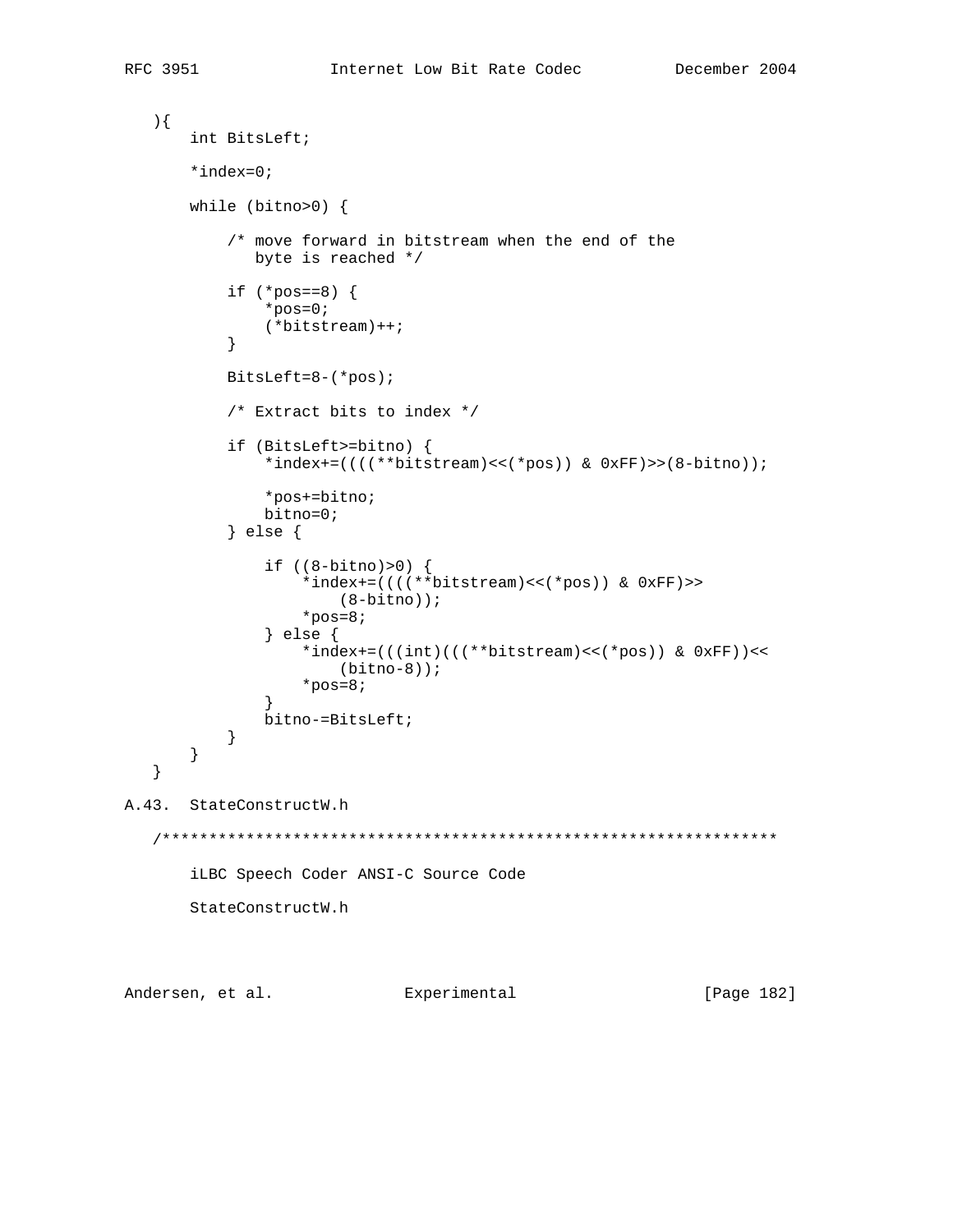```
   ){
       int BitsLeft;

       *index=0;

       while (bitno>0) {

           /* move forward in bitstream when the end of the
              byte is reached */

           if (*pos==8) {
               *pos=0;
               (*bitstream)++;
           }

           BitsLeft=8-(*pos);

           /* Extract bits to index */

           if (BitsLeft>=bitno) {
               *index+=((((**bitstream)<<(*pos)) & 0xFF)>>(8-bitno));

               *pos+=bitno;
               bitno=0;
           } else {

               if ((8-bitno)>0) {
                   *index+=((((**bitstream)<<(*pos)) & 0xFF)>>
                       (8-bitno));
                   *pos=8;
               } else {
                   *index+=(((int)(((**bitstream)<<(*pos)) & 0xFF))<<
                       (bitno-8));
                   *pos=8;
               }
               bitno-=BitsLeft;
           }
       }
   }
```

## A.43. StateConstructW.h

```
   /******************************************************************

       iLBC Speech Coder ANSI-C Source Code

       StateConstructW.h
```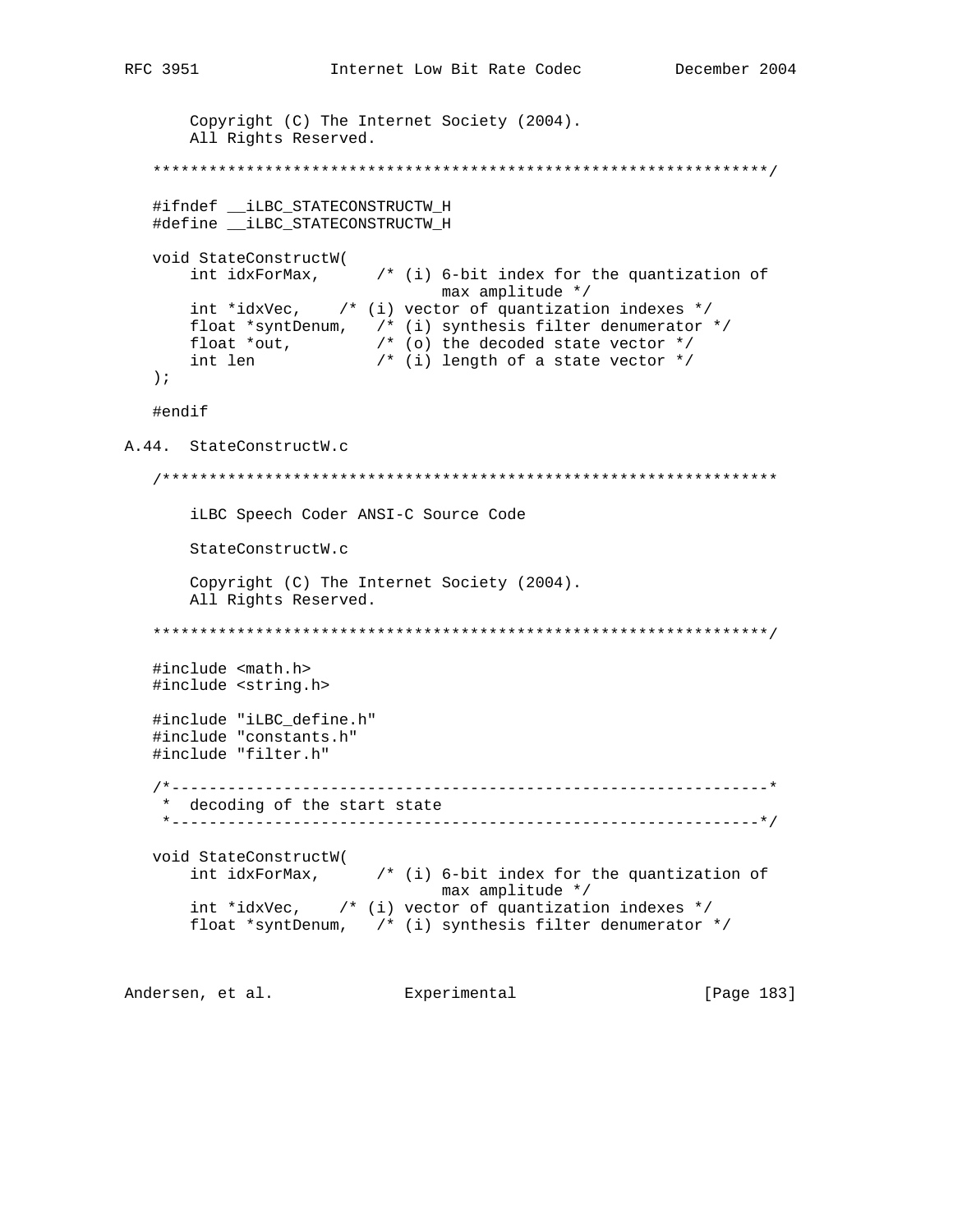```
       Copyright (C) The Internet Society (2004).
       All Rights Reserved.

   ******************************************************************/

   #ifndef __iLBC_STATECONSTRUCTW_H
   #define __iLBC_STATECONSTRUCTW_H

   void StateConstructW(
       int idxForMax,      /* (i) 6-bit index for the quantization of
                                  max amplitude */
       int *idxVec,    /* (i) vector of quantization indexes */
       float *syntDenum,   /* (i) synthesis filter denumerator */
       float *out,         /* (o) the decoded state vector */
       int len             /* (i) length of a state vector */
   );

   #endif
```

## A.44. StateConstructW.c

```
   /******************************************************************

       iLBC Speech Coder ANSI-C Source Code

       StateConstructW.c

       Copyright (C) The Internet Society (2004).
       All Rights Reserved.

   ******************************************************************/

   #include <math.h>
   #include <string.h>

   #include "iLBC_define.h"
   #include "constants.h"
   #include "filter.h"

   /*----------------------------------------------------------------*
    *  decoding of the start state
    *---------------------------------------------------------------*/

   void StateConstructW(
       int idxForMax,      /* (i) 6-bit index for the quantization of
                                  max amplitude */
       int *idxVec,    /* (i) vector of quantization indexes */
       float *syntDenum,   /* (i) synthesis filter denumerator */
```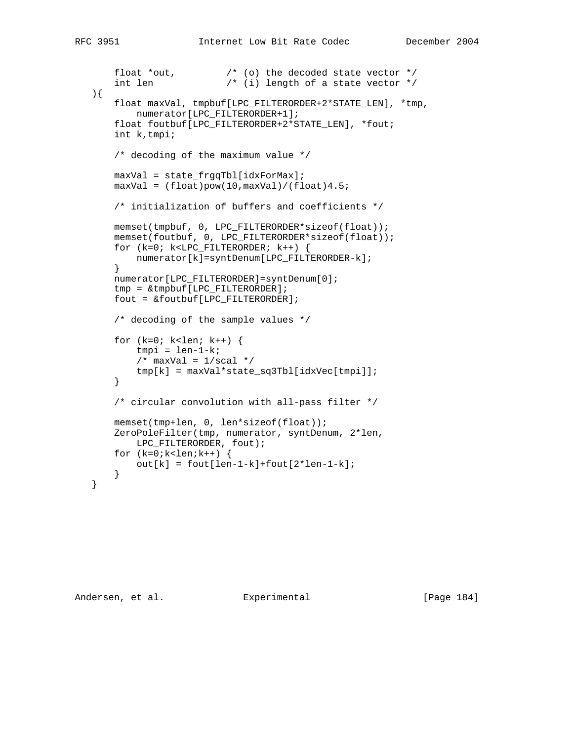```
       float *out,         /* (o) the decoded state vector */
       int len             /* (i) length of a state vector */
   ){
       float maxVal, tmpbuf[LPC_FILTERORDER+2*STATE_LEN], *tmp,
           numerator[LPC_FILTERORDER+1];
       float foutbuf[LPC_FILTERORDER+2*STATE_LEN], *fout;
       int k,tmpi;

       /* decoding of the maximum value */

       maxVal = state_frgqTbl[idxForMax];
       maxVal = (float)pow(10,maxVal)/(float)4.5;

       /* initialization of buffers and coefficients */

       memset(tmpbuf, 0, LPC_FILTERORDER*sizeof(float));
       memset(foutbuf, 0, LPC_FILTERORDER*sizeof(float));
       for (k=0; k<LPC_FILTERORDER; k++) {
           numerator[k]=syntDenum[LPC_FILTERORDER-k];
       }
       numerator[LPC_FILTERORDER]=syntDenum[0];
       tmp = &tmpbuf[LPC_FILTERORDER];
       fout = &foutbuf[LPC_FILTERORDER];

       /* decoding of the sample values */

       for (k=0; k<len; k++) {
           tmpi = len-1-k;
           /* maxVal = 1/scal */
           tmp[k] = maxVal*state_sq3Tbl[idxVec[tmpi]];
       }

       /* circular convolution with all-pass filter */

       memset(tmp+len, 0, len*sizeof(float));
       ZeroPoleFilter(tmp, numerator, syntDenum, 2*len,
           LPC_FILTERORDER, fout);
       for (k=0;k<len;k++) {
           out[k] = fout[len-1-k]+fout[2*len-1-k];
       }
   }
```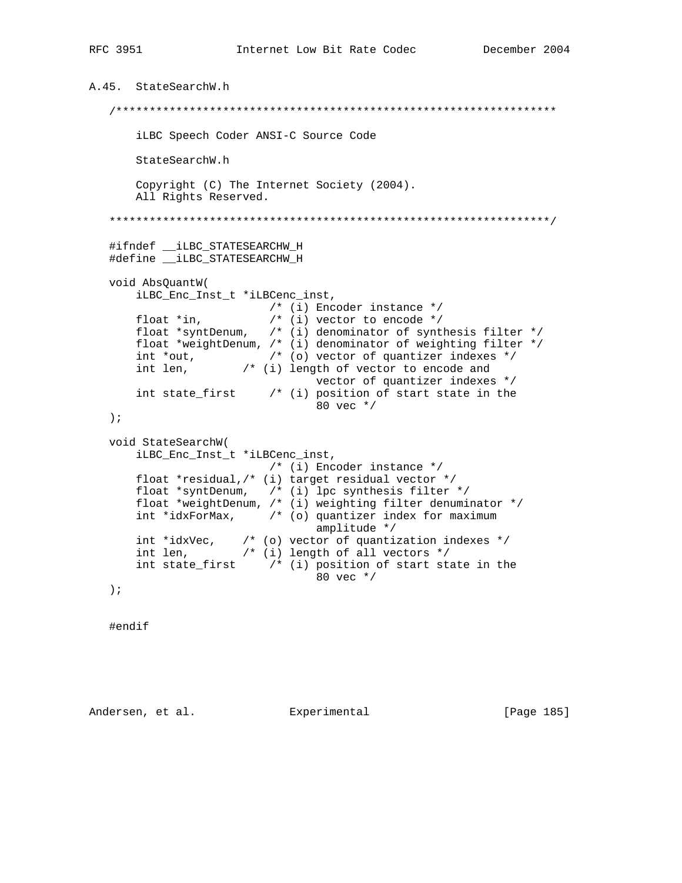## A.45. StateSearchW.h

```
/******************************************************************

    iLBC Speech Coder ANSI-C Source Code

    StateSearchW.h

    Copyright (C) The Internet Society (2004).
    All Rights Reserved.

******************************************************************/

#ifndef __iLBC_STATESEARCHW_H
#define __iLBC_STATESEARCHW_H

void AbsQuantW(
    iLBC_Enc_Inst_t *iLBCenc_inst,
                        /* (i) Encoder instance */
    float *in,          /* (i) vector to encode */
    float *syntDenum,   /* (i) denominator of synthesis filter */
    float *weightDenum, /* (i) denominator of weighting filter */
    int *out,           /* (o) vector of quantizer indexes */
    int len,        /* (i) length of vector to encode and
                               vector of quantizer indexes */
    int state_first     /* (i) position of start state in the
                               80 vec */
);

void StateSearchW(
    iLBC_Enc_Inst_t *iLBCenc_inst,
                        /* (i) Encoder instance */
    float *residual,/* (i) target residual vector */
    float *syntDenum,   /* (i) lpc synthesis filter */
    float *weightDenum, /* (i) weighting filter denuminator */
    int *idxForMax,     /* (o) quantizer index for maximum
                               amplitude */
    int *idxVec,    /* (o) vector of quantization indexes */
    int len,        /* (i) length of all vectors */
    int state_first     /* (i) position of start state in the
                               80 vec */
);


#endif
```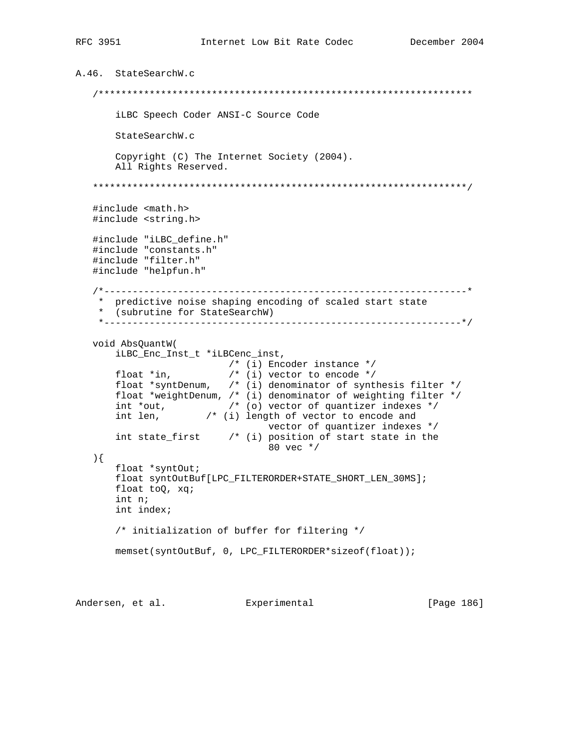## A.46. StateSearchW.c

```
   /******************************************************************

       iLBC Speech Coder ANSI-C Source Code

       StateSearchW.c

       Copyright (C) The Internet Society (2004).
       All Rights Reserved.

   ******************************************************************/

   #include <math.h>
   #include <string.h>

   #include "iLBC_define.h"
   #include "constants.h"
   #include "filter.h"
   #include "helpfun.h"

   /*----------------------------------------------------------------*
    *  predictive noise shaping encoding of scaled start state
    *  (subrutine for StateSearchW)
    *---------------------------------------------------------------*/

   void AbsQuantW(
       iLBC_Enc_Inst_t *iLBCenc_inst,
                           /* (i) Encoder instance */
       float *in,          /* (i) vector to encode */
       float *syntDenum,   /* (i) denominator of synthesis filter */
       float *weightDenum, /* (i) denominator of weighting filter */
       int *out,           /* (o) vector of quantizer indexes */
       int len,        /* (i) length of vector to encode and
                                  vector of quantizer indexes */
       int state_first     /* (i) position of start state in the
                                  80 vec */
   ){
       float *syntOut;
       float syntOutBuf[LPC_FILTERORDER+STATE_SHORT_LEN_30MS];
       float toQ, xq;
       int n;
       int index;

       /* initialization of buffer for filtering */

       memset(syntOutBuf, 0, LPC_FILTERORDER*sizeof(float));
```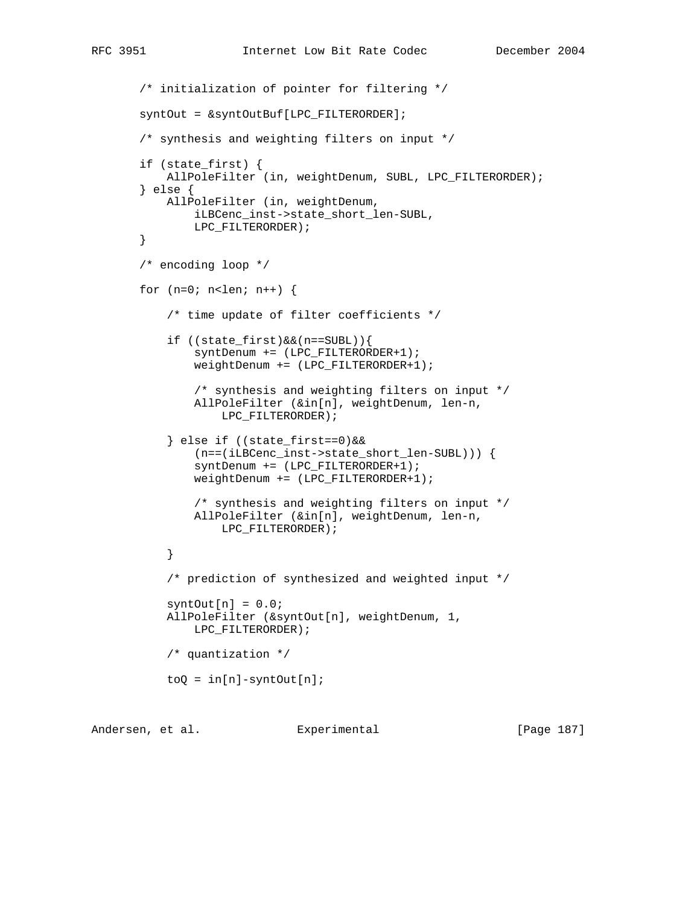```
       /* initialization of pointer for filtering */

       syntOut = &syntOutBuf[LPC_FILTERORDER];

       /* synthesis and weighting filters on input */

       if (state_first) {
           AllPoleFilter (in, weightDenum, SUBL, LPC_FILTERORDER);
       } else {
           AllPoleFilter (in, weightDenum,
               iLBCenc_inst->state_short_len-SUBL,
               LPC_FILTERORDER);
       }

       /* encoding loop */

       for (n=0; n<len; n++) {

           /* time update of filter coefficients */

           if ((state_first)&&(n==SUBL)){
               syntDenum += (LPC_FILTERORDER+1);
               weightDenum += (LPC_FILTERORDER+1);

               /* synthesis and weighting filters on input */
               AllPoleFilter (&in[n], weightDenum, len-n,
                   LPC_FILTERORDER);

           } else if ((state_first==0)&&
               (n==(iLBCenc_inst->state_short_len-SUBL))) {
               syntDenum += (LPC_FILTERORDER+1);
               weightDenum += (LPC_FILTERORDER+1);

               /* synthesis and weighting filters on input */
               AllPoleFilter (&in[n], weightDenum, len-n,
                   LPC_FILTERORDER);

           }

           /* prediction of synthesized and weighted input */

           syntOut[n] = 0.0;
           AllPoleFilter (&syntOut[n], weightDenum, 1,
               LPC_FILTERORDER);

           /* quantization */

           toQ = in[n]-syntOut[n];
```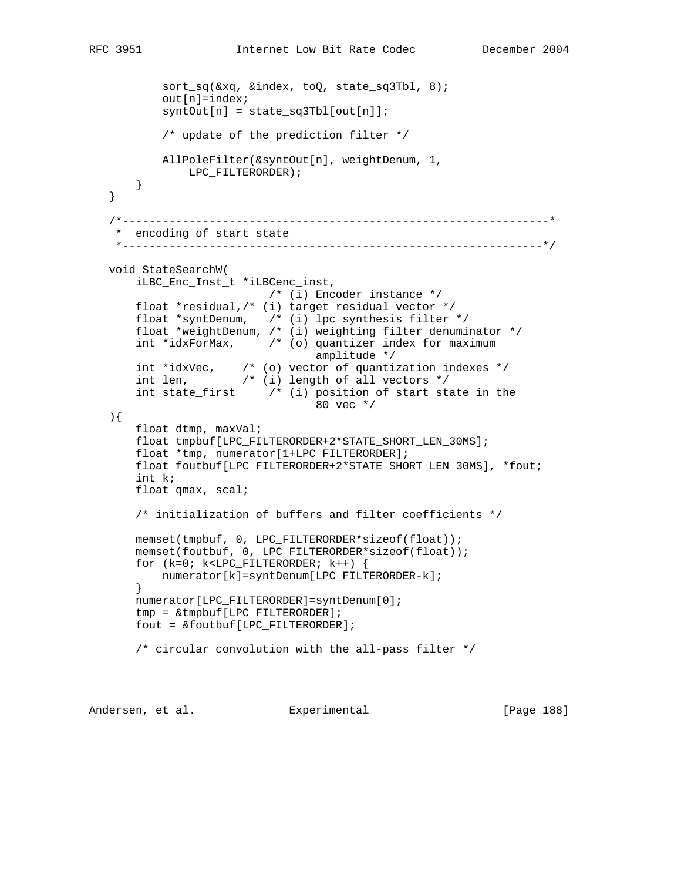```
           sort_sq(&xq, &index, toQ, state_sq3Tbl, 8);
           out[n]=index;
           syntOut[n] = state_sq3Tbl[out[n]];

           /* update of the prediction filter */

           AllPoleFilter(&syntOut[n], weightDenum, 1,
               LPC_FILTERORDER);
       }
   }

   /*----------------------------------------------------------------*
    *  encoding of start state
    *---------------------------------------------------------------*/

   void StateSearchW(
       iLBC_Enc_Inst_t *iLBCenc_inst,
                           /* (i) Encoder instance */
       float *residual,/* (i) target residual vector */
       float *syntDenum,   /* (i) lpc synthesis filter */
       float *weightDenum, /* (i) weighting filter denuminator */
       int *idxForMax,     /* (o) quantizer index for maximum
                                  amplitude */
       int *idxVec,    /* (o) vector of quantization indexes */
       int len,        /* (i) length of all vectors */
       int state_first     /* (i) position of start state in the
                                  80 vec */
   ){
       float dtmp, maxVal;
       float tmpbuf[LPC_FILTERORDER+2*STATE_SHORT_LEN_30MS];
       float *tmp, numerator[1+LPC_FILTERORDER];
       float foutbuf[LPC_FILTERORDER+2*STATE_SHORT_LEN_30MS], *fout;
       int k;
       float qmax, scal;

       /* initialization of buffers and filter coefficients */

       memset(tmpbuf, 0, LPC_FILTERORDER*sizeof(float));
       memset(foutbuf, 0, LPC_FILTERORDER*sizeof(float));
       for (k=0; k<LPC_FILTERORDER; k++) {
           numerator[k]=syntDenum[LPC_FILTERORDER-k];
       }
       numerator[LPC_FILTERORDER]=syntDenum[0];
       tmp = &tmpbuf[LPC_FILTERORDER];
       fout = &foutbuf[LPC_FILTERORDER];

       /* circular convolution with the all-pass filter */
```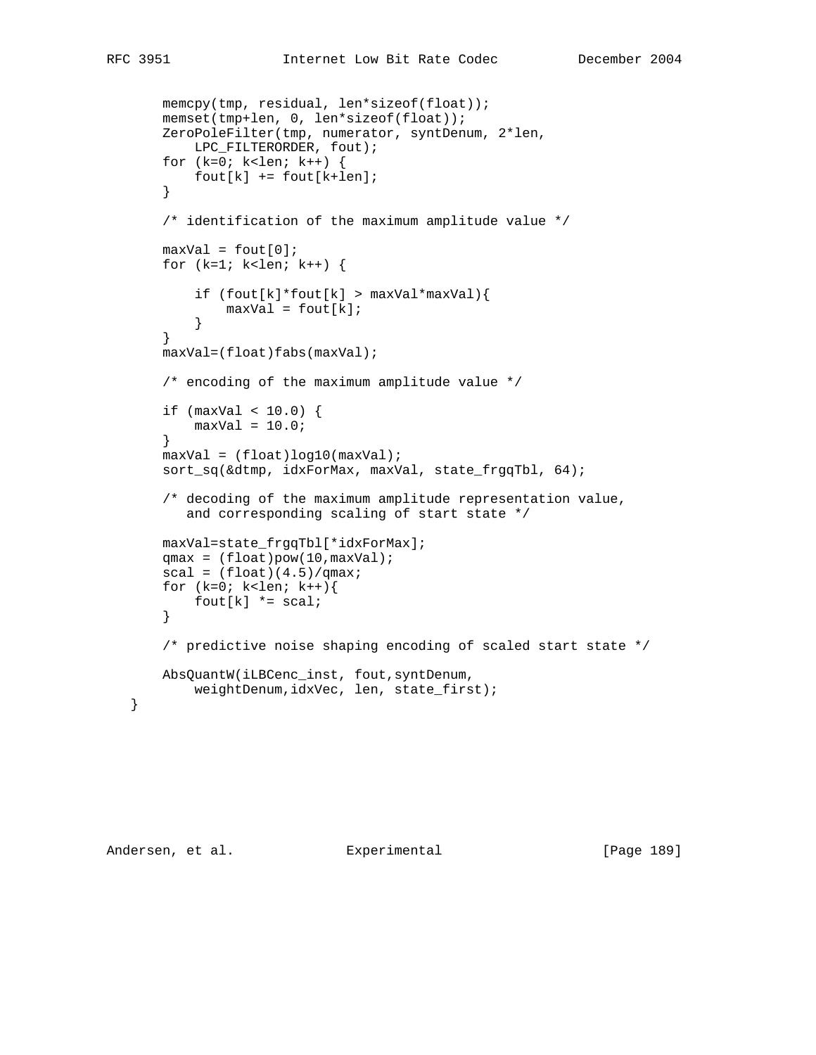```
       memcpy(tmp, residual, len*sizeof(float));
       memset(tmp+len, 0, len*sizeof(float));
       ZeroPoleFilter(tmp, numerator, syntDenum, 2*len,
           LPC_FILTERORDER, fout);
       for (k=0; k<len; k++) {
           fout[k] += fout[k+len];
       }

       /* identification of the maximum amplitude value */

       maxVal = fout[0];
       for (k=1; k<len; k++) {

           if (fout[k]*fout[k] > maxVal*maxVal){
               maxVal = fout[k];
           }
       }
       maxVal=(float)fabs(maxVal);

       /* encoding of the maximum amplitude value */

       if (maxVal < 10.0) {
           maxVal = 10.0;
       }
       maxVal = (float)log10(maxVal);
       sort_sq(&dtmp, idxForMax, maxVal, state_frgqTbl, 64);

       /* decoding of the maximum amplitude representation value,
          and corresponding scaling of start state */

       maxVal=state_frgqTbl[*idxForMax];
       qmax = (float)pow(10,maxVal);
       scal = (float)(4.5)/qmax;
       for (k=0; k<len; k++){
           fout[k] *= scal;
       }

       /* predictive noise shaping encoding of scaled start state */

       AbsQuantW(iLBCenc_inst, fout,syntDenum,
           weightDenum,idxVec, len, state_first);
   }
```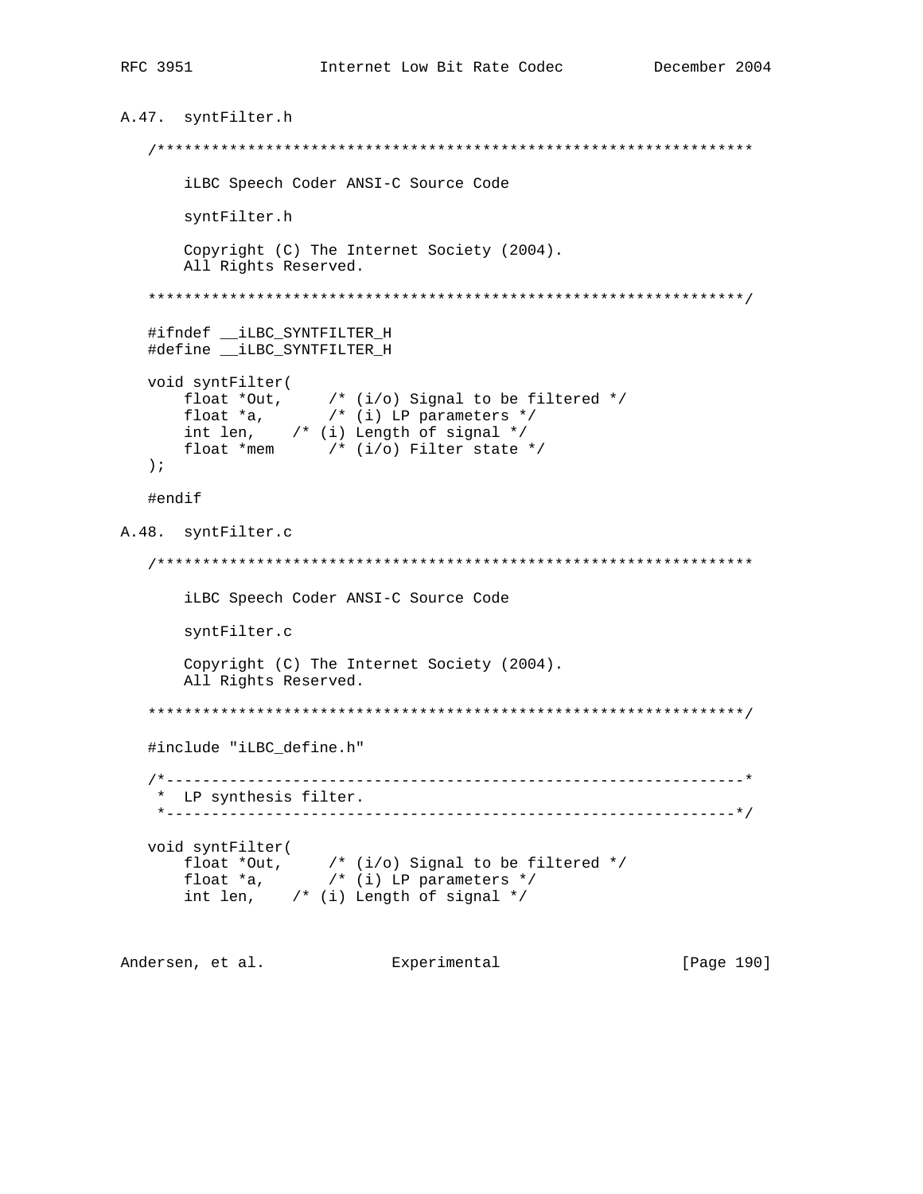## A.47. syntFilter.h

```
/******************************************************************

    iLBC Speech Coder ANSI-C Source Code

    syntFilter.h

    Copyright (C) The Internet Society (2004).
    All Rights Reserved.

******************************************************************/

#ifndef __iLBC_SYNTFILTER_H
#define __iLBC_SYNTFILTER_H

void syntFilter(
    float *Out,     /* (i/o) Signal to be filtered */
    float *a,       /* (i) LP parameters */
    int len,    /* (i) Length of signal */
    float *mem      /* (i/o) Filter state */
);

#endif
```

## A.48. syntFilter.c

```
/******************************************************************

    iLBC Speech Coder ANSI-C Source Code

    syntFilter.c

    Copyright (C) The Internet Society (2004).
    All Rights Reserved.

******************************************************************/

#include "iLBC_define.h"

/*----------------------------------------------------------------*
 *  LP synthesis filter.
 *---------------------------------------------------------------*/

void syntFilter(
    float *Out,     /* (i/o) Signal to be filtered */
    float *a,       /* (i) LP parameters */
    int len,    /* (i) Length of signal */
```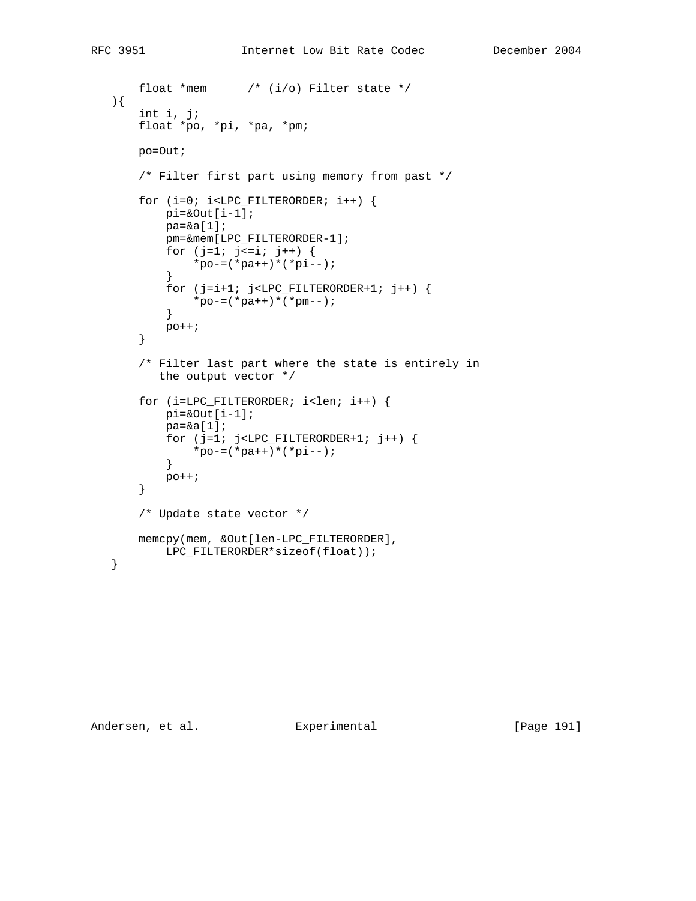```
       float *mem      /* (i/o) Filter state */
   ){
       int i, j;
       float *po, *pi, *pa, *pm;

       po=Out;

       /* Filter first part using memory from past */

       for (i=0; i<LPC_FILTERORDER; i++) {
           pi=&Out[i-1];
           pa=&a[1];
           pm=&mem[LPC_FILTERORDER-1];
           for (j=1; j<=i; j++) {
               *po-=(*pa++)*(*pi--);
           }
           for (j=i+1; j<LPC_FILTERORDER+1; j++) {
               *po-=(*pa++)*(*pm--);
           }
           po++;
       }

       /* Filter last part where the state is entirely in
          the output vector */

       for (i=LPC_FILTERORDER; i<len; i++) {
           pi=&Out[i-1];
           pa=&a[1];
           for (j=1; j<LPC_FILTERORDER+1; j++) {
               *po-=(*pa++)*(*pi--);
           }
           po++;
       }

       /* Update state vector */

       memcpy(mem, &Out[len-LPC_FILTERORDER],
           LPC_FILTERORDER*sizeof(float));
   }
```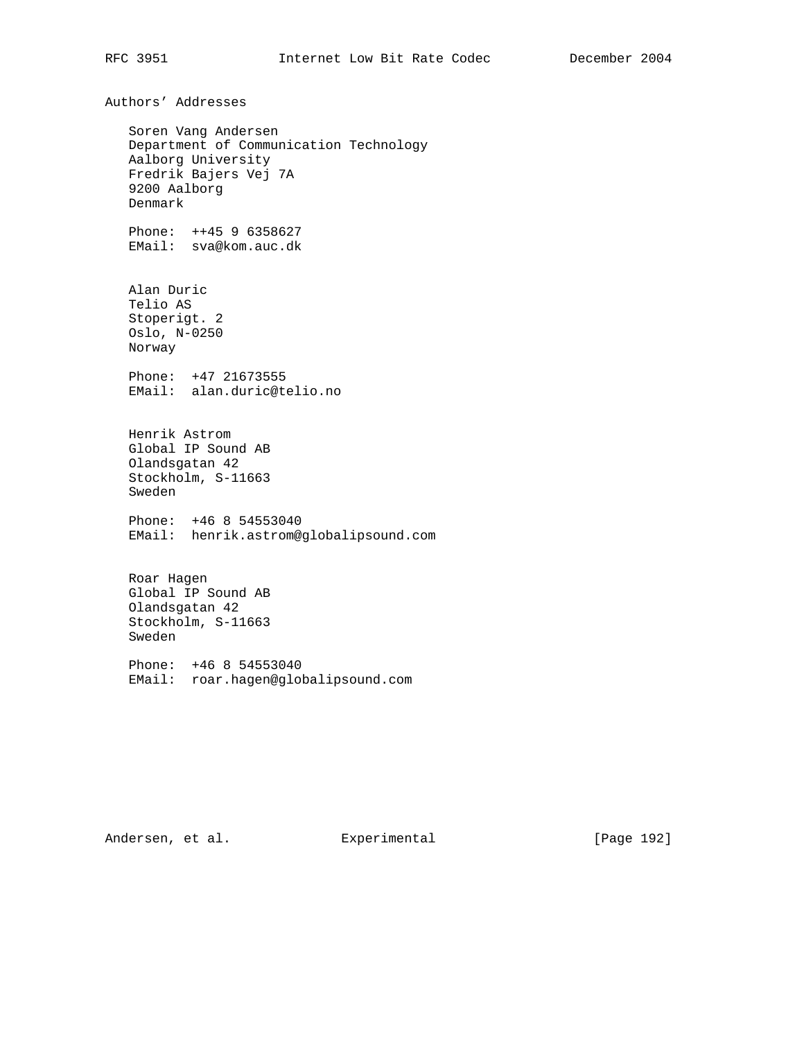## Authors' Addresses

Soren Vang Andersen
Department of Communication Technology
Aalborg University
Fredrik Bajers Vej 7A
9200 Aalborg
Denmark

Phone: ++45 9 6358627
EMail: sva@kom.auc.dk

Alan Duric
Telio AS
Stoperigt. 2
Oslo, N-0250
Norway

Phone: +47 21673555
EMail: alan.duric@telio.no

Henrik Astrom
Global IP Sound AB
Olandsgatan 42
Stockholm, S-11663
Sweden

Phone: +46 8 54553040
EMail: henrik.astrom@globalipsound.com

Roar Hagen
Global IP Sound AB
Olandsgatan 42
Stockholm, S-11663
Sweden

Phone: +46 8 54553040
EMail: roar.hagen@globalipsound.com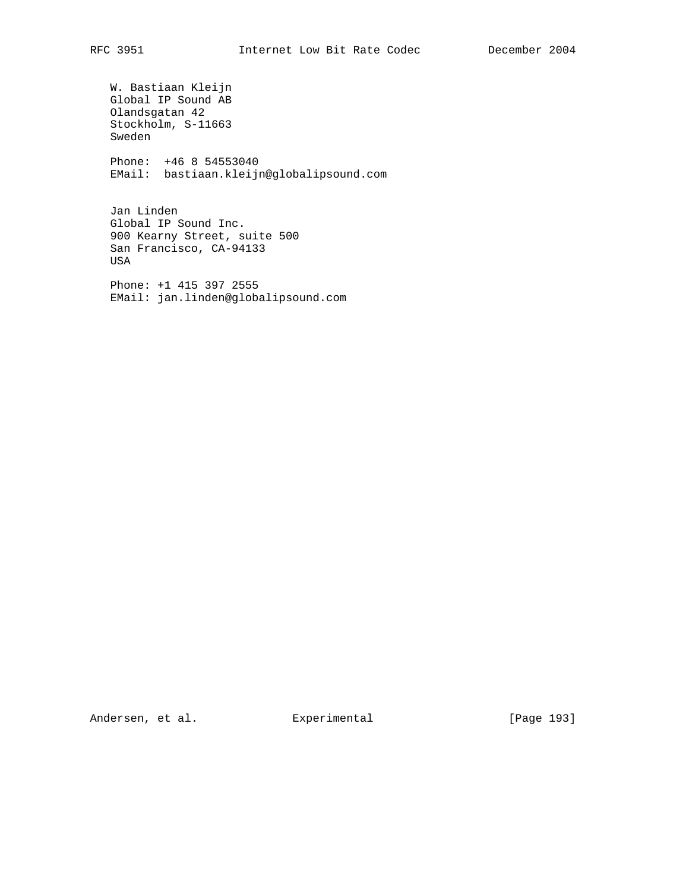W. Bastiaan Kleijn
Global IP Sound AB
Olandsgatan 42
Stockholm, S-11663
Sweden

Phone:  +46 8 54553040
EMail:  bastiaan.kleijn@globalipsound.com

Jan Linden
Global IP Sound Inc.
900 Kearny Street, suite 500
San Francisco, CA-94133
USA

Phone: +1 415 397 2555
EMail: jan.linden@globalipsound.com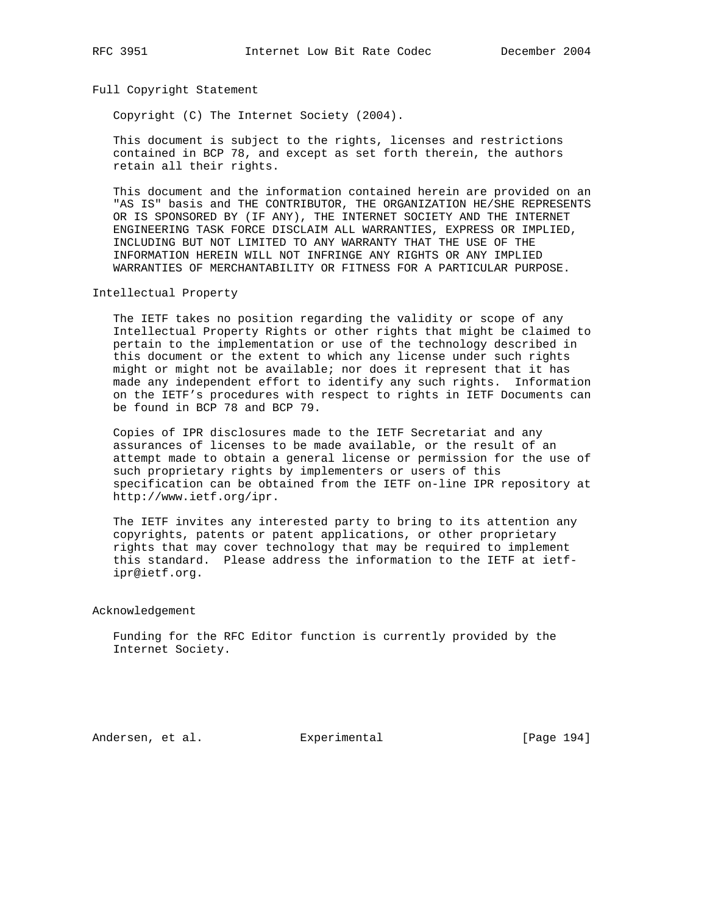## Full Copyright Statement

Copyright (C) The Internet Society (2004).

This document is subject to the rights, licenses and restrictions contained in BCP 78, and except as set forth therein, the authors retain all their rights.

This document and the information contained herein are provided on an "AS IS" basis and THE CONTRIBUTOR, THE ORGANIZATION HE/SHE REPRESENTS OR IS SPONSORED BY (IF ANY), THE INTERNET SOCIETY AND THE INTERNET ENGINEERING TASK FORCE DISCLAIM ALL WARRANTIES, EXPRESS OR IMPLIED, INCLUDING BUT NOT LIMITED TO ANY WARRANTY THAT THE USE OF THE INFORMATION HEREIN WILL NOT INFRINGE ANY RIGHTS OR ANY IMPLIED WARRANTIES OF MERCHANTABILITY OR FITNESS FOR A PARTICULAR PURPOSE.

## Intellectual Property

The IETF takes no position regarding the validity or scope of any Intellectual Property Rights or other rights that might be claimed to pertain to the implementation or use of the technology described in this document or the extent to which any license under such rights might or might not be available; nor does it represent that it has made any independent effort to identify any such rights. Information on the IETF's procedures with respect to rights in IETF Documents can be found in BCP 78 and BCP 79.

Copies of IPR disclosures made to the IETF Secretariat and any assurances of licenses to be made available, or the result of an attempt made to obtain a general license or permission for the use of such proprietary rights by implementers or users of this specification can be obtained from the IETF on-line IPR repository at http://www.ietf.org/ipr.

The IETF invites any interested party to bring to its attention any copyrights, patents or patent applications, or other proprietary rights that may cover technology that may be required to implement this standard. Please address the information to the IETF at ietf-ipr@ietf.org.

## Acknowledgement

Funding for the RFC Editor function is currently provided by the Internet Society.